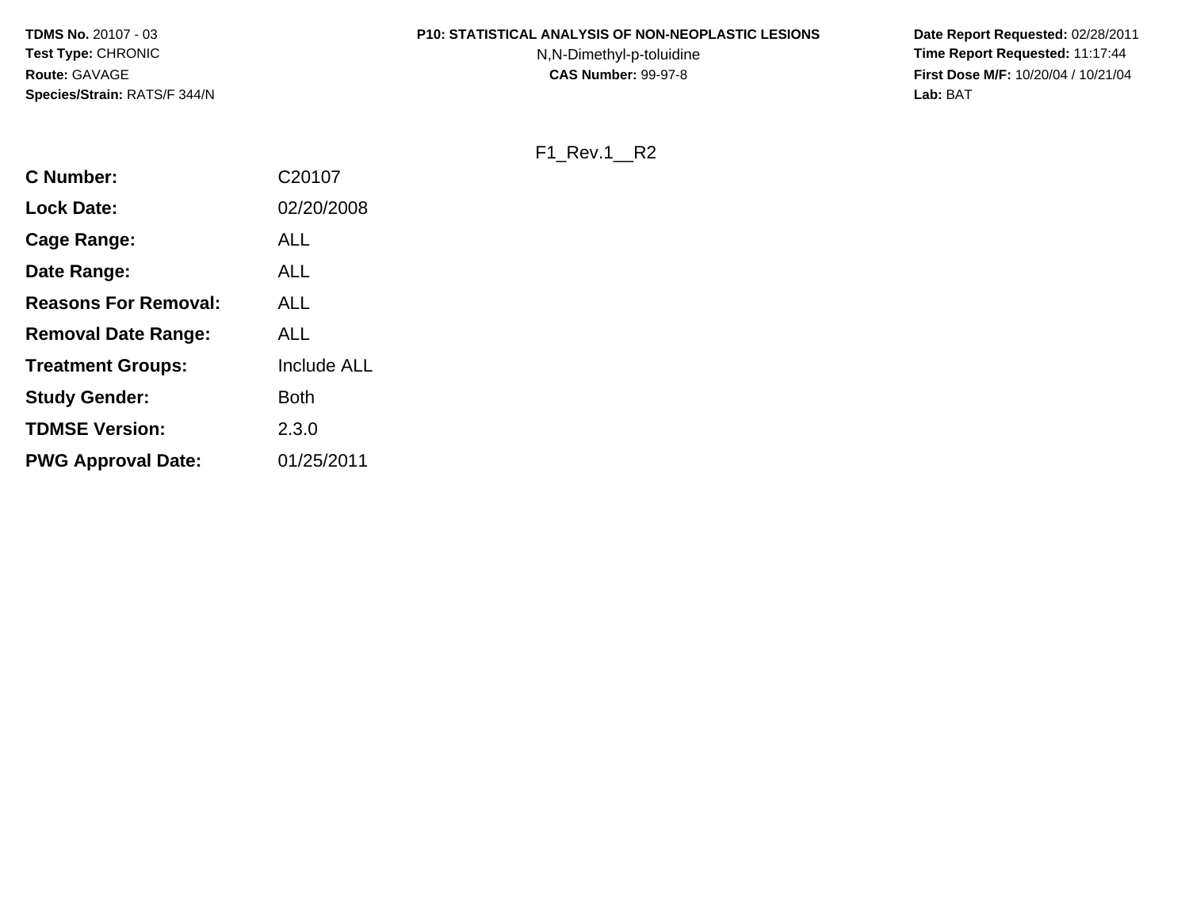**TDMS No.** 20107 - 03
**Test Type:** CHRONIC
**Route:** GAVAGE
**Species/Strain:** RATS/F 344/N

**P10: STATISTICAL ANALYSIS OF NON-NEOPLASTIC LESIONS**
N,N-Dimethyl-p-toluidine
**CAS Number:** 99-97-8

**Date Report Requested:** 02/28/2011
**Time Report Requested:** 11:17:44
**First Dose M/F:** 10/20/04 / 10/21/04
**Lab:** BAT

F1_Rev.1__R2

| | |
|---|---|
| **C Number:** | C20107 |
| **Lock Date:** | 02/20/2008 |
| **Cage Range:** | ALL |
| **Date Range:** | ALL |
| **Reasons For Removal:** | ALL |
| **Removal Date Range:** | ALL |
| **Treatment Groups:** | Include ALL |
| **Study Gender:** | Both |
| **TDMSE Version:** | 2.3.0 |
| **PWG Approval Date:** | 01/25/2011 |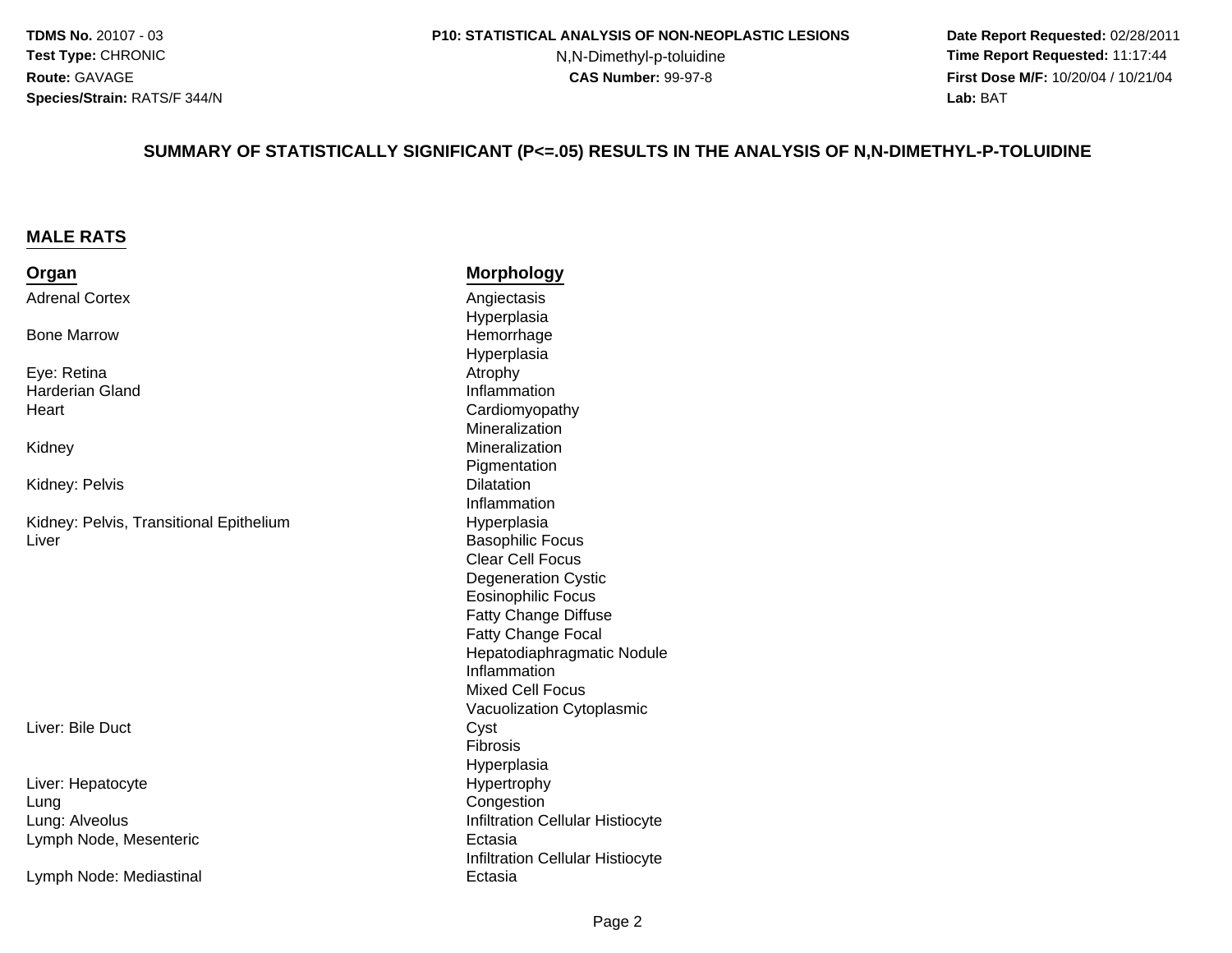## SUMMARY OF STATISTICALLY SIGNIFICANT (P<=.05) RESULTS IN THE ANALYSIS OF N,N-DIMETHYL-P-TOLUIDINE

### MALE RATS

| Organ | Morphology |
| --- | --- |
| Adrenal Cortex | Angiectasis |
| | Hyperplasia |
| Bone Marrow | Hemorrhage |
| | Hyperplasia |
| Eye: Retina | Atrophy |
| Harderian Gland | Inflammation |
| Heart | Cardiomyopathy |
| | Mineralization |
| Kidney | Mineralization |
| | Pigmentation |
| Kidney: Pelvis | Dilatation |
| | Inflammation |
| Kidney: Pelvis, Transitional Epithelium | Hyperplasia |
| Liver | Basophilic Focus |
| | Clear Cell Focus |
| | Degeneration Cystic |
| | Eosinophilic Focus |
| | Fatty Change Diffuse |
| | Fatty Change Focal |
| | Hepatodiaphragmatic Nodule |
| | Inflammation |
| | Mixed Cell Focus |
| | Vacuolization Cytoplasmic |
| Liver: Bile Duct | Cyst |
| | Fibrosis |
| | Hyperplasia |
| Liver: Hepatocyte | Hypertrophy |
| Lung | Congestion |
| Lung: Alveolus | Infiltration Cellular Histiocyte |
| Lymph Node, Mesenteric | Ectasia |
| | Infiltration Cellular Histiocyte |
| Lymph Node: Mediastinal | Ectasia |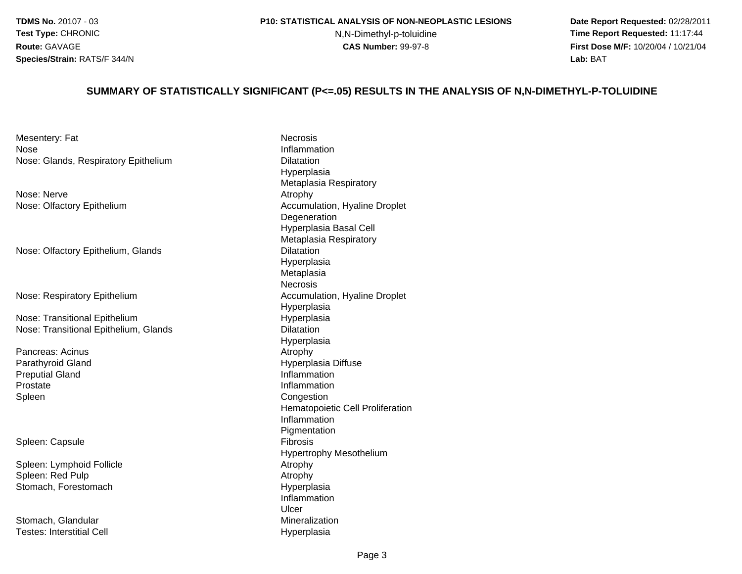## SUMMARY OF STATISTICALLY SIGNIFICANT (P<=.05) RESULTS IN THE ANALYSIS OF N,N-DIMETHYL-P-TOLUIDINE

| | |
|---|---|
| Mesentery: Fat | Necrosis |
| Nose | Inflammation |
| Nose: Glands, Respiratory Epithelium | Dilatation |
| | Hyperplasia |
| | Metaplasia Respiratory |
| Nose: Nerve | Atrophy |
| Nose: Olfactory Epithelium | Accumulation, Hyaline Droplet |
| | Degeneration |
| | Hyperplasia Basal Cell |
| | Metaplasia Respiratory |
| Nose: Olfactory Epithelium, Glands | Dilatation |
| | Hyperplasia |
| | Metaplasia |
| | Necrosis |
| Nose: Respiratory Epithelium | Accumulation, Hyaline Droplet |
| | Hyperplasia |
| Nose: Transitional Epithelium | Hyperplasia |
| Nose: Transitional Epithelium, Glands | Dilatation |
| | Hyperplasia |
| Pancreas: Acinus | Atrophy |
| Parathyroid Gland | Hyperplasia Diffuse |
| Preputial Gland | Inflammation |
| Prostate | Inflammation |
| Spleen | Congestion |
| | Hematopoietic Cell Proliferation |
| | Inflammation |
| | Pigmentation |
| Spleen: Capsule | Fibrosis |
| | Hypertrophy Mesothelium |
| Spleen: Lymphoid Follicle | Atrophy |
| Spleen: Red Pulp | Atrophy |
| Stomach, Forestomach | Hyperplasia |
| | Inflammation |
| | Ulcer |
| Stomach, Glandular | Mineralization |
| Testes: Interstitial Cell | Hyperplasia |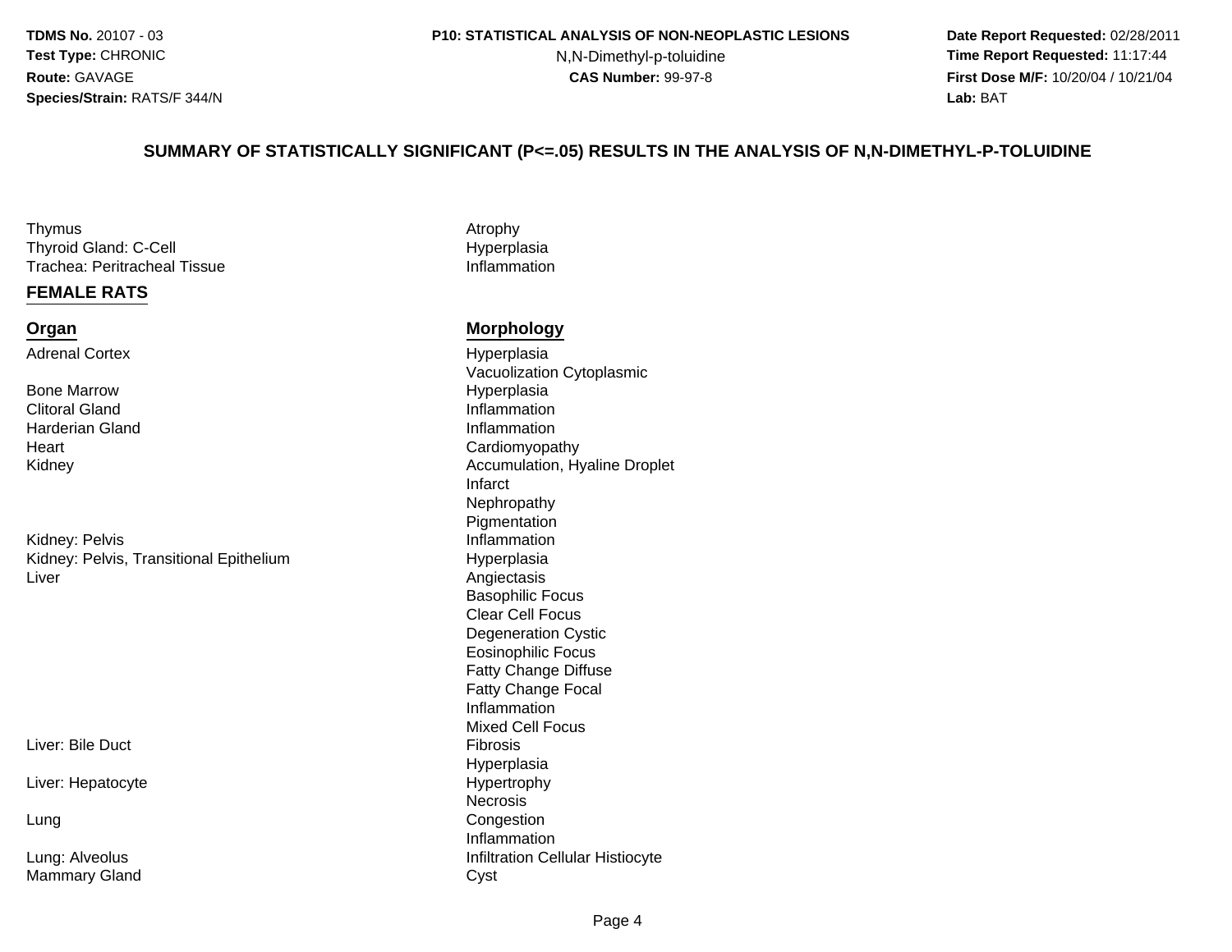## SUMMARY OF STATISTICALLY SIGNIFICANT (P<=.05) RESULTS IN THE ANALYSIS OF N,N-DIMETHYL-P-TOLUIDINE

| | |
|---|---|
| Thymus | Atrophy |
| Thyroid Gland: C-Cell | Hyperplasia |
| Trachea: Peritracheal Tissue | Inflammation |

### FEMALE RATS

| Organ | Morphology |
|---|---|
| Adrenal Cortex | Hyperplasia |
| | Vacuolization Cytoplasmic |
| Bone Marrow | Hyperplasia |
| Clitoral Gland | Inflammation |
| Harderian Gland | Inflammation |
| Heart | Cardiomyopathy |
| Kidney | Accumulation, Hyaline Droplet |
| | Infarct |
| | Nephropathy |
| | Pigmentation |
| Kidney: Pelvis | Inflammation |
| Kidney: Pelvis, Transitional Epithelium | Hyperplasia |
| Liver | Angiectasis |
| | Basophilic Focus |
| | Clear Cell Focus |
| | Degeneration Cystic |
| | Eosinophilic Focus |
| | Fatty Change Diffuse |
| | Fatty Change Focal |
| | Inflammation |
| | Mixed Cell Focus |
| Liver: Bile Duct | Fibrosis |
| | Hyperplasia |
| Liver: Hepatocyte | Hypertrophy |
| | Necrosis |
| Lung | Congestion |
| | Inflammation |
| Lung: Alveolus | Infiltration Cellular Histiocyte |
| Mammary Gland | Cyst |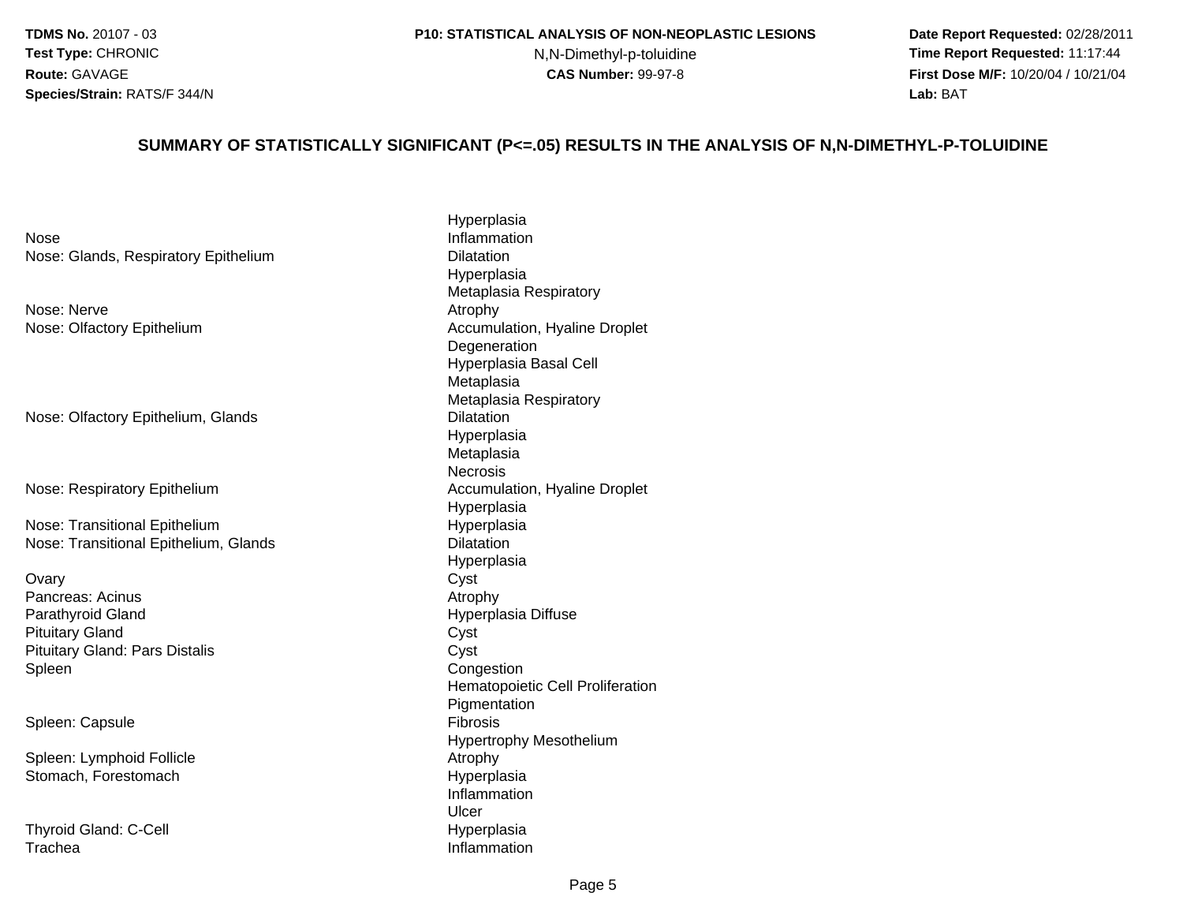**TDMS No.** 20107 - 03
**Test Type:** CHRONIC
**Route:** GAVAGE
**Species/Strain:** RATS/F 344/N

**P10: STATISTICAL ANALYSIS OF NON-NEOPLASTIC LESIONS**
N,N-Dimethyl-p-toluidine
**CAS Number:** 99-97-8

**Date Report Requested:** 02/28/2011
**Time Report Requested:** 11:17:44
**First Dose M/F:** 10/20/04 / 10/21/04
**Lab:** BAT

## SUMMARY OF STATISTICALLY SIGNIFICANT (P<=.05) RESULTS IN THE ANALYSIS OF N,N-DIMETHYL-P-TOLUIDINE

| | |
|---|---|
| | Hyperplasia |
| Nose | Inflammation |
| Nose: Glands, Respiratory Epithelium | Dilatation |
| | Hyperplasia |
| | Metaplasia Respiratory |
| Nose: Nerve | Atrophy |
| Nose: Olfactory Epithelium | Accumulation, Hyaline Droplet |
| | Degeneration |
| | Hyperplasia Basal Cell |
| | Metaplasia |
| | Metaplasia Respiratory |
| Nose: Olfactory Epithelium, Glands | Dilatation |
| | Hyperplasia |
| | Metaplasia |
| | Necrosis |
| Nose: Respiratory Epithelium | Accumulation, Hyaline Droplet |
| | Hyperplasia |
| Nose: Transitional Epithelium | Hyperplasia |
| Nose: Transitional Epithelium, Glands | Dilatation |
| | Hyperplasia |
| Ovary | Cyst |
| Pancreas: Acinus | Atrophy |
| Parathyroid Gland | Hyperplasia Diffuse |
| Pituitary Gland | Cyst |
| Pituitary Gland: Pars Distalis | Cyst |
| Spleen | Congestion |
| | Hematopoietic Cell Proliferation |
| | Pigmentation |
| Spleen: Capsule | Fibrosis |
| | Hypertrophy Mesothelium |
| Spleen: Lymphoid Follicle | Atrophy |
| Stomach, Forestomach | Hyperplasia |
| | Inflammation |
| | Ulcer |
| Thyroid Gland: C-Cell | Hyperplasia |
| Trachea | Inflammation |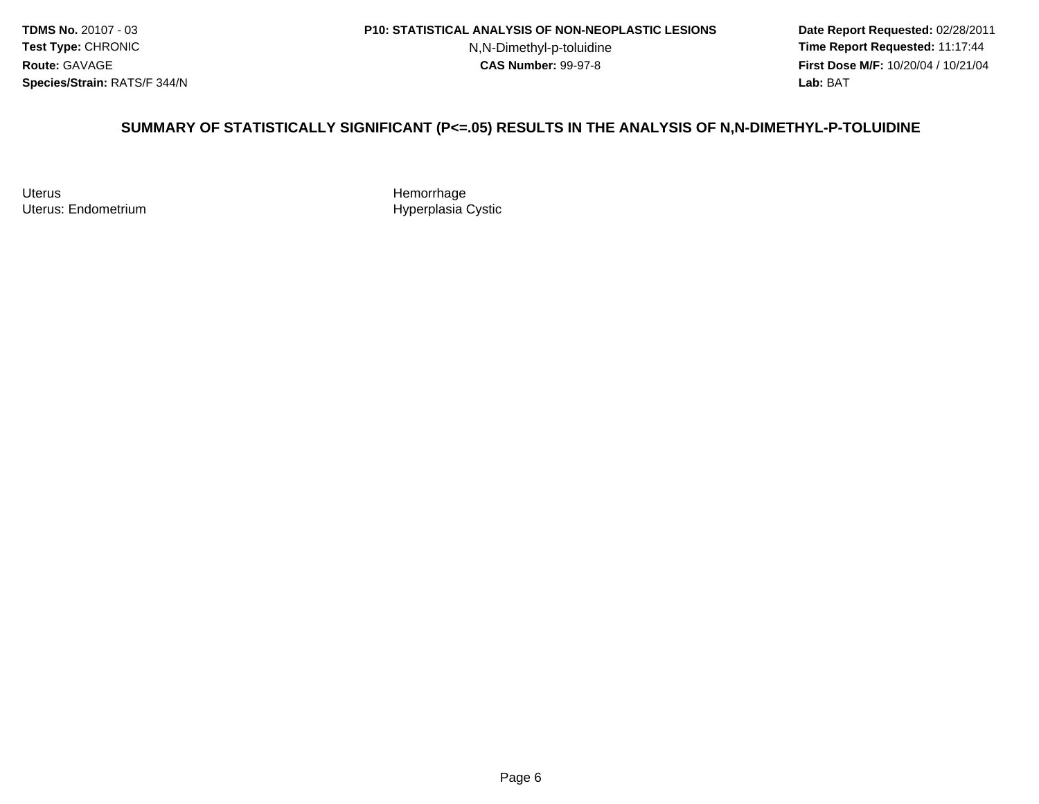## SUMMARY OF STATISTICALLY SIGNIFICANT (P<=.05) RESULTS IN THE ANALYSIS OF N,N-DIMETHYL-P-TOLUIDINE

| | |
|---|---|
| Uterus | Hemorrhage |
| Uterus: Endometrium | Hyperplasia Cystic |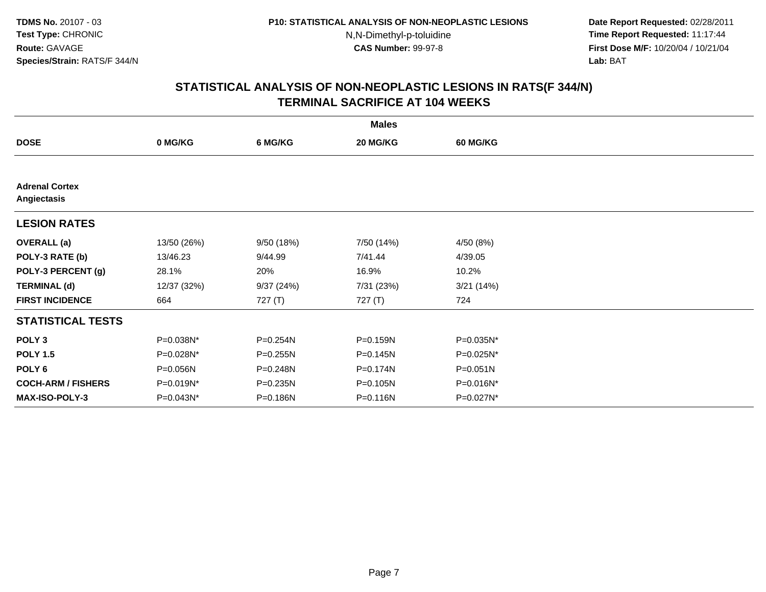**TDMS No.** 20107 - 03
**Test Type:** CHRONIC
**Route:** GAVAGE
**Species/Strain:** RATS/F 344/N

**P10: STATISTICAL ANALYSIS OF NON-NEOPLASTIC LESIONS**
N,N-Dimethyl-p-toluidine
**CAS Number:** 99-97-8

**Date Report Requested:** 02/28/2011
**Time Report Requested:** 11:17:44
**First Dose M/F:** 10/20/04 / 10/21/04
**Lab:** BAT

## STATISTICAL ANALYSIS OF NON-NEOPLASTIC LESIONS IN RATS(F 344/N) TERMINAL SACRIFICE AT 104 WEEKS

| | Males | | | |
|---|---|---|---|---|
| **DOSE** | **0 MG/KG** | **6 MG/KG** | **20 MG/KG** | **60 MG/KG** |
| **Adrenal Cortex Angiectasis** | | | | |
| **LESION RATES** | | | | |
| **OVERALL (a)** | 13/50 (26%) | 9/50 (18%) | 7/50 (14%) | 4/50 (8%) |
| **POLY-3 RATE (b)** | 13/46.23 | 9/44.99 | 7/41.44 | 4/39.05 |
| **POLY-3 PERCENT (g)** | 28.1% | 20% | 16.9% | 10.2% |
| **TERMINAL (d)** | 12/37 (32%) | 9/37 (24%) | 7/31 (23%) | 3/21 (14%) |
| **FIRST INCIDENCE** | 664 | 727 (T) | 727 (T) | 724 |
| **STATISTICAL TESTS** | | | | |
| **POLY 3** | P=0.038N* | P=0.254N | P=0.159N | P=0.035N* |
| **POLY 1.5** | P=0.028N* | P=0.255N | P=0.145N | P=0.025N* |
| **POLY 6** | P=0.056N | P=0.248N | P=0.174N | P=0.051N |
| **COCH-ARM / FISHERS** | P=0.019N* | P=0.235N | P=0.105N | P=0.016N* |
| **MAX-ISO-POLY-3** | P=0.043N* | P=0.186N | P=0.116N | P=0.027N* |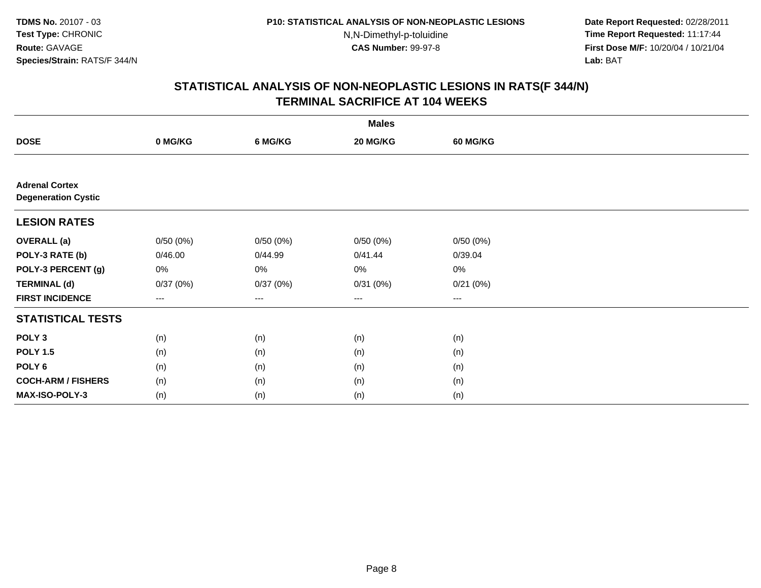**TDMS No.** 20107 - 03
**Test Type:** CHRONIC
**Route:** GAVAGE
**Species/Strain:** RATS/F 344/N

**P10: STATISTICAL ANALYSIS OF NON-NEOPLASTIC LESIONS**
N,N-Dimethyl-p-toluidine
**CAS Number:** 99-97-8

**Date Report Requested:** 02/28/2011
**Time Report Requested:** 11:17:44
**First Dose M/F:** 10/20/04 / 10/21/04
**Lab:** BAT

## STATISTICAL ANALYSIS OF NON-NEOPLASTIC LESIONS IN RATS(F 344/N)
## TERMINAL SACRIFICE AT 104 WEEKS

| | Males | | | |
|---|---|---|---|---|
| **DOSE** | **0 MG/KG** | **6 MG/KG** | **20 MG/KG** | **60 MG/KG** |
| **Adrenal Cortex** | | | | |
| **Degeneration Cystic** | | | | |
| **LESION RATES** | | | | |
| **OVERALL (a)** | 0/50 (0%) | 0/50 (0%) | 0/50 (0%) | 0/50 (0%) |
| **POLY-3 RATE (b)** | 0/46.00 | 0/44.99 | 0/41.44 | 0/39.04 |
| **POLY-3 PERCENT (g)** | 0% | 0% | 0% | 0% |
| **TERMINAL (d)** | 0/37 (0%) | 0/37 (0%) | 0/31 (0%) | 0/21 (0%) |
| **FIRST INCIDENCE** | --- | --- | --- | --- |
| **STATISTICAL TESTS** | | | | |
| **POLY 3** | (n) | (n) | (n) | (n) |
| **POLY 1.5** | (n) | (n) | (n) | (n) |
| **POLY 6** | (n) | (n) | (n) | (n) |
| **COCH-ARM / FISHERS** | (n) | (n) | (n) | (n) |
| **MAX-ISO-POLY-3** | (n) | (n) | (n) | (n) |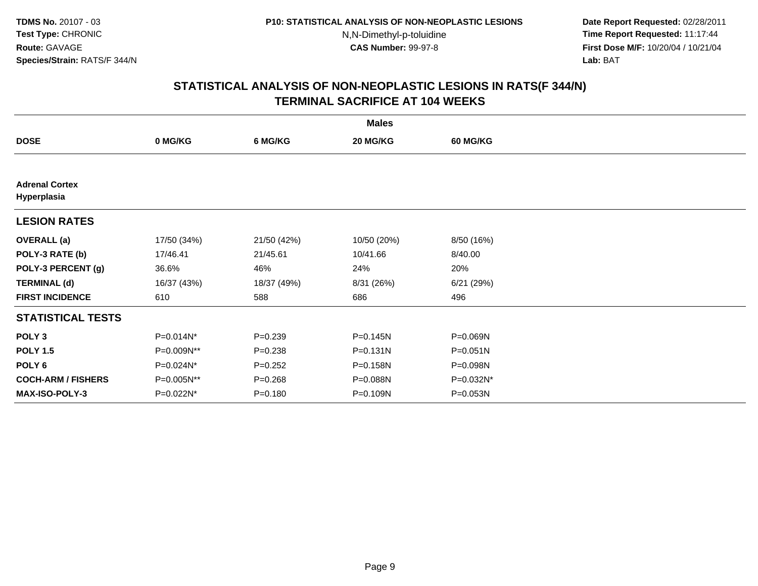**TDMS No.** 20107 - 03
**Test Type:** CHRONIC
**Route:** GAVAGE
**Species/Strain:** RATS/F 344/N

**P10: STATISTICAL ANALYSIS OF NON-NEOPLASTIC LESIONS**
N,N-Dimethyl-p-toluidine
**CAS Number:** 99-97-8

**Date Report Requested:** 02/28/2011
**Time Report Requested:** 11:17:44
**First Dose M/F:** 10/20/04 / 10/21/04
**Lab:** BAT

## STATISTICAL ANALYSIS OF NON-NEOPLASTIC LESIONS IN RATS(F 344/N)
## TERMINAL SACRIFICE AT 104 WEEKS

| | Males | | | |
|---|---|---|---|---|
| **DOSE** | **0 MG/KG** | **6 MG/KG** | **20 MG/KG** | **60 MG/KG** |
| **Adrenal Cortex** | | | | |
| **Hyperplasia** | | | | |
| **LESION RATES** | | | | |
| **OVERALL (a)** | 17/50 (34%) | 21/50 (42%) | 10/50 (20%) | 8/50 (16%) |
| **POLY-3 RATE (b)** | 17/46.41 | 21/45.61 | 10/41.66 | 8/40.00 |
| **POLY-3 PERCENT (g)** | 36.6% | 46% | 24% | 20% |
| **TERMINAL (d)** | 16/37 (43%) | 18/37 (49%) | 8/31 (26%) | 6/21 (29%) |
| **FIRST INCIDENCE** | 610 | 588 | 686 | 496 |
| **STATISTICAL TESTS** | | | | |
| **POLY 3** | P=0.014N* | P=0.239 | P=0.145N | P=0.069N |
| **POLY 1.5** | P=0.009N** | P=0.238 | P=0.131N | P=0.051N |
| **POLY 6** | P=0.024N* | P=0.252 | P=0.158N | P=0.098N |
| **COCH-ARM / FISHERS** | P=0.005N** | P=0.268 | P=0.088N | P=0.032N* |
| **MAX-ISO-POLY-3** | P=0.022N* | P=0.180 | P=0.109N | P=0.053N |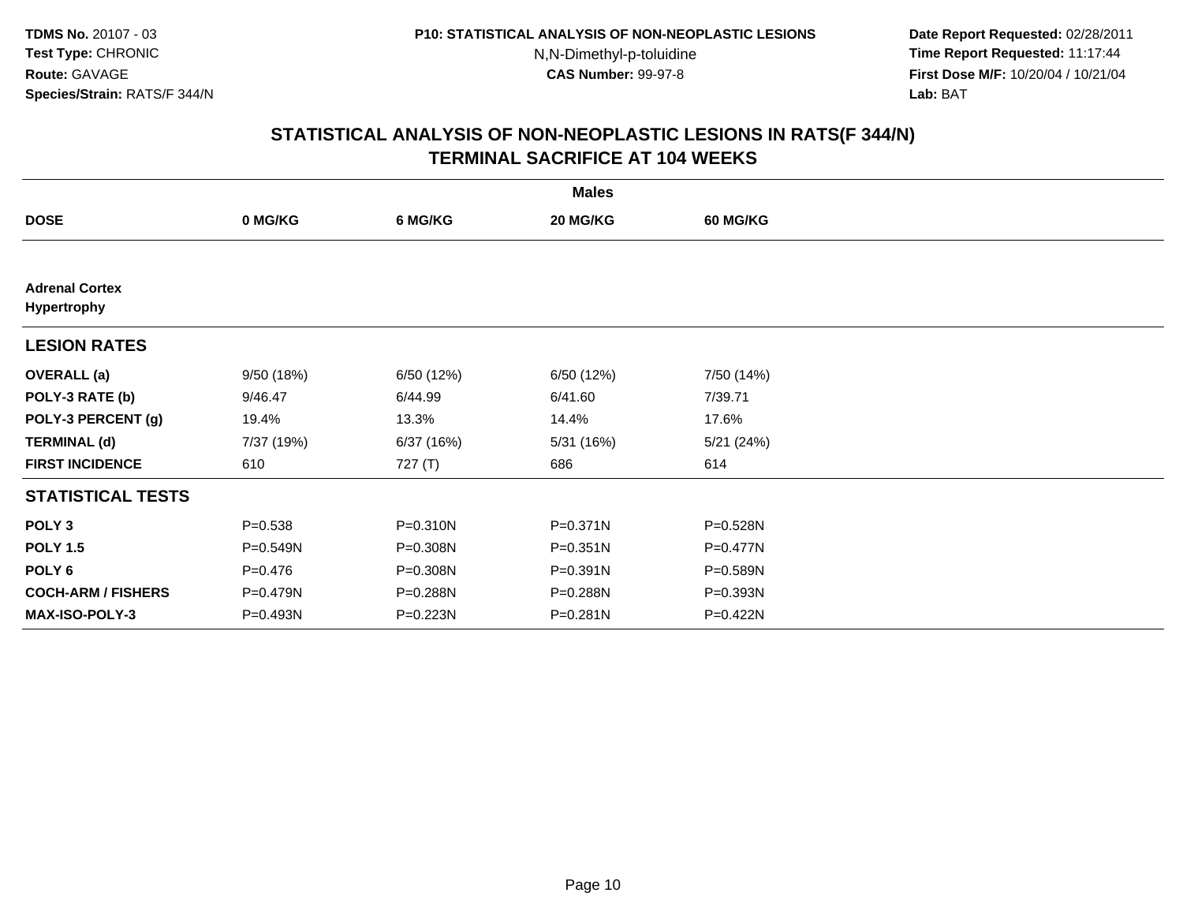TDMS No. 20107 - 03
Test Type: CHRONIC
Route: GAVAGE
Species/Strain: RATS/F 344/N

P10: STATISTICAL ANALYSIS OF NON-NEOPLASTIC LESIONS
N,N-Dimethyl-p-toluidine
CAS Number: 99-97-8

Date Report Requested: 02/28/2011
Time Report Requested: 11:17:44
First Dose M/F: 10/20/04 / 10/21/04
Lab: BAT

## STATISTICAL ANALYSIS OF NON-NEOPLASTIC LESIONS IN RATS(F 344/N)
## TERMINAL SACRIFICE AT 104 WEEKS

| | Males | | | |
|---|---|---|---|---|
| DOSE | 0 MG/KG | 6 MG/KG | 20 MG/KG | 60 MG/KG |
| **Adrenal Cortex** | | | | |
| **Hypertrophy** | | | | |
| **LESION RATES** | | | | |
| **OVERALL (a)** | 9/50 (18%) | 6/50 (12%) | 6/50 (12%) | 7/50 (14%) |
| **POLY-3 RATE (b)** | 9/46.47 | 6/44.99 | 6/41.60 | 7/39.71 |
| **POLY-3 PERCENT (g)** | 19.4% | 13.3% | 14.4% | 17.6% |
| **TERMINAL (d)** | 7/37 (19%) | 6/37 (16%) | 5/31 (16%) | 5/21 (24%) |
| **FIRST INCIDENCE** | 610 | 727 (T) | 686 | 614 |
| **STATISTICAL TESTS** | | | | |
| **POLY 3** | P=0.538 | P=0.310N | P=0.371N | P=0.528N |
| **POLY 1.5** | P=0.549N | P=0.308N | P=0.351N | P=0.477N |
| **POLY 6** | P=0.476 | P=0.308N | P=0.391N | P=0.589N |
| **COCH-ARM / FISHERS** | P=0.479N | P=0.288N | P=0.288N | P=0.393N |
| **MAX-ISO-POLY-3** | P=0.493N | P=0.223N | P=0.281N | P=0.422N |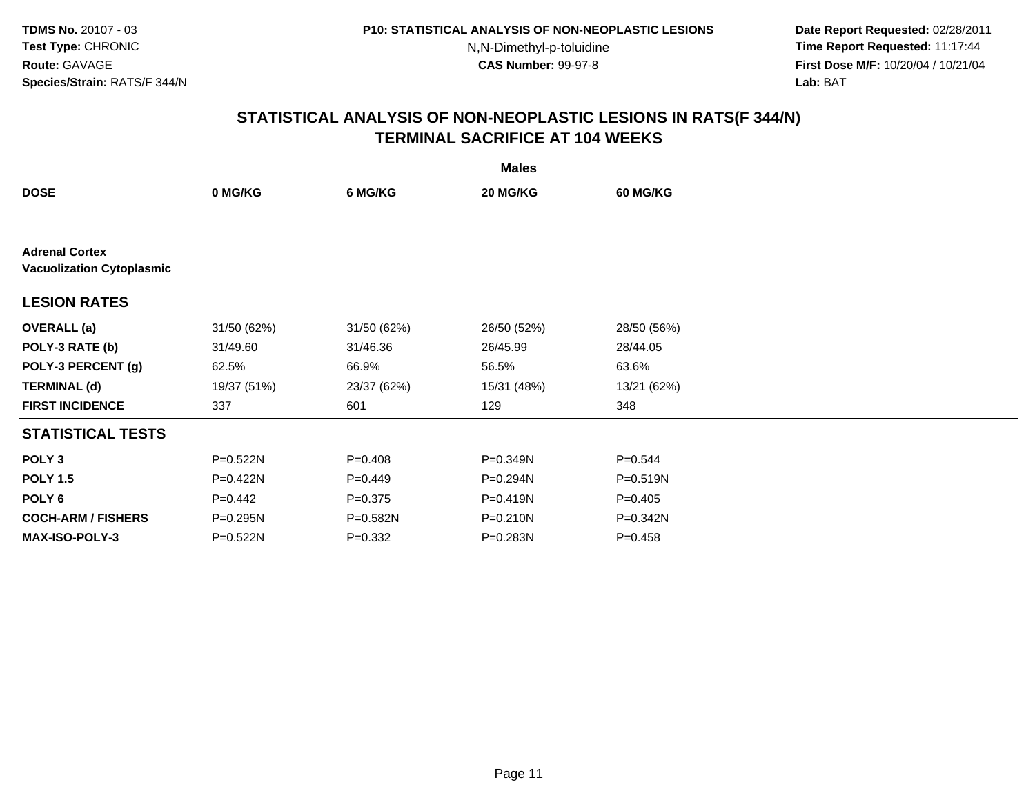**TDMS No.** 20107 - 03
**Test Type:** CHRONIC
**Route:** GAVAGE
**Species/Strain:** RATS/F 344/N

**P10: STATISTICAL ANALYSIS OF NON-NEOPLASTIC LESIONS**
N,N-Dimethyl-p-toluidine
**CAS Number:** 99-97-8

**Date Report Requested:** 02/28/2011
**Time Report Requested:** 11:17:44
**First Dose M/F:** 10/20/04 / 10/21/04
**Lab:** BAT

## STATISTICAL ANALYSIS OF NON-NEOPLASTIC LESIONS IN RATS(F 344/N) TERMINAL SACRIFICE AT 104 WEEKS

| | Males | | | |
|---|---|---|---|---|
| **DOSE** | **0 MG/KG** | **6 MG/KG** | **20 MG/KG** | **60 MG/KG** |
| **Adrenal Cortex** **Vacuolization Cytoplasmic** | | | | |
| **LESION RATES** | | | | |
| **OVERALL (a)** | 31/50 (62%) | 31/50 (62%) | 26/50 (52%) | 28/50 (56%) |
| **POLY-3 RATE (b)** | 31/49.60 | 31/46.36 | 26/45.99 | 28/44.05 |
| **POLY-3 PERCENT (g)** | 62.5% | 66.9% | 56.5% | 63.6% |
| **TERMINAL (d)** | 19/37 (51%) | 23/37 (62%) | 15/31 (48%) | 13/21 (62%) |
| **FIRST INCIDENCE** | 337 | 601 | 129 | 348 |
| **STATISTICAL TESTS** | | | | |
| **POLY 3** | P=0.522N | P=0.408 | P=0.349N | P=0.544 |
| **POLY 1.5** | P=0.422N | P=0.449 | P=0.294N | P=0.519N |
| **POLY 6** | P=0.442 | P=0.375 | P=0.419N | P=0.405 |
| **COCH-ARM / FISHERS** | P=0.295N | P=0.582N | P=0.210N | P=0.342N |
| **MAX-ISO-POLY-3** | P=0.522N | P=0.332 | P=0.283N | P=0.458 |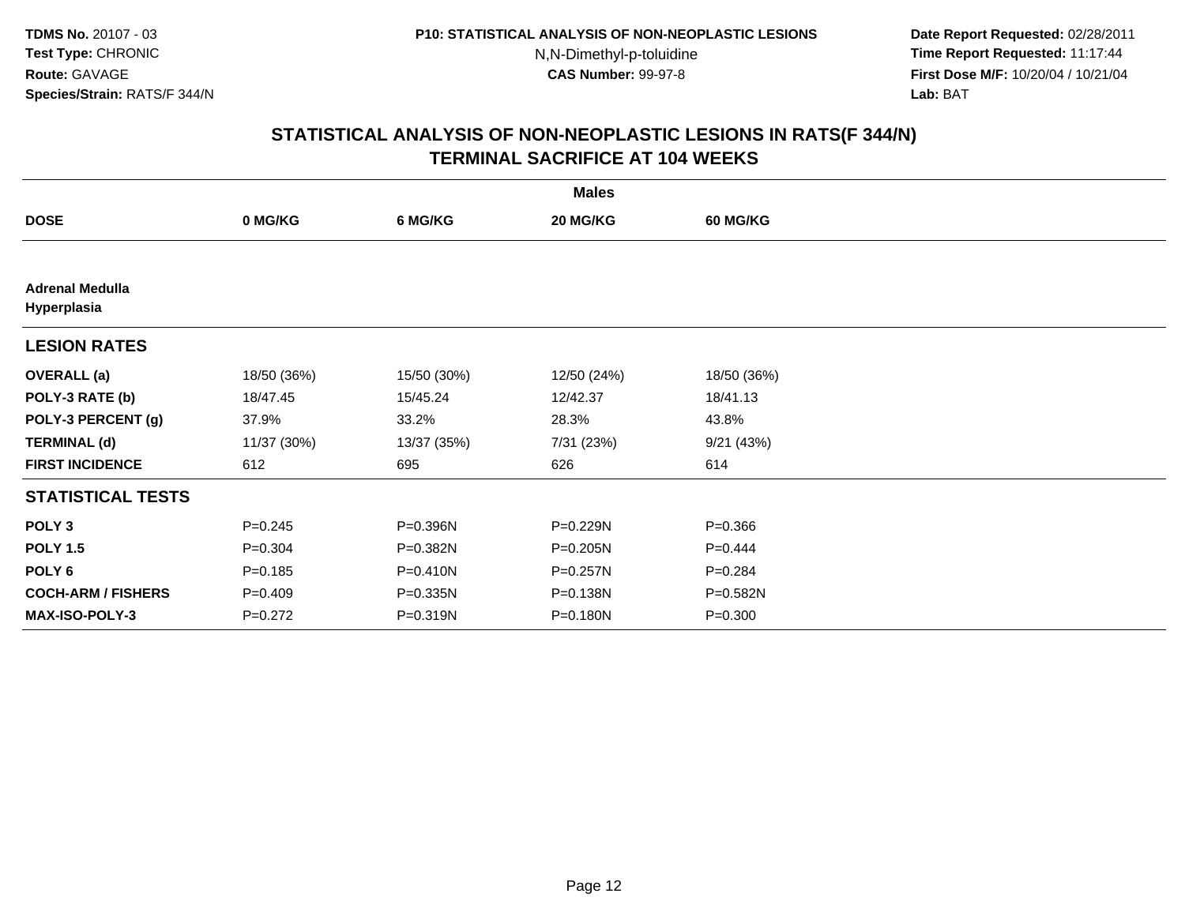TDMS No. 20107 - 03
Test Type: CHRONIC
Route: GAVAGE
Species/Strain: RATS/F 344/N

P10: STATISTICAL ANALYSIS OF NON-NEOPLASTIC LESIONS
N,N-Dimethyl-p-toluidine
CAS Number: 99-97-8

Date Report Requested: 02/28/2011
Time Report Requested: 11:17:44
First Dose M/F: 10/20/04 / 10/21/04
Lab: BAT

## STATISTICAL ANALYSIS OF NON-NEOPLASTIC LESIONS IN RATS(F 344/N)
## TERMINAL SACRIFICE AT 104 WEEKS

| | Males | | | |
|---|---|---|---|---|
| **DOSE** | **0 MG/KG** | **6 MG/KG** | **20 MG/KG** | **60 MG/KG** |
| **Adrenal Medulla Hyperplasia** | | | | |
| **LESION RATES** | | | | |
| **OVERALL (a)** | 18/50 (36%) | 15/50 (30%) | 12/50 (24%) | 18/50 (36%) |
| **POLY-3 RATE (b)** | 18/47.45 | 15/45.24 | 12/42.37 | 18/41.13 |
| **POLY-3 PERCENT (g)** | 37.9% | 33.2% | 28.3% | 43.8% |
| **TERMINAL (d)** | 11/37 (30%) | 13/37 (35%) | 7/31 (23%) | 9/21 (43%) |
| **FIRST INCIDENCE** | 612 | 695 | 626 | 614 |
| **STATISTICAL TESTS** | | | | |
| **POLY 3** | P=0.245 | P=0.396N | P=0.229N | P=0.366 |
| **POLY 1.5** | P=0.304 | P=0.382N | P=0.205N | P=0.444 |
| **POLY 6** | P=0.185 | P=0.410N | P=0.257N | P=0.284 |
| **COCH-ARM / FISHERS** | P=0.409 | P=0.335N | P=0.138N | P=0.582N |
| **MAX-ISO-POLY-3** | P=0.272 | P=0.319N | P=0.180N | P=0.300 |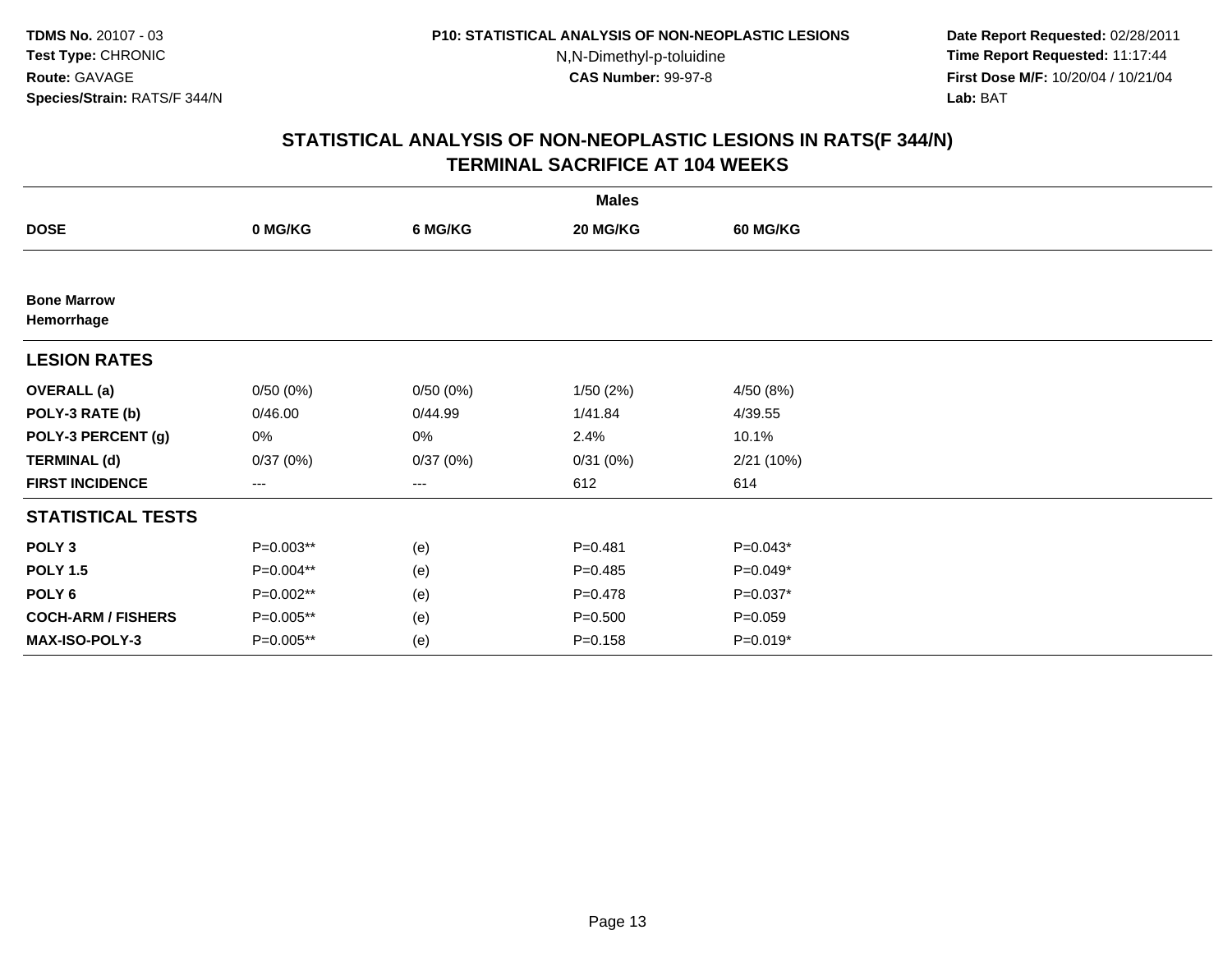**TDMS No.** 20107 - 03
**Test Type:** CHRONIC
**Route:** GAVAGE
**Species/Strain:** RATS/F 344/N

**P10: STATISTICAL ANALYSIS OF NON-NEOPLASTIC LESIONS**
N,N-Dimethyl-p-toluidine
**CAS Number:** 99-97-8

**Date Report Requested:** 02/28/2011
**Time Report Requested:** 11:17:44
**First Dose M/F:** 10/20/04 / 10/21/04
**Lab:** BAT

## STATISTICAL ANALYSIS OF NON-NEOPLASTIC LESIONS IN RATS(F 344/N) TERMINAL SACRIFICE AT 104 WEEKS

| | Males | | | |
|---|---|---|---|---|
| **DOSE** | **0 MG/KG** | **6 MG/KG** | **20 MG/KG** | **60 MG/KG** |
| **Bone Marrow** | | | | |
| **Hemorrhage** | | | | |
| **LESION RATES** | | | | |
| **OVERALL (a)** | 0/50 (0%) | 0/50 (0%) | 1/50 (2%) | 4/50 (8%) |
| **POLY-3 RATE (b)** | 0/46.00 | 0/44.99 | 1/41.84 | 4/39.55 |
| **POLY-3 PERCENT (g)** | 0% | 0% | 2.4% | 10.1% |
| **TERMINAL (d)** | 0/37 (0%) | 0/37 (0%) | 0/31 (0%) | 2/21 (10%) |
| **FIRST INCIDENCE** | --- | --- | 612 | 614 |
| **STATISTICAL TESTS** | | | | |
| **POLY 3** | P=0.003** | (e) | P=0.481 | P=0.043* |
| **POLY 1.5** | P=0.004** | (e) | P=0.485 | P=0.049* |
| **POLY 6** | P=0.002** | (e) | P=0.478 | P=0.037* |
| **COCH-ARM / FISHERS** | P=0.005** | (e) | P=0.500 | P=0.059 |
| **MAX-ISO-POLY-3** | P=0.005** | (e) | P=0.158 | P=0.019* |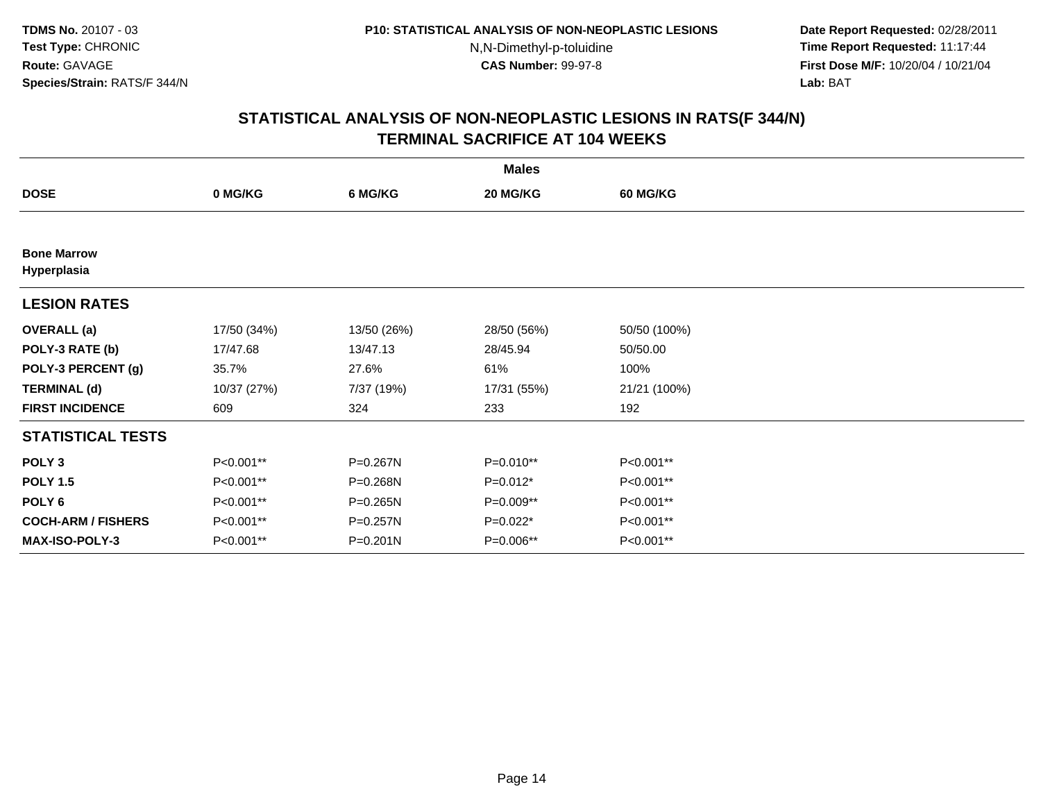**TDMS No.** 20107 - 03
**Test Type:** CHRONIC
**Route:** GAVAGE
**Species/Strain:** RATS/F 344/N

**P10: STATISTICAL ANALYSIS OF NON-NEOPLASTIC LESIONS**
N,N-Dimethyl-p-toluidine
**CAS Number:** 99-97-8

**Date Report Requested:** 02/28/2011
**Time Report Requested:** 11:17:44
**First Dose M/F:** 10/20/04 / 10/21/04
**Lab:** BAT

## STATISTICAL ANALYSIS OF NON-NEOPLASTIC LESIONS IN RATS(F 344/N)
## TERMINAL SACRIFICE AT 104 WEEKS

| | Males | | | |
|---|---|---|---|---|
| **DOSE** | **0 MG/KG** | **6 MG/KG** | **20 MG/KG** | **60 MG/KG** |
| **Bone Marrow** | | | | |
| **Hyperplasia** | | | | |
| **LESION RATES** | | | | |
| **OVERALL (a)** | 17/50 (34%) | 13/50 (26%) | 28/50 (56%) | 50/50 (100%) |
| **POLY-3 RATE (b)** | 17/47.68 | 13/47.13 | 28/45.94 | 50/50.00 |
| **POLY-3 PERCENT (g)** | 35.7% | 27.6% | 61% | 100% |
| **TERMINAL (d)** | 10/37 (27%) | 7/37 (19%) | 17/31 (55%) | 21/21 (100%) |
| **FIRST INCIDENCE** | 609 | 324 | 233 | 192 |
| **STATISTICAL TESTS** | | | | |
| **POLY 3** | P<0.001** | P=0.267N | P=0.010** | P<0.001** |
| **POLY 1.5** | P<0.001** | P=0.268N | P=0.012* | P<0.001** |
| **POLY 6** | P<0.001** | P=0.265N | P=0.009** | P<0.001** |
| **COCH-ARM / FISHERS** | P<0.001** | P=0.257N | P=0.022* | P<0.001** |
| **MAX-ISO-POLY-3** | P<0.001** | P=0.201N | P=0.006** | P<0.001** |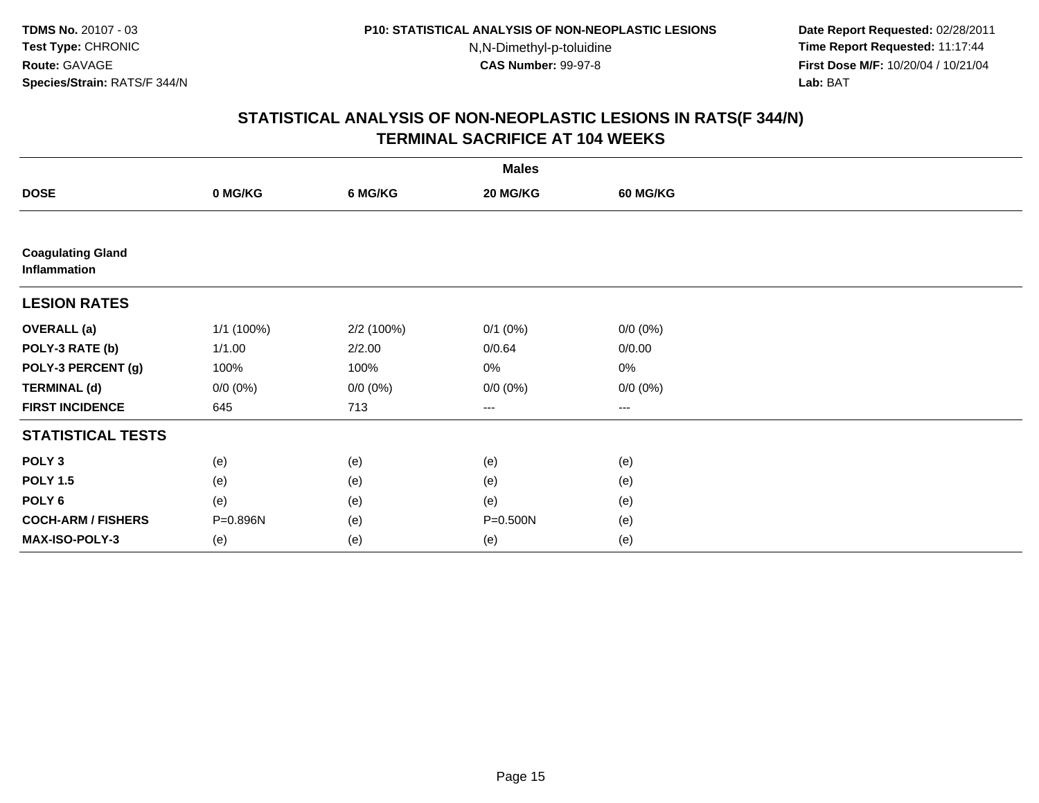## STATISTICAL ANALYSIS OF NON-NEOPLASTIC LESIONS IN RATS(F 344/N)
## TERMINAL SACRIFICE AT 104 WEEKS

| | Males | | | |
|---|---|---|---|---|
| **DOSE** | **0 MG/KG** | **6 MG/KG** | **20 MG/KG** | **60 MG/KG** |
| **Coagulating Gland** **Inflammation** | | | | |
| **LESION RATES** | | | | |
| **OVERALL (a)** | 1/1 (100%) | 2/2 (100%) | 0/1 (0%) | 0/0 (0%) |
| **POLY-3 RATE (b)** | 1/1.00 | 2/2.00 | 0/0.64 | 0/0.00 |
| **POLY-3 PERCENT (g)** | 100% | 100% | 0% | 0% |
| **TERMINAL (d)** | 0/0 (0%) | 0/0 (0%) | 0/0 (0%) | 0/0 (0%) |
| **FIRST INCIDENCE** | 645 | 713 | --- | --- |
| **STATISTICAL TESTS** | | | | |
| **POLY 3** | (e) | (e) | (e) | (e) |
| **POLY 1.5** | (e) | (e) | (e) | (e) |
| **POLY 6** | (e) | (e) | (e) | (e) |
| **COCH-ARM / FISHERS** | P=0.896N | (e) | P=0.500N | (e) |
| **MAX-ISO-POLY-3** | (e) | (e) | (e) | (e) |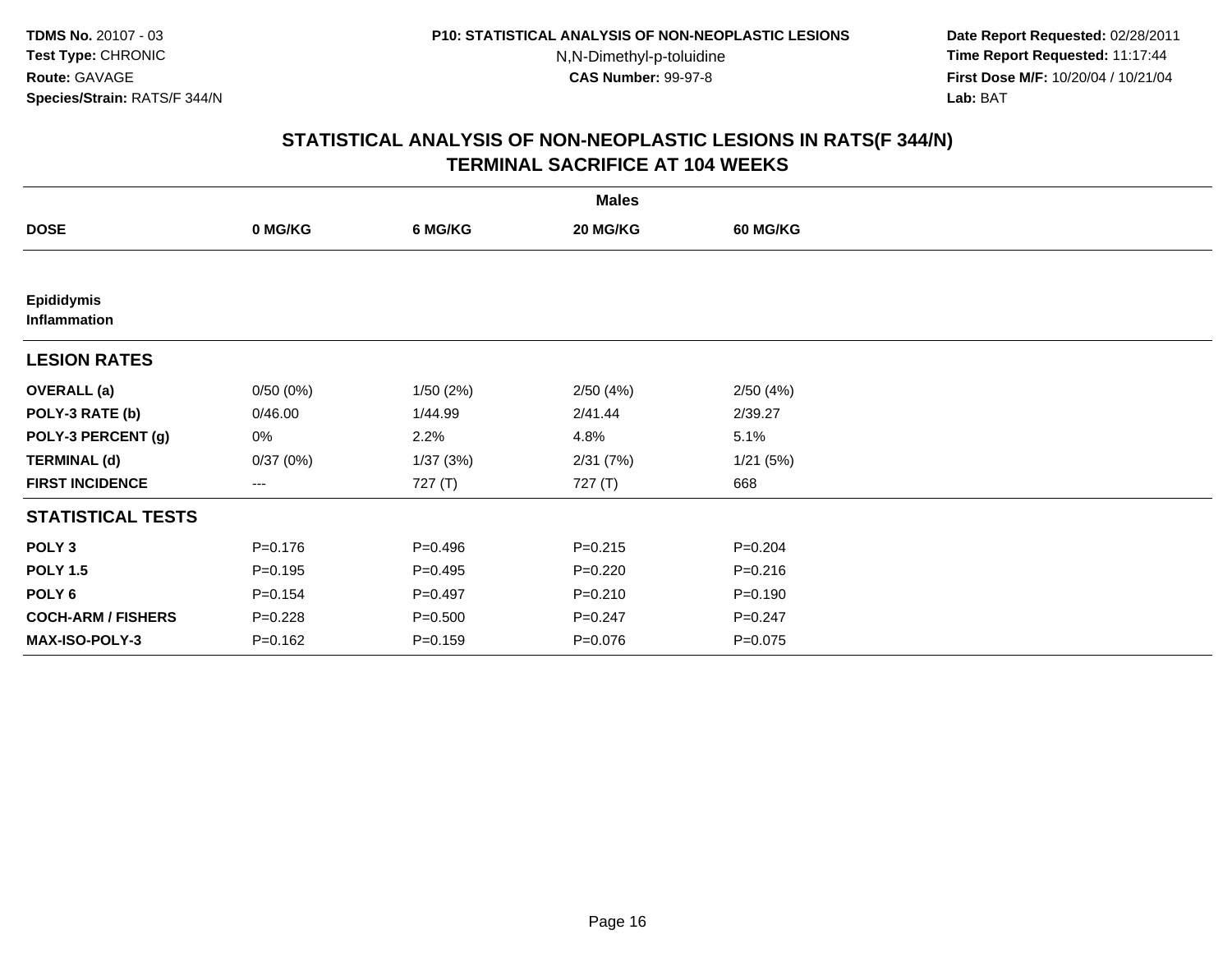## STATISTICAL ANALYSIS OF NON-NEOPLASTIC LESIONS IN RATS(F 344/N)
## TERMINAL SACRIFICE AT 104 WEEKS

| | Males | | | |
|---|---|---|---|---|
| **DOSE** | **0 MG/KG** | **6 MG/KG** | **20 MG/KG** | **60 MG/KG** |
| **Epididymis** | | | | |
| **Inflammation** | | | | |
| **LESION RATES** | | | | |
| **OVERALL (a)** | 0/50 (0%) | 1/50 (2%) | 2/50 (4%) | 2/50 (4%) |
| **POLY-3 RATE (b)** | 0/46.00 | 1/44.99 | 2/41.44 | 2/39.27 |
| **POLY-3 PERCENT (g)** | 0% | 2.2% | 4.8% | 5.1% |
| **TERMINAL (d)** | 0/37 (0%) | 1/37 (3%) | 2/31 (7%) | 1/21 (5%) |
| **FIRST INCIDENCE** | --- | 727 (T) | 727 (T) | 668 |
| **STATISTICAL TESTS** | | | | |
| **POLY 3** | P=0.176 | P=0.496 | P=0.215 | P=0.204 |
| **POLY 1.5** | P=0.195 | P=0.495 | P=0.220 | P=0.216 |
| **POLY 6** | P=0.154 | P=0.497 | P=0.210 | P=0.190 |
| **COCH-ARM / FISHERS** | P=0.228 | P=0.500 | P=0.247 | P=0.247 |
| **MAX-ISO-POLY-3** | P=0.162 | P=0.159 | P=0.076 | P=0.075 |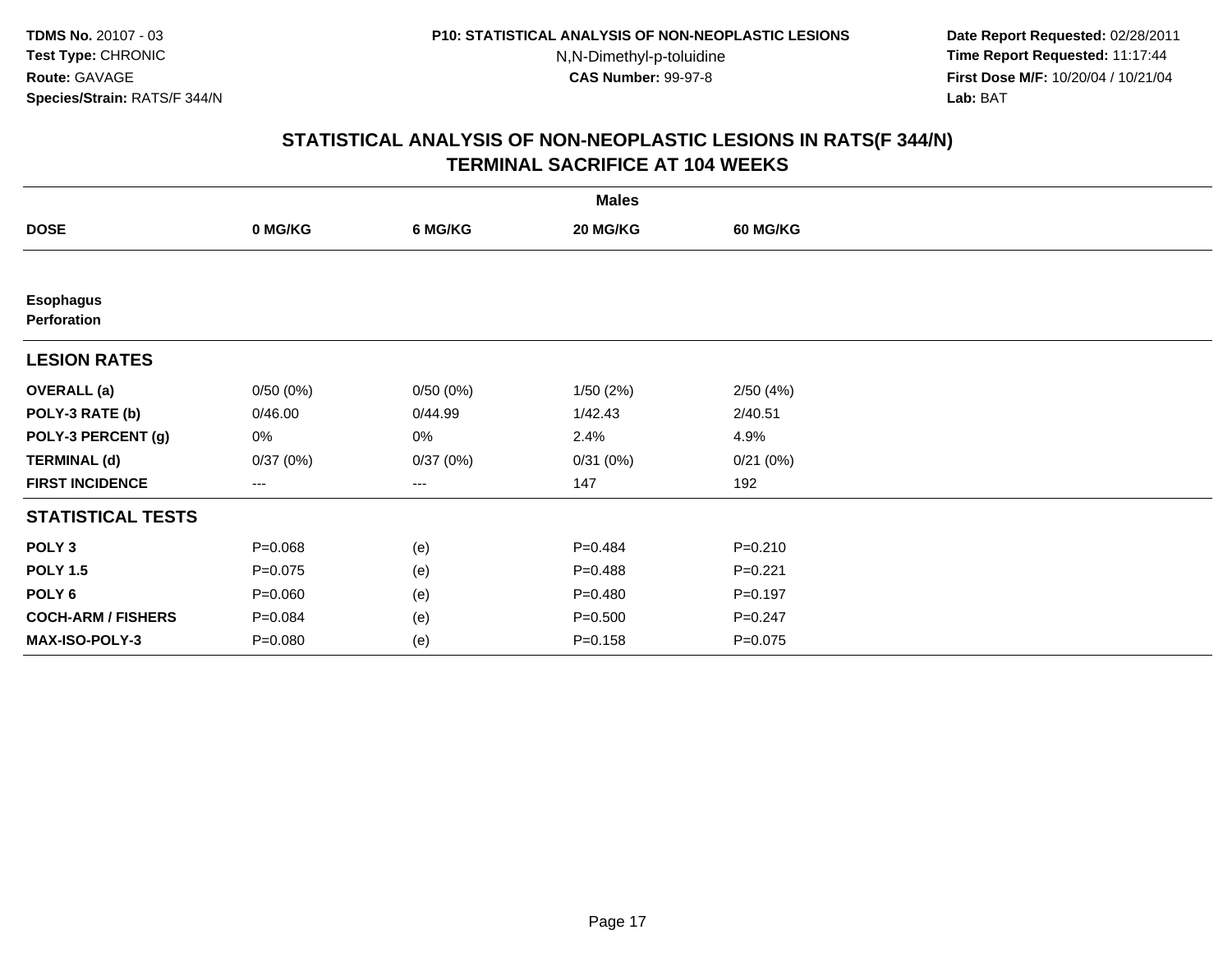TDMS No. 20107 - 03
Test Type: CHRONIC
Route: GAVAGE
Species/Strain: RATS/F 344/N

P10: STATISTICAL ANALYSIS OF NON-NEOPLASTIC LESIONS
N,N-Dimethyl-p-toluidine
CAS Number: 99-97-8

Date Report Requested: 02/28/2011
Time Report Requested: 11:17:44
First Dose M/F: 10/20/04 / 10/21/04
Lab: BAT

## STATISTICAL ANALYSIS OF NON-NEOPLASTIC LESIONS IN RATS(F 344/N) TERMINAL SACRIFICE AT 104 WEEKS

| | Males | | | |
|---|---|---|---|---|
| **DOSE** | **0 MG/KG** | **6 MG/KG** | **20 MG/KG** | **60 MG/KG** |
| **Esophagus Perforation** | | | | |
| **LESION RATES** | | | | |
| **OVERALL (a)** | 0/50 (0%) | 0/50 (0%) | 1/50 (2%) | 2/50 (4%) |
| **POLY-3 RATE (b)** | 0/46.00 | 0/44.99 | 1/42.43 | 2/40.51 |
| **POLY-3 PERCENT (g)** | 0% | 0% | 2.4% | 4.9% |
| **TERMINAL (d)** | 0/37 (0%) | 0/37 (0%) | 0/31 (0%) | 0/21 (0%) |
| **FIRST INCIDENCE** | --- | --- | 147 | 192 |
| **STATISTICAL TESTS** | | | | |
| **POLY 3** | P=0.068 | (e) | P=0.484 | P=0.210 |
| **POLY 1.5** | P=0.075 | (e) | P=0.488 | P=0.221 |
| **POLY 6** | P=0.060 | (e) | P=0.480 | P=0.197 |
| **COCH-ARM / FISHERS** | P=0.084 | (e) | P=0.500 | P=0.247 |
| **MAX-ISO-POLY-3** | P=0.080 | (e) | P=0.158 | P=0.075 |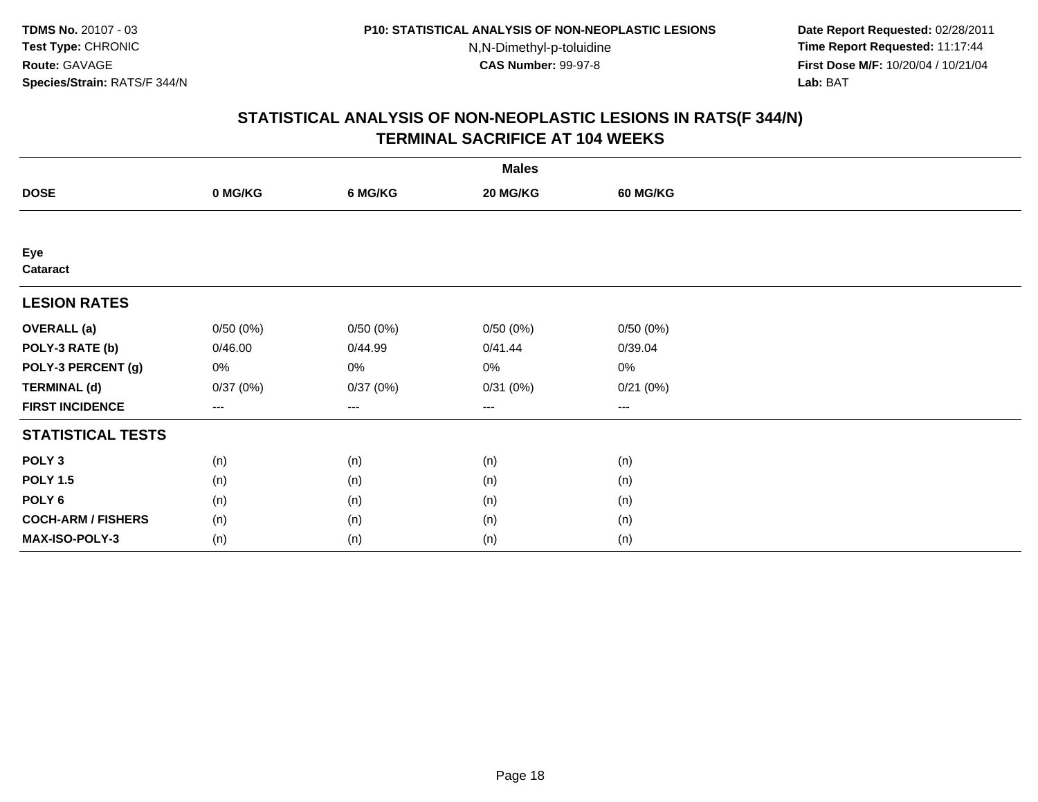## STATISTICAL ANALYSIS OF NON-NEOPLASTIC LESIONS IN RATS(F 344/N)
## TERMINAL SACRIFICE AT 104 WEEKS

| | Males | | | |
|---|---|---|---|---|
| **DOSE** | **0 MG/KG** | **6 MG/KG** | **20 MG/KG** | **60 MG/KG** |
| **Eye** | | | | |
| **Cataract** | | | | |
| **LESION RATES** | | | | |
| **OVERALL (a)** | 0/50 (0%) | 0/50 (0%) | 0/50 (0%) | 0/50 (0%) |
| **POLY-3 RATE (b)** | 0/46.00 | 0/44.99 | 0/41.44 | 0/39.04 |
| **POLY-3 PERCENT (g)** | 0% | 0% | 0% | 0% |
| **TERMINAL (d)** | 0/37 (0%) | 0/37 (0%) | 0/31 (0%) | 0/21 (0%) |
| **FIRST INCIDENCE** | --- | --- | --- | --- |
| **STATISTICAL TESTS** | | | | |
| **POLY 3** | (n) | (n) | (n) | (n) |
| **POLY 1.5** | (n) | (n) | (n) | (n) |
| **POLY 6** | (n) | (n) | (n) | (n) |
| **COCH-ARM / FISHERS** | (n) | (n) | (n) | (n) |
| **MAX-ISO-POLY-3** | (n) | (n) | (n) | (n) |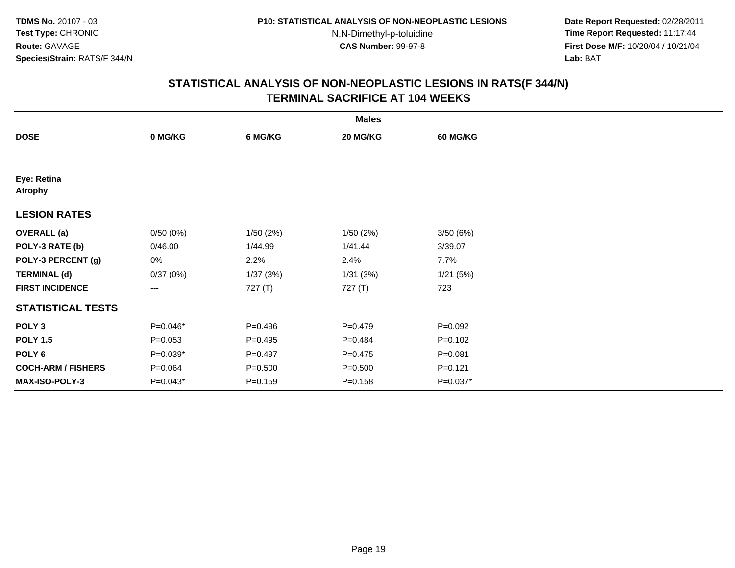**TDMS No.** 20107 - 03
**Test Type:** CHRONIC
**Route:** GAVAGE
**Species/Strain:** RATS/F 344/N

**P10: STATISTICAL ANALYSIS OF NON-NEOPLASTIC LESIONS**
N,N-Dimethyl-p-toluidine
**CAS Number:** 99-97-8

**Date Report Requested:** 02/28/2011
**Time Report Requested:** 11:17:44
**First Dose M/F:** 10/20/04 / 10/21/04
**Lab:** BAT

## STATISTICAL ANALYSIS OF NON-NEOPLASTIC LESIONS IN RATS(F 344/N)
## TERMINAL SACRIFICE AT 104 WEEKS

| | Males | | | |
|---|---|---|---|---|
| **DOSE** | **0 MG/KG** | **6 MG/KG** | **20 MG/KG** | **60 MG/KG** |
| **Eye: Retina** | | | | |
| **Atrophy** | | | | |
| **LESION RATES** | | | | |
| **OVERALL (a)** | 0/50 (0%) | 1/50 (2%) | 1/50 (2%) | 3/50 (6%) |
| **POLY-3 RATE (b)** | 0/46.00 | 1/44.99 | 1/41.44 | 3/39.07 |
| **POLY-3 PERCENT (g)** | 0% | 2.2% | 2.4% | 7.7% |
| **TERMINAL (d)** | 0/37 (0%) | 1/37 (3%) | 1/31 (3%) | 1/21 (5%) |
| **FIRST INCIDENCE** | --- | 727 (T) | 727 (T) | 723 |
| **STATISTICAL TESTS** | | | | |
| **POLY 3** | P=0.046* | P=0.496 | P=0.479 | P=0.092 |
| **POLY 1.5** | P=0.053 | P=0.495 | P=0.484 | P=0.102 |
| **POLY 6** | P=0.039* | P=0.497 | P=0.475 | P=0.081 |
| **COCH-ARM / FISHERS** | P=0.064 | P=0.500 | P=0.500 | P=0.121 |
| **MAX-ISO-POLY-3** | P=0.043* | P=0.159 | P=0.158 | P=0.037* |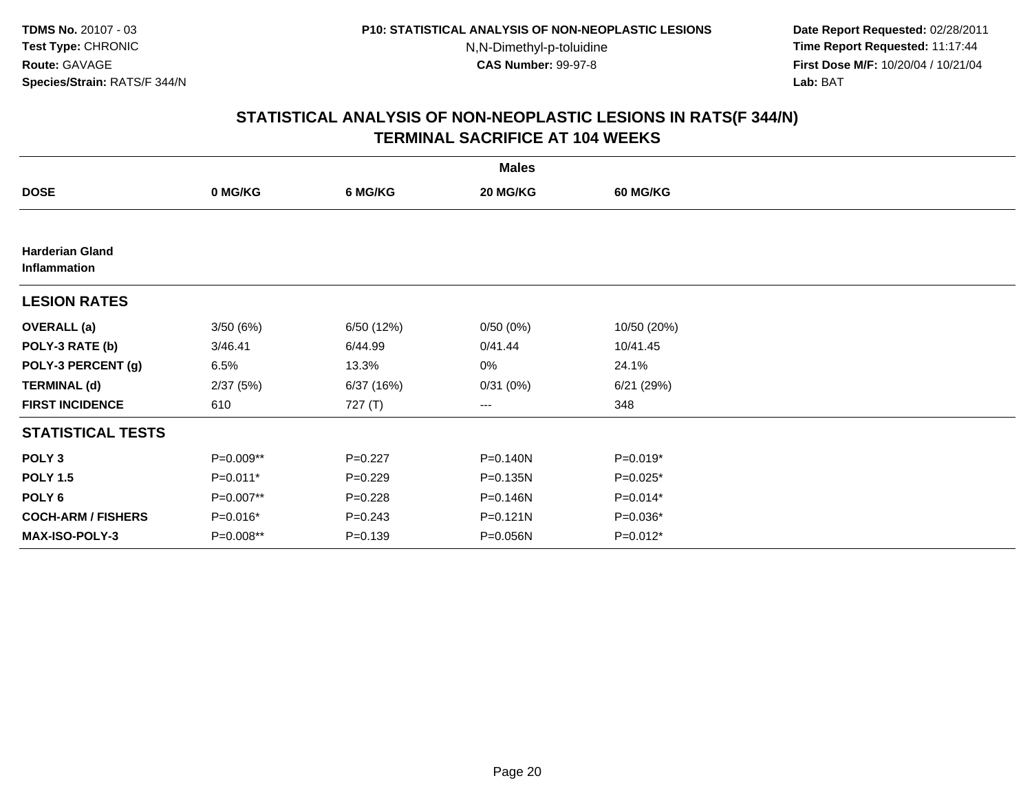TDMS No. 20107 - 03
Test Type: CHRONIC
Route: GAVAGE
Species/Strain: RATS/F 344/N

P10: STATISTICAL ANALYSIS OF NON-NEOPLASTIC LESIONS
N,N-Dimethyl-p-toluidine
CAS Number: 99-97-8

Date Report Requested: 02/28/2011
Time Report Requested: 11:17:44
First Dose M/F: 10/20/04 / 10/21/04
Lab: BAT

## STATISTICAL ANALYSIS OF NON-NEOPLASTIC LESIONS IN RATS(F 344/N)
## TERMINAL SACRIFICE AT 104 WEEKS

| | Males | | | |
|---|---|---|---|---|
| **DOSE** | **0 MG/KG** | **6 MG/KG** | **20 MG/KG** | **60 MG/KG** |
| **Harderian Gland Inflammation** | | | | |
| **LESION RATES** | | | | |
| **OVERALL (a)** | 3/50 (6%) | 6/50 (12%) | 0/50 (0%) | 10/50 (20%) |
| **POLY-3 RATE (b)** | 3/46.41 | 6/44.99 | 0/41.44 | 10/41.45 |
| **POLY-3 PERCENT (g)** | 6.5% | 13.3% | 0% | 24.1% |
| **TERMINAL (d)** | 2/37 (5%) | 6/37 (16%) | 0/31 (0%) | 6/21 (29%) |
| **FIRST INCIDENCE** | 610 | 727 (T) | --- | 348 |
| **STATISTICAL TESTS** | | | | |
| **POLY 3** | P=0.009** | P=0.227 | P=0.140N | P=0.019* |
| **POLY 1.5** | P=0.011* | P=0.229 | P=0.135N | P=0.025* |
| **POLY 6** | P=0.007** | P=0.228 | P=0.146N | P=0.014* |
| **COCH-ARM / FISHERS** | P=0.016* | P=0.243 | P=0.121N | P=0.036* |
| **MAX-ISO-POLY-3** | P=0.008** | P=0.139 | P=0.056N | P=0.012* |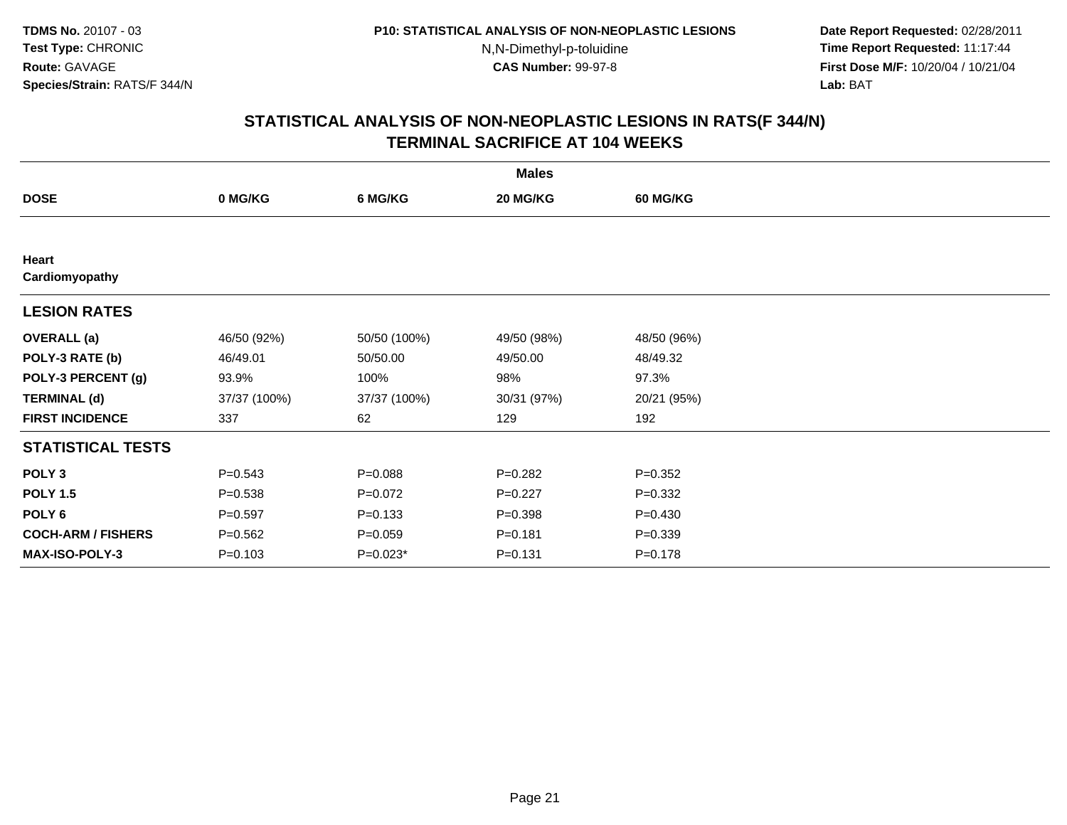**TDMS No.** 20107 - 03
**Test Type:** CHRONIC
**Route:** GAVAGE
**Species/Strain:** RATS/F 344/N

**P10: STATISTICAL ANALYSIS OF NON-NEOPLASTIC LESIONS**
N,N-Dimethyl-p-toluidine
**CAS Number:** 99-97-8

**Date Report Requested:** 02/28/2011
**Time Report Requested:** 11:17:44
**First Dose M/F:** 10/20/04 / 10/21/04
**Lab:** BAT

## STATISTICAL ANALYSIS OF NON-NEOPLASTIC LESIONS IN RATS(F 344/N)
## TERMINAL SACRIFICE AT 104 WEEKS

| | Males | | | |
|---|---|---|---|---|
| **DOSE** | **0 MG/KG** | **6 MG/KG** | **20 MG/KG** | **60 MG/KG** |
| **Heart** | | | | |
| **Cardiomyopathy** | | | | |
| **LESION RATES** | | | | |
| **OVERALL (a)** | 46/50 (92%) | 50/50 (100%) | 49/50 (98%) | 48/50 (96%) |
| **POLY-3 RATE (b)** | 46/49.01 | 50/50.00 | 49/50.00 | 48/49.32 |
| **POLY-3 PERCENT (g)** | 93.9% | 100% | 98% | 97.3% |
| **TERMINAL (d)** | 37/37 (100%) | 37/37 (100%) | 30/31 (97%) | 20/21 (95%) |
| **FIRST INCIDENCE** | 337 | 62 | 129 | 192 |
| **STATISTICAL TESTS** | | | | |
| **POLY 3** | P=0.543 | P=0.088 | P=0.282 | P=0.352 |
| **POLY 1.5** | P=0.538 | P=0.072 | P=0.227 | P=0.332 |
| **POLY 6** | P=0.597 | P=0.133 | P=0.398 | P=0.430 |
| **COCH-ARM / FISHERS** | P=0.562 | P=0.059 | P=0.181 | P=0.339 |
| **MAX-ISO-POLY-3** | P=0.103 | P=0.023* | P=0.131 | P=0.178 |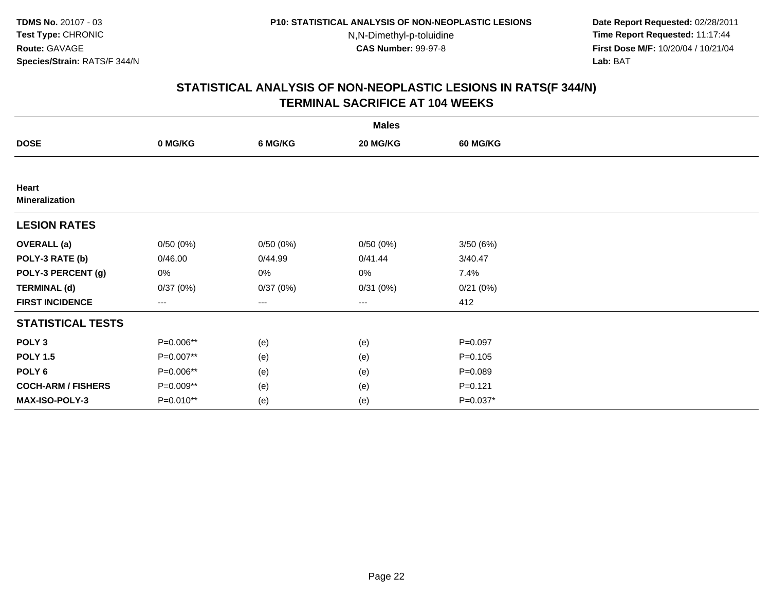**TDMS No.** 20107 - 03
**Test Type:** CHRONIC
**Route:** GAVAGE
**Species/Strain:** RATS/F 344/N

**P10: STATISTICAL ANALYSIS OF NON-NEOPLASTIC LESIONS**
N,N-Dimethyl-p-toluidine
**CAS Number:** 99-97-8

**Date Report Requested:** 02/28/2011
**Time Report Requested:** 11:17:44
**First Dose M/F:** 10/20/04 / 10/21/04
**Lab:** BAT

## STATISTICAL ANALYSIS OF NON-NEOPLASTIC LESIONS IN RATS(F 344/N)
## TERMINAL SACRIFICE AT 104 WEEKS

| | Males | | | |
|---|---|---|---|---|
| **DOSE** | **0 MG/KG** | **6 MG/KG** | **20 MG/KG** | **60 MG/KG** |
| **Heart** | | | | |
| **Mineralization** | | | | |
| **LESION RATES** | | | | |
| **OVERALL (a)** | 0/50 (0%) | 0/50 (0%) | 0/50 (0%) | 3/50 (6%) |
| **POLY-3 RATE (b)** | 0/46.00 | 0/44.99 | 0/41.44 | 3/40.47 |
| **POLY-3 PERCENT (g)** | 0% | 0% | 0% | 7.4% |
| **TERMINAL (d)** | 0/37 (0%) | 0/37 (0%) | 0/31 (0%) | 0/21 (0%) |
| **FIRST INCIDENCE** | --- | --- | --- | 412 |
| **STATISTICAL TESTS** | | | | |
| **POLY 3** | P=0.006** | (e) | (e) | P=0.097 |
| **POLY 1.5** | P=0.007** | (e) | (e) | P=0.105 |
| **POLY 6** | P=0.006** | (e) | (e) | P=0.089 |
| **COCH-ARM / FISHERS** | P=0.009** | (e) | (e) | P=0.121 |
| **MAX-ISO-POLY-3** | P=0.010** | (e) | (e) | P=0.037* |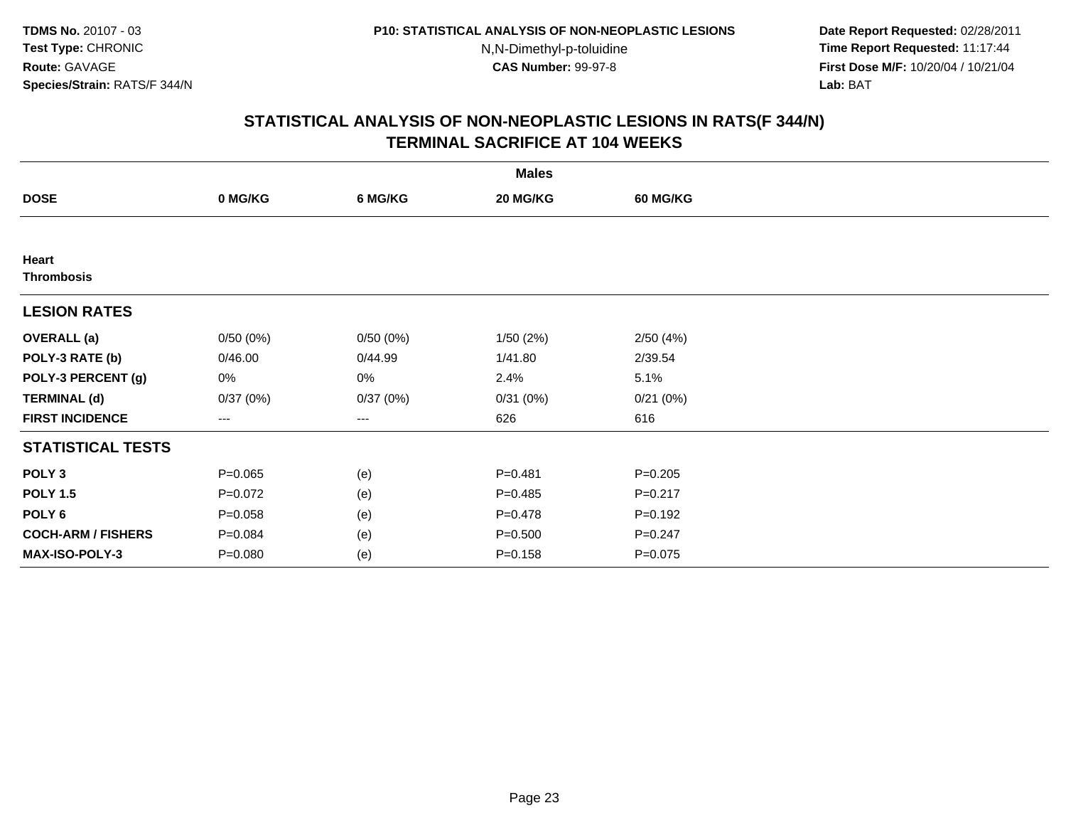# STATISTICAL ANALYSIS OF NON-NEOPLASTIC LESIONS IN RATS(F 344/N)
## TERMINAL SACRIFICE AT 104 WEEKS

| | Males | | | |
|---|---|---|---|---|
| **DOSE** | **0 MG/KG** | **6 MG/KG** | **20 MG/KG** | **60 MG/KG** |
| **Heart** | | | | |
| **Thrombosis** | | | | |
| **LESION RATES** | | | | |
| **OVERALL (a)** | 0/50 (0%) | 0/50 (0%) | 1/50 (2%) | 2/50 (4%) |
| **POLY-3 RATE (b)** | 0/46.00 | 0/44.99 | 1/41.80 | 2/39.54 |
| **POLY-3 PERCENT (g)** | 0% | 0% | 2.4% | 5.1% |
| **TERMINAL (d)** | 0/37 (0%) | 0/37 (0%) | 0/31 (0%) | 0/21 (0%) |
| **FIRST INCIDENCE** | --- | --- | 626 | 616 |
| **STATISTICAL TESTS** | | | | |
| **POLY 3** | P=0.065 | (e) | P=0.481 | P=0.205 |
| **POLY 1.5** | P=0.072 | (e) | P=0.485 | P=0.217 |
| **POLY 6** | P=0.058 | (e) | P=0.478 | P=0.192 |
| **COCH-ARM / FISHERS** | P=0.084 | (e) | P=0.500 | P=0.247 |
| **MAX-ISO-POLY-3** | P=0.080 | (e) | P=0.158 | P=0.075 |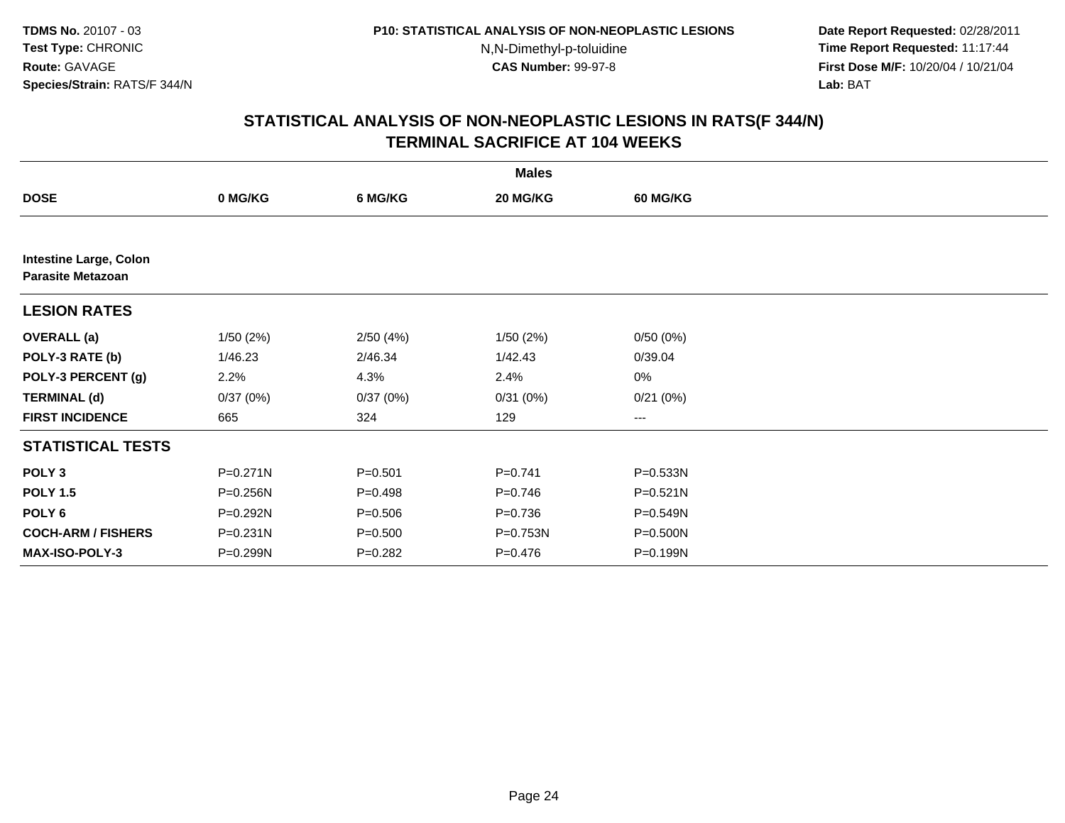**TDMS No.** 20107 - 03
**Test Type:** CHRONIC
**Route:** GAVAGE
**Species/Strain:** RATS/F 344/N

**P10: STATISTICAL ANALYSIS OF NON-NEOPLASTIC LESIONS**
N,N-Dimethyl-p-toluidine
**CAS Number:** 99-97-8

**Date Report Requested:** 02/28/2011
**Time Report Requested:** 11:17:44
**First Dose M/F:** 10/20/04 / 10/21/04
**Lab:** BAT

## STATISTICAL ANALYSIS OF NON-NEOPLASTIC LESIONS IN RATS(F 344/N)
## TERMINAL SACRIFICE AT 104 WEEKS

| | Males | | | |
|---|---|---|---|---|
| **DOSE** | **0 MG/KG** | **6 MG/KG** | **20 MG/KG** | **60 MG/KG** |
| **Intestine Large, Colon** **Parasite Metazoan** | | | | |
| **LESION RATES** | | | | |
| **OVERALL (a)** | 1/50 (2%) | 2/50 (4%) | 1/50 (2%) | 0/50 (0%) |
| **POLY-3 RATE (b)** | 1/46.23 | 2/46.34 | 1/42.43 | 0/39.04 |
| **POLY-3 PERCENT (g)** | 2.2% | 4.3% | 2.4% | 0% |
| **TERMINAL (d)** | 0/37 (0%) | 0/37 (0%) | 0/31 (0%) | 0/21 (0%) |
| **FIRST INCIDENCE** | 665 | 324 | 129 | --- |
| **STATISTICAL TESTS** | | | | |
| **POLY 3** | P=0.271N | P=0.501 | P=0.741 | P=0.533N |
| **POLY 1.5** | P=0.256N | P=0.498 | P=0.746 | P=0.521N |
| **POLY 6** | P=0.292N | P=0.506 | P=0.736 | P=0.549N |
| **COCH-ARM / FISHERS** | P=0.231N | P=0.500 | P=0.753N | P=0.500N |
| **MAX-ISO-POLY-3** | P=0.299N | P=0.282 | P=0.476 | P=0.199N |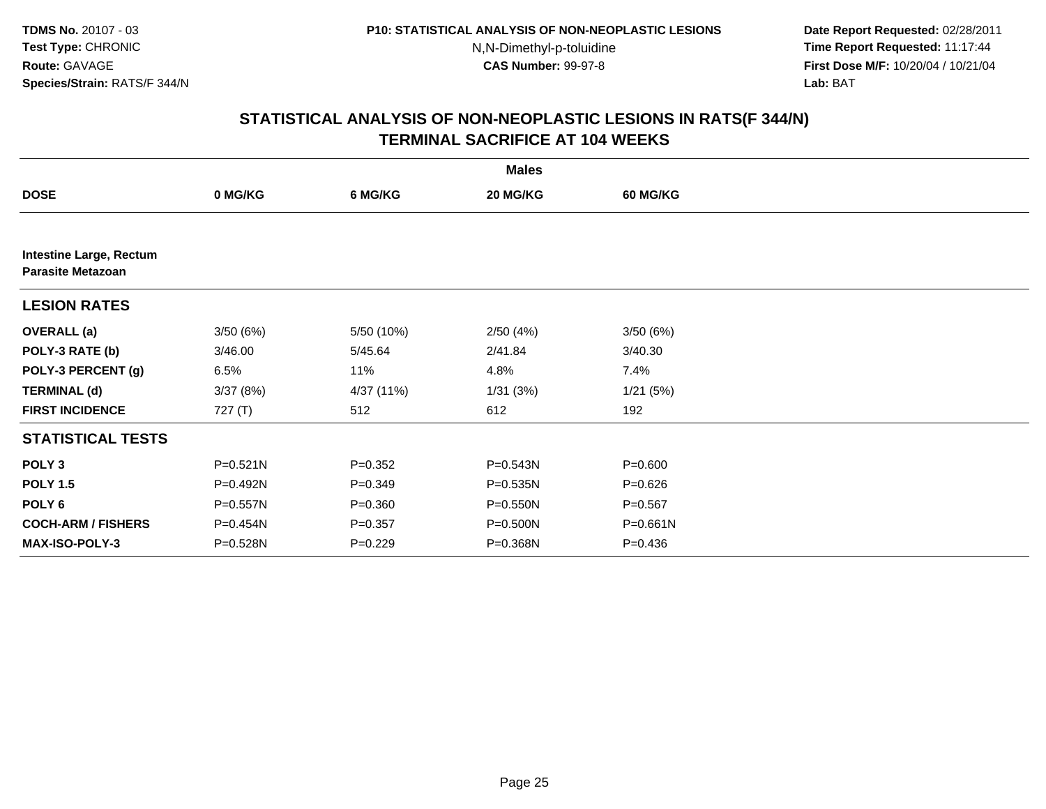TDMS No. 20107 - 03
Test Type: CHRONIC
Route: GAVAGE
Species/Strain: RATS/F 344/N

P10: STATISTICAL ANALYSIS OF NON-NEOPLASTIC LESIONS
N,N-Dimethyl-p-toluidine
CAS Number: 99-97-8

Date Report Requested: 02/28/2011
Time Report Requested: 11:17:44
First Dose M/F: 10/20/04 / 10/21/04
Lab: BAT

## STATISTICAL ANALYSIS OF NON-NEOPLASTIC LESIONS IN RATS(F 344/N)
## TERMINAL SACRIFICE AT 104 WEEKS

| | Males | | | |
|---|---|---|---|---|
| **DOSE** | **0 MG/KG** | **6 MG/KG** | **20 MG/KG** | **60 MG/KG** |
| **Intestine Large, Rectum** | | | | |
| **Parasite Metazoan** | | | | |
| **LESION RATES** | | | | |
| **OVERALL (a)** | 3/50 (6%) | 5/50 (10%) | 2/50 (4%) | 3/50 (6%) |
| **POLY-3 RATE (b)** | 3/46.00 | 5/45.64 | 2/41.84 | 3/40.30 |
| **POLY-3 PERCENT (g)** | 6.5% | 11% | 4.8% | 7.4% |
| **TERMINAL (d)** | 3/37 (8%) | 4/37 (11%) | 1/31 (3%) | 1/21 (5%) |
| **FIRST INCIDENCE** | 727 (T) | 512 | 612 | 192 |
| **STATISTICAL TESTS** | | | | |
| **POLY 3** | P=0.521N | P=0.352 | P=0.543N | P=0.600 |
| **POLY 1.5** | P=0.492N | P=0.349 | P=0.535N | P=0.626 |
| **POLY 6** | P=0.557N | P=0.360 | P=0.550N | P=0.567 |
| **COCH-ARM / FISHERS** | P=0.454N | P=0.357 | P=0.500N | P=0.661N |
| **MAX-ISO-POLY-3** | P=0.528N | P=0.229 | P=0.368N | P=0.436 |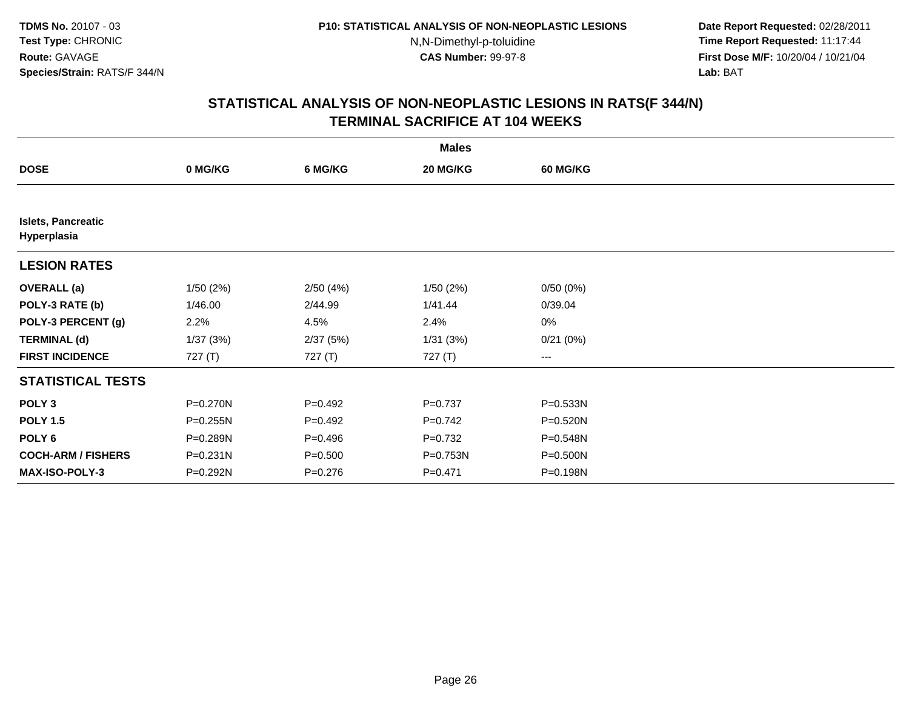TDMS No. 20107 - 03
Test Type: CHRONIC
Route: GAVAGE
Species/Strain: RATS/F 344/N

P10: STATISTICAL ANALYSIS OF NON-NEOPLASTIC LESIONS
N,N-Dimethyl-p-toluidine
CAS Number: 99-97-8

Date Report Requested: 02/28/2011
Time Report Requested: 11:17:44
First Dose M/F: 10/20/04 / 10/21/04
Lab: BAT

## STATISTICAL ANALYSIS OF NON-NEOPLASTIC LESIONS IN RATS(F 344/N)
## TERMINAL SACRIFICE AT 104 WEEKS

| | Males | | | |
|---|---|---|---|---|
| **DOSE** | **0 MG/KG** | **6 MG/KG** | **20 MG/KG** | **60 MG/KG** |
| **Islets, Pancreatic Hyperplasia** | | | | |
| **LESION RATES** | | | | |
| **OVERALL (a)** | 1/50 (2%) | 2/50 (4%) | 1/50 (2%) | 0/50 (0%) |
| **POLY-3 RATE (b)** | 1/46.00 | 2/44.99 | 1/41.44 | 0/39.04 |
| **POLY-3 PERCENT (g)** | 2.2% | 4.5% | 2.4% | 0% |
| **TERMINAL (d)** | 1/37 (3%) | 2/37 (5%) | 1/31 (3%) | 0/21 (0%) |
| **FIRST INCIDENCE** | 727 (T) | 727 (T) | 727 (T) | --- |
| **STATISTICAL TESTS** | | | | |
| **POLY 3** | P=0.270N | P=0.492 | P=0.737 | P=0.533N |
| **POLY 1.5** | P=0.255N | P=0.492 | P=0.742 | P=0.520N |
| **POLY 6** | P=0.289N | P=0.496 | P=0.732 | P=0.548N |
| **COCH-ARM / FISHERS** | P=0.231N | P=0.500 | P=0.753N | P=0.500N |
| **MAX-ISO-POLY-3** | P=0.292N | P=0.276 | P=0.471 | P=0.198N |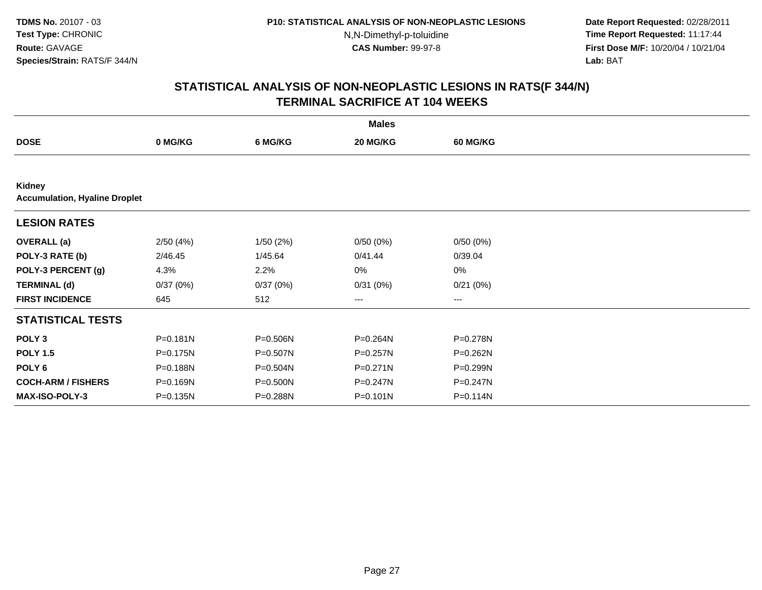## STATISTICAL ANALYSIS OF NON-NEOPLASTIC LESIONS IN RATS(F 344/N)
## TERMINAL SACRIFICE AT 104 WEEKS

| | Males | | | |
|---|---|---|---|---|
| **DOSE** | **0 MG/KG** | **6 MG/KG** | **20 MG/KG** | **60 MG/KG** |
| **Kidney** | | | | |
| **Accumulation, Hyaline Droplet** | | | | |
| **LESION RATES** | | | | |
| **OVERALL (a)** | 2/50 (4%) | 1/50 (2%) | 0/50 (0%) | 0/50 (0%) |
| **POLY-3 RATE (b)** | 2/46.45 | 1/45.64 | 0/41.44 | 0/39.04 |
| **POLY-3 PERCENT (g)** | 4.3% | 2.2% | 0% | 0% |
| **TERMINAL (d)** | 0/37 (0%) | 0/37 (0%) | 0/31 (0%) | 0/21 (0%) |
| **FIRST INCIDENCE** | 645 | 512 | --- | --- |
| **STATISTICAL TESTS** | | | | |
| **POLY 3** | P=0.181N | P=0.506N | P=0.264N | P=0.278N |
| **POLY 1.5** | P=0.175N | P=0.507N | P=0.257N | P=0.262N |
| **POLY 6** | P=0.188N | P=0.504N | P=0.271N | P=0.299N |
| **COCH-ARM / FISHERS** | P=0.169N | P=0.500N | P=0.247N | P=0.247N |
| **MAX-ISO-POLY-3** | P=0.135N | P=0.288N | P=0.101N | P=0.114N |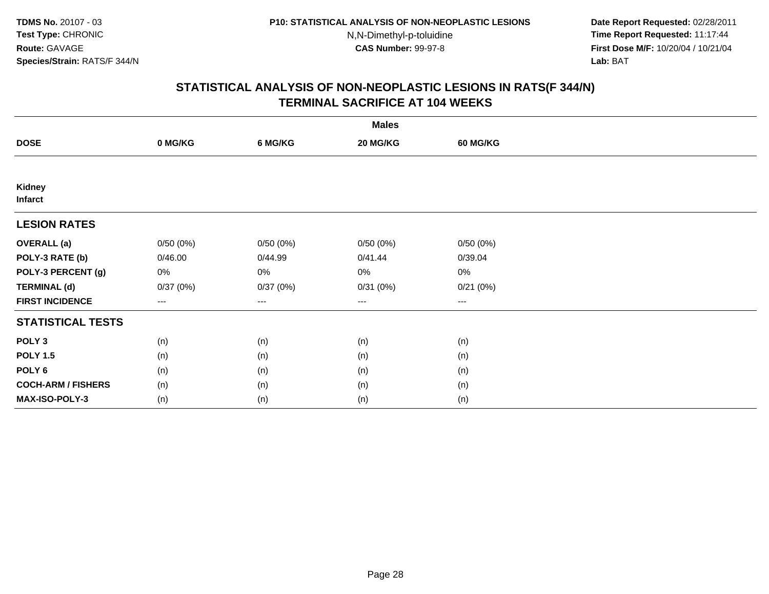# STATISTICAL ANALYSIS OF NON-NEOPLASTIC LESIONS IN RATS(F 344/N)
## TERMINAL SACRIFICE AT 104 WEEKS

| | Males | | | |
|---|---|---|---|---|
| **DOSE** | **0 MG/KG** | **6 MG/KG** | **20 MG/KG** | **60 MG/KG** |
| **Kidney** | | | | |
| **Infarct** | | | | |
| **LESION RATES** | | | | |
| **OVERALL (a)** | 0/50 (0%) | 0/50 (0%) | 0/50 (0%) | 0/50 (0%) |
| **POLY-3 RATE (b)** | 0/46.00 | 0/44.99 | 0/41.44 | 0/39.04 |
| **POLY-3 PERCENT (g)** | 0% | 0% | 0% | 0% |
| **TERMINAL (d)** | 0/37 (0%) | 0/37 (0%) | 0/31 (0%) | 0/21 (0%) |
| **FIRST INCIDENCE** | --- | --- | --- | --- |
| **STATISTICAL TESTS** | | | | |
| **POLY 3** | (n) | (n) | (n) | (n) |
| **POLY 1.5** | (n) | (n) | (n) | (n) |
| **POLY 6** | (n) | (n) | (n) | (n) |
| **COCH-ARM / FISHERS** | (n) | (n) | (n) | (n) |
| **MAX-ISO-POLY-3** | (n) | (n) | (n) | (n) |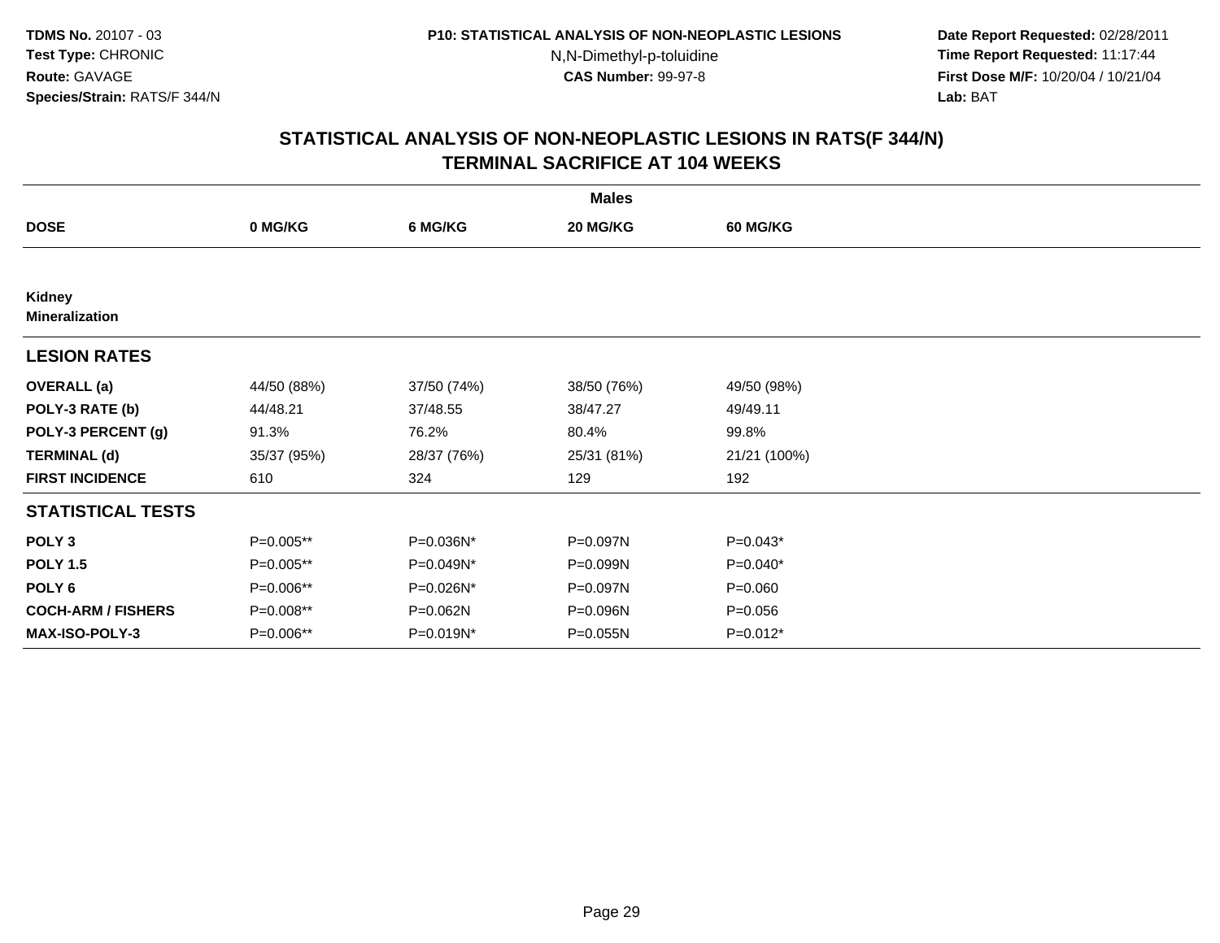TDMS No. 20107 - 03
Test Type: CHRONIC
Route: GAVAGE
Species/Strain: RATS/F 344/N

P10: STATISTICAL ANALYSIS OF NON-NEOPLASTIC LESIONS
N,N-Dimethyl-p-toluidine
CAS Number: 99-97-8

Date Report Requested: 02/28/2011
Time Report Requested: 11:17:44
First Dose M/F: 10/20/04 / 10/21/04
Lab: BAT

## STATISTICAL ANALYSIS OF NON-NEOPLASTIC LESIONS IN RATS(F 344/N) TERMINAL SACRIFICE AT 104 WEEKS

| Males | | | | |
|---|---|---|---|---|
| **DOSE** | **0 MG/KG** | **6 MG/KG** | **20 MG/KG** | **60 MG/KG** |
| **Kidney** | | | | |
| **Mineralization** | | | | |
| **LESION RATES** | | | | |
| **OVERALL (a)** | 44/50 (88%) | 37/50 (74%) | 38/50 (76%) | 49/50 (98%) |
| **POLY-3 RATE (b)** | 44/48.21 | 37/48.55 | 38/47.27 | 49/49.11 |
| **POLY-3 PERCENT (g)** | 91.3% | 76.2% | 80.4% | 99.8% |
| **TERMINAL (d)** | 35/37 (95%) | 28/37 (76%) | 25/31 (81%) | 21/21 (100%) |
| **FIRST INCIDENCE** | 610 | 324 | 129 | 192 |
| **STATISTICAL TESTS** | | | | |
| **POLY 3** | P=0.005** | P=0.036N* | P=0.097N | P=0.043* |
| **POLY 1.5** | P=0.005** | P=0.049N* | P=0.099N | P=0.040* |
| **POLY 6** | P=0.006** | P=0.026N* | P=0.097N | P=0.060 |
| **COCH-ARM / FISHERS** | P=0.008** | P=0.062N | P=0.096N | P=0.056 |
| **MAX-ISO-POLY-3** | P=0.006** | P=0.019N* | P=0.055N | P=0.012* |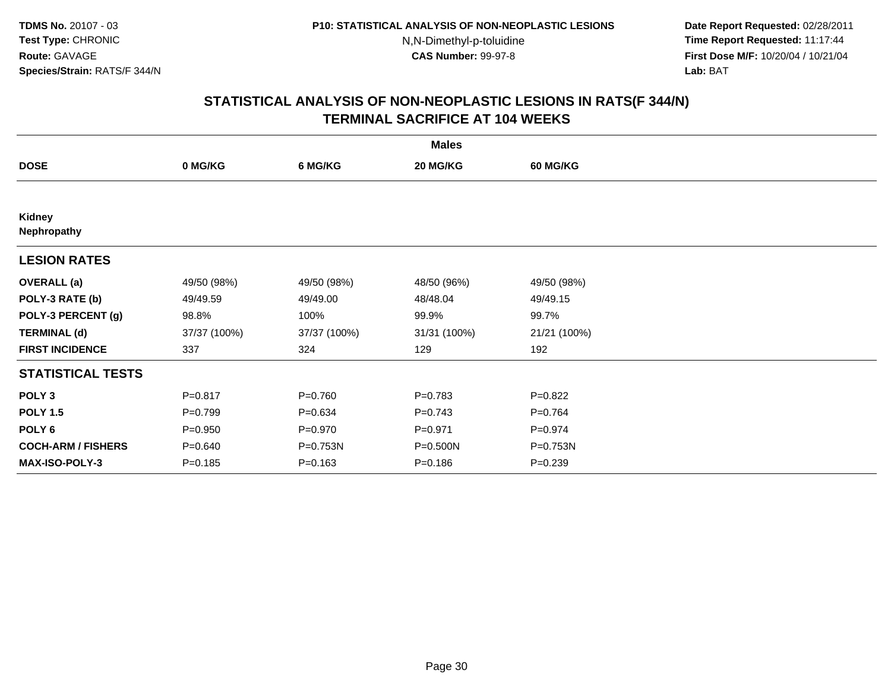**TDMS No.** 20107 - 03
**Test Type:** CHRONIC
**Route:** GAVAGE
**Species/Strain:** RATS/F 344/N

**P10: STATISTICAL ANALYSIS OF NON-NEOPLASTIC LESIONS**
N,N-Dimethyl-p-toluidine
**CAS Number:** 99-97-8

**Date Report Requested:** 02/28/2011
**Time Report Requested:** 11:17:44
**First Dose M/F:** 10/20/04 / 10/21/04
**Lab:** BAT

## STATISTICAL ANALYSIS OF NON-NEOPLASTIC LESIONS IN RATS(F 344/N) TERMINAL SACRIFICE AT 104 WEEKS

| | Males | | | |
|---|---|---|---|---|
| **DOSE** | **0 MG/KG** | **6 MG/KG** | **20 MG/KG** | **60 MG/KG** |
| **Kidney** | | | | |
| **Nephropathy** | | | | |
| **LESION RATES** | | | | |
| **OVERALL (a)** | 49/50 (98%) | 49/50 (98%) | 48/50 (96%) | 49/50 (98%) |
| **POLY-3 RATE (b)** | 49/49.59 | 49/49.00 | 48/48.04 | 49/49.15 |
| **POLY-3 PERCENT (g)** | 98.8% | 100% | 99.9% | 99.7% |
| **TERMINAL (d)** | 37/37 (100%) | 37/37 (100%) | 31/31 (100%) | 21/21 (100%) |
| **FIRST INCIDENCE** | 337 | 324 | 129 | 192 |
| **STATISTICAL TESTS** | | | | |
| **POLY 3** | P=0.817 | P=0.760 | P=0.783 | P=0.822 |
| **POLY 1.5** | P=0.799 | P=0.634 | P=0.743 | P=0.764 |
| **POLY 6** | P=0.950 | P=0.970 | P=0.971 | P=0.974 |
| **COCH-ARM / FISHERS** | P=0.640 | P=0.753N | P=0.500N | P=0.753N |
| **MAX-ISO-POLY-3** | P=0.185 | P=0.163 | P=0.186 | P=0.239 |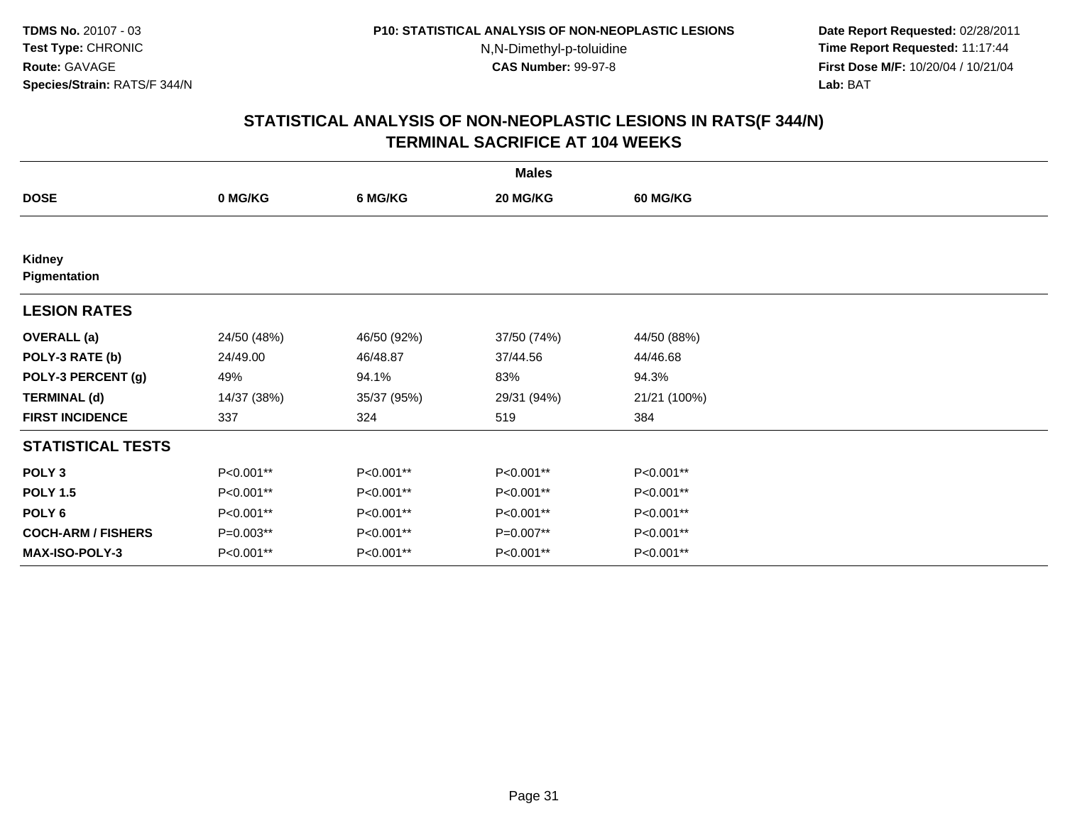**TDMS No.** 20107 - 03
**Test Type:** CHRONIC
**Route:** GAVAGE
**Species/Strain:** RATS/F 344/N

**P10: STATISTICAL ANALYSIS OF NON-NEOPLASTIC LESIONS**
N,N-Dimethyl-p-toluidine
**CAS Number:** 99-97-8

**Date Report Requested:** 02/28/2011
**Time Report Requested:** 11:17:44
**First Dose M/F:** 10/20/04 / 10/21/04
**Lab:** BAT

## STATISTICAL ANALYSIS OF NON-NEOPLASTIC LESIONS IN RATS(F 344/N)
## TERMINAL SACRIFICE AT 104 WEEKS

| | Males | | | |
|---|---|---|---|---|
| **DOSE** | **0 MG/KG** | **6 MG/KG** | **20 MG/KG** | **60 MG/KG** |
| **Kidney** | | | | |
| **Pigmentation** | | | | |
| **LESION RATES** | | | | |
| **OVERALL (a)** | 24/50 (48%) | 46/50 (92%) | 37/50 (74%) | 44/50 (88%) |
| **POLY-3 RATE (b)** | 24/49.00 | 46/48.87 | 37/44.56 | 44/46.68 |
| **POLY-3 PERCENT (g)** | 49% | 94.1% | 83% | 94.3% |
| **TERMINAL (d)** | 14/37 (38%) | 35/37 (95%) | 29/31 (94%) | 21/21 (100%) |
| **FIRST INCIDENCE** | 337 | 324 | 519 | 384 |
| **STATISTICAL TESTS** | | | | |
| **POLY 3** | P<0.001** | P<0.001** | P<0.001** | P<0.001** |
| **POLY 1.5** | P<0.001** | P<0.001** | P<0.001** | P<0.001** |
| **POLY 6** | P<0.001** | P<0.001** | P<0.001** | P<0.001** |
| **COCH-ARM / FISHERS** | P=0.003** | P<0.001** | P=0.007** | P<0.001** |
| **MAX-ISO-POLY-3** | P<0.001** | P<0.001** | P<0.001** | P<0.001** |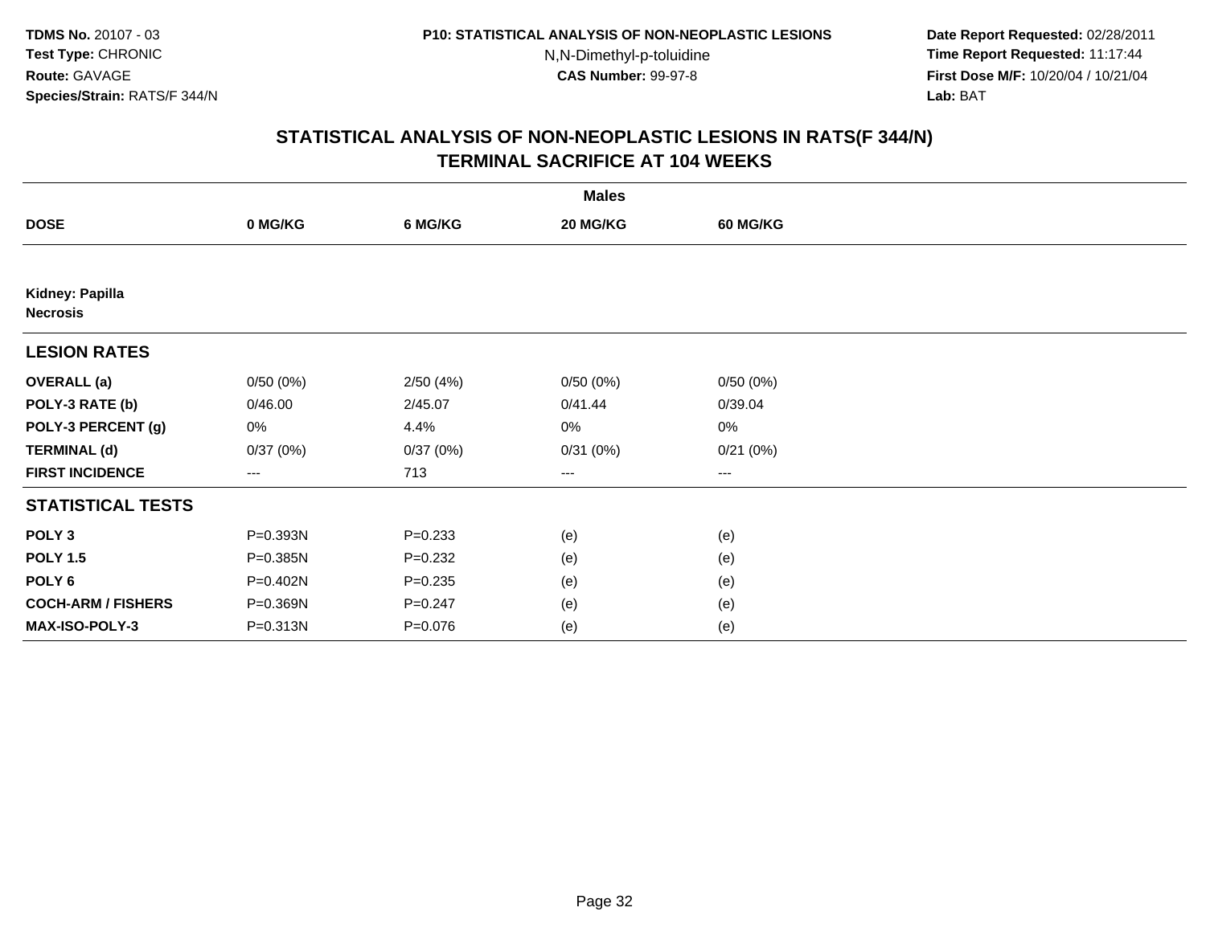# STATISTICAL ANALYSIS OF NON-NEOPLASTIC LESIONS IN RATS(F 344/N)
## TERMINAL SACRIFICE AT 104 WEEKS

| | Males | | | |
|---|---|---|---|---|
| **DOSE** | **0 MG/KG** | **6 MG/KG** | **20 MG/KG** | **60 MG/KG** |
| **Kidney: Papilla** **Necrosis** | | | | |
| **LESION RATES** | | | | |
| **OVERALL (a)** | 0/50 (0%) | 2/50 (4%) | 0/50 (0%) | 0/50 (0%) |
| **POLY-3 RATE (b)** | 0/46.00 | 2/45.07 | 0/41.44 | 0/39.04 |
| **POLY-3 PERCENT (g)** | 0% | 4.4% | 0% | 0% |
| **TERMINAL (d)** | 0/37 (0%) | 0/37 (0%) | 0/31 (0%) | 0/21 (0%) |
| **FIRST INCIDENCE** | --- | 713 | --- | --- |
| **STATISTICAL TESTS** | | | | |
| **POLY 3** | P=0.393N | P=0.233 | (e) | (e) |
| **POLY 1.5** | P=0.385N | P=0.232 | (e) | (e) |
| **POLY 6** | P=0.402N | P=0.235 | (e) | (e) |
| **COCH-ARM / FISHERS** | P=0.369N | P=0.247 | (e) | (e) |
| **MAX-ISO-POLY-3** | P=0.313N | P=0.076 | (e) | (e) |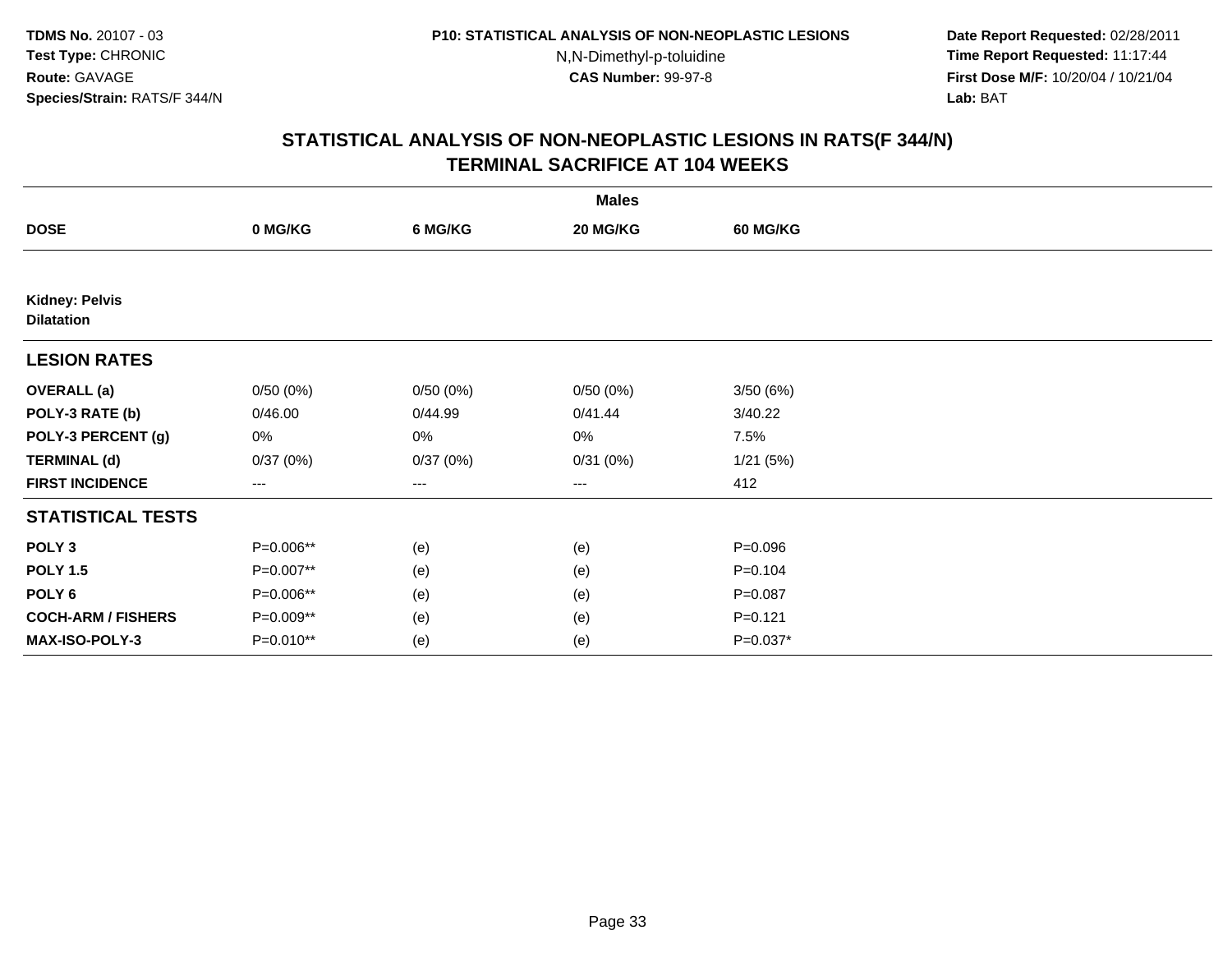**TDMS No.** 20107 - 03
**Test Type:** CHRONIC
**Route:** GAVAGE
**Species/Strain:** RATS/F 344/N

**P10: STATISTICAL ANALYSIS OF NON-NEOPLASTIC LESIONS**
N,N-Dimethyl-p-toluidine
**CAS Number:** 99-97-8

**Date Report Requested:** 02/28/2011
**Time Report Requested:** 11:17:44
**First Dose M/F:** 10/20/04 / 10/21/04
**Lab:** BAT

## STATISTICAL ANALYSIS OF NON-NEOPLASTIC LESIONS IN RATS(F 344/N) TERMINAL SACRIFICE AT 104 WEEKS

| Males | | | | |
|---|---|---|---|---|
| **DOSE** | **0 MG/KG** | **6 MG/KG** | **20 MG/KG** | **60 MG/KG** |
| **Kidney: Pelvis** | | | | |
| **Dilatation** | | | | |
| **LESION RATES** | | | | |
| **OVERALL (a)** | 0/50 (0%) | 0/50 (0%) | 0/50 (0%) | 3/50 (6%) |
| **POLY-3 RATE (b)** | 0/46.00 | 0/44.99 | 0/41.44 | 3/40.22 |
| **POLY-3 PERCENT (g)** | 0% | 0% | 0% | 7.5% |
| **TERMINAL (d)** | 0/37 (0%) | 0/37 (0%) | 0/31 (0%) | 1/21 (5%) |
| **FIRST INCIDENCE** | --- | --- | --- | 412 |
| **STATISTICAL TESTS** | | | | |
| **POLY 3** | P=0.006** | (e) | (e) | P=0.096 |
| **POLY 1.5** | P=0.007** | (e) | (e) | P=0.104 |
| **POLY 6** | P=0.006** | (e) | (e) | P=0.087 |
| **COCH-ARM / FISHERS** | P=0.009** | (e) | (e) | P=0.121 |
| **MAX-ISO-POLY-3** | P=0.010** | (e) | (e) | P=0.037* |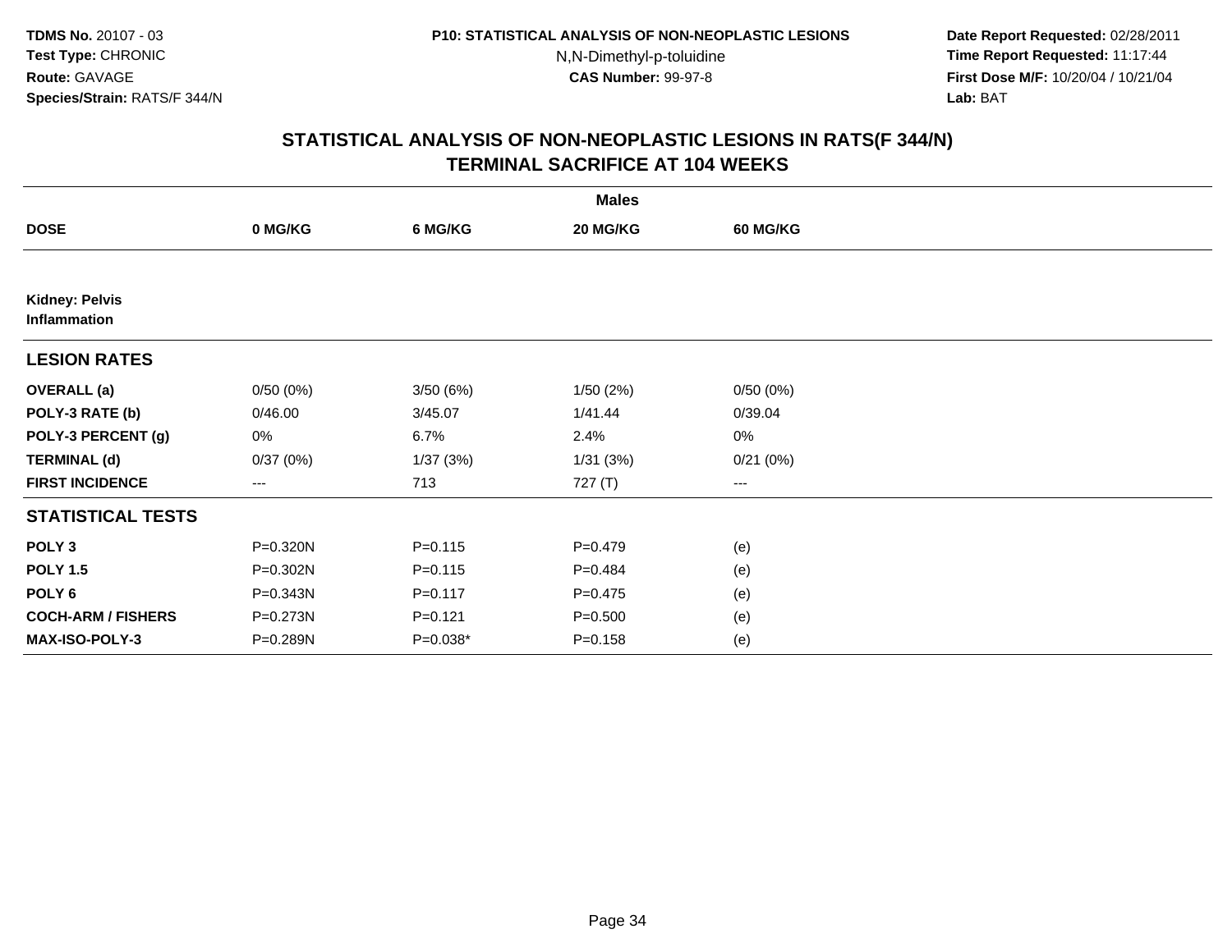**TDMS No.** 20107 - 03
**Test Type:** CHRONIC
**Route:** GAVAGE
**Species/Strain:** RATS/F 344/N

**P10: STATISTICAL ANALYSIS OF NON-NEOPLASTIC LESIONS**
N,N-Dimethyl-p-toluidine
**CAS Number:** 99-97-8

**Date Report Requested:** 02/28/2011
**Time Report Requested:** 11:17:44
**First Dose M/F:** 10/20/04 / 10/21/04
**Lab:** BAT

## STATISTICAL ANALYSIS OF NON-NEOPLASTIC LESIONS IN RATS(F 344/N)
## TERMINAL SACRIFICE AT 104 WEEKS

| | Males | | | |
|---|---|---|---|---|
| **DOSE** | **0 MG/KG** | **6 MG/KG** | **20 MG/KG** | **60 MG/KG** |
| **Kidney: Pelvis** | | | | |
| **Inflammation** | | | | |
| **LESION RATES** | | | | |
| **OVERALL (a)** | 0/50 (0%) | 3/50 (6%) | 1/50 (2%) | 0/50 (0%) |
| **POLY-3 RATE (b)** | 0/46.00 | 3/45.07 | 1/41.44 | 0/39.04 |
| **POLY-3 PERCENT (g)** | 0% | 6.7% | 2.4% | 0% |
| **TERMINAL (d)** | 0/37 (0%) | 1/37 (3%) | 1/31 (3%) | 0/21 (0%) |
| **FIRST INCIDENCE** | --- | 713 | 727 (T) | --- |
| **STATISTICAL TESTS** | | | | |
| **POLY 3** | P=0.320N | P=0.115 | P=0.479 | (e) |
| **POLY 1.5** | P=0.302N | P=0.115 | P=0.484 | (e) |
| **POLY 6** | P=0.343N | P=0.117 | P=0.475 | (e) |
| **COCH-ARM / FISHERS** | P=0.273N | P=0.121 | P=0.500 | (e) |
| **MAX-ISO-POLY-3** | P=0.289N | P=0.038* | P=0.158 | (e) |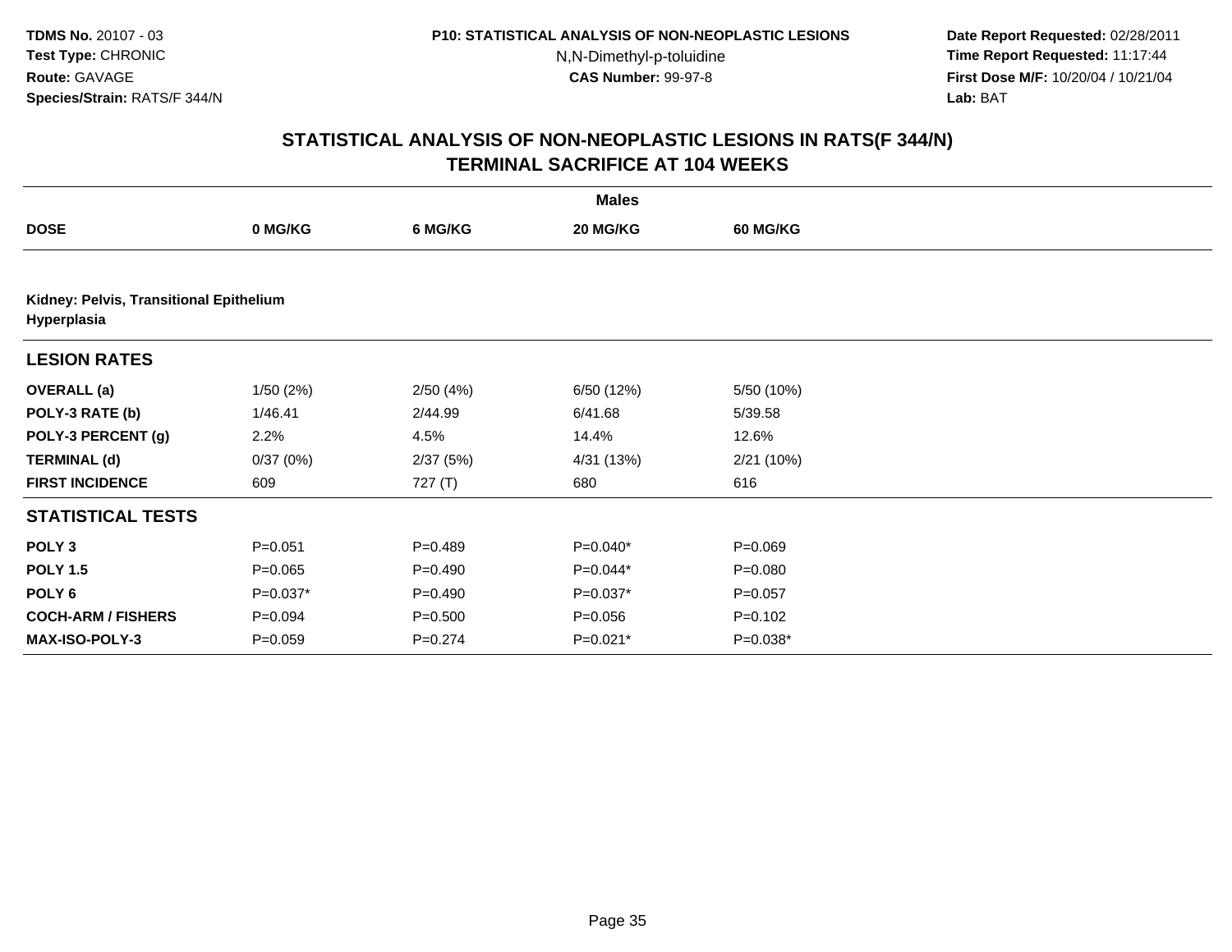## STATISTICAL ANALYSIS OF NON-NEOPLASTIC LESIONS IN RATS(F 344/N)
## TERMINAL SACRIFICE AT 104 WEEKS

| | Males | | | |
|---|---|---|---|---|
| **DOSE** | **0 MG/KG** | **6 MG/KG** | **20 MG/KG** | **60 MG/KG** |
| **Kidney: Pelvis, Transitional Epithelium Hyperplasia** | | | | |
| **LESION RATES** | | | | |
| **OVERALL (a)** | 1/50 (2%) | 2/50 (4%) | 6/50 (12%) | 5/50 (10%) |
| **POLY-3 RATE (b)** | 1/46.41 | 2/44.99 | 6/41.68 | 5/39.58 |
| **POLY-3 PERCENT (g)** | 2.2% | 4.5% | 14.4% | 12.6% |
| **TERMINAL (d)** | 0/37 (0%) | 2/37 (5%) | 4/31 (13%) | 2/21 (10%) |
| **FIRST INCIDENCE** | 609 | 727 (T) | 680 | 616 |
| **STATISTICAL TESTS** | | | | |
| **POLY 3** | P=0.051 | P=0.489 | P=0.040* | P=0.069 |
| **POLY 1.5** | P=0.065 | P=0.490 | P=0.044* | P=0.080 |
| **POLY 6** | P=0.037* | P=0.490 | P=0.037* | P=0.057 |
| **COCH-ARM / FISHERS** | P=0.094 | P=0.500 | P=0.056 | P=0.102 |
| **MAX-ISO-POLY-3** | P=0.059 | P=0.274 | P=0.021* | P=0.038* |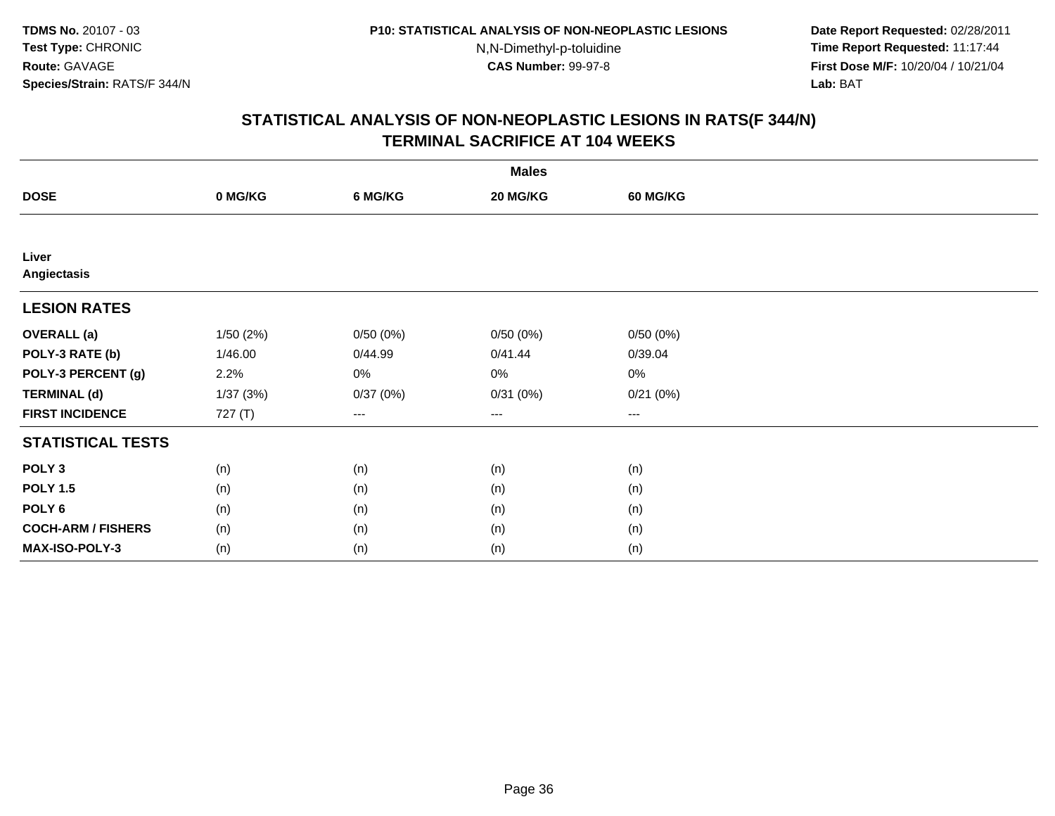**TDMS No.** 20107 - 03
**Test Type:** CHRONIC
**Route:** GAVAGE
**Species/Strain:** RATS/F 344/N

**P10: STATISTICAL ANALYSIS OF NON-NEOPLASTIC LESIONS**
N,N-Dimethyl-p-toluidine
**CAS Number:** 99-97-8

**Date Report Requested:** 02/28/2011
**Time Report Requested:** 11:17:44
**First Dose M/F:** 10/20/04 / 10/21/04
**Lab:** BAT

## STATISTICAL ANALYSIS OF NON-NEOPLASTIC LESIONS IN RATS(F 344/N) TERMINAL SACRIFICE AT 104 WEEKS

| | Males | | | |
|---|---|---|---|---|
| **DOSE** | **0 MG/KG** | **6 MG/KG** | **20 MG/KG** | **60 MG/KG** |
| **Liver Angiectasis** | | | | |
| **LESION RATES** | | | | |
| **OVERALL (a)** | 1/50 (2%) | 0/50 (0%) | 0/50 (0%) | 0/50 (0%) |
| **POLY-3 RATE (b)** | 1/46.00 | 0/44.99 | 0/41.44 | 0/39.04 |
| **POLY-3 PERCENT (g)** | 2.2% | 0% | 0% | 0% |
| **TERMINAL (d)** | 1/37 (3%) | 0/37 (0%) | 0/31 (0%) | 0/21 (0%) |
| **FIRST INCIDENCE** | 727 (T) | --- | --- | --- |
| **STATISTICAL TESTS** | | | | |
| **POLY 3** | (n) | (n) | (n) | (n) |
| **POLY 1.5** | (n) | (n) | (n) | (n) |
| **POLY 6** | (n) | (n) | (n) | (n) |
| **COCH-ARM / FISHERS** | (n) | (n) | (n) | (n) |
| **MAX-ISO-POLY-3** | (n) | (n) | (n) | (n) |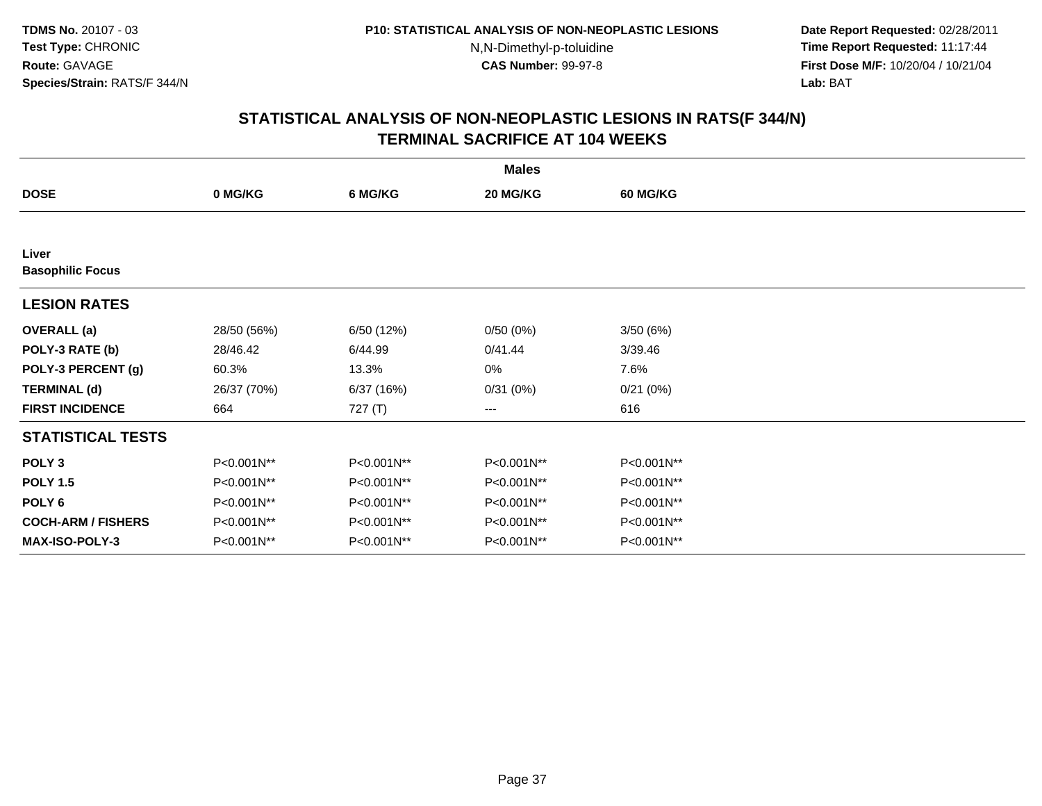# STATISTICAL ANALYSIS OF NON-NEOPLASTIC LESIONS IN RATS(F 344/N)
## TERMINAL SACRIFICE AT 104 WEEKS

| | Males | | | |
|---|---|---|---|---|
| **DOSE** | **0 MG/KG** | **6 MG/KG** | **20 MG/KG** | **60 MG/KG** |
| **Liver** | | | | |
| **Basophilic Focus** | | | | |
| **LESION RATES** | | | | |
| **OVERALL (a)** | 28/50 (56%) | 6/50 (12%) | 0/50 (0%) | 3/50 (6%) |
| **POLY-3 RATE (b)** | 28/46.42 | 6/44.99 | 0/41.44 | 3/39.46 |
| **POLY-3 PERCENT (g)** | 60.3% | 13.3% | 0% | 7.6% |
| **TERMINAL (d)** | 26/37 (70%) | 6/37 (16%) | 0/31 (0%) | 0/21 (0%) |
| **FIRST INCIDENCE** | 664 | 727 (T) | --- | 616 |
| **STATISTICAL TESTS** | | | | |
| **POLY 3** | P<0.001N** | P<0.001N** | P<0.001N** | P<0.001N** |
| **POLY 1.5** | P<0.001N** | P<0.001N** | P<0.001N** | P<0.001N** |
| **POLY 6** | P<0.001N** | P<0.001N** | P<0.001N** | P<0.001N** |
| **COCH-ARM / FISHERS** | P<0.001N** | P<0.001N** | P<0.001N** | P<0.001N** |
| **MAX-ISO-POLY-3** | P<0.001N** | P<0.001N** | P<0.001N** | P<0.001N** |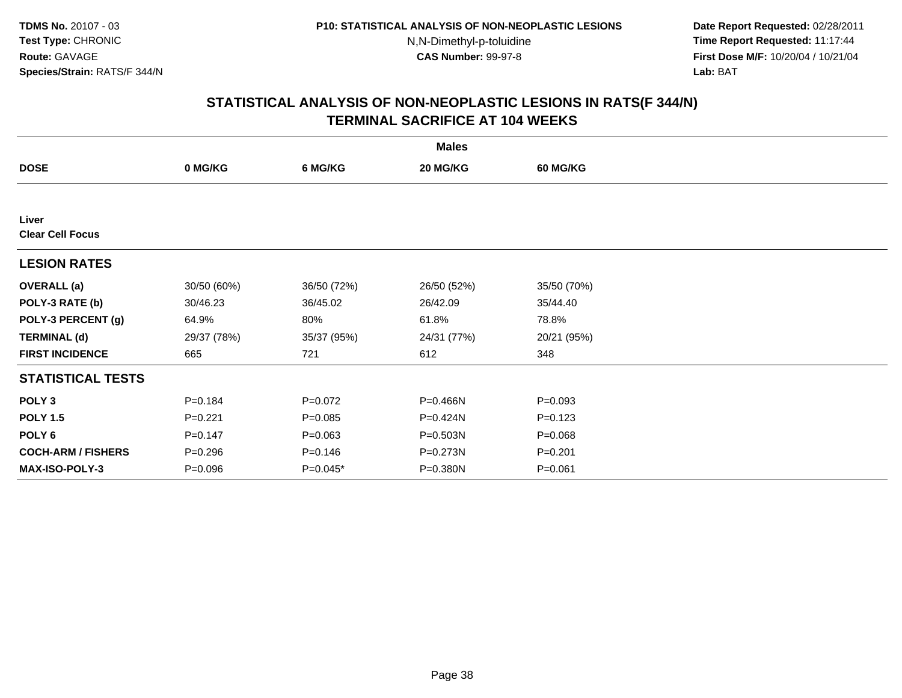## STATISTICAL ANALYSIS OF NON-NEOPLASTIC LESIONS IN RATS(F 344/N)
## TERMINAL SACRIFICE AT 104 WEEKS

| | Males | | | |
|---|---|---|---|---|
| **DOSE** | **0 MG/KG** | **6 MG/KG** | **20 MG/KG** | **60 MG/KG** |
| **Liver** | | | | |
| **Clear Cell Focus** | | | | |
| **LESION RATES** | | | | |
| **OVERALL (a)** | 30/50 (60%) | 36/50 (72%) | 26/50 (52%) | 35/50 (70%) |
| **POLY-3 RATE (b)** | 30/46.23 | 36/45.02 | 26/42.09 | 35/44.40 |
| **POLY-3 PERCENT (g)** | 64.9% | 80% | 61.8% | 78.8% |
| **TERMINAL (d)** | 29/37 (78%) | 35/37 (95%) | 24/31 (77%) | 20/21 (95%) |
| **FIRST INCIDENCE** | 665 | 721 | 612 | 348 |
| **STATISTICAL TESTS** | | | | |
| **POLY 3** | P=0.184 | P=0.072 | P=0.466N | P=0.093 |
| **POLY 1.5** | P=0.221 | P=0.085 | P=0.424N | P=0.123 |
| **POLY 6** | P=0.147 | P=0.063 | P=0.503N | P=0.068 |
| **COCH-ARM / FISHERS** | P=0.296 | P=0.146 | P=0.273N | P=0.201 |
| **MAX-ISO-POLY-3** | P=0.096 | P=0.045* | P=0.380N | P=0.061 |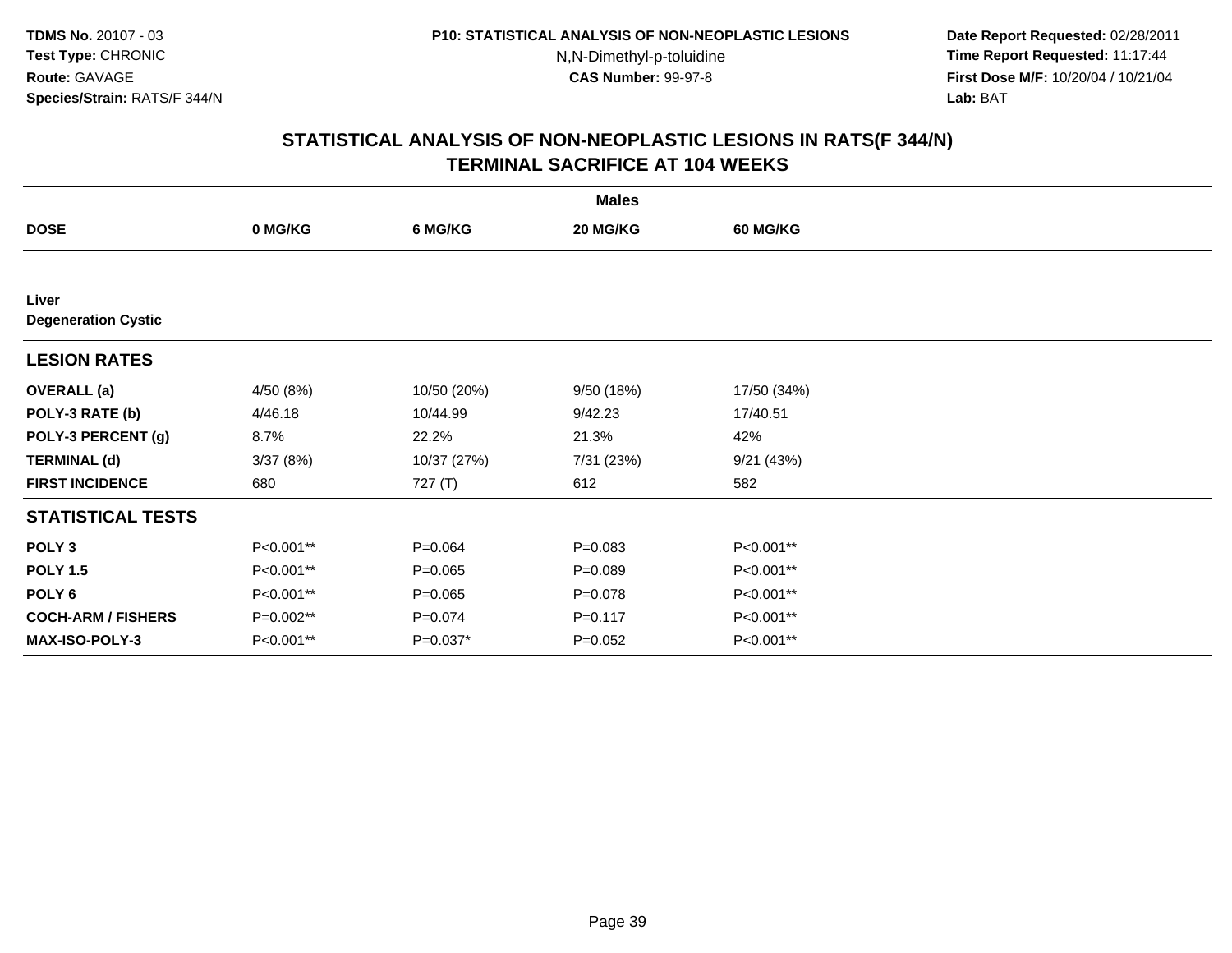TDMS No. 20107 - 03
Test Type: CHRONIC
Route: GAVAGE
Species/Strain: RATS/F 344/N

P10: STATISTICAL ANALYSIS OF NON-NEOPLASTIC LESIONS
N,N-Dimethyl-p-toluidine
CAS Number: 99-97-8

Date Report Requested: 02/28/2011
Time Report Requested: 11:17:44
First Dose M/F: 10/20/04 / 10/21/04
Lab: BAT

## STATISTICAL ANALYSIS OF NON-NEOPLASTIC LESIONS IN RATS(F 344/N)
## TERMINAL SACRIFICE AT 104 WEEKS

| | Males | | | |
|---|---|---|---|---|
| **DOSE** | **0 MG/KG** | **6 MG/KG** | **20 MG/KG** | **60 MG/KG** |
| **Liver** | | | | |
| **Degeneration Cystic** | | | | |
| **LESION RATES** | | | | |
| **OVERALL (a)** | 4/50 (8%) | 10/50 (20%) | 9/50 (18%) | 17/50 (34%) |
| **POLY-3 RATE (b)** | 4/46.18 | 10/44.99 | 9/42.23 | 17/40.51 |
| **POLY-3 PERCENT (g)** | 8.7% | 22.2% | 21.3% | 42% |
| **TERMINAL (d)** | 3/37 (8%) | 10/37 (27%) | 7/31 (23%) | 9/21 (43%) |
| **FIRST INCIDENCE** | 680 | 727 (T) | 612 | 582 |
| **STATISTICAL TESTS** | | | | |
| **POLY 3** | P<0.001** | P=0.064 | P=0.083 | P<0.001** |
| **POLY 1.5** | P<0.001** | P=0.065 | P=0.089 | P<0.001** |
| **POLY 6** | P<0.001** | P=0.065 | P=0.078 | P<0.001** |
| **COCH-ARM / FISHERS** | P=0.002** | P=0.074 | P=0.117 | P<0.001** |
| **MAX-ISO-POLY-3** | P<0.001** | P=0.037* | P=0.052 | P<0.001** |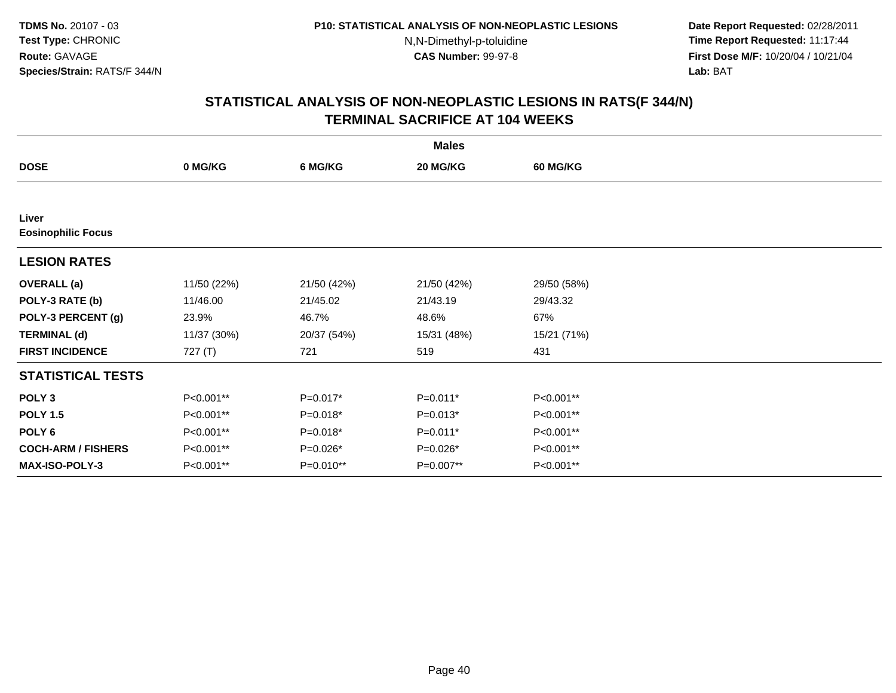**TDMS No.** 20107 - 03
**Test Type:** CHRONIC
**Route:** GAVAGE
**Species/Strain:** RATS/F 344/N

**P10: STATISTICAL ANALYSIS OF NON-NEOPLASTIC LESIONS**
N,N-Dimethyl-p-toluidine
**CAS Number:** 99-97-8

**Date Report Requested:** 02/28/2011
**Time Report Requested:** 11:17:44
**First Dose M/F:** 10/20/04 / 10/21/04
**Lab:** BAT

## STATISTICAL ANALYSIS OF NON-NEOPLASTIC LESIONS IN RATS(F 344/N)
## TERMINAL SACRIFICE AT 104 WEEKS

| | Males | | | |
|---|---|---|---|---|
| **DOSE** | **0 MG/KG** | **6 MG/KG** | **20 MG/KG** | **60 MG/KG** |
| **Liver** | | | | |
| **Eosinophilic Focus** | | | | |
| **LESION RATES** | | | | |
| **OVERALL (a)** | 11/50 (22%) | 21/50 (42%) | 21/50 (42%) | 29/50 (58%) |
| **POLY-3 RATE (b)** | 11/46.00 | 21/45.02 | 21/43.19 | 29/43.32 |
| **POLY-3 PERCENT (g)** | 23.9% | 46.7% | 48.6% | 67% |
| **TERMINAL (d)** | 11/37 (30%) | 20/37 (54%) | 15/31 (48%) | 15/21 (71%) |
| **FIRST INCIDENCE** | 727 (T) | 721 | 519 | 431 |
| **STATISTICAL TESTS** | | | | |
| **POLY 3** | P<0.001** | P=0.017* | P=0.011* | P<0.001** |
| **POLY 1.5** | P<0.001** | P=0.018* | P=0.013* | P<0.001** |
| **POLY 6** | P<0.001** | P=0.018* | P=0.011* | P<0.001** |
| **COCH-ARM / FISHERS** | P<0.001** | P=0.026* | P=0.026* | P<0.001** |
| **MAX-ISO-POLY-3** | P<0.001** | P=0.010** | P=0.007** | P<0.001** |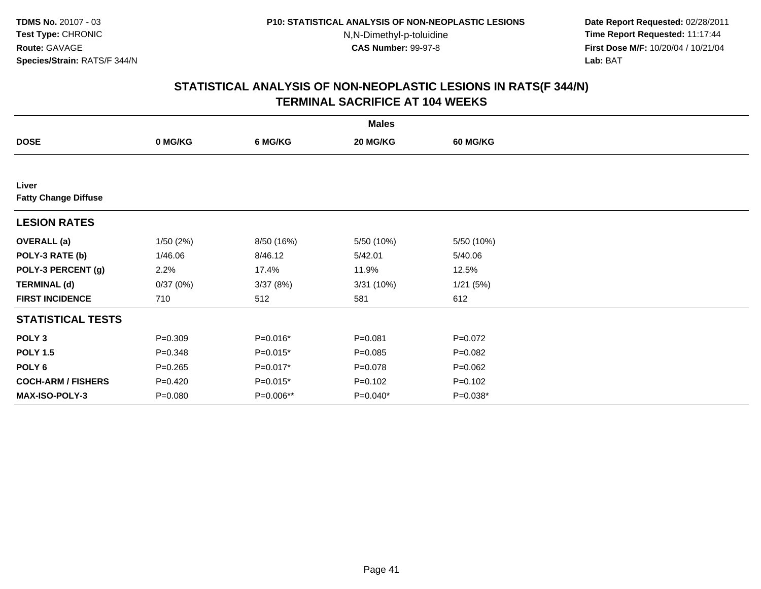TDMS No. 20107 - 03
Test Type: CHRONIC
Route: GAVAGE
Species/Strain: RATS/F 344/N

P10: STATISTICAL ANALYSIS OF NON-NEOPLASTIC LESIONS
N,N-Dimethyl-p-toluidine
CAS Number: 99-97-8

Date Report Requested: 02/28/2011
Time Report Requested: 11:17:44
First Dose M/F: 10/20/04 / 10/21/04
Lab: BAT

## STATISTICAL ANALYSIS OF NON-NEOPLASTIC LESIONS IN RATS(F 344/N)
## TERMINAL SACRIFICE AT 104 WEEKS

| | Males | | | |
|---|---|---|---|---|
| **DOSE** | **0 MG/KG** | **6 MG/KG** | **20 MG/KG** | **60 MG/KG** |
| **Liver** | | | | |
| **Fatty Change Diffuse** | | | | |
| **LESION RATES** | | | | |
| **OVERALL (a)** | 1/50 (2%) | 8/50 (16%) | 5/50 (10%) | 5/50 (10%) |
| **POLY-3 RATE (b)** | 1/46.06 | 8/46.12 | 5/42.01 | 5/40.06 |
| **POLY-3 PERCENT (g)** | 2.2% | 17.4% | 11.9% | 12.5% |
| **TERMINAL (d)** | 0/37 (0%) | 3/37 (8%) | 3/31 (10%) | 1/21 (5%) |
| **FIRST INCIDENCE** | 710 | 512 | 581 | 612 |
| **STATISTICAL TESTS** | | | | |
| **POLY 3** | P=0.309 | P=0.016* | P=0.081 | P=0.072 |
| **POLY 1.5** | P=0.348 | P=0.015* | P=0.085 | P=0.082 |
| **POLY 6** | P=0.265 | P=0.017* | P=0.078 | P=0.062 |
| **COCH-ARM / FISHERS** | P=0.420 | P=0.015* | P=0.102 | P=0.102 |
| **MAX-ISO-POLY-3** | P=0.080 | P=0.006** | P=0.040* | P=0.038* |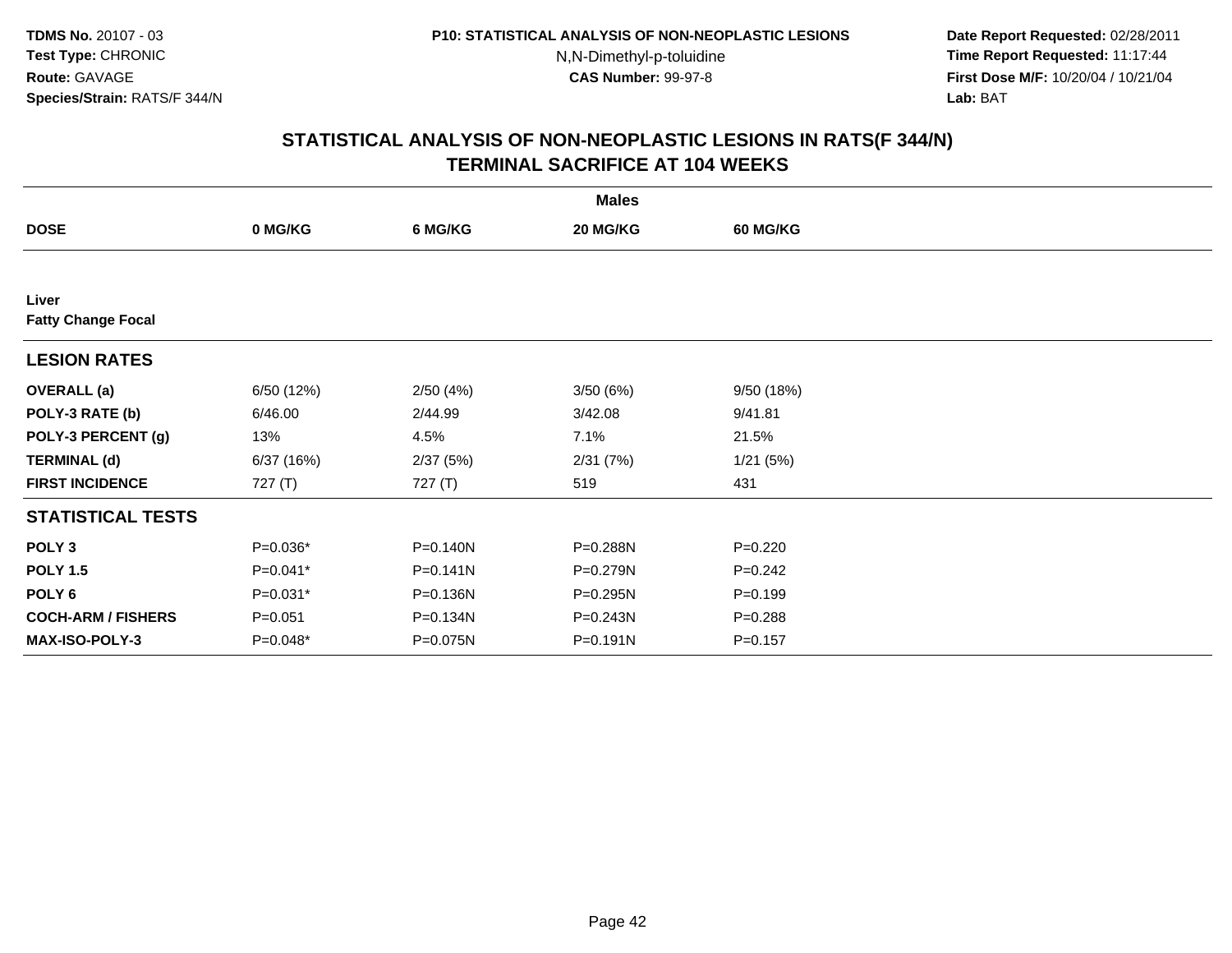TDMS No. 20107 - 03
Test Type: CHRONIC
Route: GAVAGE
Species/Strain: RATS/F 344/N

P10: STATISTICAL ANALYSIS OF NON-NEOPLASTIC LESIONS
N,N-Dimethyl-p-toluidine
CAS Number: 99-97-8

Date Report Requested: 02/28/2011
Time Report Requested: 11:17:44
First Dose M/F: 10/20/04 / 10/21/04
Lab: BAT

## STATISTICAL ANALYSIS OF NON-NEOPLASTIC LESIONS IN RATS(F 344/N)
## TERMINAL SACRIFICE AT 104 WEEKS

| | Males | | | |
|---|---|---|---|---|
| **DOSE** | **0 MG/KG** | **6 MG/KG** | **20 MG/KG** | **60 MG/KG** |
| **Liver** | | | | |
| **Fatty Change Focal** | | | | |
| **LESION RATES** | | | | |
| **OVERALL (a)** | 6/50 (12%) | 2/50 (4%) | 3/50 (6%) | 9/50 (18%) |
| **POLY-3 RATE (b)** | 6/46.00 | 2/44.99 | 3/42.08 | 9/41.81 |
| **POLY-3 PERCENT (g)** | 13% | 4.5% | 7.1% | 21.5% |
| **TERMINAL (d)** | 6/37 (16%) | 2/37 (5%) | 2/31 (7%) | 1/21 (5%) |
| **FIRST INCIDENCE** | 727 (T) | 727 (T) | 519 | 431 |
| **STATISTICAL TESTS** | | | | |
| **POLY 3** | P=0.036* | P=0.140N | P=0.288N | P=0.220 |
| **POLY 1.5** | P=0.041* | P=0.141N | P=0.279N | P=0.242 |
| **POLY 6** | P=0.031* | P=0.136N | P=0.295N | P=0.199 |
| **COCH-ARM / FISHERS** | P=0.051 | P=0.134N | P=0.243N | P=0.288 |
| **MAX-ISO-POLY-3** | P=0.048* | P=0.075N | P=0.191N | P=0.157 |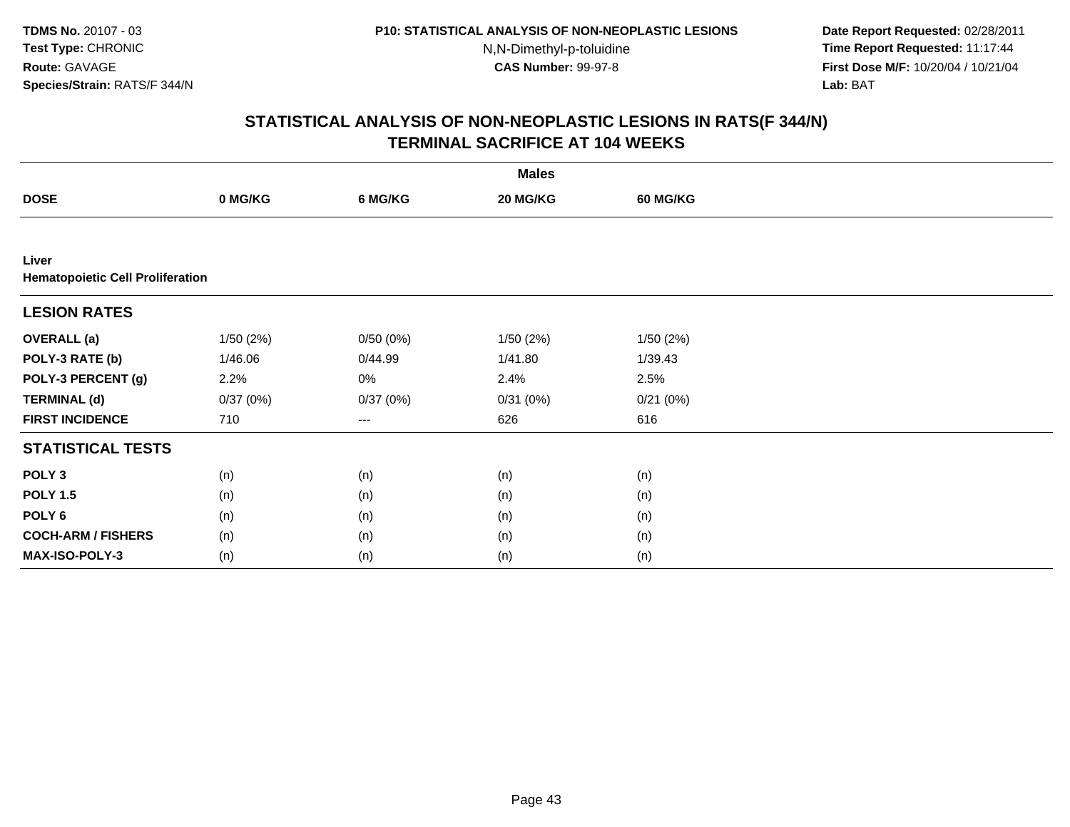# STATISTICAL ANALYSIS OF NON-NEOPLASTIC LESIONS IN RATS(F 344/N)
## TERMINAL SACRIFICE AT 104 WEEKS

| | Males | | | |
|---|---|---|---|---|
| **DOSE** | **0 MG/KG** | **6 MG/KG** | **20 MG/KG** | **60 MG/KG** |
| **Liver** | | | | |
| **Hematopoietic Cell Proliferation** | | | | |
| **LESION RATES** | | | | |
| **OVERALL (a)** | 1/50 (2%) | 0/50 (0%) | 1/50 (2%) | 1/50 (2%) |
| **POLY-3 RATE (b)** | 1/46.06 | 0/44.99 | 1/41.80 | 1/39.43 |
| **POLY-3 PERCENT (g)** | 2.2% | 0% | 2.4% | 2.5% |
| **TERMINAL (d)** | 0/37 (0%) | 0/37 (0%) | 0/31 (0%) | 0/21 (0%) |
| **FIRST INCIDENCE** | 710 | --- | 626 | 616 |
| **STATISTICAL TESTS** | | | | |
| **POLY 3** | (n) | (n) | (n) | (n) |
| **POLY 1.5** | (n) | (n) | (n) | (n) |
| **POLY 6** | (n) | (n) | (n) | (n) |
| **COCH-ARM / FISHERS** | (n) | (n) | (n) | (n) |
| **MAX-ISO-POLY-3** | (n) | (n) | (n) | (n) |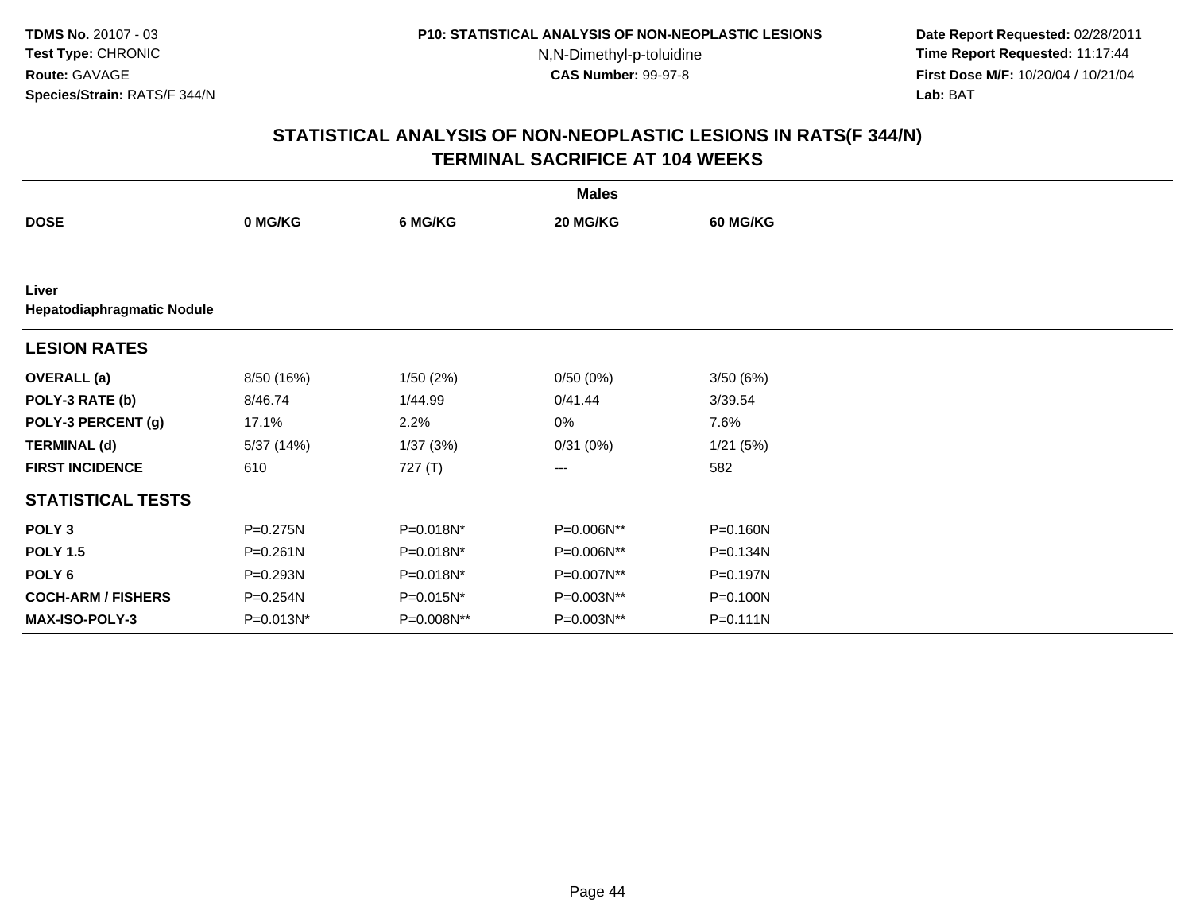**TDMS No.** 20107 - 03
**Test Type:** CHRONIC
**Route:** GAVAGE
**Species/Strain:** RATS/F 344/N

**P10: STATISTICAL ANALYSIS OF NON-NEOPLASTIC LESIONS**
N,N-Dimethyl-p-toluidine
**CAS Number:** 99-97-8

**Date Report Requested:** 02/28/2011
**Time Report Requested:** 11:17:44
**First Dose M/F:** 10/20/04 / 10/21/04
**Lab:** BAT

## STATISTICAL ANALYSIS OF NON-NEOPLASTIC LESIONS IN RATS(F 344/N) TERMINAL SACRIFICE AT 104 WEEKS

| | Males | | | |
|---|---|---|---|---|
| **DOSE** | **0 MG/KG** | **6 MG/KG** | **20 MG/KG** | **60 MG/KG** |
| **Liver** | | | | |
| **Hepatodiaphragmatic Nodule** | | | | |
| **LESION RATES** | | | | |
| **OVERALL (a)** | 8/50 (16%) | 1/50 (2%) | 0/50 (0%) | 3/50 (6%) |
| **POLY-3 RATE (b)** | 8/46.74 | 1/44.99 | 0/41.44 | 3/39.54 |
| **POLY-3 PERCENT (g)** | 17.1% | 2.2% | 0% | 7.6% |
| **TERMINAL (d)** | 5/37 (14%) | 1/37 (3%) | 0/31 (0%) | 1/21 (5%) |
| **FIRST INCIDENCE** | 610 | 727 (T) | --- | 582 |
| **STATISTICAL TESTS** | | | | |
| **POLY 3** | P=0.275N | P=0.018N* | P=0.006N** | P=0.160N |
| **POLY 1.5** | P=0.261N | P=0.018N* | P=0.006N** | P=0.134N |
| **POLY 6** | P=0.293N | P=0.018N* | P=0.007N** | P=0.197N |
| **COCH-ARM / FISHERS** | P=0.254N | P=0.015N* | P=0.003N** | P=0.100N |
| **MAX-ISO-POLY-3** | P=0.013N* | P=0.008N** | P=0.003N** | P=0.111N |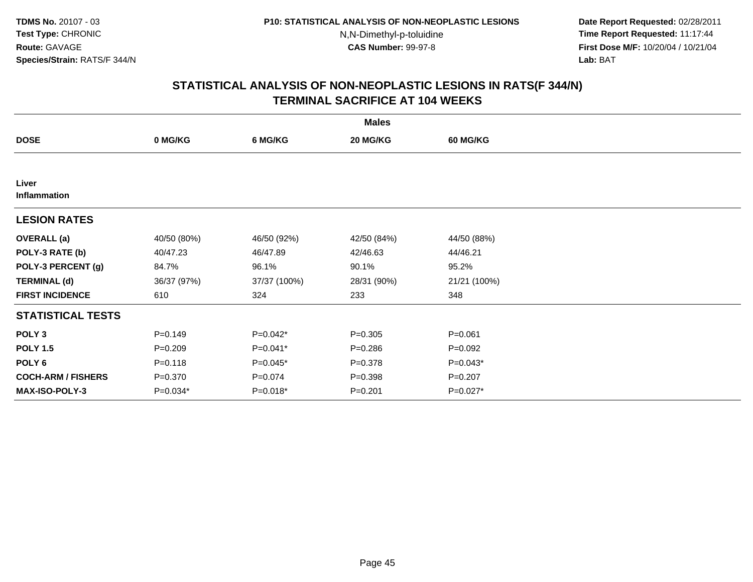**TDMS No.** 20107 - 03
**Test Type:** CHRONIC
**Route:** GAVAGE
**Species/Strain:** RATS/F 344/N

**P10: STATISTICAL ANALYSIS OF NON-NEOPLASTIC LESIONS**
N,N-Dimethyl-p-toluidine
**CAS Number:** 99-97-8

**Date Report Requested:** 02/28/2011
**Time Report Requested:** 11:17:44
**First Dose M/F:** 10/20/04 / 10/21/04
**Lab:** BAT

## STATISTICAL ANALYSIS OF NON-NEOPLASTIC LESIONS IN RATS(F 344/N) TERMINAL SACRIFICE AT 104 WEEKS

| | Males | | | |
|---|---|---|---|---|
| **DOSE** | **0 MG/KG** | **6 MG/KG** | **20 MG/KG** | **60 MG/KG** |
| **Liver** | | | | |
| **Inflammation** | | | | |
| **LESION RATES** | | | | |
| **OVERALL (a)** | 40/50 (80%) | 46/50 (92%) | 42/50 (84%) | 44/50 (88%) |
| **POLY-3 RATE (b)** | 40/47.23 | 46/47.89 | 42/46.63 | 44/46.21 |
| **POLY-3 PERCENT (g)** | 84.7% | 96.1% | 90.1% | 95.2% |
| **TERMINAL (d)** | 36/37 (97%) | 37/37 (100%) | 28/31 (90%) | 21/21 (100%) |
| **FIRST INCIDENCE** | 610 | 324 | 233 | 348 |
| **STATISTICAL TESTS** | | | | |
| **POLY 3** | P=0.149 | P=0.042* | P=0.305 | P=0.061 |
| **POLY 1.5** | P=0.209 | P=0.041* | P=0.286 | P=0.092 |
| **POLY 6** | P=0.118 | P=0.045* | P=0.378 | P=0.043* |
| **COCH-ARM / FISHERS** | P=0.370 | P=0.074 | P=0.398 | P=0.207 |
| **MAX-ISO-POLY-3** | P=0.034* | P=0.018* | P=0.201 | P=0.027* |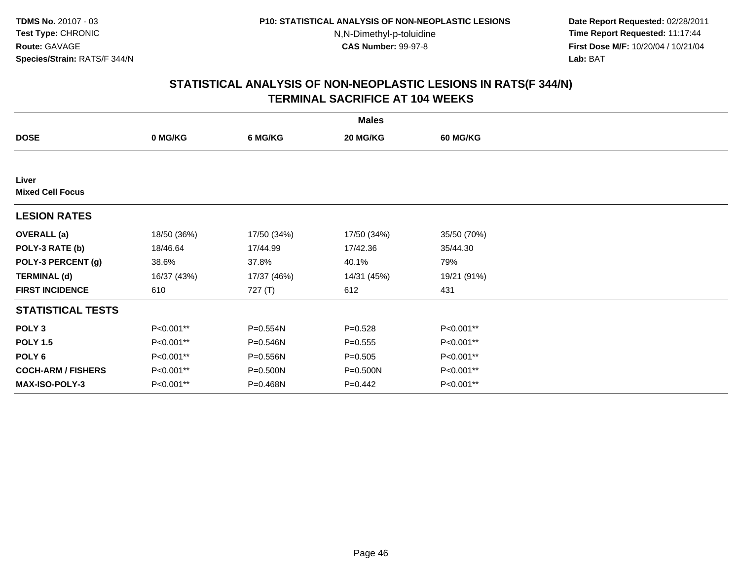TDMS No. 20107 - 03
Test Type: CHRONIC
Route: GAVAGE
Species/Strain: RATS/F 344/N

P10: STATISTICAL ANALYSIS OF NON-NEOPLASTIC LESIONS
N,N-Dimethyl-p-toluidine
CAS Number: 99-97-8

Date Report Requested: 02/28/2011
Time Report Requested: 11:17:44
First Dose M/F: 10/20/04 / 10/21/04
Lab: BAT

## STATISTICAL ANALYSIS OF NON-NEOPLASTIC LESIONS IN RATS(F 344/N) TERMINAL SACRIFICE AT 104 WEEKS

| | Males | | | |
|---|---|---|---|---|
| **DOSE** | **0 MG/KG** | **6 MG/KG** | **20 MG/KG** | **60 MG/KG** |
| **Liver** | | | | |
| **Mixed Cell Focus** | | | | |
| **LESION RATES** | | | | |
| **OVERALL (a)** | 18/50 (36%) | 17/50 (34%) | 17/50 (34%) | 35/50 (70%) |
| **POLY-3 RATE (b)** | 18/46.64 | 17/44.99 | 17/42.36 | 35/44.30 |
| **POLY-3 PERCENT (g)** | 38.6% | 37.8% | 40.1% | 79% |
| **TERMINAL (d)** | 16/37 (43%) | 17/37 (46%) | 14/31 (45%) | 19/21 (91%) |
| **FIRST INCIDENCE** | 610 | 727 (T) | 612 | 431 |
| **STATISTICAL TESTS** | | | | |
| **POLY 3** | P<0.001** | P=0.554N | P=0.528 | P<0.001** |
| **POLY 1.5** | P<0.001** | P=0.546N | P=0.555 | P<0.001** |
| **POLY 6** | P<0.001** | P=0.556N | P=0.505 | P<0.001** |
| **COCH-ARM / FISHERS** | P<0.001** | P=0.500N | P=0.500N | P<0.001** |
| **MAX-ISO-POLY-3** | P<0.001** | P=0.468N | P=0.442 | P<0.001** |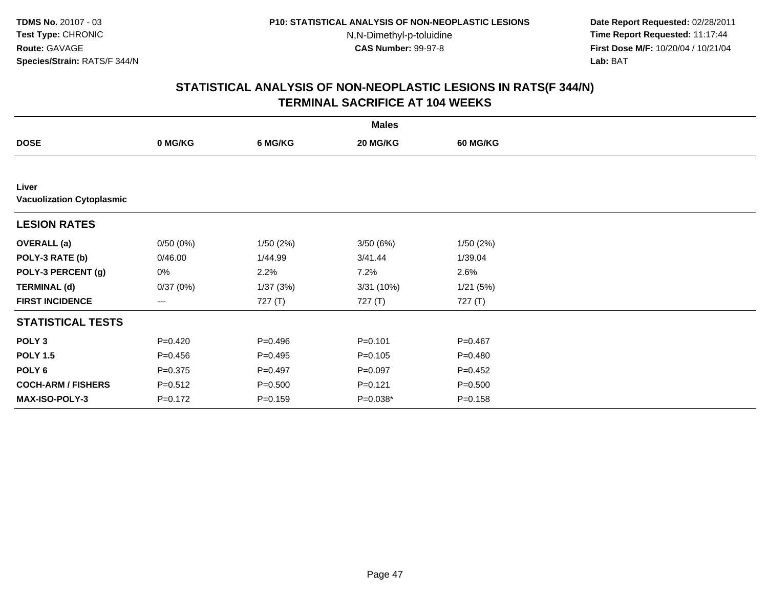**TDMS No.** 20107 - 03
**Test Type:** CHRONIC
**Route:** GAVAGE
**Species/Strain:** RATS/F 344/N

**P10: STATISTICAL ANALYSIS OF NON-NEOPLASTIC LESIONS**
N,N-Dimethyl-p-toluidine
**CAS Number:** 99-97-8

**Date Report Requested:** 02/28/2011
**Time Report Requested:** 11:17:44
**First Dose M/F:** 10/20/04 / 10/21/04
**Lab:** BAT

## STATISTICAL ANALYSIS OF NON-NEOPLASTIC LESIONS IN RATS(F 344/N) TERMINAL SACRIFICE AT 104 WEEKS

| | Males | | | |
|---|---|---|---|---|
| **DOSE** | **0 MG/KG** | **6 MG/KG** | **20 MG/KG** | **60 MG/KG** |
| **Liver** | | | | |
| **Vacuolization Cytoplasmic** | | | | |
| **LESION RATES** | | | | |
| **OVERALL (a)** | 0/50 (0%) | 1/50 (2%) | 3/50 (6%) | 1/50 (2%) |
| **POLY-3 RATE (b)** | 0/46.00 | 1/44.99 | 3/41.44 | 1/39.04 |
| **POLY-3 PERCENT (g)** | 0% | 2.2% | 7.2% | 2.6% |
| **TERMINAL (d)** | 0/37 (0%) | 1/37 (3%) | 3/31 (10%) | 1/21 (5%) |
| **FIRST INCIDENCE** | --- | 727 (T) | 727 (T) | 727 (T) |
| **STATISTICAL TESTS** | | | | |
| **POLY 3** | P=0.420 | P=0.496 | P=0.101 | P=0.467 |
| **POLY 1.5** | P=0.456 | P=0.495 | P=0.105 | P=0.480 |
| **POLY 6** | P=0.375 | P=0.497 | P=0.097 | P=0.452 |
| **COCH-ARM / FISHERS** | P=0.512 | P=0.500 | P=0.121 | P=0.500 |
| **MAX-ISO-POLY-3** | P=0.172 | P=0.159 | P=0.038* | P=0.158 |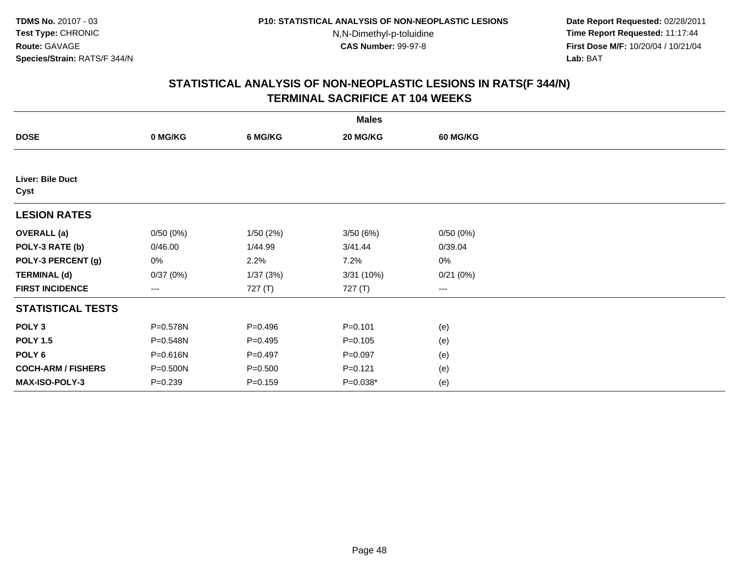**TDMS No.** 20107 - 03
**Test Type:** CHRONIC
**Route:** GAVAGE
**Species/Strain:** RATS/F 344/N

**P10: STATISTICAL ANALYSIS OF NON-NEOPLASTIC LESIONS**
N,N-Dimethyl-p-toluidine
**CAS Number:** 99-97-8

**Date Report Requested:** 02/28/2011
**Time Report Requested:** 11:17:44
**First Dose M/F:** 10/20/04 / 10/21/04
**Lab:** BAT

## STATISTICAL ANALYSIS OF NON-NEOPLASTIC LESIONS IN RATS(F 344/N) TERMINAL SACRIFICE AT 104 WEEKS

| | Males | | | |
|---|---|---|---|---|
| **DOSE** | **0 MG/KG** | **6 MG/KG** | **20 MG/KG** | **60 MG/KG** |
| **Liver: Bile Duct** | | | | |
| **Cyst** | | | | |
| **LESION RATES** | | | | |
| **OVERALL (a)** | 0/50 (0%) | 1/50 (2%) | 3/50 (6%) | 0/50 (0%) |
| **POLY-3 RATE (b)** | 0/46.00 | 1/44.99 | 3/41.44 | 0/39.04 |
| **POLY-3 PERCENT (g)** | 0% | 2.2% | 7.2% | 0% |
| **TERMINAL (d)** | 0/37 (0%) | 1/37 (3%) | 3/31 (10%) | 0/21 (0%) |
| **FIRST INCIDENCE** | --- | 727 (T) | 727 (T) | --- |
| **STATISTICAL TESTS** | | | | |
| **POLY 3** | P=0.578N | P=0.496 | P=0.101 | (e) |
| **POLY 1.5** | P=0.548N | P=0.495 | P=0.105 | (e) |
| **POLY 6** | P=0.616N | P=0.497 | P=0.097 | (e) |
| **COCH-ARM / FISHERS** | P=0.500N | P=0.500 | P=0.121 | (e) |
| **MAX-ISO-POLY-3** | P=0.239 | P=0.159 | P=0.038* | (e) |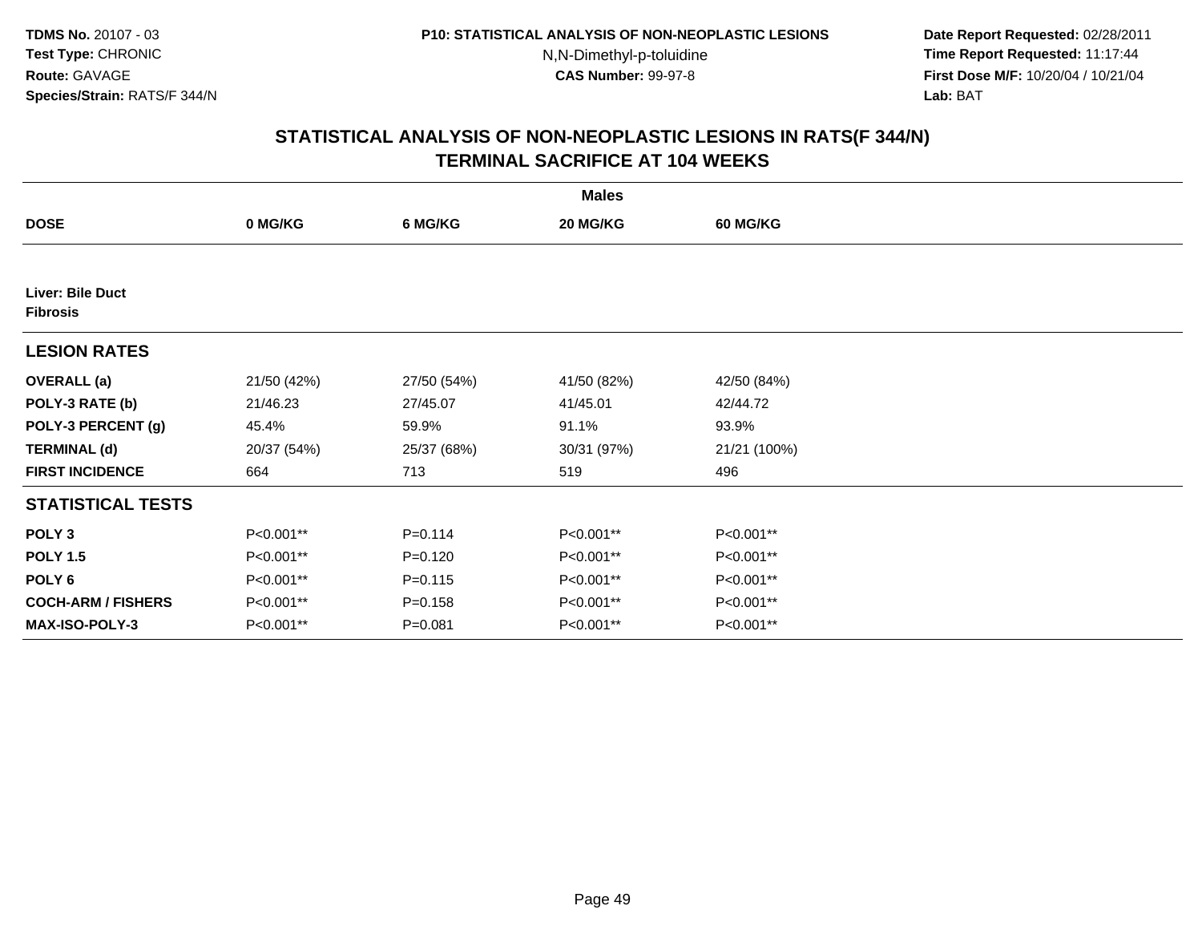TDMS No. 20107 - 03
Test Type: CHRONIC
Route: GAVAGE
Species/Strain: RATS/F 344/N

P10: STATISTICAL ANALYSIS OF NON-NEOPLASTIC LESIONS
N,N-Dimethyl-p-toluidine
CAS Number: 99-97-8

Date Report Requested: 02/28/2011
Time Report Requested: 11:17:44
First Dose M/F: 10/20/04 / 10/21/04
Lab: BAT

## STATISTICAL ANALYSIS OF NON-NEOPLASTIC LESIONS IN RATS(F 344/N)
## TERMINAL SACRIFICE AT 104 WEEKS

| | Males | | | |
|---|---|---|---|---|
| **DOSE** | **0 MG/KG** | **6 MG/KG** | **20 MG/KG** | **60 MG/KG** |
| **Liver: Bile Duct** | | | | |
| **Fibrosis** | | | | |
| **LESION RATES** | | | | |
| **OVERALL (a)** | 21/50 (42%) | 27/50 (54%) | 41/50 (82%) | 42/50 (84%) |
| **POLY-3 RATE (b)** | 21/46.23 | 27/45.07 | 41/45.01 | 42/44.72 |
| **POLY-3 PERCENT (g)** | 45.4% | 59.9% | 91.1% | 93.9% |
| **TERMINAL (d)** | 20/37 (54%) | 25/37 (68%) | 30/31 (97%) | 21/21 (100%) |
| **FIRST INCIDENCE** | 664 | 713 | 519 | 496 |
| **STATISTICAL TESTS** | | | | |
| **POLY 3** | P<0.001** | P=0.114 | P<0.001** | P<0.001** |
| **POLY 1.5** | P<0.001** | P=0.120 | P<0.001** | P<0.001** |
| **POLY 6** | P<0.001** | P=0.115 | P<0.001** | P<0.001** |
| **COCH-ARM / FISHERS** | P<0.001** | P=0.158 | P<0.001** | P<0.001** |
| **MAX-ISO-POLY-3** | P<0.001** | P=0.081 | P<0.001** | P<0.001** |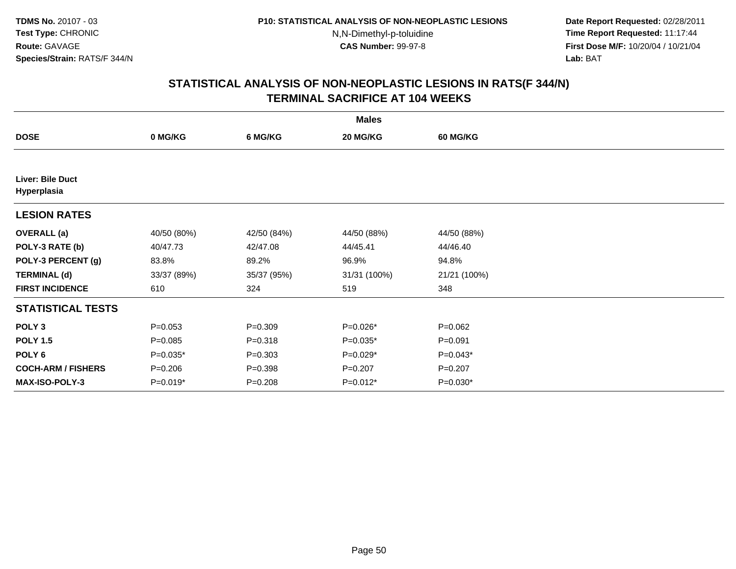TDMS No. 20107 - 03
Test Type: CHRONIC
Route: GAVAGE
Species/Strain: RATS/F 344/N

P10: STATISTICAL ANALYSIS OF NON-NEOPLASTIC LESIONS
N,N-Dimethyl-p-toluidine
CAS Number: 99-97-8

Date Report Requested: 02/28/2011
Time Report Requested: 11:17:44
First Dose M/F: 10/20/04 / 10/21/04
Lab: BAT

## STATISTICAL ANALYSIS OF NON-NEOPLASTIC LESIONS IN RATS(F 344/N)
## TERMINAL SACRIFICE AT 104 WEEKS

| | Males | | | |
|---|---|---|---|---|
| **DOSE** | **0 MG/KG** | **6 MG/KG** | **20 MG/KG** | **60 MG/KG** |
| **Liver: Bile Duct Hyperplasia** | | | | |
| **LESION RATES** | | | | |
| **OVERALL (a)** | 40/50 (80%) | 42/50 (84%) | 44/50 (88%) | 44/50 (88%) |
| **POLY-3 RATE (b)** | 40/47.73 | 42/47.08 | 44/45.41 | 44/46.40 |
| **POLY-3 PERCENT (g)** | 83.8% | 89.2% | 96.9% | 94.8% |
| **TERMINAL (d)** | 33/37 (89%) | 35/37 (95%) | 31/31 (100%) | 21/21 (100%) |
| **FIRST INCIDENCE** | 610 | 324 | 519 | 348 |
| **STATISTICAL TESTS** | | | | |
| **POLY 3** | P=0.053 | P=0.309 | P=0.026* | P=0.062 |
| **POLY 1.5** | P=0.085 | P=0.318 | P=0.035* | P=0.091 |
| **POLY 6** | P=0.035* | P=0.303 | P=0.029* | P=0.043* |
| **COCH-ARM / FISHERS** | P=0.206 | P=0.398 | P=0.207 | P=0.207 |
| **MAX-ISO-POLY-3** | P=0.019* | P=0.208 | P=0.012* | P=0.030* |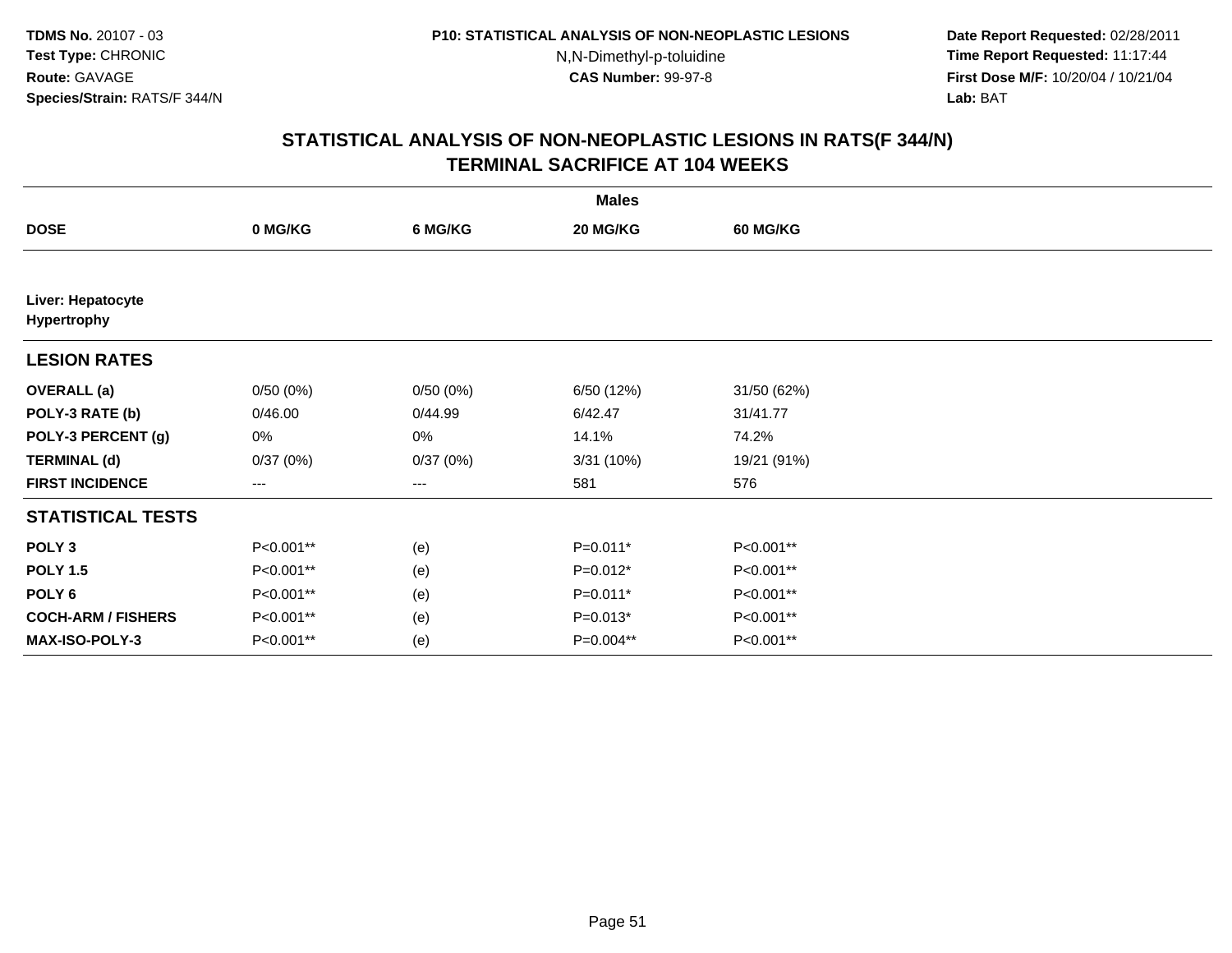# STATISTICAL ANALYSIS OF NON-NEOPLASTIC LESIONS IN RATS(F 344/N)
## TERMINAL SACRIFICE AT 104 WEEKS

| | Males | | | |
|---|---|---|---|---|
| **DOSE** | **0 MG/KG** | **6 MG/KG** | **20 MG/KG** | **60 MG/KG** |
| **Liver: Hepatocyte Hypertrophy** | | | | |
| **LESION RATES** | | | | |
| **OVERALL (a)** | 0/50 (0%) | 0/50 (0%) | 6/50 (12%) | 31/50 (62%) |
| **POLY-3 RATE (b)** | 0/46.00 | 0/44.99 | 6/42.47 | 31/41.77 |
| **POLY-3 PERCENT (g)** | 0% | 0% | 14.1% | 74.2% |
| **TERMINAL (d)** | 0/37 (0%) | 0/37 (0%) | 3/31 (10%) | 19/21 (91%) |
| **FIRST INCIDENCE** | --- | --- | 581 | 576 |
| **STATISTICAL TESTS** | | | | |
| **POLY 3** | P<0.001** | (e) | P=0.011* | P<0.001** |
| **POLY 1.5** | P<0.001** | (e) | P=0.012* | P<0.001** |
| **POLY 6** | P<0.001** | (e) | P=0.011* | P<0.001** |
| **COCH-ARM / FISHERS** | P<0.001** | (e) | P=0.013* | P<0.001** |
| **MAX-ISO-POLY-3** | P<0.001** | (e) | P=0.004** | P<0.001** |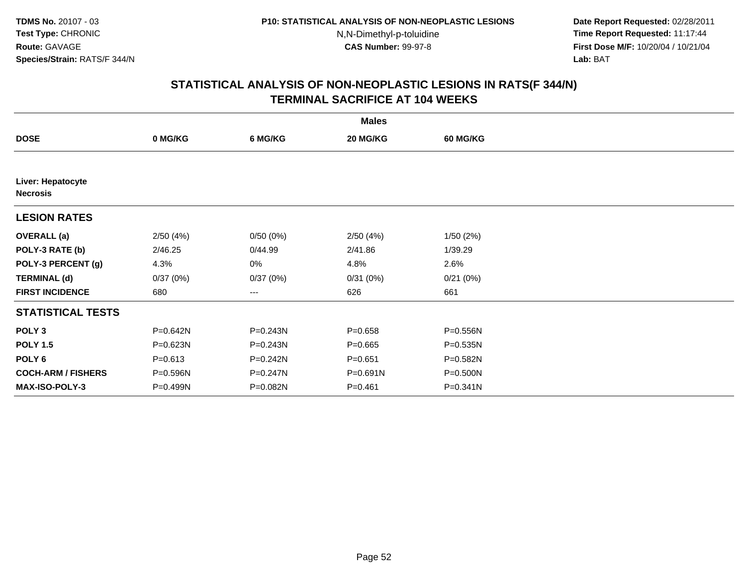## STATISTICAL ANALYSIS OF NON-NEOPLASTIC LESIONS IN RATS(F 344/N)
## TERMINAL SACRIFICE AT 104 WEEKS

| | Males | | | |
|---|---|---|---|---|
| **DOSE** | **0 MG/KG** | **6 MG/KG** | **20 MG/KG** | **60 MG/KG** |
| **Liver: Hepatocyte Necrosis** | | | | |
| **LESION RATES** | | | | |
| **OVERALL (a)** | 2/50 (4%) | 0/50 (0%) | 2/50 (4%) | 1/50 (2%) |
| **POLY-3 RATE (b)** | 2/46.25 | 0/44.99 | 2/41.86 | 1/39.29 |
| **POLY-3 PERCENT (g)** | 4.3% | 0% | 4.8% | 2.6% |
| **TERMINAL (d)** | 0/37 (0%) | 0/37 (0%) | 0/31 (0%) | 0/21 (0%) |
| **FIRST INCIDENCE** | 680 | --- | 626 | 661 |
| **STATISTICAL TESTS** | | | | |
| **POLY 3** | P=0.642N | P=0.243N | P=0.658 | P=0.556N |
| **POLY 1.5** | P=0.623N | P=0.243N | P=0.665 | P=0.535N |
| **POLY 6** | P=0.613 | P=0.242N | P=0.651 | P=0.582N |
| **COCH-ARM / FISHERS** | P=0.596N | P=0.247N | P=0.691N | P=0.500N |
| **MAX-ISO-POLY-3** | P=0.499N | P=0.082N | P=0.461 | P=0.341N |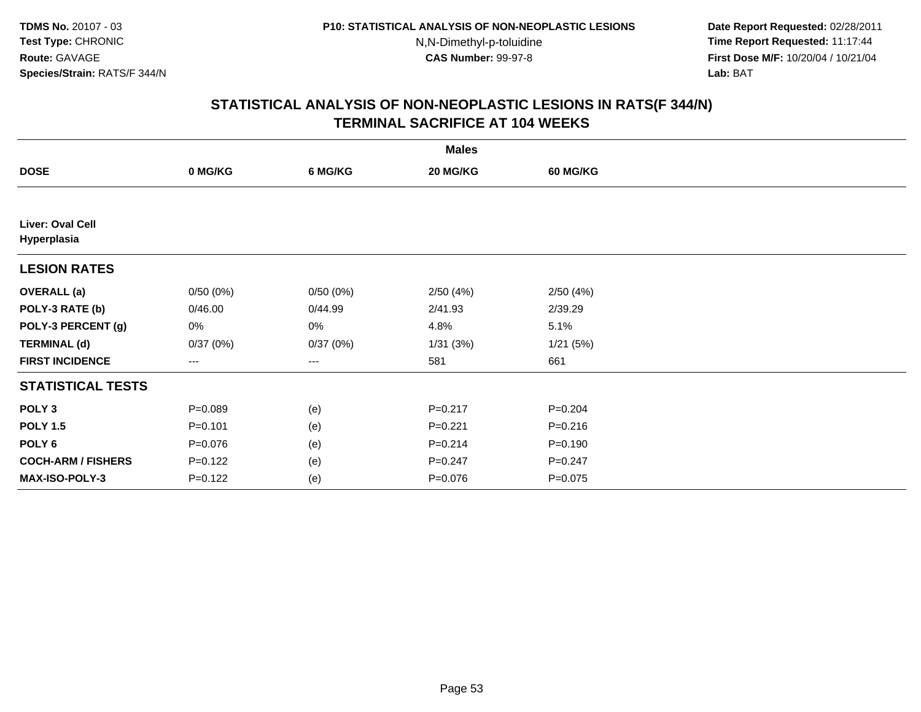**TDMS No.** 20107 - 03
**Test Type:** CHRONIC
**Route:** GAVAGE
**Species/Strain:** RATS/F 344/N

**P10: STATISTICAL ANALYSIS OF NON-NEOPLASTIC LESIONS**
N,N-Dimethyl-p-toluidine
**CAS Number:** 99-97-8

**Date Report Requested:** 02/28/2011
**Time Report Requested:** 11:17:44
**First Dose M/F:** 10/20/04 / 10/21/04
**Lab:** BAT

## STATISTICAL ANALYSIS OF NON-NEOPLASTIC LESIONS IN RATS(F 344/N)
## TERMINAL SACRIFICE AT 104 WEEKS

| | Males | | | |
|---|---|---|---|---|
| **DOSE** | **0 MG/KG** | **6 MG/KG** | **20 MG/KG** | **60 MG/KG** |
| **Liver: Oval Cell Hyperplasia** | | | | |
| **LESION RATES** | | | | |
| **OVERALL (a)** | 0/50 (0%) | 0/50 (0%) | 2/50 (4%) | 2/50 (4%) |
| **POLY-3 RATE (b)** | 0/46.00 | 0/44.99 | 2/41.93 | 2/39.29 |
| **POLY-3 PERCENT (g)** | 0% | 0% | 4.8% | 5.1% |
| **TERMINAL (d)** | 0/37 (0%) | 0/37 (0%) | 1/31 (3%) | 1/21 (5%) |
| **FIRST INCIDENCE** | --- | --- | 581 | 661 |
| **STATISTICAL TESTS** | | | | |
| **POLY 3** | P=0.089 | (e) | P=0.217 | P=0.204 |
| **POLY 1.5** | P=0.101 | (e) | P=0.221 | P=0.216 |
| **POLY 6** | P=0.076 | (e) | P=0.214 | P=0.190 |
| **COCH-ARM / FISHERS** | P=0.122 | (e) | P=0.247 | P=0.247 |
| **MAX-ISO-POLY-3** | P=0.122 | (e) | P=0.076 | P=0.075 |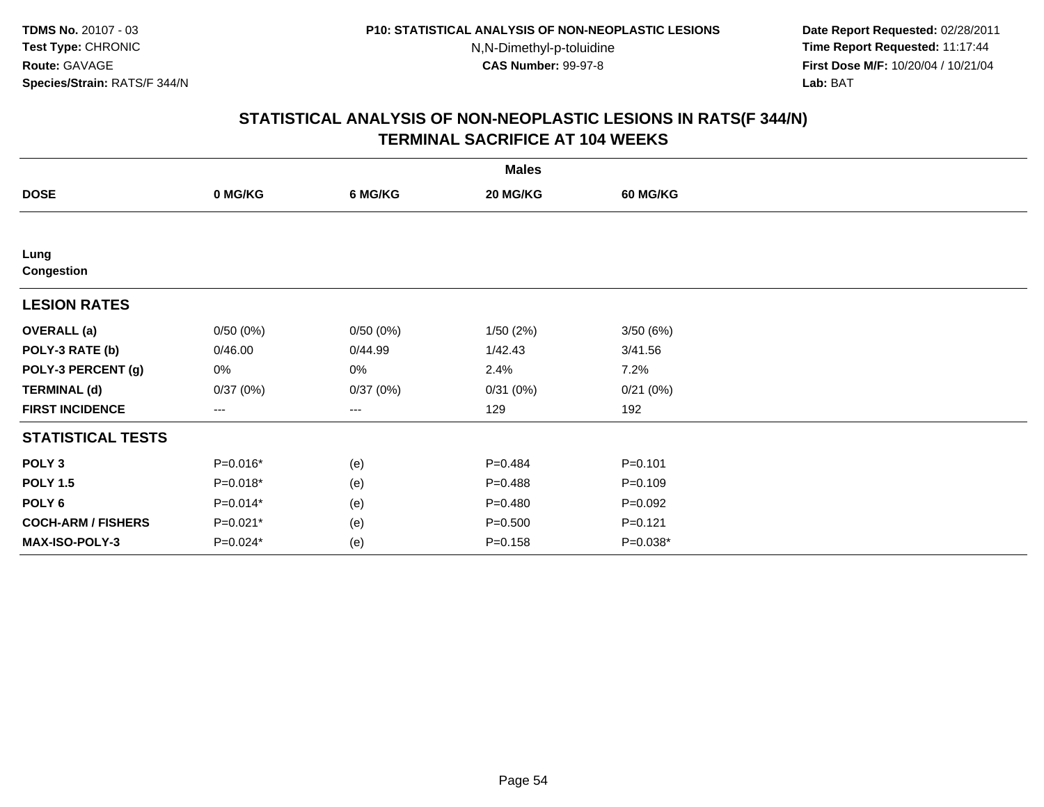# STATISTICAL ANALYSIS OF NON-NEOPLASTIC LESIONS IN RATS(F 344/N)
## TERMINAL SACRIFICE AT 104 WEEKS

| | Males | | | |
|---|---|---|---|---|
| **DOSE** | **0 MG/KG** | **6 MG/KG** | **20 MG/KG** | **60 MG/KG** |
| **Lung** | | | | |
| **Congestion** | | | | |
| **LESION RATES** | | | | |
| **OVERALL (a)** | 0/50 (0%) | 0/50 (0%) | 1/50 (2%) | 3/50 (6%) |
| **POLY-3 RATE (b)** | 0/46.00 | 0/44.99 | 1/42.43 | 3/41.56 |
| **POLY-3 PERCENT (g)** | 0% | 0% | 2.4% | 7.2% |
| **TERMINAL (d)** | 0/37 (0%) | 0/37 (0%) | 0/31 (0%) | 0/21 (0%) |
| **FIRST INCIDENCE** | --- | --- | 129 | 192 |
| **STATISTICAL TESTS** | | | | |
| **POLY 3** | P=0.016* | (e) | P=0.484 | P=0.101 |
| **POLY 1.5** | P=0.018* | (e) | P=0.488 | P=0.109 |
| **POLY 6** | P=0.014* | (e) | P=0.480 | P=0.092 |
| **COCH-ARM / FISHERS** | P=0.021* | (e) | P=0.500 | P=0.121 |
| **MAX-ISO-POLY-3** | P=0.024* | (e) | P=0.158 | P=0.038* |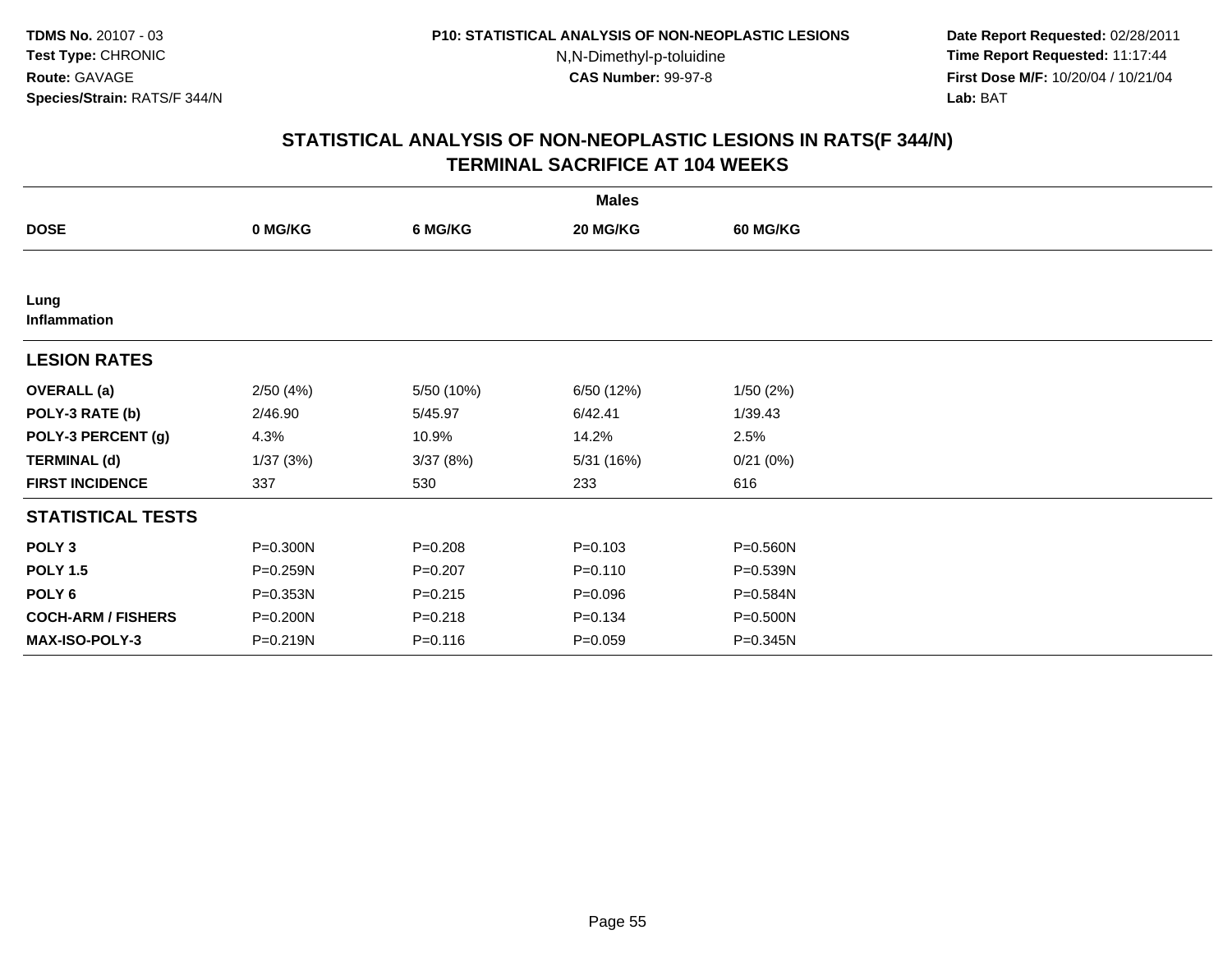# STATISTICAL ANALYSIS OF NON-NEOPLASTIC LESIONS IN RATS(F 344/N)
## TERMINAL SACRIFICE AT 104 WEEKS

| | Males | | | |
|---|---|---|---|---|
| **DOSE** | **0 MG/KG** | **6 MG/KG** | **20 MG/KG** | **60 MG/KG** |
| **Lung** | | | | |
| **Inflammation** | | | | |
| **LESION RATES** | | | | |
| **OVERALL (a)** | 2/50 (4%) | 5/50 (10%) | 6/50 (12%) | 1/50 (2%) |
| **POLY-3 RATE (b)** | 2/46.90 | 5/45.97 | 6/42.41 | 1/39.43 |
| **POLY-3 PERCENT (g)** | 4.3% | 10.9% | 14.2% | 2.5% |
| **TERMINAL (d)** | 1/37 (3%) | 3/37 (8%) | 5/31 (16%) | 0/21 (0%) |
| **FIRST INCIDENCE** | 337 | 530 | 233 | 616 |
| **STATISTICAL TESTS** | | | | |
| **POLY 3** | P=0.300N | P=0.208 | P=0.103 | P=0.560N |
| **POLY 1.5** | P=0.259N | P=0.207 | P=0.110 | P=0.539N |
| **POLY 6** | P=0.353N | P=0.215 | P=0.096 | P=0.584N |
| **COCH-ARM / FISHERS** | P=0.200N | P=0.218 | P=0.134 | P=0.500N |
| **MAX-ISO-POLY-3** | P=0.219N | P=0.116 | P=0.059 | P=0.345N |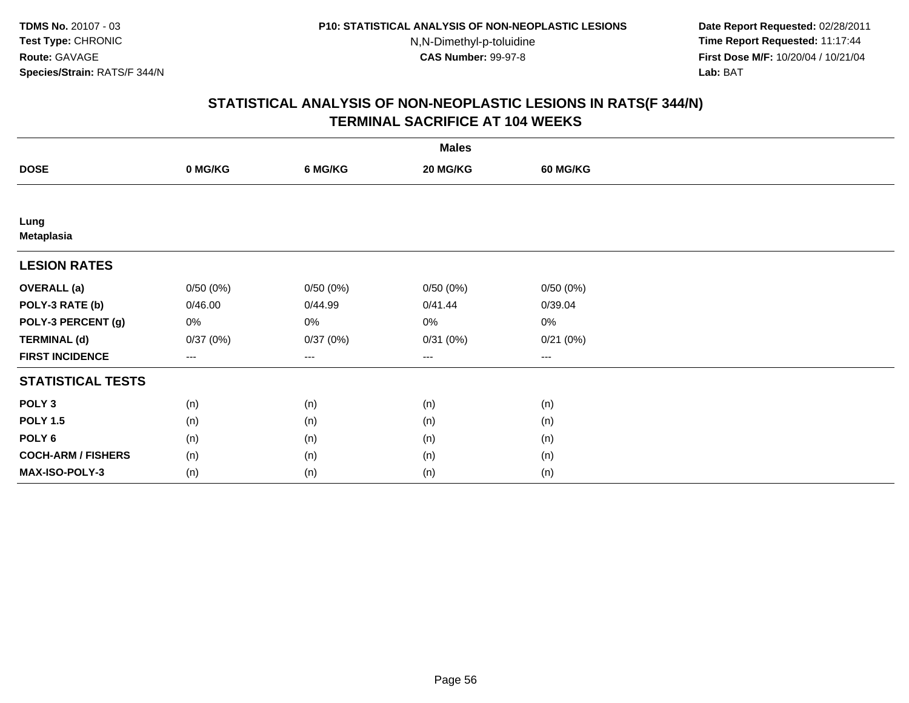## STATISTICAL ANALYSIS OF NON-NEOPLASTIC LESIONS IN RATS(F 344/N)
## TERMINAL SACRIFICE AT 104 WEEKS

| | Males | | | |
|---|---|---|---|---|
| **DOSE** | **0 MG/KG** | **6 MG/KG** | **20 MG/KG** | **60 MG/KG** |
| **Lung** | | | | |
| **Metaplasia** | | | | |
| **LESION RATES** | | | | |
| **OVERALL (a)** | 0/50 (0%) | 0/50 (0%) | 0/50 (0%) | 0/50 (0%) |
| **POLY-3 RATE (b)** | 0/46.00 | 0/44.99 | 0/41.44 | 0/39.04 |
| **POLY-3 PERCENT (g)** | 0% | 0% | 0% | 0% |
| **TERMINAL (d)** | 0/37 (0%) | 0/37 (0%) | 0/31 (0%) | 0/21 (0%) |
| **FIRST INCIDENCE** | --- | --- | --- | --- |
| **STATISTICAL TESTS** | | | | |
| **POLY 3** | (n) | (n) | (n) | (n) |
| **POLY 1.5** | (n) | (n) | (n) | (n) |
| **POLY 6** | (n) | (n) | (n) | (n) |
| **COCH-ARM / FISHERS** | (n) | (n) | (n) | (n) |
| **MAX-ISO-POLY-3** | (n) | (n) | (n) | (n) |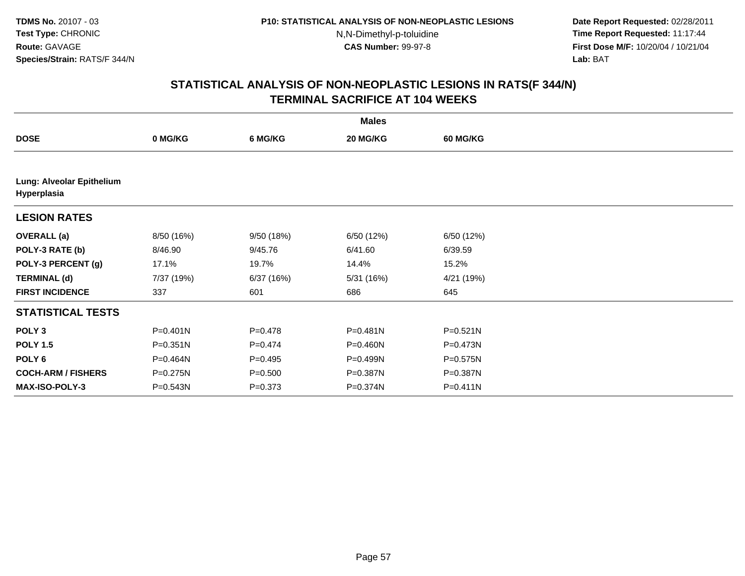**TDMS No.** 20107 - 03
**Test Type:** CHRONIC
**Route:** GAVAGE
**Species/Strain:** RATS/F 344/N

**P10: STATISTICAL ANALYSIS OF NON-NEOPLASTIC LESIONS**
N,N-Dimethyl-p-toluidine
**CAS Number:** 99-97-8

**Date Report Requested:** 02/28/2011
**Time Report Requested:** 11:17:44
**First Dose M/F:** 10/20/04 / 10/21/04
**Lab:** BAT

## STATISTICAL ANALYSIS OF NON-NEOPLASTIC LESIONS IN RATS(F 344/N)
## TERMINAL SACRIFICE AT 104 WEEKS

| | Males | | | |
|---|---|---|---|---|
| **DOSE** | **0 MG/KG** | **6 MG/KG** | **20 MG/KG** | **60 MG/KG** |
| **Lung: Alveolar Epithelium Hyperplasia** | | | | |
| **LESION RATES** | | | | |
| **OVERALL (a)** | 8/50 (16%) | 9/50 (18%) | 6/50 (12%) | 6/50 (12%) |
| **POLY-3 RATE (b)** | 8/46.90 | 9/45.76 | 6/41.60 | 6/39.59 |
| **POLY-3 PERCENT (g)** | 17.1% | 19.7% | 14.4% | 15.2% |
| **TERMINAL (d)** | 7/37 (19%) | 6/37 (16%) | 5/31 (16%) | 4/21 (19%) |
| **FIRST INCIDENCE** | 337 | 601 | 686 | 645 |
| **STATISTICAL TESTS** | | | | |
| **POLY 3** | P=0.401N | P=0.478 | P=0.481N | P=0.521N |
| **POLY 1.5** | P=0.351N | P=0.474 | P=0.460N | P=0.473N |
| **POLY 6** | P=0.464N | P=0.495 | P=0.499N | P=0.575N |
| **COCH-ARM / FISHERS** | P=0.275N | P=0.500 | P=0.387N | P=0.387N |
| **MAX-ISO-POLY-3** | P=0.543N | P=0.373 | P=0.374N | P=0.411N |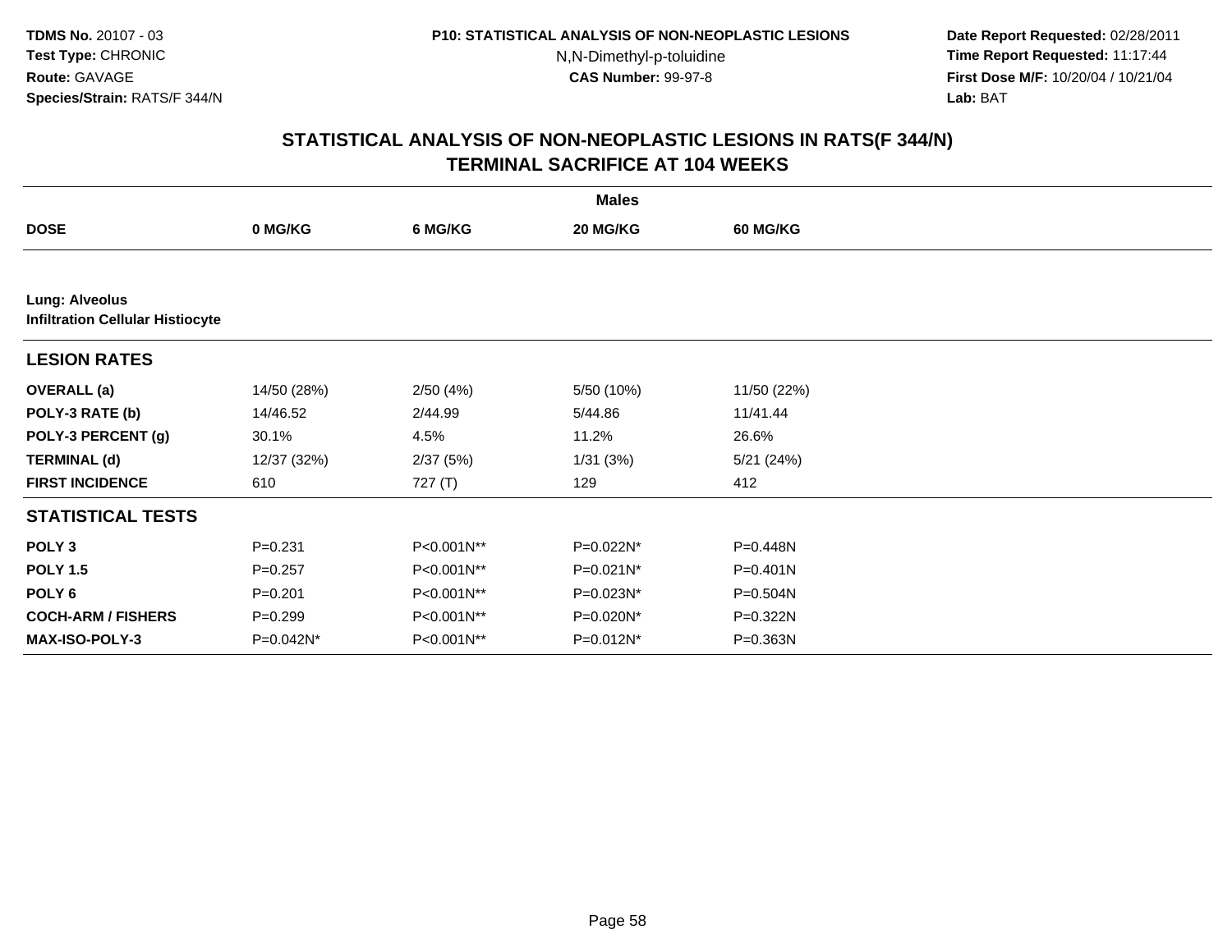TDMS No. 20107 - 03
Test Type: CHRONIC
Route: GAVAGE
Species/Strain: RATS/F 344/N

P10: STATISTICAL ANALYSIS OF NON-NEOPLASTIC LESIONS
N,N-Dimethyl-p-toluidine
CAS Number: 99-97-8

Date Report Requested: 02/28/2011
Time Report Requested: 11:17:44
First Dose M/F: 10/20/04 / 10/21/04
Lab: BAT

## STATISTICAL ANALYSIS OF NON-NEOPLASTIC LESIONS IN RATS(F 344/N)
## TERMINAL SACRIFICE AT 104 WEEKS

| | Males | | | |
|---|---|---|---|---|
| **DOSE** | **0 MG/KG** | **6 MG/KG** | **20 MG/KG** | **60 MG/KG** |
| **Lung: Alveolus** | | | | |
| **Infiltration Cellular Histiocyte** | | | | |
| **LESION RATES** | | | | |
| **OVERALL (a)** | 14/50 (28%) | 2/50 (4%) | 5/50 (10%) | 11/50 (22%) |
| **POLY-3 RATE (b)** | 14/46.52 | 2/44.99 | 5/44.86 | 11/41.44 |
| **POLY-3 PERCENT (g)** | 30.1% | 4.5% | 11.2% | 26.6% |
| **TERMINAL (d)** | 12/37 (32%) | 2/37 (5%) | 1/31 (3%) | 5/21 (24%) |
| **FIRST INCIDENCE** | 610 | 727 (T) | 129 | 412 |
| **STATISTICAL TESTS** | | | | |
| **POLY 3** | P=0.231 | P<0.001N** | P=0.022N* | P=0.448N |
| **POLY 1.5** | P=0.257 | P<0.001N** | P=0.021N* | P=0.401N |
| **POLY 6** | P=0.201 | P<0.001N** | P=0.023N* | P=0.504N |
| **COCH-ARM / FISHERS** | P=0.299 | P<0.001N** | P=0.020N* | P=0.322N |
| **MAX-ISO-POLY-3** | P=0.042N* | P<0.001N** | P=0.012N* | P=0.363N |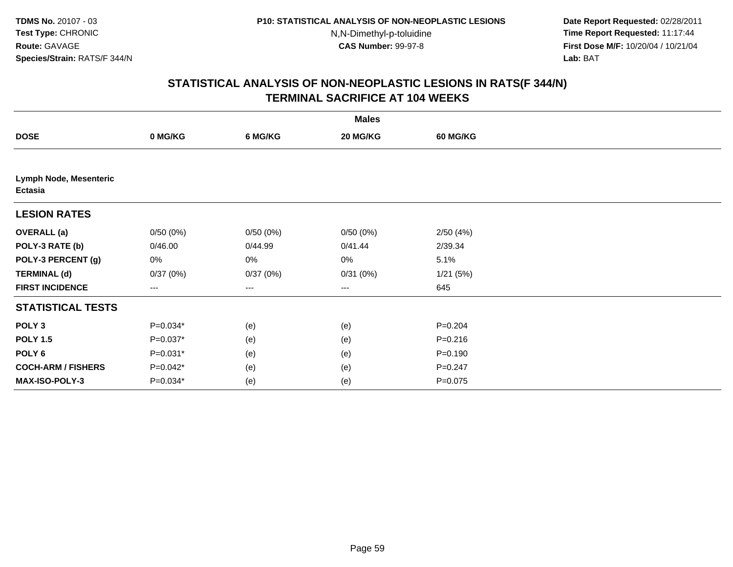TDMS No. 20107 - 03
Test Type: CHRONIC
Route: GAVAGE
Species/Strain: RATS/F 344/N

P10: STATISTICAL ANALYSIS OF NON-NEOPLASTIC LESIONS
N,N-Dimethyl-p-toluidine
CAS Number: 99-97-8

Date Report Requested: 02/28/2011
Time Report Requested: 11:17:44
First Dose M/F: 10/20/04 / 10/21/04
Lab: BAT

## STATISTICAL ANALYSIS OF NON-NEOPLASTIC LESIONS IN RATS(F 344/N)
## TERMINAL SACRIFICE AT 104 WEEKS

| | Males | | | |
|---|---|---|---|---|
| **DOSE** | **0 MG/KG** | **6 MG/KG** | **20 MG/KG** | **60 MG/KG** |
| **Lymph Node, Mesenteric Ectasia** | | | | |
| **LESION RATES** | | | | |
| **OVERALL (a)** | 0/50 (0%) | 0/50 (0%) | 0/50 (0%) | 2/50 (4%) |
| **POLY-3 RATE (b)** | 0/46.00 | 0/44.99 | 0/41.44 | 2/39.34 |
| **POLY-3 PERCENT (g)** | 0% | 0% | 0% | 5.1% |
| **TERMINAL (d)** | 0/37 (0%) | 0/37 (0%) | 0/31 (0%) | 1/21 (5%) |
| **FIRST INCIDENCE** | --- | --- | --- | 645 |
| **STATISTICAL TESTS** | | | | |
| **POLY 3** | P=0.034* | (e) | (e) | P=0.204 |
| **POLY 1.5** | P=0.037* | (e) | (e) | P=0.216 |
| **POLY 6** | P=0.031* | (e) | (e) | P=0.190 |
| **COCH-ARM / FISHERS** | P=0.042* | (e) | (e) | P=0.247 |
| **MAX-ISO-POLY-3** | P=0.034* | (e) | (e) | P=0.075 |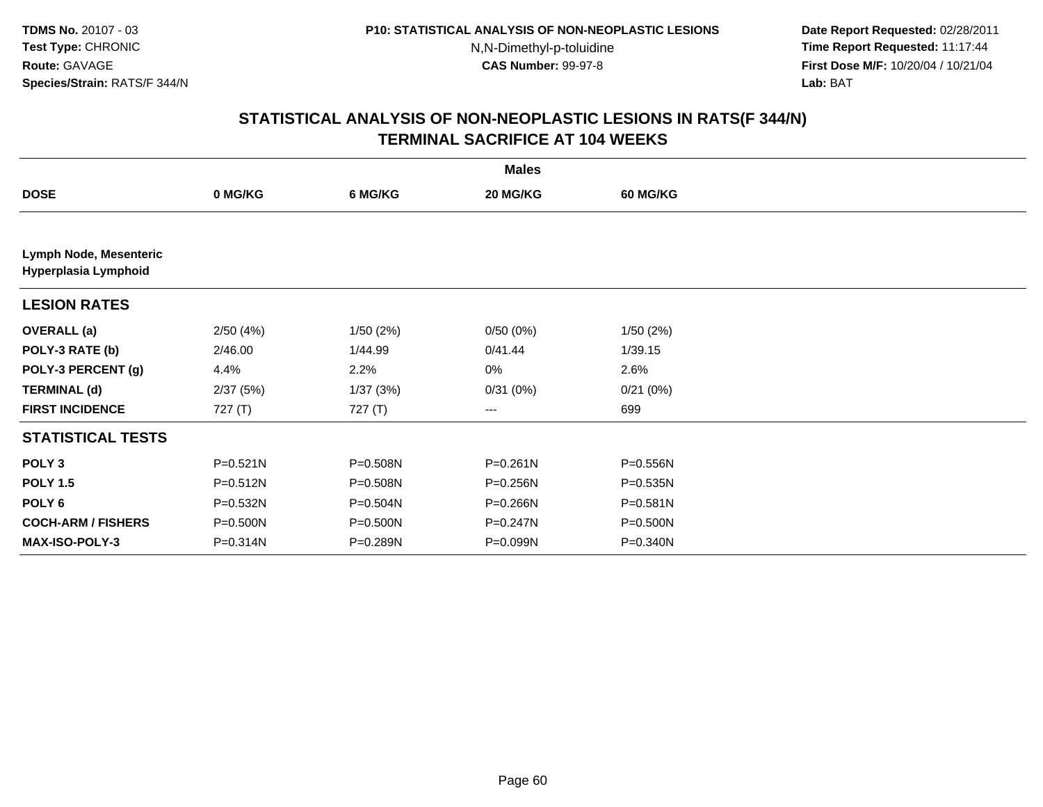TDMS No. 20107 - 03
Test Type: CHRONIC
Route: GAVAGE
Species/Strain: RATS/F 344/N

P10: STATISTICAL ANALYSIS OF NON-NEOPLASTIC LESIONS
N,N-Dimethyl-p-toluidine
CAS Number: 99-97-8

Date Report Requested: 02/28/2011
Time Report Requested: 11:17:44
First Dose M/F: 10/20/04 / 10/21/04
Lab: BAT

## STATISTICAL ANALYSIS OF NON-NEOPLASTIC LESIONS IN RATS(F 344/N)
## TERMINAL SACRIFICE AT 104 WEEKS

| | Males | | | |
|---|---|---|---|---|
| **DOSE** | **0 MG/KG** | **6 MG/KG** | **20 MG/KG** | **60 MG/KG** |
| **Lymph Node, Mesenteric** | | | | |
| **Hyperplasia Lymphoid** | | | | |
| **LESION RATES** | | | | |
| **OVERALL (a)** | 2/50 (4%) | 1/50 (2%) | 0/50 (0%) | 1/50 (2%) |
| **POLY-3 RATE (b)** | 2/46.00 | 1/44.99 | 0/41.44 | 1/39.15 |
| **POLY-3 PERCENT (g)** | 4.4% | 2.2% | 0% | 2.6% |
| **TERMINAL (d)** | 2/37 (5%) | 1/37 (3%) | 0/31 (0%) | 0/21 (0%) |
| **FIRST INCIDENCE** | 727 (T) | 727 (T) | --- | 699 |
| **STATISTICAL TESTS** | | | | |
| **POLY 3** | P=0.521N | P=0.508N | P=0.261N | P=0.556N |
| **POLY 1.5** | P=0.512N | P=0.508N | P=0.256N | P=0.535N |
| **POLY 6** | P=0.532N | P=0.504N | P=0.266N | P=0.581N |
| **COCH-ARM / FISHERS** | P=0.500N | P=0.500N | P=0.247N | P=0.500N |
| **MAX-ISO-POLY-3** | P=0.314N | P=0.289N | P=0.099N | P=0.340N |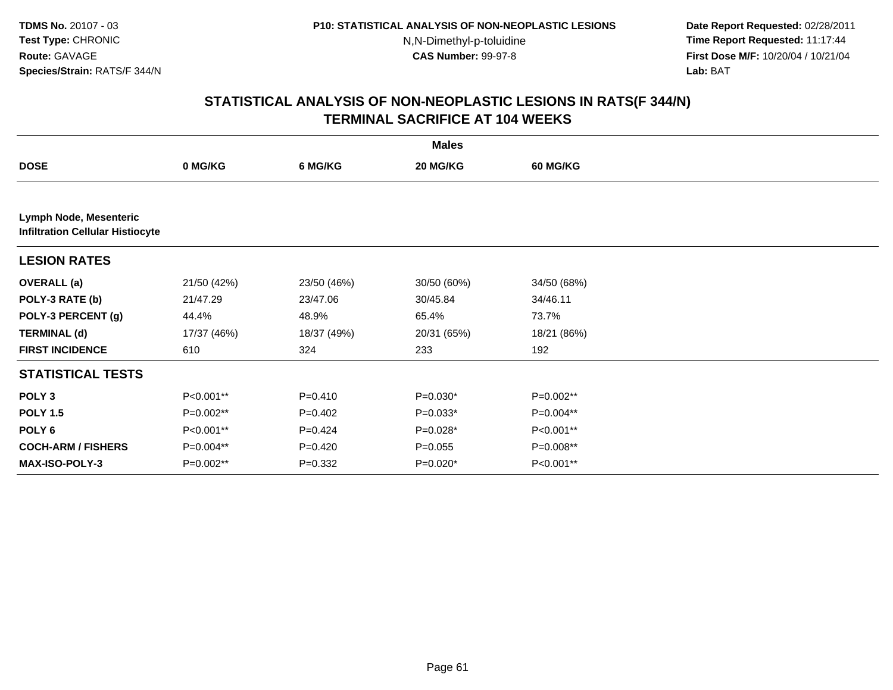**TDMS No.** 20107 - 03
**Test Type:** CHRONIC
**Route:** GAVAGE
**Species/Strain:** RATS/F 344/N

**P10: STATISTICAL ANALYSIS OF NON-NEOPLASTIC LESIONS**
N,N-Dimethyl-p-toluidine
**CAS Number:** 99-97-8

**Date Report Requested:** 02/28/2011
**Time Report Requested:** 11:17:44
**First Dose M/F:** 10/20/04 / 10/21/04
**Lab:** BAT

## STATISTICAL ANALYSIS OF NON-NEOPLASTIC LESIONS IN RATS(F 344/N)
## TERMINAL SACRIFICE AT 104 WEEKS

| | Males | | | |
|---|---|---|---|---|
| **DOSE** | **0 MG/KG** | **6 MG/KG** | **20 MG/KG** | **60 MG/KG** |
| **Lymph Node, Mesenteric** | | | | |
| **Infiltration Cellular Histiocyte** | | | | |
| **LESION RATES** | | | | |
| **OVERALL (a)** | 21/50 (42%) | 23/50 (46%) | 30/50 (60%) | 34/50 (68%) |
| **POLY-3 RATE (b)** | 21/47.29 | 23/47.06 | 30/45.84 | 34/46.11 |
| **POLY-3 PERCENT (g)** | 44.4% | 48.9% | 65.4% | 73.7% |
| **TERMINAL (d)** | 17/37 (46%) | 18/37 (49%) | 20/31 (65%) | 18/21 (86%) |
| **FIRST INCIDENCE** | 610 | 324 | 233 | 192 |
| **STATISTICAL TESTS** | | | | |
| **POLY 3** | P<0.001** | P=0.410 | P=0.030* | P=0.002** |
| **POLY 1.5** | P=0.002** | P=0.402 | P=0.033* | P=0.004** |
| **POLY 6** | P<0.001** | P=0.424 | P=0.028* | P<0.001** |
| **COCH-ARM / FISHERS** | P=0.004** | P=0.420 | P=0.055 | P=0.008** |
| **MAX-ISO-POLY-3** | P=0.002** | P=0.332 | P=0.020* | P<0.001** |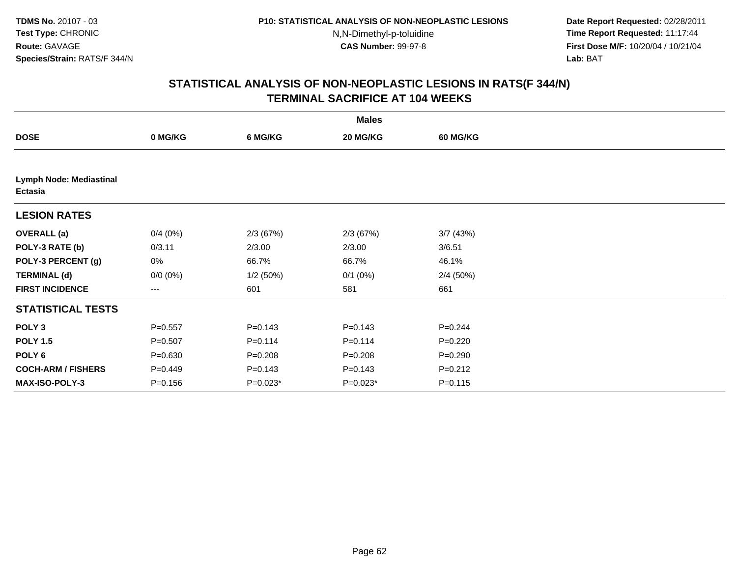**TDMS No.** 20107 - 03
**Test Type:** CHRONIC
**Route:** GAVAGE
**Species/Strain:** RATS/F 344/N

**P10: STATISTICAL ANALYSIS OF NON-NEOPLASTIC LESIONS**
N,N-Dimethyl-p-toluidine
**CAS Number:** 99-97-8

**Date Report Requested:** 02/28/2011
**Time Report Requested:** 11:17:44
**First Dose M/F:** 10/20/04 / 10/21/04
**Lab:** BAT

## STATISTICAL ANALYSIS OF NON-NEOPLASTIC LESIONS IN RATS(F 344/N)
## TERMINAL SACRIFICE AT 104 WEEKS

| | Males | | | |
|---|---|---|---|---|
| **DOSE** | **0 MG/KG** | **6 MG/KG** | **20 MG/KG** | **60 MG/KG** |
| **Lymph Node: Mediastinal Ectasia** | | | | |
| **LESION RATES** | | | | |
| **OVERALL (a)** | 0/4 (0%) | 2/3 (67%) | 2/3 (67%) | 3/7 (43%) |
| **POLY-3 RATE (b)** | 0/3.11 | 2/3.00 | 2/3.00 | 3/6.51 |
| **POLY-3 PERCENT (g)** | 0% | 66.7% | 66.7% | 46.1% |
| **TERMINAL (d)** | 0/0 (0%) | 1/2 (50%) | 0/1 (0%) | 2/4 (50%) |
| **FIRST INCIDENCE** | --- | 601 | 581 | 661 |
| **STATISTICAL TESTS** | | | | |
| **POLY 3** | P=0.557 | P=0.143 | P=0.143 | P=0.244 |
| **POLY 1.5** | P=0.507 | P=0.114 | P=0.114 | P=0.220 |
| **POLY 6** | P=0.630 | P=0.208 | P=0.208 | P=0.290 |
| **COCH-ARM / FISHERS** | P=0.449 | P=0.143 | P=0.143 | P=0.212 |
| **MAX-ISO-POLY-3** | P=0.156 | P=0.023* | P=0.023* | P=0.115 |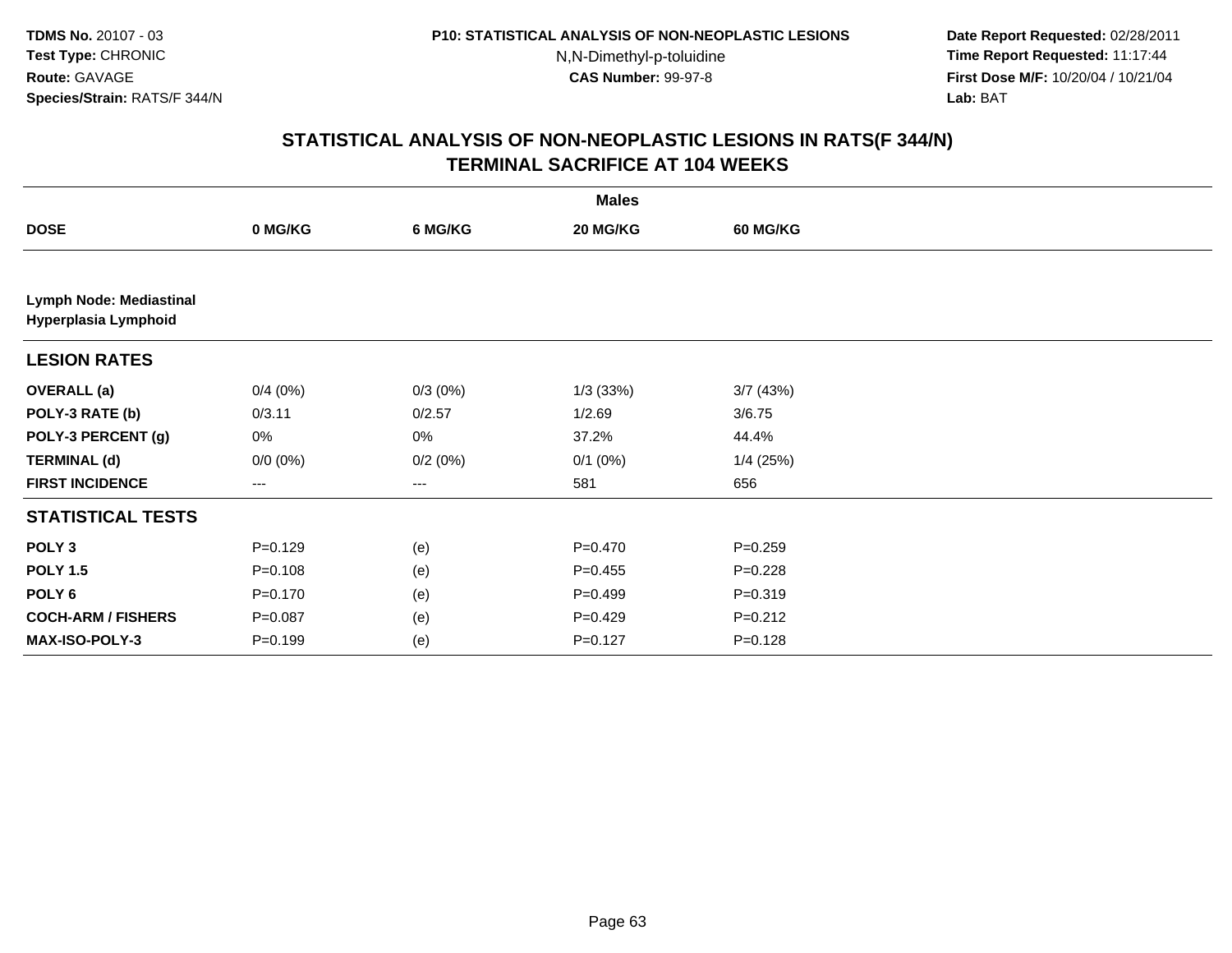# STATISTICAL ANALYSIS OF NON-NEOPLASTIC LESIONS IN RATS(F 344/N)
## TERMINAL SACRIFICE AT 104 WEEKS

| | Males | | | |
|---|---|---|---|---|
| **DOSE** | **0 MG/KG** | **6 MG/KG** | **20 MG/KG** | **60 MG/KG** |
| **Lymph Node: Mediastinal Hyperplasia Lymphoid** | | | | |
| **LESION RATES** | | | | |
| **OVERALL (a)** | 0/4 (0%) | 0/3 (0%) | 1/3 (33%) | 3/7 (43%) |
| **POLY-3 RATE (b)** | 0/3.11 | 0/2.57 | 1/2.69 | 3/6.75 |
| **POLY-3 PERCENT (g)** | 0% | 0% | 37.2% | 44.4% |
| **TERMINAL (d)** | 0/0 (0%) | 0/2 (0%) | 0/1 (0%) | 1/4 (25%) |
| **FIRST INCIDENCE** | --- | --- | 581 | 656 |
| **STATISTICAL TESTS** | | | | |
| **POLY 3** | P=0.129 | (e) | P=0.470 | P=0.259 |
| **POLY 1.5** | P=0.108 | (e) | P=0.455 | P=0.228 |
| **POLY 6** | P=0.170 | (e) | P=0.499 | P=0.319 |
| **COCH-ARM / FISHERS** | P=0.087 | (e) | P=0.429 | P=0.212 |
| **MAX-ISO-POLY-3** | P=0.199 | (e) | P=0.127 | P=0.128 |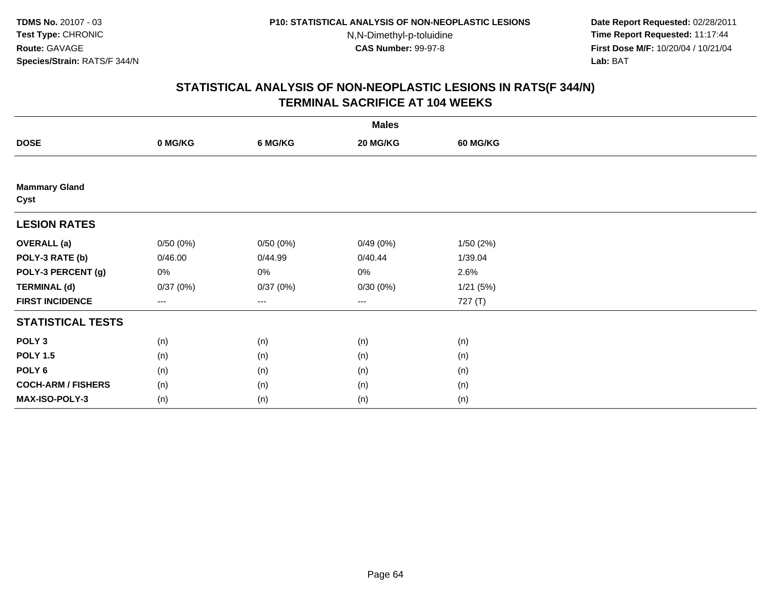TDMS No. 20107 - 03
Test Type: CHRONIC
Route: GAVAGE
Species/Strain: RATS/F 344/N

P10: STATISTICAL ANALYSIS OF NON-NEOPLASTIC LESIONS
N,N-Dimethyl-p-toluidine
CAS Number: 99-97-8

Date Report Requested: 02/28/2011
Time Report Requested: 11:17:44
First Dose M/F: 10/20/04 / 10/21/04
Lab: BAT

## STATISTICAL ANALYSIS OF NON-NEOPLASTIC LESIONS IN RATS(F 344/N)
## TERMINAL SACRIFICE AT 104 WEEKS

| | Males | | | |
|---|---|---|---|---|
| **DOSE** | **0 MG/KG** | **6 MG/KG** | **20 MG/KG** | **60 MG/KG** |
| **Mammary Gland** | | | | |
| **Cyst** | | | | |
| **LESION RATES** | | | | |
| **OVERALL (a)** | 0/50 (0%) | 0/50 (0%) | 0/49 (0%) | 1/50 (2%) |
| **POLY-3 RATE (b)** | 0/46.00 | 0/44.99 | 0/40.44 | 1/39.04 |
| **POLY-3 PERCENT (g)** | 0% | 0% | 0% | 2.6% |
| **TERMINAL (d)** | 0/37 (0%) | 0/37 (0%) | 0/30 (0%) | 1/21 (5%) |
| **FIRST INCIDENCE** | --- | --- | --- | 727 (T) |
| **STATISTICAL TESTS** | | | | |
| **POLY 3** | (n) | (n) | (n) | (n) |
| **POLY 1.5** | (n) | (n) | (n) | (n) |
| **POLY 6** | (n) | (n) | (n) | (n) |
| **COCH-ARM / FISHERS** | (n) | (n) | (n) | (n) |
| **MAX-ISO-POLY-3** | (n) | (n) | (n) | (n) |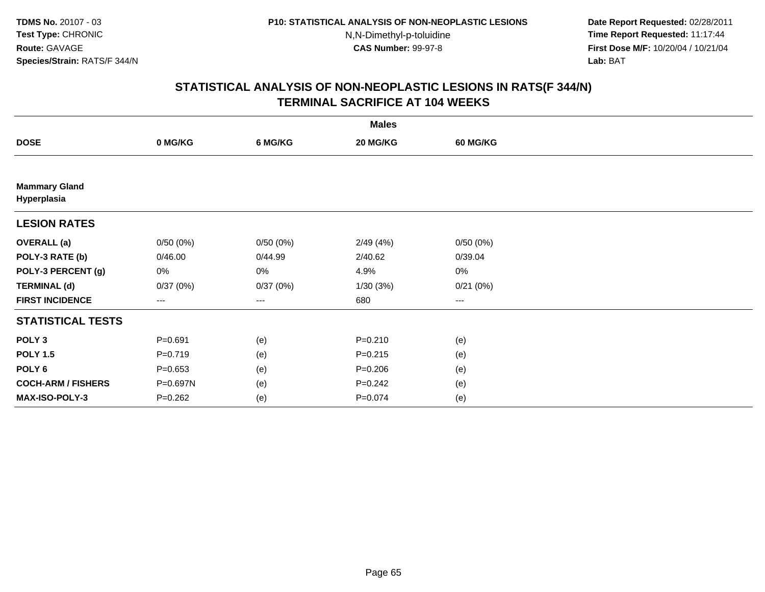# STATISTICAL ANALYSIS OF NON-NEOPLASTIC LESIONS IN RATS(F 344/N)
## TERMINAL SACRIFICE AT 104 WEEKS

| | Males | | | |
|---|---|---|---|---|
| **DOSE** | **0 MG/KG** | **6 MG/KG** | **20 MG/KG** | **60 MG/KG** |
| **Mammary Gland Hyperplasia** | | | | |
| **LESION RATES** | | | | |
| **OVERALL (a)** | 0/50 (0%) | 0/50 (0%) | 2/49 (4%) | 0/50 (0%) |
| **POLY-3 RATE (b)** | 0/46.00 | 0/44.99 | 2/40.62 | 0/39.04 |
| **POLY-3 PERCENT (g)** | 0% | 0% | 4.9% | 0% |
| **TERMINAL (d)** | 0/37 (0%) | 0/37 (0%) | 1/30 (3%) | 0/21 (0%) |
| **FIRST INCIDENCE** | --- | --- | 680 | --- |
| **STATISTICAL TESTS** | | | | |
| **POLY 3** | P=0.691 | (e) | P=0.210 | (e) |
| **POLY 1.5** | P=0.719 | (e) | P=0.215 | (e) |
| **POLY 6** | P=0.653 | (e) | P=0.206 | (e) |
| **COCH-ARM / FISHERS** | P=0.697N | (e) | P=0.242 | (e) |
| **MAX-ISO-POLY-3** | P=0.262 | (e) | P=0.074 | (e) |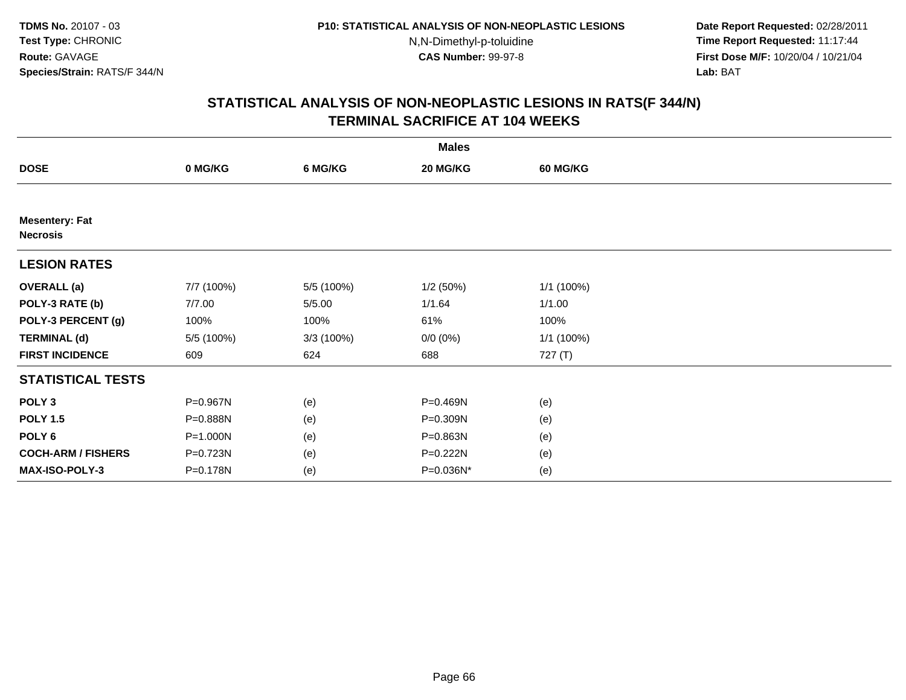**TDMS No.** 20107 - 03
**Test Type:** CHRONIC
**Route:** GAVAGE
**Species/Strain:** RATS/F 344/N

**P10: STATISTICAL ANALYSIS OF NON-NEOPLASTIC LESIONS**
N,N-Dimethyl-p-toluidine
**CAS Number:** 99-97-8

**Date Report Requested:** 02/28/2011
**Time Report Requested:** 11:17:44
**First Dose M/F:** 10/20/04 / 10/21/04
**Lab:** BAT

## STATISTICAL ANALYSIS OF NON-NEOPLASTIC LESIONS IN RATS(F 344/N) TERMINAL SACRIFICE AT 104 WEEKS

| | Males | | | |
|---|---|---|---|---|
| **DOSE** | **0 MG/KG** | **6 MG/KG** | **20 MG/KG** | **60 MG/KG** |
| **Mesentery: Fat** | | | | |
| **Necrosis** | | | | |
| **LESION RATES** | | | | |
| **OVERALL (a)** | 7/7 (100%) | 5/5 (100%) | 1/2 (50%) | 1/1 (100%) |
| **POLY-3 RATE (b)** | 7/7.00 | 5/5.00 | 1/1.64 | 1/1.00 |
| **POLY-3 PERCENT (g)** | 100% | 100% | 61% | 100% |
| **TERMINAL (d)** | 5/5 (100%) | 3/3 (100%) | 0/0 (0%) | 1/1 (100%) |
| **FIRST INCIDENCE** | 609 | 624 | 688 | 727 (T) |
| **STATISTICAL TESTS** | | | | |
| **POLY 3** | P=0.967N | (e) | P=0.469N | (e) |
| **POLY 1.5** | P=0.888N | (e) | P=0.309N | (e) |
| **POLY 6** | P=1.000N | (e) | P=0.863N | (e) |
| **COCH-ARM / FISHERS** | P=0.723N | (e) | P=0.222N | (e) |
| **MAX-ISO-POLY-3** | P=0.178N | (e) | P=0.036N* | (e) |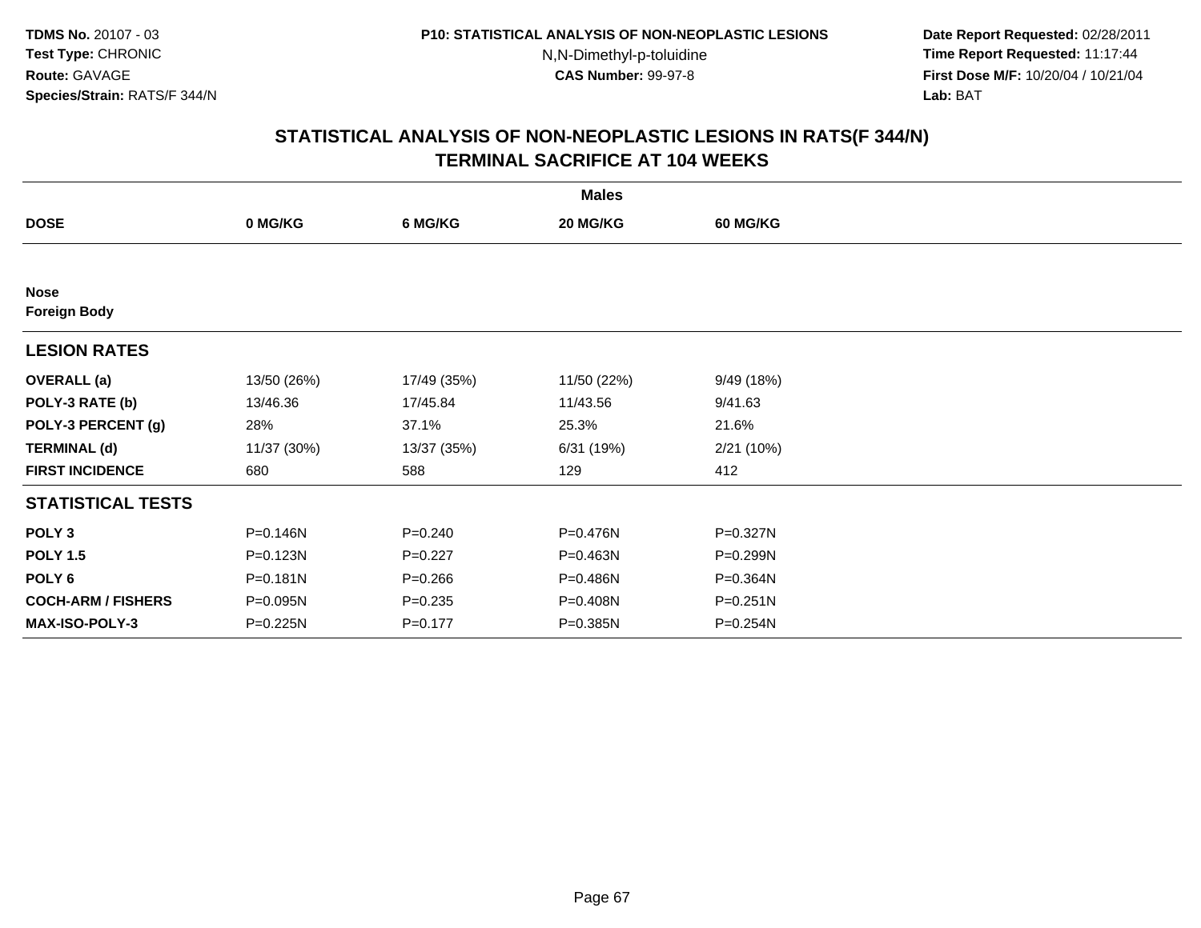TDMS No. 20107 - 03
Test Type: CHRONIC
Route: GAVAGE
Species/Strain: RATS/F 344/N

P10: STATISTICAL ANALYSIS OF NON-NEOPLASTIC LESIONS
N,N-Dimethyl-p-toluidine
CAS Number: 99-97-8

Date Report Requested: 02/28/2011
Time Report Requested: 11:17:44
First Dose M/F: 10/20/04 / 10/21/04
Lab: BAT

## STATISTICAL ANALYSIS OF NON-NEOPLASTIC LESIONS IN RATS(F 344/N)
## TERMINAL SACRIFICE AT 104 WEEKS

| | Males | | | |
|---|---|---|---|---|
| **DOSE** | **0 MG/KG** | **6 MG/KG** | **20 MG/KG** | **60 MG/KG** |
| **Nose** | | | | |
| **Foreign Body** | | | | |
| **LESION RATES** | | | | |
| **OVERALL (a)** | 13/50 (26%) | 17/49 (35%) | 11/50 (22%) | 9/49 (18%) |
| **POLY-3 RATE (b)** | 13/46.36 | 17/45.84 | 11/43.56 | 9/41.63 |
| **POLY-3 PERCENT (g)** | 28% | 37.1% | 25.3% | 21.6% |
| **TERMINAL (d)** | 11/37 (30%) | 13/37 (35%) | 6/31 (19%) | 2/21 (10%) |
| **FIRST INCIDENCE** | 680 | 588 | 129 | 412 |
| **STATISTICAL TESTS** | | | | |
| **POLY 3** | P=0.146N | P=0.240 | P=0.476N | P=0.327N |
| **POLY 1.5** | P=0.123N | P=0.227 | P=0.463N | P=0.299N |
| **POLY 6** | P=0.181N | P=0.266 | P=0.486N | P=0.364N |
| **COCH-ARM / FISHERS** | P=0.095N | P=0.235 | P=0.408N | P=0.251N |
| **MAX-ISO-POLY-3** | P=0.225N | P=0.177 | P=0.385N | P=0.254N |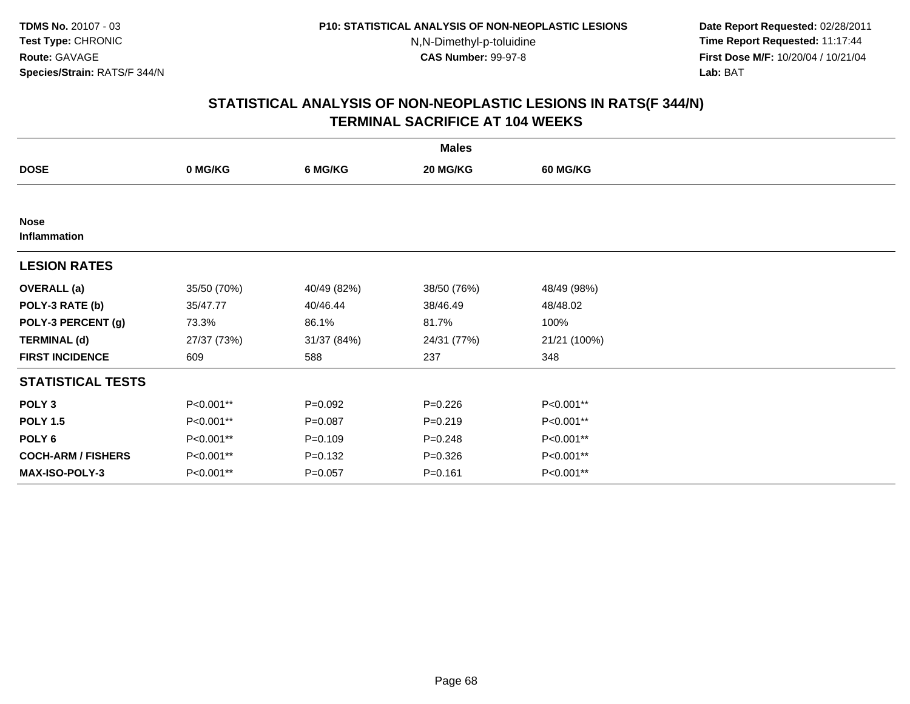**TDMS No.** 20107 - 03
**Test Type:** CHRONIC
**Route:** GAVAGE
**Species/Strain:** RATS/F 344/N

**P10: STATISTICAL ANALYSIS OF NON-NEOPLASTIC LESIONS**
N,N-Dimethyl-p-toluidine
**CAS Number:** 99-97-8

**Date Report Requested:** 02/28/2011
**Time Report Requested:** 11:17:44
**First Dose M/F:** 10/20/04 / 10/21/04
**Lab:** BAT

## STATISTICAL ANALYSIS OF NON-NEOPLASTIC LESIONS IN RATS(F 344/N)
## TERMINAL SACRIFICE AT 104 WEEKS

| | Males | | | |
|---|---|---|---|---|
| **DOSE** | **0 MG/KG** | **6 MG/KG** | **20 MG/KG** | **60 MG/KG** |
| **Nose** | | | | |
| **Inflammation** | | | | |
| **LESION RATES** | | | | |
| **OVERALL (a)** | 35/50 (70%) | 40/49 (82%) | 38/50 (76%) | 48/49 (98%) |
| **POLY-3 RATE (b)** | 35/47.77 | 40/46.44 | 38/46.49 | 48/48.02 |
| **POLY-3 PERCENT (g)** | 73.3% | 86.1% | 81.7% | 100% |
| **TERMINAL (d)** | 27/37 (73%) | 31/37 (84%) | 24/31 (77%) | 21/21 (100%) |
| **FIRST INCIDENCE** | 609 | 588 | 237 | 348 |
| **STATISTICAL TESTS** | | | | |
| **POLY 3** | P<0.001** | P=0.092 | P=0.226 | P<0.001** |
| **POLY 1.5** | P<0.001** | P=0.087 | P=0.219 | P<0.001** |
| **POLY 6** | P<0.001** | P=0.109 | P=0.248 | P<0.001** |
| **COCH-ARM / FISHERS** | P<0.001** | P=0.132 | P=0.326 | P<0.001** |
| **MAX-ISO-POLY-3** | P<0.001** | P=0.057 | P=0.161 | P<0.001** |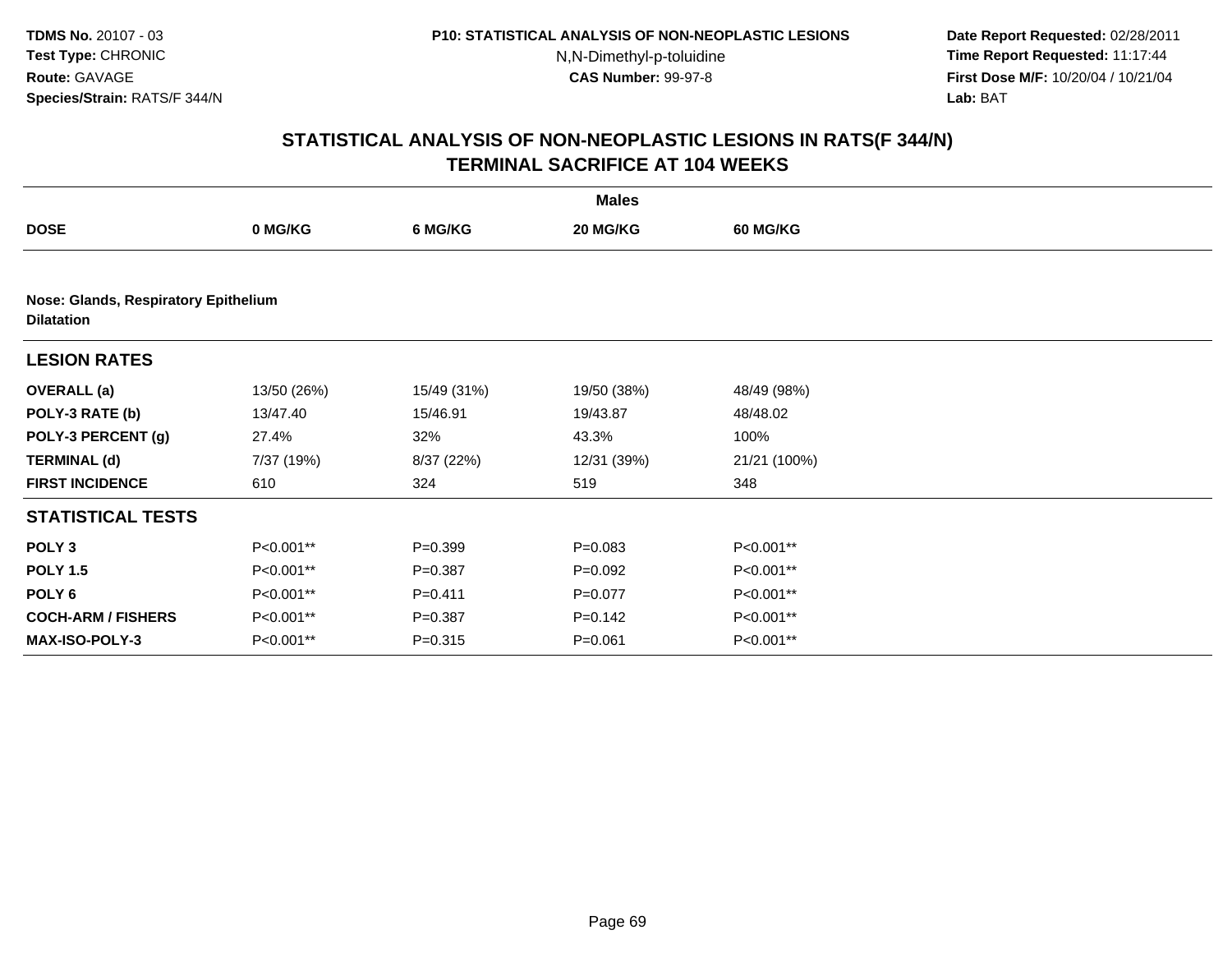# STATISTICAL ANALYSIS OF NON-NEOPLASTIC LESIONS IN RATS(F 344/N)
## TERMINAL SACRIFICE AT 104 WEEKS

| | Males | | | |
|---|---|---|---|---|
| **DOSE** | **0 MG/KG** | **6 MG/KG** | **20 MG/KG** | **60 MG/KG** |
| **Nose: Glands, Respiratory Epithelium** | | | | |
| **Dilatation** | | | | |
| **LESION RATES** | | | | |
| **OVERALL (a)** | 13/50 (26%) | 15/49 (31%) | 19/50 (38%) | 48/49 (98%) |
| **POLY-3 RATE (b)** | 13/47.40 | 15/46.91 | 19/43.87 | 48/48.02 |
| **POLY-3 PERCENT (g)** | 27.4% | 32% | 43.3% | 100% |
| **TERMINAL (d)** | 7/37 (19%) | 8/37 (22%) | 12/31 (39%) | 21/21 (100%) |
| **FIRST INCIDENCE** | 610 | 324 | 519 | 348 |
| **STATISTICAL TESTS** | | | | |
| **POLY 3** | P<0.001** | P=0.399 | P=0.083 | P<0.001** |
| **POLY 1.5** | P<0.001** | P=0.387 | P=0.092 | P<0.001** |
| **POLY 6** | P<0.001** | P=0.411 | P=0.077 | P<0.001** |
| **COCH-ARM / FISHERS** | P<0.001** | P=0.387 | P=0.142 | P<0.001** |
| **MAX-ISO-POLY-3** | P<0.001** | P=0.315 | P=0.061 | P<0.001** |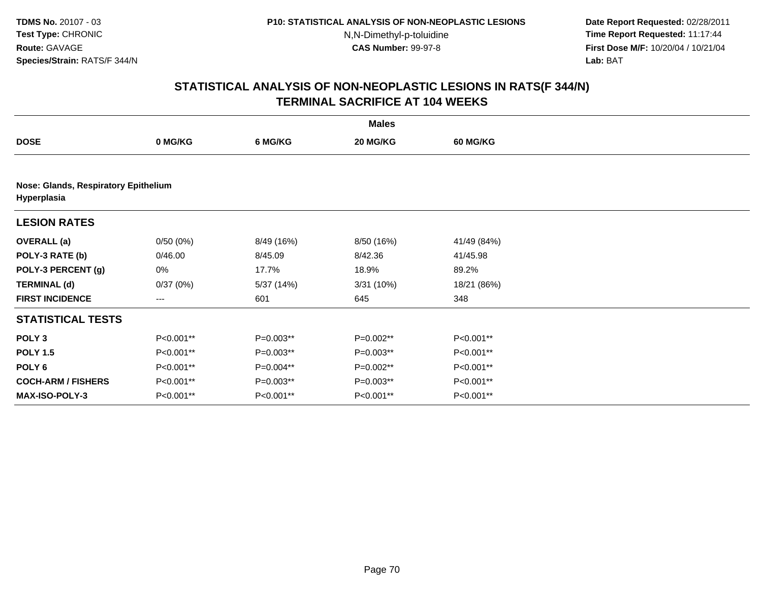**TDMS No.** 20107 - 03
**Test Type:** CHRONIC
**Route:** GAVAGE
**Species/Strain:** RATS/F 344/N

**P10: STATISTICAL ANALYSIS OF NON-NEOPLASTIC LESIONS**
N,N-Dimethyl-p-toluidine
**CAS Number:** 99-97-8

**Date Report Requested:** 02/28/2011
**Time Report Requested:** 11:17:44
**First Dose M/F:** 10/20/04 / 10/21/04
**Lab:** BAT

## STATISTICAL ANALYSIS OF NON-NEOPLASTIC LESIONS IN RATS(F 344/N)
## TERMINAL SACRIFICE AT 104 WEEKS

| | Males | | | |
|---|---|---|---|---|
| **DOSE** | **0 MG/KG** | **6 MG/KG** | **20 MG/KG** | **60 MG/KG** |
| **Nose: Glands, Respiratory Epithelium** | | | | |
| **Hyperplasia** | | | | |
| **LESION RATES** | | | | |
| **OVERALL (a)** | 0/50 (0%) | 8/49 (16%) | 8/50 (16%) | 41/49 (84%) |
| **POLY-3 RATE (b)** | 0/46.00 | 8/45.09 | 8/42.36 | 41/45.98 |
| **POLY-3 PERCENT (g)** | 0% | 17.7% | 18.9% | 89.2% |
| **TERMINAL (d)** | 0/37 (0%) | 5/37 (14%) | 3/31 (10%) | 18/21 (86%) |
| **FIRST INCIDENCE** | --- | 601 | 645 | 348 |
| **STATISTICAL TESTS** | | | | |
| **POLY 3** | P<0.001** | P=0.003** | P=0.002** | P<0.001** |
| **POLY 1.5** | P<0.001** | P=0.003** | P=0.003** | P<0.001** |
| **POLY 6** | P<0.001** | P=0.004** | P=0.002** | P<0.001** |
| **COCH-ARM / FISHERS** | P<0.001** | P=0.003** | P=0.003** | P<0.001** |
| **MAX-ISO-POLY-3** | P<0.001** | P<0.001** | P<0.001** | P<0.001** |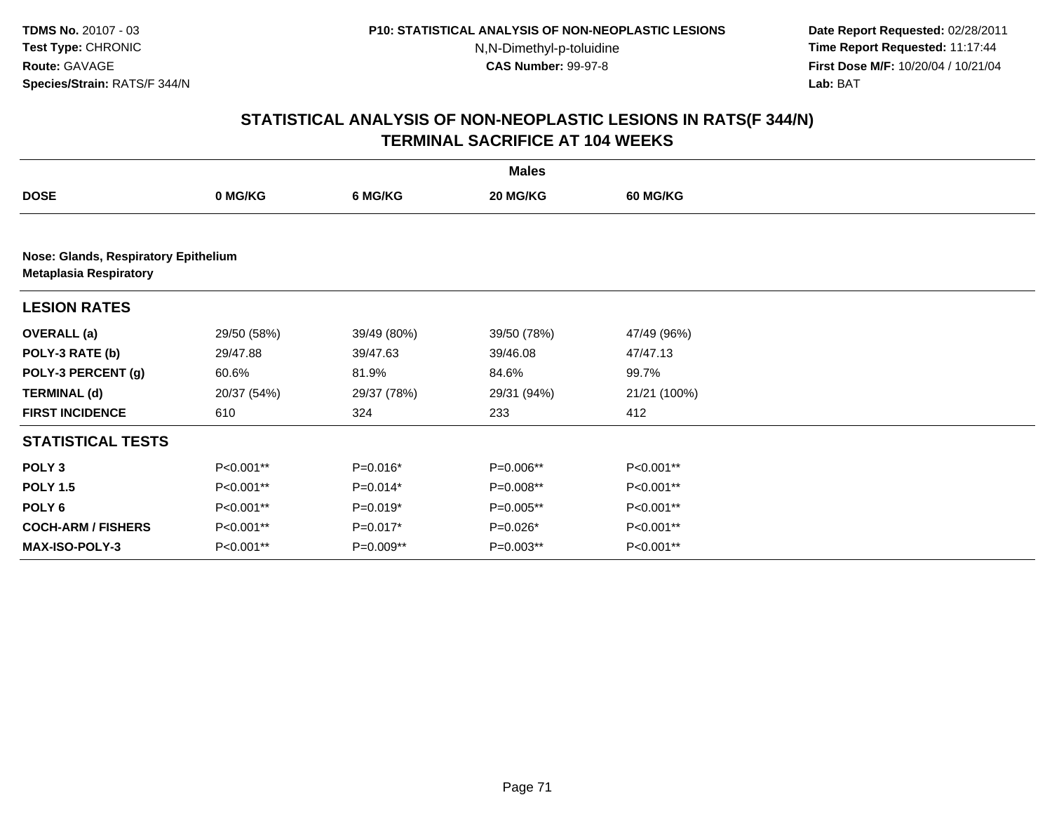**TDMS No.** 20107 - 03
**Test Type:** CHRONIC
**Route:** GAVAGE
**Species/Strain:** RATS/F 344/N

**P10: STATISTICAL ANALYSIS OF NON-NEOPLASTIC LESIONS**
N,N-Dimethyl-p-toluidine
**CAS Number:** 99-97-8

**Date Report Requested:** 02/28/2011
**Time Report Requested:** 11:17:44
**First Dose M/F:** 10/20/04 / 10/21/04
**Lab:** BAT

## STATISTICAL ANALYSIS OF NON-NEOPLASTIC LESIONS IN RATS(F 344/N) TERMINAL SACRIFICE AT 104 WEEKS

| | Males | | | |
|---|---|---|---|---|
| **DOSE** | **0 MG/KG** | **6 MG/KG** | **20 MG/KG** | **60 MG/KG** |
| **Nose: Glands, Respiratory Epithelium** | | | | |
| **Metaplasia Respiratory** | | | | |
| **LESION RATES** | | | | |
| **OVERALL (a)** | 29/50 (58%) | 39/49 (80%) | 39/50 (78%) | 47/49 (96%) |
| **POLY-3 RATE (b)** | 29/47.88 | 39/47.63 | 39/46.08 | 47/47.13 |
| **POLY-3 PERCENT (g)** | 60.6% | 81.9% | 84.6% | 99.7% |
| **TERMINAL (d)** | 20/37 (54%) | 29/37 (78%) | 29/31 (94%) | 21/21 (100%) |
| **FIRST INCIDENCE** | 610 | 324 | 233 | 412 |
| **STATISTICAL TESTS** | | | | |
| **POLY 3** | P<0.001** | P=0.016* | P=0.006** | P<0.001** |
| **POLY 1.5** | P<0.001** | P=0.014* | P=0.008** | P<0.001** |
| **POLY 6** | P<0.001** | P=0.019* | P=0.005** | P<0.001** |
| **COCH-ARM / FISHERS** | P<0.001** | P=0.017* | P=0.026* | P<0.001** |
| **MAX-ISO-POLY-3** | P<0.001** | P=0.009** | P=0.003** | P<0.001** |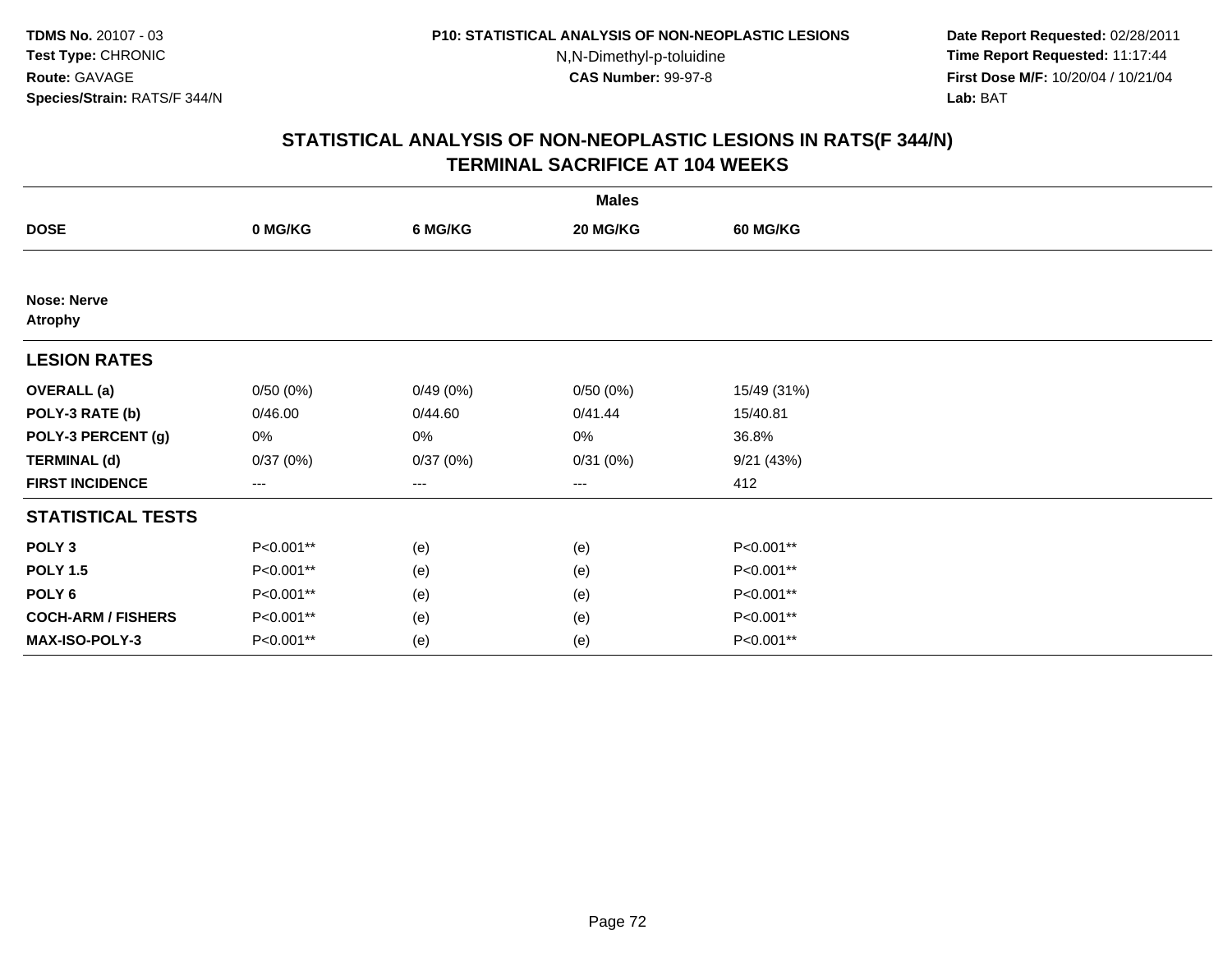TDMS No. 20107 - 03
Test Type: CHRONIC
Route: GAVAGE
Species/Strain: RATS/F 344/N

P10: STATISTICAL ANALYSIS OF NON-NEOPLASTIC LESIONS
N,N-Dimethyl-p-toluidine
CAS Number: 99-97-8

Date Report Requested: 02/28/2011
Time Report Requested: 11:17:44
First Dose M/F: 10/20/04 / 10/21/04
Lab: BAT

## STATISTICAL ANALYSIS OF NON-NEOPLASTIC LESIONS IN RATS(F 344/N)
## TERMINAL SACRIFICE AT 104 WEEKS

| | Males | | | |
|---|---|---|---|---|
| **DOSE** | **0 MG/KG** | **6 MG/KG** | **20 MG/KG** | **60 MG/KG** |
| **Nose: Nerve** | | | | |
| **Atrophy** | | | | |
| **LESION RATES** | | | | |
| **OVERALL (a)** | 0/50 (0%) | 0/49 (0%) | 0/50 (0%) | 15/49 (31%) |
| **POLY-3 RATE (b)** | 0/46.00 | 0/44.60 | 0/41.44 | 15/40.81 |
| **POLY-3 PERCENT (g)** | 0% | 0% | 0% | 36.8% |
| **TERMINAL (d)** | 0/37 (0%) | 0/37 (0%) | 0/31 (0%) | 9/21 (43%) |
| **FIRST INCIDENCE** | --- | --- | --- | 412 |
| **STATISTICAL TESTS** | | | | |
| **POLY 3** | P<0.001** | (e) | (e) | P<0.001** |
| **POLY 1.5** | P<0.001** | (e) | (e) | P<0.001** |
| **POLY 6** | P<0.001** | (e) | (e) | P<0.001** |
| **COCH-ARM / FISHERS** | P<0.001** | (e) | (e) | P<0.001** |
| **MAX-ISO-POLY-3** | P<0.001** | (e) | (e) | P<0.001** |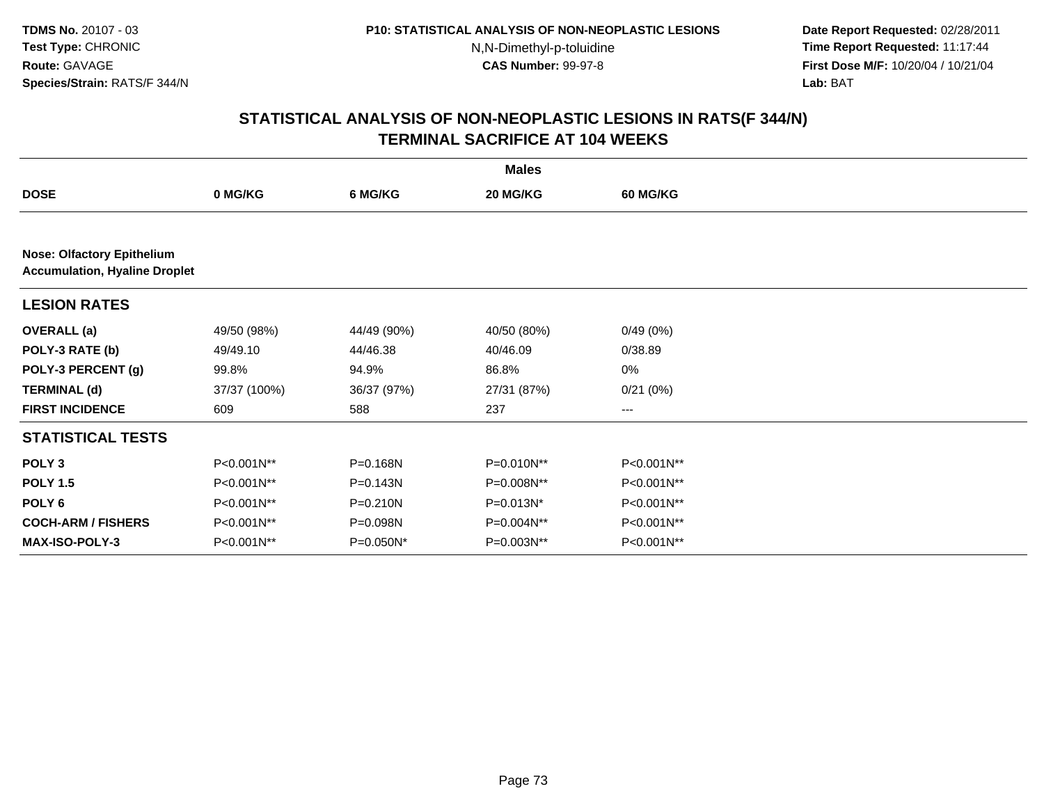**TDMS No.** 20107 - 03
**Test Type:** CHRONIC
**Route:** GAVAGE
**Species/Strain:** RATS/F 344/N

**P10: STATISTICAL ANALYSIS OF NON-NEOPLASTIC LESIONS**
N,N-Dimethyl-p-toluidine
**CAS Number:** 99-97-8

**Date Report Requested:** 02/28/2011
**Time Report Requested:** 11:17:44
**First Dose M/F:** 10/20/04 / 10/21/04
**Lab:** BAT

## STATISTICAL ANALYSIS OF NON-NEOPLASTIC LESIONS IN RATS(F 344/N) TERMINAL SACRIFICE AT 104 WEEKS

| | Males | | | |
|---|---|---|---|---|
| **DOSE** | **0 MG/KG** | **6 MG/KG** | **20 MG/KG** | **60 MG/KG** |
| **Nose: Olfactory Epithelium** **Accumulation, Hyaline Droplet** | | | | |
| **LESION RATES** | | | | |
| **OVERALL (a)** | 49/50 (98%) | 44/49 (90%) | 40/50 (80%) | 0/49 (0%) |
| **POLY-3 RATE (b)** | 49/49.10 | 44/46.38 | 40/46.09 | 0/38.89 |
| **POLY-3 PERCENT (g)** | 99.8% | 94.9% | 86.8% | 0% |
| **TERMINAL (d)** | 37/37 (100%) | 36/37 (97%) | 27/31 (87%) | 0/21 (0%) |
| **FIRST INCIDENCE** | 609 | 588 | 237 | --- |
| **STATISTICAL TESTS** | | | | |
| **POLY 3** | P<0.001N** | P=0.168N | P=0.010N** | P<0.001N** |
| **POLY 1.5** | P<0.001N** | P=0.143N | P=0.008N** | P<0.001N** |
| **POLY 6** | P<0.001N** | P=0.210N | P=0.013N* | P<0.001N** |
| **COCH-ARM / FISHERS** | P<0.001N** | P=0.098N | P=0.004N** | P<0.001N** |
| **MAX-ISO-POLY-3** | P<0.001N** | P=0.050N* | P=0.003N** | P<0.001N** |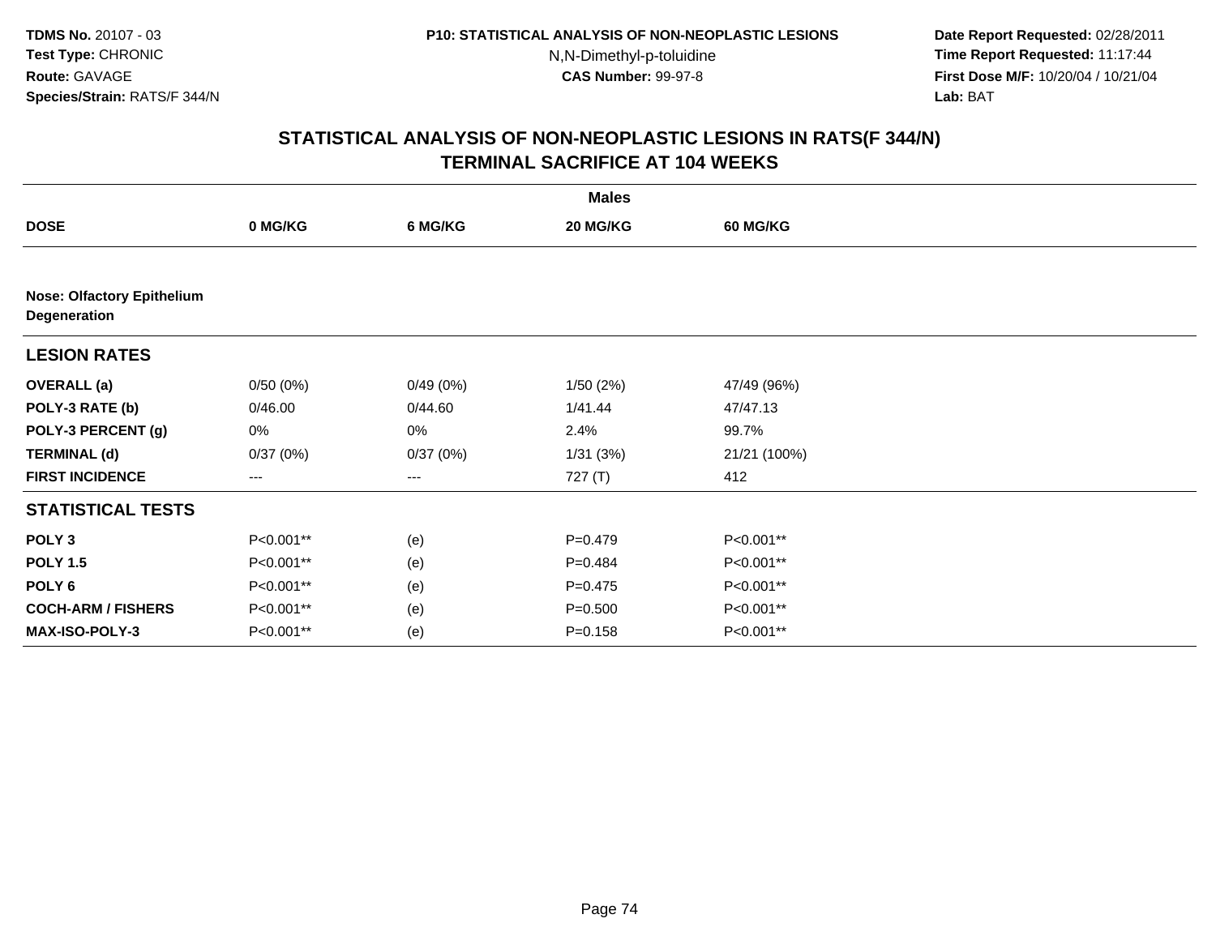**TDMS No.** 20107 - 03
**Test Type:** CHRONIC
**Route:** GAVAGE
**Species/Strain:** RATS/F 344/N

**P10: STATISTICAL ANALYSIS OF NON-NEOPLASTIC LESIONS**
N,N-Dimethyl-p-toluidine
**CAS Number:** 99-97-8

**Date Report Requested:** 02/28/2011
**Time Report Requested:** 11:17:44
**First Dose M/F:** 10/20/04 / 10/21/04
**Lab:** BAT

## STATISTICAL ANALYSIS OF NON-NEOPLASTIC LESIONS IN RATS(F 344/N) TERMINAL SACRIFICE AT 104 WEEKS

| | Males | | | |
|---|---|---|---|---|
| **DOSE** | **0 MG/KG** | **6 MG/KG** | **20 MG/KG** | **60 MG/KG** |
| **Nose: Olfactory Epithelium Degeneration** | | | | |
| **LESION RATES** | | | | |
| **OVERALL (a)** | 0/50 (0%) | 0/49 (0%) | 1/50 (2%) | 47/49 (96%) |
| **POLY-3 RATE (b)** | 0/46.00 | 0/44.60 | 1/41.44 | 47/47.13 |
| **POLY-3 PERCENT (g)** | 0% | 0% | 2.4% | 99.7% |
| **TERMINAL (d)** | 0/37 (0%) | 0/37 (0%) | 1/31 (3%) | 21/21 (100%) |
| **FIRST INCIDENCE** | --- | --- | 727 (T) | 412 |
| **STATISTICAL TESTS** | | | | |
| **POLY 3** | P<0.001** | (e) | P=0.479 | P<0.001** |
| **POLY 1.5** | P<0.001** | (e) | P=0.484 | P<0.001** |
| **POLY 6** | P<0.001** | (e) | P=0.475 | P<0.001** |
| **COCH-ARM / FISHERS** | P<0.001** | (e) | P=0.500 | P<0.001** |
| **MAX-ISO-POLY-3** | P<0.001** | (e) | P=0.158 | P<0.001** |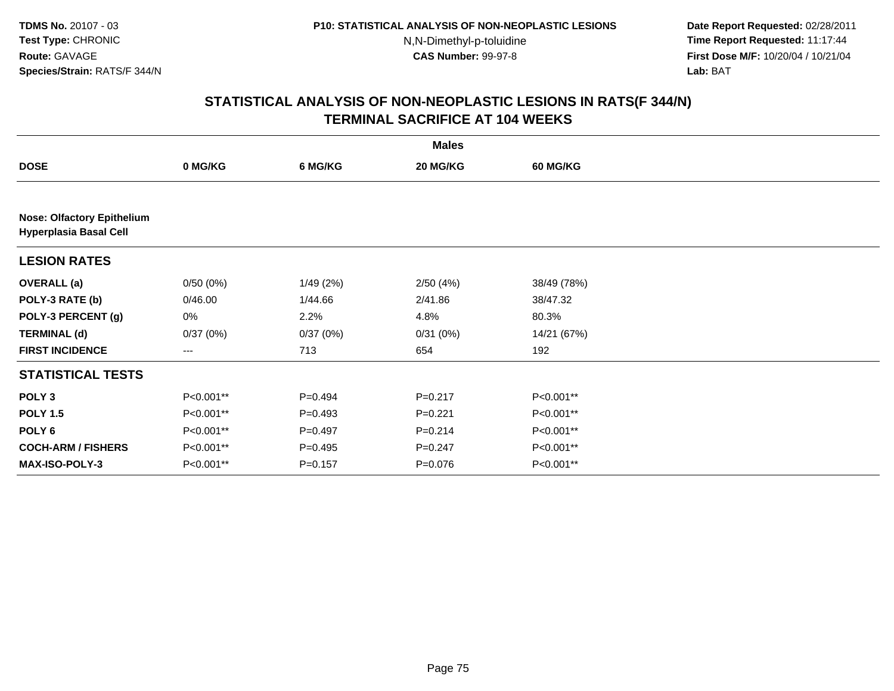# STATISTICAL ANALYSIS OF NON-NEOPLASTIC LESIONS IN RATS(F 344/N)
## TERMINAL SACRIFICE AT 104 WEEKS

| | Males | | | |
|---|---|---|---|---|
| **DOSE** | **0 MG/KG** | **6 MG/KG** | **20 MG/KG** | **60 MG/KG** |
| **Nose: Olfactory Epithelium** | | | | |
| **Hyperplasia Basal Cell** | | | | |
| **LESION RATES** | | | | |
| **OVERALL (a)** | 0/50 (0%) | 1/49 (2%) | 2/50 (4%) | 38/49 (78%) |
| **POLY-3 RATE (b)** | 0/46.00 | 1/44.66 | 2/41.86 | 38/47.32 |
| **POLY-3 PERCENT (g)** | 0% | 2.2% | 4.8% | 80.3% |
| **TERMINAL (d)** | 0/37 (0%) | 0/37 (0%) | 0/31 (0%) | 14/21 (67%) |
| **FIRST INCIDENCE** | --- | 713 | 654 | 192 |
| **STATISTICAL TESTS** | | | | |
| **POLY 3** | P<0.001** | P=0.494 | P=0.217 | P<0.001** |
| **POLY 1.5** | P<0.001** | P=0.493 | P=0.221 | P<0.001** |
| **POLY 6** | P<0.001** | P=0.497 | P=0.214 | P<0.001** |
| **COCH-ARM / FISHERS** | P<0.001** | P=0.495 | P=0.247 | P<0.001** |
| **MAX-ISO-POLY-3** | P<0.001** | P=0.157 | P=0.076 | P<0.001** |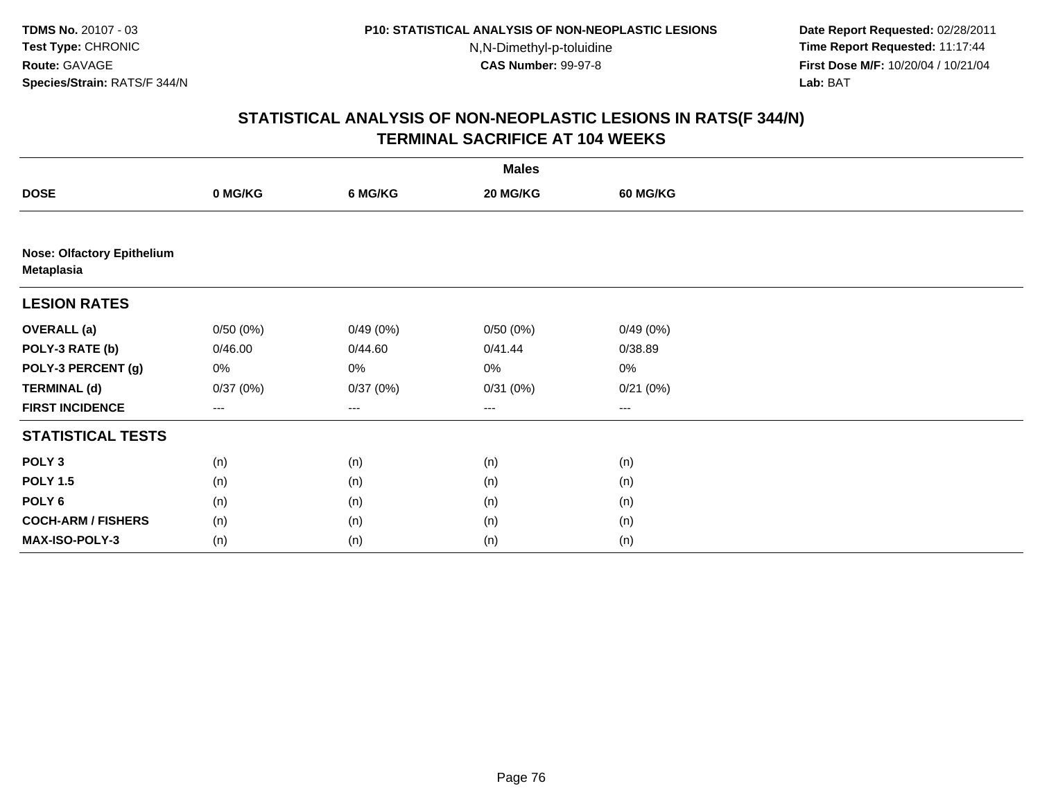## STATISTICAL ANALYSIS OF NON-NEOPLASTIC LESIONS IN RATS(F 344/N)
## TERMINAL SACRIFICE AT 104 WEEKS

| | Males | | | |
|---|---|---|---|---|
| **DOSE** | **0 MG/KG** | **6 MG/KG** | **20 MG/KG** | **60 MG/KG** |
| **Nose: Olfactory Epithelium Metaplasia** | | | | |
| **LESION RATES** | | | | |
| **OVERALL (a)** | 0/50 (0%) | 0/49 (0%) | 0/50 (0%) | 0/49 (0%) |
| **POLY-3 RATE (b)** | 0/46.00 | 0/44.60 | 0/41.44 | 0/38.89 |
| **POLY-3 PERCENT (g)** | 0% | 0% | 0% | 0% |
| **TERMINAL (d)** | 0/37 (0%) | 0/37 (0%) | 0/31 (0%) | 0/21 (0%) |
| **FIRST INCIDENCE** | --- | --- | --- | --- |
| **STATISTICAL TESTS** | | | | |
| **POLY 3** | (n) | (n) | (n) | (n) |
| **POLY 1.5** | (n) | (n) | (n) | (n) |
| **POLY 6** | (n) | (n) | (n) | (n) |
| **COCH-ARM / FISHERS** | (n) | (n) | (n) | (n) |
| **MAX-ISO-POLY-3** | (n) | (n) | (n) | (n) |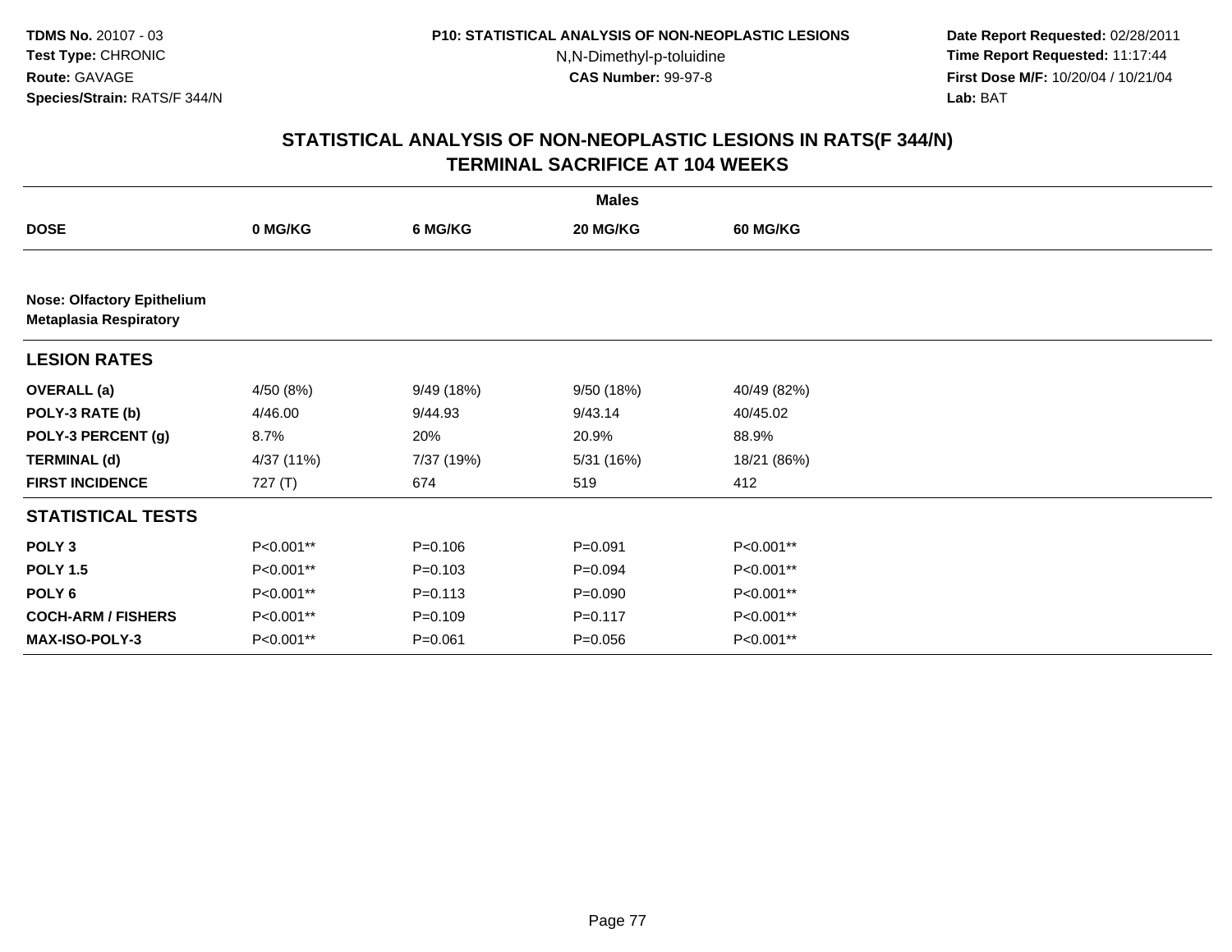# STATISTICAL ANALYSIS OF NON-NEOPLASTIC LESIONS IN RATS(F 344/N)
## TERMINAL SACRIFICE AT 104 WEEKS

| | Males | | | |
|---|---|---|---|---|
| **DOSE** | **0 MG/KG** | **6 MG/KG** | **20 MG/KG** | **60 MG/KG** |
| **Nose: Olfactory Epithelium** | | | | |
| **Metaplasia Respiratory** | | | | |
| **LESION RATES** | | | | |
| **OVERALL (a)** | 4/50 (8%) | 9/49 (18%) | 9/50 (18%) | 40/49 (82%) |
| **POLY-3 RATE (b)** | 4/46.00 | 9/44.93 | 9/43.14 | 40/45.02 |
| **POLY-3 PERCENT (g)** | 8.7% | 20% | 20.9% | 88.9% |
| **TERMINAL (d)** | 4/37 (11%) | 7/37 (19%) | 5/31 (16%) | 18/21 (86%) |
| **FIRST INCIDENCE** | 727 (T) | 674 | 519 | 412 |
| **STATISTICAL TESTS** | | | | |
| **POLY 3** | P<0.001** | P=0.106 | P=0.091 | P<0.001** |
| **POLY 1.5** | P<0.001** | P=0.103 | P=0.094 | P<0.001** |
| **POLY 6** | P<0.001** | P=0.113 | P=0.090 | P<0.001** |
| **COCH-ARM / FISHERS** | P<0.001** | P=0.109 | P=0.117 | P<0.001** |
| **MAX-ISO-POLY-3** | P<0.001** | P=0.061 | P=0.056 | P<0.001** |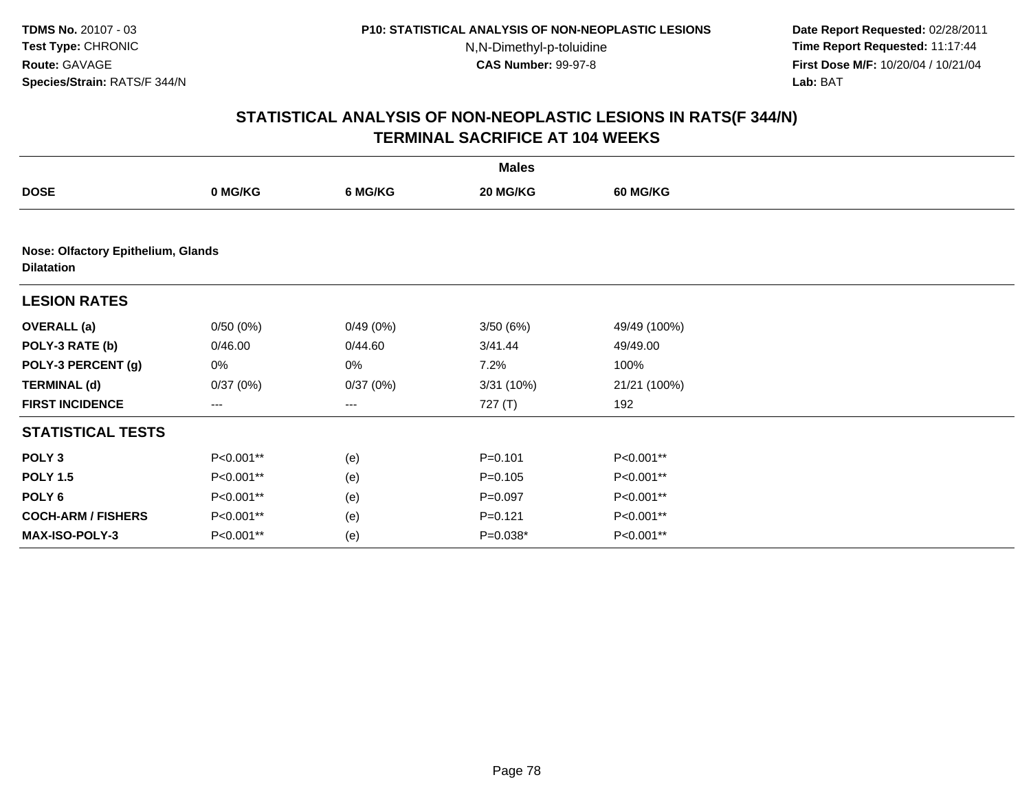TDMS No. 20107 - 03
Test Type: CHRONIC
Route: GAVAGE
Species/Strain: RATS/F 344/N

P10: STATISTICAL ANALYSIS OF NON-NEOPLASTIC LESIONS
N,N-Dimethyl-p-toluidine
CAS Number: 99-97-8

Date Report Requested: 02/28/2011
Time Report Requested: 11:17:44
First Dose M/F: 10/20/04 / 10/21/04
Lab: BAT

## STATISTICAL ANALYSIS OF NON-NEOPLASTIC LESIONS IN RATS(F 344/N)
## TERMINAL SACRIFICE AT 104 WEEKS

| | Males | | | |
|---|---|---|---|---|
| **DOSE** | **0 MG/KG** | **6 MG/KG** | **20 MG/KG** | **60 MG/KG** |
| **Nose: Olfactory Epithelium, Glands** | | | | |
| **Dilatation** | | | | |
| **LESION RATES** | | | | |
| **OVERALL (a)** | 0/50 (0%) | 0/49 (0%) | 3/50 (6%) | 49/49 (100%) |
| **POLY-3 RATE (b)** | 0/46.00 | 0/44.60 | 3/41.44 | 49/49.00 |
| **POLY-3 PERCENT (g)** | 0% | 0% | 7.2% | 100% |
| **TERMINAL (d)** | 0/37 (0%) | 0/37 (0%) | 3/31 (10%) | 21/21 (100%) |
| **FIRST INCIDENCE** | --- | --- | 727 (T) | 192 |
| **STATISTICAL TESTS** | | | | |
| **POLY 3** | P<0.001** | (e) | P=0.101 | P<0.001** |
| **POLY 1.5** | P<0.001** | (e) | P=0.105 | P<0.001** |
| **POLY 6** | P<0.001** | (e) | P=0.097 | P<0.001** |
| **COCH-ARM / FISHERS** | P<0.001** | (e) | P=0.121 | P<0.001** |
| **MAX-ISO-POLY-3** | P<0.001** | (e) | P=0.038* | P<0.001** |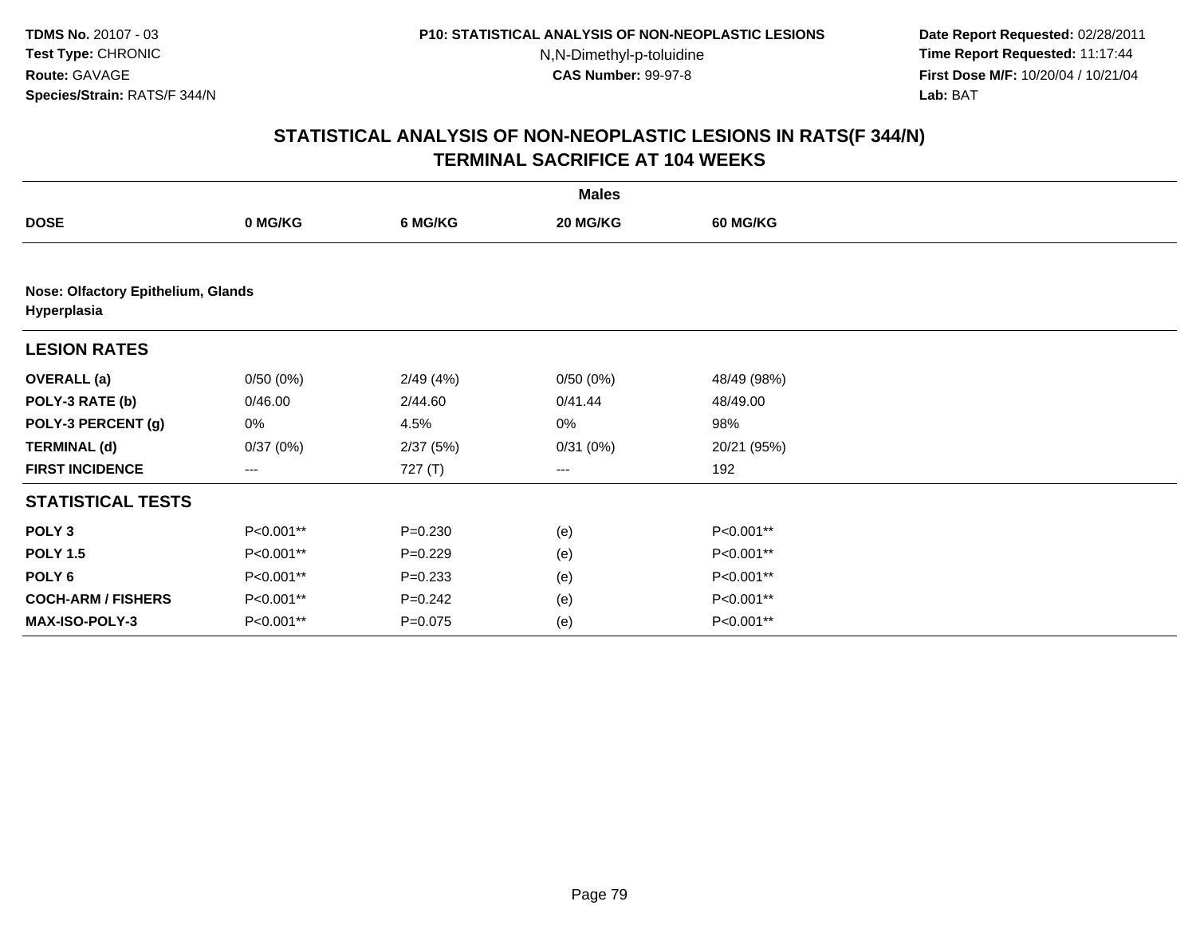**TDMS No.** 20107 - 03
**Test Type:** CHRONIC
**Route:** GAVAGE
**Species/Strain:** RATS/F 344/N

**P10: STATISTICAL ANALYSIS OF NON-NEOPLASTIC LESIONS**
N,N-Dimethyl-p-toluidine
**CAS Number:** 99-97-8

**Date Report Requested:** 02/28/2011
**Time Report Requested:** 11:17:44
**First Dose M/F:** 10/20/04 / 10/21/04
**Lab:** BAT

## STATISTICAL ANALYSIS OF NON-NEOPLASTIC LESIONS IN RATS(F 344/N)
## TERMINAL SACRIFICE AT 104 WEEKS

| | Males | | | |
|---|---|---|---|---|
| **DOSE** | **0 MG/KG** | **6 MG/KG** | **20 MG/KG** | **60 MG/KG** |
| **Nose: Olfactory Epithelium, Glands** | | | | |
| **Hyperplasia** | | | | |
| **LESION RATES** | | | | |
| **OVERALL (a)** | 0/50 (0%) | 2/49 (4%) | 0/50 (0%) | 48/49 (98%) |
| **POLY-3 RATE (b)** | 0/46.00 | 2/44.60 | 0/41.44 | 48/49.00 |
| **POLY-3 PERCENT (g)** | 0% | 4.5% | 0% | 98% |
| **TERMINAL (d)** | 0/37 (0%) | 2/37 (5%) | 0/31 (0%) | 20/21 (95%) |
| **FIRST INCIDENCE** | --- | 727 (T) | --- | 192 |
| **STATISTICAL TESTS** | | | | |
| **POLY 3** | P<0.001** | P=0.230 | (e) | P<0.001** |
| **POLY 1.5** | P<0.001** | P=0.229 | (e) | P<0.001** |
| **POLY 6** | P<0.001** | P=0.233 | (e) | P<0.001** |
| **COCH-ARM / FISHERS** | P<0.001** | P=0.242 | (e) | P<0.001** |
| **MAX-ISO-POLY-3** | P<0.001** | P=0.075 | (e) | P<0.001** |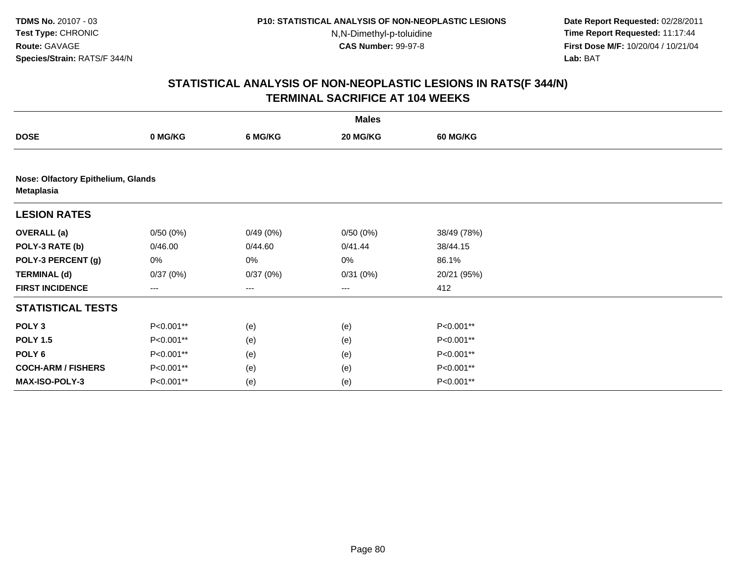**TDMS No.** 20107 - 03
**Test Type:** CHRONIC
**Route:** GAVAGE
**Species/Strain:** RATS/F 344/N

**P10: STATISTICAL ANALYSIS OF NON-NEOPLASTIC LESIONS**
N,N-Dimethyl-p-toluidine
**CAS Number:** 99-97-8

**Date Report Requested:** 02/28/2011
**Time Report Requested:** 11:17:44
**First Dose M/F:** 10/20/04 / 10/21/04
**Lab:** BAT

## STATISTICAL ANALYSIS OF NON-NEOPLASTIC LESIONS IN RATS(F 344/N)
## TERMINAL SACRIFICE AT 104 WEEKS

| | Males | | | |
|---|---|---|---|---|
| **DOSE** | **0 MG/KG** | **6 MG/KG** | **20 MG/KG** | **60 MG/KG** |
| **Nose: Olfactory Epithelium, Glands** | | | | |
| **Metaplasia** | | | | |
| **LESION RATES** | | | | |
| **OVERALL (a)** | 0/50 (0%) | 0/49 (0%) | 0/50 (0%) | 38/49 (78%) |
| **POLY-3 RATE (b)** | 0/46.00 | 0/44.60 | 0/41.44 | 38/44.15 |
| **POLY-3 PERCENT (g)** | 0% | 0% | 0% | 86.1% |
| **TERMINAL (d)** | 0/37 (0%) | 0/37 (0%) | 0/31 (0%) | 20/21 (95%) |
| **FIRST INCIDENCE** | --- | --- | --- | 412 |
| **STATISTICAL TESTS** | | | | |
| **POLY 3** | P<0.001** | (e) | (e) | P<0.001** |
| **POLY 1.5** | P<0.001** | (e) | (e) | P<0.001** |
| **POLY 6** | P<0.001** | (e) | (e) | P<0.001** |
| **COCH-ARM / FISHERS** | P<0.001** | (e) | (e) | P<0.001** |
| **MAX-ISO-POLY-3** | P<0.001** | (e) | (e) | P<0.001** |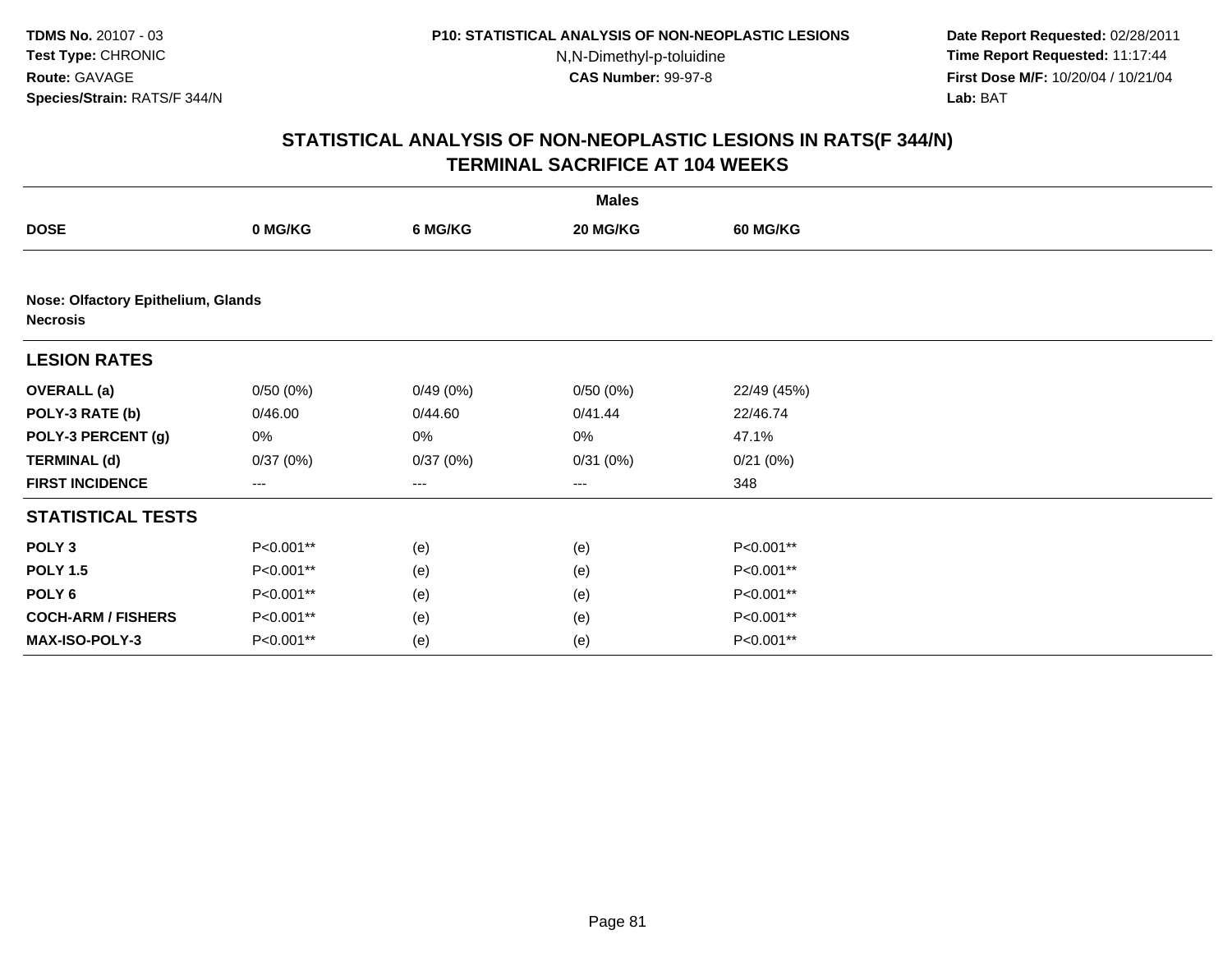**TDMS No.** 20107 - 03
**Test Type:** CHRONIC
**Route:** GAVAGE
**Species/Strain:** RATS/F 344/N

**P10: STATISTICAL ANALYSIS OF NON-NEOPLASTIC LESIONS**
N,N-Dimethyl-p-toluidine
**CAS Number:** 99-97-8

**Date Report Requested:** 02/28/2011
**Time Report Requested:** 11:17:44
**First Dose M/F:** 10/20/04 / 10/21/04
**Lab:** BAT

## STATISTICAL ANALYSIS OF NON-NEOPLASTIC LESIONS IN RATS(F 344/N)
## TERMINAL SACRIFICE AT 104 WEEKS

| | Males | | | |
|---|---|---|---|---|
| **DOSE** | **0 MG/KG** | **6 MG/KG** | **20 MG/KG** | **60 MG/KG** |
| **Nose: Olfactory Epithelium, Glands** | | | | |
| **Necrosis** | | | | |
| **LESION RATES** | | | | |
| **OVERALL (a)** | 0/50 (0%) | 0/49 (0%) | 0/50 (0%) | 22/49 (45%) |
| **POLY-3 RATE (b)** | 0/46.00 | 0/44.60 | 0/41.44 | 22/46.74 |
| **POLY-3 PERCENT (g)** | 0% | 0% | 0% | 47.1% |
| **TERMINAL (d)** | 0/37 (0%) | 0/37 (0%) | 0/31 (0%) | 0/21 (0%) |
| **FIRST INCIDENCE** | --- | --- | --- | 348 |
| **STATISTICAL TESTS** | | | | |
| **POLY 3** | P<0.001** | (e) | (e) | P<0.001** |
| **POLY 1.5** | P<0.001** | (e) | (e) | P<0.001** |
| **POLY 6** | P<0.001** | (e) | (e) | P<0.001** |
| **COCH-ARM / FISHERS** | P<0.001** | (e) | (e) | P<0.001** |
| **MAX-ISO-POLY-3** | P<0.001** | (e) | (e) | P<0.001** |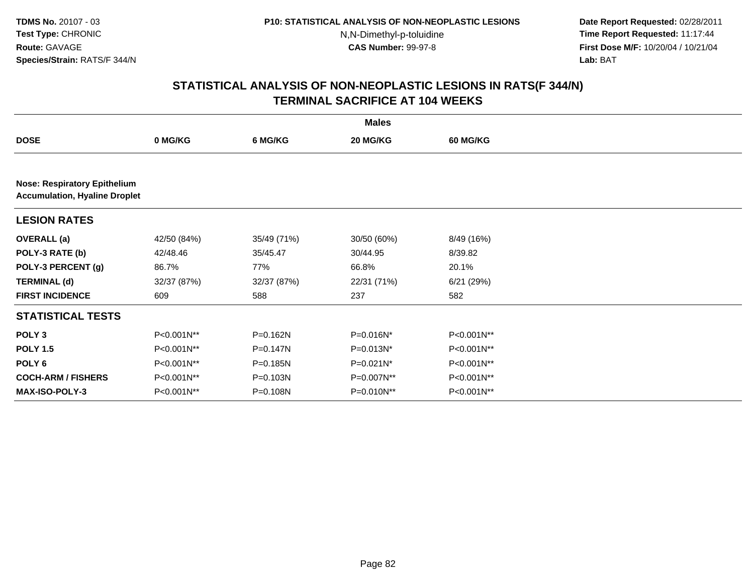**TDMS No.** 20107 - 03
**Test Type:** CHRONIC
**Route:** GAVAGE
**Species/Strain:** RATS/F 344/N

**P10: STATISTICAL ANALYSIS OF NON-NEOPLASTIC LESIONS**
N,N-Dimethyl-p-toluidine
**CAS Number:** 99-97-8

**Date Report Requested:** 02/28/2011
**Time Report Requested:** 11:17:44
**First Dose M/F:** 10/20/04 / 10/21/04
**Lab:** BAT

## STATISTICAL ANALYSIS OF NON-NEOPLASTIC LESIONS IN RATS(F 344/N)
## TERMINAL SACRIFICE AT 104 WEEKS

| | Males | | | |
|---|---|---|---|---|
| **DOSE** | **0 MG/KG** | **6 MG/KG** | **20 MG/KG** | **60 MG/KG** |
| **Nose: Respiratory Epithelium** | | | | |
| **Accumulation, Hyaline Droplet** | | | | |
| **LESION RATES** | | | | |
| **OVERALL (a)** | 42/50 (84%) | 35/49 (71%) | 30/50 (60%) | 8/49 (16%) |
| **POLY-3 RATE (b)** | 42/48.46 | 35/45.47 | 30/44.95 | 8/39.82 |
| **POLY-3 PERCENT (g)** | 86.7% | 77% | 66.8% | 20.1% |
| **TERMINAL (d)** | 32/37 (87%) | 32/37 (87%) | 22/31 (71%) | 6/21 (29%) |
| **FIRST INCIDENCE** | 609 | 588 | 237 | 582 |
| **STATISTICAL TESTS** | | | | |
| **POLY 3** | P<0.001N** | P=0.162N | P=0.016N* | P<0.001N** |
| **POLY 1.5** | P<0.001N** | P=0.147N | P=0.013N* | P<0.001N** |
| **POLY 6** | P<0.001N** | P=0.185N | P=0.021N* | P<0.001N** |
| **COCH-ARM / FISHERS** | P<0.001N** | P=0.103N | P=0.007N** | P<0.001N** |
| **MAX-ISO-POLY-3** | P<0.001N** | P=0.108N | P=0.010N** | P<0.001N** |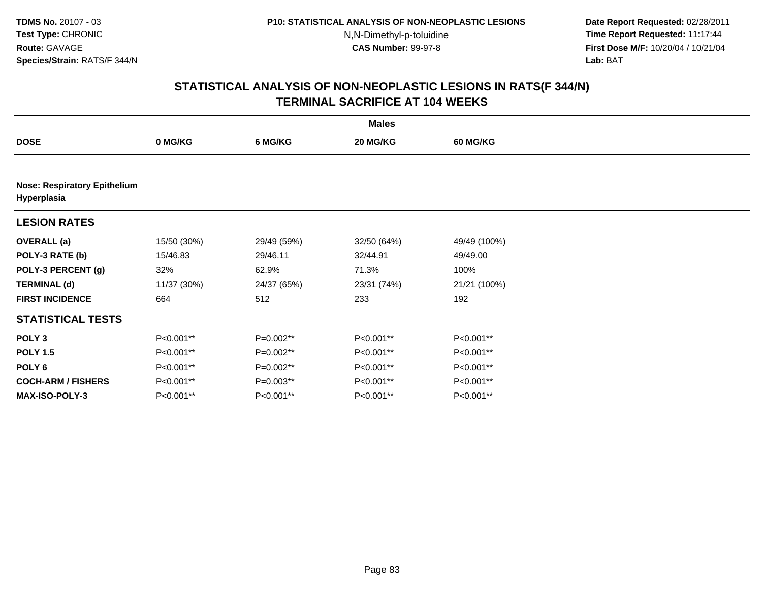# STATISTICAL ANALYSIS OF NON-NEOPLASTIC LESIONS IN RATS(F 344/N)
## TERMINAL SACRIFICE AT 104 WEEKS

| | Males | | | |
|---|---|---|---|---|
| **DOSE** | **0 MG/KG** | **6 MG/KG** | **20 MG/KG** | **60 MG/KG** |
| **Nose: Respiratory Epithelium Hyperplasia** | | | | |
| **LESION RATES** | | | | |
| **OVERALL (a)** | 15/50 (30%) | 29/49 (59%) | 32/50 (64%) | 49/49 (100%) |
| **POLY-3 RATE (b)** | 15/46.83 | 29/46.11 | 32/44.91 | 49/49.00 |
| **POLY-3 PERCENT (g)** | 32% | 62.9% | 71.3% | 100% |
| **TERMINAL (d)** | 11/37 (30%) | 24/37 (65%) | 23/31 (74%) | 21/21 (100%) |
| **FIRST INCIDENCE** | 664 | 512 | 233 | 192 |
| **STATISTICAL TESTS** | | | | |
| **POLY 3** | P<0.001** | P=0.002** | P<0.001** | P<0.001** |
| **POLY 1.5** | P<0.001** | P=0.002** | P<0.001** | P<0.001** |
| **POLY 6** | P<0.001** | P=0.002** | P<0.001** | P<0.001** |
| **COCH-ARM / FISHERS** | P<0.001** | P=0.003** | P<0.001** | P<0.001** |
| **MAX-ISO-POLY-3** | P<0.001** | P<0.001** | P<0.001** | P<0.001** |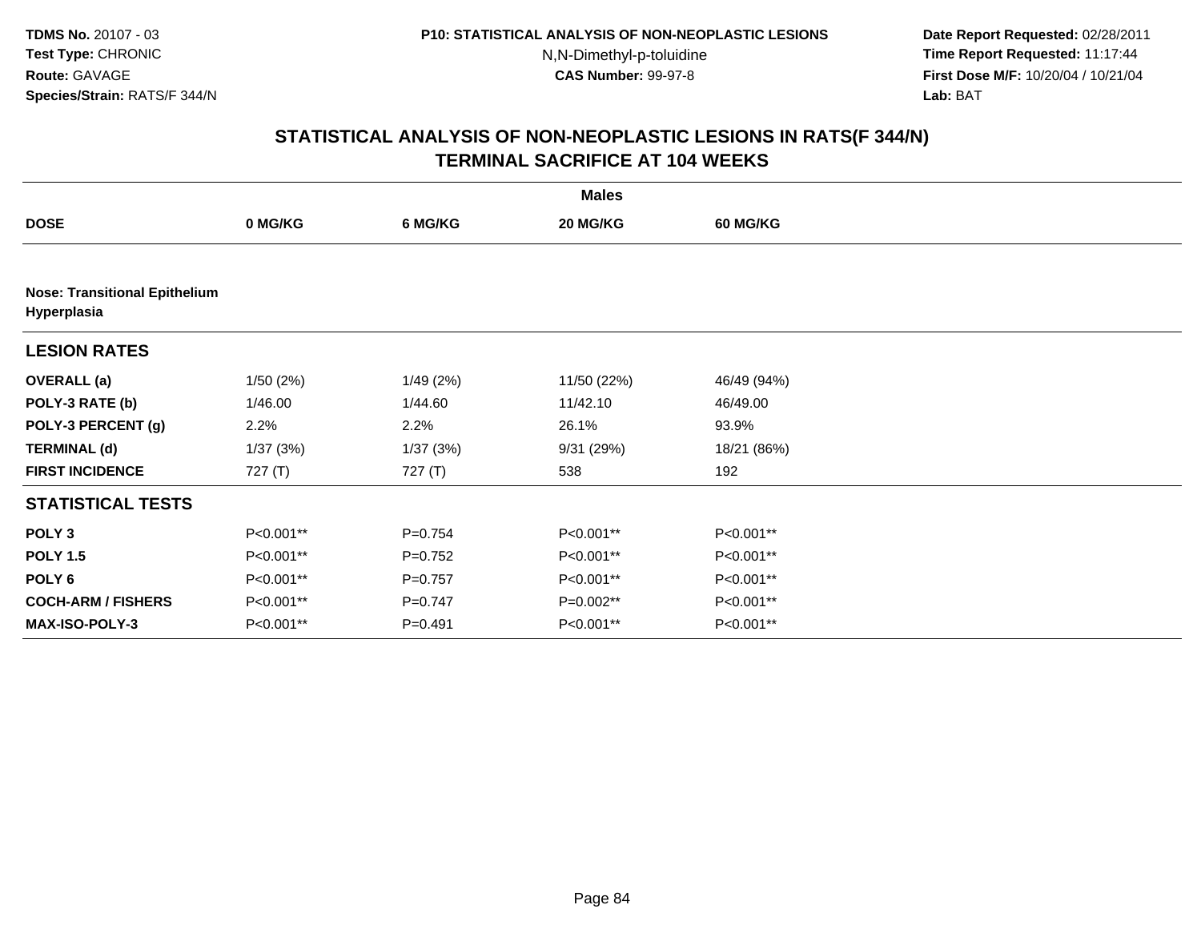**TDMS No.** 20107 - 03
**Test Type:** CHRONIC
**Route:** GAVAGE
**Species/Strain:** RATS/F 344/N

**P10: STATISTICAL ANALYSIS OF NON-NEOPLASTIC LESIONS**
N,N-Dimethyl-p-toluidine
**CAS Number:** 99-97-8

**Date Report Requested:** 02/28/2011
**Time Report Requested:** 11:17:44
**First Dose M/F:** 10/20/04 / 10/21/04
**Lab:** BAT

## STATISTICAL ANALYSIS OF NON-NEOPLASTIC LESIONS IN RATS(F 344/N)
## TERMINAL SACRIFICE AT 104 WEEKS

| | Males | | | |
|---|---|---|---|---|
| **DOSE** | **0 MG/KG** | **6 MG/KG** | **20 MG/KG** | **60 MG/KG** |
| **Nose: Transitional Epithelium Hyperplasia** | | | | |
| **LESION RATES** | | | | |
| **OVERALL (a)** | 1/50 (2%) | 1/49 (2%) | 11/50 (22%) | 46/49 (94%) |
| **POLY-3 RATE (b)** | 1/46.00 | 1/44.60 | 11/42.10 | 46/49.00 |
| **POLY-3 PERCENT (g)** | 2.2% | 2.2% | 26.1% | 93.9% |
| **TERMINAL (d)** | 1/37 (3%) | 1/37 (3%) | 9/31 (29%) | 18/21 (86%) |
| **FIRST INCIDENCE** | 727 (T) | 727 (T) | 538 | 192 |
| **STATISTICAL TESTS** | | | | |
| **POLY 3** | P<0.001** | P=0.754 | P<0.001** | P<0.001** |
| **POLY 1.5** | P<0.001** | P=0.752 | P<0.001** | P<0.001** |
| **POLY 6** | P<0.001** | P=0.757 | P<0.001** | P<0.001** |
| **COCH-ARM / FISHERS** | P<0.001** | P=0.747 | P=0.002** | P<0.001** |
| **MAX-ISO-POLY-3** | P<0.001** | P=0.491 | P<0.001** | P<0.001** |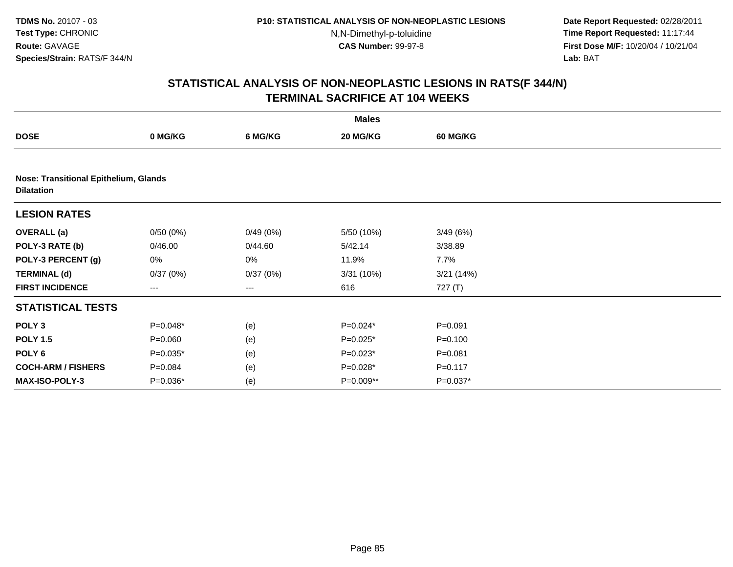# STATISTICAL ANALYSIS OF NON-NEOPLASTIC LESIONS IN RATS(F 344/N)
## TERMINAL SACRIFICE AT 104 WEEKS

| | Males | | | |
|---|---|---|---|---|
| **DOSE** | **0 MG/KG** | **6 MG/KG** | **20 MG/KG** | **60 MG/KG** |
| **Nose: Transitional Epithelium, Glands** | | | | |
| **Dilatation** | | | | |
| **LESION RATES** | | | | |
| **OVERALL (a)** | 0/50 (0%) | 0/49 (0%) | 5/50 (10%) | 3/49 (6%) |
| **POLY-3 RATE (b)** | 0/46.00 | 0/44.60 | 5/42.14 | 3/38.89 |
| **POLY-3 PERCENT (g)** | 0% | 0% | 11.9% | 7.7% |
| **TERMINAL (d)** | 0/37 (0%) | 0/37 (0%) | 3/31 (10%) | 3/21 (14%) |
| **FIRST INCIDENCE** | --- | --- | 616 | 727 (T) |
| **STATISTICAL TESTS** | | | | |
| **POLY 3** | P=0.048* | (e) | P=0.024* | P=0.091 |
| **POLY 1.5** | P=0.060 | (e) | P=0.025* | P=0.100 |
| **POLY 6** | P=0.035* | (e) | P=0.023* | P=0.081 |
| **COCH-ARM / FISHERS** | P=0.084 | (e) | P=0.028* | P=0.117 |
| **MAX-ISO-POLY-3** | P=0.036* | (e) | P=0.009** | P=0.037* |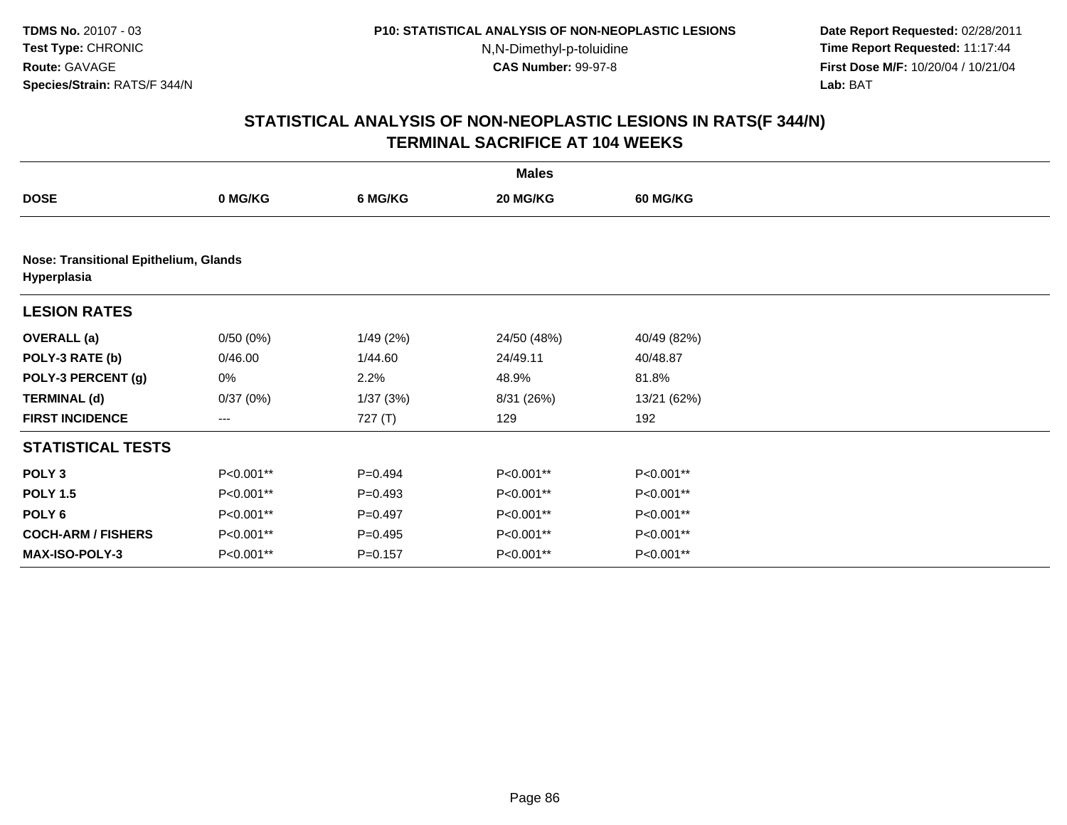## STATISTICAL ANALYSIS OF NON-NEOPLASTIC LESIONS IN RATS(F 344/N)
## TERMINAL SACRIFICE AT 104 WEEKS

| | Males | | | |
|---|---|---|---|---|
| **DOSE** | **0 MG/KG** | **6 MG/KG** | **20 MG/KG** | **60 MG/KG** |
| **Nose: Transitional Epithelium, Glands** | | | | |
| **Hyperplasia** | | | | |
| **LESION RATES** | | | | |
| **OVERALL (a)** | 0/50 (0%) | 1/49 (2%) | 24/50 (48%) | 40/49 (82%) |
| **POLY-3 RATE (b)** | 0/46.00 | 1/44.60 | 24/49.11 | 40/48.87 |
| **POLY-3 PERCENT (g)** | 0% | 2.2% | 48.9% | 81.8% |
| **TERMINAL (d)** | 0/37 (0%) | 1/37 (3%) | 8/31 (26%) | 13/21 (62%) |
| **FIRST INCIDENCE** | --- | 727 (T) | 129 | 192 |
| **STATISTICAL TESTS** | | | | |
| **POLY 3** | P<0.001** | P=0.494 | P<0.001** | P<0.001** |
| **POLY 1.5** | P<0.001** | P=0.493 | P<0.001** | P<0.001** |
| **POLY 6** | P<0.001** | P=0.497 | P<0.001** | P<0.001** |
| **COCH-ARM / FISHERS** | P<0.001** | P=0.495 | P<0.001** | P<0.001** |
| **MAX-ISO-POLY-3** | P<0.001** | P=0.157 | P<0.001** | P<0.001** |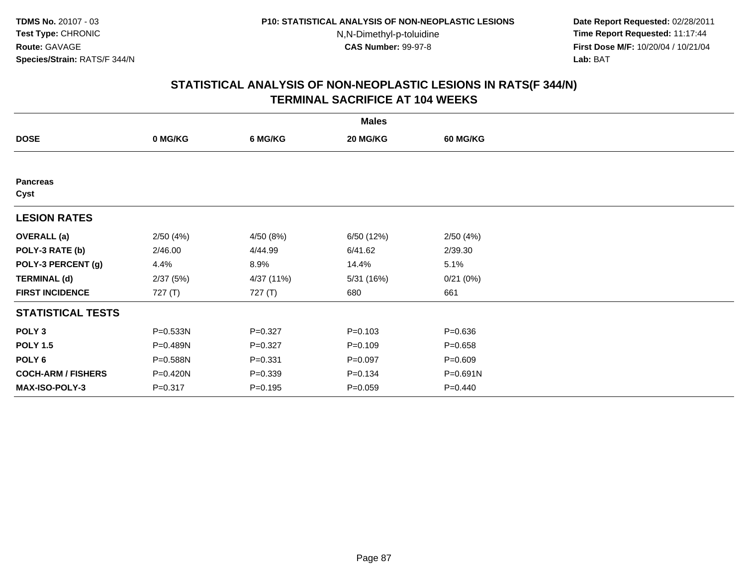TDMS No. 20107 - 03
Test Type: CHRONIC
Route: GAVAGE
Species/Strain: RATS/F 344/N

P10: STATISTICAL ANALYSIS OF NON-NEOPLASTIC LESIONS
N,N-Dimethyl-p-toluidine
CAS Number: 99-97-8

Date Report Requested: 02/28/2011
Time Report Requested: 11:17:44
First Dose M/F: 10/20/04 / 10/21/04
Lab: BAT

## STATISTICAL ANALYSIS OF NON-NEOPLASTIC LESIONS IN RATS(F 344/N)
## TERMINAL SACRIFICE AT 104 WEEKS

| | Males | | | |
|---|---|---|---|---|
| **DOSE** | **0 MG/KG** | **6 MG/KG** | **20 MG/KG** | **60 MG/KG** |
| **Pancreas** | | | | |
| **Cyst** | | | | |
| **LESION RATES** | | | | |
| **OVERALL (a)** | 2/50 (4%) | 4/50 (8%) | 6/50 (12%) | 2/50 (4%) |
| **POLY-3 RATE (b)** | 2/46.00 | 4/44.99 | 6/41.62 | 2/39.30 |
| **POLY-3 PERCENT (g)** | 4.4% | 8.9% | 14.4% | 5.1% |
| **TERMINAL (d)** | 2/37 (5%) | 4/37 (11%) | 5/31 (16%) | 0/21 (0%) |
| **FIRST INCIDENCE** | 727 (T) | 727 (T) | 680 | 661 |
| **STATISTICAL TESTS** | | | | |
| **POLY 3** | P=0.533N | P=0.327 | P=0.103 | P=0.636 |
| **POLY 1.5** | P=0.489N | P=0.327 | P=0.109 | P=0.658 |
| **POLY 6** | P=0.588N | P=0.331 | P=0.097 | P=0.609 |
| **COCH-ARM / FISHERS** | P=0.420N | P=0.339 | P=0.134 | P=0.691N |
| **MAX-ISO-POLY-3** | P=0.317 | P=0.195 | P=0.059 | P=0.440 |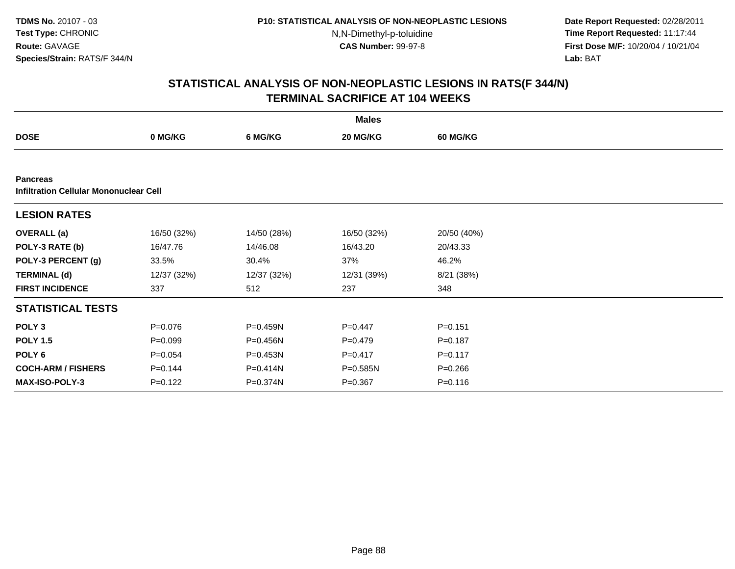TDMS No. 20107 - 03
Test Type: CHRONIC
Route: GAVAGE
Species/Strain: RATS/F 344/N

P10: STATISTICAL ANALYSIS OF NON-NEOPLASTIC LESIONS
N,N-Dimethyl-p-toluidine
CAS Number: 99-97-8

Date Report Requested: 02/28/2011
Time Report Requested: 11:17:44
First Dose M/F: 10/20/04 / 10/21/04
Lab: BAT

## STATISTICAL ANALYSIS OF NON-NEOPLASTIC LESIONS IN RATS(F 344/N)
## TERMINAL SACRIFICE AT 104 WEEKS

| | Males | | | |
|---|---|---|---|---|
| **DOSE** | **0 MG/KG** | **6 MG/KG** | **20 MG/KG** | **60 MG/KG** |
| **Pancreas** | | | | |
| **Infiltration Cellular Mononuclear Cell** | | | | |
| **LESION RATES** | | | | |
| **OVERALL (a)** | 16/50 (32%) | 14/50 (28%) | 16/50 (32%) | 20/50 (40%) |
| **POLY-3 RATE (b)** | 16/47.76 | 14/46.08 | 16/43.20 | 20/43.33 |
| **POLY-3 PERCENT (g)** | 33.5% | 30.4% | 37% | 46.2% |
| **TERMINAL (d)** | 12/37 (32%) | 12/37 (32%) | 12/31 (39%) | 8/21 (38%) |
| **FIRST INCIDENCE** | 337 | 512 | 237 | 348 |
| **STATISTICAL TESTS** | | | | |
| **POLY 3** | P=0.076 | P=0.459N | P=0.447 | P=0.151 |
| **POLY 1.5** | P=0.099 | P=0.456N | P=0.479 | P=0.187 |
| **POLY 6** | P=0.054 | P=0.453N | P=0.417 | P=0.117 |
| **COCH-ARM / FISHERS** | P=0.144 | P=0.414N | P=0.585N | P=0.266 |
| **MAX-ISO-POLY-3** | P=0.122 | P=0.374N | P=0.367 | P=0.116 |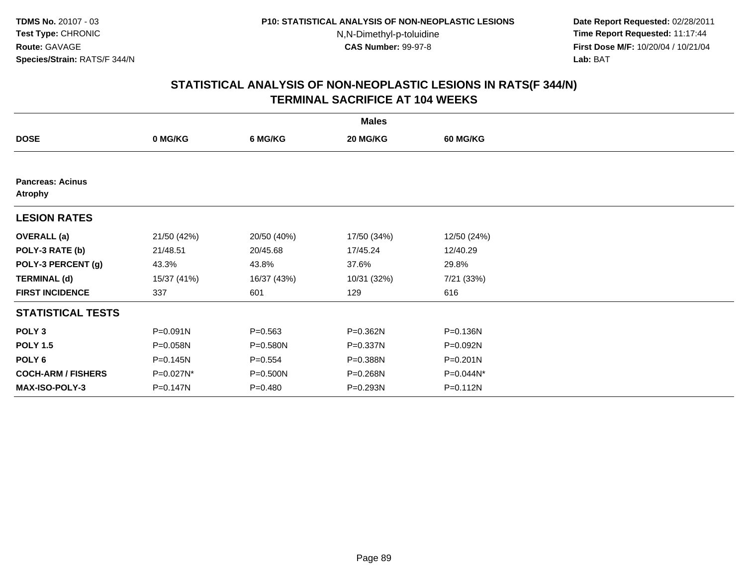TDMS No. 20107 - 03
Test Type: CHRONIC
Route: GAVAGE
Species/Strain: RATS/F 344/N

P10: STATISTICAL ANALYSIS OF NON-NEOPLASTIC LESIONS
N,N-Dimethyl-p-toluidine
CAS Number: 99-97-8

Date Report Requested: 02/28/2011
Time Report Requested: 11:17:44
First Dose M/F: 10/20/04 / 10/21/04
Lab: BAT

## STATISTICAL ANALYSIS OF NON-NEOPLASTIC LESIONS IN RATS(F 344/N)
## TERMINAL SACRIFICE AT 104 WEEKS

| | Males | | | |
|---|---|---|---|---|
| **DOSE** | **0 MG/KG** | **6 MG/KG** | **20 MG/KG** | **60 MG/KG** |
| **Pancreas: Acinus** | | | | |
| **Atrophy** | | | | |
| **LESION RATES** | | | | |
| **OVERALL (a)** | 21/50 (42%) | 20/50 (40%) | 17/50 (34%) | 12/50 (24%) |
| **POLY-3 RATE (b)** | 21/48.51 | 20/45.68 | 17/45.24 | 12/40.29 |
| **POLY-3 PERCENT (g)** | 43.3% | 43.8% | 37.6% | 29.8% |
| **TERMINAL (d)** | 15/37 (41%) | 16/37 (43%) | 10/31 (32%) | 7/21 (33%) |
| **FIRST INCIDENCE** | 337 | 601 | 129 | 616 |
| **STATISTICAL TESTS** | | | | |
| **POLY 3** | P=0.091N | P=0.563 | P=0.362N | P=0.136N |
| **POLY 1.5** | P=0.058N | P=0.580N | P=0.337N | P=0.092N |
| **POLY 6** | P=0.145N | P=0.554 | P=0.388N | P=0.201N |
| **COCH-ARM / FISHERS** | P=0.027N* | P=0.500N | P=0.268N | P=0.044N* |
| **MAX-ISO-POLY-3** | P=0.147N | P=0.480 | P=0.293N | P=0.112N |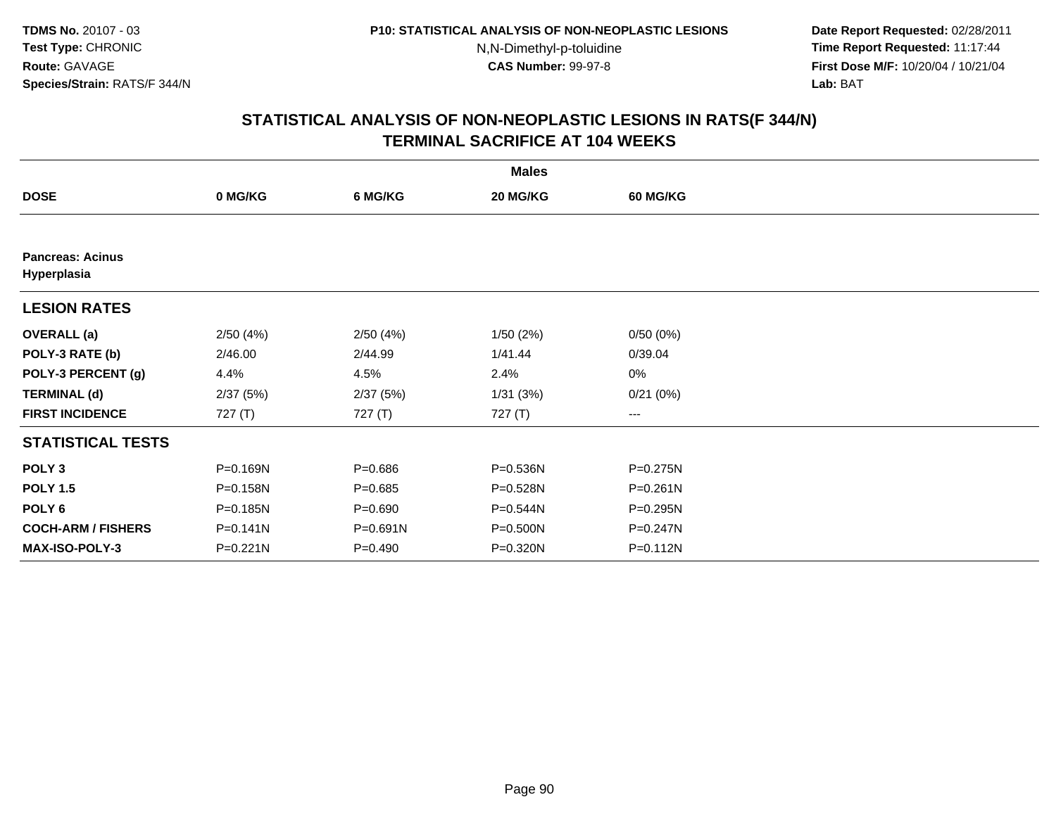**TDMS No.** 20107 - 03
**Test Type:** CHRONIC
**Route:** GAVAGE
**Species/Strain:** RATS/F 344/N

**P10: STATISTICAL ANALYSIS OF NON-NEOPLASTIC LESIONS**
N,N-Dimethyl-p-toluidine
**CAS Number:** 99-97-8

**Date Report Requested:** 02/28/2011
**Time Report Requested:** 11:17:44
**First Dose M/F:** 10/20/04 / 10/21/04
**Lab:** BAT

## STATISTICAL ANALYSIS OF NON-NEOPLASTIC LESIONS IN RATS(F 344/N) TERMINAL SACRIFICE AT 104 WEEKS

| | Males | | | |
|---|---|---|---|---|
| **DOSE** | **0 MG/KG** | **6 MG/KG** | **20 MG/KG** | **60 MG/KG** |
| **Pancreas: Acinus Hyperplasia** | | | | |
| **LESION RATES** | | | | |
| **OVERALL (a)** | 2/50 (4%) | 2/50 (4%) | 1/50 (2%) | 0/50 (0%) |
| **POLY-3 RATE (b)** | 2/46.00 | 2/44.99 | 1/41.44 | 0/39.04 |
| **POLY-3 PERCENT (g)** | 4.4% | 4.5% | 2.4% | 0% |
| **TERMINAL (d)** | 2/37 (5%) | 2/37 (5%) | 1/31 (3%) | 0/21 (0%) |
| **FIRST INCIDENCE** | 727 (T) | 727 (T) | 727 (T) | --- |
| **STATISTICAL TESTS** | | | | |
| **POLY 3** | P=0.169N | P=0.686 | P=0.536N | P=0.275N |
| **POLY 1.5** | P=0.158N | P=0.685 | P=0.528N | P=0.261N |
| **POLY 6** | P=0.185N | P=0.690 | P=0.544N | P=0.295N |
| **COCH-ARM / FISHERS** | P=0.141N | P=0.691N | P=0.500N | P=0.247N |
| **MAX-ISO-POLY-3** | P=0.221N | P=0.490 | P=0.320N | P=0.112N |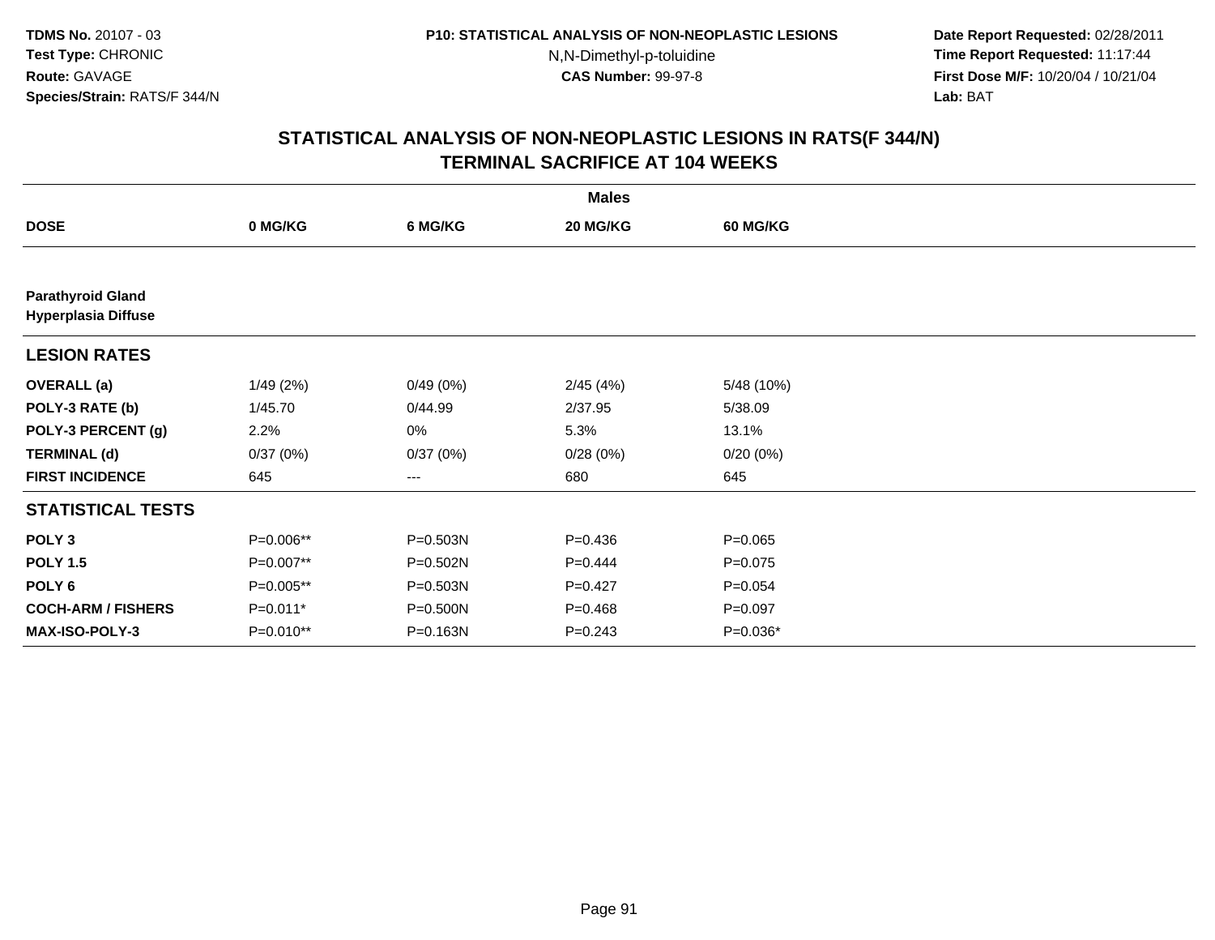TDMS No. 20107 - 03
Test Type: CHRONIC
Route: GAVAGE
Species/Strain: RATS/F 344/N

P10: STATISTICAL ANALYSIS OF NON-NEOPLASTIC LESIONS
N,N-Dimethyl-p-toluidine
CAS Number: 99-97-8

Date Report Requested: 02/28/2011
Time Report Requested: 11:17:44
First Dose M/F: 10/20/04 / 10/21/04
Lab: BAT

## STATISTICAL ANALYSIS OF NON-NEOPLASTIC LESIONS IN RATS(F 344/N) TERMINAL SACRIFICE AT 104 WEEKS

| | Males | | | |
|---|---|---|---|---|
| **DOSE** | **0 MG/KG** | **6 MG/KG** | **20 MG/KG** | **60 MG/KG** |
| **Parathyroid Gland** | | | | |
| **Hyperplasia Diffuse** | | | | |
| **LESION RATES** | | | | |
| **OVERALL (a)** | 1/49 (2%) | 0/49 (0%) | 2/45 (4%) | 5/48 (10%) |
| **POLY-3 RATE (b)** | 1/45.70 | 0/44.99 | 2/37.95 | 5/38.09 |
| **POLY-3 PERCENT (g)** | 2.2% | 0% | 5.3% | 13.1% |
| **TERMINAL (d)** | 0/37 (0%) | 0/37 (0%) | 0/28 (0%) | 0/20 (0%) |
| **FIRST INCIDENCE** | 645 | --- | 680 | 645 |
| **STATISTICAL TESTS** | | | | |
| **POLY 3** | P=0.006** | P=0.503N | P=0.436 | P=0.065 |
| **POLY 1.5** | P=0.007** | P=0.502N | P=0.444 | P=0.075 |
| **POLY 6** | P=0.005** | P=0.503N | P=0.427 | P=0.054 |
| **COCH-ARM / FISHERS** | P=0.011* | P=0.500N | P=0.468 | P=0.097 |
| **MAX-ISO-POLY-3** | P=0.010** | P=0.163N | P=0.243 | P=0.036* |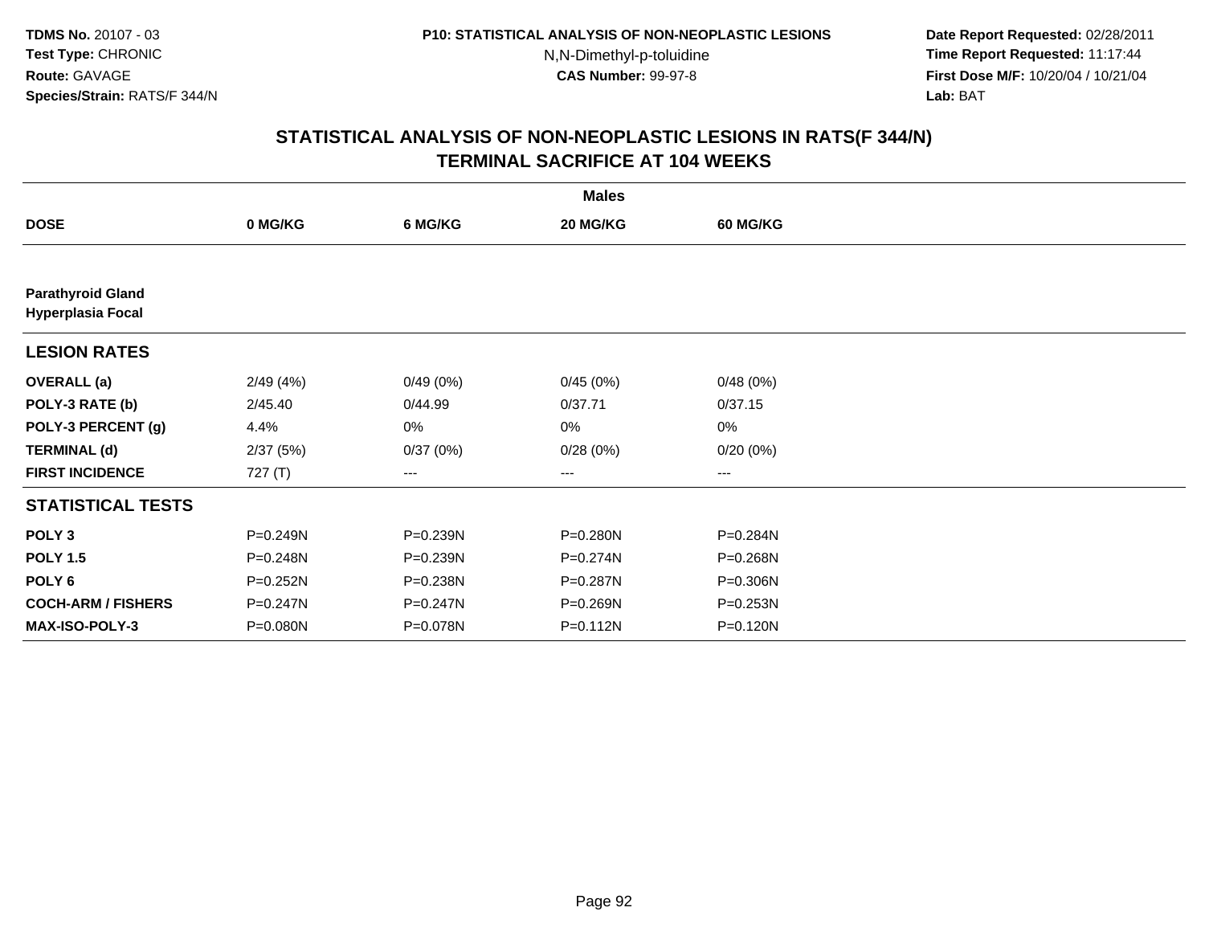TDMS No. 20107 - 03
Test Type: CHRONIC
Route: GAVAGE
Species/Strain: RATS/F 344/N

P10: STATISTICAL ANALYSIS OF NON-NEOPLASTIC LESIONS
N,N-Dimethyl-p-toluidine
CAS Number: 99-97-8

Date Report Requested: 02/28/2011
Time Report Requested: 11:17:44
First Dose M/F: 10/20/04 / 10/21/04
Lab: BAT

## STATISTICAL ANALYSIS OF NON-NEOPLASTIC LESIONS IN RATS(F 344/N) TERMINAL SACRIFICE AT 104 WEEKS

| | Males | | | |
|---|---|---|---|---|
| **DOSE** | **0 MG/KG** | **6 MG/KG** | **20 MG/KG** | **60 MG/KG** |
| **Parathyroid Gland Hyperplasia Focal** | | | | |
| **LESION RATES** | | | | |
| **OVERALL (a)** | 2/49 (4%) | 0/49 (0%) | 0/45 (0%) | 0/48 (0%) |
| **POLY-3 RATE (b)** | 2/45.40 | 0/44.99 | 0/37.71 | 0/37.15 |
| **POLY-3 PERCENT (g)** | 4.4% | 0% | 0% | 0% |
| **TERMINAL (d)** | 2/37 (5%) | 0/37 (0%) | 0/28 (0%) | 0/20 (0%) |
| **FIRST INCIDENCE** | 727 (T) | --- | --- | --- |
| **STATISTICAL TESTS** | | | | |
| **POLY 3** | P=0.249N | P=0.239N | P=0.280N | P=0.284N |
| **POLY 1.5** | P=0.248N | P=0.239N | P=0.274N | P=0.268N |
| **POLY 6** | P=0.252N | P=0.238N | P=0.287N | P=0.306N |
| **COCH-ARM / FISHERS** | P=0.247N | P=0.247N | P=0.269N | P=0.253N |
| **MAX-ISO-POLY-3** | P=0.080N | P=0.078N | P=0.112N | P=0.120N |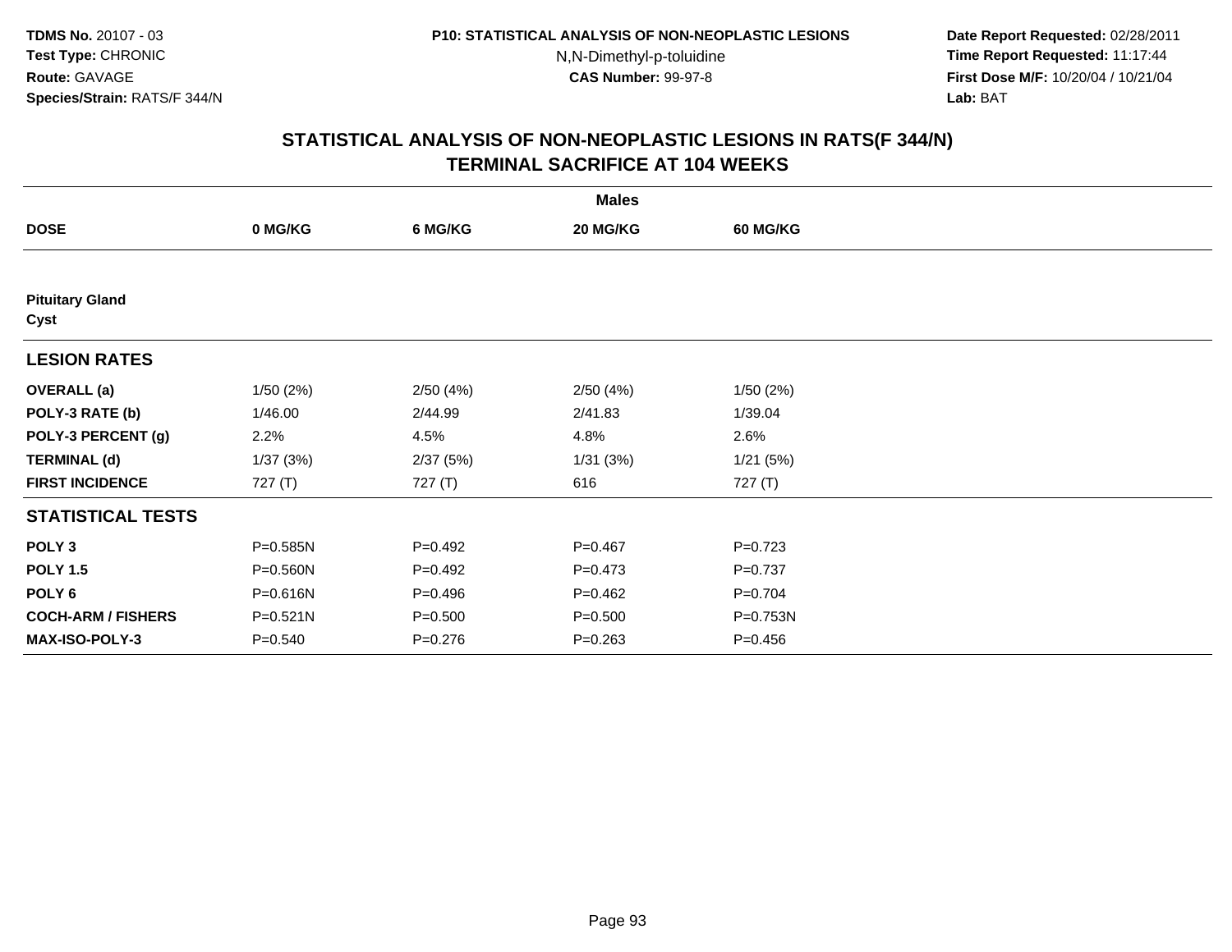**TDMS No.** 20107 - 03
**Test Type:** CHRONIC
**Route:** GAVAGE
**Species/Strain:** RATS/F 344/N

**P10: STATISTICAL ANALYSIS OF NON-NEOPLASTIC LESIONS**
N,N-Dimethyl-p-toluidine
**CAS Number:** 99-97-8

**Date Report Requested:** 02/28/2011
**Time Report Requested:** 11:17:44
**First Dose M/F:** 10/20/04 / 10/21/04
**Lab:** BAT

## STATISTICAL ANALYSIS OF NON-NEOPLASTIC LESIONS IN RATS(F 344/N) TERMINAL SACRIFICE AT 104 WEEKS

| | Males | | | |
|---|---|---|---|---|
| **DOSE** | **0 MG/KG** | **6 MG/KG** | **20 MG/KG** | **60 MG/KG** |
| **Pituitary Gland** | | | | |
| **Cyst** | | | | |
| **LESION RATES** | | | | |
| **OVERALL (a)** | 1/50 (2%) | 2/50 (4%) | 2/50 (4%) | 1/50 (2%) |
| **POLY-3 RATE (b)** | 1/46.00 | 2/44.99 | 2/41.83 | 1/39.04 |
| **POLY-3 PERCENT (g)** | 2.2% | 4.5% | 4.8% | 2.6% |
| **TERMINAL (d)** | 1/37 (3%) | 2/37 (5%) | 1/31 (3%) | 1/21 (5%) |
| **FIRST INCIDENCE** | 727 (T) | 727 (T) | 616 | 727 (T) |
| **STATISTICAL TESTS** | | | | |
| **POLY 3** | P=0.585N | P=0.492 | P=0.467 | P=0.723 |
| **POLY 1.5** | P=0.560N | P=0.492 | P=0.473 | P=0.737 |
| **POLY 6** | P=0.616N | P=0.496 | P=0.462 | P=0.704 |
| **COCH-ARM / FISHERS** | P=0.521N | P=0.500 | P=0.500 | P=0.753N |
| **MAX-ISO-POLY-3** | P=0.540 | P=0.276 | P=0.263 | P=0.456 |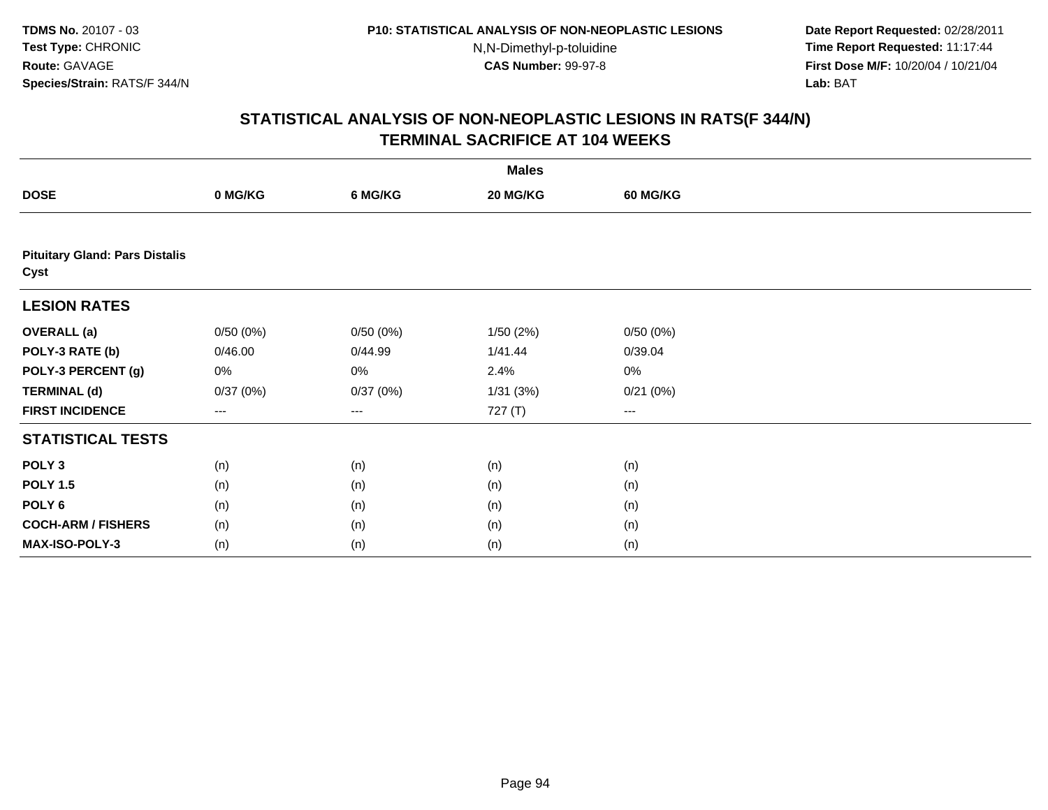**TDMS No.** 20107 - 03
**Test Type:** CHRONIC
**Route:** GAVAGE
**Species/Strain:** RATS/F 344/N

**P10: STATISTICAL ANALYSIS OF NON-NEOPLASTIC LESIONS**
N,N-Dimethyl-p-toluidine
**CAS Number:** 99-97-8

**Date Report Requested:** 02/28/2011
**Time Report Requested:** 11:17:44
**First Dose M/F:** 10/20/04 / 10/21/04
**Lab:** BAT

## STATISTICAL ANALYSIS OF NON-NEOPLASTIC LESIONS IN RATS(F 344/N) TERMINAL SACRIFICE AT 104 WEEKS

| | Males | | | |
|---|---|---|---|---|
| **DOSE** | **0 MG/KG** | **6 MG/KG** | **20 MG/KG** | **60 MG/KG** |
| **Pituitary Gland: Pars Distalis Cyst** | | | | |
| **LESION RATES** | | | | |
| **OVERALL (a)** | 0/50 (0%) | 0/50 (0%) | 1/50 (2%) | 0/50 (0%) |
| **POLY-3 RATE (b)** | 0/46.00 | 0/44.99 | 1/41.44 | 0/39.04 |
| **POLY-3 PERCENT (g)** | 0% | 0% | 2.4% | 0% |
| **TERMINAL (d)** | 0/37 (0%) | 0/37 (0%) | 1/31 (3%) | 0/21 (0%) |
| **FIRST INCIDENCE** | --- | --- | 727 (T) | --- |
| **STATISTICAL TESTS** | | | | |
| **POLY 3** | (n) | (n) | (n) | (n) |
| **POLY 1.5** | (n) | (n) | (n) | (n) |
| **POLY 6** | (n) | (n) | (n) | (n) |
| **COCH-ARM / FISHERS** | (n) | (n) | (n) | (n) |
| **MAX-ISO-POLY-3** | (n) | (n) | (n) | (n) |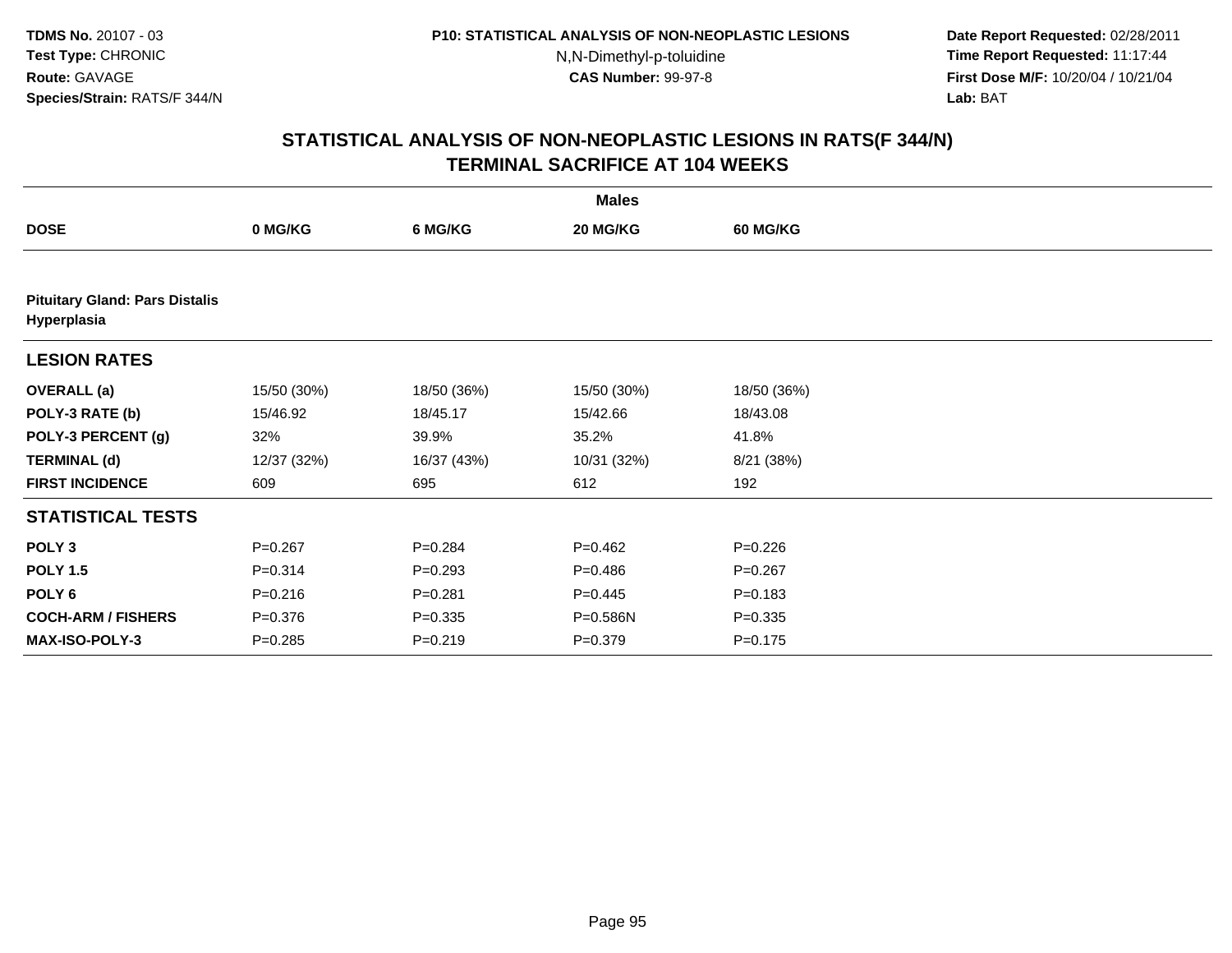## STATISTICAL ANALYSIS OF NON-NEOPLASTIC LESIONS IN RATS(F 344/N)
## TERMINAL SACRIFICE AT 104 WEEKS

| | Males | | | |
|---|---|---|---|---|
| **DOSE** | **0 MG/KG** | **6 MG/KG** | **20 MG/KG** | **60 MG/KG** |
| **Pituitary Gland: Pars Distalis Hyperplasia** | | | | |
| **LESION RATES** | | | | |
| **OVERALL (a)** | 15/50 (30%) | 18/50 (36%) | 15/50 (30%) | 18/50 (36%) |
| **POLY-3 RATE (b)** | 15/46.92 | 18/45.17 | 15/42.66 | 18/43.08 |
| **POLY-3 PERCENT (g)** | 32% | 39.9% | 35.2% | 41.8% |
| **TERMINAL (d)** | 12/37 (32%) | 16/37 (43%) | 10/31 (32%) | 8/21 (38%) |
| **FIRST INCIDENCE** | 609 | 695 | 612 | 192 |
| **STATISTICAL TESTS** | | | | |
| **POLY 3** | P=0.267 | P=0.284 | P=0.462 | P=0.226 |
| **POLY 1.5** | P=0.314 | P=0.293 | P=0.486 | P=0.267 |
| **POLY 6** | P=0.216 | P=0.281 | P=0.445 | P=0.183 |
| **COCH-ARM / FISHERS** | P=0.376 | P=0.335 | P=0.586N | P=0.335 |
| **MAX-ISO-POLY-3** | P=0.285 | P=0.219 | P=0.379 | P=0.175 |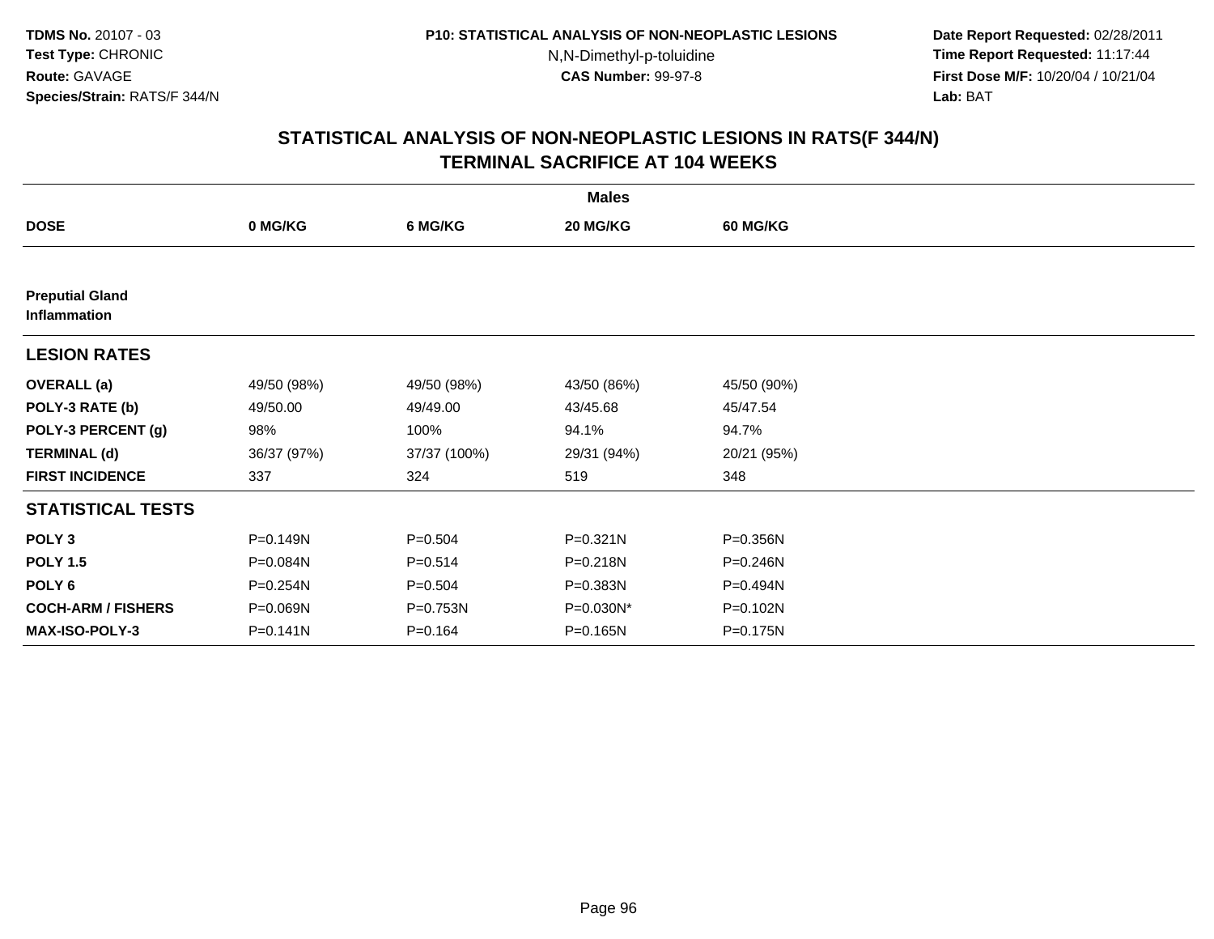# STATISTICAL ANALYSIS OF NON-NEOPLASTIC LESIONS IN RATS(F 344/N)
## TERMINAL SACRIFICE AT 104 WEEKS

| | Males | | | |
|---|---|---|---|---|
| **DOSE** | **0 MG/KG** | **6 MG/KG** | **20 MG/KG** | **60 MG/KG** |
| **Preputial Gland Inflammation** | | | | |
| **LESION RATES** | | | | |
| **OVERALL (a)** | 49/50 (98%) | 49/50 (98%) | 43/50 (86%) | 45/50 (90%) |
| **POLY-3 RATE (b)** | 49/50.00 | 49/49.00 | 43/45.68 | 45/47.54 |
| **POLY-3 PERCENT (g)** | 98% | 100% | 94.1% | 94.7% |
| **TERMINAL (d)** | 36/37 (97%) | 37/37 (100%) | 29/31 (94%) | 20/21 (95%) |
| **FIRST INCIDENCE** | 337 | 324 | 519 | 348 |
| **STATISTICAL TESTS** | | | | |
| **POLY 3** | P=0.149N | P=0.504 | P=0.321N | P=0.356N |
| **POLY 1.5** | P=0.084N | P=0.514 | P=0.218N | P=0.246N |
| **POLY 6** | P=0.254N | P=0.504 | P=0.383N | P=0.494N |
| **COCH-ARM / FISHERS** | P=0.069N | P=0.753N | P=0.030N* | P=0.102N |
| **MAX-ISO-POLY-3** | P=0.141N | P=0.164 | P=0.165N | P=0.175N |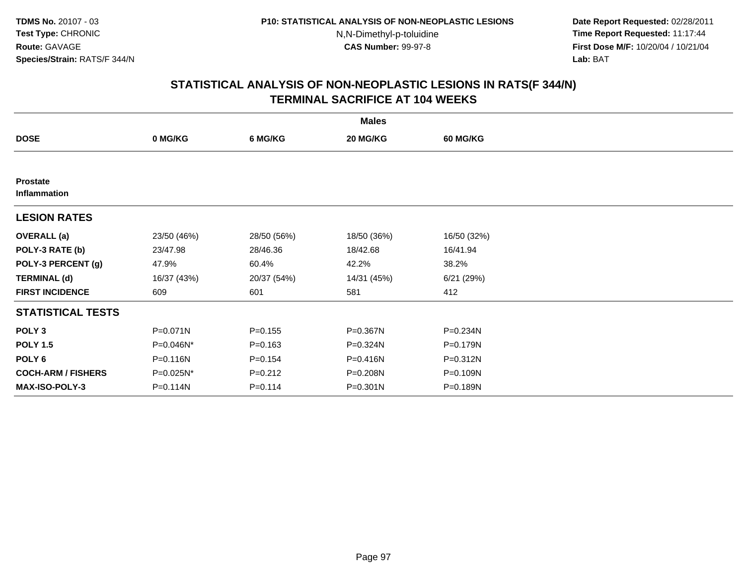TDMS No. 20107 - 03
Test Type: CHRONIC
Route: GAVAGE
Species/Strain: RATS/F 344/N

P10: STATISTICAL ANALYSIS OF NON-NEOPLASTIC LESIONS
N,N-Dimethyl-p-toluidine
CAS Number: 99-97-8

Date Report Requested: 02/28/2011
Time Report Requested: 11:17:44
First Dose M/F: 10/20/04 / 10/21/04
Lab: BAT

## STATISTICAL ANALYSIS OF NON-NEOPLASTIC LESIONS IN RATS(F 344/N) TERMINAL SACRIFICE AT 104 WEEKS

| | Males | | | |
|---|---|---|---|---|
| **DOSE** | **0 MG/KG** | **6 MG/KG** | **20 MG/KG** | **60 MG/KG** |
| **Prostate** | | | | |
| **Inflammation** | | | | |
| **LESION RATES** | | | | |
| **OVERALL (a)** | 23/50 (46%) | 28/50 (56%) | 18/50 (36%) | 16/50 (32%) |
| **POLY-3 RATE (b)** | 23/47.98 | 28/46.36 | 18/42.68 | 16/41.94 |
| **POLY-3 PERCENT (g)** | 47.9% | 60.4% | 42.2% | 38.2% |
| **TERMINAL (d)** | 16/37 (43%) | 20/37 (54%) | 14/31 (45%) | 6/21 (29%) |
| **FIRST INCIDENCE** | 609 | 601 | 581 | 412 |
| **STATISTICAL TESTS** | | | | |
| **POLY 3** | P=0.071N | P=0.155 | P=0.367N | P=0.234N |
| **POLY 1.5** | P=0.046N* | P=0.163 | P=0.324N | P=0.179N |
| **POLY 6** | P=0.116N | P=0.154 | P=0.416N | P=0.312N |
| **COCH-ARM / FISHERS** | P=0.025N* | P=0.212 | P=0.208N | P=0.109N |
| **MAX-ISO-POLY-3** | P=0.114N | P=0.114 | P=0.301N | P=0.189N |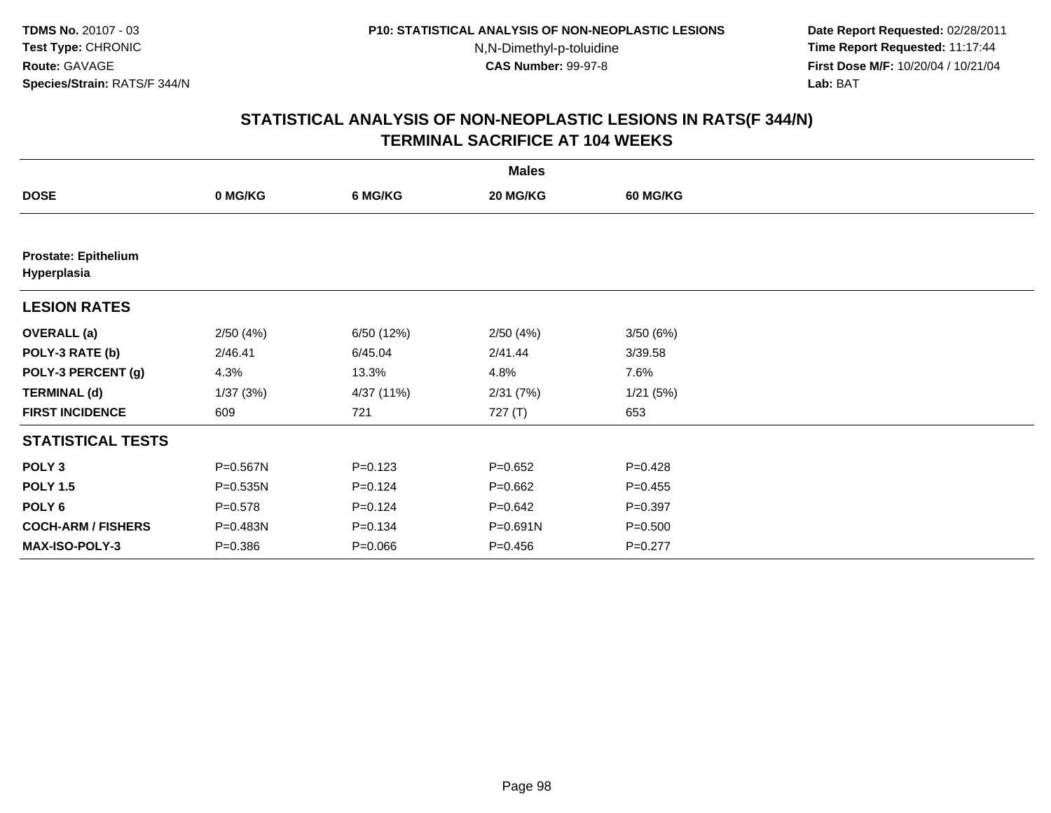TDMS No. 20107 - 03
Test Type: CHRONIC
Route: GAVAGE
Species/Strain: RATS/F 344/N

P10: STATISTICAL ANALYSIS OF NON-NEOPLASTIC LESIONS
N,N-Dimethyl-p-toluidine
CAS Number: 99-97-8

Date Report Requested: 02/28/2011
Time Report Requested: 11:17:44
First Dose M/F: 10/20/04 / 10/21/04
Lab: BAT

## STATISTICAL ANALYSIS OF NON-NEOPLASTIC LESIONS IN RATS(F 344/N)
## TERMINAL SACRIFICE AT 104 WEEKS

| | Males | | | |
|---|---|---|---|---|
| **DOSE** | **0 MG/KG** | **6 MG/KG** | **20 MG/KG** | **60 MG/KG** |
| **Prostate: Epithelium Hyperplasia** | | | | |
| **LESION RATES** | | | | |
| **OVERALL (a)** | 2/50 (4%) | 6/50 (12%) | 2/50 (4%) | 3/50 (6%) |
| **POLY-3 RATE (b)** | 2/46.41 | 6/45.04 | 2/41.44 | 3/39.58 |
| **POLY-3 PERCENT (g)** | 4.3% | 13.3% | 4.8% | 7.6% |
| **TERMINAL (d)** | 1/37 (3%) | 4/37 (11%) | 2/31 (7%) | 1/21 (5%) |
| **FIRST INCIDENCE** | 609 | 721 | 727 (T) | 653 |
| **STATISTICAL TESTS** | | | | |
| **POLY 3** | P=0.567N | P=0.123 | P=0.652 | P=0.428 |
| **POLY 1.5** | P=0.535N | P=0.124 | P=0.662 | P=0.455 |
| **POLY 6** | P=0.578 | P=0.124 | P=0.642 | P=0.397 |
| **COCH-ARM / FISHERS** | P=0.483N | P=0.134 | P=0.691N | P=0.500 |
| **MAX-ISO-POLY-3** | P=0.386 | P=0.066 | P=0.456 | P=0.277 |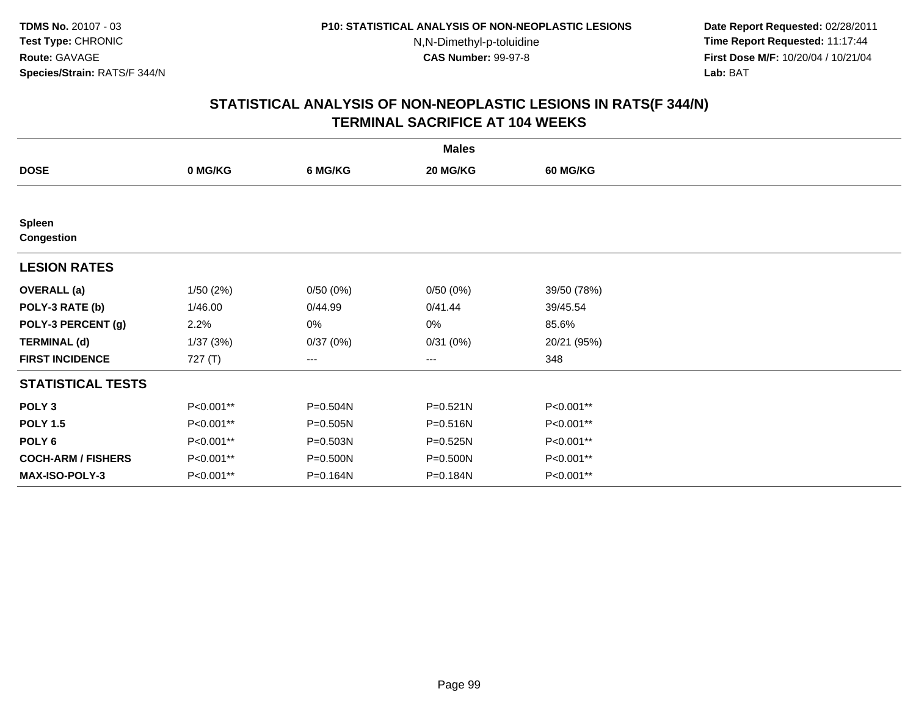**TDMS No.** 20107 - 03
**Test Type:** CHRONIC
**Route:** GAVAGE
**Species/Strain:** RATS/F 344/N

**P10: STATISTICAL ANALYSIS OF NON-NEOPLASTIC LESIONS**
N,N-Dimethyl-p-toluidine
**CAS Number:** 99-97-8

**Date Report Requested:** 02/28/2011
**Time Report Requested:** 11:17:44
**First Dose M/F:** 10/20/04 / 10/21/04
**Lab:** BAT

## STATISTICAL ANALYSIS OF NON-NEOPLASTIC LESIONS IN RATS(F 344/N) TERMINAL SACRIFICE AT 104 WEEKS

| | Males | | | |
|---|---|---|---|---|
| **DOSE** | **0 MG/KG** | **6 MG/KG** | **20 MG/KG** | **60 MG/KG** |
| **Spleen** | | | | |
| **Congestion** | | | | |
| **LESION RATES** | | | | |
| **OVERALL (a)** | 1/50 (2%) | 0/50 (0%) | 0/50 (0%) | 39/50 (78%) |
| **POLY-3 RATE (b)** | 1/46.00 | 0/44.99 | 0/41.44 | 39/45.54 |
| **POLY-3 PERCENT (g)** | 2.2% | 0% | 0% | 85.6% |
| **TERMINAL (d)** | 1/37 (3%) | 0/37 (0%) | 0/31 (0%) | 20/21 (95%) |
| **FIRST INCIDENCE** | 727 (T) | --- | --- | 348 |
| **STATISTICAL TESTS** | | | | |
| **POLY 3** | P<0.001** | P=0.504N | P=0.521N | P<0.001** |
| **POLY 1.5** | P<0.001** | P=0.505N | P=0.516N | P<0.001** |
| **POLY 6** | P<0.001** | P=0.503N | P=0.525N | P<0.001** |
| **COCH-ARM / FISHERS** | P<0.001** | P=0.500N | P=0.500N | P<0.001** |
| **MAX-ISO-POLY-3** | P<0.001** | P=0.164N | P=0.184N | P<0.001** |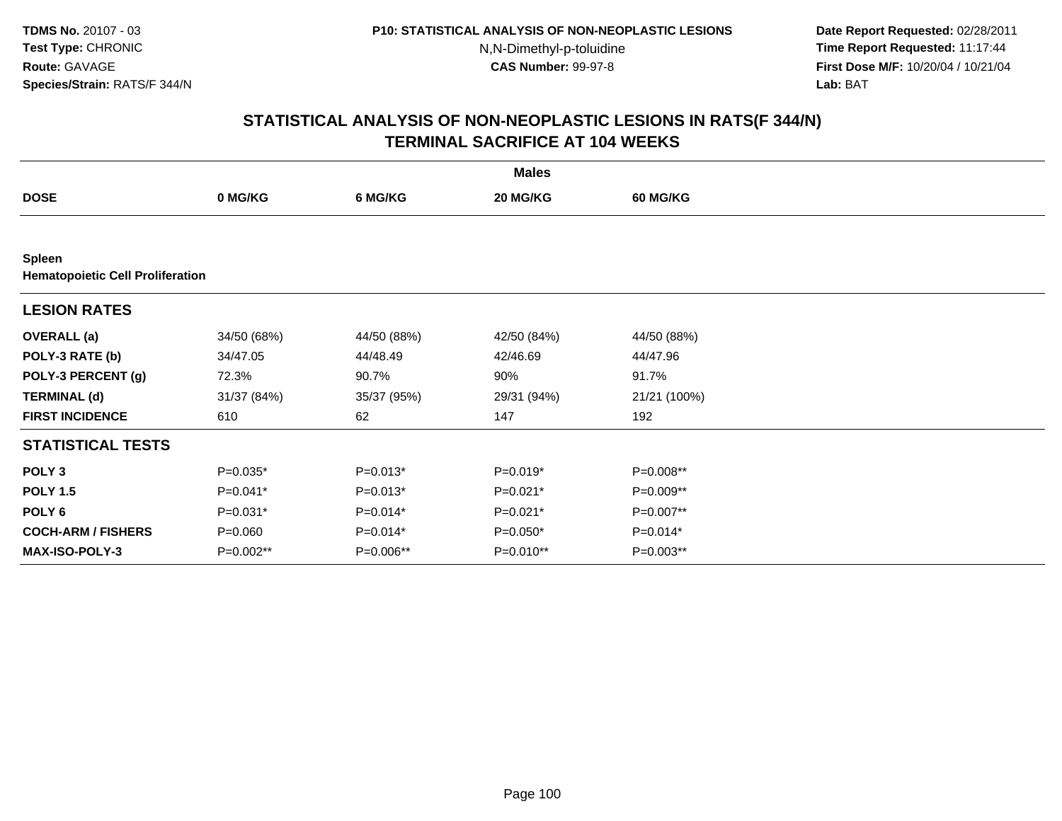**TDMS No.** 20107 - 03
**Test Type:** CHRONIC
**Route:** GAVAGE
**Species/Strain:** RATS/F 344/N

**P10: STATISTICAL ANALYSIS OF NON-NEOPLASTIC LESIONS**
N,N-Dimethyl-p-toluidine
**CAS Number:** 99-97-8

**Date Report Requested:** 02/28/2011
**Time Report Requested:** 11:17:44
**First Dose M/F:** 10/20/04 / 10/21/04
**Lab:** BAT

## STATISTICAL ANALYSIS OF NON-NEOPLASTIC LESIONS IN RATS(F 344/N)
## TERMINAL SACRIFICE AT 104 WEEKS

| | Males | | | |
|---|---|---|---|---|
| **DOSE** | **0 MG/KG** | **6 MG/KG** | **20 MG/KG** | **60 MG/KG** |
| **Spleen** | | | | |
| **Hematopoietic Cell Proliferation** | | | | |
| **LESION RATES** | | | | |
| **OVERALL (a)** | 34/50 (68%) | 44/50 (88%) | 42/50 (84%) | 44/50 (88%) |
| **POLY-3 RATE (b)** | 34/47.05 | 44/48.49 | 42/46.69 | 44/47.96 |
| **POLY-3 PERCENT (g)** | 72.3% | 90.7% | 90% | 91.7% |
| **TERMINAL (d)** | 31/37 (84%) | 35/37 (95%) | 29/31 (94%) | 21/21 (100%) |
| **FIRST INCIDENCE** | 610 | 62 | 147 | 192 |
| **STATISTICAL TESTS** | | | | |
| **POLY 3** | P=0.035* | P=0.013* | P=0.019* | P=0.008** |
| **POLY 1.5** | P=0.041* | P=0.013* | P=0.021* | P=0.009** |
| **POLY 6** | P=0.031* | P=0.014* | P=0.021* | P=0.007** |
| **COCH-ARM / FISHERS** | P=0.060 | P=0.014* | P=0.050* | P=0.014* |
| **MAX-ISO-POLY-3** | P=0.002** | P=0.006** | P=0.010** | P=0.003** |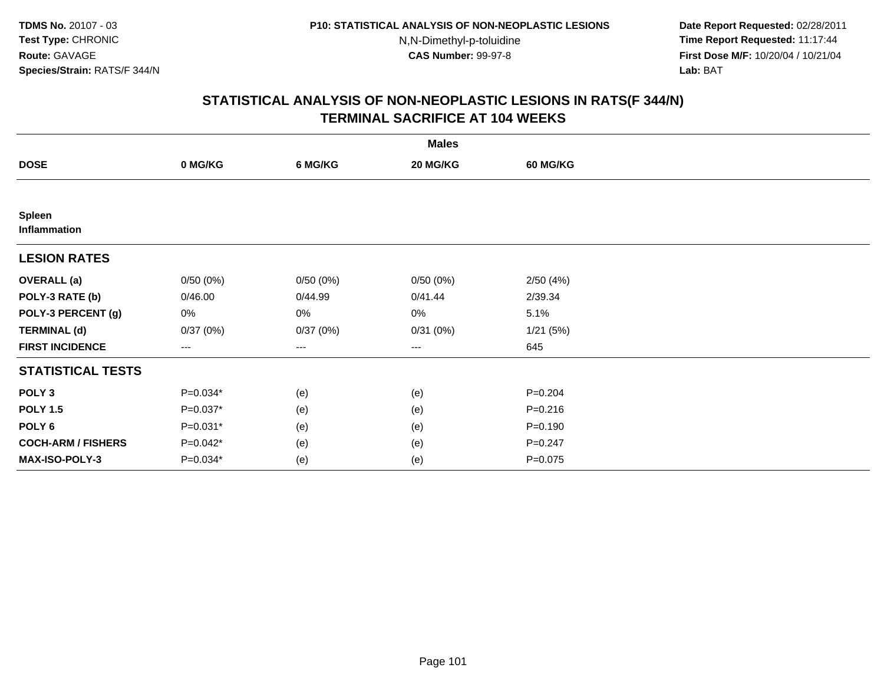**TDMS No.** 20107 - 03
**Test Type:** CHRONIC
**Route:** GAVAGE
**Species/Strain:** RATS/F 344/N

**P10: STATISTICAL ANALYSIS OF NON-NEOPLASTIC LESIONS**
N,N-Dimethyl-p-toluidine
**CAS Number:** 99-97-8

**Date Report Requested:** 02/28/2011
**Time Report Requested:** 11:17:44
**First Dose M/F:** 10/20/04 / 10/21/04
**Lab:** BAT

## STATISTICAL ANALYSIS OF NON-NEOPLASTIC LESIONS IN RATS(F 344/N) TERMINAL SACRIFICE AT 104 WEEKS

| | Males | | | |
|---|---|---|---|---|
| **DOSE** | **0 MG/KG** | **6 MG/KG** | **20 MG/KG** | **60 MG/KG** |
| **Spleen** | | | | |
| **Inflammation** | | | | |
| **LESION RATES** | | | | |
| **OVERALL (a)** | 0/50 (0%) | 0/50 (0%) | 0/50 (0%) | 2/50 (4%) |
| **POLY-3 RATE (b)** | 0/46.00 | 0/44.99 | 0/41.44 | 2/39.34 |
| **POLY-3 PERCENT (g)** | 0% | 0% | 0% | 5.1% |
| **TERMINAL (d)** | 0/37 (0%) | 0/37 (0%) | 0/31 (0%) | 1/21 (5%) |
| **FIRST INCIDENCE** | --- | --- | --- | 645 |
| **STATISTICAL TESTS** | | | | |
| **POLY 3** | P=0.034* | (e) | (e) | P=0.204 |
| **POLY 1.5** | P=0.037* | (e) | (e) | P=0.216 |
| **POLY 6** | P=0.031* | (e) | (e) | P=0.190 |
| **COCH-ARM / FISHERS** | P=0.042* | (e) | (e) | P=0.247 |
| **MAX-ISO-POLY-3** | P=0.034* | (e) | (e) | P=0.075 |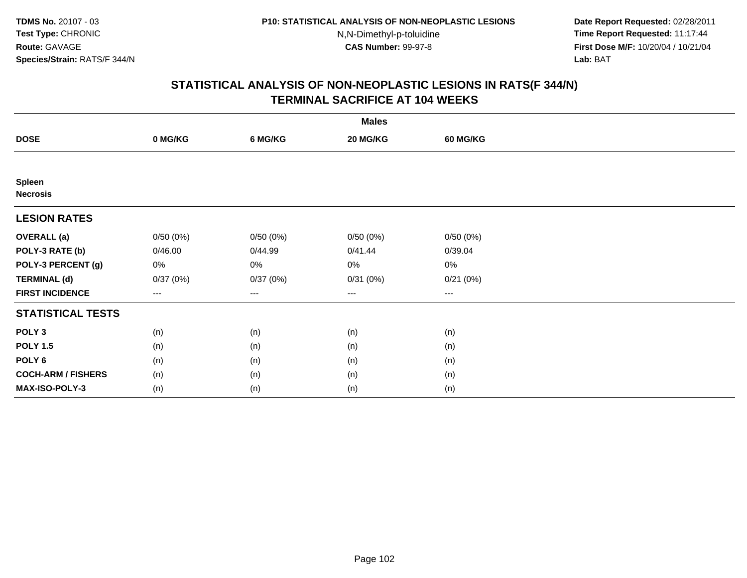TDMS No. 20107 - 03
Test Type: CHRONIC
Route: GAVAGE
Species/Strain: RATS/F 344/N

P10: STATISTICAL ANALYSIS OF NON-NEOPLASTIC LESIONS
N,N-Dimethyl-p-toluidine
CAS Number: 99-97-8

Date Report Requested: 02/28/2011
Time Report Requested: 11:17:44
First Dose M/F: 10/20/04 / 10/21/04
Lab: BAT

## STATISTICAL ANALYSIS OF NON-NEOPLASTIC LESIONS IN RATS(F 344/N)
## TERMINAL SACRIFICE AT 104 WEEKS

| | Males | | | |
|---|---|---|---|---|
| **DOSE** | **0 MG/KG** | **6 MG/KG** | **20 MG/KG** | **60 MG/KG** |
| **Spleen** | | | | |
| **Necrosis** | | | | |
| **LESION RATES** | | | | |
| **OVERALL (a)** | 0/50 (0%) | 0/50 (0%) | 0/50 (0%) | 0/50 (0%) |
| **POLY-3 RATE (b)** | 0/46.00 | 0/44.99 | 0/41.44 | 0/39.04 |
| **POLY-3 PERCENT (g)** | 0% | 0% | 0% | 0% |
| **TERMINAL (d)** | 0/37 (0%) | 0/37 (0%) | 0/31 (0%) | 0/21 (0%) |
| **FIRST INCIDENCE** | --- | --- | --- | --- |
| **STATISTICAL TESTS** | | | | |
| **POLY 3** | (n) | (n) | (n) | (n) |
| **POLY 1.5** | (n) | (n) | (n) | (n) |
| **POLY 6** | (n) | (n) | (n) | (n) |
| **COCH-ARM / FISHERS** | (n) | (n) | (n) | (n) |
| **MAX-ISO-POLY-3** | (n) | (n) | (n) | (n) |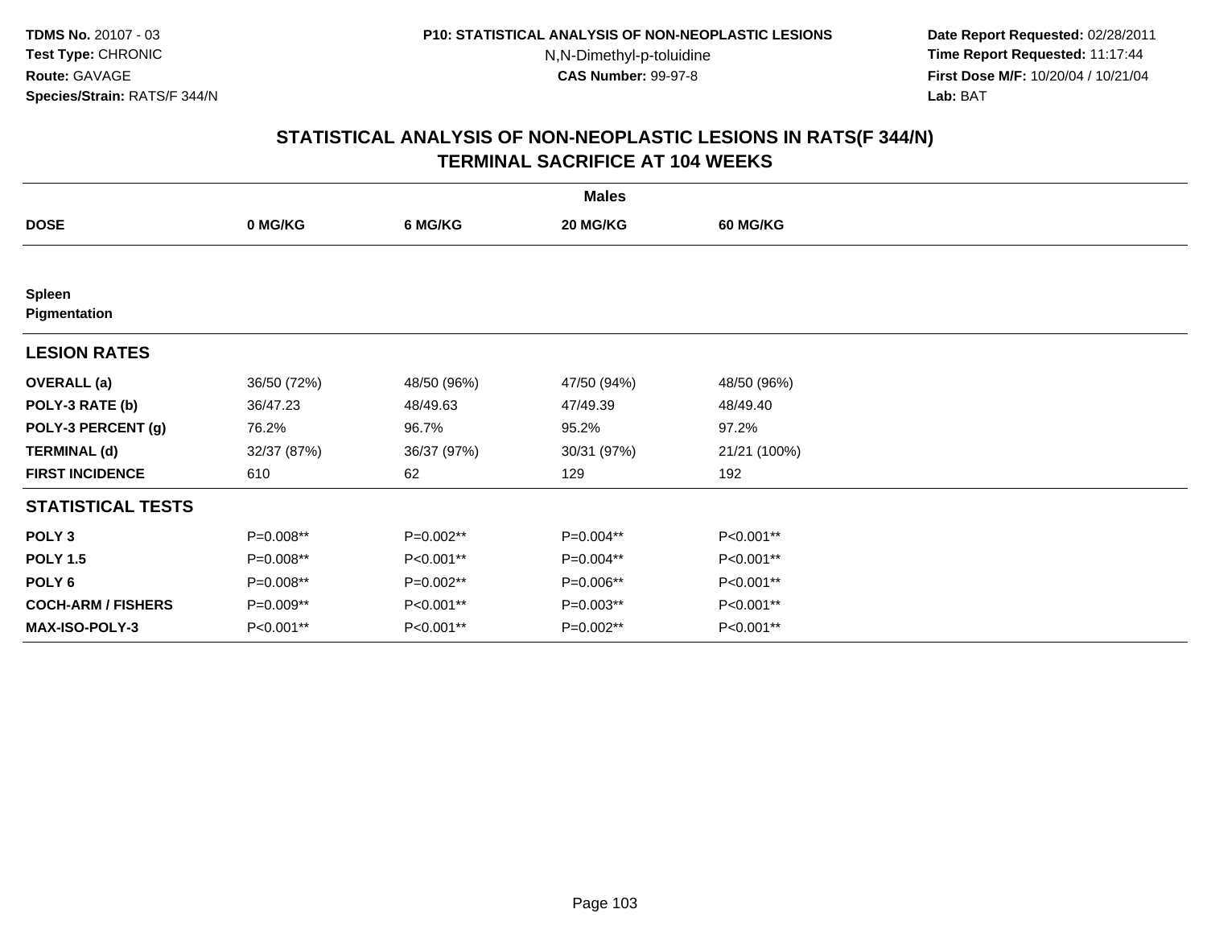**TDMS No.** 20107 - 03
**Test Type:** CHRONIC
**Route:** GAVAGE
**Species/Strain:** RATS/F 344/N

**P10: STATISTICAL ANALYSIS OF NON-NEOPLASTIC LESIONS**
N,N-Dimethyl-p-toluidine
**CAS Number:** 99-97-8

**Date Report Requested:** 02/28/2011
**Time Report Requested:** 11:17:44
**First Dose M/F:** 10/20/04 / 10/21/04
**Lab:** BAT

## STATISTICAL ANALYSIS OF NON-NEOPLASTIC LESIONS IN RATS(F 344/N)
## TERMINAL SACRIFICE AT 104 WEEKS

| | Males | | | |
|---|---|---|---|---|
| **DOSE** | **0 MG/KG** | **6 MG/KG** | **20 MG/KG** | **60 MG/KG** |
| **Spleen** | | | | |
| **Pigmentation** | | | | |
| **LESION RATES** | | | | |
| **OVERALL (a)** | 36/50 (72%) | 48/50 (96%) | 47/50 (94%) | 48/50 (96%) |
| **POLY-3 RATE (b)** | 36/47.23 | 48/49.63 | 47/49.39 | 48/49.40 |
| **POLY-3 PERCENT (g)** | 76.2% | 96.7% | 95.2% | 97.2% |
| **TERMINAL (d)** | 32/37 (87%) | 36/37 (97%) | 30/31 (97%) | 21/21 (100%) |
| **FIRST INCIDENCE** | 610 | 62 | 129 | 192 |
| **STATISTICAL TESTS** | | | | |
| **POLY 3** | P=0.008** | P=0.002** | P=0.004** | P<0.001** |
| **POLY 1.5** | P=0.008** | P<0.001** | P=0.004** | P<0.001** |
| **POLY 6** | P=0.008** | P=0.002** | P=0.006** | P<0.001** |
| **COCH-ARM / FISHERS** | P=0.009** | P<0.001** | P=0.003** | P<0.001** |
| **MAX-ISO-POLY-3** | P<0.001** | P<0.001** | P=0.002** | P<0.001** |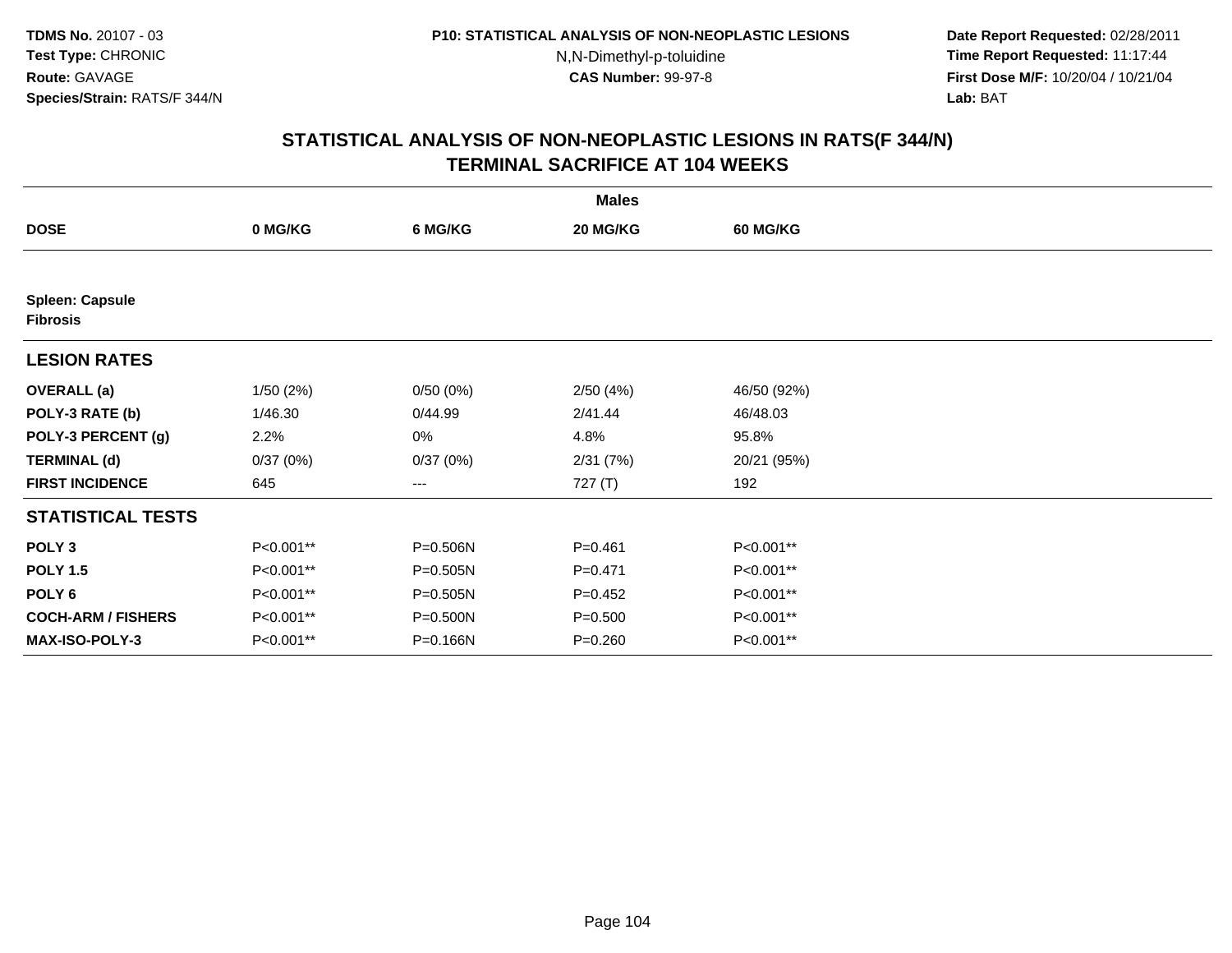**TDMS No.** 20107 - 03
**Test Type:** CHRONIC
**Route:** GAVAGE
**Species/Strain:** RATS/F 344/N

**P10: STATISTICAL ANALYSIS OF NON-NEOPLASTIC LESIONS**
N,N-Dimethyl-p-toluidine
**CAS Number:** 99-97-8

**Date Report Requested:** 02/28/2011
**Time Report Requested:** 11:17:44
**First Dose M/F:** 10/20/04 / 10/21/04
**Lab:** BAT

## STATISTICAL ANALYSIS OF NON-NEOPLASTIC LESIONS IN RATS(F 344/N)
## TERMINAL SACRIFICE AT 104 WEEKS

| | Males | | | |
|---|---|---|---|---|
| **DOSE** | **0 MG/KG** | **6 MG/KG** | **20 MG/KG** | **60 MG/KG** |
| **Spleen: Capsule** | | | | |
| **Fibrosis** | | | | |
| **LESION RATES** | | | | |
| **OVERALL (a)** | 1/50 (2%) | 0/50 (0%) | 2/50 (4%) | 46/50 (92%) |
| **POLY-3 RATE (b)** | 1/46.30 | 0/44.99 | 2/41.44 | 46/48.03 |
| **POLY-3 PERCENT (g)** | 2.2% | 0% | 4.8% | 95.8% |
| **TERMINAL (d)** | 0/37 (0%) | 0/37 (0%) | 2/31 (7%) | 20/21 (95%) |
| **FIRST INCIDENCE** | 645 | --- | 727 (T) | 192 |
| **STATISTICAL TESTS** | | | | |
| **POLY 3** | P<0.001** | P=0.506N | P=0.461 | P<0.001** |
| **POLY 1.5** | P<0.001** | P=0.505N | P=0.471 | P<0.001** |
| **POLY 6** | P<0.001** | P=0.505N | P=0.452 | P<0.001** |
| **COCH-ARM / FISHERS** | P<0.001** | P=0.500N | P=0.500 | P<0.001** |
| **MAX-ISO-POLY-3** | P<0.001** | P=0.166N | P=0.260 | P<0.001** |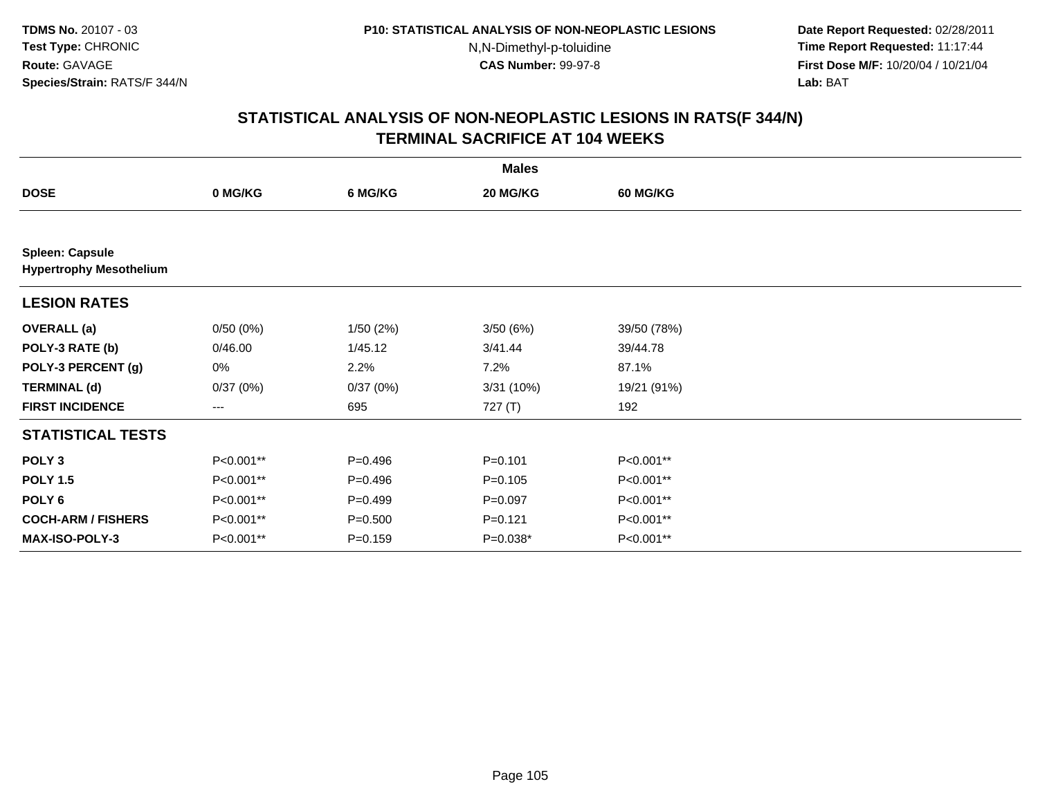TDMS No. 20107 - 03
Test Type: CHRONIC
Route: GAVAGE
Species/Strain: RATS/F 344/N

P10: STATISTICAL ANALYSIS OF NON-NEOPLASTIC LESIONS
N,N-Dimethyl-p-toluidine
CAS Number: 99-97-8

Date Report Requested: 02/28/2011
Time Report Requested: 11:17:44
First Dose M/F: 10/20/04 / 10/21/04
Lab: BAT

## STATISTICAL ANALYSIS OF NON-NEOPLASTIC LESIONS IN RATS(F 344/N)
## TERMINAL SACRIFICE AT 104 WEEKS

| | Males | | | |
|---|---|---|---|---|
| **DOSE** | **0 MG/KG** | **6 MG/KG** | **20 MG/KG** | **60 MG/KG** |
| **Spleen: Capsule** | | | | |
| **Hypertrophy Mesothelium** | | | | |
| **LESION RATES** | | | | |
| **OVERALL (a)** | 0/50 (0%) | 1/50 (2%) | 3/50 (6%) | 39/50 (78%) |
| **POLY-3 RATE (b)** | 0/46.00 | 1/45.12 | 3/41.44 | 39/44.78 |
| **POLY-3 PERCENT (g)** | 0% | 2.2% | 7.2% | 87.1% |
| **TERMINAL (d)** | 0/37 (0%) | 0/37 (0%) | 3/31 (10%) | 19/21 (91%) |
| **FIRST INCIDENCE** | --- | 695 | 727 (T) | 192 |
| **STATISTICAL TESTS** | | | | |
| **POLY 3** | P<0.001** | P=0.496 | P=0.101 | P<0.001** |
| **POLY 1.5** | P<0.001** | P=0.496 | P=0.105 | P<0.001** |
| **POLY 6** | P<0.001** | P=0.499 | P=0.097 | P<0.001** |
| **COCH-ARM / FISHERS** | P<0.001** | P=0.500 | P=0.121 | P<0.001** |
| **MAX-ISO-POLY-3** | P<0.001** | P=0.159 | P=0.038* | P<0.001** |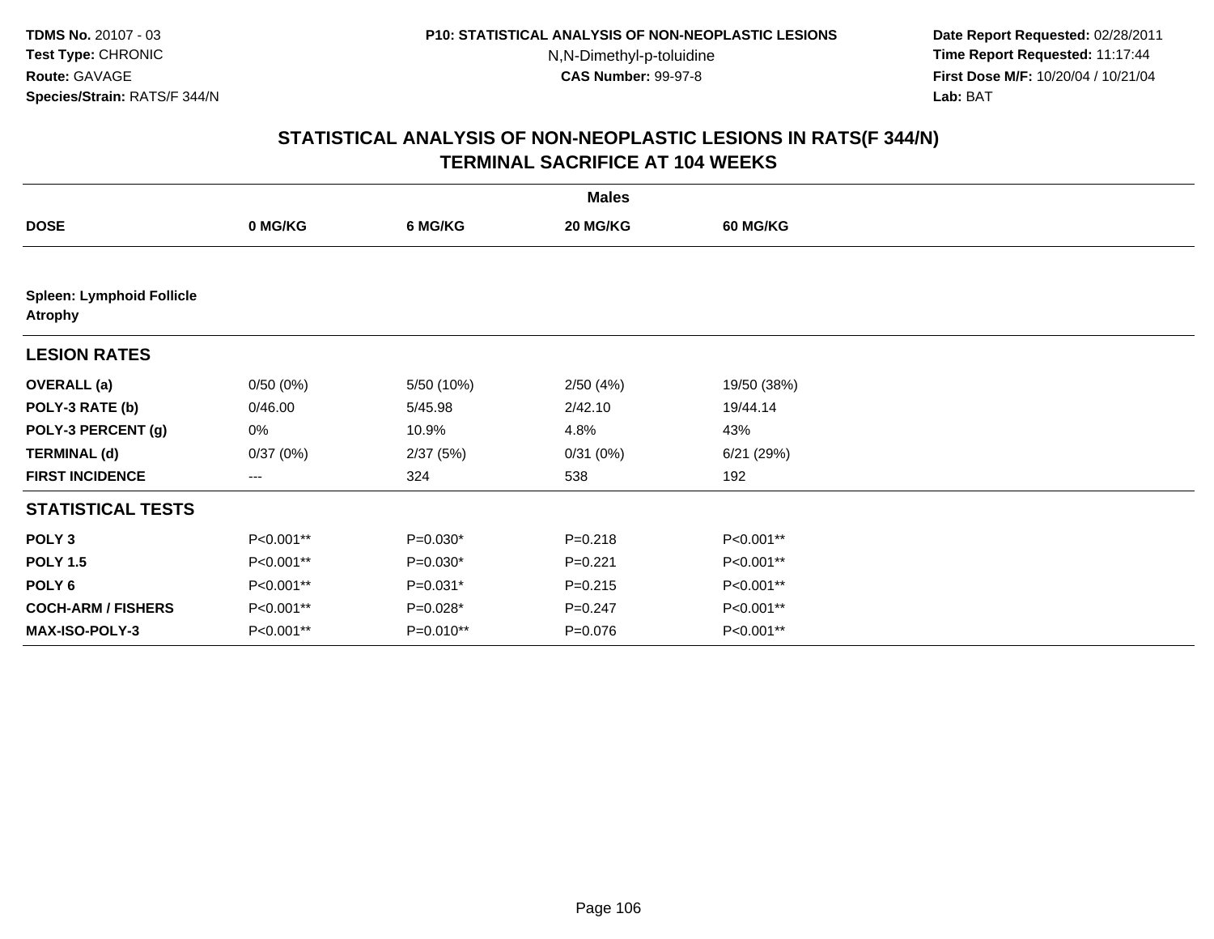**TDMS No.** 20107 - 03
**Test Type:** CHRONIC
**Route:** GAVAGE
**Species/Strain:** RATS/F 344/N

**P10: STATISTICAL ANALYSIS OF NON-NEOPLASTIC LESIONS**
N,N-Dimethyl-p-toluidine
**CAS Number:** 99-97-8

**Date Report Requested:** 02/28/2011
**Time Report Requested:** 11:17:44
**First Dose M/F:** 10/20/04 / 10/21/04
**Lab:** BAT

## STATISTICAL ANALYSIS OF NON-NEOPLASTIC LESIONS IN RATS(F 344/N) TERMINAL SACRIFICE AT 104 WEEKS

| | Males | | | |
|---|---|---|---|---|
| **DOSE** | **0 MG/KG** | **6 MG/KG** | **20 MG/KG** | **60 MG/KG** |
| **Spleen: Lymphoid Follicle Atrophy** | | | | |
| **LESION RATES** | | | | |
| **OVERALL (a)** | 0/50 (0%) | 5/50 (10%) | 2/50 (4%) | 19/50 (38%) |
| **POLY-3 RATE (b)** | 0/46.00 | 5/45.98 | 2/42.10 | 19/44.14 |
| **POLY-3 PERCENT (g)** | 0% | 10.9% | 4.8% | 43% |
| **TERMINAL (d)** | 0/37 (0%) | 2/37 (5%) | 0/31 (0%) | 6/21 (29%) |
| **FIRST INCIDENCE** | --- | 324 | 538 | 192 |
| **STATISTICAL TESTS** | | | | |
| **POLY 3** | P<0.001** | P=0.030* | P=0.218 | P<0.001** |
| **POLY 1.5** | P<0.001** | P=0.030* | P=0.221 | P<0.001** |
| **POLY 6** | P<0.001** | P=0.031* | P=0.215 | P<0.001** |
| **COCH-ARM / FISHERS** | P<0.001** | P=0.028* | P=0.247 | P<0.001** |
| **MAX-ISO-POLY-3** | P<0.001** | P=0.010** | P=0.076 | P<0.001** |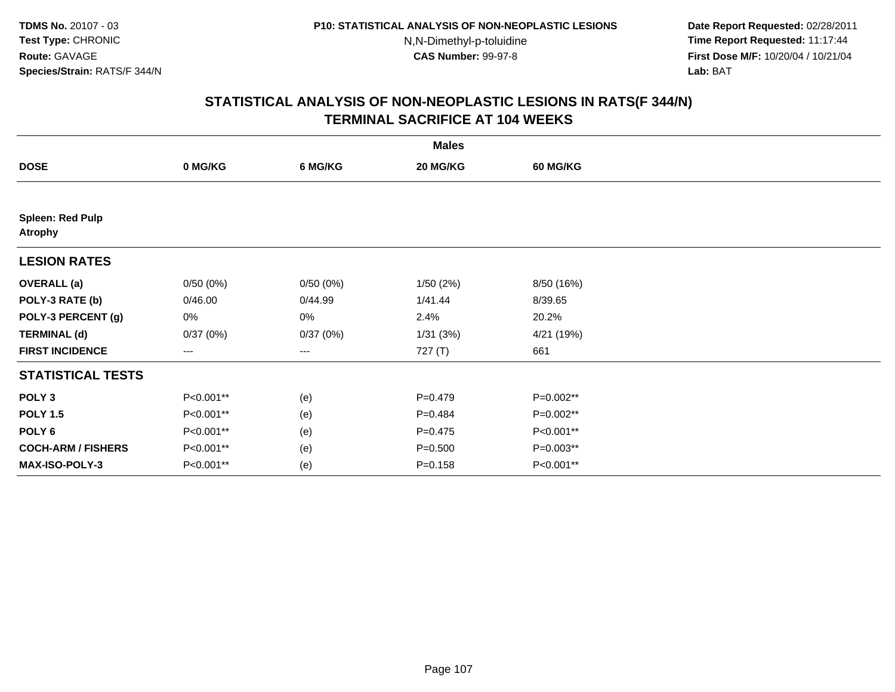**TDMS No.** 20107 - 03
**Test Type:** CHRONIC
**Route:** GAVAGE
**Species/Strain:** RATS/F 344/N

**P10: STATISTICAL ANALYSIS OF NON-NEOPLASTIC LESIONS**
N,N-Dimethyl-p-toluidine
**CAS Number:** 99-97-8

**Date Report Requested:** 02/28/2011
**Time Report Requested:** 11:17:44
**First Dose M/F:** 10/20/04 / 10/21/04
**Lab:** BAT

## STATISTICAL ANALYSIS OF NON-NEOPLASTIC LESIONS IN RATS(F 344/N) TERMINAL SACRIFICE AT 104 WEEKS

| | Males | | | |
|---|---|---|---|---|
| **DOSE** | **0 MG/KG** | **6 MG/KG** | **20 MG/KG** | **60 MG/KG** |
| **Spleen: Red Pulp Atrophy** | | | | |
| **LESION RATES** | | | | |
| **OVERALL (a)** | 0/50 (0%) | 0/50 (0%) | 1/50 (2%) | 8/50 (16%) |
| **POLY-3 RATE (b)** | 0/46.00 | 0/44.99 | 1/41.44 | 8/39.65 |
| **POLY-3 PERCENT (g)** | 0% | 0% | 2.4% | 20.2% |
| **TERMINAL (d)** | 0/37 (0%) | 0/37 (0%) | 1/31 (3%) | 4/21 (19%) |
| **FIRST INCIDENCE** | --- | --- | 727 (T) | 661 |
| **STATISTICAL TESTS** | | | | |
| **POLY 3** | P<0.001** | (e) | P=0.479 | P=0.002** |
| **POLY 1.5** | P<0.001** | (e) | P=0.484 | P=0.002** |
| **POLY 6** | P<0.001** | (e) | P=0.475 | P<0.001** |
| **COCH-ARM / FISHERS** | P<0.001** | (e) | P=0.500 | P=0.003** |
| **MAX-ISO-POLY-3** | P<0.001** | (e) | P=0.158 | P<0.001** |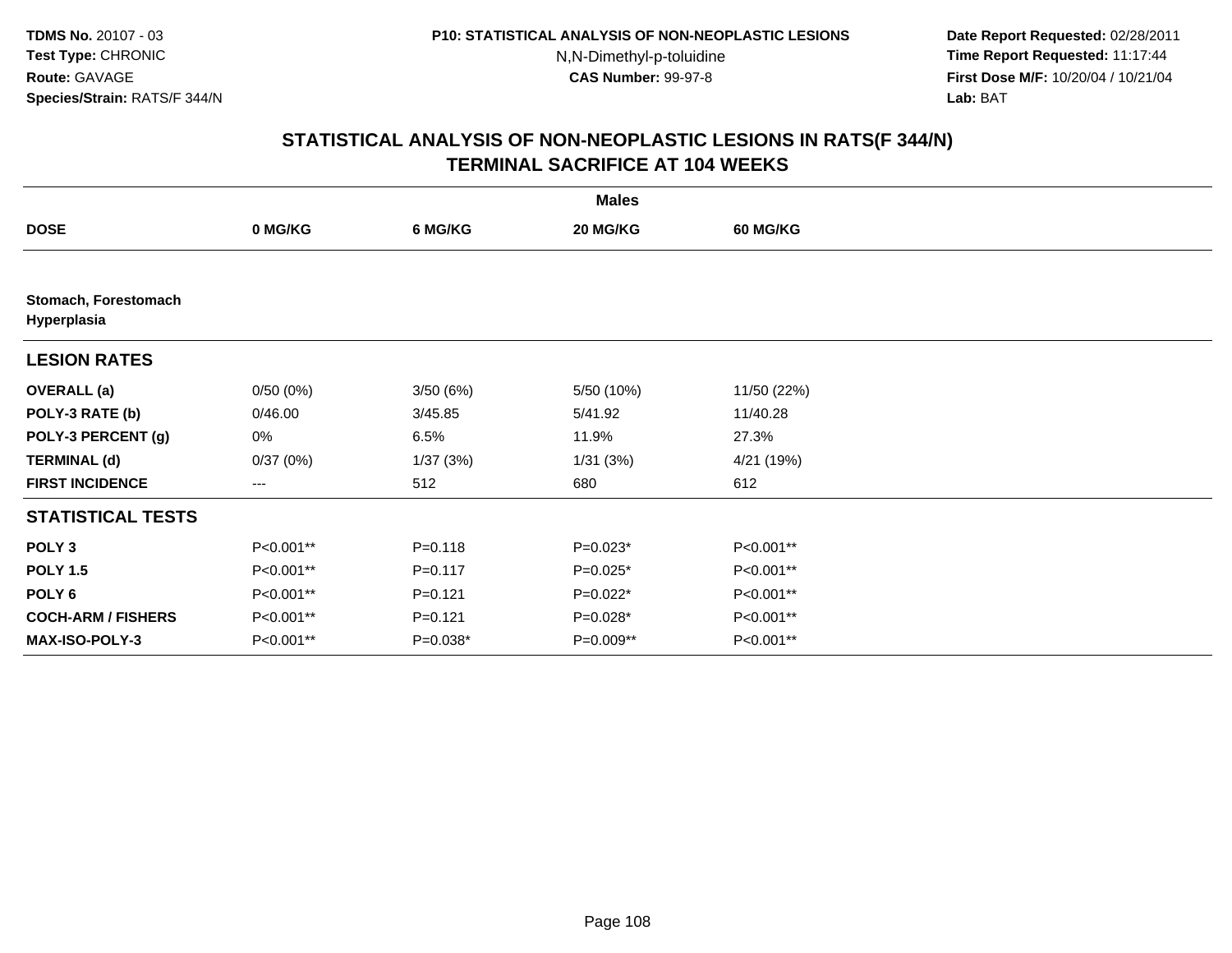TDMS No. 20107 - 03
Test Type: CHRONIC
Route: GAVAGE
Species/Strain: RATS/F 344/N

P10: STATISTICAL ANALYSIS OF NON-NEOPLASTIC LESIONS
N,N-Dimethyl-p-toluidine
CAS Number: 99-97-8

Date Report Requested: 02/28/2011
Time Report Requested: 11:17:44
First Dose M/F: 10/20/04 / 10/21/04
Lab: BAT

## STATISTICAL ANALYSIS OF NON-NEOPLASTIC LESIONS IN RATS(F 344/N)
## TERMINAL SACRIFICE AT 104 WEEKS

| | Males | | | |
|---|---|---|---|---|
| **DOSE** | **0 MG/KG** | **6 MG/KG** | **20 MG/KG** | **60 MG/KG** |
| **Stomach, Forestomach Hyperplasia** | | | | |
| **LESION RATES** | | | | |
| **OVERALL (a)** | 0/50 (0%) | 3/50 (6%) | 5/50 (10%) | 11/50 (22%) |
| **POLY-3 RATE (b)** | 0/46.00 | 3/45.85 | 5/41.92 | 11/40.28 |
| **POLY-3 PERCENT (g)** | 0% | 6.5% | 11.9% | 27.3% |
| **TERMINAL (d)** | 0/37 (0%) | 1/37 (3%) | 1/31 (3%) | 4/21 (19%) |
| **FIRST INCIDENCE** | --- | 512 | 680 | 612 |
| **STATISTICAL TESTS** | | | | |
| **POLY 3** | P<0.001** | P=0.118 | P=0.023* | P<0.001** |
| **POLY 1.5** | P<0.001** | P=0.117 | P=0.025* | P<0.001** |
| **POLY 6** | P<0.001** | P=0.121 | P=0.022* | P<0.001** |
| **COCH-ARM / FISHERS** | P<0.001** | P=0.121 | P=0.028* | P<0.001** |
| **MAX-ISO-POLY-3** | P<0.001** | P=0.038* | P=0.009** | P<0.001** |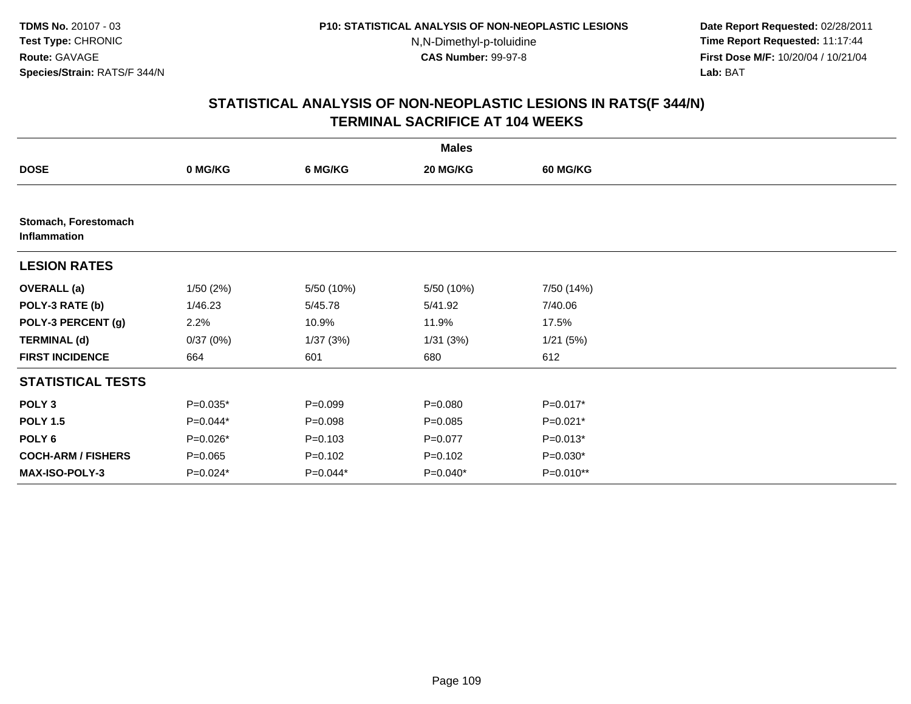TDMS No. 20107 - 03
Test Type: CHRONIC
Route: GAVAGE
Species/Strain: RATS/F 344/N

P10: STATISTICAL ANALYSIS OF NON-NEOPLASTIC LESIONS
N,N-Dimethyl-p-toluidine
CAS Number: 99-97-8

Date Report Requested: 02/28/2011
Time Report Requested: 11:17:44
First Dose M/F: 10/20/04 / 10/21/04
Lab: BAT

## STATISTICAL ANALYSIS OF NON-NEOPLASTIC LESIONS IN RATS(F 344/N) TERMINAL SACRIFICE AT 104 WEEKS

| | Males | | | |
|---|---|---|---|---|
| **DOSE** | **0 MG/KG** | **6 MG/KG** | **20 MG/KG** | **60 MG/KG** |
| **Stomach, Forestomach Inflammation** | | | | |
| **LESION RATES** | | | | |
| **OVERALL (a)** | 1/50 (2%) | 5/50 (10%) | 5/50 (10%) | 7/50 (14%) |
| **POLY-3 RATE (b)** | 1/46.23 | 5/45.78 | 5/41.92 | 7/40.06 |
| **POLY-3 PERCENT (g)** | 2.2% | 10.9% | 11.9% | 17.5% |
| **TERMINAL (d)** | 0/37 (0%) | 1/37 (3%) | 1/31 (3%) | 1/21 (5%) |
| **FIRST INCIDENCE** | 664 | 601 | 680 | 612 |
| **STATISTICAL TESTS** | | | | |
| **POLY 3** | P=0.035* | P=0.099 | P=0.080 | P=0.017* |
| **POLY 1.5** | P=0.044* | P=0.098 | P=0.085 | P=0.021* |
| **POLY 6** | P=0.026* | P=0.103 | P=0.077 | P=0.013* |
| **COCH-ARM / FISHERS** | P=0.065 | P=0.102 | P=0.102 | P=0.030* |
| **MAX-ISO-POLY-3** | P=0.024* | P=0.044* | P=0.040* | P=0.010** |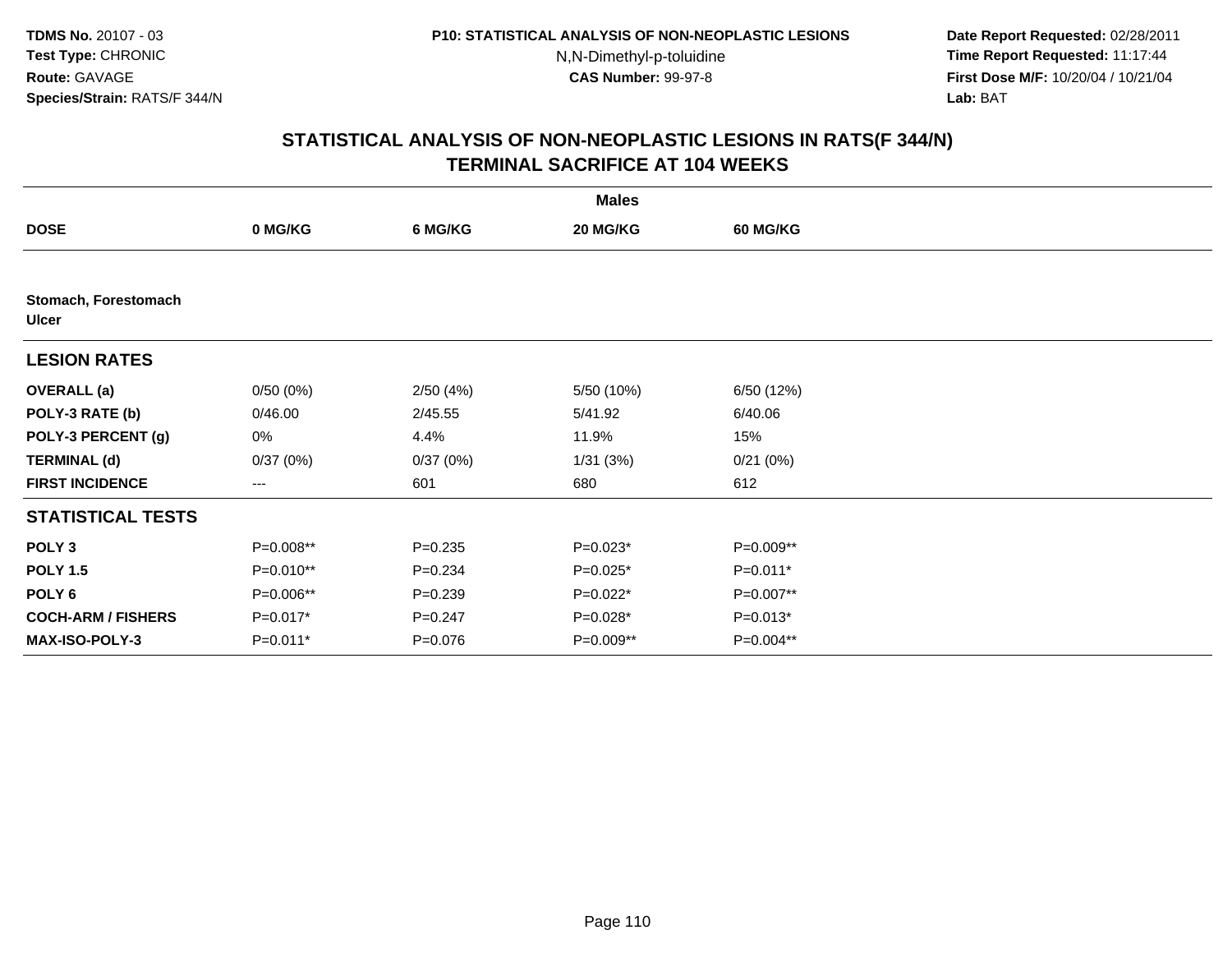TDMS No. 20107 - 03
Test Type: CHRONIC
Route: GAVAGE
Species/Strain: RATS/F 344/N

P10: STATISTICAL ANALYSIS OF NON-NEOPLASTIC LESIONS
N,N-Dimethyl-p-toluidine
CAS Number: 99-97-8

Date Report Requested: 02/28/2011
Time Report Requested: 11:17:44
First Dose M/F: 10/20/04 / 10/21/04
Lab: BAT

## STATISTICAL ANALYSIS OF NON-NEOPLASTIC LESIONS IN RATS(F 344/N)
## TERMINAL SACRIFICE AT 104 WEEKS

| | Males | | | |
|---|---|---|---|---|
| **DOSE** | **0 MG/KG** | **6 MG/KG** | **20 MG/KG** | **60 MG/KG** |
| **Stomach, Forestomach Ulcer** | | | | |
| **LESION RATES** | | | | |
| **OVERALL (a)** | 0/50 (0%) | 2/50 (4%) | 5/50 (10%) | 6/50 (12%) |
| **POLY-3 RATE (b)** | 0/46.00 | 2/45.55 | 5/41.92 | 6/40.06 |
| **POLY-3 PERCENT (g)** | 0% | 4.4% | 11.9% | 15% |
| **TERMINAL (d)** | 0/37 (0%) | 0/37 (0%) | 1/31 (3%) | 0/21 (0%) |
| **FIRST INCIDENCE** | --- | 601 | 680 | 612 |
| **STATISTICAL TESTS** | | | | |
| **POLY 3** | P=0.008** | P=0.235 | P=0.023* | P=0.009** |
| **POLY 1.5** | P=0.010** | P=0.234 | P=0.025* | P=0.011* |
| **POLY 6** | P=0.006** | P=0.239 | P=0.022* | P=0.007** |
| **COCH-ARM / FISHERS** | P=0.017* | P=0.247 | P=0.028* | P=0.013* |
| **MAX-ISO-POLY-3** | P=0.011* | P=0.076 | P=0.009** | P=0.004** |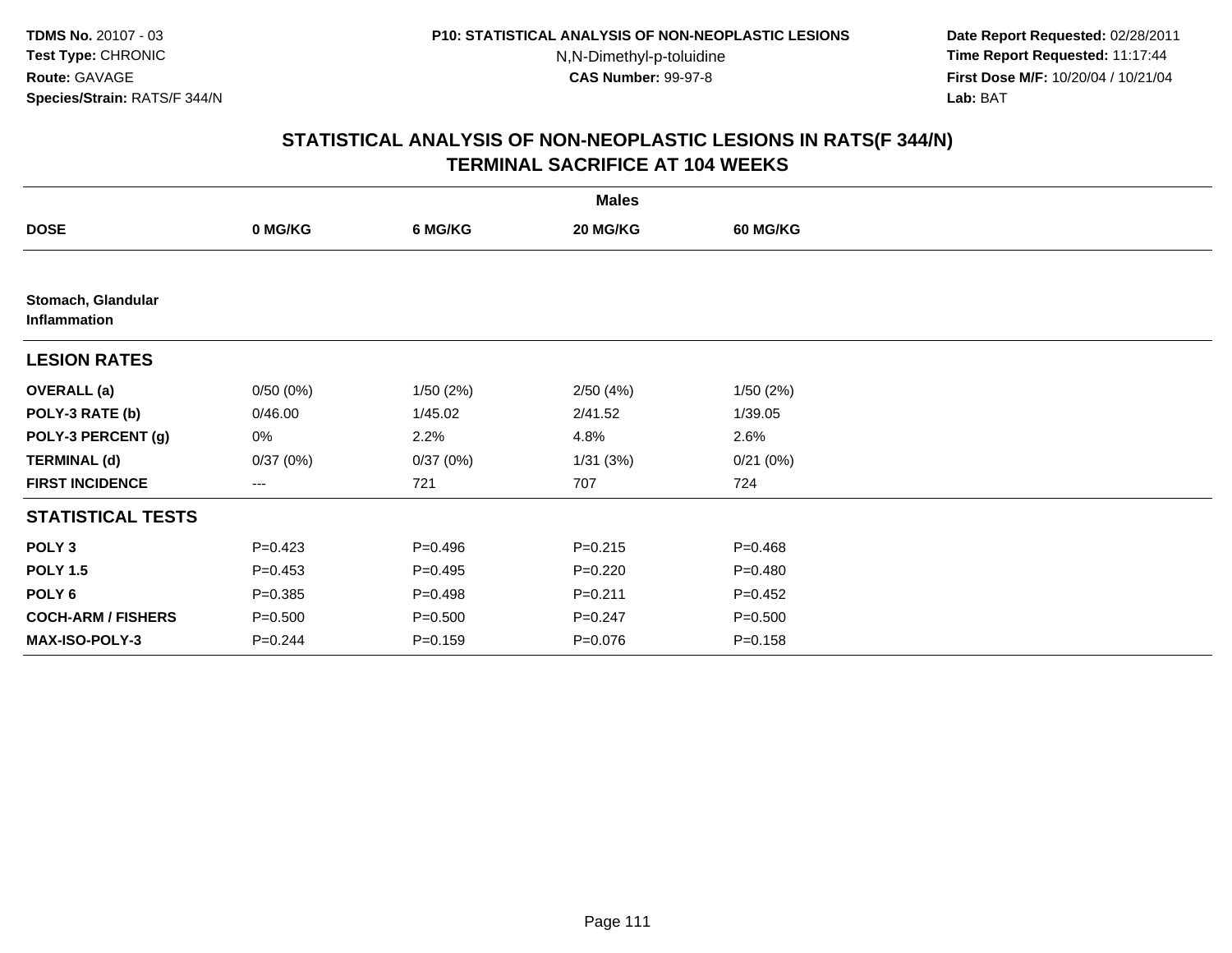TDMS No. 20107 - 03
Test Type: CHRONIC
Route: GAVAGE
Species/Strain: RATS/F 344/N

P10: STATISTICAL ANALYSIS OF NON-NEOPLASTIC LESIONS
N,N-Dimethyl-p-toluidine
CAS Number: 99-97-8

Date Report Requested: 02/28/2011
Time Report Requested: 11:17:44
First Dose M/F: 10/20/04 / 10/21/04
Lab: BAT

## STATISTICAL ANALYSIS OF NON-NEOPLASTIC LESIONS IN RATS(F 344/N)
## TERMINAL SACRIFICE AT 104 WEEKS

| | Males | | | |
|---|---|---|---|---|
| **DOSE** | **0 MG/KG** | **6 MG/KG** | **20 MG/KG** | **60 MG/KG** |
| **Stomach, Glandular Inflammation** | | | | |
| **LESION RATES** | | | | |
| **OVERALL (a)** | 0/50 (0%) | 1/50 (2%) | 2/50 (4%) | 1/50 (2%) |
| **POLY-3 RATE (b)** | 0/46.00 | 1/45.02 | 2/41.52 | 1/39.05 |
| **POLY-3 PERCENT (g)** | 0% | 2.2% | 4.8% | 2.6% |
| **TERMINAL (d)** | 0/37 (0%) | 0/37 (0%) | 1/31 (3%) | 0/21 (0%) |
| **FIRST INCIDENCE** | --- | 721 | 707 | 724 |
| **STATISTICAL TESTS** | | | | |
| **POLY 3** | P=0.423 | P=0.496 | P=0.215 | P=0.468 |
| **POLY 1.5** | P=0.453 | P=0.495 | P=0.220 | P=0.480 |
| **POLY 6** | P=0.385 | P=0.498 | P=0.211 | P=0.452 |
| **COCH-ARM / FISHERS** | P=0.500 | P=0.500 | P=0.247 | P=0.500 |
| **MAX-ISO-POLY-3** | P=0.244 | P=0.159 | P=0.076 | P=0.158 |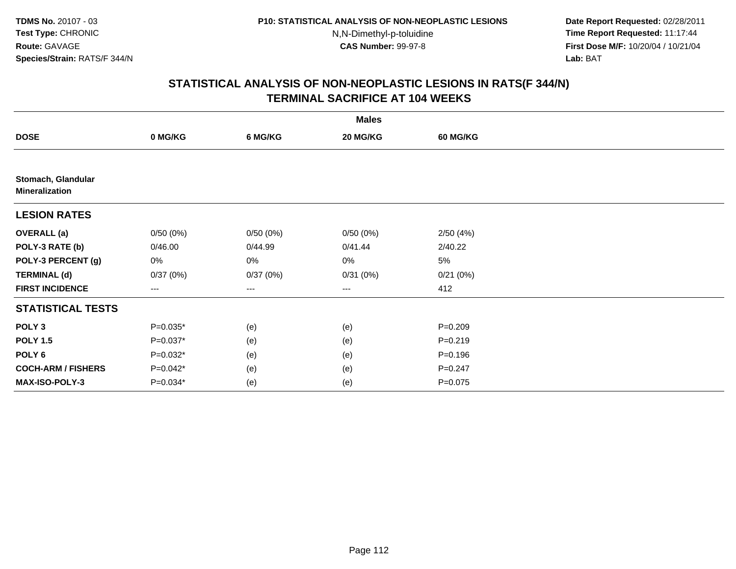**TDMS No.** 20107 - 03
**Test Type:** CHRONIC
**Route:** GAVAGE
**Species/Strain:** RATS/F 344/N

**P10: STATISTICAL ANALYSIS OF NON-NEOPLASTIC LESIONS**
N,N-Dimethyl-p-toluidine
**CAS Number:** 99-97-8

**Date Report Requested:** 02/28/2011
**Time Report Requested:** 11:17:44
**First Dose M/F:** 10/20/04 / 10/21/04
**Lab:** BAT

## STATISTICAL ANALYSIS OF NON-NEOPLASTIC LESIONS IN RATS(F 344/N)
## TERMINAL SACRIFICE AT 104 WEEKS

| | Males | | | |
|---|---|---|---|---|
| **DOSE** | **0 MG/KG** | **6 MG/KG** | **20 MG/KG** | **60 MG/KG** |
| **Stomach, Glandular** | | | | |
| **Mineralization** | | | | |
| **LESION RATES** | | | | |
| **OVERALL (a)** | 0/50 (0%) | 0/50 (0%) | 0/50 (0%) | 2/50 (4%) |
| **POLY-3 RATE (b)** | 0/46.00 | 0/44.99 | 0/41.44 | 2/40.22 |
| **POLY-3 PERCENT (g)** | 0% | 0% | 0% | 5% |
| **TERMINAL (d)** | 0/37 (0%) | 0/37 (0%) | 0/31 (0%) | 0/21 (0%) |
| **FIRST INCIDENCE** | --- | --- | --- | 412 |
| **STATISTICAL TESTS** | | | | |
| **POLY 3** | P=0.035* | (e) | (e) | P=0.209 |
| **POLY 1.5** | P=0.037* | (e) | (e) | P=0.219 |
| **POLY 6** | P=0.032* | (e) | (e) | P=0.196 |
| **COCH-ARM / FISHERS** | P=0.042* | (e) | (e) | P=0.247 |
| **MAX-ISO-POLY-3** | P=0.034* | (e) | (e) | P=0.075 |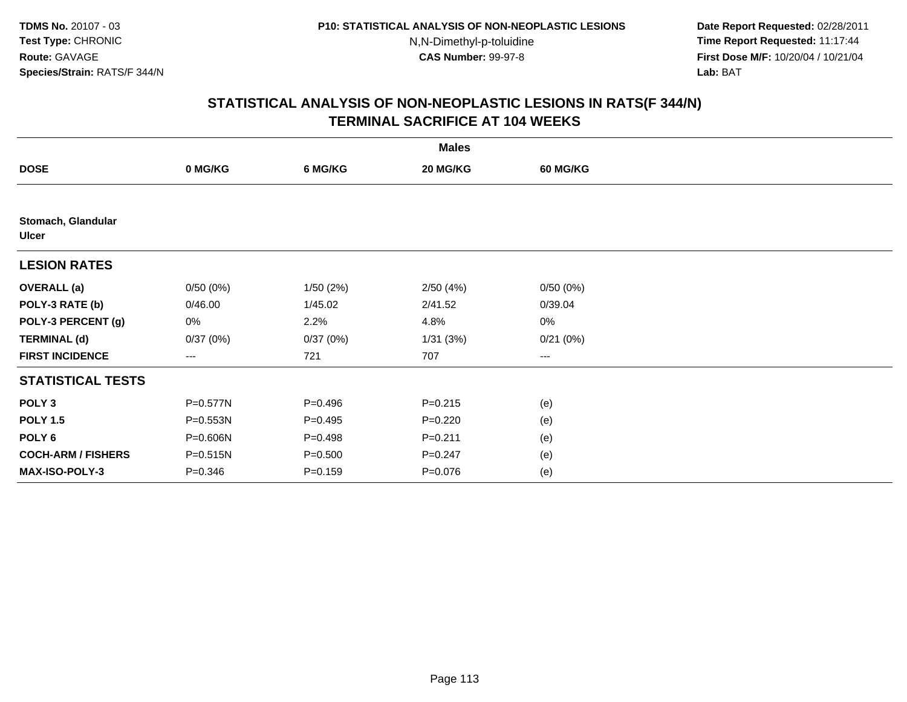TDMS No. 20107 - 03
Test Type: CHRONIC
Route: GAVAGE
Species/Strain: RATS/F 344/N

P10: STATISTICAL ANALYSIS OF NON-NEOPLASTIC LESIONS
N,N-Dimethyl-p-toluidine
CAS Number: 99-97-8

Date Report Requested: 02/28/2011
Time Report Requested: 11:17:44
First Dose M/F: 10/20/04 / 10/21/04
Lab: BAT

## STATISTICAL ANALYSIS OF NON-NEOPLASTIC LESIONS IN RATS(F 344/N)
## TERMINAL SACRIFICE AT 104 WEEKS

| | Males | | | |
|---|---|---|---|---|
| **DOSE** | **0 MG/KG** | **6 MG/KG** | **20 MG/KG** | **60 MG/KG** |
| **Stomach, Glandular** | | | | |
| **Ulcer** | | | | |
| **LESION RATES** | | | | |
| **OVERALL (a)** | 0/50 (0%) | 1/50 (2%) | 2/50 (4%) | 0/50 (0%) |
| **POLY-3 RATE (b)** | 0/46.00 | 1/45.02 | 2/41.52 | 0/39.04 |
| **POLY-3 PERCENT (g)** | 0% | 2.2% | 4.8% | 0% |
| **TERMINAL (d)** | 0/37 (0%) | 0/37 (0%) | 1/31 (3%) | 0/21 (0%) |
| **FIRST INCIDENCE** | --- | 721 | 707 | --- |
| **STATISTICAL TESTS** | | | | |
| **POLY 3** | P=0.577N | P=0.496 | P=0.215 | (e) |
| **POLY 1.5** | P=0.553N | P=0.495 | P=0.220 | (e) |
| **POLY 6** | P=0.606N | P=0.498 | P=0.211 | (e) |
| **COCH-ARM / FISHERS** | P=0.515N | P=0.500 | P=0.247 | (e) |
| **MAX-ISO-POLY-3** | P=0.346 | P=0.159 | P=0.076 | (e) |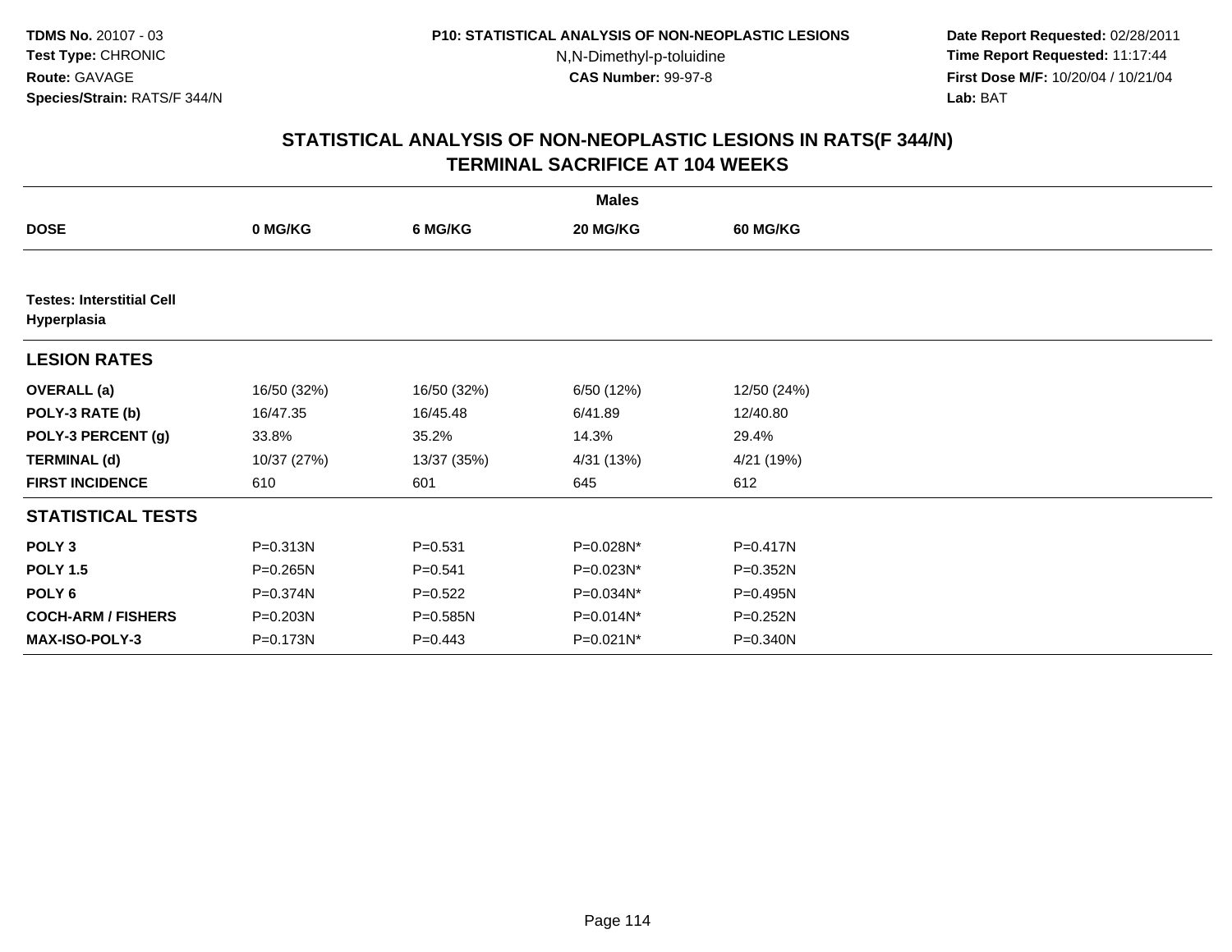**TDMS No.** 20107 - 03
**Test Type:** CHRONIC
**Route:** GAVAGE
**Species/Strain:** RATS/F 344/N

**P10: STATISTICAL ANALYSIS OF NON-NEOPLASTIC LESIONS**
N,N-Dimethyl-p-toluidine
**CAS Number:** 99-97-8

**Date Report Requested:** 02/28/2011
**Time Report Requested:** 11:17:44
**First Dose M/F:** 10/20/04 / 10/21/04
**Lab:** BAT

## STATISTICAL ANALYSIS OF NON-NEOPLASTIC LESIONS IN RATS(F 344/N) TERMINAL SACRIFICE AT 104 WEEKS

| | Males | | | |
|---|---|---|---|---|
| **DOSE** | **0 MG/KG** | **6 MG/KG** | **20 MG/KG** | **60 MG/KG** |
| **Testes: Interstitial Cell Hyperplasia** | | | | |
| **LESION RATES** | | | | |
| **OVERALL (a)** | 16/50 (32%) | 16/50 (32%) | 6/50 (12%) | 12/50 (24%) |
| **POLY-3 RATE (b)** | 16/47.35 | 16/45.48 | 6/41.89 | 12/40.80 |
| **POLY-3 PERCENT (g)** | 33.8% | 35.2% | 14.3% | 29.4% |
| **TERMINAL (d)** | 10/37 (27%) | 13/37 (35%) | 4/31 (13%) | 4/21 (19%) |
| **FIRST INCIDENCE** | 610 | 601 | 645 | 612 |
| **STATISTICAL TESTS** | | | | |
| **POLY 3** | P=0.313N | P=0.531 | P=0.028N* | P=0.417N |
| **POLY 1.5** | P=0.265N | P=0.541 | P=0.023N* | P=0.352N |
| **POLY 6** | P=0.374N | P=0.522 | P=0.034N* | P=0.495N |
| **COCH-ARM / FISHERS** | P=0.203N | P=0.585N | P=0.014N* | P=0.252N |
| **MAX-ISO-POLY-3** | P=0.173N | P=0.443 | P=0.021N* | P=0.340N |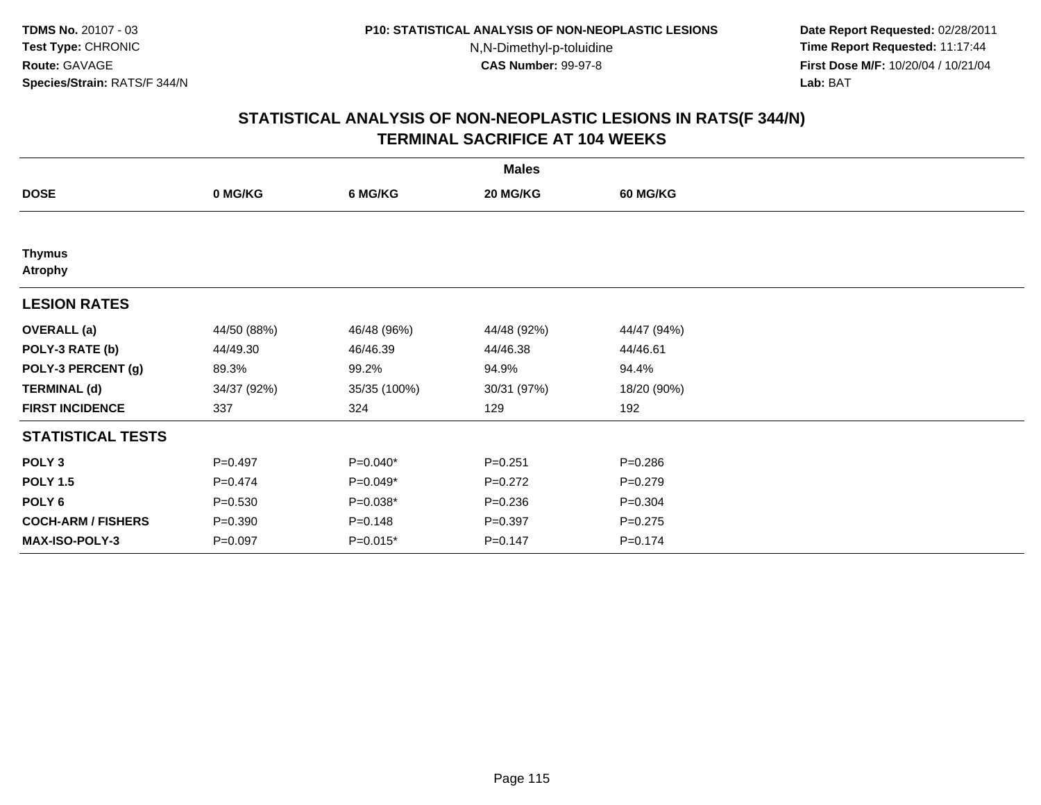TDMS No. 20107 - 03
Test Type: CHRONIC
Route: GAVAGE
Species/Strain: RATS/F 344/N

P10: STATISTICAL ANALYSIS OF NON-NEOPLASTIC LESIONS
N,N-Dimethyl-p-toluidine
CAS Number: 99-97-8

Date Report Requested: 02/28/2011
Time Report Requested: 11:17:44
First Dose M/F: 10/20/04 / 10/21/04
Lab: BAT

## STATISTICAL ANALYSIS OF NON-NEOPLASTIC LESIONS IN RATS(F 344/N)
## TERMINAL SACRIFICE AT 104 WEEKS

| | Males | | | |
|---|---|---|---|---|
| **DOSE** | **0 MG/KG** | **6 MG/KG** | **20 MG/KG** | **60 MG/KG** |
| **Thymus** | | | | |
| **Atrophy** | | | | |
| **LESION RATES** | | | | |
| **OVERALL (a)** | 44/50 (88%) | 46/48 (96%) | 44/48 (92%) | 44/47 (94%) |
| **POLY-3 RATE (b)** | 44/49.30 | 46/46.39 | 44/46.38 | 44/46.61 |
| **POLY-3 PERCENT (g)** | 89.3% | 99.2% | 94.9% | 94.4% |
| **TERMINAL (d)** | 34/37 (92%) | 35/35 (100%) | 30/31 (97%) | 18/20 (90%) |
| **FIRST INCIDENCE** | 337 | 324 | 129 | 192 |
| **STATISTICAL TESTS** | | | | |
| **POLY 3** | P=0.497 | P=0.040* | P=0.251 | P=0.286 |
| **POLY 1.5** | P=0.474 | P=0.049* | P=0.272 | P=0.279 |
| **POLY 6** | P=0.530 | P=0.038* | P=0.236 | P=0.304 |
| **COCH-ARM / FISHERS** | P=0.390 | P=0.148 | P=0.397 | P=0.275 |
| **MAX-ISO-POLY-3** | P=0.097 | P=0.015* | P=0.147 | P=0.174 |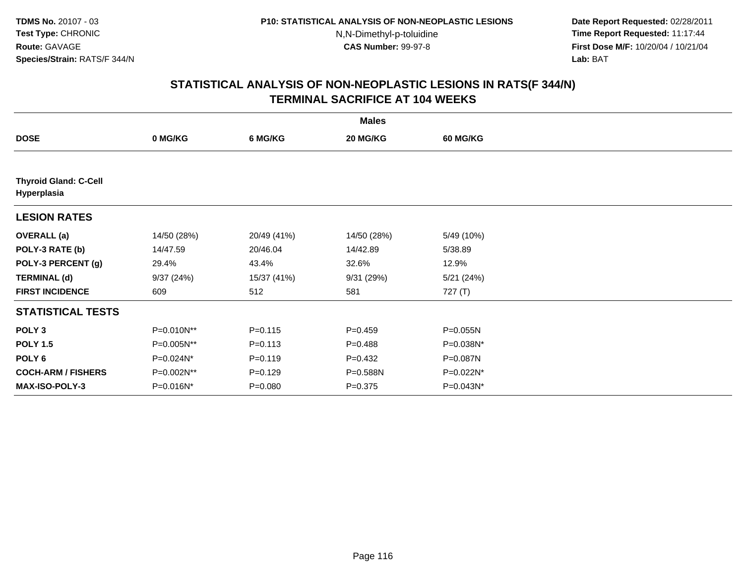**TDMS No.** 20107 - 03
**Test Type:** CHRONIC
**Route:** GAVAGE
**Species/Strain:** RATS/F 344/N

**P10: STATISTICAL ANALYSIS OF NON-NEOPLASTIC LESIONS**
N,N-Dimethyl-p-toluidine
**CAS Number:** 99-97-8

**Date Report Requested:** 02/28/2011
**Time Report Requested:** 11:17:44
**First Dose M/F:** 10/20/04 / 10/21/04
**Lab:** BAT

## STATISTICAL ANALYSIS OF NON-NEOPLASTIC LESIONS IN RATS(F 344/N) TERMINAL SACRIFICE AT 104 WEEKS

| | Males | | | |
|---|---|---|---|---|
| **DOSE** | **0 MG/KG** | **6 MG/KG** | **20 MG/KG** | **60 MG/KG** |
| **Thyroid Gland: C-Cell Hyperplasia** | | | | |
| **LESION RATES** | | | | |
| **OVERALL (a)** | 14/50 (28%) | 20/49 (41%) | 14/50 (28%) | 5/49 (10%) |
| **POLY-3 RATE (b)** | 14/47.59 | 20/46.04 | 14/42.89 | 5/38.89 |
| **POLY-3 PERCENT (g)** | 29.4% | 43.4% | 32.6% | 12.9% |
| **TERMINAL (d)** | 9/37 (24%) | 15/37 (41%) | 9/31 (29%) | 5/21 (24%) |
| **FIRST INCIDENCE** | 609 | 512 | 581 | 727 (T) |
| **STATISTICAL TESTS** | | | | |
| **POLY 3** | P=0.010N** | P=0.115 | P=0.459 | P=0.055N |
| **POLY 1.5** | P=0.005N** | P=0.113 | P=0.488 | P=0.038N* |
| **POLY 6** | P=0.024N* | P=0.119 | P=0.432 | P=0.087N |
| **COCH-ARM / FISHERS** | P=0.002N** | P=0.129 | P=0.588N | P=0.022N* |
| **MAX-ISO-POLY-3** | P=0.016N* | P=0.080 | P=0.375 | P=0.043N* |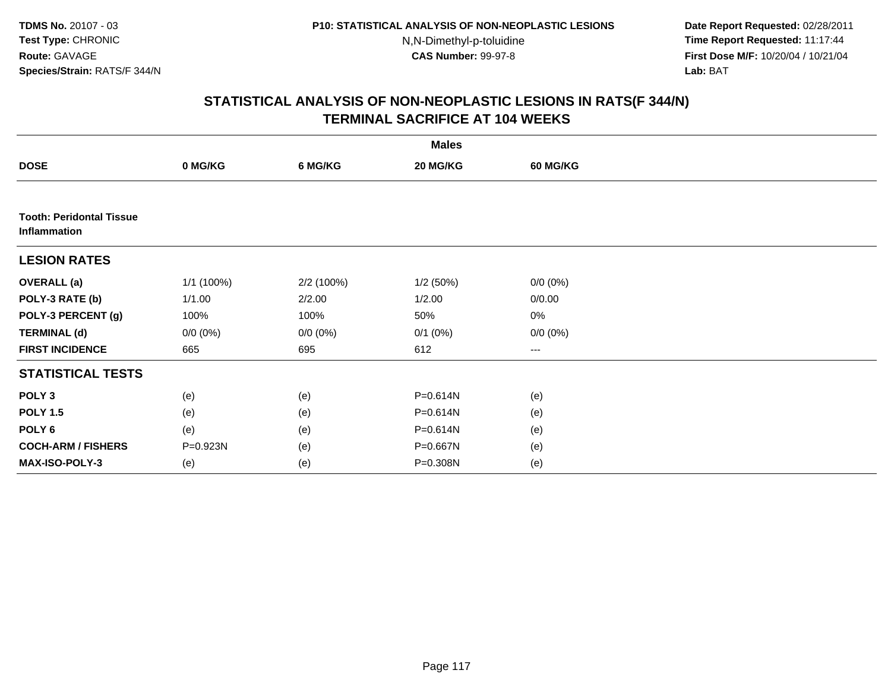# STATISTICAL ANALYSIS OF NON-NEOPLASTIC LESIONS IN RATS(F 344/N)
## TERMINAL SACRIFICE AT 104 WEEKS

| | Males | | | |
|---|---|---|---|---|
| **DOSE** | **0 MG/KG** | **6 MG/KG** | **20 MG/KG** | **60 MG/KG** |
| **Tooth: Peridontal Tissue Inflammation** | | | | |
| **LESION RATES** | | | | |
| **OVERALL (a)** | 1/1 (100%) | 2/2 (100%) | 1/2 (50%) | 0/0 (0%) |
| **POLY-3 RATE (b)** | 1/1.00 | 2/2.00 | 1/2.00 | 0/0.00 |
| **POLY-3 PERCENT (g)** | 100% | 100% | 50% | 0% |
| **TERMINAL (d)** | 0/0 (0%) | 0/0 (0%) | 0/1 (0%) | 0/0 (0%) |
| **FIRST INCIDENCE** | 665 | 695 | 612 | --- |
| **STATISTICAL TESTS** | | | | |
| **POLY 3** | (e) | (e) | P=0.614N | (e) |
| **POLY 1.5** | (e) | (e) | P=0.614N | (e) |
| **POLY 6** | (e) | (e) | P=0.614N | (e) |
| **COCH-ARM / FISHERS** | P=0.923N | (e) | P=0.667N | (e) |
| **MAX-ISO-POLY-3** | (e) | (e) | P=0.308N | (e) |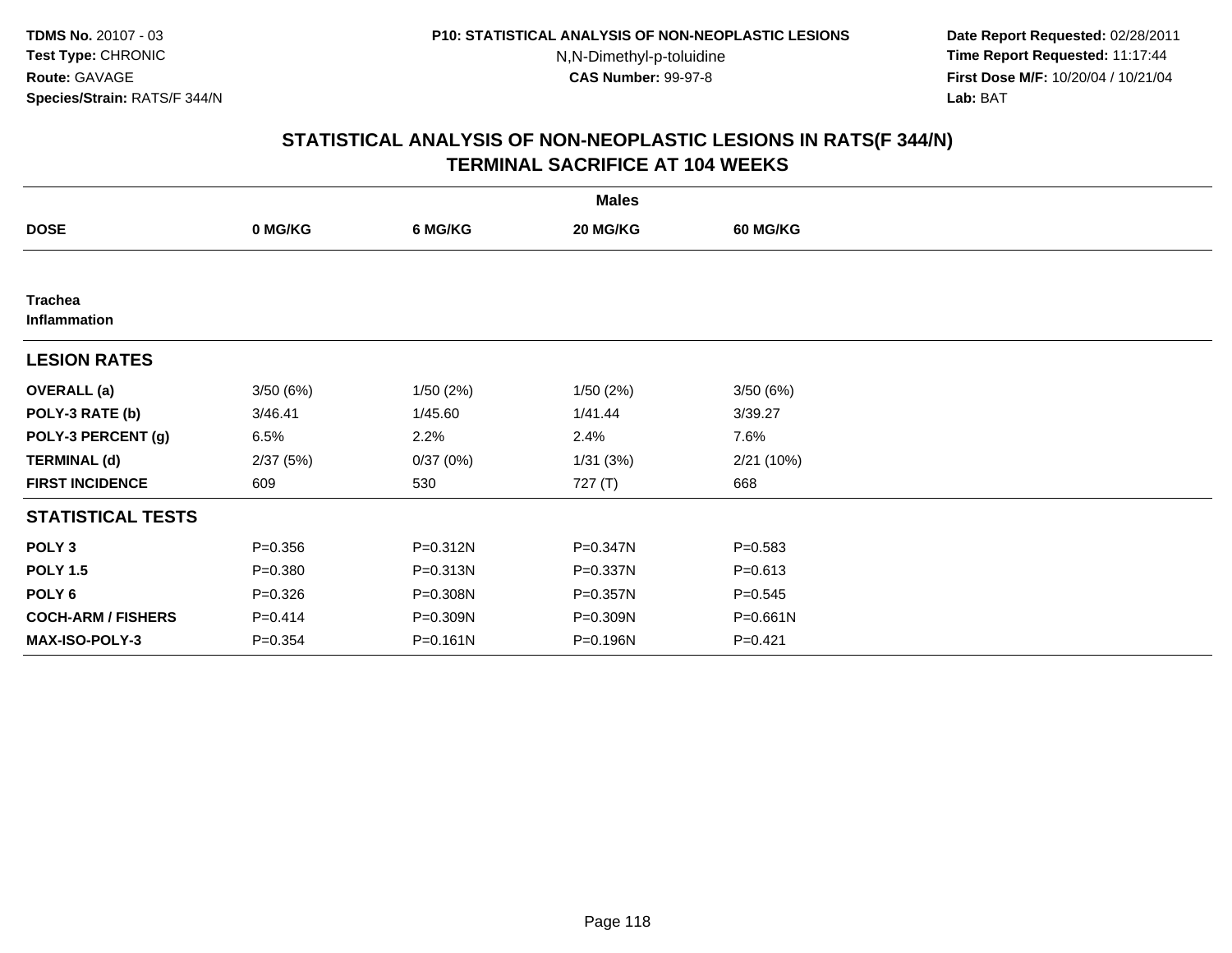TDMS No. 20107 - 03
Test Type: CHRONIC
Route: GAVAGE
Species/Strain: RATS/F 344/N

P10: STATISTICAL ANALYSIS OF NON-NEOPLASTIC LESIONS
N,N-Dimethyl-p-toluidine
CAS Number: 99-97-8

Date Report Requested: 02/28/2011
Time Report Requested: 11:17:44
First Dose M/F: 10/20/04 / 10/21/04
Lab: BAT

## STATISTICAL ANALYSIS OF NON-NEOPLASTIC LESIONS IN RATS(F 344/N)
## TERMINAL SACRIFICE AT 104 WEEKS

| | Males | | | |
|---|---|---|---|---|
| **DOSE** | **0 MG/KG** | **6 MG/KG** | **20 MG/KG** | **60 MG/KG** |
| **Trachea** | | | | |
| **Inflammation** | | | | |
| **LESION RATES** | | | | |
| **OVERALL (a)** | 3/50 (6%) | 1/50 (2%) | 1/50 (2%) | 3/50 (6%) |
| **POLY-3 RATE (b)** | 3/46.41 | 1/45.60 | 1/41.44 | 3/39.27 |
| **POLY-3 PERCENT (g)** | 6.5% | 2.2% | 2.4% | 7.6% |
| **TERMINAL (d)** | 2/37 (5%) | 0/37 (0%) | 1/31 (3%) | 2/21 (10%) |
| **FIRST INCIDENCE** | 609 | 530 | 727 (T) | 668 |
| **STATISTICAL TESTS** | | | | |
| **POLY 3** | P=0.356 | P=0.312N | P=0.347N | P=0.583 |
| **POLY 1.5** | P=0.380 | P=0.313N | P=0.337N | P=0.613 |
| **POLY 6** | P=0.326 | P=0.308N | P=0.357N | P=0.545 |
| **COCH-ARM / FISHERS** | P=0.414 | P=0.309N | P=0.309N | P=0.661N |
| **MAX-ISO-POLY-3** | P=0.354 | P=0.161N | P=0.196N | P=0.421 |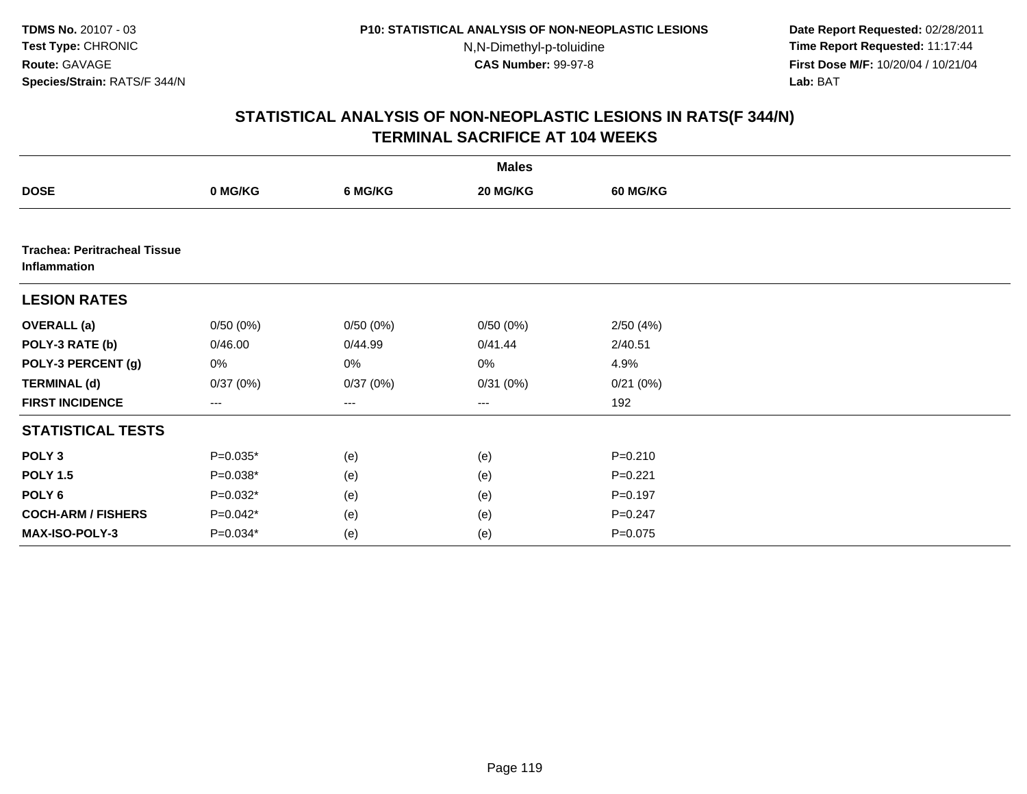**TDMS No.** 20107 - 03
**Test Type:** CHRONIC
**Route:** GAVAGE
**Species/Strain:** RATS/F 344/N

**P10: STATISTICAL ANALYSIS OF NON-NEOPLASTIC LESIONS**
N,N-Dimethyl-p-toluidine
**CAS Number:** 99-97-8

**Date Report Requested:** 02/28/2011
**Time Report Requested:** 11:17:44
**First Dose M/F:** 10/20/04 / 10/21/04
**Lab:** BAT

## STATISTICAL ANALYSIS OF NON-NEOPLASTIC LESIONS IN RATS(F 344/N) TERMINAL SACRIFICE AT 104 WEEKS

| | Males | | | |
|---|---|---|---|---|
| **DOSE** | **0 MG/KG** | **6 MG/KG** | **20 MG/KG** | **60 MG/KG** |
| **Trachea: Peritracheal Tissue Inflammation** | | | | |
| **LESION RATES** | | | | |
| **OVERALL (a)** | 0/50 (0%) | 0/50 (0%) | 0/50 (0%) | 2/50 (4%) |
| **POLY-3 RATE (b)** | 0/46.00 | 0/44.99 | 0/41.44 | 2/40.51 |
| **POLY-3 PERCENT (g)** | 0% | 0% | 0% | 4.9% |
| **TERMINAL (d)** | 0/37 (0%) | 0/37 (0%) | 0/31 (0%) | 0/21 (0%) |
| **FIRST INCIDENCE** | --- | --- | --- | 192 |
| **STATISTICAL TESTS** | | | | |
| **POLY 3** | P=0.035* | (e) | (e) | P=0.210 |
| **POLY 1.5** | P=0.038* | (e) | (e) | P=0.221 |
| **POLY 6** | P=0.032* | (e) | (e) | P=0.197 |
| **COCH-ARM / FISHERS** | P=0.042* | (e) | (e) | P=0.247 |
| **MAX-ISO-POLY-3** | P=0.034* | (e) | (e) | P=0.075 |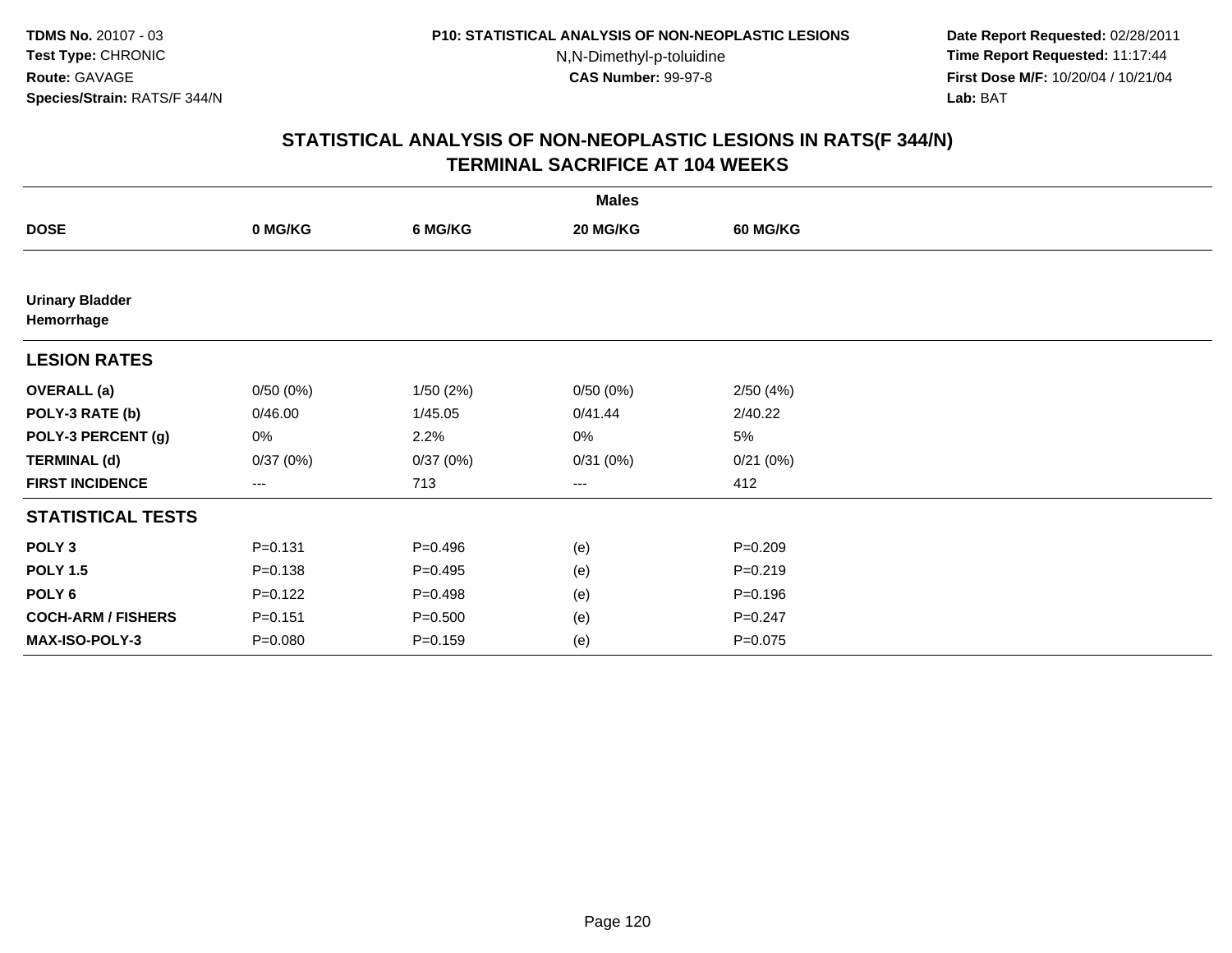TDMS No. 20107 - 03
Test Type: CHRONIC
Route: GAVAGE
Species/Strain: RATS/F 344/N

P10: STATISTICAL ANALYSIS OF NON-NEOPLASTIC LESIONS
N,N-Dimethyl-p-toluidine
CAS Number: 99-97-8

Date Report Requested: 02/28/2011
Time Report Requested: 11:17:44
First Dose M/F: 10/20/04 / 10/21/04
Lab: BAT

## STATISTICAL ANALYSIS OF NON-NEOPLASTIC LESIONS IN RATS(F 344/N)
## TERMINAL SACRIFICE AT 104 WEEKS

| | Males | | | |
|---|---|---|---|---|
| **DOSE** | **0 MG/KG** | **6 MG/KG** | **20 MG/KG** | **60 MG/KG** |
| **Urinary Bladder Hemorrhage** | | | | |
| **LESION RATES** | | | | |
| **OVERALL (a)** | 0/50 (0%) | 1/50 (2%) | 0/50 (0%) | 2/50 (4%) |
| **POLY-3 RATE (b)** | 0/46.00 | 1/45.05 | 0/41.44 | 2/40.22 |
| **POLY-3 PERCENT (g)** | 0% | 2.2% | 0% | 5% |
| **TERMINAL (d)** | 0/37 (0%) | 0/37 (0%) | 0/31 (0%) | 0/21 (0%) |
| **FIRST INCIDENCE** | --- | 713 | --- | 412 |
| **STATISTICAL TESTS** | | | | |
| **POLY 3** | P=0.131 | P=0.496 | (e) | P=0.209 |
| **POLY 1.5** | P=0.138 | P=0.495 | (e) | P=0.219 |
| **POLY 6** | P=0.122 | P=0.498 | (e) | P=0.196 |
| **COCH-ARM / FISHERS** | P=0.151 | P=0.500 | (e) | P=0.247 |
| **MAX-ISO-POLY-3** | P=0.080 | P=0.159 | (e) | P=0.075 |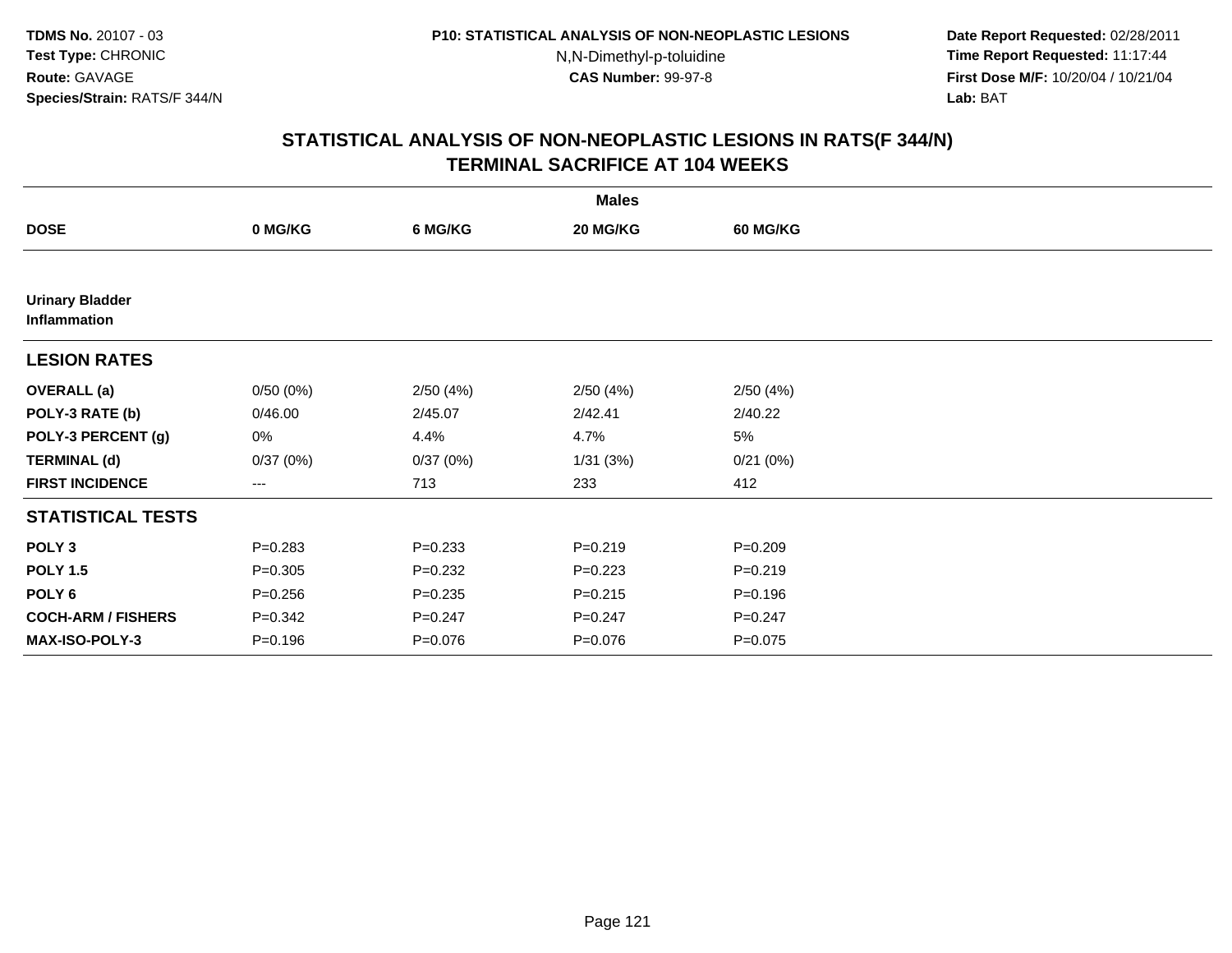TDMS No. 20107 - 03
Test Type: CHRONIC
Route: GAVAGE
Species/Strain: RATS/F 344/N

P10: STATISTICAL ANALYSIS OF NON-NEOPLASTIC LESIONS
N,N-Dimethyl-p-toluidine
CAS Number: 99-97-8

Date Report Requested: 02/28/2011
Time Report Requested: 11:17:44
First Dose M/F: 10/20/04 / 10/21/04
Lab: BAT

## STATISTICAL ANALYSIS OF NON-NEOPLASTIC LESIONS IN RATS(F 344/N)
## TERMINAL SACRIFICE AT 104 WEEKS

| | Males | | | |
|---|---|---|---|---|
| **DOSE** | **0 MG/KG** | **6 MG/KG** | **20 MG/KG** | **60 MG/KG** |
| **Urinary Bladder** | | | | |
| **Inflammation** | | | | |
| **LESION RATES** | | | | |
| **OVERALL (a)** | 0/50 (0%) | 2/50 (4%) | 2/50 (4%) | 2/50 (4%) |
| **POLY-3 RATE (b)** | 0/46.00 | 2/45.07 | 2/42.41 | 2/40.22 |
| **POLY-3 PERCENT (g)** | 0% | 4.4% | 4.7% | 5% |
| **TERMINAL (d)** | 0/37 (0%) | 0/37 (0%) | 1/31 (3%) | 0/21 (0%) |
| **FIRST INCIDENCE** | --- | 713 | 233 | 412 |
| **STATISTICAL TESTS** | | | | |
| **POLY 3** | P=0.283 | P=0.233 | P=0.219 | P=0.209 |
| **POLY 1.5** | P=0.305 | P=0.232 | P=0.223 | P=0.219 |
| **POLY 6** | P=0.256 | P=0.235 | P=0.215 | P=0.196 |
| **COCH-ARM / FISHERS** | P=0.342 | P=0.247 | P=0.247 | P=0.247 |
| **MAX-ISO-POLY-3** | P=0.196 | P=0.076 | P=0.076 | P=0.075 |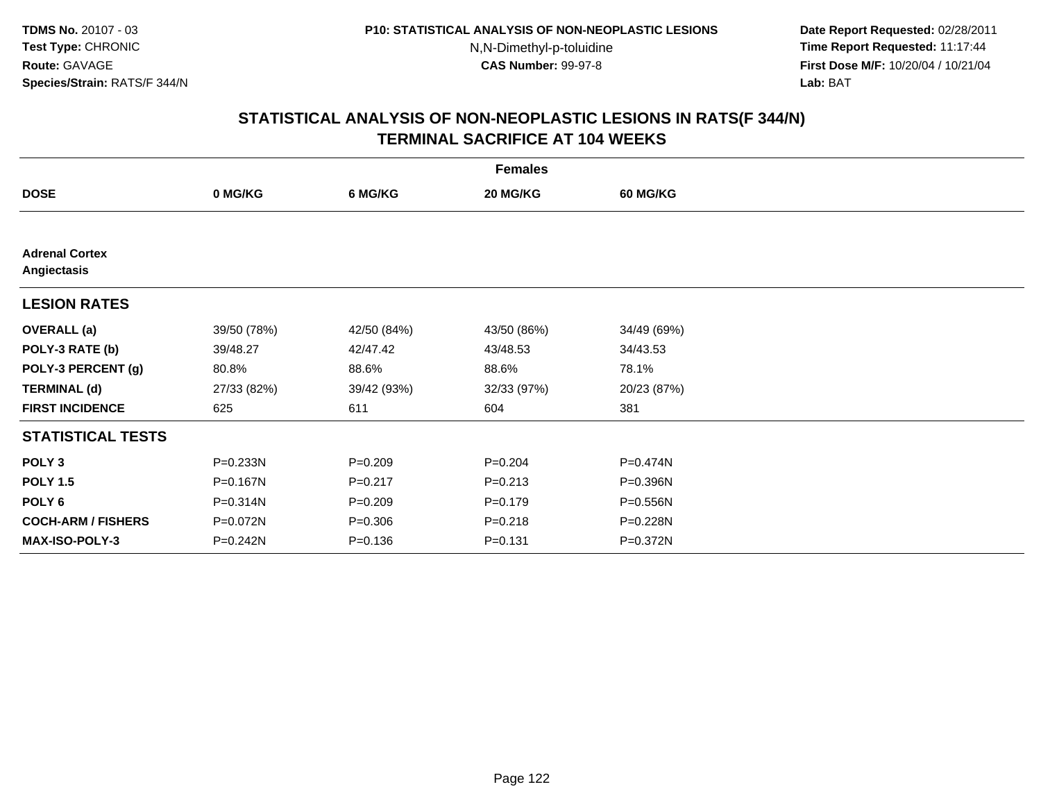TDMS No. 20107 - 03
Test Type: CHRONIC
Route: GAVAGE
Species/Strain: RATS/F 344/N

P10: STATISTICAL ANALYSIS OF NON-NEOPLASTIC LESIONS
N,N-Dimethyl-p-toluidine
CAS Number: 99-97-8

Date Report Requested: 02/28/2011
Time Report Requested: 11:17:44
First Dose M/F: 10/20/04 / 10/21/04
Lab: BAT

## STATISTICAL ANALYSIS OF NON-NEOPLASTIC LESIONS IN RATS(F 344/N) TERMINAL SACRIFICE AT 104 WEEKS

| | Females | | | |
|---|---|---|---|---|
| **DOSE** | **0 MG/KG** | **6 MG/KG** | **20 MG/KG** | **60 MG/KG** |
| **Adrenal Cortex Angiectasis** | | | | |
| **LESION RATES** | | | | |
| **OVERALL (a)** | 39/50 (78%) | 42/50 (84%) | 43/50 (86%) | 34/49 (69%) |
| **POLY-3 RATE (b)** | 39/48.27 | 42/47.42 | 43/48.53 | 34/43.53 |
| **POLY-3 PERCENT (g)** | 80.8% | 88.6% | 88.6% | 78.1% |
| **TERMINAL (d)** | 27/33 (82%) | 39/42 (93%) | 32/33 (97%) | 20/23 (87%) |
| **FIRST INCIDENCE** | 625 | 611 | 604 | 381 |
| **STATISTICAL TESTS** | | | | |
| **POLY 3** | P=0.233N | P=0.209 | P=0.204 | P=0.474N |
| **POLY 1.5** | P=0.167N | P=0.217 | P=0.213 | P=0.396N |
| **POLY 6** | P=0.314N | P=0.209 | P=0.179 | P=0.556N |
| **COCH-ARM / FISHERS** | P=0.072N | P=0.306 | P=0.218 | P=0.228N |
| **MAX-ISO-POLY-3** | P=0.242N | P=0.136 | P=0.131 | P=0.372N |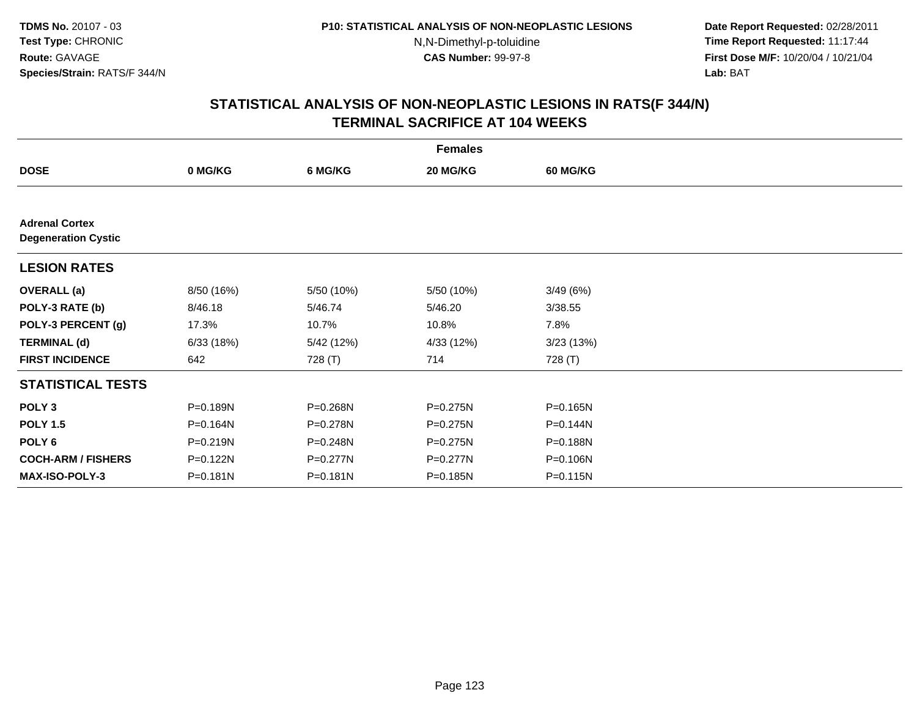TDMS No. 20107 - 03
Test Type: CHRONIC
Route: GAVAGE
Species/Strain: RATS/F 344/N

P10: STATISTICAL ANALYSIS OF NON-NEOPLASTIC LESIONS
N,N-Dimethyl-p-toluidine
CAS Number: 99-97-8

Date Report Requested: 02/28/2011
Time Report Requested: 11:17:44
First Dose M/F: 10/20/04 / 10/21/04
Lab: BAT

## STATISTICAL ANALYSIS OF NON-NEOPLASTIC LESIONS IN RATS(F 344/N) TERMINAL SACRIFICE AT 104 WEEKS

| | Females | | | |
|---|---|---|---|---|
| **DOSE** | **0 MG/KG** | **6 MG/KG** | **20 MG/KG** | **60 MG/KG** |
| **Adrenal Cortex Degeneration Cystic** | | | | |
| **LESION RATES** | | | | |
| **OVERALL (a)** | 8/50 (16%) | 5/50 (10%) | 5/50 (10%) | 3/49 (6%) |
| **POLY-3 RATE (b)** | 8/46.18 | 5/46.74 | 5/46.20 | 3/38.55 |
| **POLY-3 PERCENT (g)** | 17.3% | 10.7% | 10.8% | 7.8% |
| **TERMINAL (d)** | 6/33 (18%) | 5/42 (12%) | 4/33 (12%) | 3/23 (13%) |
| **FIRST INCIDENCE** | 642 | 728 (T) | 714 | 728 (T) |
| **STATISTICAL TESTS** | | | | |
| **POLY 3** | P=0.189N | P=0.268N | P=0.275N | P=0.165N |
| **POLY 1.5** | P=0.164N | P=0.278N | P=0.275N | P=0.144N |
| **POLY 6** | P=0.219N | P=0.248N | P=0.275N | P=0.188N |
| **COCH-ARM / FISHERS** | P=0.122N | P=0.277N | P=0.277N | P=0.106N |
| **MAX-ISO-POLY-3** | P=0.181N | P=0.181N | P=0.185N | P=0.115N |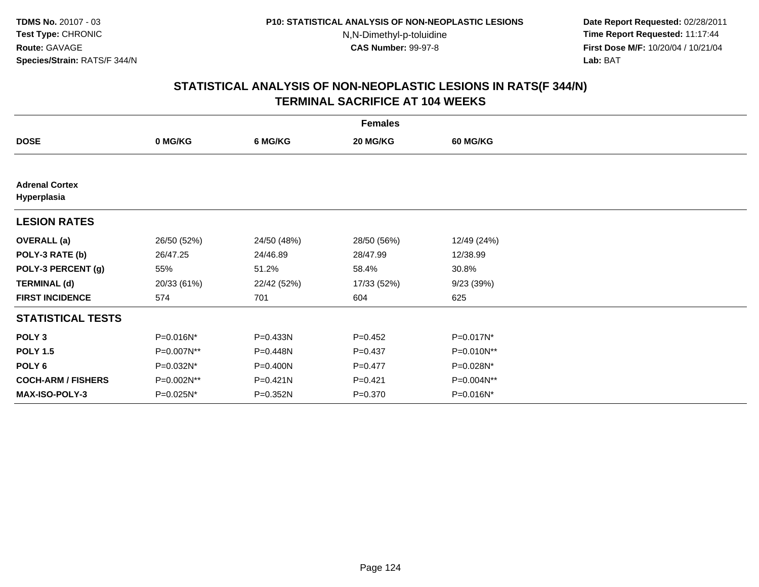**TDMS No.** 20107 - 03
**Test Type:** CHRONIC
**Route:** GAVAGE
**Species/Strain:** RATS/F 344/N

**P10: STATISTICAL ANALYSIS OF NON-NEOPLASTIC LESIONS**
N,N-Dimethyl-p-toluidine
**CAS Number:** 99-97-8

**Date Report Requested:** 02/28/2011
**Time Report Requested:** 11:17:44
**First Dose M/F:** 10/20/04 / 10/21/04
**Lab:** BAT

## STATISTICAL ANALYSIS OF NON-NEOPLASTIC LESIONS IN RATS(F 344/N)
## TERMINAL SACRIFICE AT 104 WEEKS

| | Females | | | |
|---|---|---|---|---|
| **DOSE** | **0 MG/KG** | **6 MG/KG** | **20 MG/KG** | **60 MG/KG** |
| **Adrenal Cortex Hyperplasia** | | | | |
| **LESION RATES** | | | | |
| **OVERALL (a)** | 26/50 (52%) | 24/50 (48%) | 28/50 (56%) | 12/49 (24%) |
| **POLY-3 RATE (b)** | 26/47.25 | 24/46.89 | 28/47.99 | 12/38.99 |
| **POLY-3 PERCENT (g)** | 55% | 51.2% | 58.4% | 30.8% |
| **TERMINAL (d)** | 20/33 (61%) | 22/42 (52%) | 17/33 (52%) | 9/23 (39%) |
| **FIRST INCIDENCE** | 574 | 701 | 604 | 625 |
| **STATISTICAL TESTS** | | | | |
| **POLY 3** | P=0.016N* | P=0.433N | P=0.452 | P=0.017N* |
| **POLY 1.5** | P=0.007N** | P=0.448N | P=0.437 | P=0.010N** |
| **POLY 6** | P=0.032N* | P=0.400N | P=0.477 | P=0.028N* |
| **COCH-ARM / FISHERS** | P=0.002N** | P=0.421N | P=0.421 | P=0.004N** |
| **MAX-ISO-POLY-3** | P=0.025N* | P=0.352N | P=0.370 | P=0.016N* |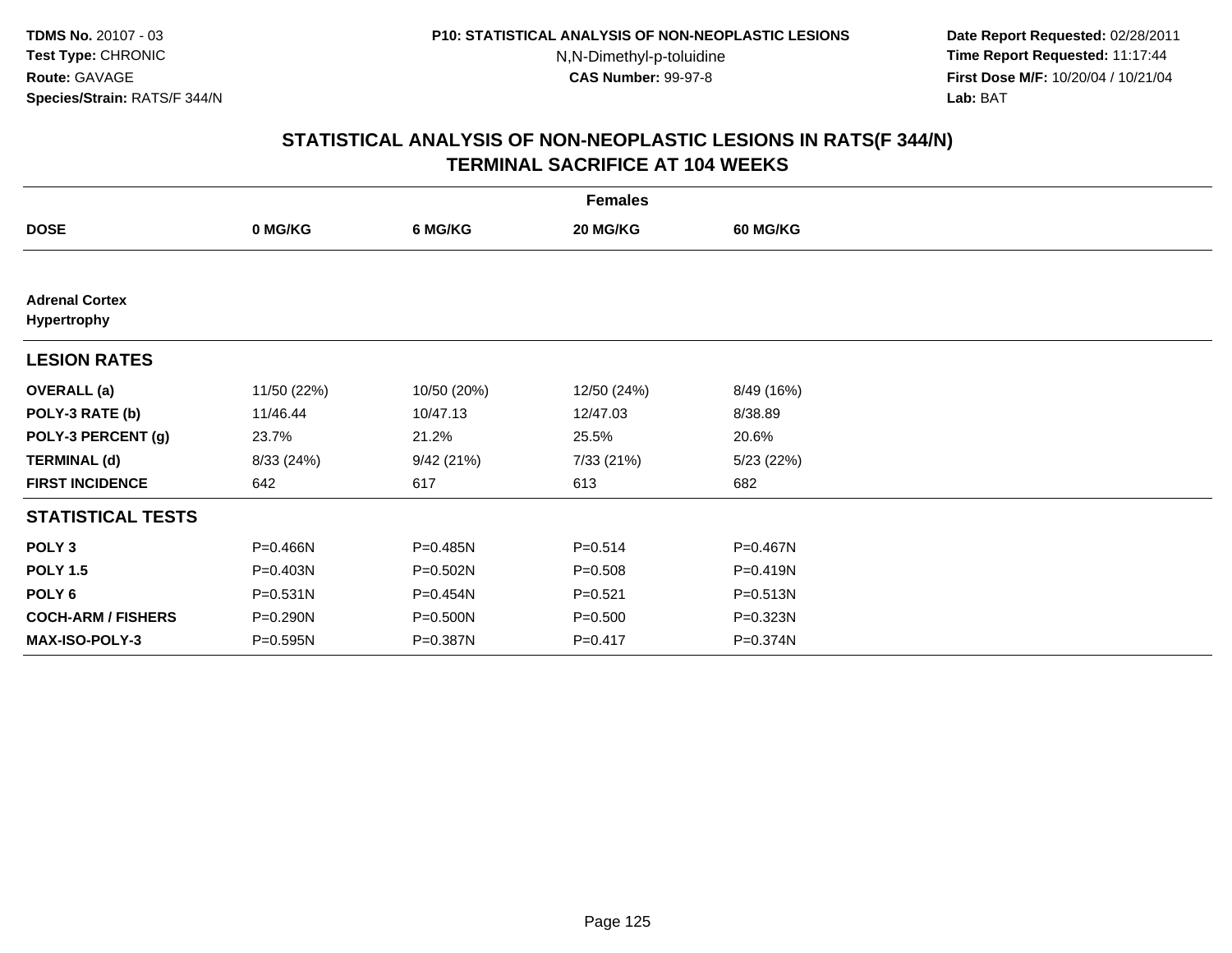**TDMS No.** 20107 - 03
**Test Type:** CHRONIC
**Route:** GAVAGE
**Species/Strain:** RATS/F 344/N

**P10: STATISTICAL ANALYSIS OF NON-NEOPLASTIC LESIONS**
N,N-Dimethyl-p-toluidine
**CAS Number:** 99-97-8

**Date Report Requested:** 02/28/2011
**Time Report Requested:** 11:17:44
**First Dose M/F:** 10/20/04 / 10/21/04
**Lab:** BAT

## STATISTICAL ANALYSIS OF NON-NEOPLASTIC LESIONS IN RATS(F 344/N) TERMINAL SACRIFICE AT 104 WEEKS

| | Females | | | |
|---|---|---|---|---|
| **DOSE** | **0 MG/KG** | **6 MG/KG** | **20 MG/KG** | **60 MG/KG** |
| **Adrenal Cortex Hypertrophy** | | | | |
| **LESION RATES** | | | | |
| **OVERALL (a)** | 11/50 (22%) | 10/50 (20%) | 12/50 (24%) | 8/49 (16%) |
| **POLY-3 RATE (b)** | 11/46.44 | 10/47.13 | 12/47.03 | 8/38.89 |
| **POLY-3 PERCENT (g)** | 23.7% | 21.2% | 25.5% | 20.6% |
| **TERMINAL (d)** | 8/33 (24%) | 9/42 (21%) | 7/33 (21%) | 5/23 (22%) |
| **FIRST INCIDENCE** | 642 | 617 | 613 | 682 |
| **STATISTICAL TESTS** | | | | |
| **POLY 3** | P=0.466N | P=0.485N | P=0.514 | P=0.467N |
| **POLY 1.5** | P=0.403N | P=0.502N | P=0.508 | P=0.419N |
| **POLY 6** | P=0.531N | P=0.454N | P=0.521 | P=0.513N |
| **COCH-ARM / FISHERS** | P=0.290N | P=0.500N | P=0.500 | P=0.323N |
| **MAX-ISO-POLY-3** | P=0.595N | P=0.387N | P=0.417 | P=0.374N |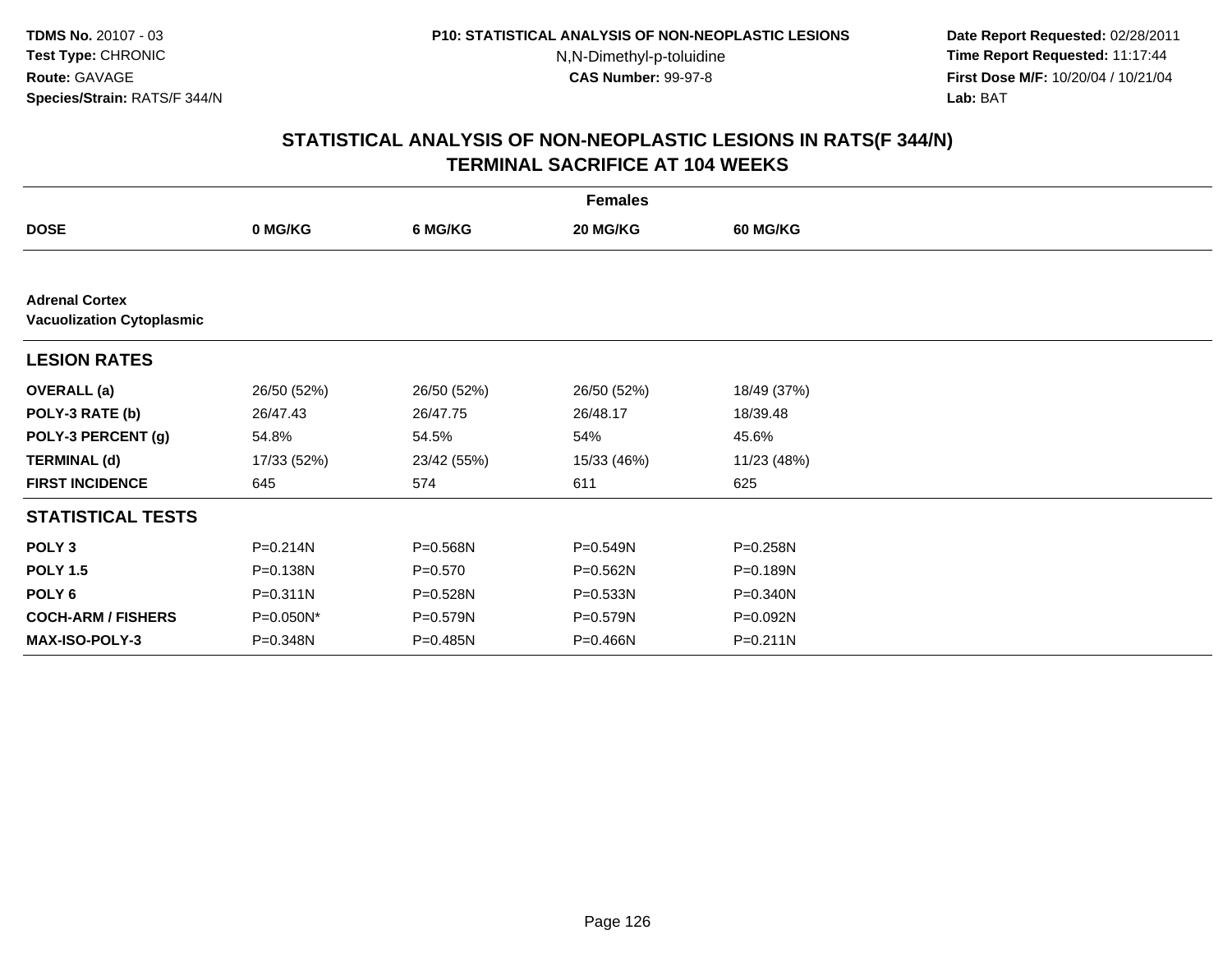**TDMS No.** 20107 - 03
**Test Type:** CHRONIC
**Route:** GAVAGE
**Species/Strain:** RATS/F 344/N

**P10: STATISTICAL ANALYSIS OF NON-NEOPLASTIC LESIONS**
N,N-Dimethyl-p-toluidine
**CAS Number:** 99-97-8

**Date Report Requested:** 02/28/2011
**Time Report Requested:** 11:17:44
**First Dose M/F:** 10/20/04 / 10/21/04
**Lab:** BAT

## STATISTICAL ANALYSIS OF NON-NEOPLASTIC LESIONS IN RATS(F 344/N) TERMINAL SACRIFICE AT 104 WEEKS

| | Females | | | |
|---|---|---|---|---|
| **DOSE** | **0 MG/KG** | **6 MG/KG** | **20 MG/KG** | **60 MG/KG** |
| **Adrenal Cortex** | | | | |
| **Vacuolization Cytoplasmic** | | | | |
| **LESION RATES** | | | | |
| **OVERALL (a)** | 26/50 (52%) | 26/50 (52%) | 26/50 (52%) | 18/49 (37%) |
| **POLY-3 RATE (b)** | 26/47.43 | 26/47.75 | 26/48.17 | 18/39.48 |
| **POLY-3 PERCENT (g)** | 54.8% | 54.5% | 54% | 45.6% |
| **TERMINAL (d)** | 17/33 (52%) | 23/42 (55%) | 15/33 (46%) | 11/23 (48%) |
| **FIRST INCIDENCE** | 645 | 574 | 611 | 625 |
| **STATISTICAL TESTS** | | | | |
| **POLY 3** | P=0.214N | P=0.568N | P=0.549N | P=0.258N |
| **POLY 1.5** | P=0.138N | P=0.570 | P=0.562N | P=0.189N |
| **POLY 6** | P=0.311N | P=0.528N | P=0.533N | P=0.340N |
| **COCH-ARM / FISHERS** | P=0.050N* | P=0.579N | P=0.579N | P=0.092N |
| **MAX-ISO-POLY-3** | P=0.348N | P=0.485N | P=0.466N | P=0.211N |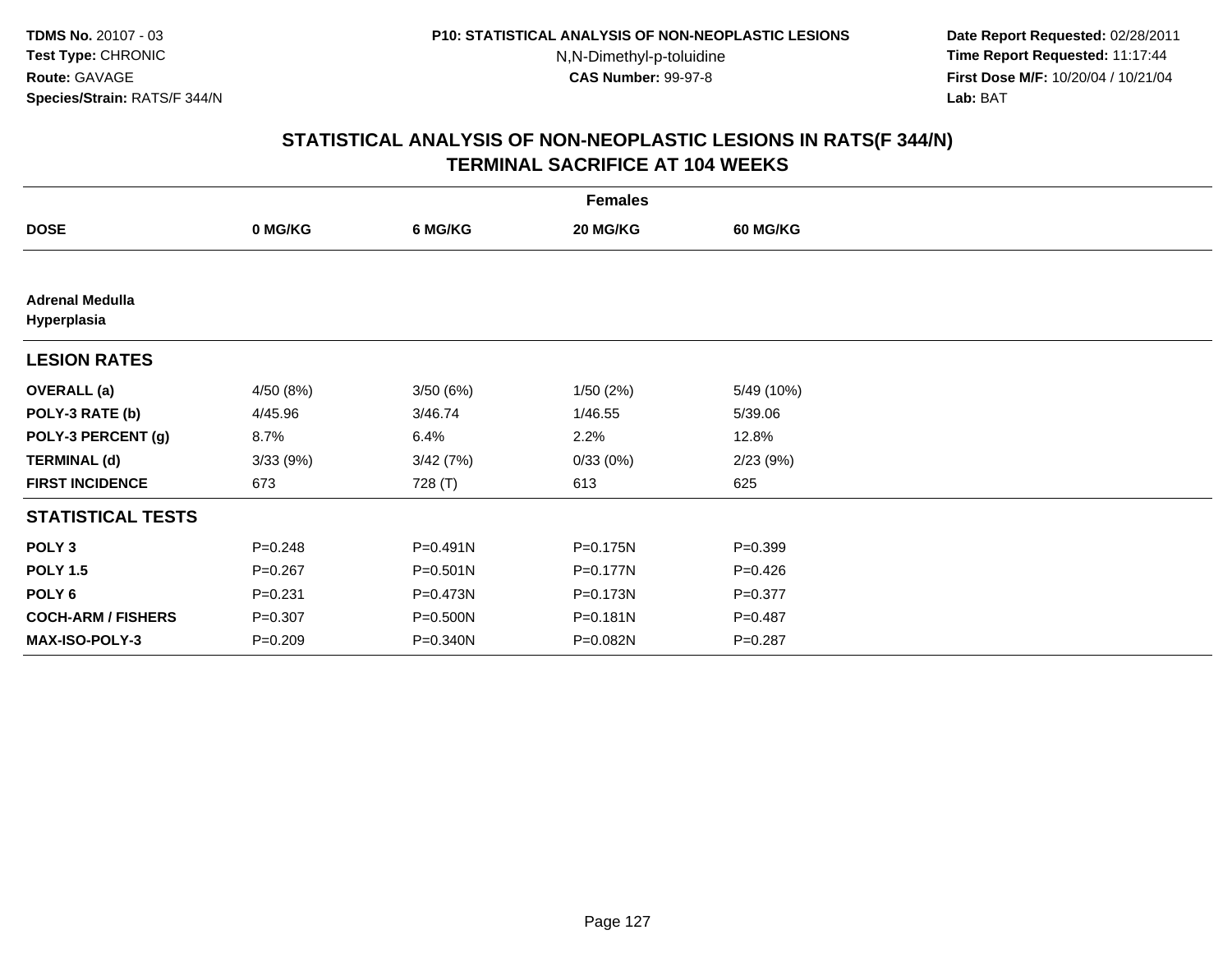TDMS No. 20107 - 03
Test Type: CHRONIC
Route: GAVAGE
Species/Strain: RATS/F 344/N

P10: STATISTICAL ANALYSIS OF NON-NEOPLASTIC LESIONS
N,N-Dimethyl-p-toluidine
CAS Number: 99-97-8

Date Report Requested: 02/28/2011
Time Report Requested: 11:17:44
First Dose M/F: 10/20/04 / 10/21/04
Lab: BAT

## STATISTICAL ANALYSIS OF NON-NEOPLASTIC LESIONS IN RATS(F 344/N)
## TERMINAL SACRIFICE AT 104 WEEKS

| | Females | | | |
|---|---|---|---|---|
| **DOSE** | **0 MG/KG** | **6 MG/KG** | **20 MG/KG** | **60 MG/KG** |
| **Adrenal Medulla** | | | | |
| **Hyperplasia** | | | | |
| **LESION RATES** | | | | |
| **OVERALL (a)** | 4/50 (8%) | 3/50 (6%) | 1/50 (2%) | 5/49 (10%) |
| **POLY-3 RATE (b)** | 4/45.96 | 3/46.74 | 1/46.55 | 5/39.06 |
| **POLY-3 PERCENT (g)** | 8.7% | 6.4% | 2.2% | 12.8% |
| **TERMINAL (d)** | 3/33 (9%) | 3/42 (7%) | 0/33 (0%) | 2/23 (9%) |
| **FIRST INCIDENCE** | 673 | 728 (T) | 613 | 625 |
| **STATISTICAL TESTS** | | | | |
| **POLY 3** | P=0.248 | P=0.491N | P=0.175N | P=0.399 |
| **POLY 1.5** | P=0.267 | P=0.501N | P=0.177N | P=0.426 |
| **POLY 6** | P=0.231 | P=0.473N | P=0.173N | P=0.377 |
| **COCH-ARM / FISHERS** | P=0.307 | P=0.500N | P=0.181N | P=0.487 |
| **MAX-ISO-POLY-3** | P=0.209 | P=0.340N | P=0.082N | P=0.287 |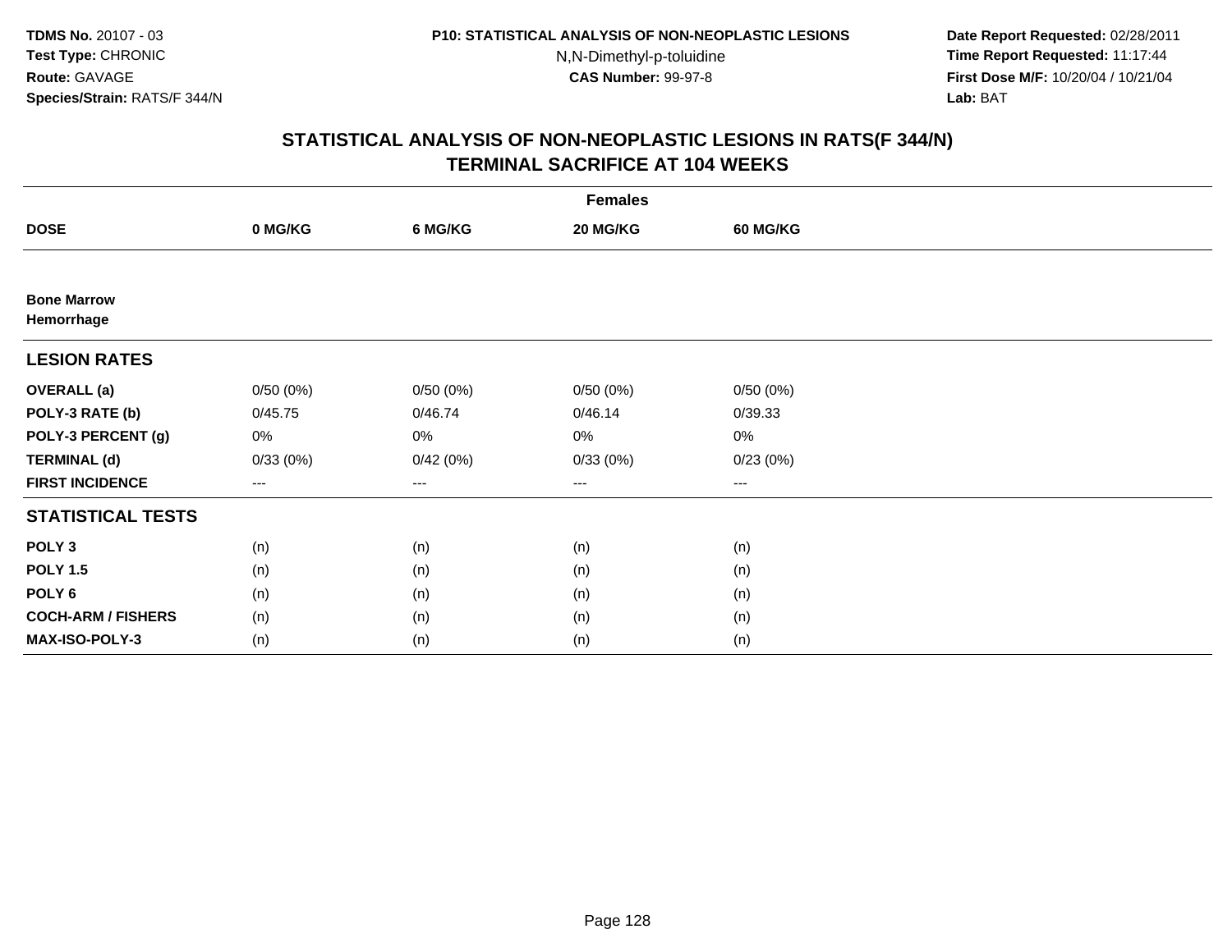TDMS No. 20107 - 03
Test Type: CHRONIC
Route: GAVAGE
Species/Strain: RATS/F 344/N

P10: STATISTICAL ANALYSIS OF NON-NEOPLASTIC LESIONS
N,N-Dimethyl-p-toluidine
CAS Number: 99-97-8

Date Report Requested: 02/28/2011
Time Report Requested: 11:17:44
First Dose M/F: 10/20/04 / 10/21/04
Lab: BAT

## STATISTICAL ANALYSIS OF NON-NEOPLASTIC LESIONS IN RATS(F 344/N)
## TERMINAL SACRIFICE AT 104 WEEKS

| Females | | | | |
|---|---|---|---|---|
| **DOSE** | **0 MG/KG** | **6 MG/KG** | **20 MG/KG** | **60 MG/KG** |
| **Bone Marrow** | | | | |
| **Hemorrhage** | | | | |
| **LESION RATES** | | | | |
| **OVERALL (a)** | 0/50 (0%) | 0/50 (0%) | 0/50 (0%) | 0/50 (0%) |
| **POLY-3 RATE (b)** | 0/45.75 | 0/46.74 | 0/46.14 | 0/39.33 |
| **POLY-3 PERCENT (g)** | 0% | 0% | 0% | 0% |
| **TERMINAL (d)** | 0/33 (0%) | 0/42 (0%) | 0/33 (0%) | 0/23 (0%) |
| **FIRST INCIDENCE** | --- | --- | --- | --- |
| **STATISTICAL TESTS** | | | | |
| **POLY 3** | (n) | (n) | (n) | (n) |
| **POLY 1.5** | (n) | (n) | (n) | (n) |
| **POLY 6** | (n) | (n) | (n) | (n) |
| **COCH-ARM / FISHERS** | (n) | (n) | (n) | (n) |
| **MAX-ISO-POLY-3** | (n) | (n) | (n) | (n) |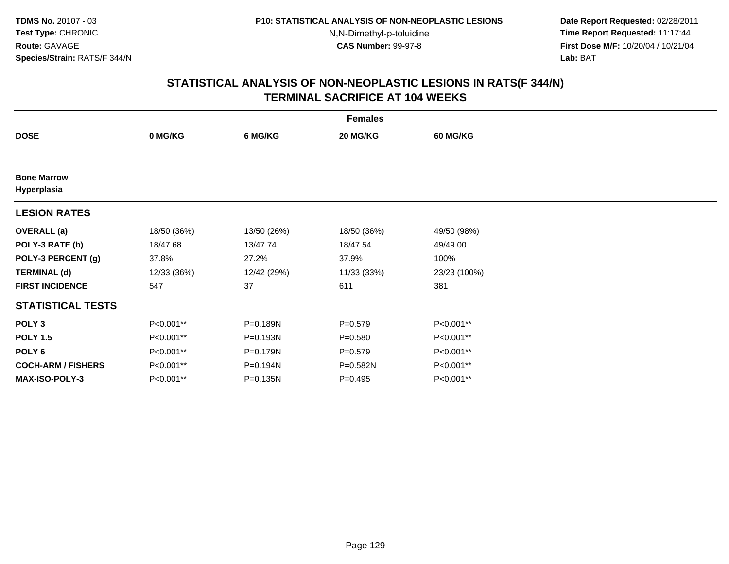**TDMS No.** 20107 - 03
**Test Type:** CHRONIC
**Route:** GAVAGE
**Species/Strain:** RATS/F 344/N

**P10: STATISTICAL ANALYSIS OF NON-NEOPLASTIC LESIONS**
N,N-Dimethyl-p-toluidine
**CAS Number:** 99-97-8

**Date Report Requested:** 02/28/2011
**Time Report Requested:** 11:17:44
**First Dose M/F:** 10/20/04 / 10/21/04
**Lab:** BAT

## STATISTICAL ANALYSIS OF NON-NEOPLASTIC LESIONS IN RATS(F 344/N) TERMINAL SACRIFICE AT 104 WEEKS

| | Females | | | |
|---|---|---|---|---|
| **DOSE** | **0 MG/KG** | **6 MG/KG** | **20 MG/KG** | **60 MG/KG** |
| **Bone Marrow** | | | | |
| **Hyperplasia** | | | | |
| **LESION RATES** | | | | |
| **OVERALL (a)** | 18/50 (36%) | 13/50 (26%) | 18/50 (36%) | 49/50 (98%) |
| **POLY-3 RATE (b)** | 18/47.68 | 13/47.74 | 18/47.54 | 49/49.00 |
| **POLY-3 PERCENT (g)** | 37.8% | 27.2% | 37.9% | 100% |
| **TERMINAL (d)** | 12/33 (36%) | 12/42 (29%) | 11/33 (33%) | 23/23 (100%) |
| **FIRST INCIDENCE** | 547 | 37 | 611 | 381 |
| **STATISTICAL TESTS** | | | | |
| **POLY 3** | P<0.001** | P=0.189N | P=0.579 | P<0.001** |
| **POLY 1.5** | P<0.001** | P=0.193N | P=0.580 | P<0.001** |
| **POLY 6** | P<0.001** | P=0.179N | P=0.579 | P<0.001** |
| **COCH-ARM / FISHERS** | P<0.001** | P=0.194N | P=0.582N | P<0.001** |
| **MAX-ISO-POLY-3** | P<0.001** | P=0.135N | P=0.495 | P<0.001** |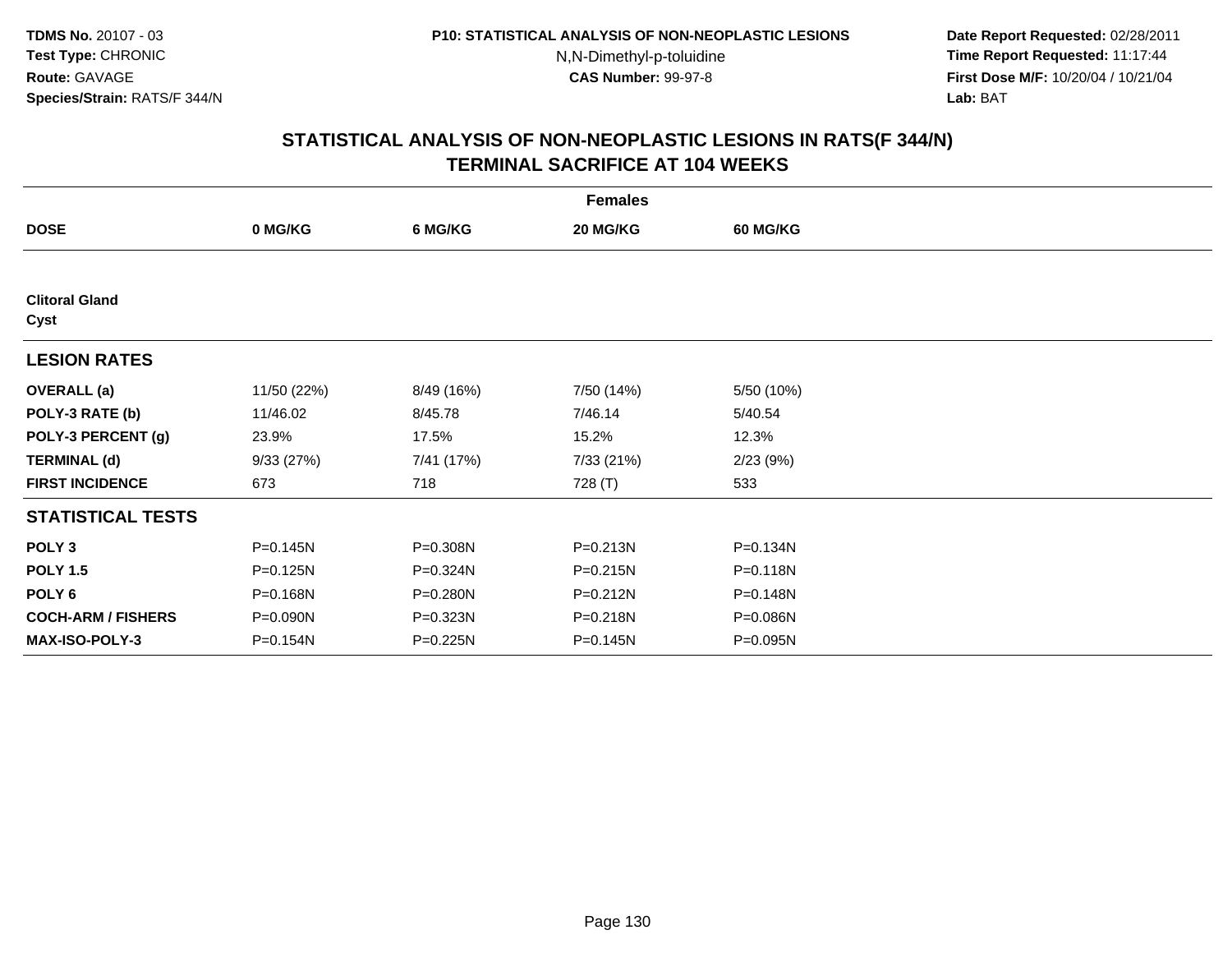**TDMS No.** 20107 - 03
**Test Type:** CHRONIC
**Route:** GAVAGE
**Species/Strain:** RATS/F 344/N

**P10: STATISTICAL ANALYSIS OF NON-NEOPLASTIC LESIONS**
N,N-Dimethyl-p-toluidine
**CAS Number:** 99-97-8

**Date Report Requested:** 02/28/2011
**Time Report Requested:** 11:17:44
**First Dose M/F:** 10/20/04 / 10/21/04
**Lab:** BAT

## STATISTICAL ANALYSIS OF NON-NEOPLASTIC LESIONS IN RATS(F 344/N) TERMINAL SACRIFICE AT 104 WEEKS

| | Females | | | |
|---|---|---|---|---|
| **DOSE** | **0 MG/KG** | **6 MG/KG** | **20 MG/KG** | **60 MG/KG** |
| **Clitoral Gland Cyst** | | | | |
| **LESION RATES** | | | | |
| **OVERALL (a)** | 11/50 (22%) | 8/49 (16%) | 7/50 (14%) | 5/50 (10%) |
| **POLY-3 RATE (b)** | 11/46.02 | 8/45.78 | 7/46.14 | 5/40.54 |
| **POLY-3 PERCENT (g)** | 23.9% | 17.5% | 15.2% | 12.3% |
| **TERMINAL (d)** | 9/33 (27%) | 7/41 (17%) | 7/33 (21%) | 2/23 (9%) |
| **FIRST INCIDENCE** | 673 | 718 | 728 (T) | 533 |
| **STATISTICAL TESTS** | | | | |
| **POLY 3** | P=0.145N | P=0.308N | P=0.213N | P=0.134N |
| **POLY 1.5** | P=0.125N | P=0.324N | P=0.215N | P=0.118N |
| **POLY 6** | P=0.168N | P=0.280N | P=0.212N | P=0.148N |
| **COCH-ARM / FISHERS** | P=0.090N | P=0.323N | P=0.218N | P=0.086N |
| **MAX-ISO-POLY-3** | P=0.154N | P=0.225N | P=0.145N | P=0.095N |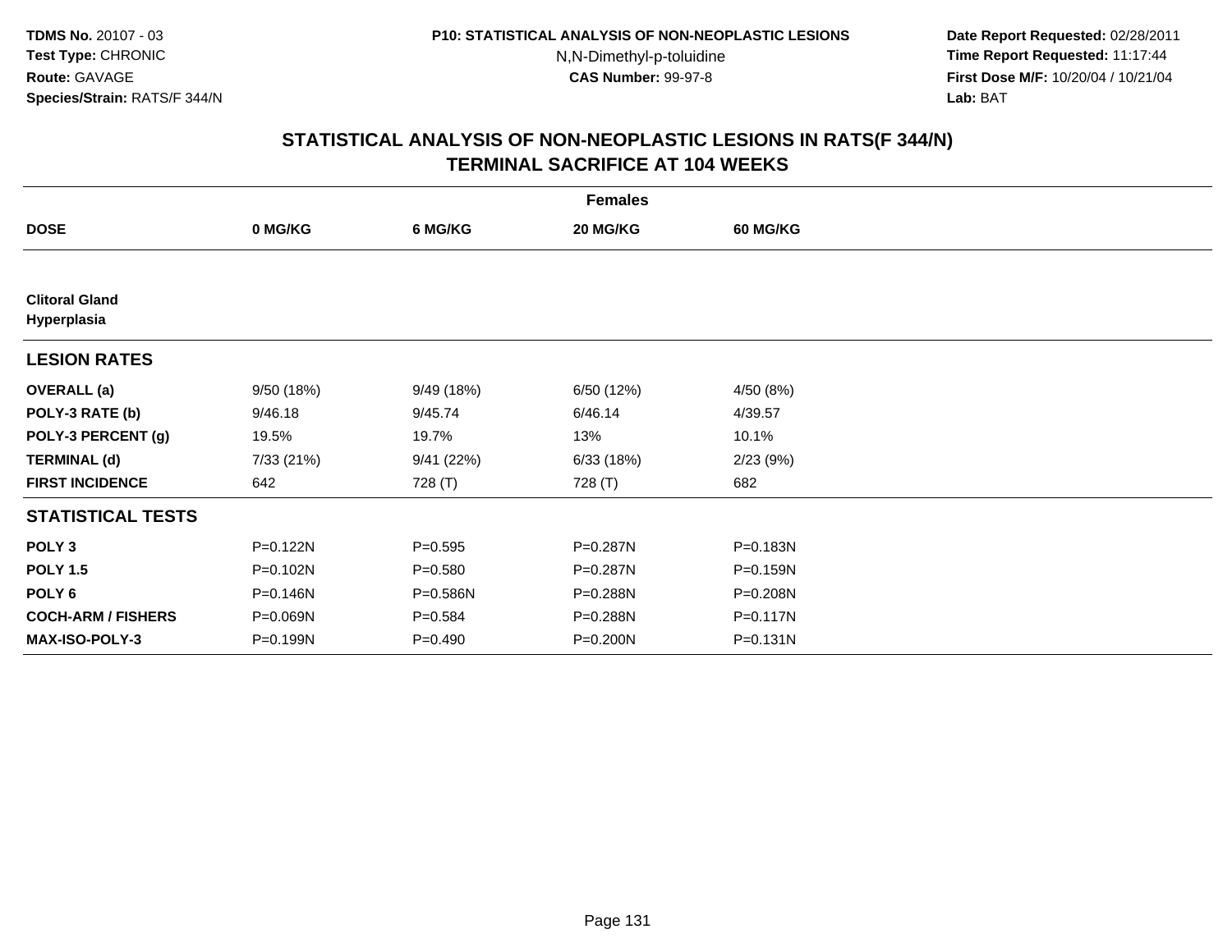**TDMS No.** 20107 - 03
**Test Type:** CHRONIC
**Route:** GAVAGE
**Species/Strain:** RATS/F 344/N

**P10: STATISTICAL ANALYSIS OF NON-NEOPLASTIC LESIONS**
N,N-Dimethyl-p-toluidine
**CAS Number:** 99-97-8

**Date Report Requested:** 02/28/2011
**Time Report Requested:** 11:17:44
**First Dose M/F:** 10/20/04 / 10/21/04
**Lab:** BAT

## STATISTICAL ANALYSIS OF NON-NEOPLASTIC LESIONS IN RATS(F 344/N)
## TERMINAL SACRIFICE AT 104 WEEKS

| | Females | | | |
|---|---|---|---|---|
| **DOSE** | **0 MG/KG** | **6 MG/KG** | **20 MG/KG** | **60 MG/KG** |
| **Clitoral Gland** | | | | |
| **Hyperplasia** | | | | |
| **LESION RATES** | | | | |
| **OVERALL (a)** | 9/50 (18%) | 9/49 (18%) | 6/50 (12%) | 4/50 (8%) |
| **POLY-3 RATE (b)** | 9/46.18 | 9/45.74 | 6/46.14 | 4/39.57 |
| **POLY-3 PERCENT (g)** | 19.5% | 19.7% | 13% | 10.1% |
| **TERMINAL (d)** | 7/33 (21%) | 9/41 (22%) | 6/33 (18%) | 2/23 (9%) |
| **FIRST INCIDENCE** | 642 | 728 (T) | 728 (T) | 682 |
| **STATISTICAL TESTS** | | | | |
| **POLY 3** | P=0.122N | P=0.595 | P=0.287N | P=0.183N |
| **POLY 1.5** | P=0.102N | P=0.580 | P=0.287N | P=0.159N |
| **POLY 6** | P=0.146N | P=0.586N | P=0.288N | P=0.208N |
| **COCH-ARM / FISHERS** | P=0.069N | P=0.584 | P=0.288N | P=0.117N |
| **MAX-ISO-POLY-3** | P=0.199N | P=0.490 | P=0.200N | P=0.131N |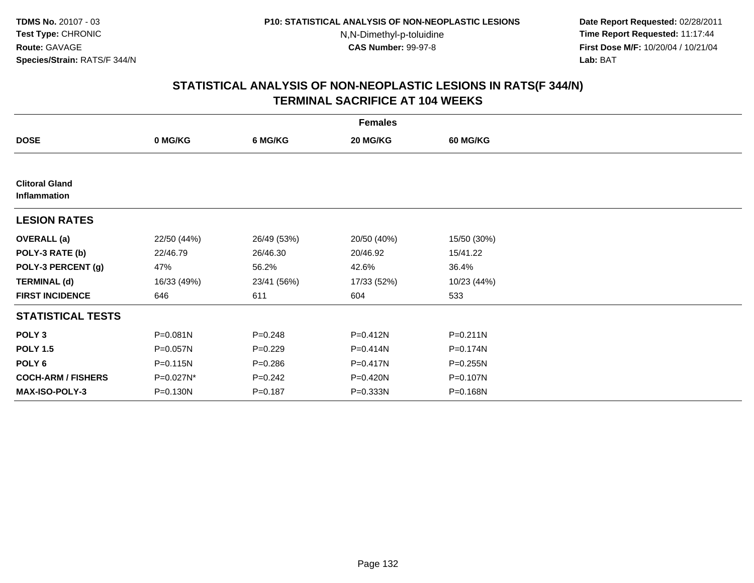TDMS No. 20107 - 03
Test Type: CHRONIC
Route: GAVAGE
Species/Strain: RATS/F 344/N

P10: STATISTICAL ANALYSIS OF NON-NEOPLASTIC LESIONS
N,N-Dimethyl-p-toluidine
CAS Number: 99-97-8

Date Report Requested: 02/28/2011
Time Report Requested: 11:17:44
First Dose M/F: 10/20/04 / 10/21/04
Lab: BAT

## STATISTICAL ANALYSIS OF NON-NEOPLASTIC LESIONS IN RATS(F 344/N) TERMINAL SACRIFICE AT 104 WEEKS

| Females | | | | |
|---|---|---|---|---|
| **DOSE** | **0 MG/KG** | **6 MG/KG** | **20 MG/KG** | **60 MG/KG** |
| **Clitoral Gland Inflammation** | | | | |
| **LESION RATES** | | | | |
| **OVERALL (a)** | 22/50 (44%) | 26/49 (53%) | 20/50 (40%) | 15/50 (30%) |
| **POLY-3 RATE (b)** | 22/46.79 | 26/46.30 | 20/46.92 | 15/41.22 |
| **POLY-3 PERCENT (g)** | 47% | 56.2% | 42.6% | 36.4% |
| **TERMINAL (d)** | 16/33 (49%) | 23/41 (56%) | 17/33 (52%) | 10/23 (44%) |
| **FIRST INCIDENCE** | 646 | 611 | 604 | 533 |
| **STATISTICAL TESTS** | | | | |
| **POLY 3** | P=0.081N | P=0.248 | P=0.412N | P=0.211N |
| **POLY 1.5** | P=0.057N | P=0.229 | P=0.414N | P=0.174N |
| **POLY 6** | P=0.115N | P=0.286 | P=0.417N | P=0.255N |
| **COCH-ARM / FISHERS** | P=0.027N* | P=0.242 | P=0.420N | P=0.107N |
| **MAX-ISO-POLY-3** | P=0.130N | P=0.187 | P=0.333N | P=0.168N |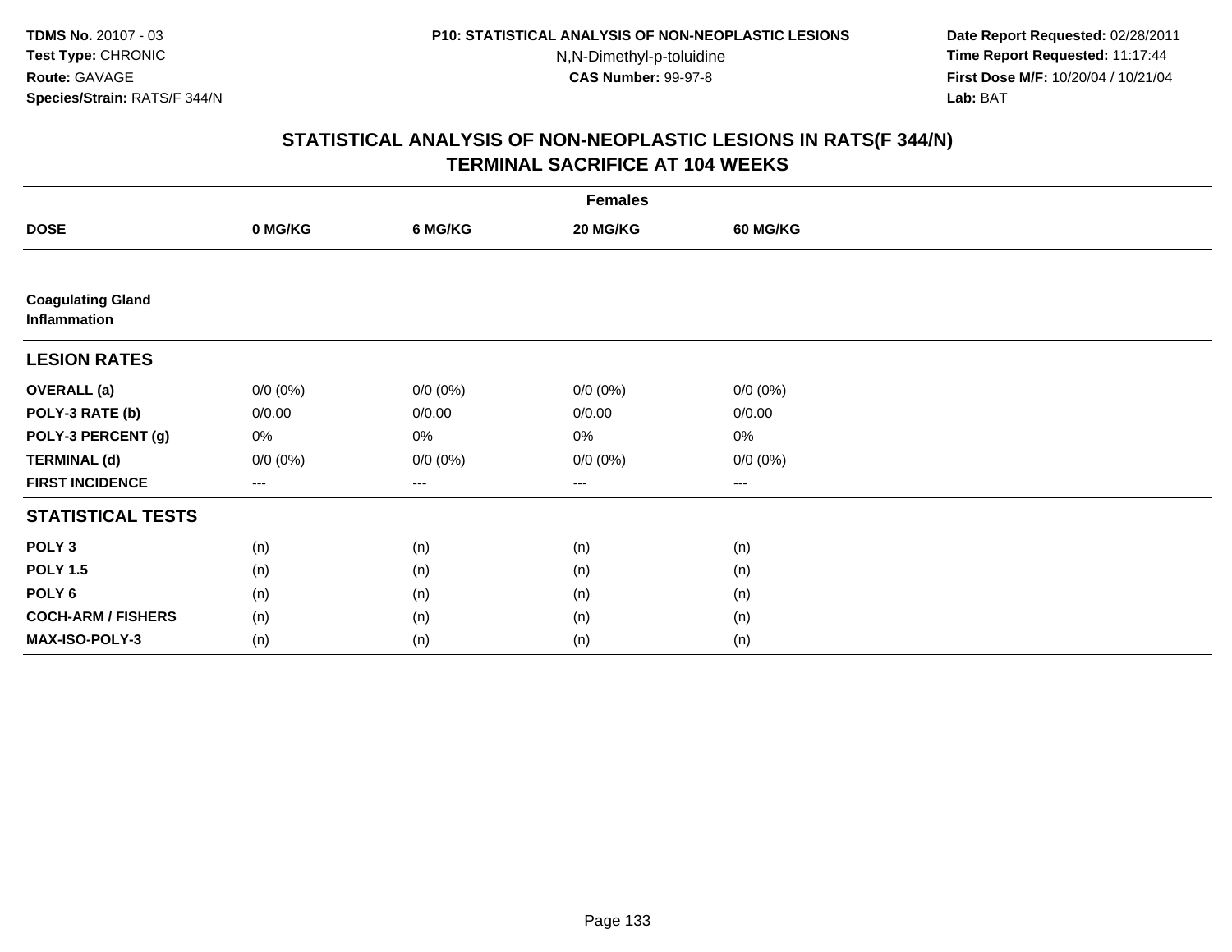# STATISTICAL ANALYSIS OF NON-NEOPLASTIC LESIONS IN RATS(F 344/N)
## TERMINAL SACRIFICE AT 104 WEEKS

| | Females | | | |
|---|---|---|---|---|
| **DOSE** | **0 MG/KG** | **6 MG/KG** | **20 MG/KG** | **60 MG/KG** |
| **Coagulating Gland Inflammation** | | | | |
| **LESION RATES** | | | | |
| **OVERALL (a)** | 0/0 (0%) | 0/0 (0%) | 0/0 (0%) | 0/0 (0%) |
| **POLY-3 RATE (b)** | 0/0.00 | 0/0.00 | 0/0.00 | 0/0.00 |
| **POLY-3 PERCENT (g)** | 0% | 0% | 0% | 0% |
| **TERMINAL (d)** | 0/0 (0%) | 0/0 (0%) | 0/0 (0%) | 0/0 (0%) |
| **FIRST INCIDENCE** | --- | --- | --- | --- |
| **STATISTICAL TESTS** | | | | |
| **POLY 3** | (n) | (n) | (n) | (n) |
| **POLY 1.5** | (n) | (n) | (n) | (n) |
| **POLY 6** | (n) | (n) | (n) | (n) |
| **COCH-ARM / FISHERS** | (n) | (n) | (n) | (n) |
| **MAX-ISO-POLY-3** | (n) | (n) | (n) | (n) |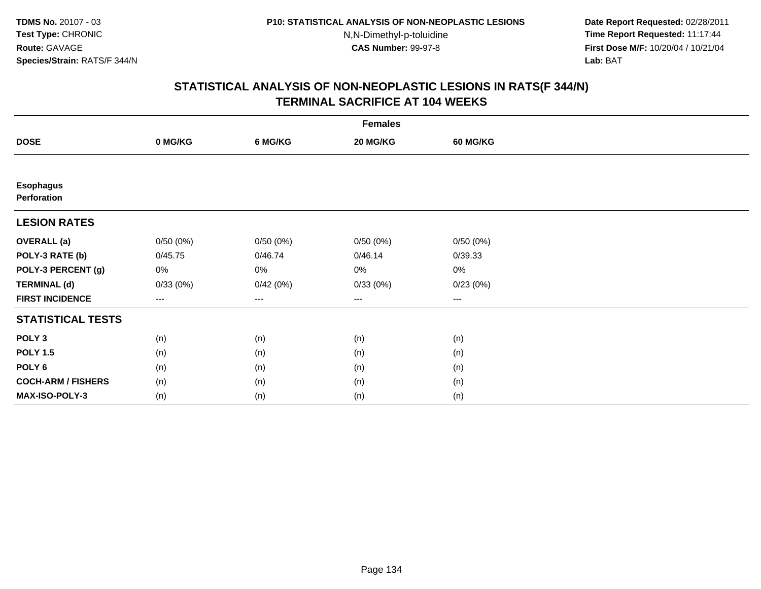TDMS No. 20107 - 03
Test Type: CHRONIC
Route: GAVAGE
Species/Strain: RATS/F 344/N

P10: STATISTICAL ANALYSIS OF NON-NEOPLASTIC LESIONS
N,N-Dimethyl-p-toluidine
CAS Number: 99-97-8

Date Report Requested: 02/28/2011
Time Report Requested: 11:17:44
First Dose M/F: 10/20/04 / 10/21/04
Lab: BAT

## STATISTICAL ANALYSIS OF NON-NEOPLASTIC LESIONS IN RATS(F 344/N)
## TERMINAL SACRIFICE AT 104 WEEKS

| | Females | | | |
|---|---|---|---|---|
| **DOSE** | **0 MG/KG** | **6 MG/KG** | **20 MG/KG** | **60 MG/KG** |
| **Esophagus** | | | | |
| **Perforation** | | | | |
| **LESION RATES** | | | | |
| **OVERALL (a)** | 0/50 (0%) | 0/50 (0%) | 0/50 (0%) | 0/50 (0%) |
| **POLY-3 RATE (b)** | 0/45.75 | 0/46.74 | 0/46.14 | 0/39.33 |
| **POLY-3 PERCENT (g)** | 0% | 0% | 0% | 0% |
| **TERMINAL (d)** | 0/33 (0%) | 0/42 (0%) | 0/33 (0%) | 0/23 (0%) |
| **FIRST INCIDENCE** | --- | --- | --- | --- |
| **STATISTICAL TESTS** | | | | |
| **POLY 3** | (n) | (n) | (n) | (n) |
| **POLY 1.5** | (n) | (n) | (n) | (n) |
| **POLY 6** | (n) | (n) | (n) | (n) |
| **COCH-ARM / FISHERS** | (n) | (n) | (n) | (n) |
| **MAX-ISO-POLY-3** | (n) | (n) | (n) | (n) |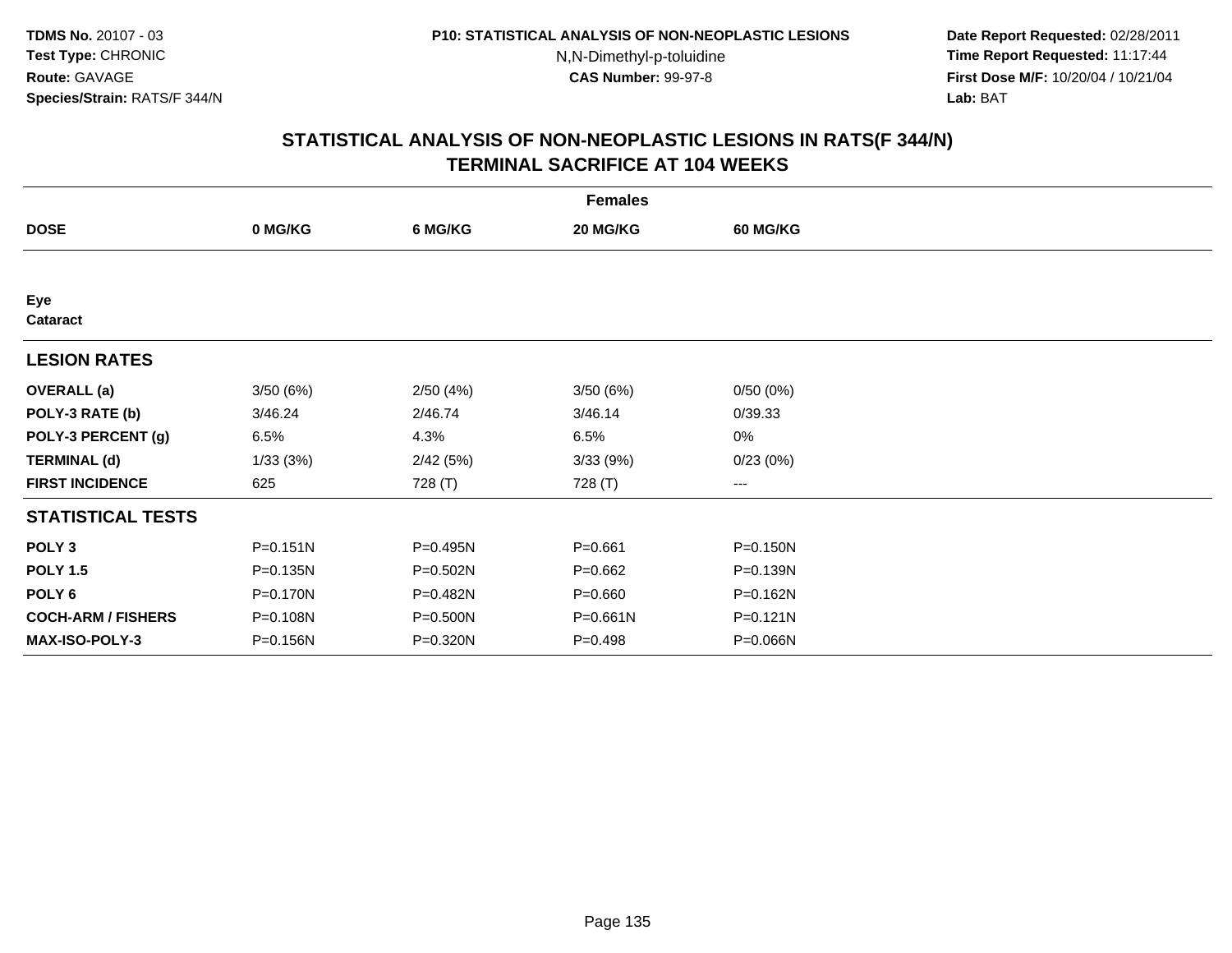TDMS No. 20107 - 03
Test Type: CHRONIC
Route: GAVAGE
Species/Strain: RATS/F 344/N

P10: STATISTICAL ANALYSIS OF NON-NEOPLASTIC LESIONS
N,N-Dimethyl-p-toluidine
CAS Number: 99-97-8

Date Report Requested: 02/28/2011
Time Report Requested: 11:17:44
First Dose M/F: 10/20/04 / 10/21/04
Lab: BAT

## STATISTICAL ANALYSIS OF NON-NEOPLASTIC LESIONS IN RATS(F 344/N)
## TERMINAL SACRIFICE AT 104 WEEKS

| | Females | | | |
|---|---|---|---|---|
| **DOSE** | **0 MG/KG** | **6 MG/KG** | **20 MG/KG** | **60 MG/KG** |
| **Eye** | | | | |
| **Cataract** | | | | |
| **LESION RATES** | | | | |
| **OVERALL (a)** | 3/50 (6%) | 2/50 (4%) | 3/50 (6%) | 0/50 (0%) |
| **POLY-3 RATE (b)** | 3/46.24 | 2/46.74 | 3/46.14 | 0/39.33 |
| **POLY-3 PERCENT (g)** | 6.5% | 4.3% | 6.5% | 0% |
| **TERMINAL (d)** | 1/33 (3%) | 2/42 (5%) | 3/33 (9%) | 0/23 (0%) |
| **FIRST INCIDENCE** | 625 | 728 (T) | 728 (T) | --- |
| **STATISTICAL TESTS** | | | | |
| **POLY 3** | P=0.151N | P=0.495N | P=0.661 | P=0.150N |
| **POLY 1.5** | P=0.135N | P=0.502N | P=0.662 | P=0.139N |
| **POLY 6** | P=0.170N | P=0.482N | P=0.660 | P=0.162N |
| **COCH-ARM / FISHERS** | P=0.108N | P=0.500N | P=0.661N | P=0.121N |
| **MAX-ISO-POLY-3** | P=0.156N | P=0.320N | P=0.498 | P=0.066N |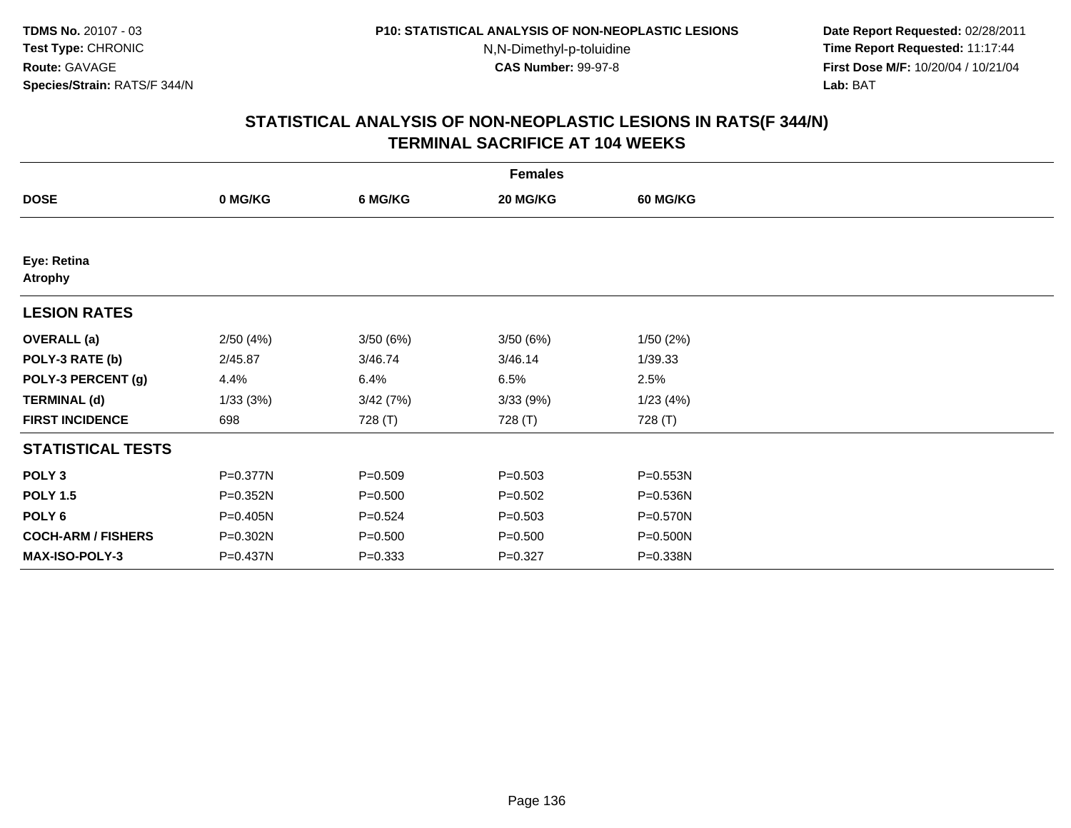# STATISTICAL ANALYSIS OF NON-NEOPLASTIC LESIONS IN RATS(F 344/N)
## TERMINAL SACRIFICE AT 104 WEEKS

| | Females | | | |
|---|---|---|---|---|
| **DOSE** | **0 MG/KG** | **6 MG/KG** | **20 MG/KG** | **60 MG/KG** |
| **Eye: Retina** | | | | |
| **Atrophy** | | | | |
| **LESION RATES** | | | | |
| **OVERALL (a)** | 2/50 (4%) | 3/50 (6%) | 3/50 (6%) | 1/50 (2%) |
| **POLY-3 RATE (b)** | 2/45.87 | 3/46.74 | 3/46.14 | 1/39.33 |
| **POLY-3 PERCENT (g)** | 4.4% | 6.4% | 6.5% | 2.5% |
| **TERMINAL (d)** | 1/33 (3%) | 3/42 (7%) | 3/33 (9%) | 1/23 (4%) |
| **FIRST INCIDENCE** | 698 | 728 (T) | 728 (T) | 728 (T) |
| **STATISTICAL TESTS** | | | | |
| **POLY 3** | P=0.377N | P=0.509 | P=0.503 | P=0.553N |
| **POLY 1.5** | P=0.352N | P=0.500 | P=0.502 | P=0.536N |
| **POLY 6** | P=0.405N | P=0.524 | P=0.503 | P=0.570N |
| **COCH-ARM / FISHERS** | P=0.302N | P=0.500 | P=0.500 | P=0.500N |
| **MAX-ISO-POLY-3** | P=0.437N | P=0.333 | P=0.327 | P=0.338N |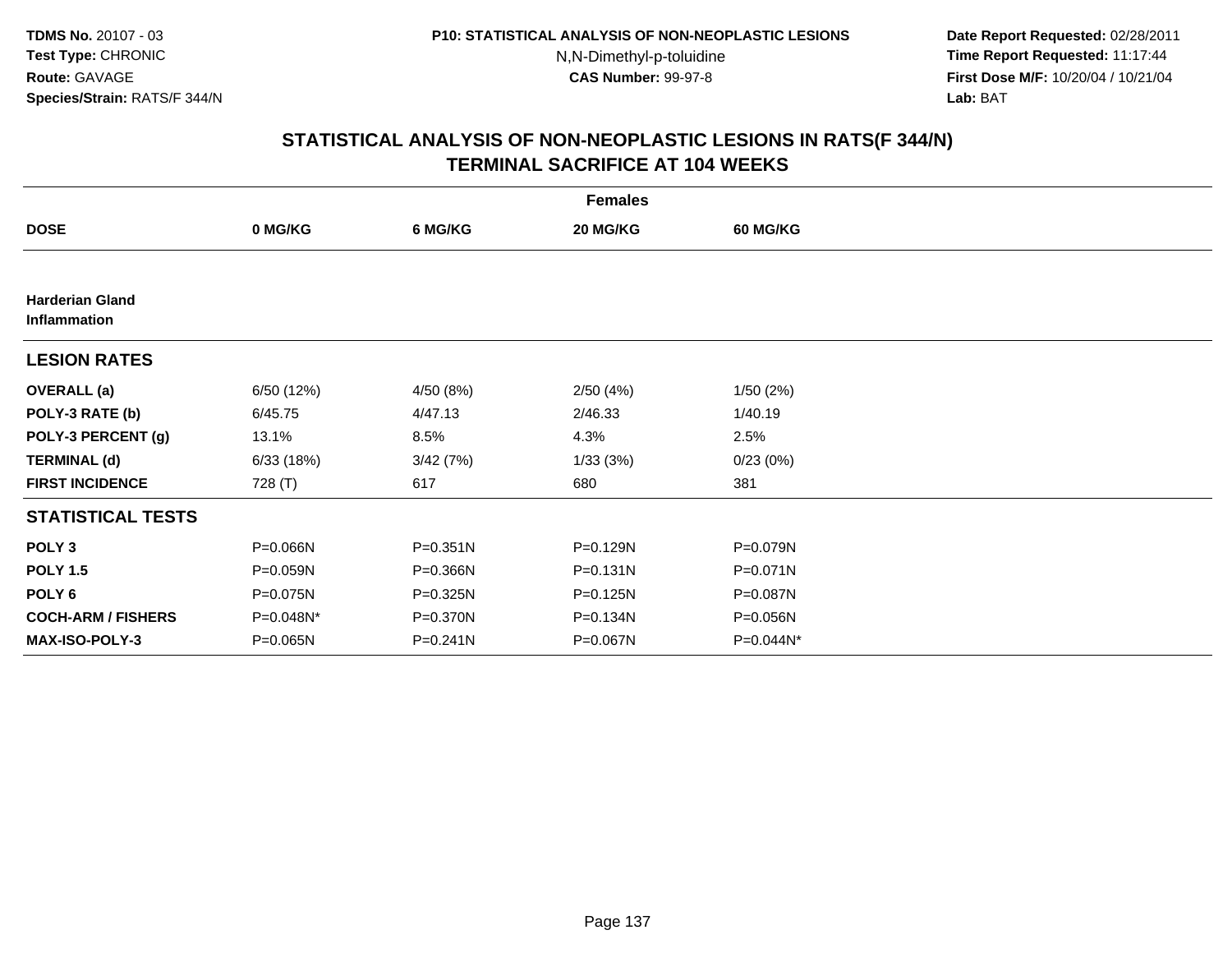TDMS No. 20107 - 03
Test Type: CHRONIC
Route: GAVAGE
Species/Strain: RATS/F 344/N

P10: STATISTICAL ANALYSIS OF NON-NEOPLASTIC LESIONS
N,N-Dimethyl-p-toluidine
CAS Number: 99-97-8

Date Report Requested: 02/28/2011
Time Report Requested: 11:17:44
First Dose M/F: 10/20/04 / 10/21/04
Lab: BAT

## STATISTICAL ANALYSIS OF NON-NEOPLASTIC LESIONS IN RATS(F 344/N)
## TERMINAL SACRIFICE AT 104 WEEKS

| | Females | | | |
|---|---|---|---|---|
| **DOSE** | **0 MG/KG** | **6 MG/KG** | **20 MG/KG** | **60 MG/KG** |
| **Harderian Gland Inflammation** | | | | |
| **LESION RATES** | | | | |
| **OVERALL (a)** | 6/50 (12%) | 4/50 (8%) | 2/50 (4%) | 1/50 (2%) |
| **POLY-3 RATE (b)** | 6/45.75 | 4/47.13 | 2/46.33 | 1/40.19 |
| **POLY-3 PERCENT (g)** | 13.1% | 8.5% | 4.3% | 2.5% |
| **TERMINAL (d)** | 6/33 (18%) | 3/42 (7%) | 1/33 (3%) | 0/23 (0%) |
| **FIRST INCIDENCE** | 728 (T) | 617 | 680 | 381 |
| **STATISTICAL TESTS** | | | | |
| **POLY 3** | P=0.066N | P=0.351N | P=0.129N | P=0.079N |
| **POLY 1.5** | P=0.059N | P=0.366N | P=0.131N | P=0.071N |
| **POLY 6** | P=0.075N | P=0.325N | P=0.125N | P=0.087N |
| **COCH-ARM / FISHERS** | P=0.048N* | P=0.370N | P=0.134N | P=0.056N |
| **MAX-ISO-POLY-3** | P=0.065N | P=0.241N | P=0.067N | P=0.044N* |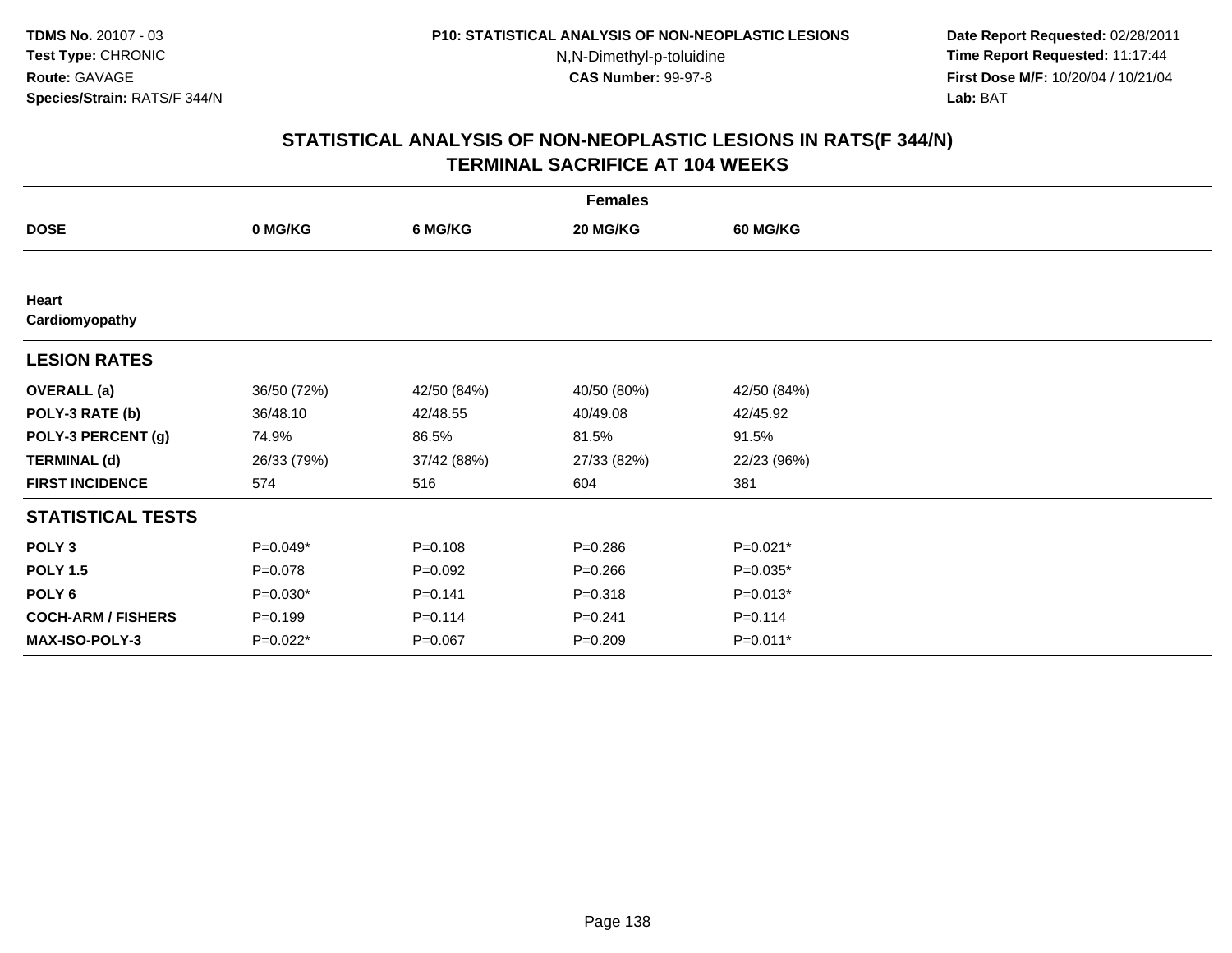TDMS No. 20107 - 03
Test Type: CHRONIC
Route: GAVAGE
Species/Strain: RATS/F 344/N

P10: STATISTICAL ANALYSIS OF NON-NEOPLASTIC LESIONS
N,N-Dimethyl-p-toluidine
CAS Number: 99-97-8

Date Report Requested: 02/28/2011
Time Report Requested: 11:17:44
First Dose M/F: 10/20/04 / 10/21/04
Lab: BAT

## STATISTICAL ANALYSIS OF NON-NEOPLASTIC LESIONS IN RATS(F 344/N) TERMINAL SACRIFICE AT 104 WEEKS

| Females | | | | |
|---|---|---|---|---|
| **DOSE** | **0 MG/KG** | **6 MG/KG** | **20 MG/KG** | **60 MG/KG** |
| **Heart** | | | | |
| **Cardiomyopathy** | | | | |
| **LESION RATES** | | | | |
| **OVERALL (a)** | 36/50 (72%) | 42/50 (84%) | 40/50 (80%) | 42/50 (84%) |
| **POLY-3 RATE (b)** | 36/48.10 | 42/48.55 | 40/49.08 | 42/45.92 |
| **POLY-3 PERCENT (g)** | 74.9% | 86.5% | 81.5% | 91.5% |
| **TERMINAL (d)** | 26/33 (79%) | 37/42 (88%) | 27/33 (82%) | 22/23 (96%) |
| **FIRST INCIDENCE** | 574 | 516 | 604 | 381 |
| **STATISTICAL TESTS** | | | | |
| **POLY 3** | P=0.049* | P=0.108 | P=0.286 | P=0.021* |
| **POLY 1.5** | P=0.078 | P=0.092 | P=0.266 | P=0.035* |
| **POLY 6** | P=0.030* | P=0.141 | P=0.318 | P=0.013* |
| **COCH-ARM / FISHERS** | P=0.199 | P=0.114 | P=0.241 | P=0.114 |
| **MAX-ISO-POLY-3** | P=0.022* | P=0.067 | P=0.209 | P=0.011* |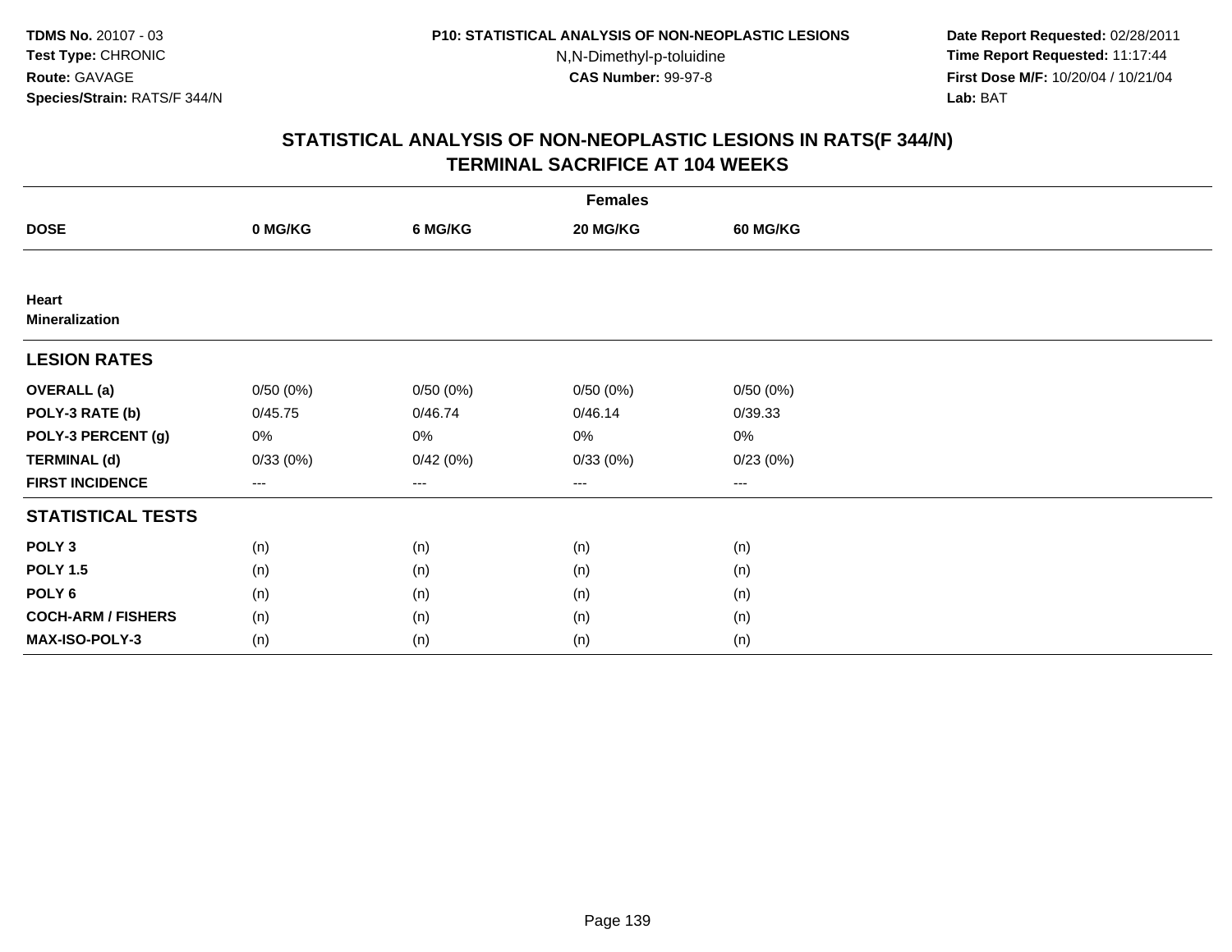TDMS No. 20107 - 03
Test Type: CHRONIC
Route: GAVAGE
Species/Strain: RATS/F 344/N

P10: STATISTICAL ANALYSIS OF NON-NEOPLASTIC LESIONS
N,N-Dimethyl-p-toluidine
CAS Number: 99-97-8

Date Report Requested: 02/28/2011
Time Report Requested: 11:17:44
First Dose M/F: 10/20/04 / 10/21/04
Lab: BAT

## STATISTICAL ANALYSIS OF NON-NEOPLASTIC LESIONS IN RATS(F 344/N)
## TERMINAL SACRIFICE AT 104 WEEKS

| | Females | | | |
|---|---|---|---|---|
| **DOSE** | **0 MG/KG** | **6 MG/KG** | **20 MG/KG** | **60 MG/KG** |
| **Heart** | | | | |
| **Mineralization** | | | | |
| **LESION RATES** | | | | |
| **OVERALL (a)** | 0/50 (0%) | 0/50 (0%) | 0/50 (0%) | 0/50 (0%) |
| **POLY-3 RATE (b)** | 0/45.75 | 0/46.74 | 0/46.14 | 0/39.33 |
| **POLY-3 PERCENT (g)** | 0% | 0% | 0% | 0% |
| **TERMINAL (d)** | 0/33 (0%) | 0/42 (0%) | 0/33 (0%) | 0/23 (0%) |
| **FIRST INCIDENCE** | --- | --- | --- | --- |
| **STATISTICAL TESTS** | | | | |
| **POLY 3** | (n) | (n) | (n) | (n) |
| **POLY 1.5** | (n) | (n) | (n) | (n) |
| **POLY 6** | (n) | (n) | (n) | (n) |
| **COCH-ARM / FISHERS** | (n) | (n) | (n) | (n) |
| **MAX-ISO-POLY-3** | (n) | (n) | (n) | (n) |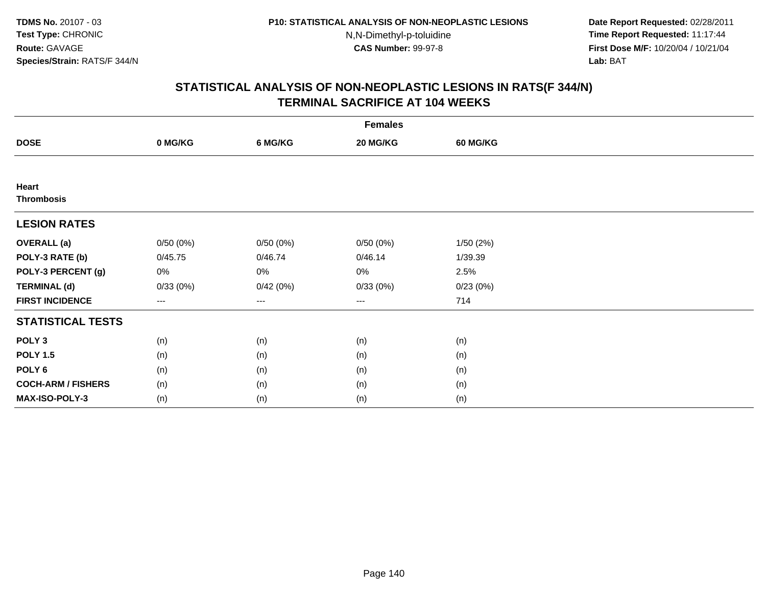TDMS No. 20107 - 03
Test Type: CHRONIC
Route: GAVAGE
Species/Strain: RATS/F 344/N

P10: STATISTICAL ANALYSIS OF NON-NEOPLASTIC LESIONS
N,N-Dimethyl-p-toluidine
CAS Number: 99-97-8

Date Report Requested: 02/28/2011
Time Report Requested: 11:17:44
First Dose M/F: 10/20/04 / 10/21/04
Lab: BAT

# STATISTICAL ANALYSIS OF NON-NEOPLASTIC LESIONS IN RATS(F 344/N)
## TERMINAL SACRIFICE AT 104 WEEKS

| | Females | | | |
|---|---|---|---|---|
| **DOSE** | **0 MG/KG** | **6 MG/KG** | **20 MG/KG** | **60 MG/KG** |
| **Heart** | | | | |
| **Thrombosis** | | | | |
| **LESION RATES** | | | | |
| **OVERALL (a)** | 0/50 (0%) | 0/50 (0%) | 0/50 (0%) | 1/50 (2%) |
| **POLY-3 RATE (b)** | 0/45.75 | 0/46.74 | 0/46.14 | 1/39.39 |
| **POLY-3 PERCENT (g)** | 0% | 0% | 0% | 2.5% |
| **TERMINAL (d)** | 0/33 (0%) | 0/42 (0%) | 0/33 (0%) | 0/23 (0%) |
| **FIRST INCIDENCE** | --- | --- | --- | 714 |
| **STATISTICAL TESTS** | | | | |
| **POLY 3** | (n) | (n) | (n) | (n) |
| **POLY 1.5** | (n) | (n) | (n) | (n) |
| **POLY 6** | (n) | (n) | (n) | (n) |
| **COCH-ARM / FISHERS** | (n) | (n) | (n) | (n) |
| **MAX-ISO-POLY-3** | (n) | (n) | (n) | (n) |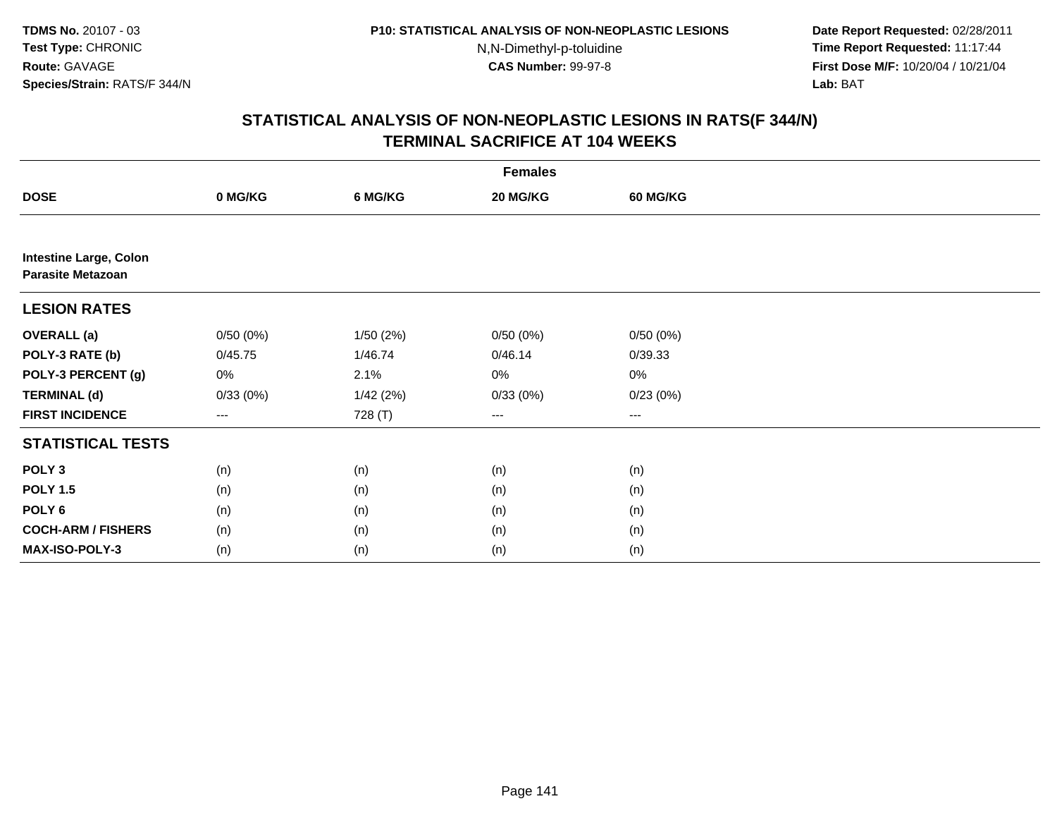**TDMS No.** 20107 - 03
**Test Type:** CHRONIC
**Route:** GAVAGE
**Species/Strain:** RATS/F 344/N

**P10: STATISTICAL ANALYSIS OF NON-NEOPLASTIC LESIONS**
N,N-Dimethyl-p-toluidine
**CAS Number:** 99-97-8

**Date Report Requested:** 02/28/2011
**Time Report Requested:** 11:17:44
**First Dose M/F:** 10/20/04 / 10/21/04
**Lab:** BAT

# STATISTICAL ANALYSIS OF NON-NEOPLASTIC LESIONS IN RATS(F 344/N) TERMINAL SACRIFICE AT 104 WEEKS

| | Females | | | |
|---|---|---|---|---|
| **DOSE** | **0 MG/KG** | **6 MG/KG** | **20 MG/KG** | **60 MG/KG** |
| **Intestine Large, Colon** | | | | |
| **Parasite Metazoan** | | | | |
| **LESION RATES** | | | | |
| **OVERALL (a)** | 0/50 (0%) | 1/50 (2%) | 0/50 (0%) | 0/50 (0%) |
| **POLY-3 RATE (b)** | 0/45.75 | 1/46.74 | 0/46.14 | 0/39.33 |
| **POLY-3 PERCENT (g)** | 0% | 2.1% | 0% | 0% |
| **TERMINAL (d)** | 0/33 (0%) | 1/42 (2%) | 0/33 (0%) | 0/23 (0%) |
| **FIRST INCIDENCE** | --- | 728 (T) | --- | --- |
| **STATISTICAL TESTS** | | | | |
| **POLY 3** | (n) | (n) | (n) | (n) |
| **POLY 1.5** | (n) | (n) | (n) | (n) |
| **POLY 6** | (n) | (n) | (n) | (n) |
| **COCH-ARM / FISHERS** | (n) | (n) | (n) | (n) |
| **MAX-ISO-POLY-3** | (n) | (n) | (n) | (n) |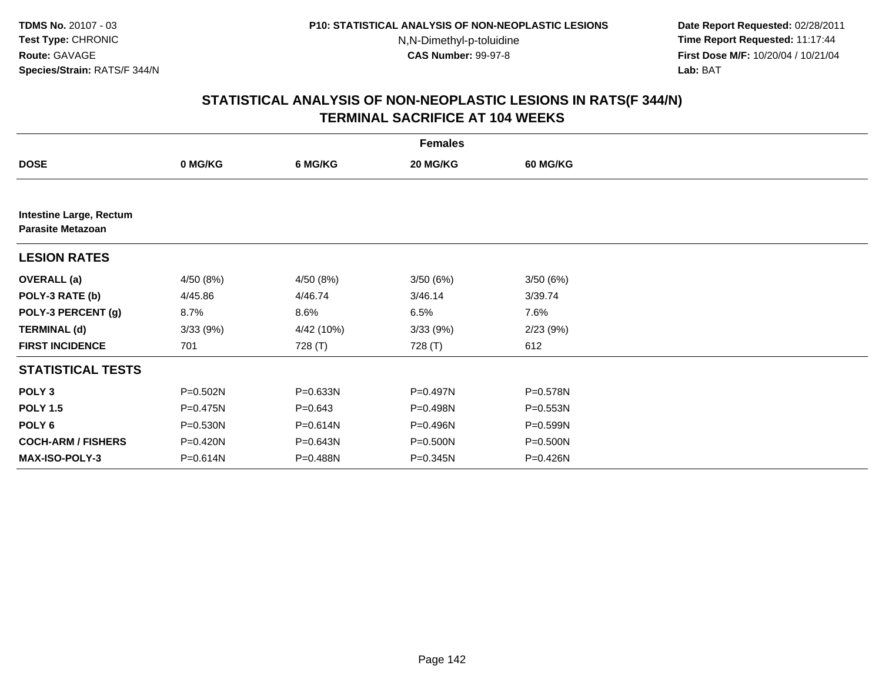**TDMS No.** 20107 - 03
**Test Type:** CHRONIC
**Route:** GAVAGE
**Species/Strain:** RATS/F 344/N

**P10: STATISTICAL ANALYSIS OF NON-NEOPLASTIC LESIONS**
N,N-Dimethyl-p-toluidine
**CAS Number:** 99-97-8

**Date Report Requested:** 02/28/2011
**Time Report Requested:** 11:17:44
**First Dose M/F:** 10/20/04 / 10/21/04
**Lab:** BAT

## STATISTICAL ANALYSIS OF NON-NEOPLASTIC LESIONS IN RATS(F 344/N) TERMINAL SACRIFICE AT 104 WEEKS

| | Females | | | |
|---|---|---|---|---|
| **DOSE** | **0 MG/KG** | **6 MG/KG** | **20 MG/KG** | **60 MG/KG** |
| **Intestine Large, Rectum** | | | | |
| **Parasite Metazoan** | | | | |
| **LESION RATES** | | | | |
| **OVERALL (a)** | 4/50 (8%) | 4/50 (8%) | 3/50 (6%) | 3/50 (6%) |
| **POLY-3 RATE (b)** | 4/45.86 | 4/46.74 | 3/46.14 | 3/39.74 |
| **POLY-3 PERCENT (g)** | 8.7% | 8.6% | 6.5% | 7.6% |
| **TERMINAL (d)** | 3/33 (9%) | 4/42 (10%) | 3/33 (9%) | 2/23 (9%) |
| **FIRST INCIDENCE** | 701 | 728 (T) | 728 (T) | 612 |
| **STATISTICAL TESTS** | | | | |
| **POLY 3** | P=0.502N | P=0.633N | P=0.497N | P=0.578N |
| **POLY 1.5** | P=0.475N | P=0.643 | P=0.498N | P=0.553N |
| **POLY 6** | P=0.530N | P=0.614N | P=0.496N | P=0.599N |
| **COCH-ARM / FISHERS** | P=0.420N | P=0.643N | P=0.500N | P=0.500N |
| **MAX-ISO-POLY-3** | P=0.614N | P=0.488N | P=0.345N | P=0.426N |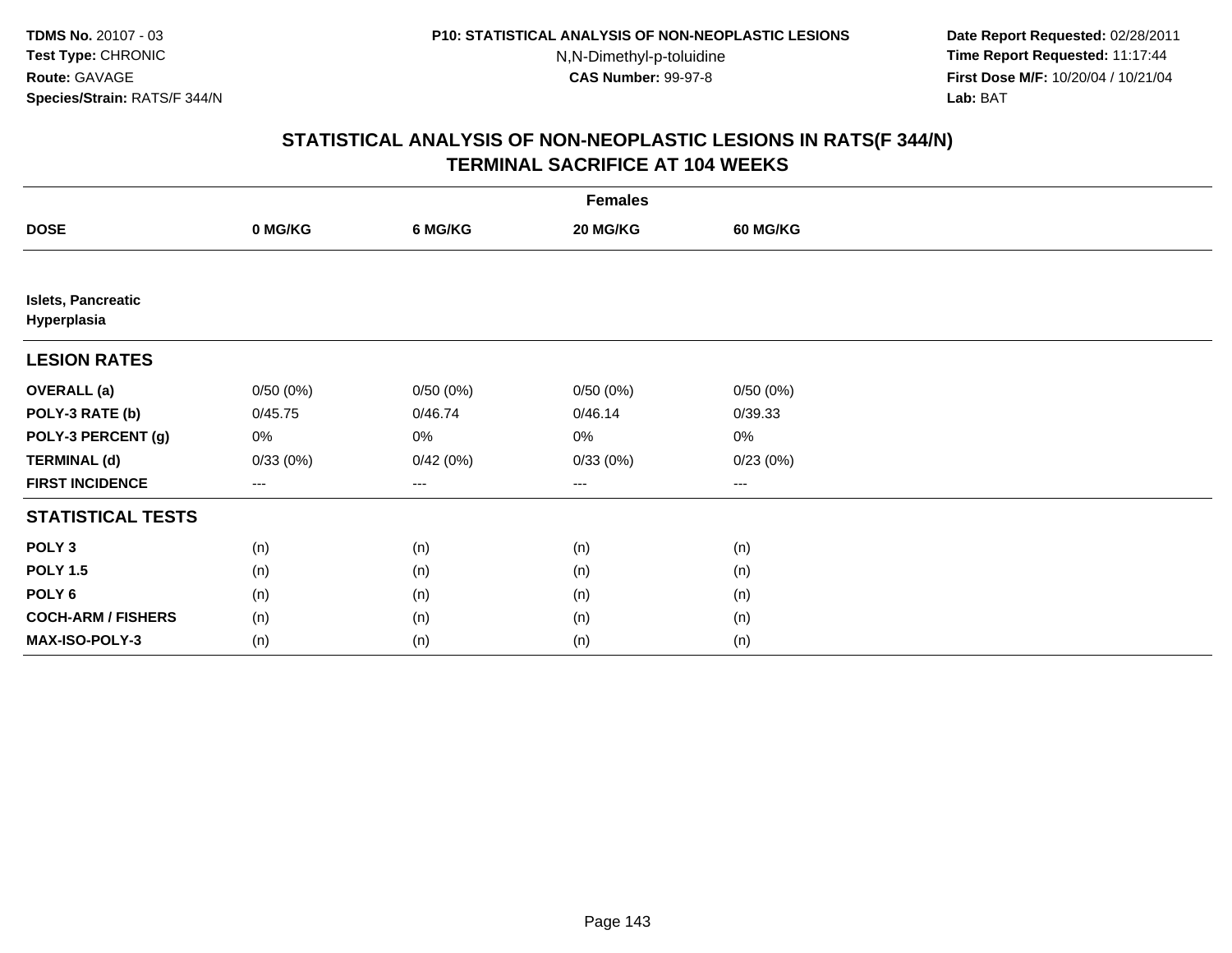**TDMS No.** 20107 - 03
**Test Type:** CHRONIC
**Route:** GAVAGE
**Species/Strain:** RATS/F 344/N

**P10: STATISTICAL ANALYSIS OF NON-NEOPLASTIC LESIONS**
N,N-Dimethyl-p-toluidine
**CAS Number:** 99-97-8

**Date Report Requested:** 02/28/2011
**Time Report Requested:** 11:17:44
**First Dose M/F:** 10/20/04 / 10/21/04
**Lab:** BAT

## STATISTICAL ANALYSIS OF NON-NEOPLASTIC LESIONS IN RATS(F 344/N)
## TERMINAL SACRIFICE AT 104 WEEKS

| | Females | | | |
|---|---|---|---|---|
| **DOSE** | **0 MG/KG** | **6 MG/KG** | **20 MG/KG** | **60 MG/KG** |
| **Islets, Pancreatic Hyperplasia** | | | | |
| **LESION RATES** | | | | |
| **OVERALL (a)** | 0/50 (0%) | 0/50 (0%) | 0/50 (0%) | 0/50 (0%) |
| **POLY-3 RATE (b)** | 0/45.75 | 0/46.74 | 0/46.14 | 0/39.33 |
| **POLY-3 PERCENT (g)** | 0% | 0% | 0% | 0% |
| **TERMINAL (d)** | 0/33 (0%) | 0/42 (0%) | 0/33 (0%) | 0/23 (0%) |
| **FIRST INCIDENCE** | --- | --- | --- | --- |
| **STATISTICAL TESTS** | | | | |
| **POLY 3** | (n) | (n) | (n) | (n) |
| **POLY 1.5** | (n) | (n) | (n) | (n) |
| **POLY 6** | (n) | (n) | (n) | (n) |
| **COCH-ARM / FISHERS** | (n) | (n) | (n) | (n) |
| **MAX-ISO-POLY-3** | (n) | (n) | (n) | (n) |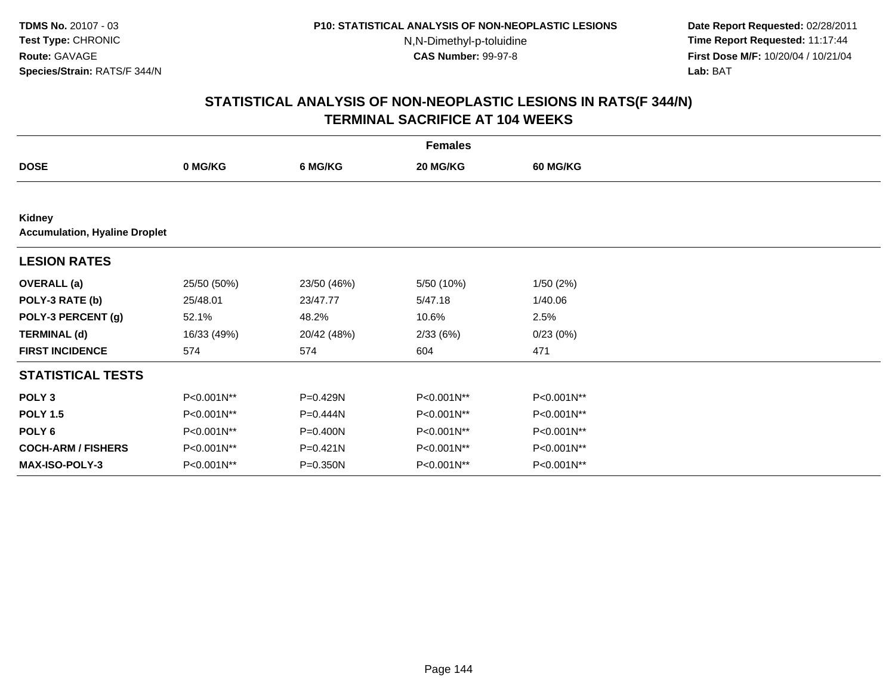**TDMS No.** 20107 - 03
**Test Type:** CHRONIC
**Route:** GAVAGE
**Species/Strain:** RATS/F 344/N

**P10: STATISTICAL ANALYSIS OF NON-NEOPLASTIC LESIONS**
N,N-Dimethyl-p-toluidine
**CAS Number:** 99-97-8

**Date Report Requested:** 02/28/2011
**Time Report Requested:** 11:17:44
**First Dose M/F:** 10/20/04 / 10/21/04
**Lab:** BAT

## STATISTICAL ANALYSIS OF NON-NEOPLASTIC LESIONS IN RATS(F 344/N) TERMINAL SACRIFICE AT 104 WEEKS

| | Females | | | |
|---|---|---|---|---|
| **DOSE** | **0 MG/KG** | **6 MG/KG** | **20 MG/KG** | **60 MG/KG** |
| **Kidney** **Accumulation, Hyaline Droplet** | | | | |
| **LESION RATES** | | | | |
| **OVERALL (a)** | 25/50 (50%) | 23/50 (46%) | 5/50 (10%) | 1/50 (2%) |
| **POLY-3 RATE (b)** | 25/48.01 | 23/47.77 | 5/47.18 | 1/40.06 |
| **POLY-3 PERCENT (g)** | 52.1% | 48.2% | 10.6% | 2.5% |
| **TERMINAL (d)** | 16/33 (49%) | 20/42 (48%) | 2/33 (6%) | 0/23 (0%) |
| **FIRST INCIDENCE** | 574 | 574 | 604 | 471 |
| **STATISTICAL TESTS** | | | | |
| **POLY 3** | P<0.001N** | P=0.429N | P<0.001N** | P<0.001N** |
| **POLY 1.5** | P<0.001N** | P=0.444N | P<0.001N** | P<0.001N** |
| **POLY 6** | P<0.001N** | P=0.400N | P<0.001N** | P<0.001N** |
| **COCH-ARM / FISHERS** | P<0.001N** | P=0.421N | P<0.001N** | P<0.001N** |
| **MAX-ISO-POLY-3** | P<0.001N** | P=0.350N | P<0.001N** | P<0.001N** |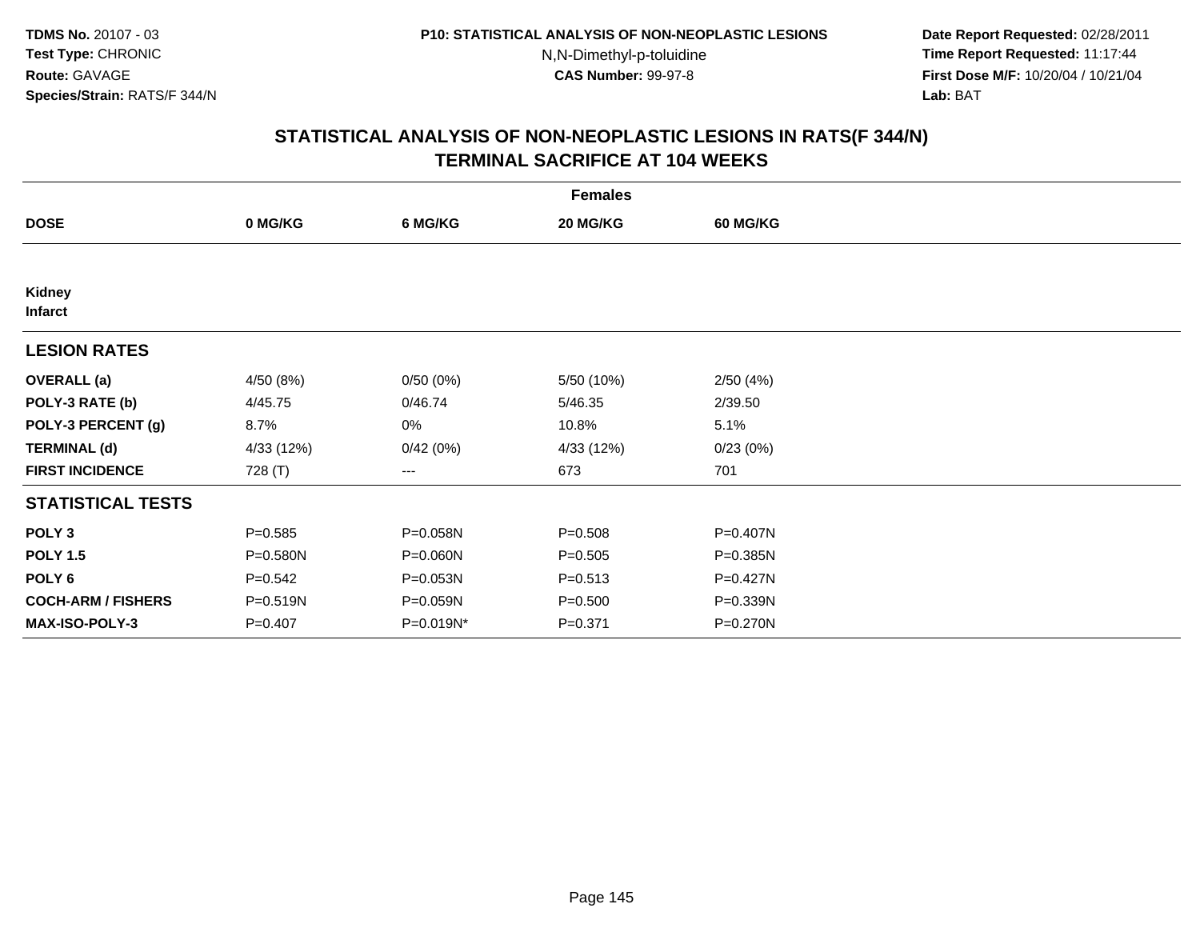TDMS No. 20107 - 03
Test Type: CHRONIC
Route: GAVAGE
Species/Strain: RATS/F 344/N

P10: STATISTICAL ANALYSIS OF NON-NEOPLASTIC LESIONS
N,N-Dimethyl-p-toluidine
CAS Number: 99-97-8

Date Report Requested: 02/28/2011
Time Report Requested: 11:17:44
First Dose M/F: 10/20/04 / 10/21/04
Lab: BAT

## STATISTICAL ANALYSIS OF NON-NEOPLASTIC LESIONS IN RATS(F 344/N)
## TERMINAL SACRIFICE AT 104 WEEKS

| | Females | | | |
|---|---|---|---|---|
| **DOSE** | **0 MG/KG** | **6 MG/KG** | **20 MG/KG** | **60 MG/KG** |
| **Kidney** | | | | |
| **Infarct** | | | | |
| **LESION RATES** | | | | |
| **OVERALL (a)** | 4/50 (8%) | 0/50 (0%) | 5/50 (10%) | 2/50 (4%) |
| **POLY-3 RATE (b)** | 4/45.75 | 0/46.74 | 5/46.35 | 2/39.50 |
| **POLY-3 PERCENT (g)** | 8.7% | 0% | 10.8% | 5.1% |
| **TERMINAL (d)** | 4/33 (12%) | 0/42 (0%) | 4/33 (12%) | 0/23 (0%) |
| **FIRST INCIDENCE** | 728 (T) | --- | 673 | 701 |
| **STATISTICAL TESTS** | | | | |
| **POLY 3** | P=0.585 | P=0.058N | P=0.508 | P=0.407N |
| **POLY 1.5** | P=0.580N | P=0.060N | P=0.505 | P=0.385N |
| **POLY 6** | P=0.542 | P=0.053N | P=0.513 | P=0.427N |
| **COCH-ARM / FISHERS** | P=0.519N | P=0.059N | P=0.500 | P=0.339N |
| **MAX-ISO-POLY-3** | P=0.407 | P=0.019N* | P=0.371 | P=0.270N |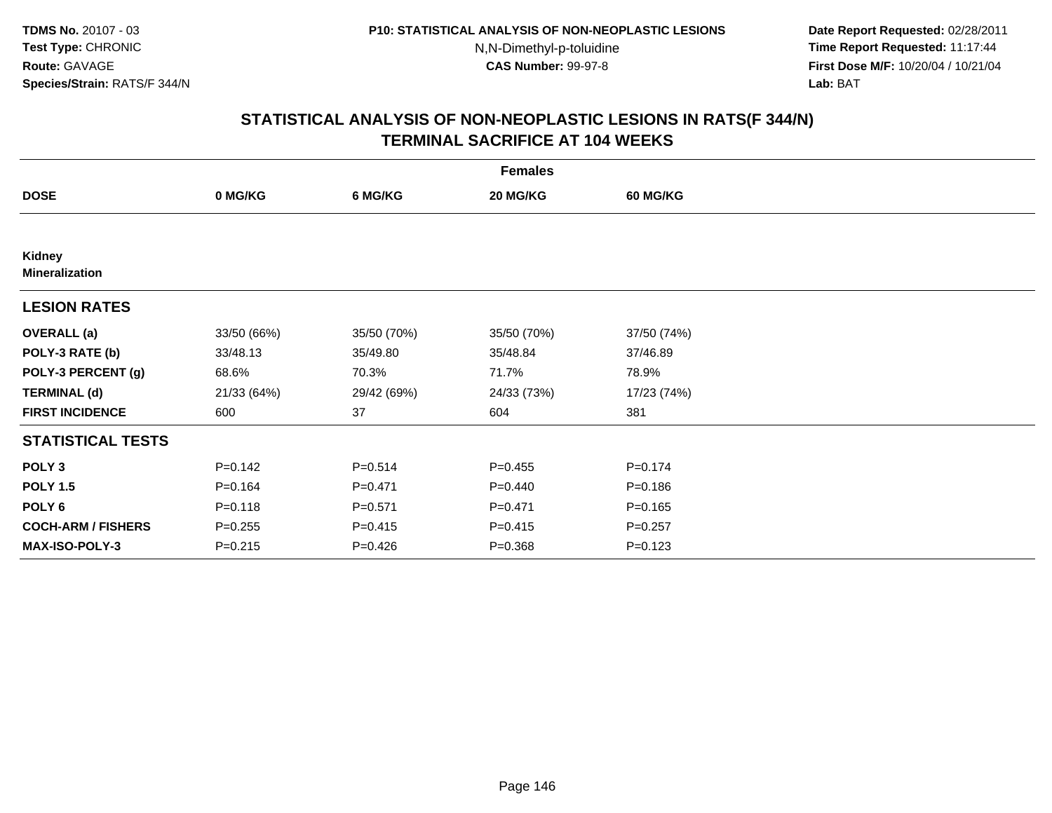TDMS No. 20107 - 03
Test Type: CHRONIC
Route: GAVAGE
Species/Strain: RATS/F 344/N

P10: STATISTICAL ANALYSIS OF NON-NEOPLASTIC LESIONS
N,N-Dimethyl-p-toluidine
CAS Number: 99-97-8

Date Report Requested: 02/28/2011
Time Report Requested: 11:17:44
First Dose M/F: 10/20/04 / 10/21/04
Lab: BAT

## STATISTICAL ANALYSIS OF NON-NEOPLASTIC LESIONS IN RATS(F 344/N)
## TERMINAL SACRIFICE AT 104 WEEKS

| | Females | | | |
|---|---|---|---|---|
| **DOSE** | **0 MG/KG** | **6 MG/KG** | **20 MG/KG** | **60 MG/KG** |
| **Kidney** | | | | |
| **Mineralization** | | | | |
| **LESION RATES** | | | | |
| **OVERALL (a)** | 33/50 (66%) | 35/50 (70%) | 35/50 (70%) | 37/50 (74%) |
| **POLY-3 RATE (b)** | 33/48.13 | 35/49.80 | 35/48.84 | 37/46.89 |
| **POLY-3 PERCENT (g)** | 68.6% | 70.3% | 71.7% | 78.9% |
| **TERMINAL (d)** | 21/33 (64%) | 29/42 (69%) | 24/33 (73%) | 17/23 (74%) |
| **FIRST INCIDENCE** | 600 | 37 | 604 | 381 |
| **STATISTICAL TESTS** | | | | |
| **POLY 3** | P=0.142 | P=0.514 | P=0.455 | P=0.174 |
| **POLY 1.5** | P=0.164 | P=0.471 | P=0.440 | P=0.186 |
| **POLY 6** | P=0.118 | P=0.571 | P=0.471 | P=0.165 |
| **COCH-ARM / FISHERS** | P=0.255 | P=0.415 | P=0.415 | P=0.257 |
| **MAX-ISO-POLY-3** | P=0.215 | P=0.426 | P=0.368 | P=0.123 |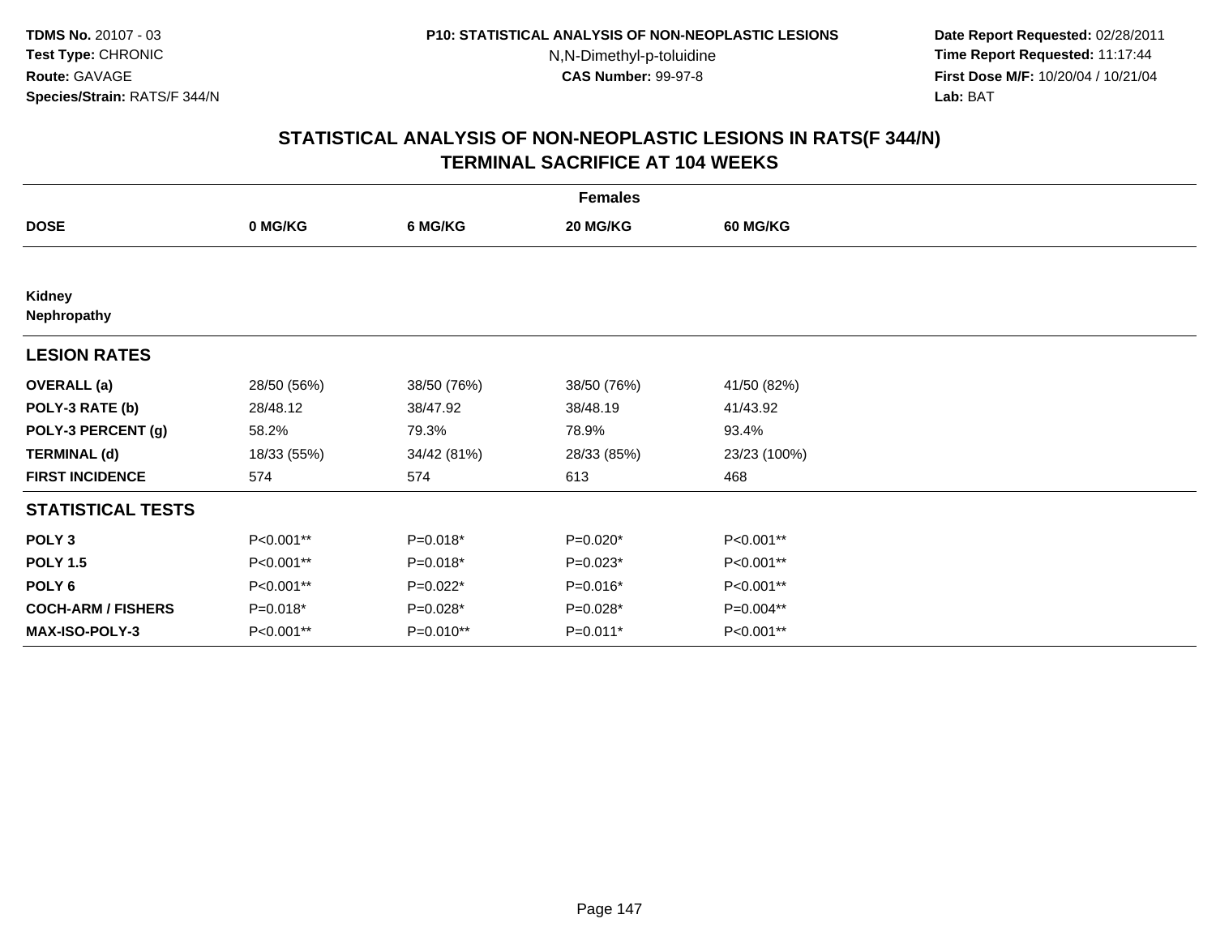# STATISTICAL ANALYSIS OF NON-NEOPLASTIC LESIONS IN RATS(F 344/N)
## TERMINAL SACRIFICE AT 104 WEEKS

| | Females | | | |
|---|---|---|---|---|
| **DOSE** | **0 MG/KG** | **6 MG/KG** | **20 MG/KG** | **60 MG/KG** |
| **Kidney** | | | | |
| **Nephropathy** | | | | |
| **LESION RATES** | | | | |
| **OVERALL (a)** | 28/50 (56%) | 38/50 (76%) | 38/50 (76%) | 41/50 (82%) |
| **POLY-3 RATE (b)** | 28/48.12 | 38/47.92 | 38/48.19 | 41/43.92 |
| **POLY-3 PERCENT (g)** | 58.2% | 79.3% | 78.9% | 93.4% |
| **TERMINAL (d)** | 18/33 (55%) | 34/42 (81%) | 28/33 (85%) | 23/23 (100%) |
| **FIRST INCIDENCE** | 574 | 574 | 613 | 468 |
| **STATISTICAL TESTS** | | | | |
| **POLY 3** | P<0.001** | P=0.018* | P=0.020* | P<0.001** |
| **POLY 1.5** | P<0.001** | P=0.018* | P=0.023* | P<0.001** |
| **POLY 6** | P<0.001** | P=0.022* | P=0.016* | P<0.001** |
| **COCH-ARM / FISHERS** | P=0.018* | P=0.028* | P=0.028* | P=0.004** |
| **MAX-ISO-POLY-3** | P<0.001** | P=0.010** | P=0.011* | P<0.001** |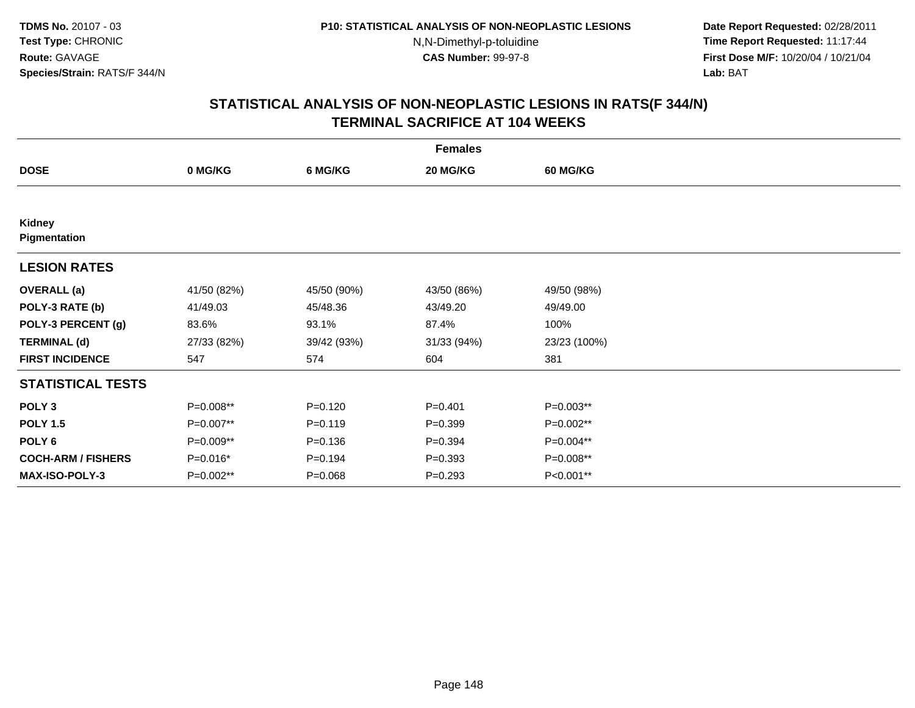**TDMS No.** 20107 - 03
**Test Type:** CHRONIC
**Route:** GAVAGE
**Species/Strain:** RATS/F 344/N

**P10: STATISTICAL ANALYSIS OF NON-NEOPLASTIC LESIONS**
N,N-Dimethyl-p-toluidine
**CAS Number:** 99-97-8

**Date Report Requested:** 02/28/2011
**Time Report Requested:** 11:17:44
**First Dose M/F:** 10/20/04 / 10/21/04
**Lab:** BAT

## STATISTICAL ANALYSIS OF NON-NEOPLASTIC LESIONS IN RATS(F 344/N) TERMINAL SACRIFICE AT 104 WEEKS

| Females | | | | |
|---|---|---|---|---|
| **DOSE** | **0 MG/KG** | **6 MG/KG** | **20 MG/KG** | **60 MG/KG** |
| **Kidney** **Pigmentation** | | | | |
| **LESION RATES** | | | | |
| **OVERALL (a)** | 41/50 (82%) | 45/50 (90%) | 43/50 (86%) | 49/50 (98%) |
| **POLY-3 RATE (b)** | 41/49.03 | 45/48.36 | 43/49.20 | 49/49.00 |
| **POLY-3 PERCENT (g)** | 83.6% | 93.1% | 87.4% | 100% |
| **TERMINAL (d)** | 27/33 (82%) | 39/42 (93%) | 31/33 (94%) | 23/23 (100%) |
| **FIRST INCIDENCE** | 547 | 574 | 604 | 381 |
| **STATISTICAL TESTS** | | | | |
| **POLY 3** | P=0.008** | P=0.120 | P=0.401 | P=0.003** |
| **POLY 1.5** | P=0.007** | P=0.119 | P=0.399 | P=0.002** |
| **POLY 6** | P=0.009** | P=0.136 | P=0.394 | P=0.004** |
| **COCH-ARM / FISHERS** | P=0.016* | P=0.194 | P=0.393 | P=0.008** |
| **MAX-ISO-POLY-3** | P=0.002** | P=0.068 | P=0.293 | P<0.001** |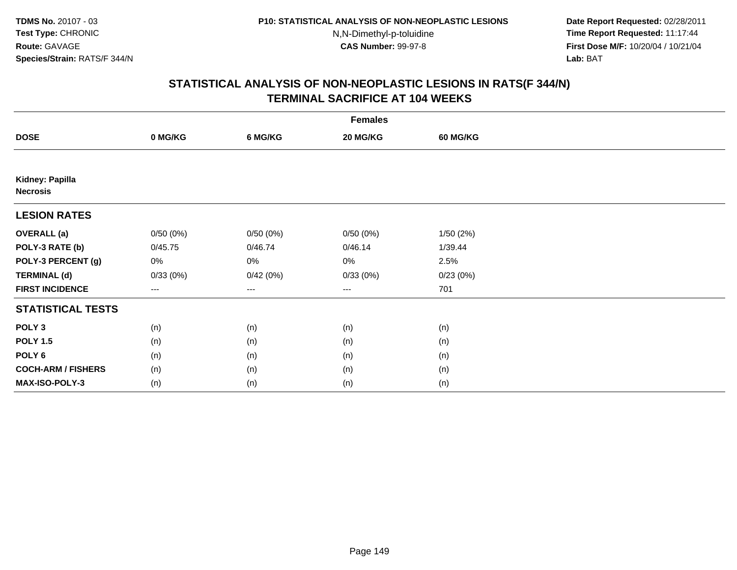# STATISTICAL ANALYSIS OF NON-NEOPLASTIC LESIONS IN RATS(F 344/N)
## TERMINAL SACRIFICE AT 104 WEEKS

| | Females | | | |
|---|---|---|---|---|
| **DOSE** | **0 MG/KG** | **6 MG/KG** | **20 MG/KG** | **60 MG/KG** |
| **Kidney: Papilla** | | | | |
| **Necrosis** | | | | |
| **LESION RATES** | | | | |
| **OVERALL (a)** | 0/50 (0%) | 0/50 (0%) | 0/50 (0%) | 1/50 (2%) |
| **POLY-3 RATE (b)** | 0/45.75 | 0/46.74 | 0/46.14 | 1/39.44 |
| **POLY-3 PERCENT (g)** | 0% | 0% | 0% | 2.5% |
| **TERMINAL (d)** | 0/33 (0%) | 0/42 (0%) | 0/33 (0%) | 0/23 (0%) |
| **FIRST INCIDENCE** | --- | --- | --- | 701 |
| **STATISTICAL TESTS** | | | | |
| **POLY 3** | (n) | (n) | (n) | (n) |
| **POLY 1.5** | (n) | (n) | (n) | (n) |
| **POLY 6** | (n) | (n) | (n) | (n) |
| **COCH-ARM / FISHERS** | (n) | (n) | (n) | (n) |
| **MAX-ISO-POLY-3** | (n) | (n) | (n) | (n) |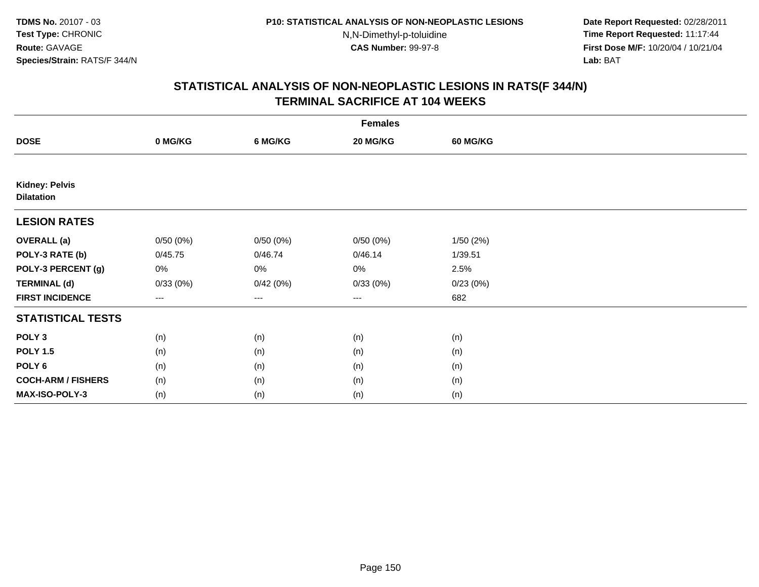# STATISTICAL ANALYSIS OF NON-NEOPLASTIC LESIONS IN RATS(F 344/N)
## TERMINAL SACRIFICE AT 104 WEEKS

| | Females | | | |
|---|---|---|---|---|
| **DOSE** | **0 MG/KG** | **6 MG/KG** | **20 MG/KG** | **60 MG/KG** |
| **Kidney: Pelvis** | | | | |
| **Dilatation** | | | | |
| **LESION RATES** | | | | |
| **OVERALL (a)** | 0/50 (0%) | 0/50 (0%) | 0/50 (0%) | 1/50 (2%) |
| **POLY-3 RATE (b)** | 0/45.75 | 0/46.74 | 0/46.14 | 1/39.51 |
| **POLY-3 PERCENT (g)** | 0% | 0% | 0% | 2.5% |
| **TERMINAL (d)** | 0/33 (0%) | 0/42 (0%) | 0/33 (0%) | 0/23 (0%) |
| **FIRST INCIDENCE** | --- | --- | --- | 682 |
| **STATISTICAL TESTS** | | | | |
| **POLY 3** | (n) | (n) | (n) | (n) |
| **POLY 1.5** | (n) | (n) | (n) | (n) |
| **POLY 6** | (n) | (n) | (n) | (n) |
| **COCH-ARM / FISHERS** | (n) | (n) | (n) | (n) |
| **MAX-ISO-POLY-3** | (n) | (n) | (n) | (n) |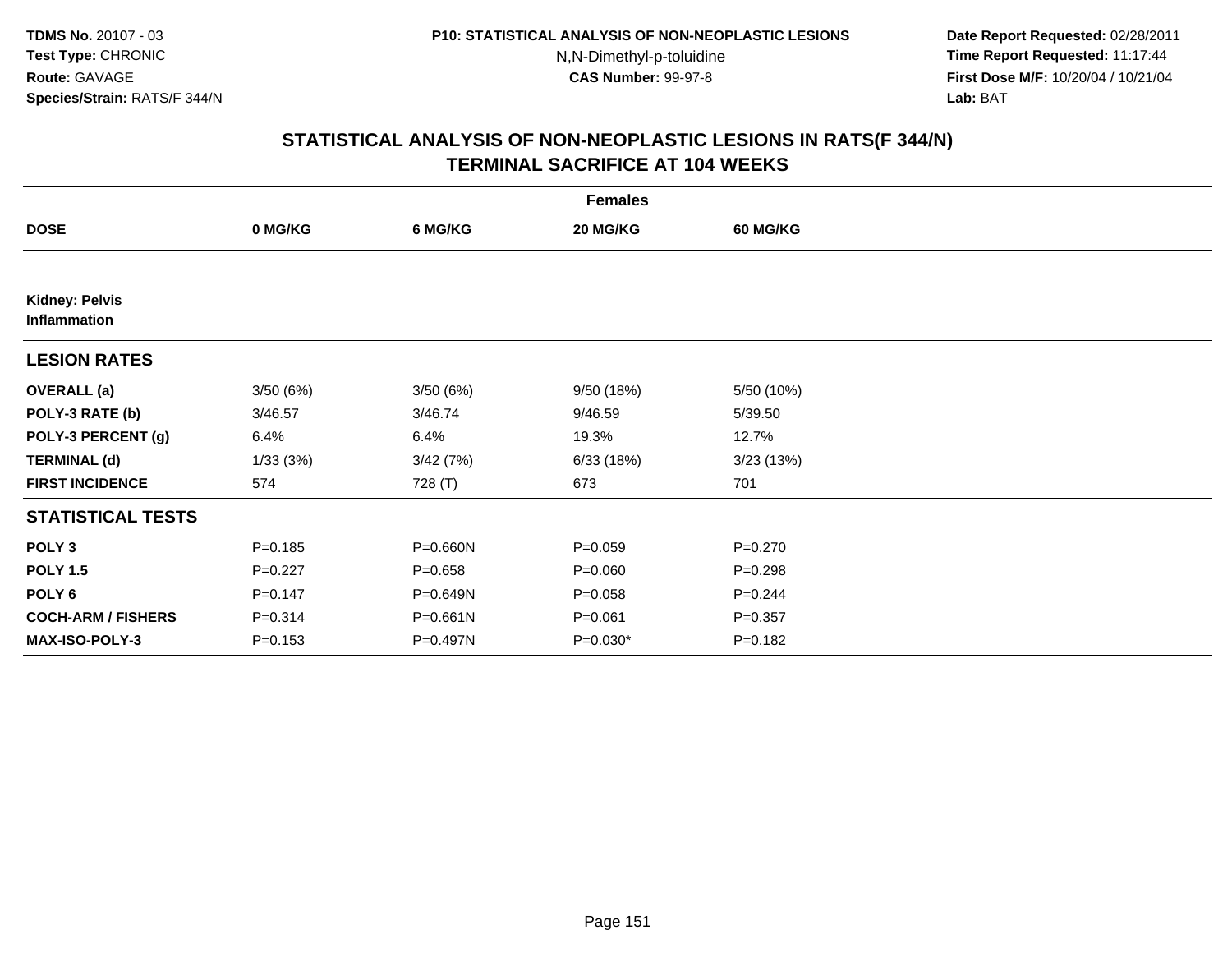TDMS No. 20107 - 03
Test Type: CHRONIC
Route: GAVAGE
Species/Strain: RATS/F 344/N

P10: STATISTICAL ANALYSIS OF NON-NEOPLASTIC LESIONS
N,N-Dimethyl-p-toluidine
CAS Number: 99-97-8

Date Report Requested: 02/28/2011
Time Report Requested: 11:17:44
First Dose M/F: 10/20/04 / 10/21/04
Lab: BAT

## STATISTICAL ANALYSIS OF NON-NEOPLASTIC LESIONS IN RATS(F 344/N)
## TERMINAL SACRIFICE AT 104 WEEKS

| | Females | | | |
|---|---|---|---|---|
| **DOSE** | **0 MG/KG** | **6 MG/KG** | **20 MG/KG** | **60 MG/KG** |
| **Kidney: Pelvis** **Inflammation** | | | | |
| **LESION RATES** | | | | |
| **OVERALL (a)** | 3/50 (6%) | 3/50 (6%) | 9/50 (18%) | 5/50 (10%) |
| **POLY-3 RATE (b)** | 3/46.57 | 3/46.74 | 9/46.59 | 5/39.50 |
| **POLY-3 PERCENT (g)** | 6.4% | 6.4% | 19.3% | 12.7% |
| **TERMINAL (d)** | 1/33 (3%) | 3/42 (7%) | 6/33 (18%) | 3/23 (13%) |
| **FIRST INCIDENCE** | 574 | 728 (T) | 673 | 701 |
| **STATISTICAL TESTS** | | | | |
| **POLY 3** | P=0.185 | P=0.660N | P=0.059 | P=0.270 |
| **POLY 1.5** | P=0.227 | P=0.658 | P=0.060 | P=0.298 |
| **POLY 6** | P=0.147 | P=0.649N | P=0.058 | P=0.244 |
| **COCH-ARM / FISHERS** | P=0.314 | P=0.661N | P=0.061 | P=0.357 |
| **MAX-ISO-POLY-3** | P=0.153 | P=0.497N | P=0.030* | P=0.182 |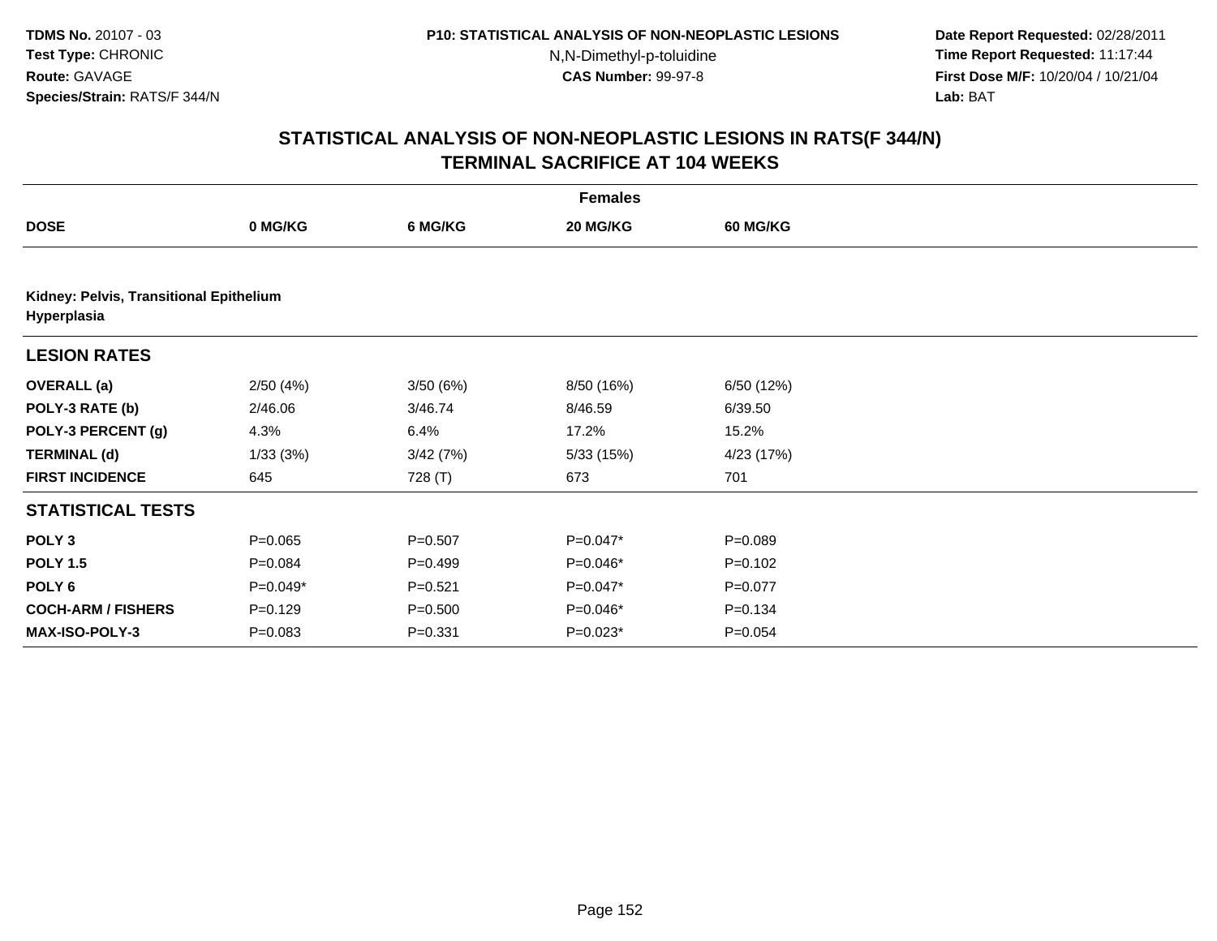TDMS No. 20107 - 03
Test Type: CHRONIC
Route: GAVAGE
Species/Strain: RATS/F 344/N

P10: STATISTICAL ANALYSIS OF NON-NEOPLASTIC LESIONS
N,N-Dimethyl-p-toluidine
CAS Number: 99-97-8

Date Report Requested: 02/28/2011
Time Report Requested: 11:17:44
First Dose M/F: 10/20/04 / 10/21/04
Lab: BAT

## STATISTICAL ANALYSIS OF NON-NEOPLASTIC LESIONS IN RATS(F 344/N) TERMINAL SACRIFICE AT 104 WEEKS

| | Females | | | |
|---|---|---|---|---|
| **DOSE** | **0 MG/KG** | **6 MG/KG** | **20 MG/KG** | **60 MG/KG** |
| **Kidney: Pelvis, Transitional Epithelium Hyperplasia** | | | | |
| **LESION RATES** | | | | |
| **OVERALL (a)** | 2/50 (4%) | 3/50 (6%) | 8/50 (16%) | 6/50 (12%) |
| **POLY-3 RATE (b)** | 2/46.06 | 3/46.74 | 8/46.59 | 6/39.50 |
| **POLY-3 PERCENT (g)** | 4.3% | 6.4% | 17.2% | 15.2% |
| **TERMINAL (d)** | 1/33 (3%) | 3/42 (7%) | 5/33 (15%) | 4/23 (17%) |
| **FIRST INCIDENCE** | 645 | 728 (T) | 673 | 701 |
| **STATISTICAL TESTS** | | | | |
| **POLY 3** | P=0.065 | P=0.507 | P=0.047* | P=0.089 |
| **POLY 1.5** | P=0.084 | P=0.499 | P=0.046* | P=0.102 |
| **POLY 6** | P=0.049* | P=0.521 | P=0.047* | P=0.077 |
| **COCH-ARM / FISHERS** | P=0.129 | P=0.500 | P=0.046* | P=0.134 |
| **MAX-ISO-POLY-3** | P=0.083 | P=0.331 | P=0.023* | P=0.054 |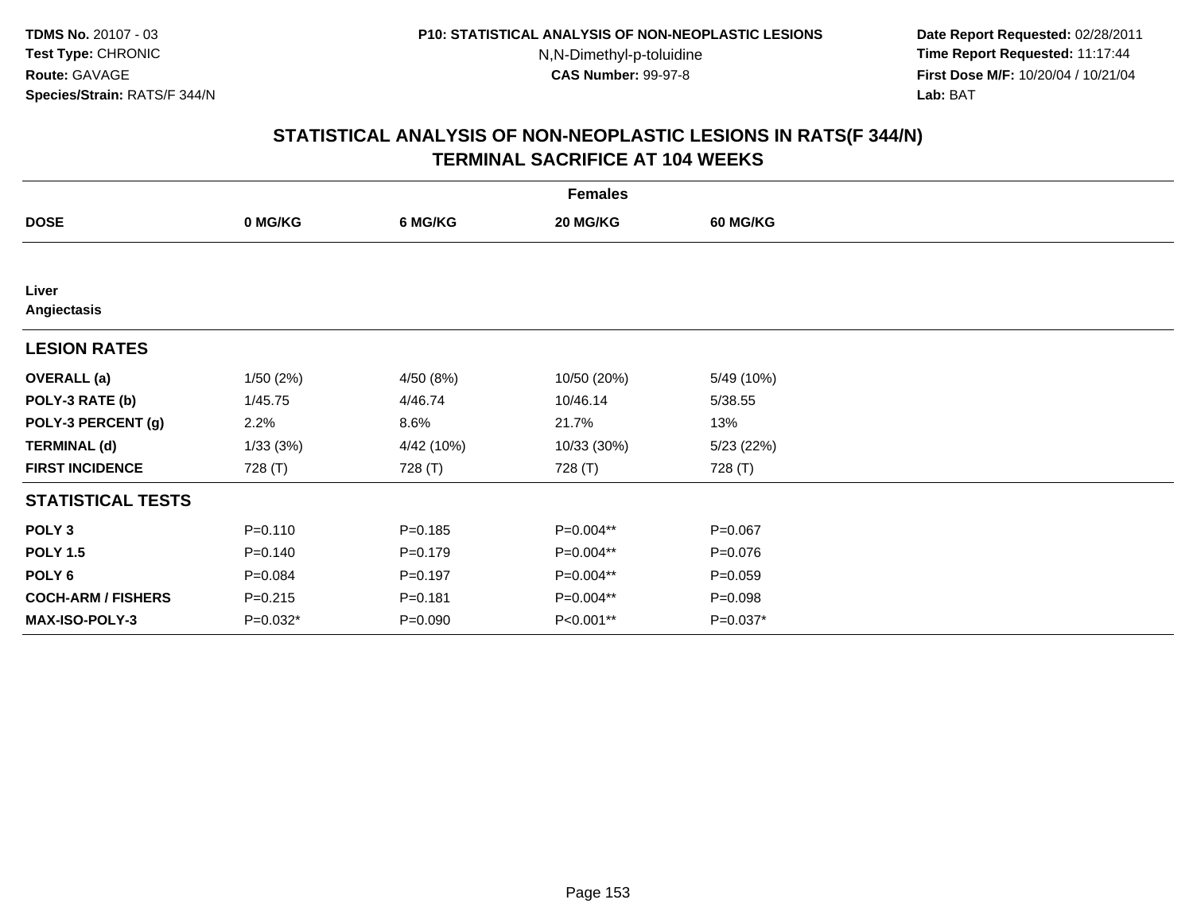TDMS No. 20107 - 03
Test Type: CHRONIC
Route: GAVAGE
Species/Strain: RATS/F 344/N

P10: STATISTICAL ANALYSIS OF NON-NEOPLASTIC LESIONS
N,N-Dimethyl-p-toluidine
CAS Number: 99-97-8

Date Report Requested: 02/28/2011
Time Report Requested: 11:17:44
First Dose M/F: 10/20/04 / 10/21/04
Lab: BAT

## STATISTICAL ANALYSIS OF NON-NEOPLASTIC LESIONS IN RATS(F 344/N) TERMINAL SACRIFICE AT 104 WEEKS

| | Females | | | |
|---|---|---|---|---|
| **DOSE** | **0 MG/KG** | **6 MG/KG** | **20 MG/KG** | **60 MG/KG** |
| **Liver** | | | | |
| **Angiectasis** | | | | |
| **LESION RATES** | | | | |
| **OVERALL (a)** | 1/50 (2%) | 4/50 (8%) | 10/50 (20%) | 5/49 (10%) |
| **POLY-3 RATE (b)** | 1/45.75 | 4/46.74 | 10/46.14 | 5/38.55 |
| **POLY-3 PERCENT (g)** | 2.2% | 8.6% | 21.7% | 13% |
| **TERMINAL (d)** | 1/33 (3%) | 4/42 (10%) | 10/33 (30%) | 5/23 (22%) |
| **FIRST INCIDENCE** | 728 (T) | 728 (T) | 728 (T) | 728 (T) |
| **STATISTICAL TESTS** | | | | |
| **POLY 3** | P=0.110 | P=0.185 | P=0.004** | P=0.067 |
| **POLY 1.5** | P=0.140 | P=0.179 | P=0.004** | P=0.076 |
| **POLY 6** | P=0.084 | P=0.197 | P=0.004** | P=0.059 |
| **COCH-ARM / FISHERS** | P=0.215 | P=0.181 | P=0.004** | P=0.098 |
| **MAX-ISO-POLY-3** | P=0.032* | P=0.090 | P<0.001** | P=0.037* |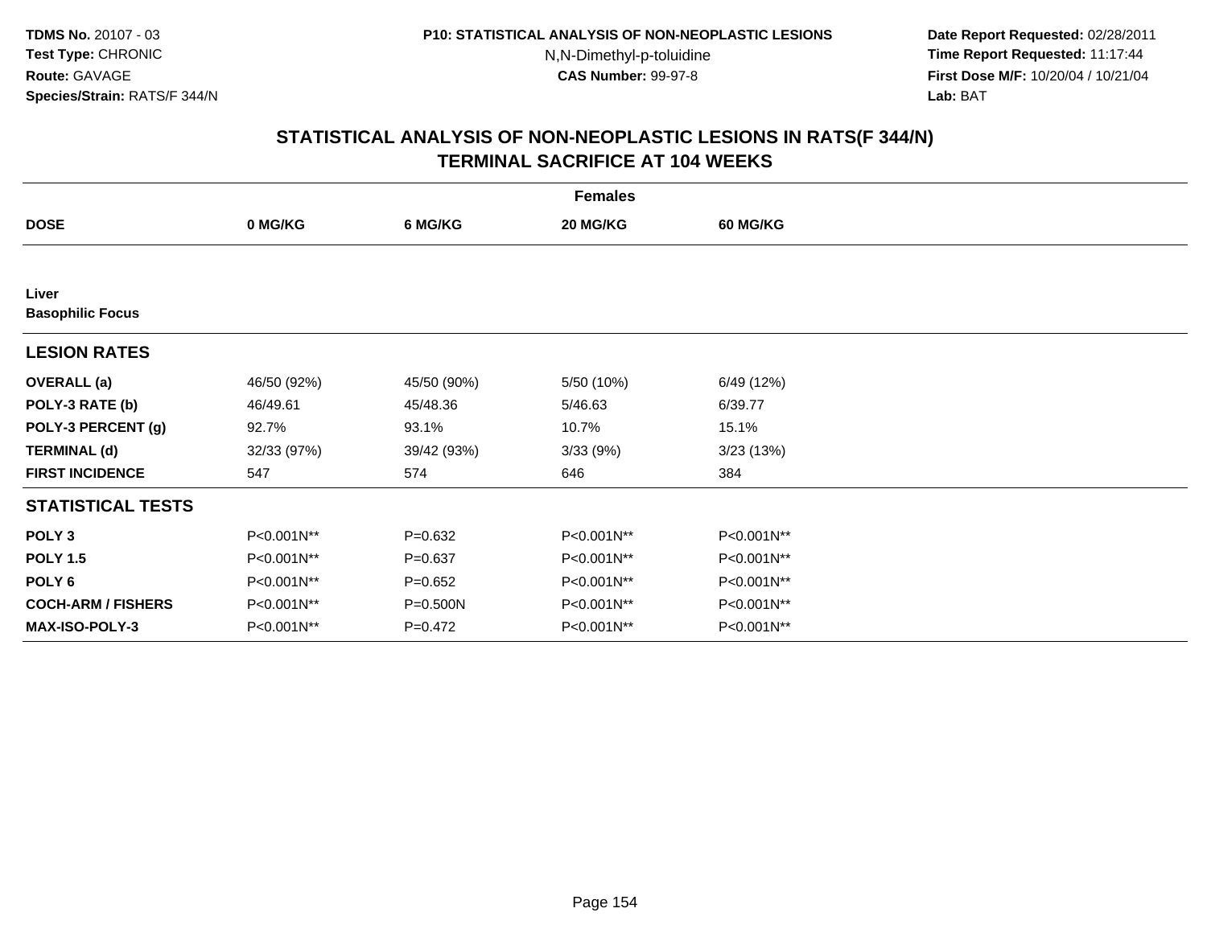**TDMS No.** 20107 - 03
**Test Type:** CHRONIC
**Route:** GAVAGE
**Species/Strain:** RATS/F 344/N

**P10: STATISTICAL ANALYSIS OF NON-NEOPLASTIC LESIONS**
N,N-Dimethyl-p-toluidine
**CAS Number:** 99-97-8

**Date Report Requested:** 02/28/2011
**Time Report Requested:** 11:17:44
**First Dose M/F:** 10/20/04 / 10/21/04
**Lab:** BAT

## STATISTICAL ANALYSIS OF NON-NEOPLASTIC LESIONS IN RATS(F 344/N)
## TERMINAL SACRIFICE AT 104 WEEKS

| | Females | | | |
|---|---|---|---|---|
| **DOSE** | **0 MG/KG** | **6 MG/KG** | **20 MG/KG** | **60 MG/KG** |
| **Liver** | | | | |
| **Basophilic Focus** | | | | |
| **LESION RATES** | | | | |
| **OVERALL (a)** | 46/50 (92%) | 45/50 (90%) | 5/50 (10%) | 6/49 (12%) |
| **POLY-3 RATE (b)** | 46/49.61 | 45/48.36 | 5/46.63 | 6/39.77 |
| **POLY-3 PERCENT (g)** | 92.7% | 93.1% | 10.7% | 15.1% |
| **TERMINAL (d)** | 32/33 (97%) | 39/42 (93%) | 3/33 (9%) | 3/23 (13%) |
| **FIRST INCIDENCE** | 547 | 574 | 646 | 384 |
| **STATISTICAL TESTS** | | | | |
| **POLY 3** | P<0.001N** | P=0.632 | P<0.001N** | P<0.001N** |
| **POLY 1.5** | P<0.001N** | P=0.637 | P<0.001N** | P<0.001N** |
| **POLY 6** | P<0.001N** | P=0.652 | P<0.001N** | P<0.001N** |
| **COCH-ARM / FISHERS** | P<0.001N** | P=0.500N | P<0.001N** | P<0.001N** |
| **MAX-ISO-POLY-3** | P<0.001N** | P=0.472 | P<0.001N** | P<0.001N** |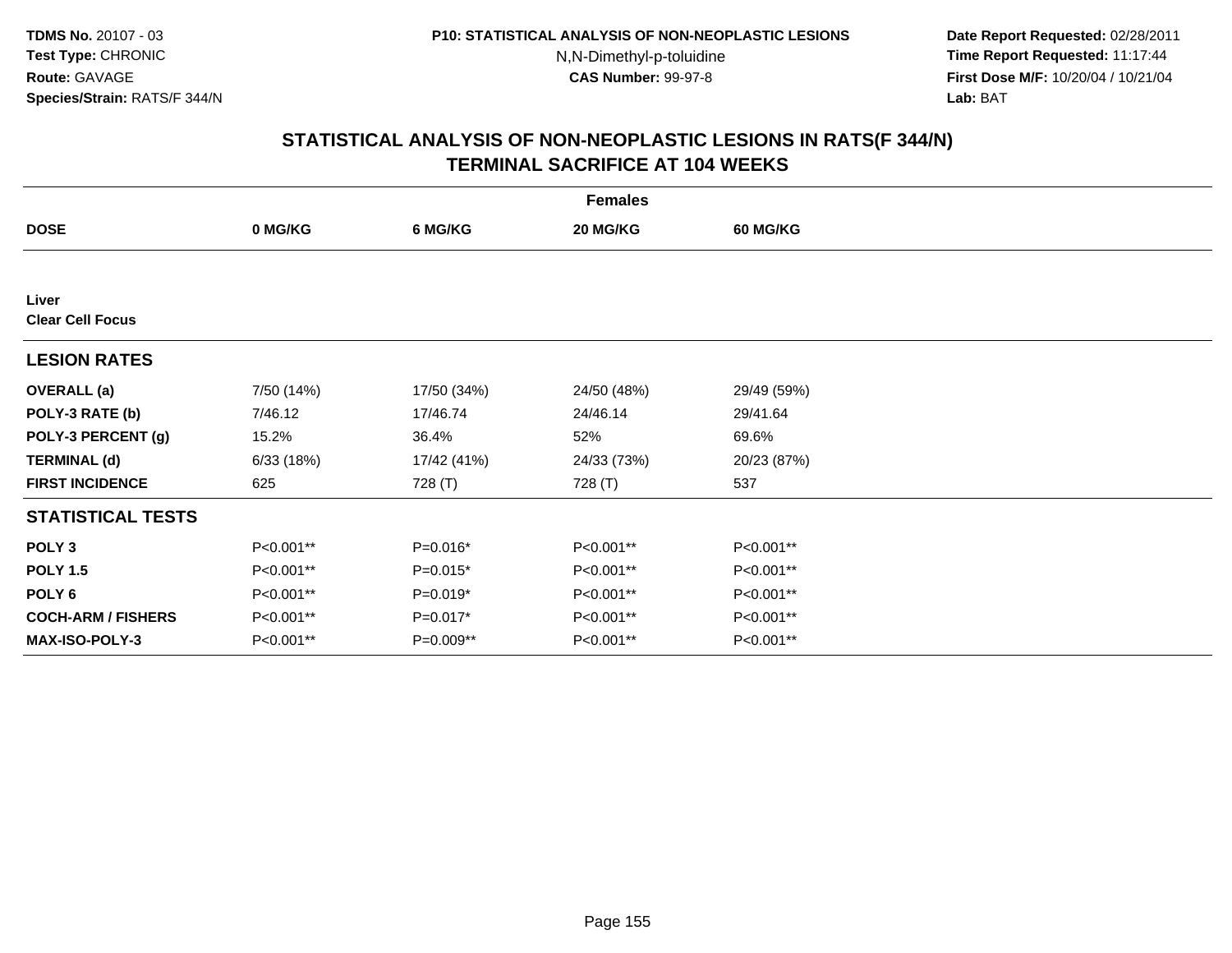TDMS No. 20107 - 03
Test Type: CHRONIC
Route: GAVAGE
Species/Strain: RATS/F 344/N

P10: STATISTICAL ANALYSIS OF NON-NEOPLASTIC LESIONS
N,N-Dimethyl-p-toluidine
CAS Number: 99-97-8

Date Report Requested: 02/28/2011
Time Report Requested: 11:17:44
First Dose M/F: 10/20/04 / 10/21/04
Lab: BAT

## STATISTICAL ANALYSIS OF NON-NEOPLASTIC LESIONS IN RATS(F 344/N)
## TERMINAL SACRIFICE AT 104 WEEKS

| Females | | | | |
|---|---|---|---|---|
| **DOSE** | **0 MG/KG** | **6 MG/KG** | **20 MG/KG** | **60 MG/KG** |
| **Liver** | | | | |
| **Clear Cell Focus** | | | | |
| **LESION RATES** | | | | |
| **OVERALL (a)** | 7/50 (14%) | 17/50 (34%) | 24/50 (48%) | 29/49 (59%) |
| **POLY-3 RATE (b)** | 7/46.12 | 17/46.74 | 24/46.14 | 29/41.64 |
| **POLY-3 PERCENT (g)** | 15.2% | 36.4% | 52% | 69.6% |
| **TERMINAL (d)** | 6/33 (18%) | 17/42 (41%) | 24/33 (73%) | 20/23 (87%) |
| **FIRST INCIDENCE** | 625 | 728 (T) | 728 (T) | 537 |
| **STATISTICAL TESTS** | | | | |
| **POLY 3** | P<0.001** | P=0.016* | P<0.001** | P<0.001** |
| **POLY 1.5** | P<0.001** | P=0.015* | P<0.001** | P<0.001** |
| **POLY 6** | P<0.001** | P=0.019* | P<0.001** | P<0.001** |
| **COCH-ARM / FISHERS** | P<0.001** | P=0.017* | P<0.001** | P<0.001** |
| **MAX-ISO-POLY-3** | P<0.001** | P=0.009** | P<0.001** | P<0.001** |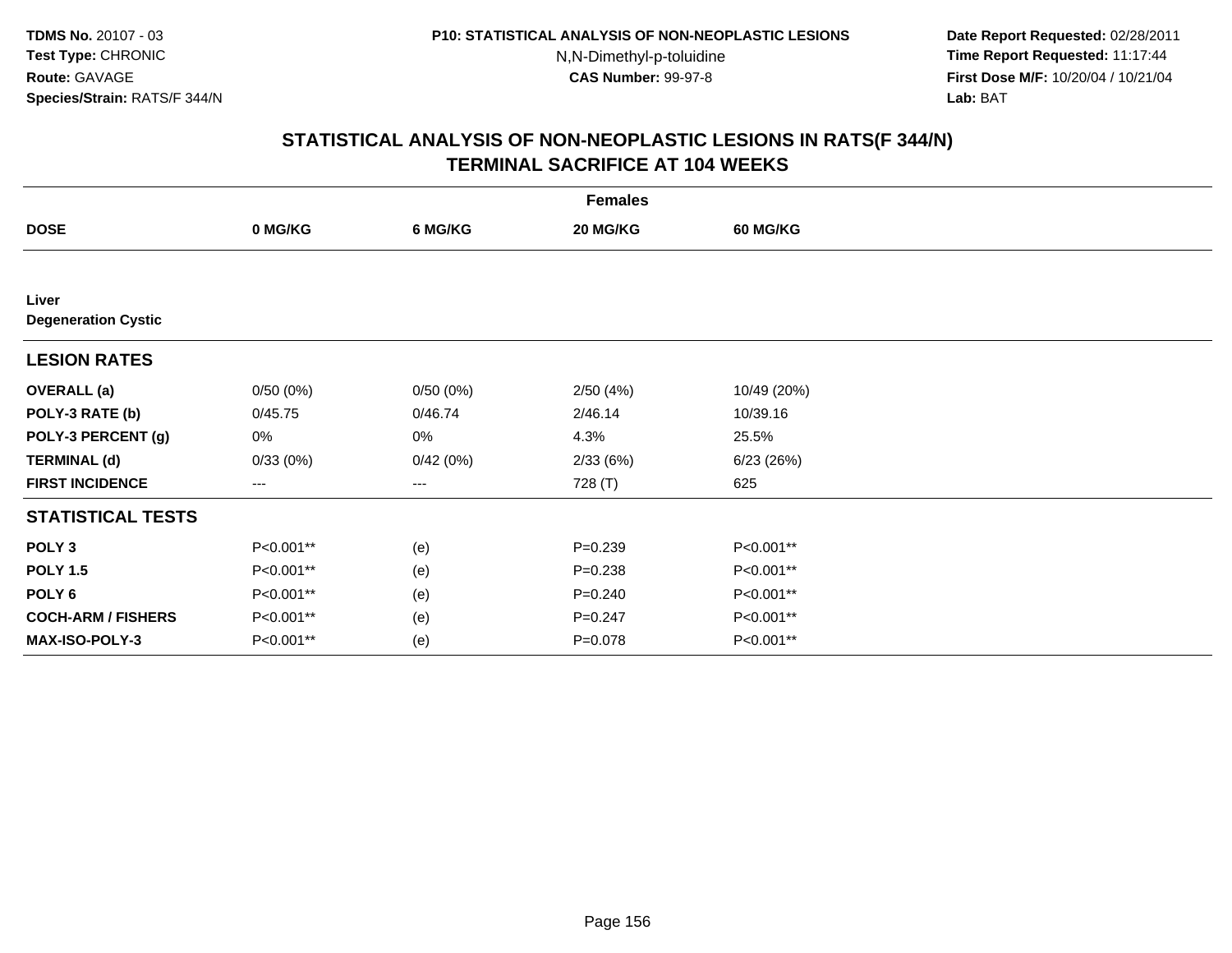**TDMS No.** 20107 - 03
**Test Type:** CHRONIC
**Route:** GAVAGE
**Species/Strain:** RATS/F 344/N

**P10: STATISTICAL ANALYSIS OF NON-NEOPLASTIC LESIONS**
N,N-Dimethyl-p-toluidine
**CAS Number:** 99-97-8

**Date Report Requested:** 02/28/2011
**Time Report Requested:** 11:17:44
**First Dose M/F:** 10/20/04 / 10/21/04
**Lab:** BAT

## STATISTICAL ANALYSIS OF NON-NEOPLASTIC LESIONS IN RATS(F 344/N)
## TERMINAL SACRIFICE AT 104 WEEKS

| | Females | | | |
|---|---|---|---|---|
| **DOSE** | **0 MG/KG** | **6 MG/KG** | **20 MG/KG** | **60 MG/KG** |
| **Liver** | | | | |
| **Degeneration Cystic** | | | | |
| **LESION RATES** | | | | |
| **OVERALL (a)** | 0/50 (0%) | 0/50 (0%) | 2/50 (4%) | 10/49 (20%) |
| **POLY-3 RATE (b)** | 0/45.75 | 0/46.74 | 2/46.14 | 10/39.16 |
| **POLY-3 PERCENT (g)** | 0% | 0% | 4.3% | 25.5% |
| **TERMINAL (d)** | 0/33 (0%) | 0/42 (0%) | 2/33 (6%) | 6/23 (26%) |
| **FIRST INCIDENCE** | --- | --- | 728 (T) | 625 |
| **STATISTICAL TESTS** | | | | |
| **POLY 3** | P<0.001** | (e) | P=0.239 | P<0.001** |
| **POLY 1.5** | P<0.001** | (e) | P=0.238 | P<0.001** |
| **POLY 6** | P<0.001** | (e) | P=0.240 | P<0.001** |
| **COCH-ARM / FISHERS** | P<0.001** | (e) | P=0.247 | P<0.001** |
| **MAX-ISO-POLY-3** | P<0.001** | (e) | P=0.078 | P<0.001** |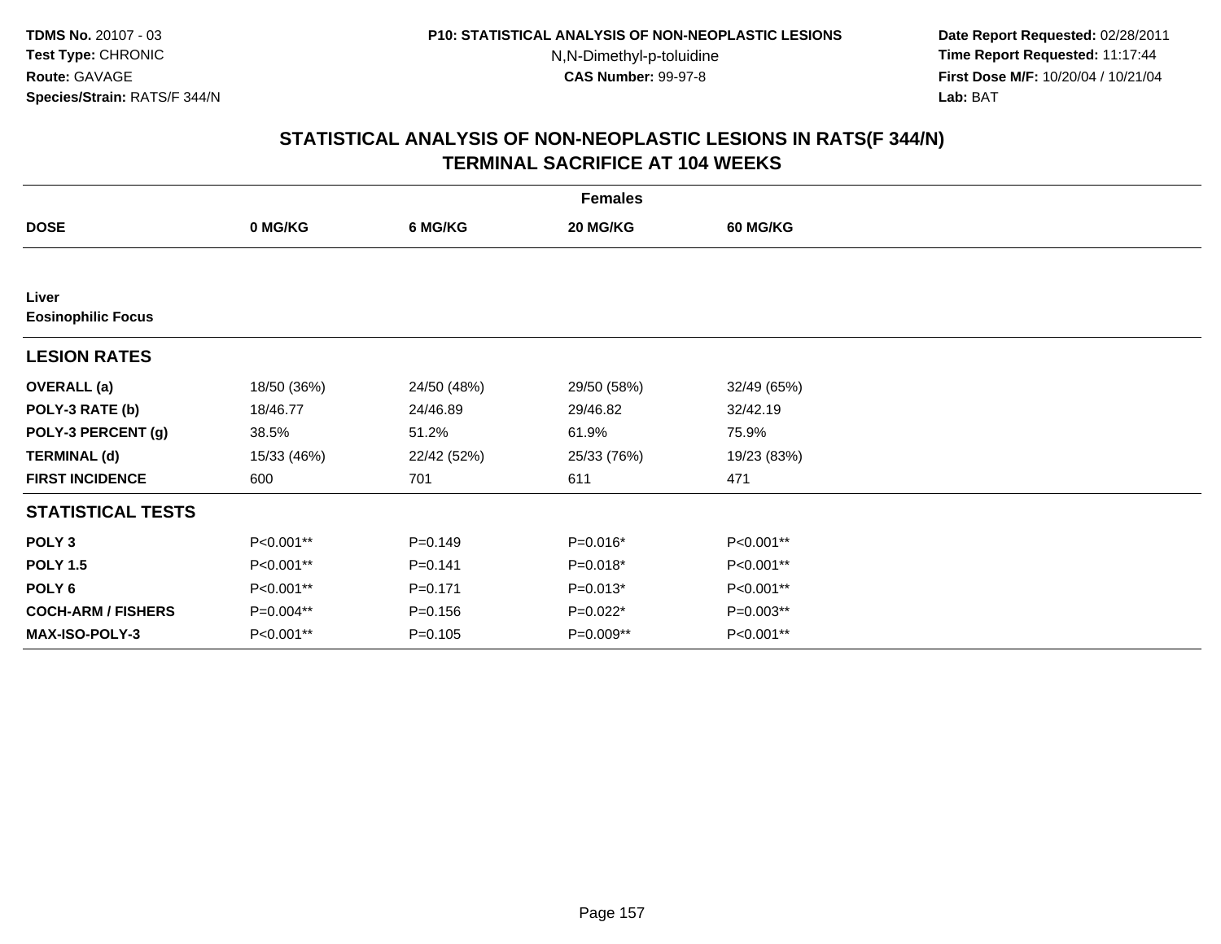TDMS No. 20107 - 03
Test Type: CHRONIC
Route: GAVAGE
Species/Strain: RATS/F 344/N

P10: STATISTICAL ANALYSIS OF NON-NEOPLASTIC LESIONS
N,N-Dimethyl-p-toluidine
CAS Number: 99-97-8

Date Report Requested: 02/28/2011
Time Report Requested: 11:17:44
First Dose M/F: 10/20/04 / 10/21/04
Lab: BAT

## STATISTICAL ANALYSIS OF NON-NEOPLASTIC LESIONS IN RATS(F 344/N) TERMINAL SACRIFICE AT 104 WEEKS

| | Females | | | |
|---|---|---|---|---|
| **DOSE** | **0 MG/KG** | **6 MG/KG** | **20 MG/KG** | **60 MG/KG** |
| **Liver** | | | | |
| **Eosinophilic Focus** | | | | |
| **LESION RATES** | | | | |
| **OVERALL (a)** | 18/50 (36%) | 24/50 (48%) | 29/50 (58%) | 32/49 (65%) |
| **POLY-3 RATE (b)** | 18/46.77 | 24/46.89 | 29/46.82 | 32/42.19 |
| **POLY-3 PERCENT (g)** | 38.5% | 51.2% | 61.9% | 75.9% |
| **TERMINAL (d)** | 15/33 (46%) | 22/42 (52%) | 25/33 (76%) | 19/23 (83%) |
| **FIRST INCIDENCE** | 600 | 701 | 611 | 471 |
| **STATISTICAL TESTS** | | | | |
| **POLY 3** | P<0.001** | P=0.149 | P=0.016* | P<0.001** |
| **POLY 1.5** | P<0.001** | P=0.141 | P=0.018* | P<0.001** |
| **POLY 6** | P<0.001** | P=0.171 | P=0.013* | P<0.001** |
| **COCH-ARM / FISHERS** | P=0.004** | P=0.156 | P=0.022* | P=0.003** |
| **MAX-ISO-POLY-3** | P<0.001** | P=0.105 | P=0.009** | P<0.001** |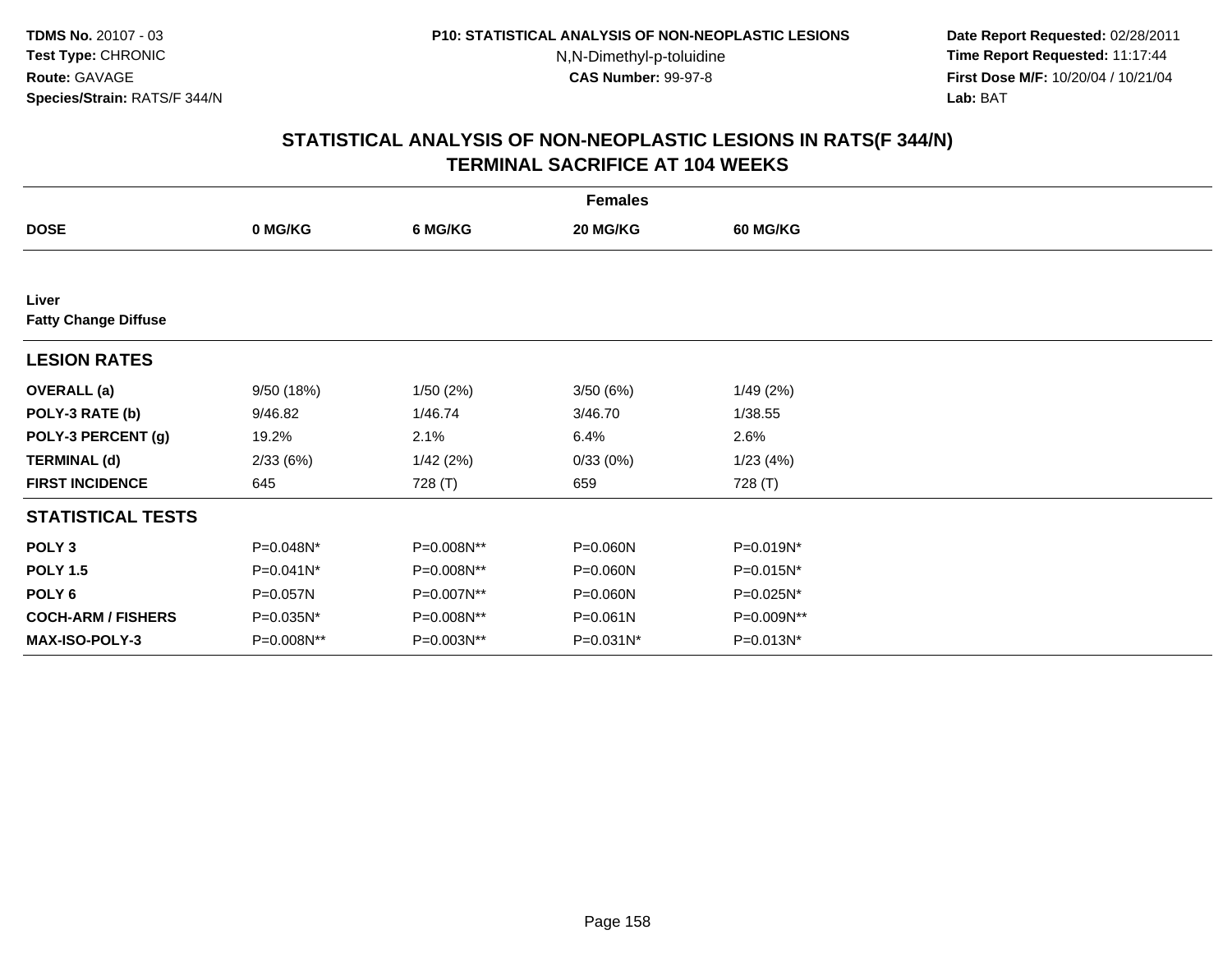TDMS No. 20107 - 03
Test Type: CHRONIC
Route: GAVAGE
Species/Strain: RATS/F 344/N

P10: STATISTICAL ANALYSIS OF NON-NEOPLASTIC LESIONS
N,N-Dimethyl-p-toluidine
CAS Number: 99-97-8

Date Report Requested: 02/28/2011
Time Report Requested: 11:17:44
First Dose M/F: 10/20/04 / 10/21/04
Lab: BAT

## STATISTICAL ANALYSIS OF NON-NEOPLASTIC LESIONS IN RATS(F 344/N) TERMINAL SACRIFICE AT 104 WEEKS

| | Females | | | |
|---|---|---|---|---|
| **DOSE** | **0 MG/KG** | **6 MG/KG** | **20 MG/KG** | **60 MG/KG** |
| **Liver** | | | | |
| **Fatty Change Diffuse** | | | | |
| **LESION RATES** | | | | |
| **OVERALL (a)** | 9/50 (18%) | 1/50 (2%) | 3/50 (6%) | 1/49 (2%) |
| **POLY-3 RATE (b)** | 9/46.82 | 1/46.74 | 3/46.70 | 1/38.55 |
| **POLY-3 PERCENT (g)** | 19.2% | 2.1% | 6.4% | 2.6% |
| **TERMINAL (d)** | 2/33 (6%) | 1/42 (2%) | 0/33 (0%) | 1/23 (4%) |
| **FIRST INCIDENCE** | 645 | 728 (T) | 659 | 728 (T) |
| **STATISTICAL TESTS** | | | | |
| **POLY 3** | P=0.048N* | P=0.008N** | P=0.060N | P=0.019N* |
| **POLY 1.5** | P=0.041N* | P=0.008N** | P=0.060N | P=0.015N* |
| **POLY 6** | P=0.057N | P=0.007N** | P=0.060N | P=0.025N* |
| **COCH-ARM / FISHERS** | P=0.035N* | P=0.008N** | P=0.061N | P=0.009N** |
| **MAX-ISO-POLY-3** | P=0.008N** | P=0.003N** | P=0.031N* | P=0.013N* |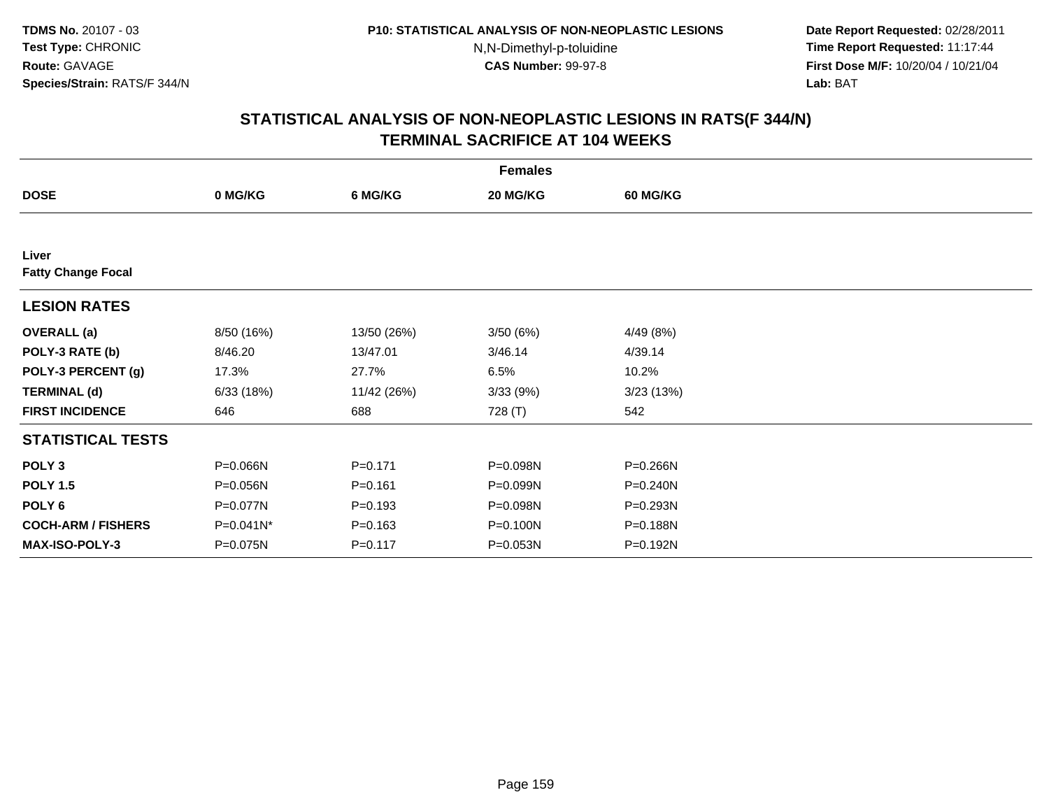**TDMS No.** 20107 - 03
**Test Type:** CHRONIC
**Route:** GAVAGE
**Species/Strain:** RATS/F 344/N

**P10: STATISTICAL ANALYSIS OF NON-NEOPLASTIC LESIONS**
N,N-Dimethyl-p-toluidine
**CAS Number:** 99-97-8

**Date Report Requested:** 02/28/2011
**Time Report Requested:** 11:17:44
**First Dose M/F:** 10/20/04 / 10/21/04
**Lab:** BAT

## STATISTICAL ANALYSIS OF NON-NEOPLASTIC LESIONS IN RATS(F 344/N)
## TERMINAL SACRIFICE AT 104 WEEKS

| | Females | | | |
|---|---|---|---|---|
| **DOSE** | **0 MG/KG** | **6 MG/KG** | **20 MG/KG** | **60 MG/KG** |
| **Liver** | | | | |
| **Fatty Change Focal** | | | | |
| **LESION RATES** | | | | |
| **OVERALL (a)** | 8/50 (16%) | 13/50 (26%) | 3/50 (6%) | 4/49 (8%) |
| **POLY-3 RATE (b)** | 8/46.20 | 13/47.01 | 3/46.14 | 4/39.14 |
| **POLY-3 PERCENT (g)** | 17.3% | 27.7% | 6.5% | 10.2% |
| **TERMINAL (d)** | 6/33 (18%) | 11/42 (26%) | 3/33 (9%) | 3/23 (13%) |
| **FIRST INCIDENCE** | 646 | 688 | 728 (T) | 542 |
| **STATISTICAL TESTS** | | | | |
| **POLY 3** | P=0.066N | P=0.171 | P=0.098N | P=0.266N |
| **POLY 1.5** | P=0.056N | P=0.161 | P=0.099N | P=0.240N |
| **POLY 6** | P=0.077N | P=0.193 | P=0.098N | P=0.293N |
| **COCH-ARM / FISHERS** | P=0.041N* | P=0.163 | P=0.100N | P=0.188N |
| **MAX-ISO-POLY-3** | P=0.075N | P=0.117 | P=0.053N | P=0.192N |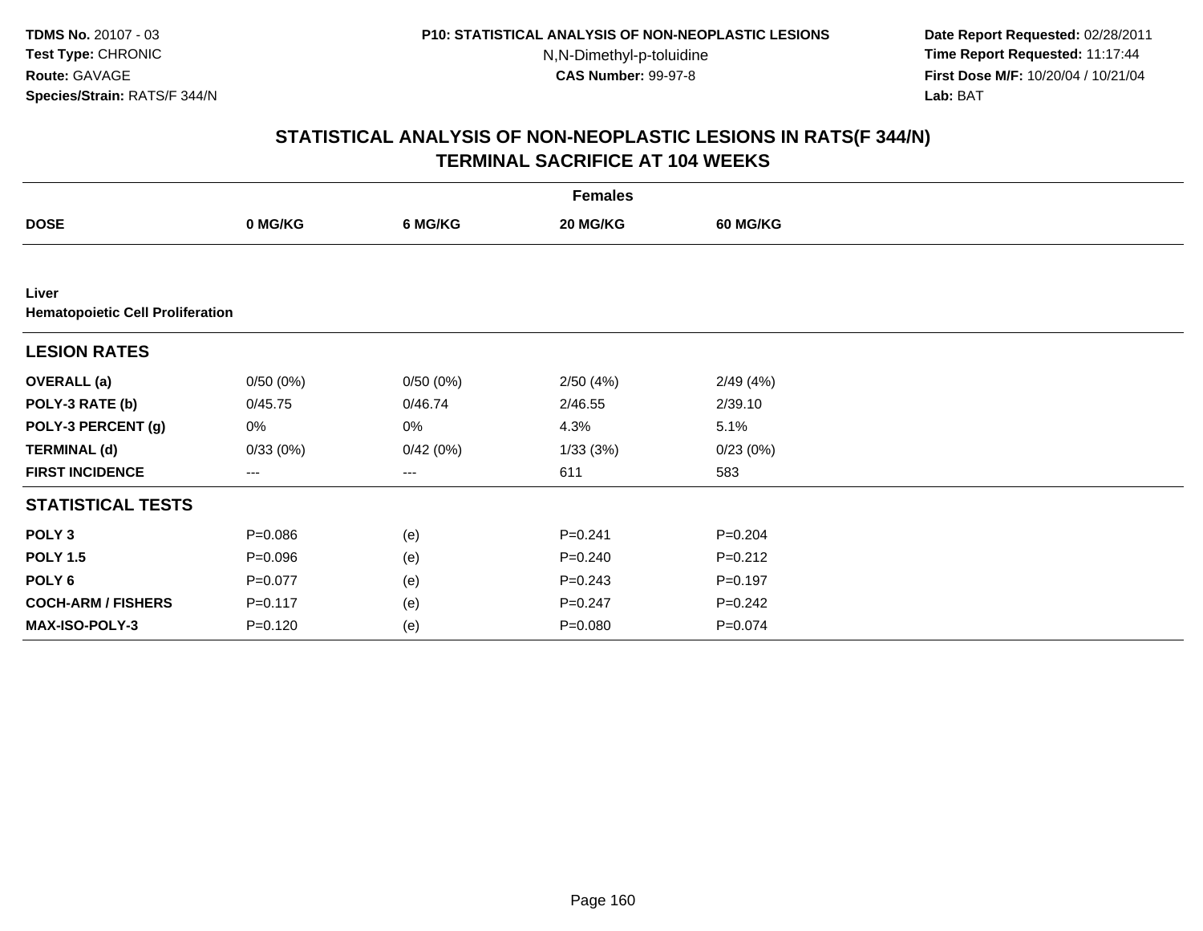**TDMS No.** 20107 - 03
**Test Type:** CHRONIC
**Route:** GAVAGE
**Species/Strain:** RATS/F 344/N

**P10: STATISTICAL ANALYSIS OF NON-NEOPLASTIC LESIONS**
N,N-Dimethyl-p-toluidine
**CAS Number:** 99-97-8

**Date Report Requested:** 02/28/2011
**Time Report Requested:** 11:17:44
**First Dose M/F:** 10/20/04 / 10/21/04
**Lab:** BAT

## STATISTICAL ANALYSIS OF NON-NEOPLASTIC LESIONS IN RATS(F 344/N) TERMINAL SACRIFICE AT 104 WEEKS

| Females | | | | |
|---|---|---|---|---|
| **DOSE** | **0 MG/KG** | **6 MG/KG** | **20 MG/KG** | **60 MG/KG** |
| **Liver** | | | | |
| **Hematopoietic Cell Proliferation** | | | | |
| **LESION RATES** | | | | |
| **OVERALL (a)** | 0/50 (0%) | 0/50 (0%) | 2/50 (4%) | 2/49 (4%) |
| **POLY-3 RATE (b)** | 0/45.75 | 0/46.74 | 2/46.55 | 2/39.10 |
| **POLY-3 PERCENT (g)** | 0% | 0% | 4.3% | 5.1% |
| **TERMINAL (d)** | 0/33 (0%) | 0/42 (0%) | 1/33 (3%) | 0/23 (0%) |
| **FIRST INCIDENCE** | --- | --- | 611 | 583 |
| **STATISTICAL TESTS** | | | | |
| **POLY 3** | P=0.086 | (e) | P=0.241 | P=0.204 |
| **POLY 1.5** | P=0.096 | (e) | P=0.240 | P=0.212 |
| **POLY 6** | P=0.077 | (e) | P=0.243 | P=0.197 |
| **COCH-ARM / FISHERS** | P=0.117 | (e) | P=0.247 | P=0.242 |
| **MAX-ISO-POLY-3** | P=0.120 | (e) | P=0.080 | P=0.074 |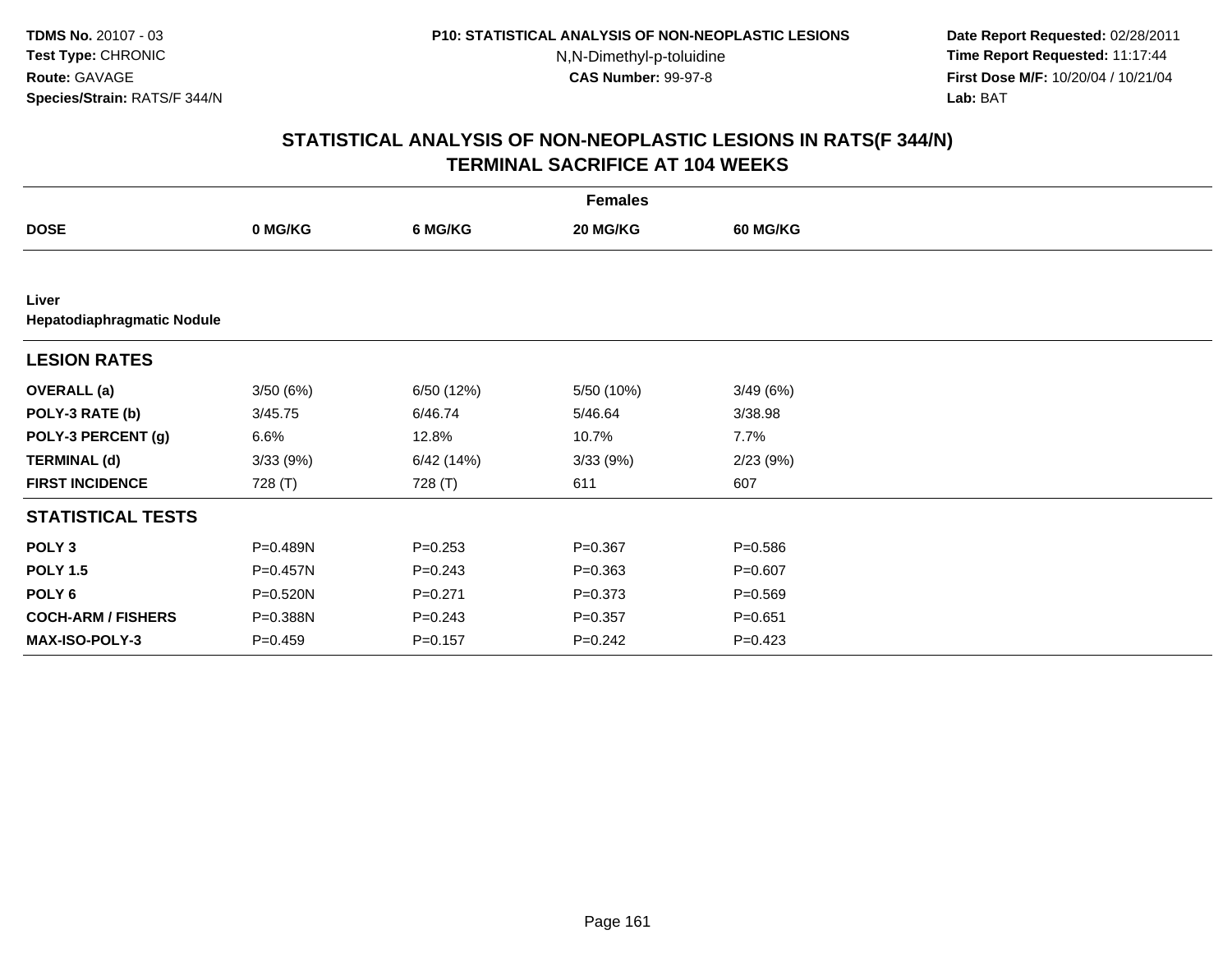TDMS No. 20107 - 03
Test Type: CHRONIC
Route: GAVAGE
Species/Strain: RATS/F 344/N

P10: STATISTICAL ANALYSIS OF NON-NEOPLASTIC LESIONS
N,N-Dimethyl-p-toluidine
CAS Number: 99-97-8

Date Report Requested: 02/28/2011
Time Report Requested: 11:17:44
First Dose M/F: 10/20/04 / 10/21/04
Lab: BAT

## STATISTICAL ANALYSIS OF NON-NEOPLASTIC LESIONS IN RATS(F 344/N)
## TERMINAL SACRIFICE AT 104 WEEKS

| | Females | | | |
|---|---|---|---|---|
| **DOSE** | **0 MG/KG** | **6 MG/KG** | **20 MG/KG** | **60 MG/KG** |
| **Liver** | | | | |
| **Hepatodiaphragmatic Nodule** | | | | |
| **LESION RATES** | | | | |
| **OVERALL (a)** | 3/50 (6%) | 6/50 (12%) | 5/50 (10%) | 3/49 (6%) |
| **POLY-3 RATE (b)** | 3/45.75 | 6/46.74 | 5/46.64 | 3/38.98 |
| **POLY-3 PERCENT (g)** | 6.6% | 12.8% | 10.7% | 7.7% |
| **TERMINAL (d)** | 3/33 (9%) | 6/42 (14%) | 3/33 (9%) | 2/23 (9%) |
| **FIRST INCIDENCE** | 728 (T) | 728 (T) | 611 | 607 |
| **STATISTICAL TESTS** | | | | |
| **POLY 3** | P=0.489N | P=0.253 | P=0.367 | P=0.586 |
| **POLY 1.5** | P=0.457N | P=0.243 | P=0.363 | P=0.607 |
| **POLY 6** | P=0.520N | P=0.271 | P=0.373 | P=0.569 |
| **COCH-ARM / FISHERS** | P=0.388N | P=0.243 | P=0.357 | P=0.651 |
| **MAX-ISO-POLY-3** | P=0.459 | P=0.157 | P=0.242 | P=0.423 |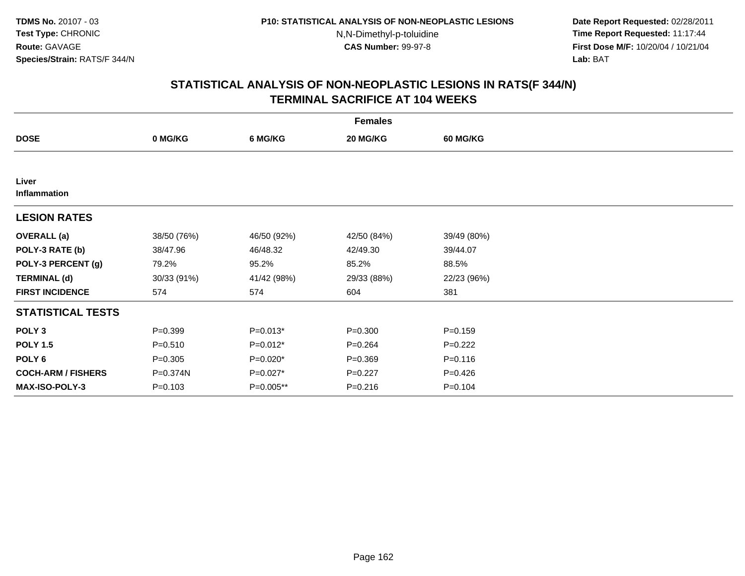TDMS No. 20107 - 03
Test Type: CHRONIC
Route: GAVAGE
Species/Strain: RATS/F 344/N

P10: STATISTICAL ANALYSIS OF NON-NEOPLASTIC LESIONS
N,N-Dimethyl-p-toluidine
CAS Number: 99-97-8

Date Report Requested: 02/28/2011
Time Report Requested: 11:17:44
First Dose M/F: 10/20/04 / 10/21/04
Lab: BAT

## STATISTICAL ANALYSIS OF NON-NEOPLASTIC LESIONS IN RATS(F 344/N)
## TERMINAL SACRIFICE AT 104 WEEKS

| | Females | | | |
|---|---|---|---|---|
| **DOSE** | **0 MG/KG** | **6 MG/KG** | **20 MG/KG** | **60 MG/KG** |
| **Liver** | | | | |
| **Inflammation** | | | | |
| **LESION RATES** | | | | |
| **OVERALL (a)** | 38/50 (76%) | 46/50 (92%) | 42/50 (84%) | 39/49 (80%) |
| **POLY-3 RATE (b)** | 38/47.96 | 46/48.32 | 42/49.30 | 39/44.07 |
| **POLY-3 PERCENT (g)** | 79.2% | 95.2% | 85.2% | 88.5% |
| **TERMINAL (d)** | 30/33 (91%) | 41/42 (98%) | 29/33 (88%) | 22/23 (96%) |
| **FIRST INCIDENCE** | 574 | 574 | 604 | 381 |
| **STATISTICAL TESTS** | | | | |
| **POLY 3** | P=0.399 | P=0.013* | P=0.300 | P=0.159 |
| **POLY 1.5** | P=0.510 | P=0.012* | P=0.264 | P=0.222 |
| **POLY 6** | P=0.305 | P=0.020* | P=0.369 | P=0.116 |
| **COCH-ARM / FISHERS** | P=0.374N | P=0.027* | P=0.227 | P=0.426 |
| **MAX-ISO-POLY-3** | P=0.103 | P=0.005** | P=0.216 | P=0.104 |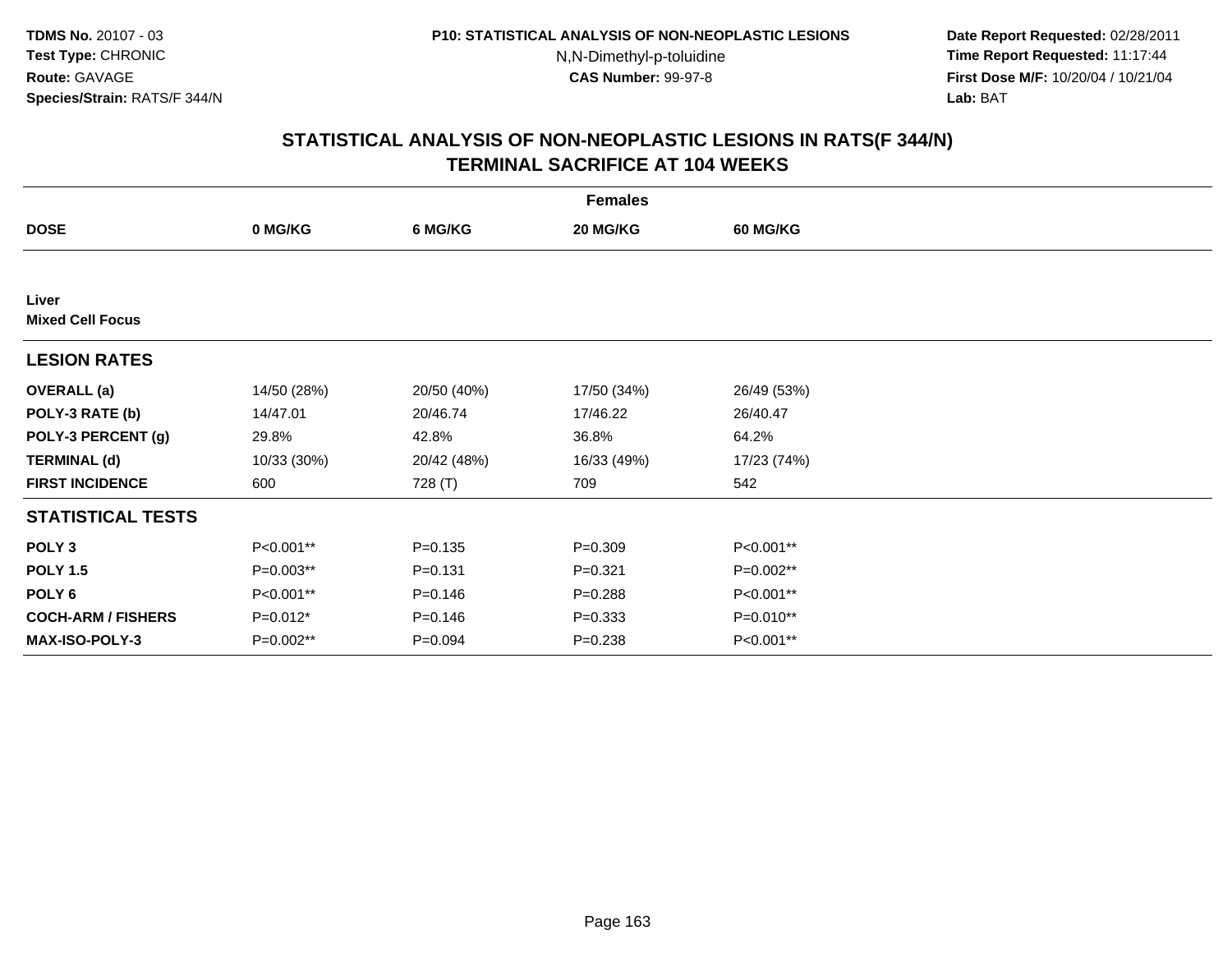TDMS No. 20107 - 03
Test Type: CHRONIC
Route: GAVAGE
Species/Strain: RATS/F 344/N

P10: STATISTICAL ANALYSIS OF NON-NEOPLASTIC LESIONS
N,N-Dimethyl-p-toluidine
CAS Number: 99-97-8

Date Report Requested: 02/28/2011
Time Report Requested: 11:17:44
First Dose M/F: 10/20/04 / 10/21/04
Lab: BAT

## STATISTICAL ANALYSIS OF NON-NEOPLASTIC LESIONS IN RATS(F 344/N)
## TERMINAL SACRIFICE AT 104 WEEKS

| | Females | | | |
|---|---|---|---|---|
| **DOSE** | **0 MG/KG** | **6 MG/KG** | **20 MG/KG** | **60 MG/KG** |
| **Liver** | | | | |
| **Mixed Cell Focus** | | | | |
| **LESION RATES** | | | | |
| **OVERALL (a)** | 14/50 (28%) | 20/50 (40%) | 17/50 (34%) | 26/49 (53%) |
| **POLY-3 RATE (b)** | 14/47.01 | 20/46.74 | 17/46.22 | 26/40.47 |
| **POLY-3 PERCENT (g)** | 29.8% | 42.8% | 36.8% | 64.2% |
| **TERMINAL (d)** | 10/33 (30%) | 20/42 (48%) | 16/33 (49%) | 17/23 (74%) |
| **FIRST INCIDENCE** | 600 | 728 (T) | 709 | 542 |
| **STATISTICAL TESTS** | | | | |
| **POLY 3** | P<0.001** | P=0.135 | P=0.309 | P<0.001** |
| **POLY 1.5** | P=0.003** | P=0.131 | P=0.321 | P=0.002** |
| **POLY 6** | P<0.001** | P=0.146 | P=0.288 | P<0.001** |
| **COCH-ARM / FISHERS** | P=0.012* | P=0.146 | P=0.333 | P=0.010** |
| **MAX-ISO-POLY-3** | P=0.002** | P=0.094 | P=0.238 | P<0.001** |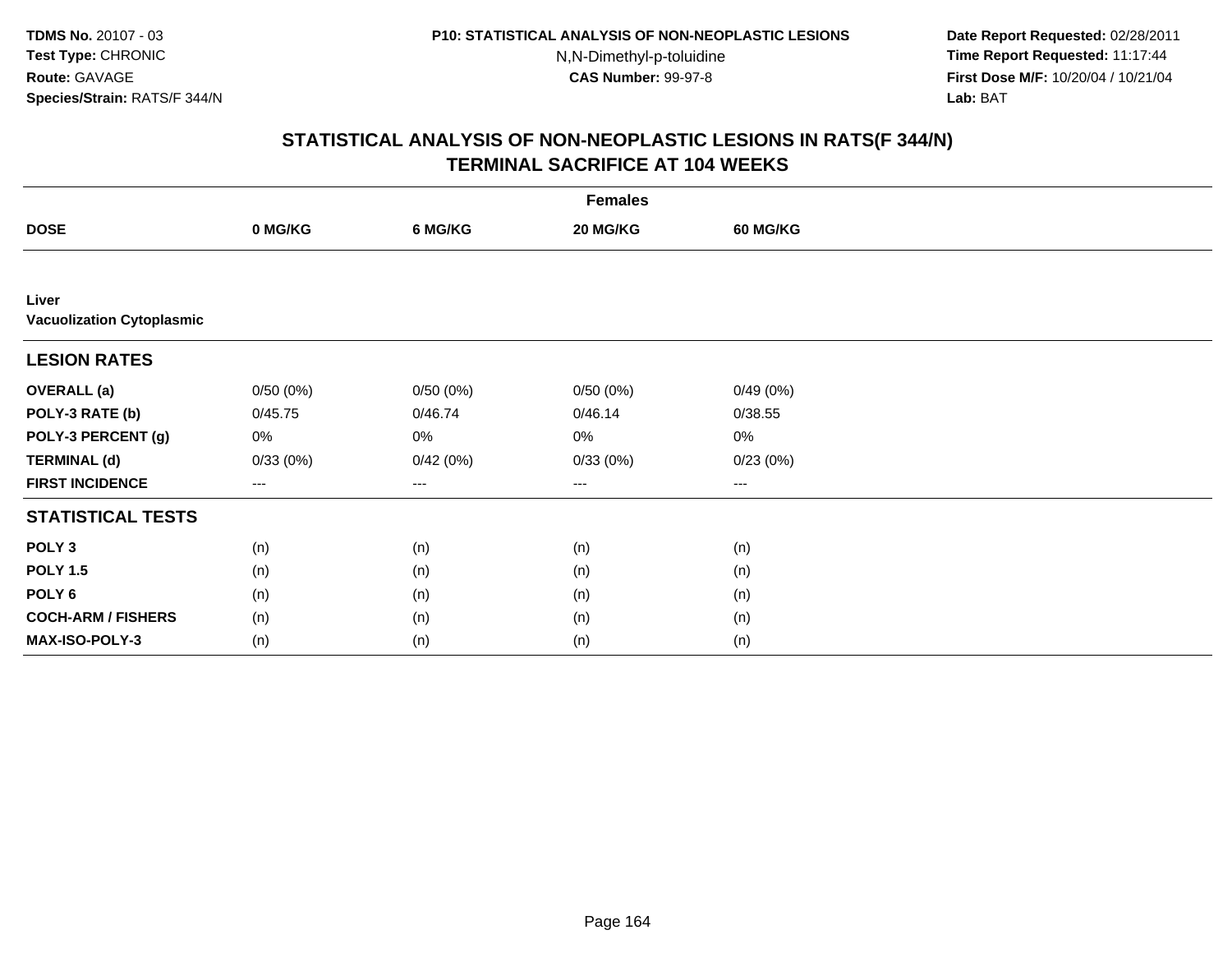**TDMS No.** 20107 - 03
**Test Type:** CHRONIC
**Route:** GAVAGE
**Species/Strain:** RATS/F 344/N

**P10: STATISTICAL ANALYSIS OF NON-NEOPLASTIC LESIONS**
N,N-Dimethyl-p-toluidine
**CAS Number:** 99-97-8

**Date Report Requested:** 02/28/2011
**Time Report Requested:** 11:17:44
**First Dose M/F:** 10/20/04 / 10/21/04
**Lab:** BAT

## STATISTICAL ANALYSIS OF NON-NEOPLASTIC LESIONS IN RATS(F 344/N) TERMINAL SACRIFICE AT 104 WEEKS

| | Females | | | |
|---|---|---|---|---|
| **DOSE** | **0 MG/KG** | **6 MG/KG** | **20 MG/KG** | **60 MG/KG** |
| **Liver** | | | | |
| **Vacuolization Cytoplasmic** | | | | |
| **LESION RATES** | | | | |
| **OVERALL (a)** | 0/50 (0%) | 0/50 (0%) | 0/50 (0%) | 0/49 (0%) |
| **POLY-3 RATE (b)** | 0/45.75 | 0/46.74 | 0/46.14 | 0/38.55 |
| **POLY-3 PERCENT (g)** | 0% | 0% | 0% | 0% |
| **TERMINAL (d)** | 0/33 (0%) | 0/42 (0%) | 0/33 (0%) | 0/23 (0%) |
| **FIRST INCIDENCE** | --- | --- | --- | --- |
| **STATISTICAL TESTS** | | | | |
| **POLY 3** | (n) | (n) | (n) | (n) |
| **POLY 1.5** | (n) | (n) | (n) | (n) |
| **POLY 6** | (n) | (n) | (n) | (n) |
| **COCH-ARM / FISHERS** | (n) | (n) | (n) | (n) |
| **MAX-ISO-POLY-3** | (n) | (n) | (n) | (n) |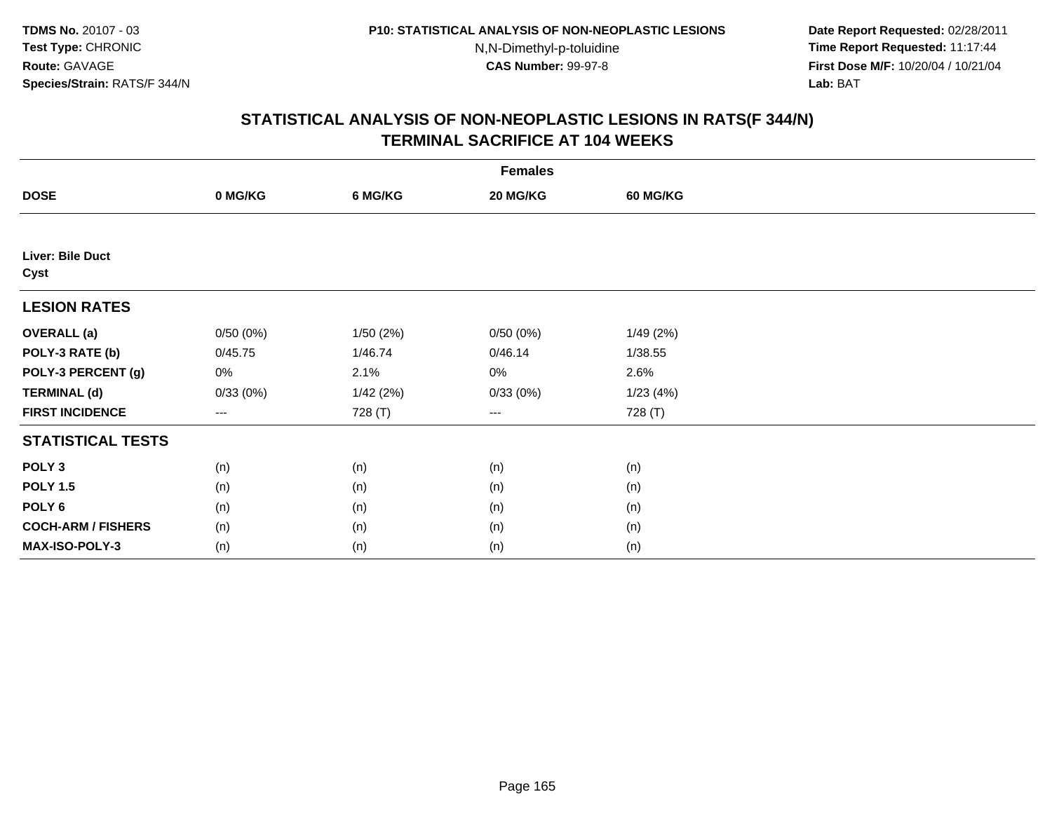**TDMS No.** 20107 - 03
**Test Type:** CHRONIC
**Route:** GAVAGE
**Species/Strain:** RATS/F 344/N

**P10: STATISTICAL ANALYSIS OF NON-NEOPLASTIC LESIONS**
N,N-Dimethyl-p-toluidine
**CAS Number:** 99-97-8

**Date Report Requested:** 02/28/2011
**Time Report Requested:** 11:17:44
**First Dose M/F:** 10/20/04 / 10/21/04
**Lab:** BAT

## STATISTICAL ANALYSIS OF NON-NEOPLASTIC LESIONS IN RATS(F 344/N)
## TERMINAL SACRIFICE AT 104 WEEKS

| | Females | | | |
|---|---|---|---|---|
| **DOSE** | **0 MG/KG** | **6 MG/KG** | **20 MG/KG** | **60 MG/KG** |
| **Liver: Bile Duct** **Cyst** | | | | |
| **LESION RATES** | | | | |
| **OVERALL (a)** | 0/50 (0%) | 1/50 (2%) | 0/50 (0%) | 1/49 (2%) |
| **POLY-3 RATE (b)** | 0/45.75 | 1/46.74 | 0/46.14 | 1/38.55 |
| **POLY-3 PERCENT (g)** | 0% | 2.1% | 0% | 2.6% |
| **TERMINAL (d)** | 0/33 (0%) | 1/42 (2%) | 0/33 (0%) | 1/23 (4%) |
| **FIRST INCIDENCE** | --- | 728 (T) | --- | 728 (T) |
| **STATISTICAL TESTS** | | | | |
| **POLY 3** | (n) | (n) | (n) | (n) |
| **POLY 1.5** | (n) | (n) | (n) | (n) |
| **POLY 6** | (n) | (n) | (n) | (n) |
| **COCH-ARM / FISHERS** | (n) | (n) | (n) | (n) |
| **MAX-ISO-POLY-3** | (n) | (n) | (n) | (n) |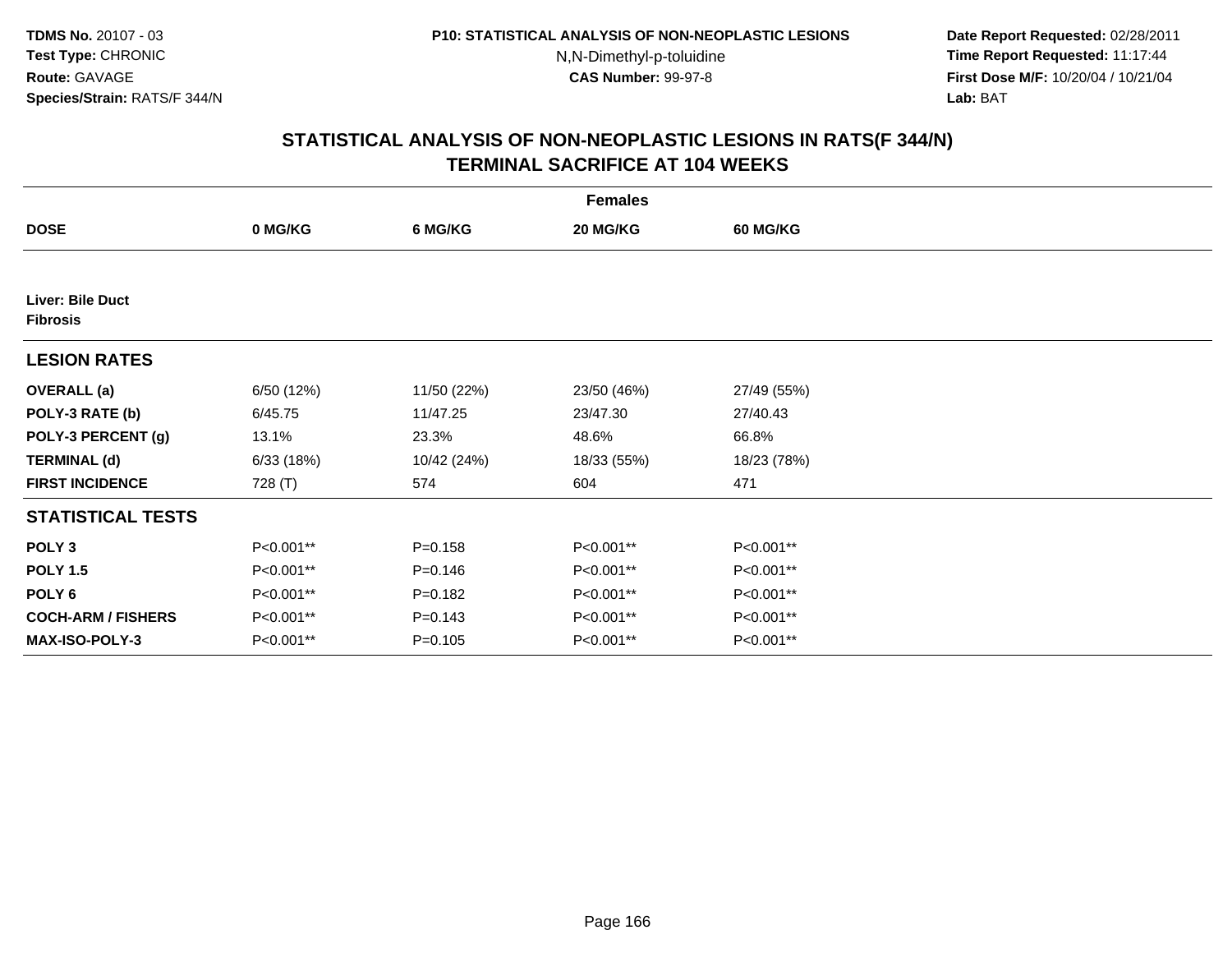# STATISTICAL ANALYSIS OF NON-NEOPLASTIC LESIONS IN RATS(F 344/N)
## TERMINAL SACRIFICE AT 104 WEEKS

| Females | | | | |
|---|---|---|---|---|
| **DOSE** | **0 MG/KG** | **6 MG/KG** | **20 MG/KG** | **60 MG/KG** |
| **Liver: Bile Duct Fibrosis** | | | | |
| **LESION RATES** | | | | |
| **OVERALL (a)** | 6/50 (12%) | 11/50 (22%) | 23/50 (46%) | 27/49 (55%) |
| **POLY-3 RATE (b)** | 6/45.75 | 11/47.25 | 23/47.30 | 27/40.43 |
| **POLY-3 PERCENT (g)** | 13.1% | 23.3% | 48.6% | 66.8% |
| **TERMINAL (d)** | 6/33 (18%) | 10/42 (24%) | 18/33 (55%) | 18/23 (78%) |
| **FIRST INCIDENCE** | 728 (T) | 574 | 604 | 471 |
| **STATISTICAL TESTS** | | | | |
| **POLY 3** | P<0.001** | P=0.158 | P<0.001** | P<0.001** |
| **POLY 1.5** | P<0.001** | P=0.146 | P<0.001** | P<0.001** |
| **POLY 6** | P<0.001** | P=0.182 | P<0.001** | P<0.001** |
| **COCH-ARM / FISHERS** | P<0.001** | P=0.143 | P<0.001** | P<0.001** |
| **MAX-ISO-POLY-3** | P<0.001** | P=0.105 | P<0.001** | P<0.001** |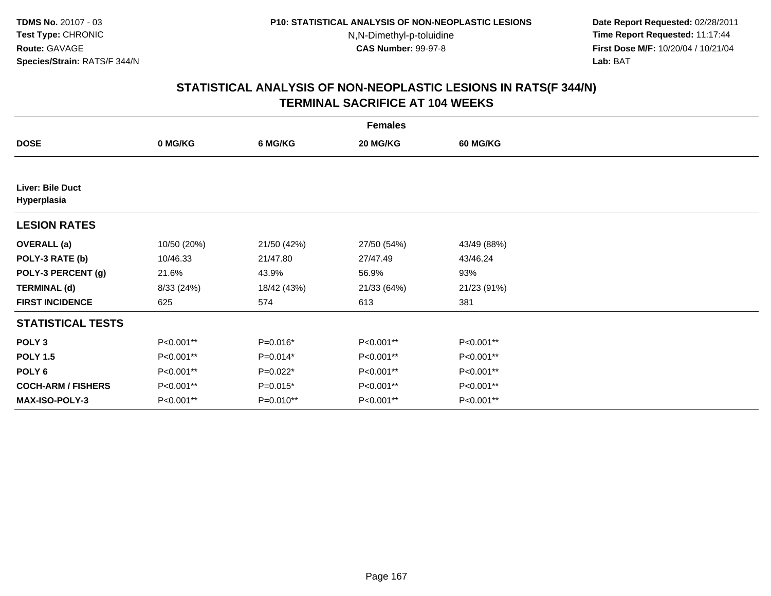**TDMS No.** 20107 - 03
**Test Type:** CHRONIC
**Route:** GAVAGE
**Species/Strain:** RATS/F 344/N

**P10: STATISTICAL ANALYSIS OF NON-NEOPLASTIC LESIONS**
N,N-Dimethyl-p-toluidine
**CAS Number:** 99-97-8

**Date Report Requested:** 02/28/2011
**Time Report Requested:** 11:17:44
**First Dose M/F:** 10/20/04 / 10/21/04
**Lab:** BAT

## STATISTICAL ANALYSIS OF NON-NEOPLASTIC LESIONS IN RATS(F 344/N) TERMINAL SACRIFICE AT 104 WEEKS

| | Females | | | |
|---|---|---|---|---|
| **DOSE** | **0 MG/KG** | **6 MG/KG** | **20 MG/KG** | **60 MG/KG** |
| **Liver: Bile Duct Hyperplasia** | | | | |
| **LESION RATES** | | | | |
| **OVERALL (a)** | 10/50 (20%) | 21/50 (42%) | 27/50 (54%) | 43/49 (88%) |
| **POLY-3 RATE (b)** | 10/46.33 | 21/47.80 | 27/47.49 | 43/46.24 |
| **POLY-3 PERCENT (g)** | 21.6% | 43.9% | 56.9% | 93% |
| **TERMINAL (d)** | 8/33 (24%) | 18/42 (43%) | 21/33 (64%) | 21/23 (91%) |
| **FIRST INCIDENCE** | 625 | 574 | 613 | 381 |
| **STATISTICAL TESTS** | | | | |
| **POLY 3** | P<0.001** | P=0.016* | P<0.001** | P<0.001** |
| **POLY 1.5** | P<0.001** | P=0.014* | P<0.001** | P<0.001** |
| **POLY 6** | P<0.001** | P=0.022* | P<0.001** | P<0.001** |
| **COCH-ARM / FISHERS** | P<0.001** | P=0.015* | P<0.001** | P<0.001** |
| **MAX-ISO-POLY-3** | P<0.001** | P=0.010** | P<0.001** | P<0.001** |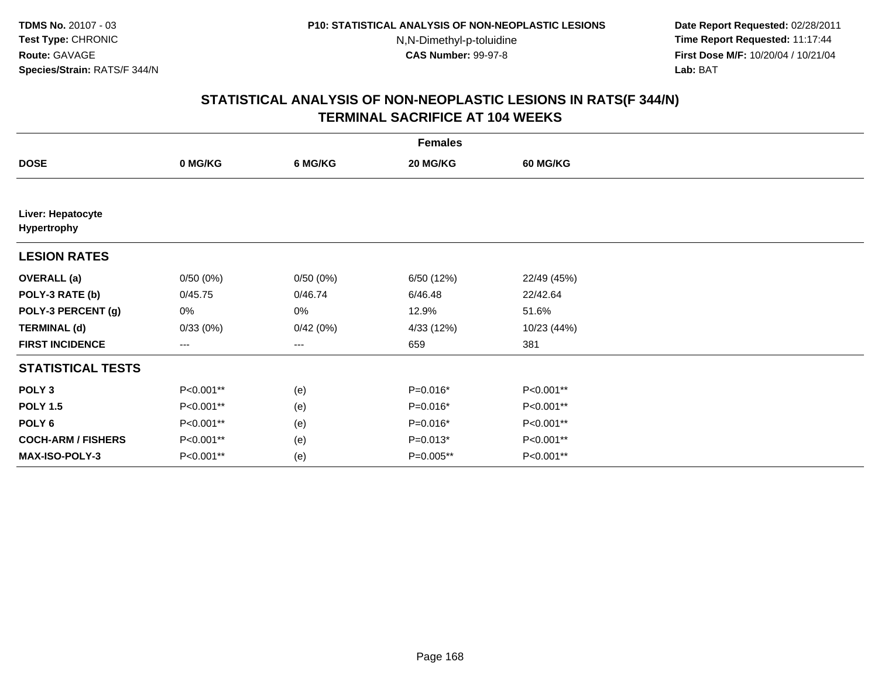**TDMS No.** 20107 - 03
**Test Type:** CHRONIC
**Route:** GAVAGE
**Species/Strain:** RATS/F 344/N

**P10: STATISTICAL ANALYSIS OF NON-NEOPLASTIC LESIONS**
N,N-Dimethyl-p-toluidine
**CAS Number:** 99-97-8

**Date Report Requested:** 02/28/2011
**Time Report Requested:** 11:17:44
**First Dose M/F:** 10/20/04 / 10/21/04
**Lab:** BAT

## STATISTICAL ANALYSIS OF NON-NEOPLASTIC LESIONS IN RATS(F 344/N)
## TERMINAL SACRIFICE AT 104 WEEKS

| | Females | | | |
|---|---|---|---|---|
| **DOSE** | **0 MG/KG** | **6 MG/KG** | **20 MG/KG** | **60 MG/KG** |
| **Liver: Hepatocyte Hypertrophy** | | | | |
| **LESION RATES** | | | | |
| **OVERALL (a)** | 0/50 (0%) | 0/50 (0%) | 6/50 (12%) | 22/49 (45%) |
| **POLY-3 RATE (b)** | 0/45.75 | 0/46.74 | 6/46.48 | 22/42.64 |
| **POLY-3 PERCENT (g)** | 0% | 0% | 12.9% | 51.6% |
| **TERMINAL (d)** | 0/33 (0%) | 0/42 (0%) | 4/33 (12%) | 10/23 (44%) |
| **FIRST INCIDENCE** | --- | --- | 659 | 381 |
| **STATISTICAL TESTS** | | | | |
| **POLY 3** | P<0.001** | (e) | P=0.016* | P<0.001** |
| **POLY 1.5** | P<0.001** | (e) | P=0.016* | P<0.001** |
| **POLY 6** | P<0.001** | (e) | P=0.016* | P<0.001** |
| **COCH-ARM / FISHERS** | P<0.001** | (e) | P=0.013* | P<0.001** |
| **MAX-ISO-POLY-3** | P<0.001** | (e) | P=0.005** | P<0.001** |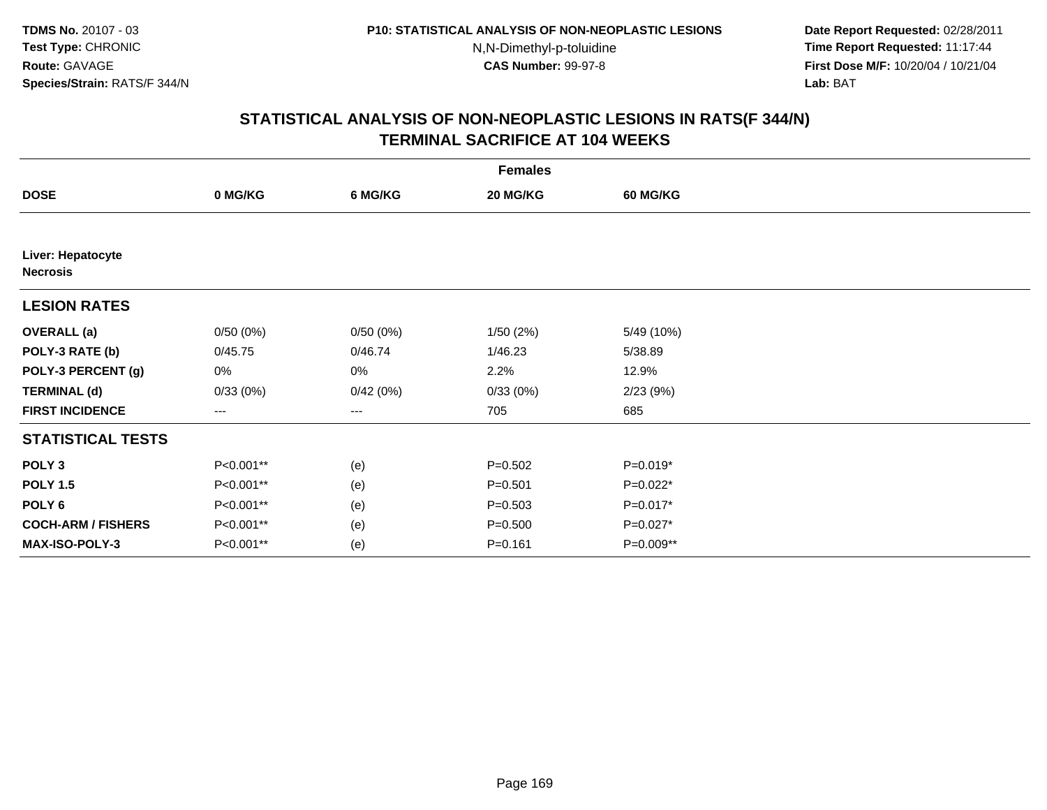## STATISTICAL ANALYSIS OF NON-NEOPLASTIC LESIONS IN RATS(F 344/N)
## TERMINAL SACRIFICE AT 104 WEEKS

| | Females | | | |
|---|---|---|---|---|
| **DOSE** | **0 MG/KG** | **6 MG/KG** | **20 MG/KG** | **60 MG/KG** |
| **Liver: Hepatocyte Necrosis** | | | | |
| **LESION RATES** | | | | |
| **OVERALL (a)** | 0/50 (0%) | 0/50 (0%) | 1/50 (2%) | 5/49 (10%) |
| **POLY-3 RATE (b)** | 0/45.75 | 0/46.74 | 1/46.23 | 5/38.89 |
| **POLY-3 PERCENT (g)** | 0% | 0% | 2.2% | 12.9% |
| **TERMINAL (d)** | 0/33 (0%) | 0/42 (0%) | 0/33 (0%) | 2/23 (9%) |
| **FIRST INCIDENCE** | --- | --- | 705 | 685 |
| **STATISTICAL TESTS** | | | | |
| **POLY 3** | P<0.001** | (e) | P=0.502 | P=0.019* |
| **POLY 1.5** | P<0.001** | (e) | P=0.501 | P=0.022* |
| **POLY 6** | P<0.001** | (e) | P=0.503 | P=0.017* |
| **COCH-ARM / FISHERS** | P<0.001** | (e) | P=0.500 | P=0.027* |
| **MAX-ISO-POLY-3** | P<0.001** | (e) | P=0.161 | P=0.009** |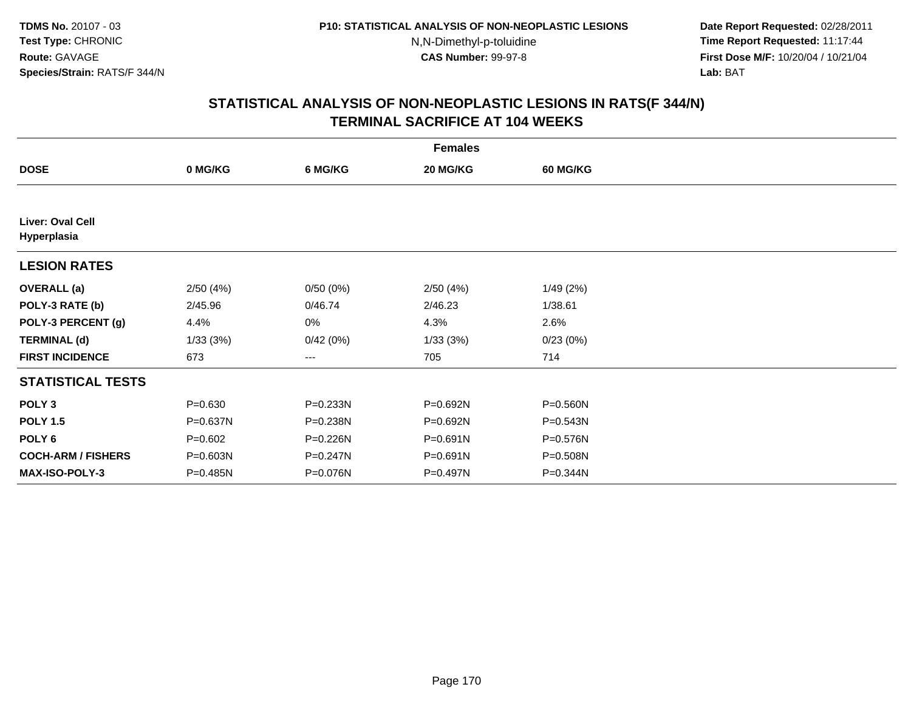**TDMS No.** 20107 - 03
**Test Type:** CHRONIC
**Route:** GAVAGE
**Species/Strain:** RATS/F 344/N

**P10: STATISTICAL ANALYSIS OF NON-NEOPLASTIC LESIONS**
N,N-Dimethyl-p-toluidine
**CAS Number:** 99-97-8

**Date Report Requested:** 02/28/2011
**Time Report Requested:** 11:17:44
**First Dose M/F:** 10/20/04 / 10/21/04
**Lab:** BAT

## STATISTICAL ANALYSIS OF NON-NEOPLASTIC LESIONS IN RATS(F 344/N) TERMINAL SACRIFICE AT 104 WEEKS

| | Females | | | |
|---|---|---|---|---|
| **DOSE** | **0 MG/KG** | **6 MG/KG** | **20 MG/KG** | **60 MG/KG** |
| **Liver: Oval Cell Hyperplasia** | | | | |
| **LESION RATES** | | | | |
| **OVERALL (a)** | 2/50 (4%) | 0/50 (0%) | 2/50 (4%) | 1/49 (2%) |
| **POLY-3 RATE (b)** | 2/45.96 | 0/46.74 | 2/46.23 | 1/38.61 |
| **POLY-3 PERCENT (g)** | 4.4% | 0% | 4.3% | 2.6% |
| **TERMINAL (d)** | 1/33 (3%) | 0/42 (0%) | 1/33 (3%) | 0/23 (0%) |
| **FIRST INCIDENCE** | 673 | --- | 705 | 714 |
| **STATISTICAL TESTS** | | | | |
| **POLY 3** | P=0.630 | P=0.233N | P=0.692N | P=0.560N |
| **POLY 1.5** | P=0.637N | P=0.238N | P=0.692N | P=0.543N |
| **POLY 6** | P=0.602 | P=0.226N | P=0.691N | P=0.576N |
| **COCH-ARM / FISHERS** | P=0.603N | P=0.247N | P=0.691N | P=0.508N |
| **MAX-ISO-POLY-3** | P=0.485N | P=0.076N | P=0.497N | P=0.344N |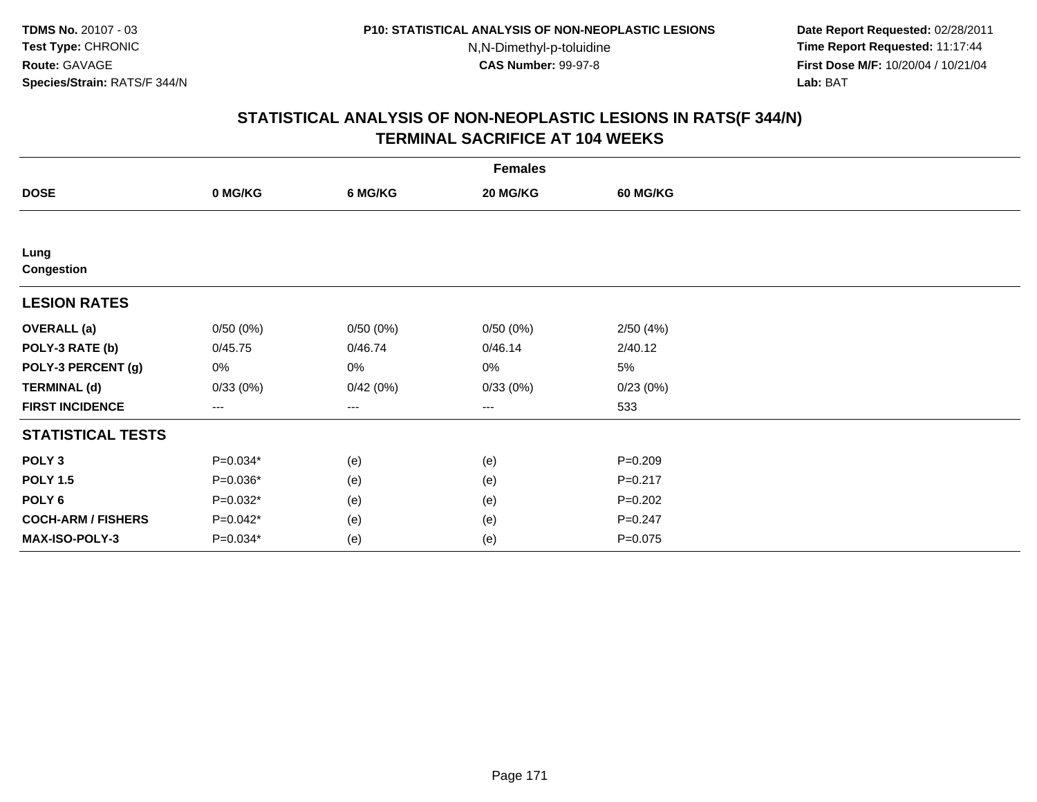**TDMS No.** 20107 - 03
**Test Type:** CHRONIC
**Route:** GAVAGE
**Species/Strain:** RATS/F 344/N

**P10: STATISTICAL ANALYSIS OF NON-NEOPLASTIC LESIONS**
N,N-Dimethyl-p-toluidine
**CAS Number:** 99-97-8

**Date Report Requested:** 02/28/2011
**Time Report Requested:** 11:17:44
**First Dose M/F:** 10/20/04 / 10/21/04
**Lab:** BAT

## STATISTICAL ANALYSIS OF NON-NEOPLASTIC LESIONS IN RATS(F 344/N) TERMINAL SACRIFICE AT 104 WEEKS

| | Females | | | |
|---|---|---|---|---|
| **DOSE** | **0 MG/KG** | **6 MG/KG** | **20 MG/KG** | **60 MG/KG** |
| **Lung** | | | | |
| **Congestion** | | | | |
| **LESION RATES** | | | | |
| **OVERALL (a)** | 0/50 (0%) | 0/50 (0%) | 0/50 (0%) | 2/50 (4%) |
| **POLY-3 RATE (b)** | 0/45.75 | 0/46.74 | 0/46.14 | 2/40.12 |
| **POLY-3 PERCENT (g)** | 0% | 0% | 0% | 5% |
| **TERMINAL (d)** | 0/33 (0%) | 0/42 (0%) | 0/33 (0%) | 0/23 (0%) |
| **FIRST INCIDENCE** | --- | --- | --- | 533 |
| **STATISTICAL TESTS** | | | | |
| **POLY 3** | P=0.034* | (e) | (e) | P=0.209 |
| **POLY 1.5** | P=0.036* | (e) | (e) | P=0.217 |
| **POLY 6** | P=0.032* | (e) | (e) | P=0.202 |
| **COCH-ARM / FISHERS** | P=0.042* | (e) | (e) | P=0.247 |
| **MAX-ISO-POLY-3** | P=0.034* | (e) | (e) | P=0.075 |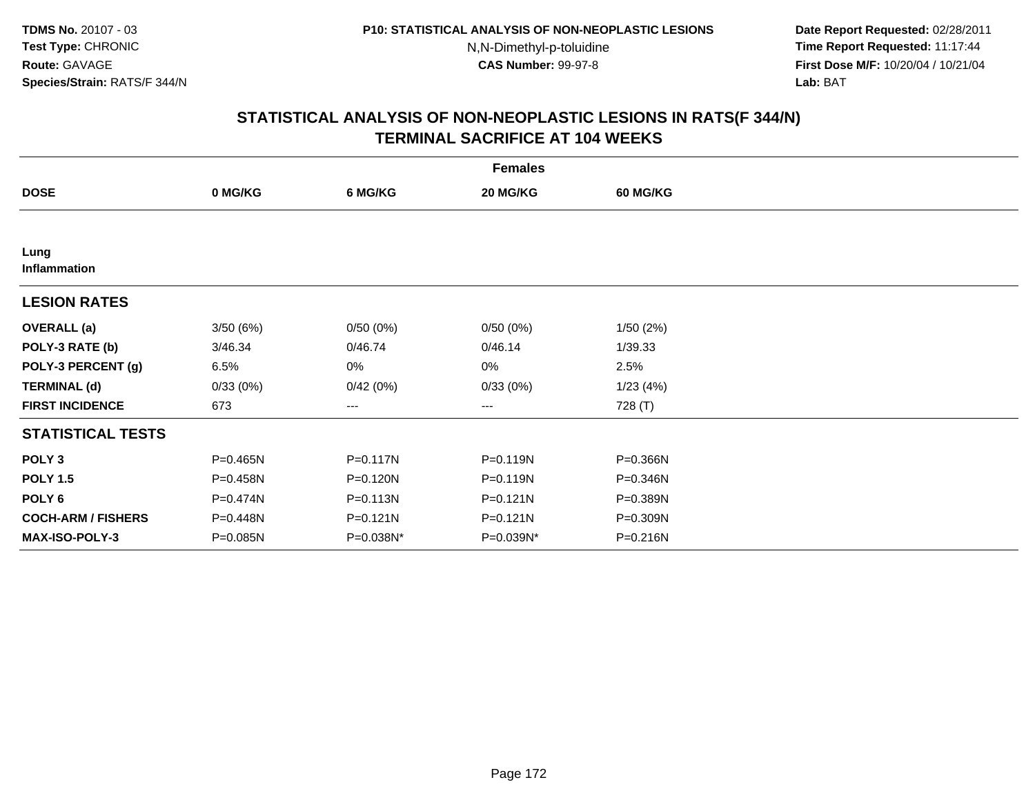**TDMS No.** 20107 - 03
**Test Type:** CHRONIC
**Route:** GAVAGE
**Species/Strain:** RATS/F 344/N

**P10: STATISTICAL ANALYSIS OF NON-NEOPLASTIC LESIONS**
N,N-Dimethyl-p-toluidine
**CAS Number:** 99-97-8

**Date Report Requested:** 02/28/2011
**Time Report Requested:** 11:17:44
**First Dose M/F:** 10/20/04 / 10/21/04
**Lab:** BAT

## STATISTICAL ANALYSIS OF NON-NEOPLASTIC LESIONS IN RATS(F 344/N) TERMINAL SACRIFICE AT 104 WEEKS

| | Females | | | |
|---|---|---|---|---|
| **DOSE** | **0 MG/KG** | **6 MG/KG** | **20 MG/KG** | **60 MG/KG** |
| **Lung** | | | | |
| **Inflammation** | | | | |
| **LESION RATES** | | | | |
| **OVERALL (a)** | 3/50 (6%) | 0/50 (0%) | 0/50 (0%) | 1/50 (2%) |
| **POLY-3 RATE (b)** | 3/46.34 | 0/46.74 | 0/46.14 | 1/39.33 |
| **POLY-3 PERCENT (g)** | 6.5% | 0% | 0% | 2.5% |
| **TERMINAL (d)** | 0/33 (0%) | 0/42 (0%) | 0/33 (0%) | 1/23 (4%) |
| **FIRST INCIDENCE** | 673 | --- | --- | 728 (T) |
| **STATISTICAL TESTS** | | | | |
| **POLY 3** | P=0.465N | P=0.117N | P=0.119N | P=0.366N |
| **POLY 1.5** | P=0.458N | P=0.120N | P=0.119N | P=0.346N |
| **POLY 6** | P=0.474N | P=0.113N | P=0.121N | P=0.389N |
| **COCH-ARM / FISHERS** | P=0.448N | P=0.121N | P=0.121N | P=0.309N |
| **MAX-ISO-POLY-3** | P=0.085N | P=0.038N* | P=0.039N* | P=0.216N |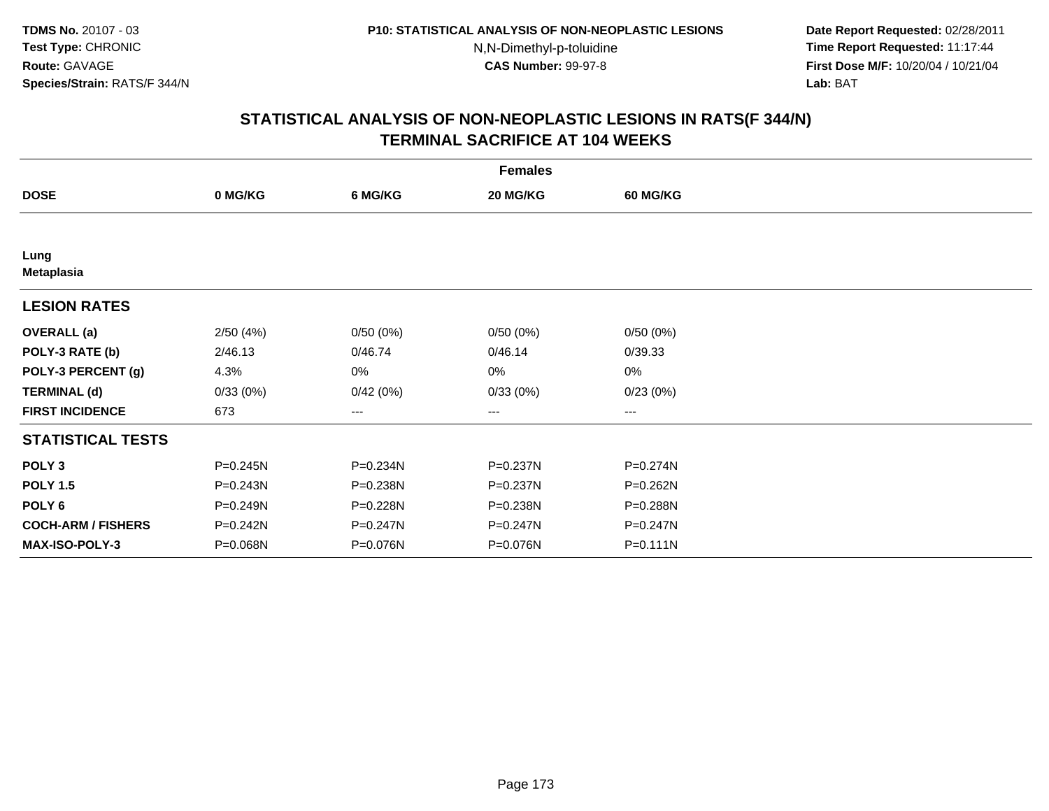TDMS No. 20107 - 03
Test Type: CHRONIC
Route: GAVAGE
Species/Strain: RATS/F 344/N

P10: STATISTICAL ANALYSIS OF NON-NEOPLASTIC LESIONS
N,N-Dimethyl-p-toluidine
CAS Number: 99-97-8

Date Report Requested: 02/28/2011
Time Report Requested: 11:17:44
First Dose M/F: 10/20/04 / 10/21/04
Lab: BAT

## STATISTICAL ANALYSIS OF NON-NEOPLASTIC LESIONS IN RATS(F 344/N)
## TERMINAL SACRIFICE AT 104 WEEKS

| | Females | | | |
|---|---|---|---|---|
| DOSE | 0 MG/KG | 6 MG/KG | 20 MG/KG | 60 MG/KG |
| **Lung** | | | | |
| **Metaplasia** | | | | |
| **LESION RATES** | | | | |
| OVERALL (a) | 2/50 (4%) | 0/50 (0%) | 0/50 (0%) | 0/50 (0%) |
| POLY-3 RATE (b) | 2/46.13 | 0/46.74 | 0/46.14 | 0/39.33 |
| POLY-3 PERCENT (g) | 4.3% | 0% | 0% | 0% |
| TERMINAL (d) | 0/33 (0%) | 0/42 (0%) | 0/33 (0%) | 0/23 (0%) |
| FIRST INCIDENCE | 673 | --- | --- | --- |
| **STATISTICAL TESTS** | | | | |
| POLY 3 | P=0.245N | P=0.234N | P=0.237N | P=0.274N |
| POLY 1.5 | P=0.243N | P=0.238N | P=0.237N | P=0.262N |
| POLY 6 | P=0.249N | P=0.228N | P=0.238N | P=0.288N |
| COCH-ARM / FISHERS | P=0.242N | P=0.247N | P=0.247N | P=0.247N |
| MAX-ISO-POLY-3 | P=0.068N | P=0.076N | P=0.076N | P=0.111N |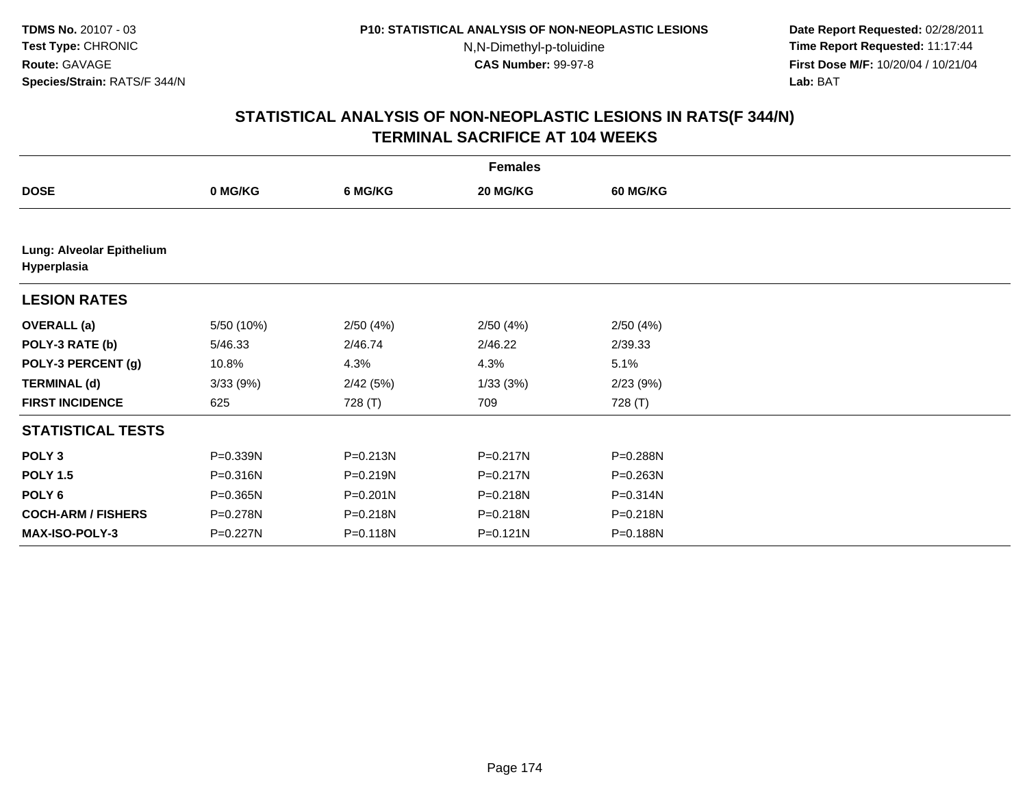TDMS No. 20107 - 03
Test Type: CHRONIC
Route: GAVAGE
Species/Strain: RATS/F 344/N

P10: STATISTICAL ANALYSIS OF NON-NEOPLASTIC LESIONS
N,N-Dimethyl-p-toluidine
CAS Number: 99-97-8

Date Report Requested: 02/28/2011
Time Report Requested: 11:17:44
First Dose M/F: 10/20/04 / 10/21/04
Lab: BAT

## STATISTICAL ANALYSIS OF NON-NEOPLASTIC LESIONS IN RATS(F 344/N)
## TERMINAL SACRIFICE AT 104 WEEKS

| | Females | | | |
|---|---|---|---|---|
| **DOSE** | **0 MG/KG** | **6 MG/KG** | **20 MG/KG** | **60 MG/KG** |
| **Lung: Alveolar Epithelium Hyperplasia** | | | | |
| **LESION RATES** | | | | |
| **OVERALL (a)** | 5/50 (10%) | 2/50 (4%) | 2/50 (4%) | 2/50 (4%) |
| **POLY-3 RATE (b)** | 5/46.33 | 2/46.74 | 2/46.22 | 2/39.33 |
| **POLY-3 PERCENT (g)** | 10.8% | 4.3% | 4.3% | 5.1% |
| **TERMINAL (d)** | 3/33 (9%) | 2/42 (5%) | 1/33 (3%) | 2/23 (9%) |
| **FIRST INCIDENCE** | 625 | 728 (T) | 709 | 728 (T) |
| **STATISTICAL TESTS** | | | | |
| **POLY 3** | P=0.339N | P=0.213N | P=0.217N | P=0.288N |
| **POLY 1.5** | P=0.316N | P=0.219N | P=0.217N | P=0.263N |
| **POLY 6** | P=0.365N | P=0.201N | P=0.218N | P=0.314N |
| **COCH-ARM / FISHERS** | P=0.278N | P=0.218N | P=0.218N | P=0.218N |
| **MAX-ISO-POLY-3** | P=0.227N | P=0.118N | P=0.121N | P=0.188N |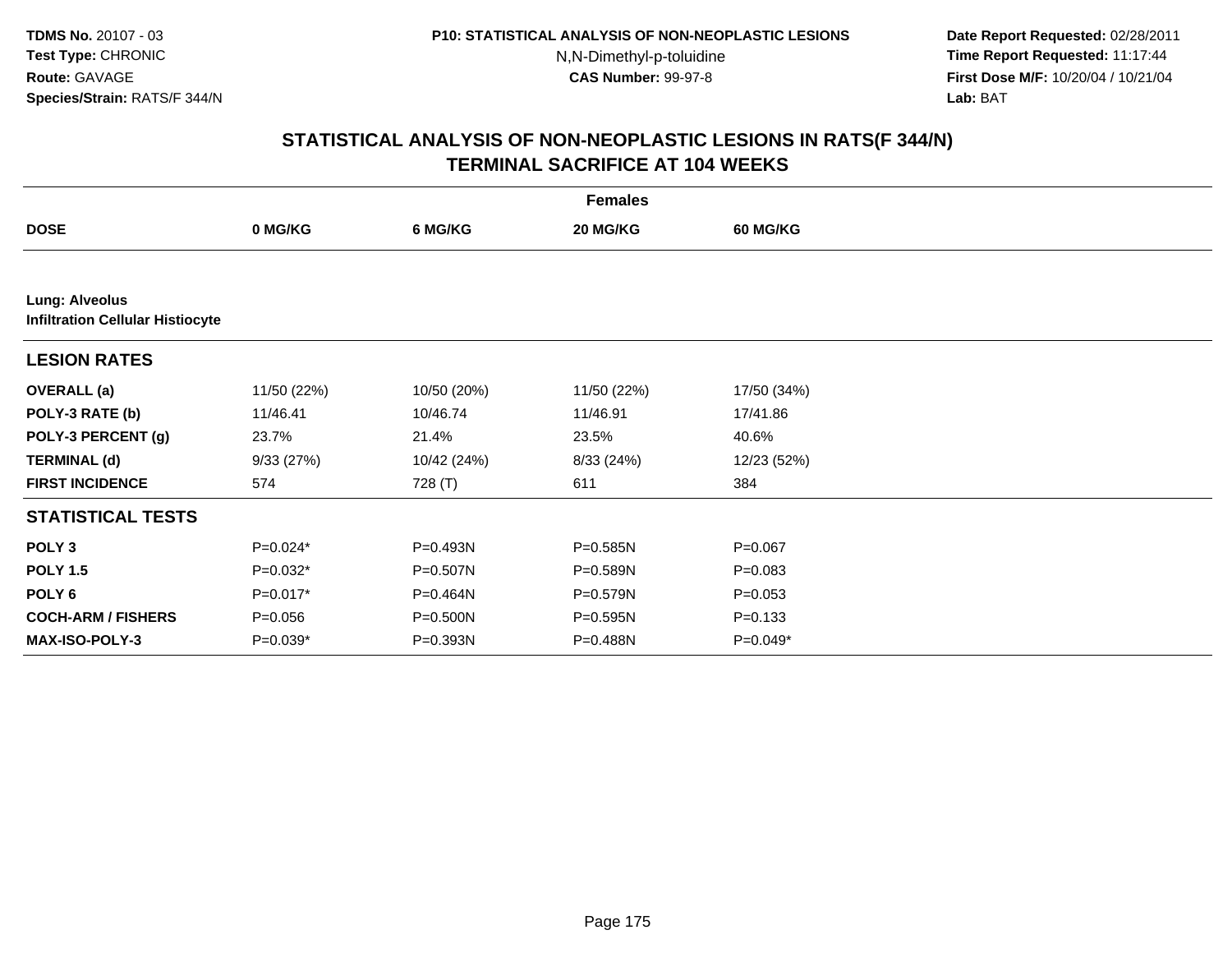TDMS No. 20107 - 03
Test Type: CHRONIC
Route: GAVAGE
Species/Strain: RATS/F 344/N

P10: STATISTICAL ANALYSIS OF NON-NEOPLASTIC LESIONS
N,N-Dimethyl-p-toluidine
CAS Number: 99-97-8

Date Report Requested: 02/28/2011
Time Report Requested: 11:17:44
First Dose M/F: 10/20/04 / 10/21/04
Lab: BAT

## STATISTICAL ANALYSIS OF NON-NEOPLASTIC LESIONS IN RATS(F 344/N) TERMINAL SACRIFICE AT 104 WEEKS

| Females | | | | |
|---|---|---|---|---|
| **DOSE** | **0 MG/KG** | **6 MG/KG** | **20 MG/KG** | **60 MG/KG** |
| **Lung: Alveolus** **Infiltration Cellular Histiocyte** | | | | |
| **LESION RATES** | | | | |
| **OVERALL (a)** | 11/50 (22%) | 10/50 (20%) | 11/50 (22%) | 17/50 (34%) |
| **POLY-3 RATE (b)** | 11/46.41 | 10/46.74 | 11/46.91 | 17/41.86 |
| **POLY-3 PERCENT (g)** | 23.7% | 21.4% | 23.5% | 40.6% |
| **TERMINAL (d)** | 9/33 (27%) | 10/42 (24%) | 8/33 (24%) | 12/23 (52%) |
| **FIRST INCIDENCE** | 574 | 728 (T) | 611 | 384 |
| **STATISTICAL TESTS** | | | | |
| **POLY 3** | P=0.024* | P=0.493N | P=0.585N | P=0.067 |
| **POLY 1.5** | P=0.032* | P=0.507N | P=0.589N | P=0.083 |
| **POLY 6** | P=0.017* | P=0.464N | P=0.579N | P=0.053 |
| **COCH-ARM / FISHERS** | P=0.056 | P=0.500N | P=0.595N | P=0.133 |
| **MAX-ISO-POLY-3** | P=0.039* | P=0.393N | P=0.488N | P=0.049* |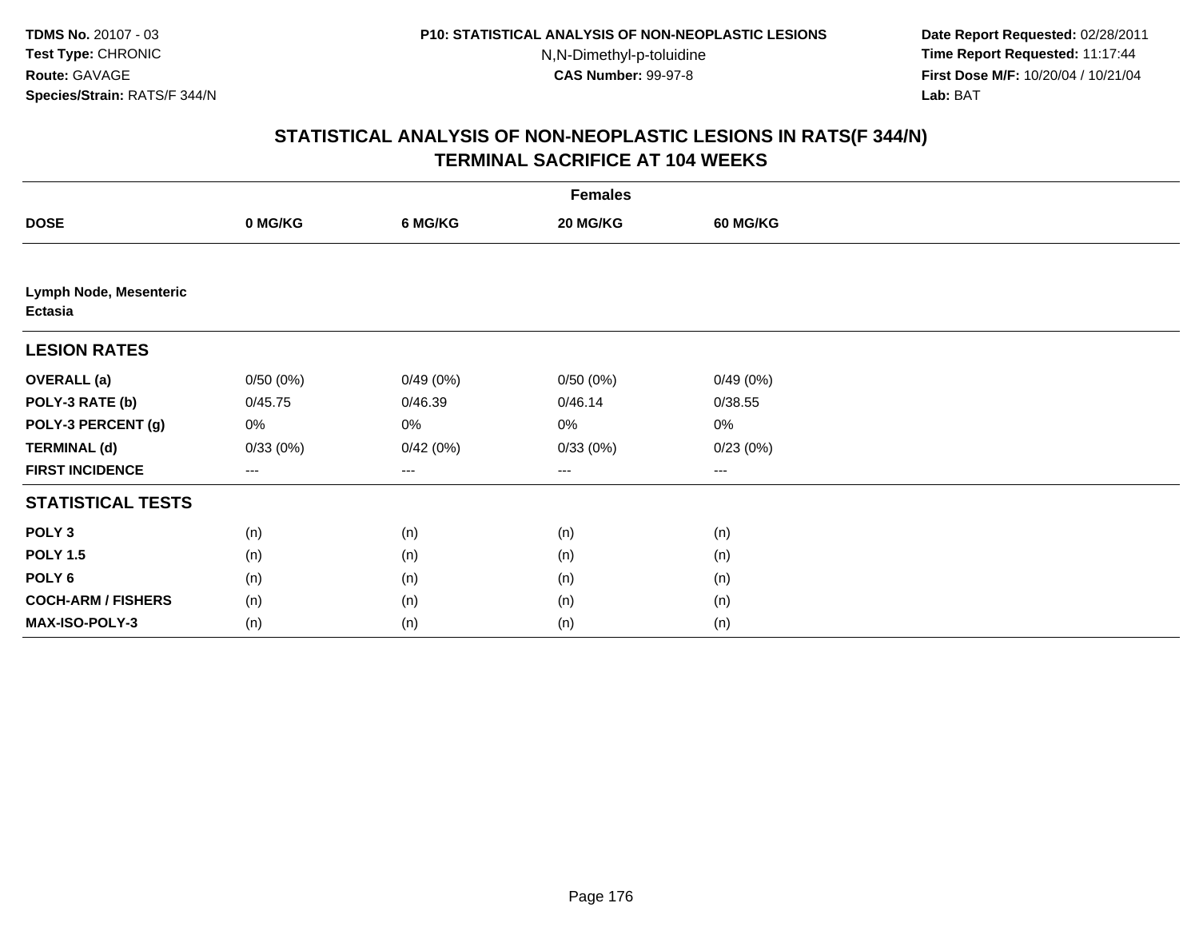**TDMS No.** 20107 - 03
**Test Type:** CHRONIC
**Route:** GAVAGE
**Species/Strain:** RATS/F 344/N

**P10: STATISTICAL ANALYSIS OF NON-NEOPLASTIC LESIONS**
N,N-Dimethyl-p-toluidine
**CAS Number:** 99-97-8

**Date Report Requested:** 02/28/2011
**Time Report Requested:** 11:17:44
**First Dose M/F:** 10/20/04 / 10/21/04
**Lab:** BAT

## STATISTICAL ANALYSIS OF NON-NEOPLASTIC LESIONS IN RATS(F 344/N) TERMINAL SACRIFICE AT 104 WEEKS

| | Females | | | |
|---|---|---|---|---|
| **DOSE** | **0 MG/KG** | **6 MG/KG** | **20 MG/KG** | **60 MG/KG** |
| **Lymph Node, Mesenteric Ectasia** | | | | |
| **LESION RATES** | | | | |
| **OVERALL (a)** | 0/50 (0%) | 0/49 (0%) | 0/50 (0%) | 0/49 (0%) |
| **POLY-3 RATE (b)** | 0/45.75 | 0/46.39 | 0/46.14 | 0/38.55 |
| **POLY-3 PERCENT (g)** | 0% | 0% | 0% | 0% |
| **TERMINAL (d)** | 0/33 (0%) | 0/42 (0%) | 0/33 (0%) | 0/23 (0%) |
| **FIRST INCIDENCE** | --- | --- | --- | --- |
| **STATISTICAL TESTS** | | | | |
| **POLY 3** | (n) | (n) | (n) | (n) |
| **POLY 1.5** | (n) | (n) | (n) | (n) |
| **POLY 6** | (n) | (n) | (n) | (n) |
| **COCH-ARM / FISHERS** | (n) | (n) | (n) | (n) |
| **MAX-ISO-POLY-3** | (n) | (n) | (n) | (n) |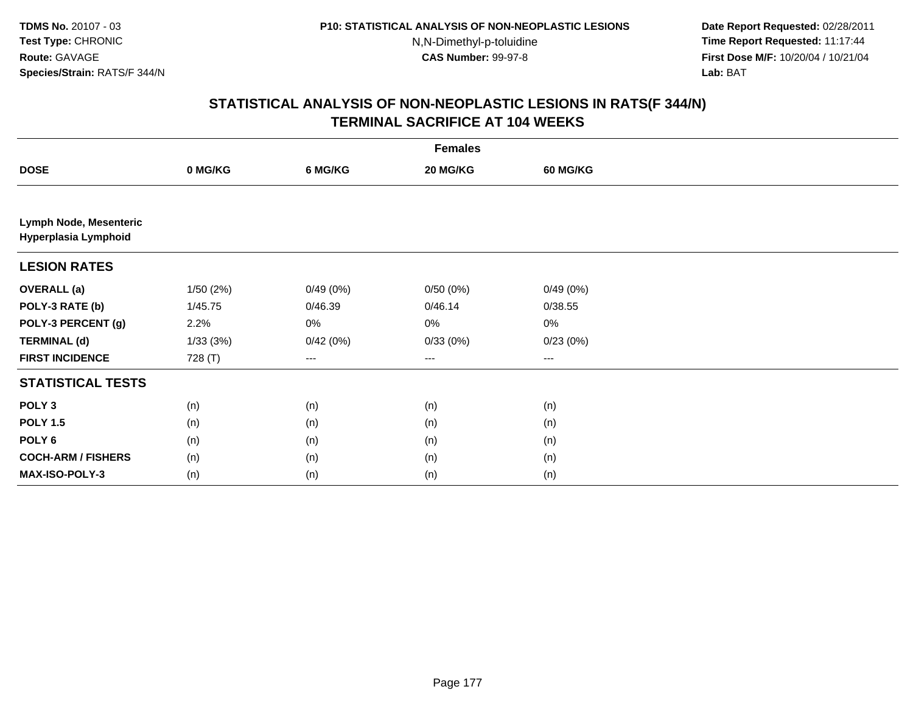TDMS No. 20107 - 03
Test Type: CHRONIC
Route: GAVAGE
Species/Strain: RATS/F 344/N

P10: STATISTICAL ANALYSIS OF NON-NEOPLASTIC LESIONS
N,N-Dimethyl-p-toluidine
CAS Number: 99-97-8

Date Report Requested: 02/28/2011
Time Report Requested: 11:17:44
First Dose M/F: 10/20/04 / 10/21/04
Lab: BAT

## STATISTICAL ANALYSIS OF NON-NEOPLASTIC LESIONS IN RATS(F 344/N) TERMINAL SACRIFICE AT 104 WEEKS

| | Females | | | |
|---|---|---|---|---|
| **DOSE** | **0 MG/KG** | **6 MG/KG** | **20 MG/KG** | **60 MG/KG** |
| **Lymph Node, Mesenteric Hyperplasia Lymphoid** | | | | |
| **LESION RATES** | | | | |
| **OVERALL (a)** | 1/50 (2%) | 0/49 (0%) | 0/50 (0%) | 0/49 (0%) |
| **POLY-3 RATE (b)** | 1/45.75 | 0/46.39 | 0/46.14 | 0/38.55 |
| **POLY-3 PERCENT (g)** | 2.2% | 0% | 0% | 0% |
| **TERMINAL (d)** | 1/33 (3%) | 0/42 (0%) | 0/33 (0%) | 0/23 (0%) |
| **FIRST INCIDENCE** | 728 (T) | --- | --- | --- |
| **STATISTICAL TESTS** | | | | |
| **POLY 3** | (n) | (n) | (n) | (n) |
| **POLY 1.5** | (n) | (n) | (n) | (n) |
| **POLY 6** | (n) | (n) | (n) | (n) |
| **COCH-ARM / FISHERS** | (n) | (n) | (n) | (n) |
| **MAX-ISO-POLY-3** | (n) | (n) | (n) | (n) |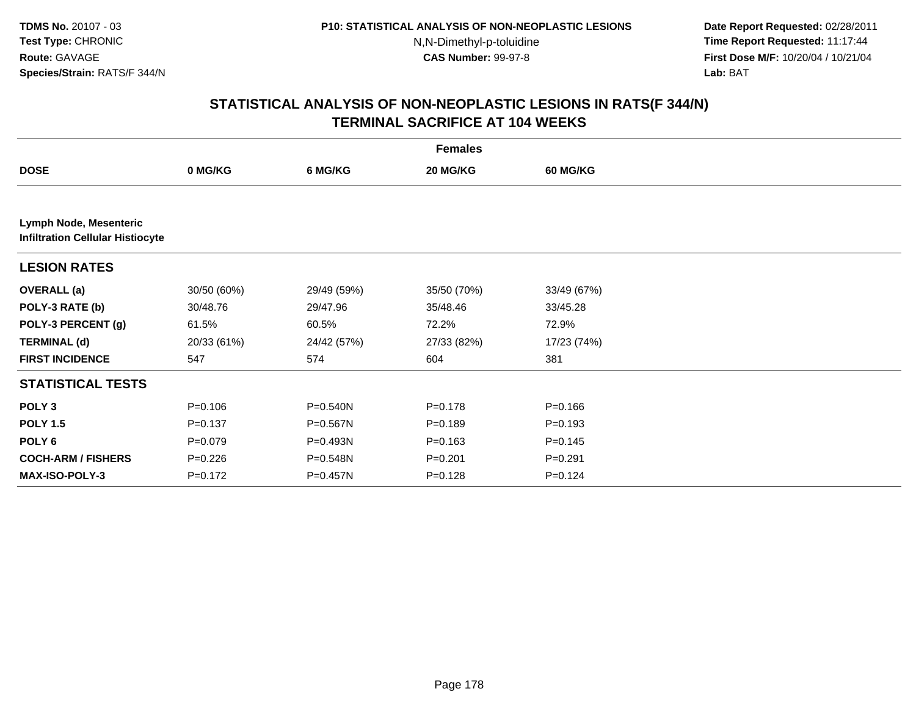## STATISTICAL ANALYSIS OF NON-NEOPLASTIC LESIONS IN RATS(F 344/N) TERMINAL SACRIFICE AT 104 WEEKS

| | Females | | | |
|---|---|---|---|---|
| **DOSE** | **0 MG/KG** | **6 MG/KG** | **20 MG/KG** | **60 MG/KG** |
| **Lymph Node, Mesenteric Infiltration Cellular Histiocyte** | | | | |
| **LESION RATES** | | | | |
| **OVERALL (a)** | 30/50 (60%) | 29/49 (59%) | 35/50 (70%) | 33/49 (67%) |
| **POLY-3 RATE (b)** | 30/48.76 | 29/47.96 | 35/48.46 | 33/45.28 |
| **POLY-3 PERCENT (g)** | 61.5% | 60.5% | 72.2% | 72.9% |
| **TERMINAL (d)** | 20/33 (61%) | 24/42 (57%) | 27/33 (82%) | 17/23 (74%) |
| **FIRST INCIDENCE** | 547 | 574 | 604 | 381 |
| **STATISTICAL TESTS** | | | | |
| **POLY 3** | P=0.106 | P=0.540N | P=0.178 | P=0.166 |
| **POLY 1.5** | P=0.137 | P=0.567N | P=0.189 | P=0.193 |
| **POLY 6** | P=0.079 | P=0.493N | P=0.163 | P=0.145 |
| **COCH-ARM / FISHERS** | P=0.226 | P=0.548N | P=0.201 | P=0.291 |
| **MAX-ISO-POLY-3** | P=0.172 | P=0.457N | P=0.128 | P=0.124 |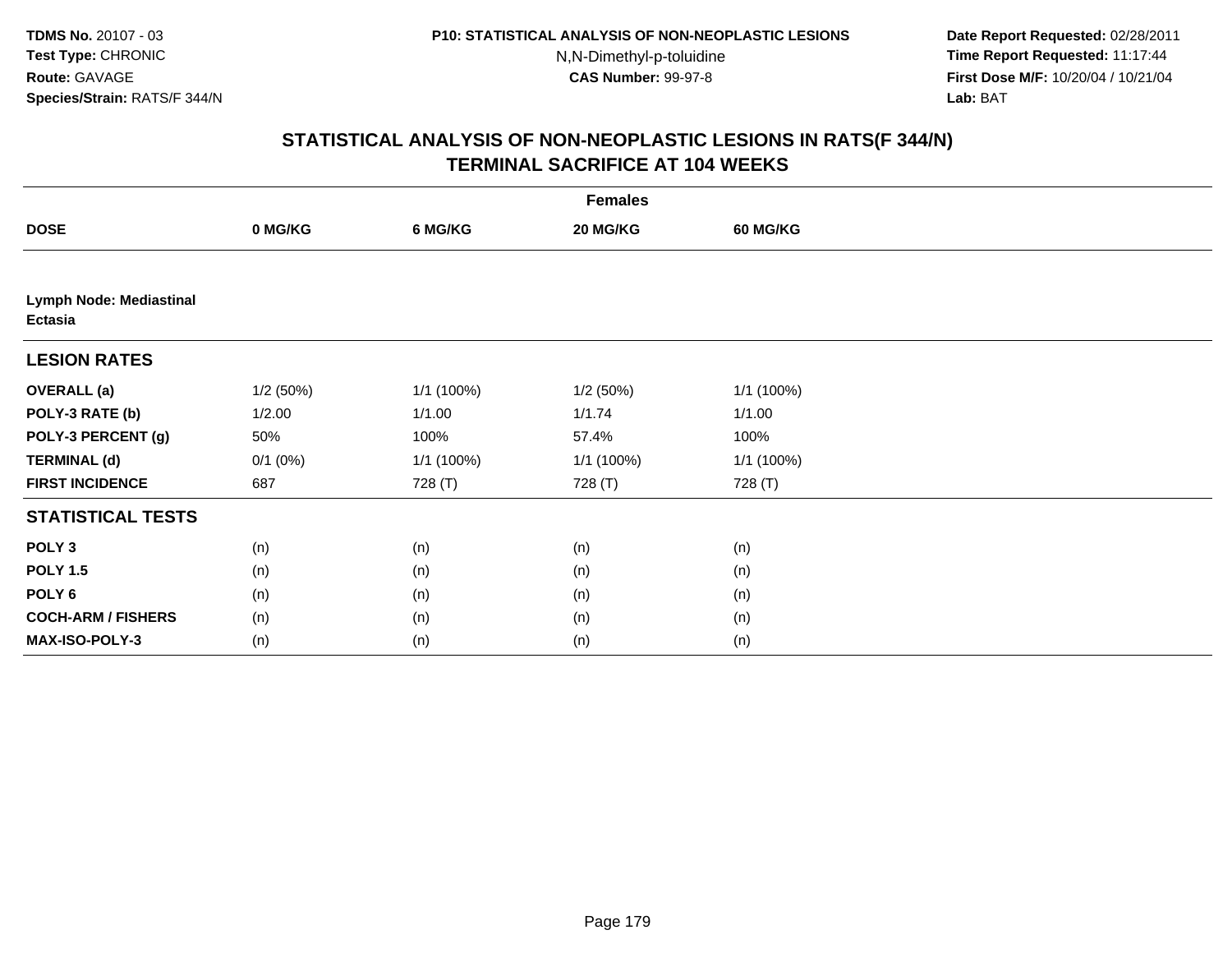TDMS No. 20107 - 03
Test Type: CHRONIC
Route: GAVAGE
Species/Strain: RATS/F 344/N

P10: STATISTICAL ANALYSIS OF NON-NEOPLASTIC LESIONS
N,N-Dimethyl-p-toluidine
CAS Number: 99-97-8

Date Report Requested: 02/28/2011
Time Report Requested: 11:17:44
First Dose M/F: 10/20/04 / 10/21/04
Lab: BAT

## STATISTICAL ANALYSIS OF NON-NEOPLASTIC LESIONS IN RATS(F 344/N)
## TERMINAL SACRIFICE AT 104 WEEKS

| | Females | | | |
|---|---|---|---|---|
| **DOSE** | **0 MG/KG** | **6 MG/KG** | **20 MG/KG** | **60 MG/KG** |
| **Lymph Node: Mediastinal Ectasia** | | | | |
| **LESION RATES** | | | | |
| **OVERALL (a)** | 1/2 (50%) | 1/1 (100%) | 1/2 (50%) | 1/1 (100%) |
| **POLY-3 RATE (b)** | 1/2.00 | 1/1.00 | 1/1.74 | 1/1.00 |
| **POLY-3 PERCENT (g)** | 50% | 100% | 57.4% | 100% |
| **TERMINAL (d)** | 0/1 (0%) | 1/1 (100%) | 1/1 (100%) | 1/1 (100%) |
| **FIRST INCIDENCE** | 687 | 728 (T) | 728 (T) | 728 (T) |
| **STATISTICAL TESTS** | | | | |
| **POLY 3** | (n) | (n) | (n) | (n) |
| **POLY 1.5** | (n) | (n) | (n) | (n) |
| **POLY 6** | (n) | (n) | (n) | (n) |
| **COCH-ARM / FISHERS** | (n) | (n) | (n) | (n) |
| **MAX-ISO-POLY-3** | (n) | (n) | (n) | (n) |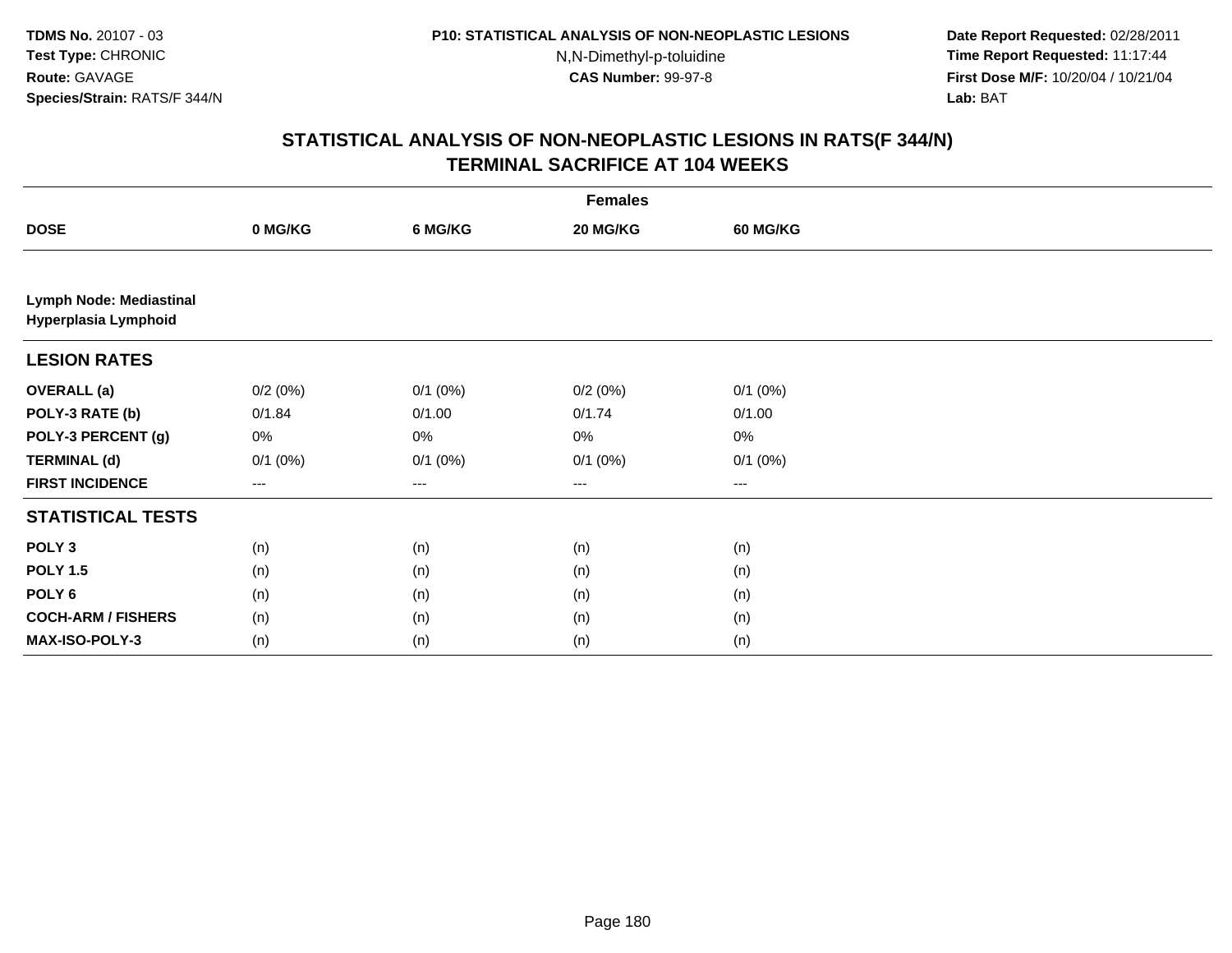**TDMS No.** 20107 - 03
**Test Type:** CHRONIC
**Route:** GAVAGE
**Species/Strain:** RATS/F 344/N

**P10: STATISTICAL ANALYSIS OF NON-NEOPLASTIC LESIONS**
N,N-Dimethyl-p-toluidine
**CAS Number:** 99-97-8

**Date Report Requested:** 02/28/2011
**Time Report Requested:** 11:17:44
**First Dose M/F:** 10/20/04 / 10/21/04
**Lab:** BAT

## STATISTICAL ANALYSIS OF NON-NEOPLASTIC LESIONS IN RATS(F 344/N)
## TERMINAL SACRIFICE AT 104 WEEKS

| | Females | | | |
|---|---|---|---|---|
| **DOSE** | **0 MG/KG** | **6 MG/KG** | **20 MG/KG** | **60 MG/KG** |
| **Lymph Node: Mediastinal Hyperplasia Lymphoid** | | | | |
| **LESION RATES** | | | | |
| **OVERALL (a)** | 0/2 (0%) | 0/1 (0%) | 0/2 (0%) | 0/1 (0%) |
| **POLY-3 RATE (b)** | 0/1.84 | 0/1.00 | 0/1.74 | 0/1.00 |
| **POLY-3 PERCENT (g)** | 0% | 0% | 0% | 0% |
| **TERMINAL (d)** | 0/1 (0%) | 0/1 (0%) | 0/1 (0%) | 0/1 (0%) |
| **FIRST INCIDENCE** | --- | --- | --- | --- |
| **STATISTICAL TESTS** | | | | |
| **POLY 3** | (n) | (n) | (n) | (n) |
| **POLY 1.5** | (n) | (n) | (n) | (n) |
| **POLY 6** | (n) | (n) | (n) | (n) |
| **COCH-ARM / FISHERS** | (n) | (n) | (n) | (n) |
| **MAX-ISO-POLY-3** | (n) | (n) | (n) | (n) |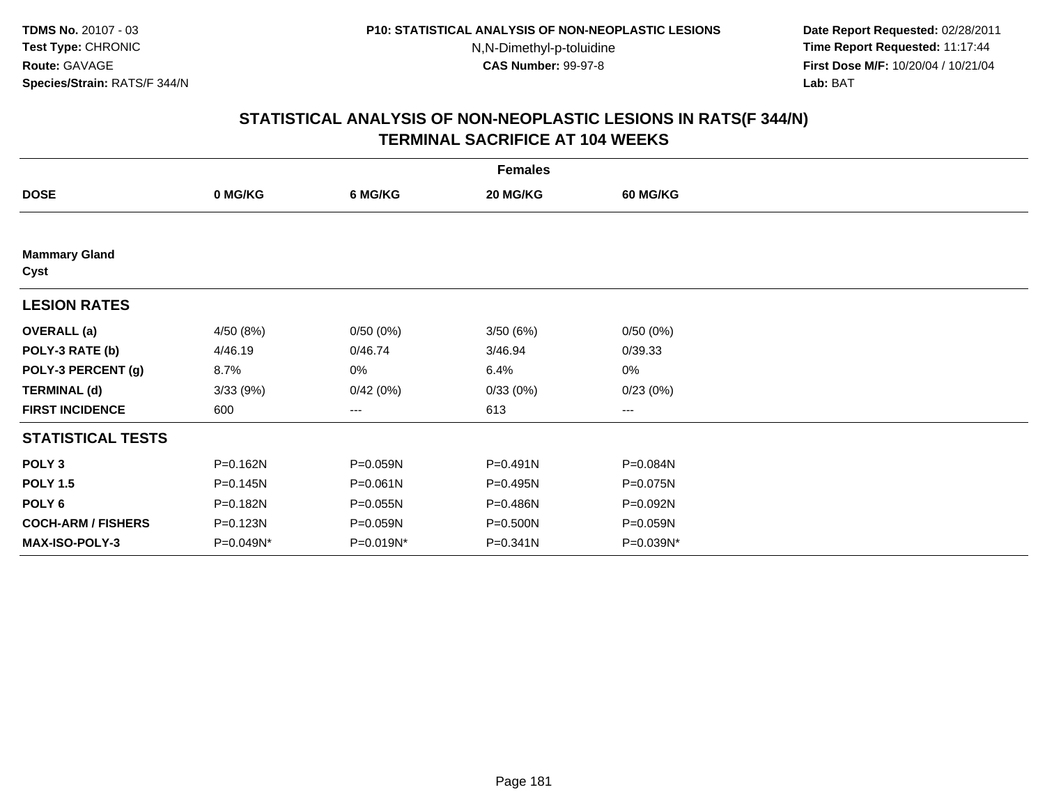**TDMS No.** 20107 - 03
**Test Type:** CHRONIC
**Route:** GAVAGE
**Species/Strain:** RATS/F 344/N

**P10: STATISTICAL ANALYSIS OF NON-NEOPLASTIC LESIONS**
N,N-Dimethyl-p-toluidine
**CAS Number:** 99-97-8

**Date Report Requested:** 02/28/2011
**Time Report Requested:** 11:17:44
**First Dose M/F:** 10/20/04 / 10/21/04
**Lab:** BAT

## STATISTICAL ANALYSIS OF NON-NEOPLASTIC LESIONS IN RATS(F 344/N) TERMINAL SACRIFICE AT 104 WEEKS

| | Females | | | |
|---|---|---|---|---|
| **DOSE** | **0 MG/KG** | **6 MG/KG** | **20 MG/KG** | **60 MG/KG** |
| **Mammary Gland** | | | | |
| **Cyst** | | | | |
| **LESION RATES** | | | | |
| **OVERALL (a)** | 4/50 (8%) | 0/50 (0%) | 3/50 (6%) | 0/50 (0%) |
| **POLY-3 RATE (b)** | 4/46.19 | 0/46.74 | 3/46.94 | 0/39.33 |
| **POLY-3 PERCENT (g)** | 8.7% | 0% | 6.4% | 0% |
| **TERMINAL (d)** | 3/33 (9%) | 0/42 (0%) | 0/33 (0%) | 0/23 (0%) |
| **FIRST INCIDENCE** | 600 | --- | 613 | --- |
| **STATISTICAL TESTS** | | | | |
| **POLY 3** | P=0.162N | P=0.059N | P=0.491N | P=0.084N |
| **POLY 1.5** | P=0.145N | P=0.061N | P=0.495N | P=0.075N |
| **POLY 6** | P=0.182N | P=0.055N | P=0.486N | P=0.092N |
| **COCH-ARM / FISHERS** | P=0.123N | P=0.059N | P=0.500N | P=0.059N |
| **MAX-ISO-POLY-3** | P=0.049N* | P=0.019N* | P=0.341N | P=0.039N* |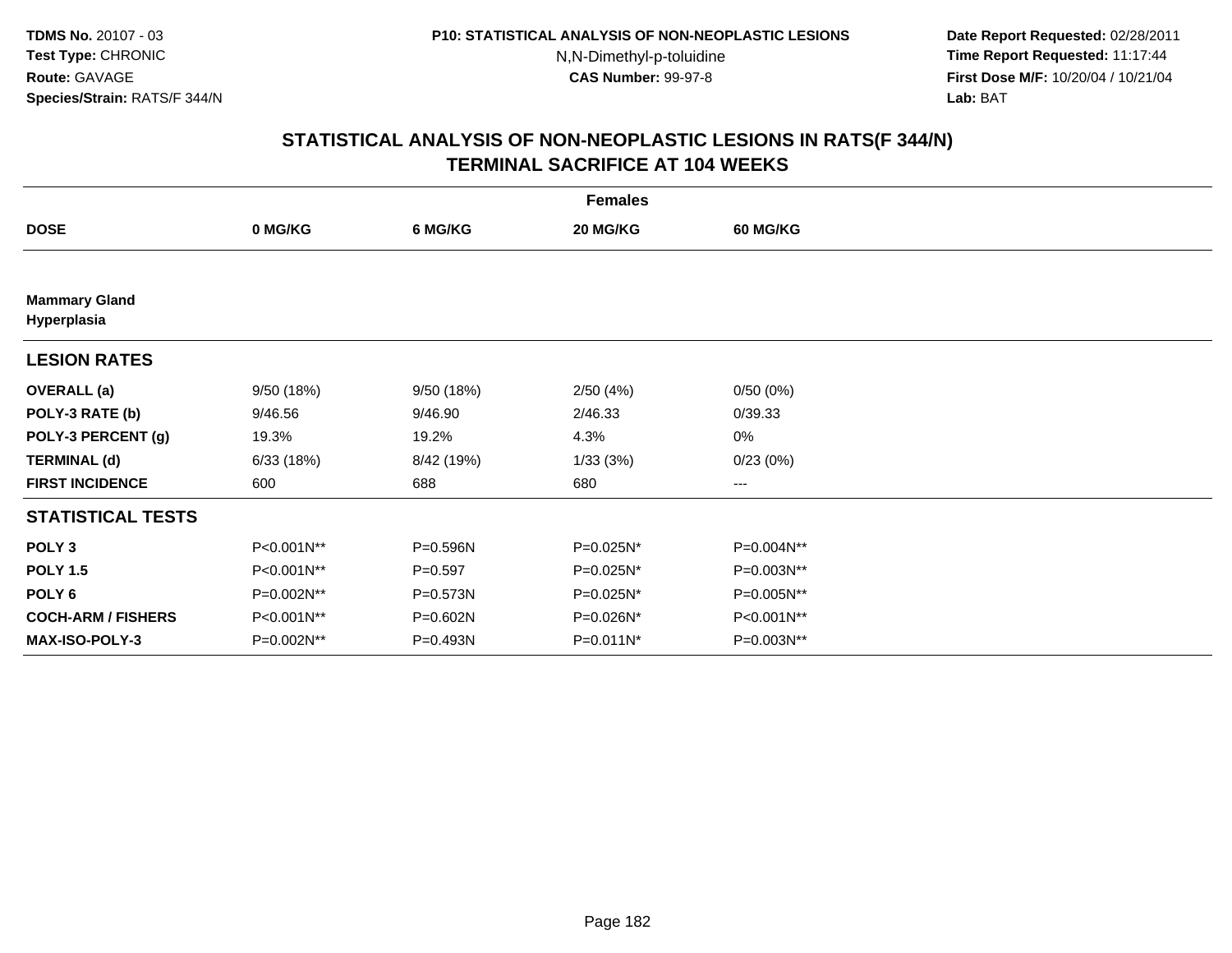TDMS No. 20107 - 03
Test Type: CHRONIC
Route: GAVAGE
Species/Strain: RATS/F 344/N

P10: STATISTICAL ANALYSIS OF NON-NEOPLASTIC LESIONS
N,N-Dimethyl-p-toluidine
CAS Number: 99-97-8

Date Report Requested: 02/28/2011
Time Report Requested: 11:17:44
First Dose M/F: 10/20/04 / 10/21/04
Lab: BAT

## STATISTICAL ANALYSIS OF NON-NEOPLASTIC LESIONS IN RATS(F 344/N)
## TERMINAL SACRIFICE AT 104 WEEKS

| | Females | | | |
|---|---|---|---|---|
| **DOSE** | **0 MG/KG** | **6 MG/KG** | **20 MG/KG** | **60 MG/KG** |
| **Mammary Gland** | | | | |
| **Hyperplasia** | | | | |
| **LESION RATES** | | | | |
| **OVERALL (a)** | 9/50 (18%) | 9/50 (18%) | 2/50 (4%) | 0/50 (0%) |
| **POLY-3 RATE (b)** | 9/46.56 | 9/46.90 | 2/46.33 | 0/39.33 |
| **POLY-3 PERCENT (g)** | 19.3% | 19.2% | 4.3% | 0% |
| **TERMINAL (d)** | 6/33 (18%) | 8/42 (19%) | 1/33 (3%) | 0/23 (0%) |
| **FIRST INCIDENCE** | 600 | 688 | 680 | --- |
| **STATISTICAL TESTS** | | | | |
| **POLY 3** | P<0.001N** | P=0.596N | P=0.025N* | P=0.004N** |
| **POLY 1.5** | P<0.001N** | P=0.597 | P=0.025N* | P=0.003N** |
| **POLY 6** | P=0.002N** | P=0.573N | P=0.025N* | P=0.005N** |
| **COCH-ARM / FISHERS** | P<0.001N** | P=0.602N | P=0.026N* | P<0.001N** |
| **MAX-ISO-POLY-3** | P=0.002N** | P=0.493N | P=0.011N* | P=0.003N** |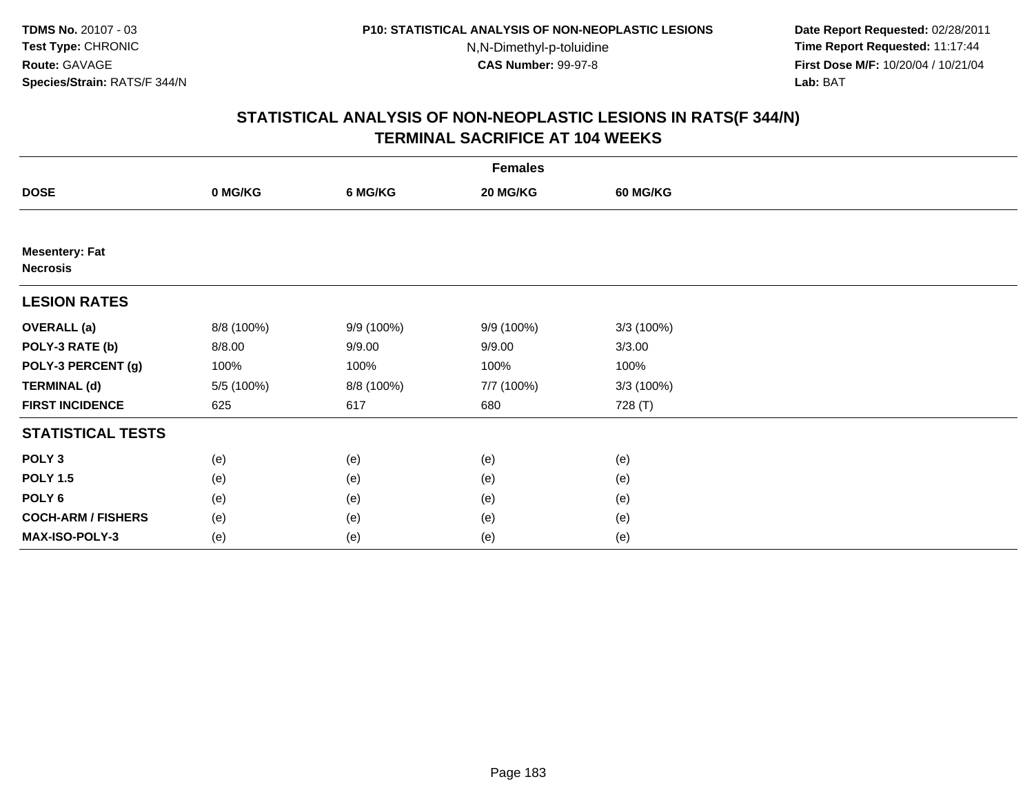TDMS No. 20107 - 03
Test Type: CHRONIC
Route: GAVAGE
Species/Strain: RATS/F 344/N

P10: STATISTICAL ANALYSIS OF NON-NEOPLASTIC LESIONS
N,N-Dimethyl-p-toluidine
CAS Number: 99-97-8

Date Report Requested: 02/28/2011
Time Report Requested: 11:17:44
First Dose M/F: 10/20/04 / 10/21/04
Lab: BAT

## STATISTICAL ANALYSIS OF NON-NEOPLASTIC LESIONS IN RATS(F 344/N)
## TERMINAL SACRIFICE AT 104 WEEKS

| Females | | | | |
|---|---|---|---|---|
| **DOSE** | **0 MG/KG** | **6 MG/KG** | **20 MG/KG** | **60 MG/KG** |
| **Mesentery: Fat** **Necrosis** | | | | |
| **LESION RATES** | | | | |
| **OVERALL (a)** | 8/8 (100%) | 9/9 (100%) | 9/9 (100%) | 3/3 (100%) |
| **POLY-3 RATE (b)** | 8/8.00 | 9/9.00 | 9/9.00 | 3/3.00 |
| **POLY-3 PERCENT (g)** | 100% | 100% | 100% | 100% |
| **TERMINAL (d)** | 5/5 (100%) | 8/8 (100%) | 7/7 (100%) | 3/3 (100%) |
| **FIRST INCIDENCE** | 625 | 617 | 680 | 728 (T) |
| **STATISTICAL TESTS** | | | | |
| **POLY 3** | (e) | (e) | (e) | (e) |
| **POLY 1.5** | (e) | (e) | (e) | (e) |
| **POLY 6** | (e) | (e) | (e) | (e) |
| **COCH-ARM / FISHERS** | (e) | (e) | (e) | (e) |
| **MAX-ISO-POLY-3** | (e) | (e) | (e) | (e) |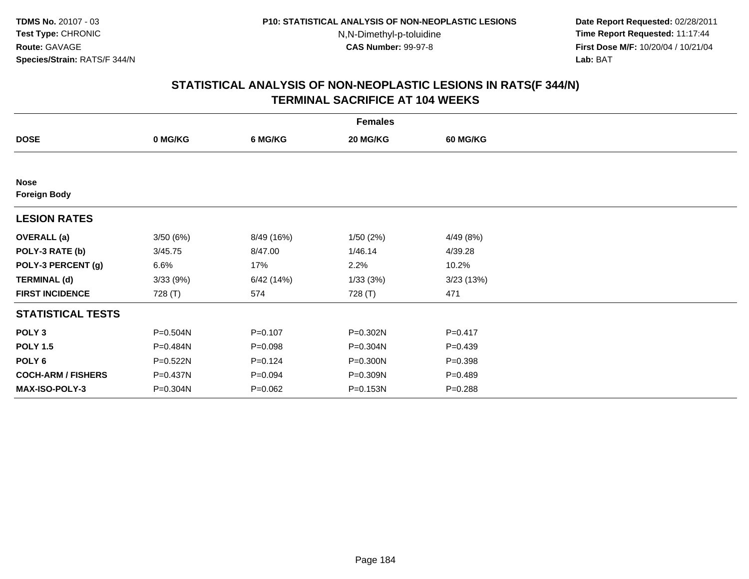TDMS No. 20107 - 03
Test Type: CHRONIC
Route: GAVAGE
Species/Strain: RATS/F 344/N

P10: STATISTICAL ANALYSIS OF NON-NEOPLASTIC LESIONS
N,N-Dimethyl-p-toluidine
CAS Number: 99-97-8

Date Report Requested: 02/28/2011
Time Report Requested: 11:17:44
First Dose M/F: 10/20/04 / 10/21/04
Lab: BAT

## STATISTICAL ANALYSIS OF NON-NEOPLASTIC LESIONS IN RATS(F 344/N)
## TERMINAL SACRIFICE AT 104 WEEKS

| Females | | | | |
|---|---|---|---|---|
| **DOSE** | **0 MG/KG** | **6 MG/KG** | **20 MG/KG** | **60 MG/KG** |
| **Nose** | | | | |
| **Foreign Body** | | | | |
| **LESION RATES** | | | | |
| **OVERALL (a)** | 3/50 (6%) | 8/49 (16%) | 1/50 (2%) | 4/49 (8%) |
| **POLY-3 RATE (b)** | 3/45.75 | 8/47.00 | 1/46.14 | 4/39.28 |
| **POLY-3 PERCENT (g)** | 6.6% | 17% | 2.2% | 10.2% |
| **TERMINAL (d)** | 3/33 (9%) | 6/42 (14%) | 1/33 (3%) | 3/23 (13%) |
| **FIRST INCIDENCE** | 728 (T) | 574 | 728 (T) | 471 |
| **STATISTICAL TESTS** | | | | |
| **POLY 3** | P=0.504N | P=0.107 | P=0.302N | P=0.417 |
| **POLY 1.5** | P=0.484N | P=0.098 | P=0.304N | P=0.439 |
| **POLY 6** | P=0.522N | P=0.124 | P=0.300N | P=0.398 |
| **COCH-ARM / FISHERS** | P=0.437N | P=0.094 | P=0.309N | P=0.489 |
| **MAX-ISO-POLY-3** | P=0.304N | P=0.062 | P=0.153N | P=0.288 |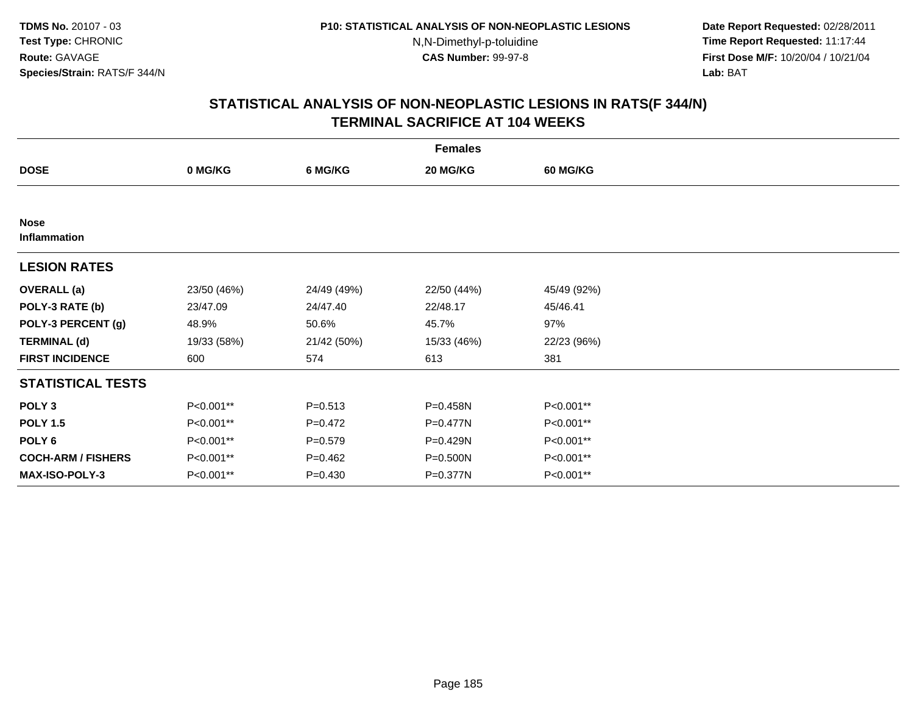TDMS No. 20107 - 03
Test Type: CHRONIC
Route: GAVAGE
Species/Strain: RATS/F 344/N

P10: STATISTICAL ANALYSIS OF NON-NEOPLASTIC LESIONS
N,N-Dimethyl-p-toluidine
CAS Number: 99-97-8

Date Report Requested: 02/28/2011
Time Report Requested: 11:17:44
First Dose M/F: 10/20/04 / 10/21/04
Lab: BAT

## STATISTICAL ANALYSIS OF NON-NEOPLASTIC LESIONS IN RATS(F 344/N) TERMINAL SACRIFICE AT 104 WEEKS

| | Females | | | |
|---|---|---|---|---|
| **DOSE** | **0 MG/KG** | **6 MG/KG** | **20 MG/KG** | **60 MG/KG** |
| **Nose** | | | | |
| **Inflammation** | | | | |
| **LESION RATES** | | | | |
| **OVERALL (a)** | 23/50 (46%) | 24/49 (49%) | 22/50 (44%) | 45/49 (92%) |
| **POLY-3 RATE (b)** | 23/47.09 | 24/47.40 | 22/48.17 | 45/46.41 |
| **POLY-3 PERCENT (g)** | 48.9% | 50.6% | 45.7% | 97% |
| **TERMINAL (d)** | 19/33 (58%) | 21/42 (50%) | 15/33 (46%) | 22/23 (96%) |
| **FIRST INCIDENCE** | 600 | 574 | 613 | 381 |
| **STATISTICAL TESTS** | | | | |
| **POLY 3** | P<0.001** | P=0.513 | P=0.458N | P<0.001** |
| **POLY 1.5** | P<0.001** | P=0.472 | P=0.477N | P<0.001** |
| **POLY 6** | P<0.001** | P=0.579 | P=0.429N | P<0.001** |
| **COCH-ARM / FISHERS** | P<0.001** | P=0.462 | P=0.500N | P<0.001** |
| **MAX-ISO-POLY-3** | P<0.001** | P=0.430 | P=0.377N | P<0.001** |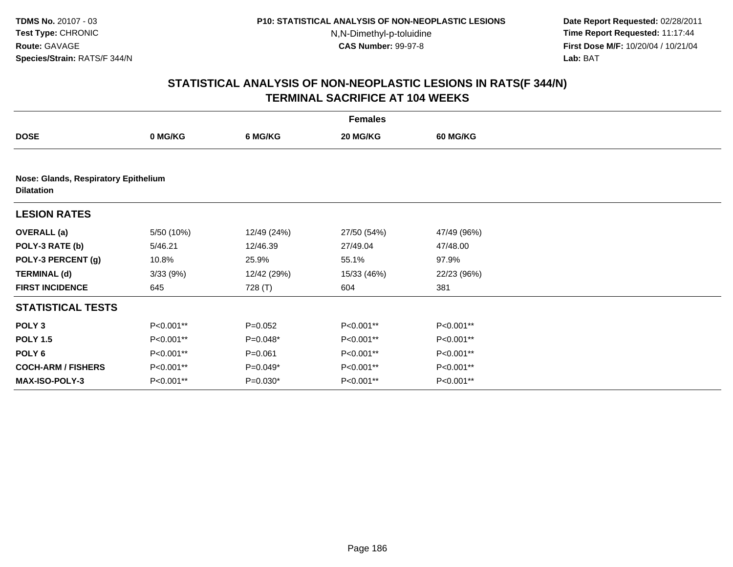# STATISTICAL ANALYSIS OF NON-NEOPLASTIC LESIONS IN RATS(F 344/N)
## TERMINAL SACRIFICE AT 104 WEEKS

| | Females | | | |
|---|---|---|---|---|
| **DOSE** | **0 MG/KG** | **6 MG/KG** | **20 MG/KG** | **60 MG/KG** |
| **Nose: Glands, Respiratory Epithelium** | | | | |
| **Dilatation** | | | | |
| **LESION RATES** | | | | |
| **OVERALL (a)** | 5/50 (10%) | 12/49 (24%) | 27/50 (54%) | 47/49 (96%) |
| **POLY-3 RATE (b)** | 5/46.21 | 12/46.39 | 27/49.04 | 47/48.00 |
| **POLY-3 PERCENT (g)** | 10.8% | 25.9% | 55.1% | 97.9% |
| **TERMINAL (d)** | 3/33 (9%) | 12/42 (29%) | 15/33 (46%) | 22/23 (96%) |
| **FIRST INCIDENCE** | 645 | 728 (T) | 604 | 381 |
| **STATISTICAL TESTS** | | | | |
| **POLY 3** | P<0.001** | P=0.052 | P<0.001** | P<0.001** |
| **POLY 1.5** | P<0.001** | P=0.048* | P<0.001** | P<0.001** |
| **POLY 6** | P<0.001** | P=0.061 | P<0.001** | P<0.001** |
| **COCH-ARM / FISHERS** | P<0.001** | P=0.049* | P<0.001** | P<0.001** |
| **MAX-ISO-POLY-3** | P<0.001** | P=0.030* | P<0.001** | P<0.001** |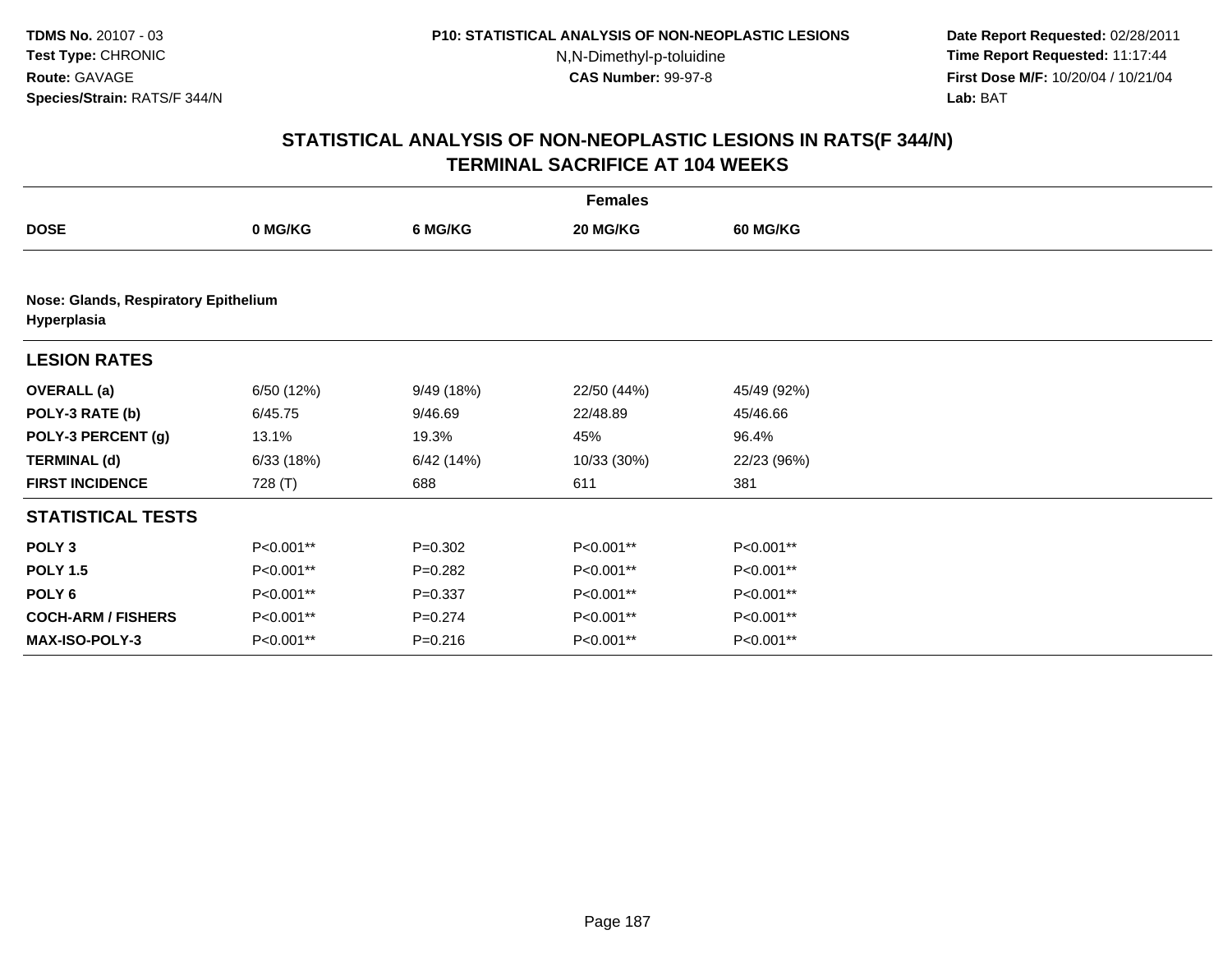# STATISTICAL ANALYSIS OF NON-NEOPLASTIC LESIONS IN RATS(F 344/N)
## TERMINAL SACRIFICE AT 104 WEEKS

| | Females | | | |
|---|---|---|---|---|
| **DOSE** | **0 MG/KG** | **6 MG/KG** | **20 MG/KG** | **60 MG/KG** |
| **Nose: Glands, Respiratory Epithelium** | | | | |
| **Hyperplasia** | | | | |
| **LESION RATES** | | | | |
| **OVERALL (a)** | 6/50 (12%) | 9/49 (18%) | 22/50 (44%) | 45/49 (92%) |
| **POLY-3 RATE (b)** | 6/45.75 | 9/46.69 | 22/48.89 | 45/46.66 |
| **POLY-3 PERCENT (g)** | 13.1% | 19.3% | 45% | 96.4% |
| **TERMINAL (d)** | 6/33 (18%) | 6/42 (14%) | 10/33 (30%) | 22/23 (96%) |
| **FIRST INCIDENCE** | 728 (T) | 688 | 611 | 381 |
| **STATISTICAL TESTS** | | | | |
| **POLY 3** | P<0.001** | P=0.302 | P<0.001** | P<0.001** |
| **POLY 1.5** | P<0.001** | P=0.282 | P<0.001** | P<0.001** |
| **POLY 6** | P<0.001** | P=0.337 | P<0.001** | P<0.001** |
| **COCH-ARM / FISHERS** | P<0.001** | P=0.274 | P<0.001** | P<0.001** |
| **MAX-ISO-POLY-3** | P<0.001** | P=0.216 | P<0.001** | P<0.001** |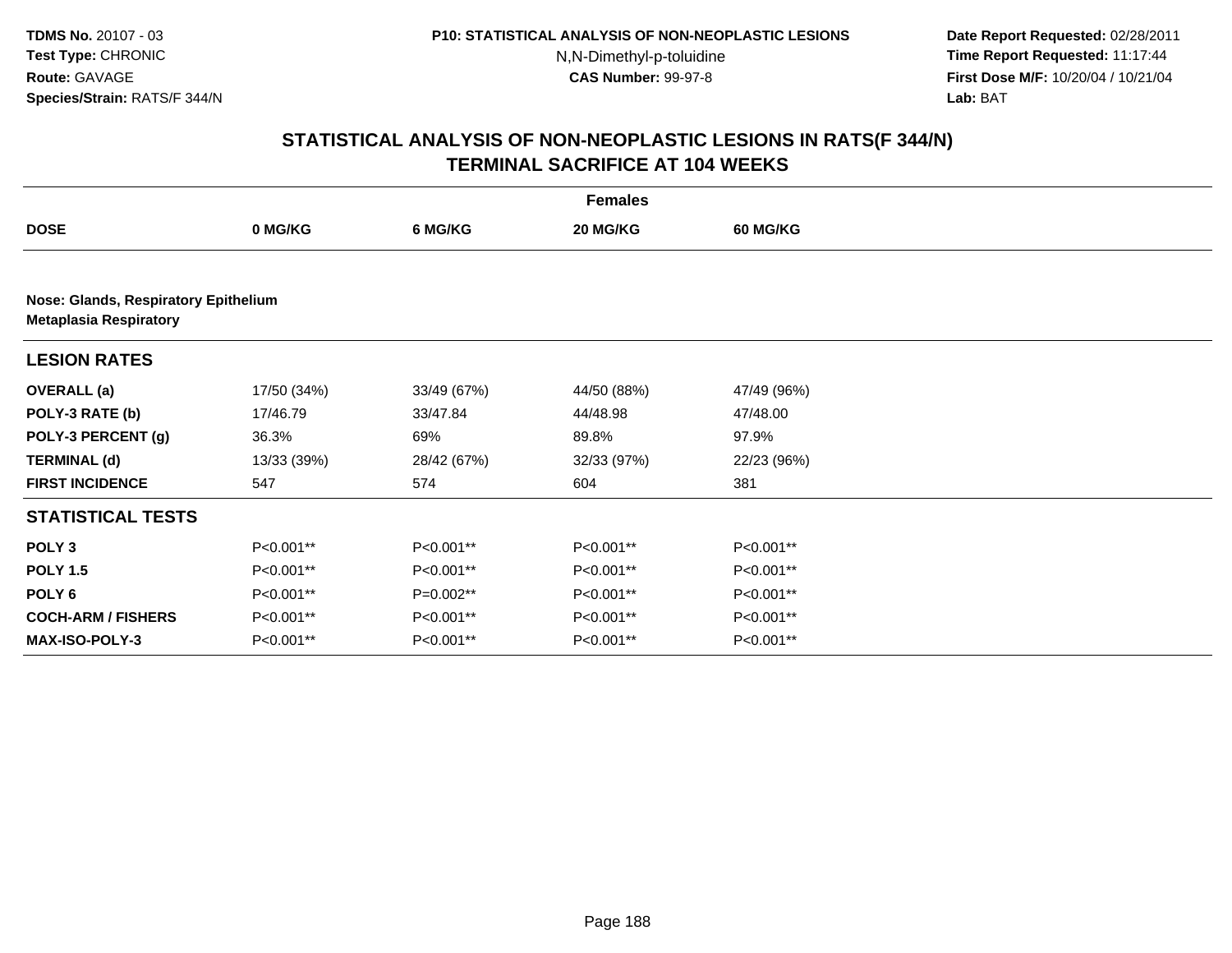TDMS No. 20107 - 03
Test Type: CHRONIC
Route: GAVAGE
Species/Strain: RATS/F 344/N

P10: STATISTICAL ANALYSIS OF NON-NEOPLASTIC LESIONS
N,N-Dimethyl-p-toluidine
CAS Number: 99-97-8

Date Report Requested: 02/28/2011
Time Report Requested: 11:17:44
First Dose M/F: 10/20/04 / 10/21/04
Lab: BAT

## STATISTICAL ANALYSIS OF NON-NEOPLASTIC LESIONS IN RATS(F 344/N) TERMINAL SACRIFICE AT 104 WEEKS

| | Females | | | |
|---|---|---|---|---|
| **DOSE** | **0 MG/KG** | **6 MG/KG** | **20 MG/KG** | **60 MG/KG** |
| **Nose: Glands, Respiratory Epithelium** | | | | |
| **Metaplasia Respiratory** | | | | |
| **LESION RATES** | | | | |
| **OVERALL (a)** | 17/50 (34%) | 33/49 (67%) | 44/50 (88%) | 47/49 (96%) |
| **POLY-3 RATE (b)** | 17/46.79 | 33/47.84 | 44/48.98 | 47/48.00 |
| **POLY-3 PERCENT (g)** | 36.3% | 69% | 89.8% | 97.9% |
| **TERMINAL (d)** | 13/33 (39%) | 28/42 (67%) | 32/33 (97%) | 22/23 (96%) |
| **FIRST INCIDENCE** | 547 | 574 | 604 | 381 |
| **STATISTICAL TESTS** | | | | |
| **POLY 3** | P<0.001** | P<0.001** | P<0.001** | P<0.001** |
| **POLY 1.5** | P<0.001** | P<0.001** | P<0.001** | P<0.001** |
| **POLY 6** | P<0.001** | P=0.002** | P<0.001** | P<0.001** |
| **COCH-ARM / FISHERS** | P<0.001** | P<0.001** | P<0.001** | P<0.001** |
| **MAX-ISO-POLY-3** | P<0.001** | P<0.001** | P<0.001** | P<0.001** |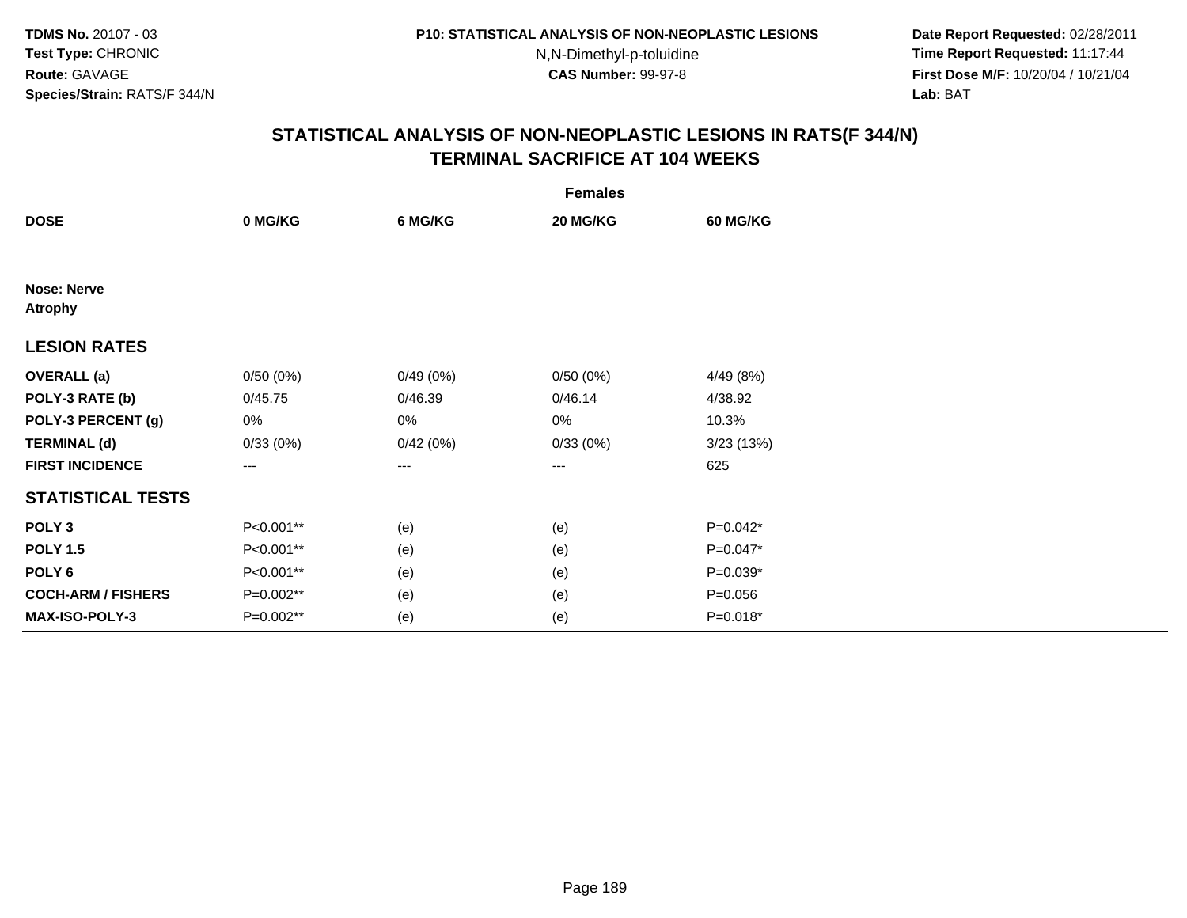**TDMS No.** 20107 - 03
**Test Type:** CHRONIC
**Route:** GAVAGE
**Species/Strain:** RATS/F 344/N

**P10: STATISTICAL ANALYSIS OF NON-NEOPLASTIC LESIONS**
N,N-Dimethyl-p-toluidine
**CAS Number:** 99-97-8

**Date Report Requested:** 02/28/2011
**Time Report Requested:** 11:17:44
**First Dose M/F:** 10/20/04 / 10/21/04
**Lab:** BAT

## STATISTICAL ANALYSIS OF NON-NEOPLASTIC LESIONS IN RATS(F 344/N) TERMINAL SACRIFICE AT 104 WEEKS

| | Females | | | |
|---|---|---|---|---|
| **DOSE** | **0 MG/KG** | **6 MG/KG** | **20 MG/KG** | **60 MG/KG** |
| **Nose: Nerve** | | | | |
| **Atrophy** | | | | |
| **LESION RATES** | | | | |
| **OVERALL (a)** | 0/50 (0%) | 0/49 (0%) | 0/50 (0%) | 4/49 (8%) |
| **POLY-3 RATE (b)** | 0/45.75 | 0/46.39 | 0/46.14 | 4/38.92 |
| **POLY-3 PERCENT (g)** | 0% | 0% | 0% | 10.3% |
| **TERMINAL (d)** | 0/33 (0%) | 0/42 (0%) | 0/33 (0%) | 3/23 (13%) |
| **FIRST INCIDENCE** | --- | --- | --- | 625 |
| **STATISTICAL TESTS** | | | | |
| **POLY 3** | P<0.001** | (e) | (e) | P=0.042* |
| **POLY 1.5** | P<0.001** | (e) | (e) | P=0.047* |
| **POLY 6** | P<0.001** | (e) | (e) | P=0.039* |
| **COCH-ARM / FISHERS** | P=0.002** | (e) | (e) | P=0.056 |
| **MAX-ISO-POLY-3** | P=0.002** | (e) | (e) | P=0.018* |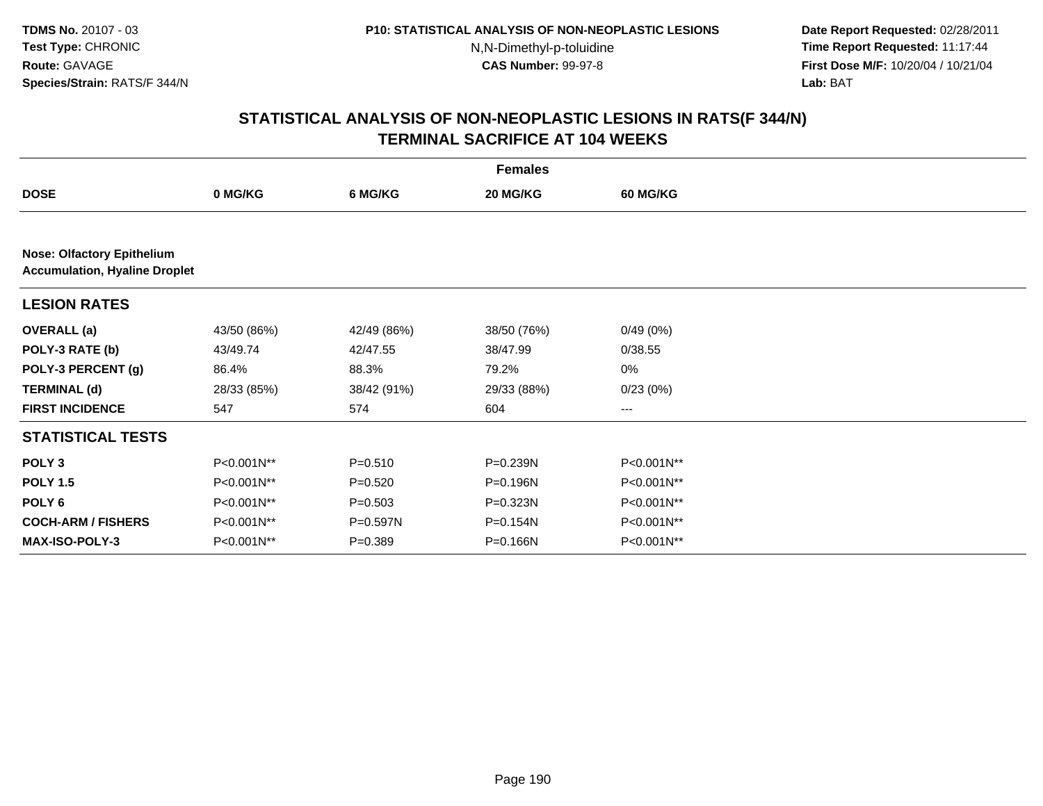TDMS No. 20107 - 03
Test Type: CHRONIC
Route: GAVAGE
Species/Strain: RATS/F 344/N

P10: STATISTICAL ANALYSIS OF NON-NEOPLASTIC LESIONS
N,N-Dimethyl-p-toluidine
CAS Number: 99-97-8

Date Report Requested: 02/28/2011
Time Report Requested: 11:17:44
First Dose M/F: 10/20/04 / 10/21/04
Lab: BAT

## STATISTICAL ANALYSIS OF NON-NEOPLASTIC LESIONS IN RATS(F 344/N) TERMINAL SACRIFICE AT 104 WEEKS

| | Females | | | |
|---|---|---|---|---|
| **DOSE** | **0 MG/KG** | **6 MG/KG** | **20 MG/KG** | **60 MG/KG** |
| **Nose: Olfactory Epithelium** **Accumulation, Hyaline Droplet** | | | | |
| **LESION RATES** | | | | |
| **OVERALL (a)** | 43/50 (86%) | 42/49 (86%) | 38/50 (76%) | 0/49 (0%) |
| **POLY-3 RATE (b)** | 43/49.74 | 42/47.55 | 38/47.99 | 0/38.55 |
| **POLY-3 PERCENT (g)** | 86.4% | 88.3% | 79.2% | 0% |
| **TERMINAL (d)** | 28/33 (85%) | 38/42 (91%) | 29/33 (88%) | 0/23 (0%) |
| **FIRST INCIDENCE** | 547 | 574 | 604 | --- |
| **STATISTICAL TESTS** | | | | |
| **POLY 3** | P<0.001N** | P=0.510 | P=0.239N | P<0.001N** |
| **POLY 1.5** | P<0.001N** | P=0.520 | P=0.196N | P<0.001N** |
| **POLY 6** | P<0.001N** | P=0.503 | P=0.323N | P<0.001N** |
| **COCH-ARM / FISHERS** | P<0.001N** | P=0.597N | P=0.154N | P<0.001N** |
| **MAX-ISO-POLY-3** | P<0.001N** | P=0.389 | P=0.166N | P<0.001N** |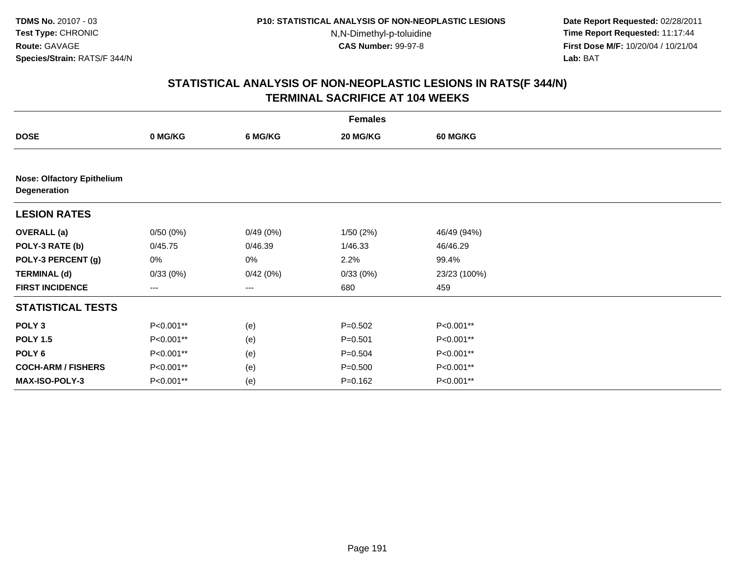**TDMS No.** 20107 - 03
**Test Type:** CHRONIC
**Route:** GAVAGE
**Species/Strain:** RATS/F 344/N

**P10: STATISTICAL ANALYSIS OF NON-NEOPLASTIC LESIONS**
N,N-Dimethyl-p-toluidine
**CAS Number:** 99-97-8

**Date Report Requested:** 02/28/2011
**Time Report Requested:** 11:17:44
**First Dose M/F:** 10/20/04 / 10/21/04
**Lab:** BAT

## STATISTICAL ANALYSIS OF NON-NEOPLASTIC LESIONS IN RATS(F 344/N) TERMINAL SACRIFICE AT 104 WEEKS

| | Females | | | |
|---|---|---|---|---|
| **DOSE** | **0 MG/KG** | **6 MG/KG** | **20 MG/KG** | **60 MG/KG** |
| **Nose: Olfactory Epithelium Degeneration** | | | | |
| **LESION RATES** | | | | |
| **OVERALL (a)** | 0/50 (0%) | 0/49 (0%) | 1/50 (2%) | 46/49 (94%) |
| **POLY-3 RATE (b)** | 0/45.75 | 0/46.39 | 1/46.33 | 46/46.29 |
| **POLY-3 PERCENT (g)** | 0% | 0% | 2.2% | 99.4% |
| **TERMINAL (d)** | 0/33 (0%) | 0/42 (0%) | 0/33 (0%) | 23/23 (100%) |
| **FIRST INCIDENCE** | --- | --- | 680 | 459 |
| **STATISTICAL TESTS** | | | | |
| **POLY 3** | P<0.001** | (e) | P=0.502 | P<0.001** |
| **POLY 1.5** | P<0.001** | (e) | P=0.501 | P<0.001** |
| **POLY 6** | P<0.001** | (e) | P=0.504 | P<0.001** |
| **COCH-ARM / FISHERS** | P<0.001** | (e) | P=0.500 | P<0.001** |
| **MAX-ISO-POLY-3** | P<0.001** | (e) | P=0.162 | P<0.001** |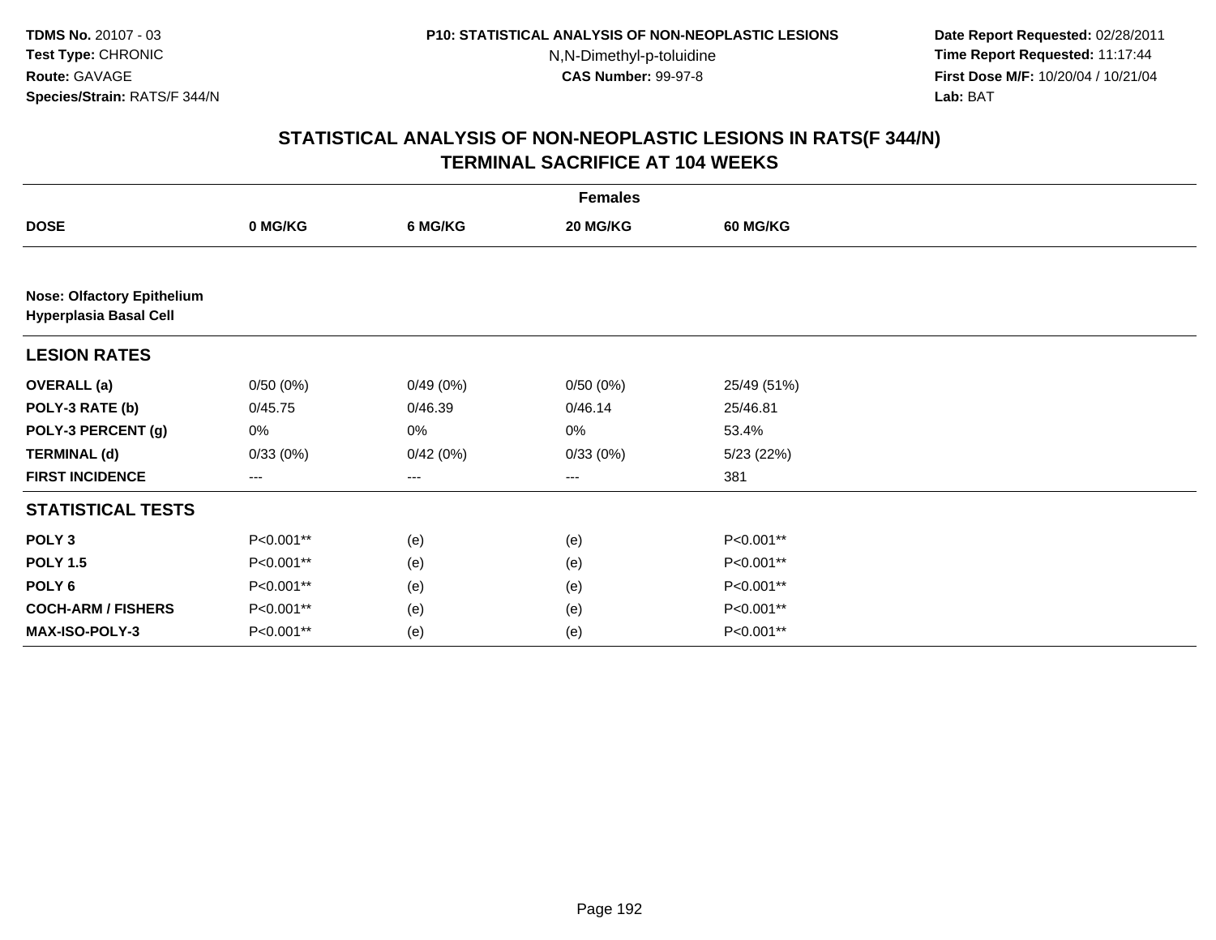**TDMS No.** 20107 - 03
**Test Type:** CHRONIC
**Route:** GAVAGE
**Species/Strain:** RATS/F 344/N

**P10: STATISTICAL ANALYSIS OF NON-NEOPLASTIC LESIONS**
N,N-Dimethyl-p-toluidine
**CAS Number:** 99-97-8

**Date Report Requested:** 02/28/2011
**Time Report Requested:** 11:17:44
**First Dose M/F:** 10/20/04 / 10/21/04
**Lab:** BAT

## STATISTICAL ANALYSIS OF NON-NEOPLASTIC LESIONS IN RATS(F 344/N) TERMINAL SACRIFICE AT 104 WEEKS

| | Females | | | |
|---|---|---|---|---|
| **DOSE** | **0 MG/KG** | **6 MG/KG** | **20 MG/KG** | **60 MG/KG** |
| **Nose: Olfactory Epithelium** **Hyperplasia Basal Cell** | | | | |
| **LESION RATES** | | | | |
| **OVERALL (a)** | 0/50 (0%) | 0/49 (0%) | 0/50 (0%) | 25/49 (51%) |
| **POLY-3 RATE (b)** | 0/45.75 | 0/46.39 | 0/46.14 | 25/46.81 |
| **POLY-3 PERCENT (g)** | 0% | 0% | 0% | 53.4% |
| **TERMINAL (d)** | 0/33 (0%) | 0/42 (0%) | 0/33 (0%) | 5/23 (22%) |
| **FIRST INCIDENCE** | --- | --- | --- | 381 |
| **STATISTICAL TESTS** | | | | |
| **POLY 3** | P<0.001** | (e) | (e) | P<0.001** |
| **POLY 1.5** | P<0.001** | (e) | (e) | P<0.001** |
| **POLY 6** | P<0.001** | (e) | (e) | P<0.001** |
| **COCH-ARM / FISHERS** | P<0.001** | (e) | (e) | P<0.001** |
| **MAX-ISO-POLY-3** | P<0.001** | (e) | (e) | P<0.001** |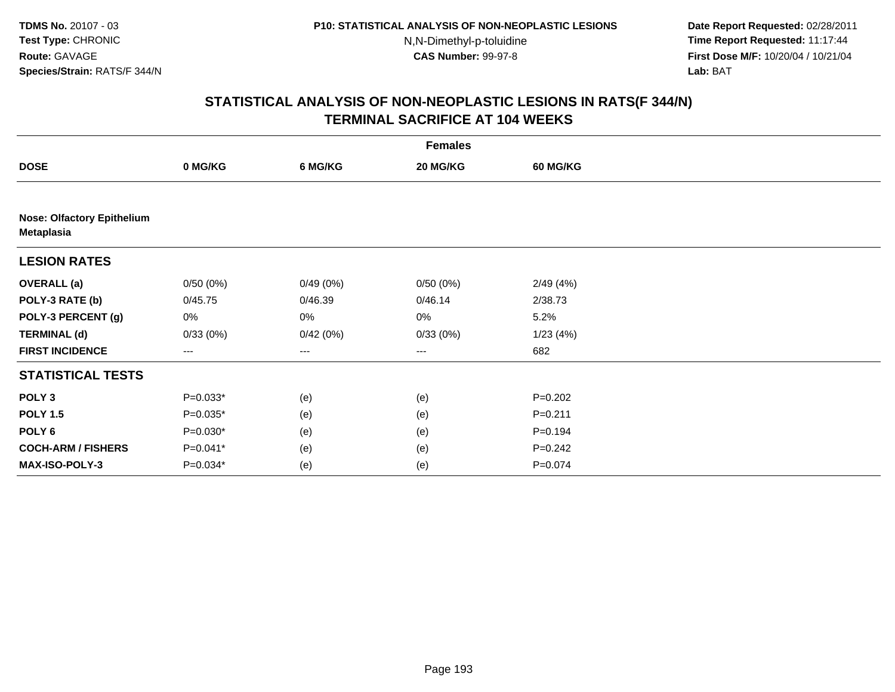**TDMS No.** 20107 - 03
**Test Type:** CHRONIC
**Route:** GAVAGE
**Species/Strain:** RATS/F 344/N

**P10: STATISTICAL ANALYSIS OF NON-NEOPLASTIC LESIONS**
N,N-Dimethyl-p-toluidine
**CAS Number:** 99-97-8

**Date Report Requested:** 02/28/2011
**Time Report Requested:** 11:17:44
**First Dose M/F:** 10/20/04 / 10/21/04
**Lab:** BAT

## STATISTICAL ANALYSIS OF NON-NEOPLASTIC LESIONS IN RATS(F 344/N) TERMINAL SACRIFICE AT 104 WEEKS

| Females | | | | |
|---|---|---|---|---|
| **DOSE** | **0 MG/KG** | **6 MG/KG** | **20 MG/KG** | **60 MG/KG** |
| **Nose: Olfactory Epithelium Metaplasia** | | | | |
| **LESION RATES** | | | | |
| **OVERALL (a)** | 0/50 (0%) | 0/49 (0%) | 0/50 (0%) | 2/49 (4%) |
| **POLY-3 RATE (b)** | 0/45.75 | 0/46.39 | 0/46.14 | 2/38.73 |
| **POLY-3 PERCENT (g)** | 0% | 0% | 0% | 5.2% |
| **TERMINAL (d)** | 0/33 (0%) | 0/42 (0%) | 0/33 (0%) | 1/23 (4%) |
| **FIRST INCIDENCE** | --- | --- | --- | 682 |
| **STATISTICAL TESTS** | | | | |
| **POLY 3** | P=0.033* | (e) | (e) | P=0.202 |
| **POLY 1.5** | P=0.035* | (e) | (e) | P=0.211 |
| **POLY 6** | P=0.030* | (e) | (e) | P=0.194 |
| **COCH-ARM / FISHERS** | P=0.041* | (e) | (e) | P=0.242 |
| **MAX-ISO-POLY-3** | P=0.034* | (e) | (e) | P=0.074 |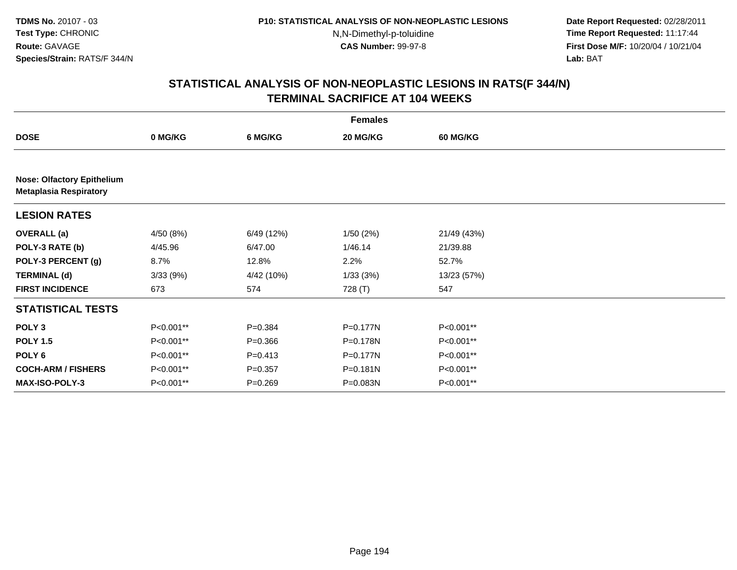**TDMS No.** 20107 - 03
**Test Type:** CHRONIC
**Route:** GAVAGE
**Species/Strain:** RATS/F 344/N

**P10: STATISTICAL ANALYSIS OF NON-NEOPLASTIC LESIONS**
N,N-Dimethyl-p-toluidine
**CAS Number:** 99-97-8

**Date Report Requested:** 02/28/2011
**Time Report Requested:** 11:17:44
**First Dose M/F:** 10/20/04 / 10/21/04
**Lab:** BAT

## STATISTICAL ANALYSIS OF NON-NEOPLASTIC LESIONS IN RATS(F 344/N)
## TERMINAL SACRIFICE AT 104 WEEKS

| | Females | | | |
|---|---|---|---|---|
| **DOSE** | **0 MG/KG** | **6 MG/KG** | **20 MG/KG** | **60 MG/KG** |
| **Nose: Olfactory Epithelium** **Metaplasia Respiratory** | | | | |
| **LESION RATES** | | | | |
| **OVERALL (a)** | 4/50 (8%) | 6/49 (12%) | 1/50 (2%) | 21/49 (43%) |
| **POLY-3 RATE (b)** | 4/45.96 | 6/47.00 | 1/46.14 | 21/39.88 |
| **POLY-3 PERCENT (g)** | 8.7% | 12.8% | 2.2% | 52.7% |
| **TERMINAL (d)** | 3/33 (9%) | 4/42 (10%) | 1/33 (3%) | 13/23 (57%) |
| **FIRST INCIDENCE** | 673 | 574 | 728 (T) | 547 |
| **STATISTICAL TESTS** | | | | |
| **POLY 3** | P<0.001** | P=0.384 | P=0.177N | P<0.001** |
| **POLY 1.5** | P<0.001** | P=0.366 | P=0.178N | P<0.001** |
| **POLY 6** | P<0.001** | P=0.413 | P=0.177N | P<0.001** |
| **COCH-ARM / FISHERS** | P<0.001** | P=0.357 | P=0.181N | P<0.001** |
| **MAX-ISO-POLY-3** | P<0.001** | P=0.269 | P=0.083N | P<0.001** |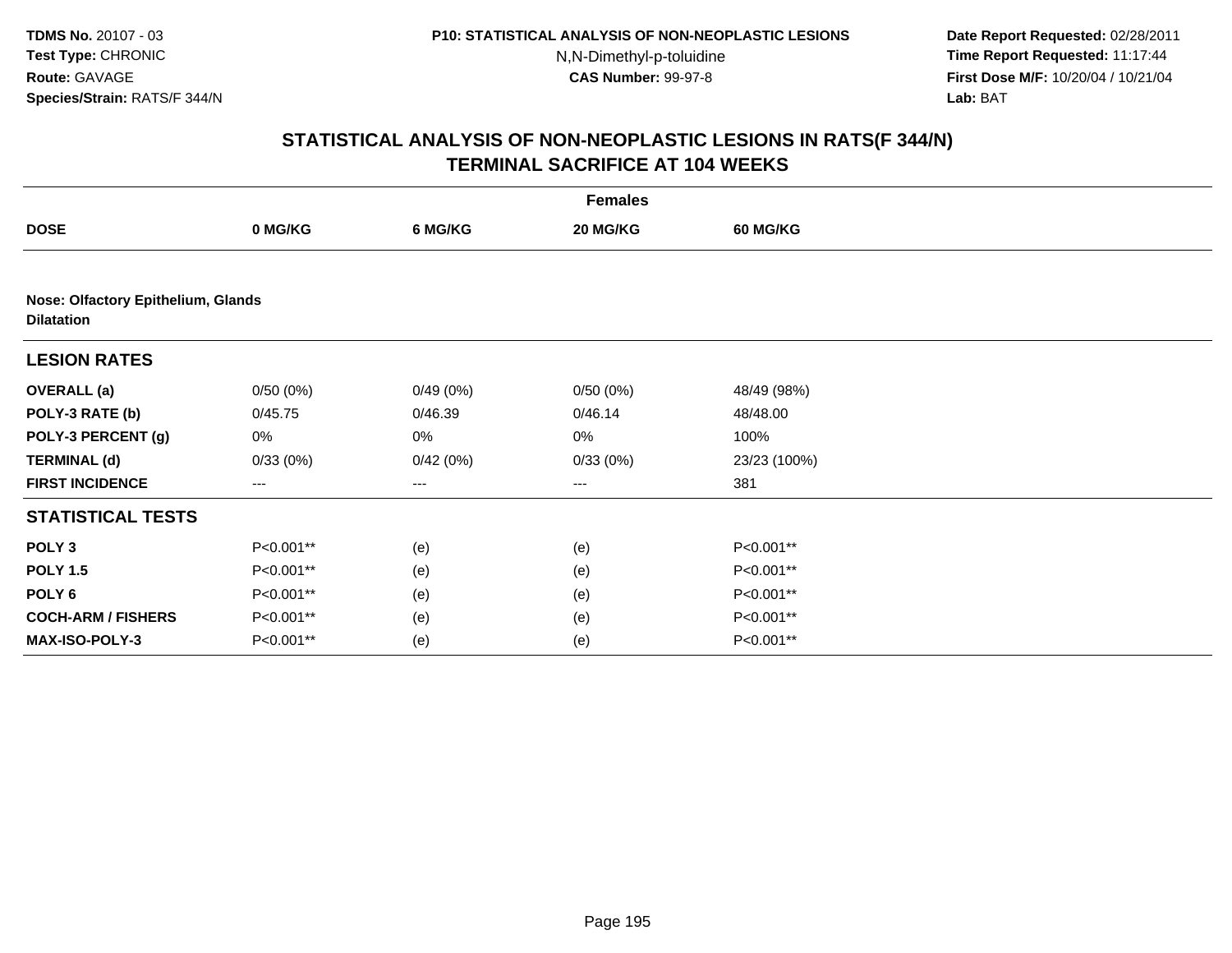**TDMS No.** 20107 - 03
**Test Type:** CHRONIC
**Route:** GAVAGE
**Species/Strain:** RATS/F 344/N

**P10: STATISTICAL ANALYSIS OF NON-NEOPLASTIC LESIONS**
N,N-Dimethyl-p-toluidine
**CAS Number:** 99-97-8

**Date Report Requested:** 02/28/2011
**Time Report Requested:** 11:17:44
**First Dose M/F:** 10/20/04 / 10/21/04
**Lab:** BAT

## STATISTICAL ANALYSIS OF NON-NEOPLASTIC LESIONS IN RATS(F 344/N) TERMINAL SACRIFICE AT 104 WEEKS

| | Females | | | |
|---|---|---|---|---|
| **DOSE** | **0 MG/KG** | **6 MG/KG** | **20 MG/KG** | **60 MG/KG** |
| **Nose: Olfactory Epithelium, Glands** | | | | |
| **Dilatation** | | | | |
| **LESION RATES** | | | | |
| **OVERALL (a)** | 0/50 (0%) | 0/49 (0%) | 0/50 (0%) | 48/49 (98%) |
| **POLY-3 RATE (b)** | 0/45.75 | 0/46.39 | 0/46.14 | 48/48.00 |
| **POLY-3 PERCENT (g)** | 0% | 0% | 0% | 100% |
| **TERMINAL (d)** | 0/33 (0%) | 0/42 (0%) | 0/33 (0%) | 23/23 (100%) |
| **FIRST INCIDENCE** | --- | --- | --- | 381 |
| **STATISTICAL TESTS** | | | | |
| **POLY 3** | P<0.001** | (e) | (e) | P<0.001** |
| **POLY 1.5** | P<0.001** | (e) | (e) | P<0.001** |
| **POLY 6** | P<0.001** | (e) | (e) | P<0.001** |
| **COCH-ARM / FISHERS** | P<0.001** | (e) | (e) | P<0.001** |
| **MAX-ISO-POLY-3** | P<0.001** | (e) | (e) | P<0.001** |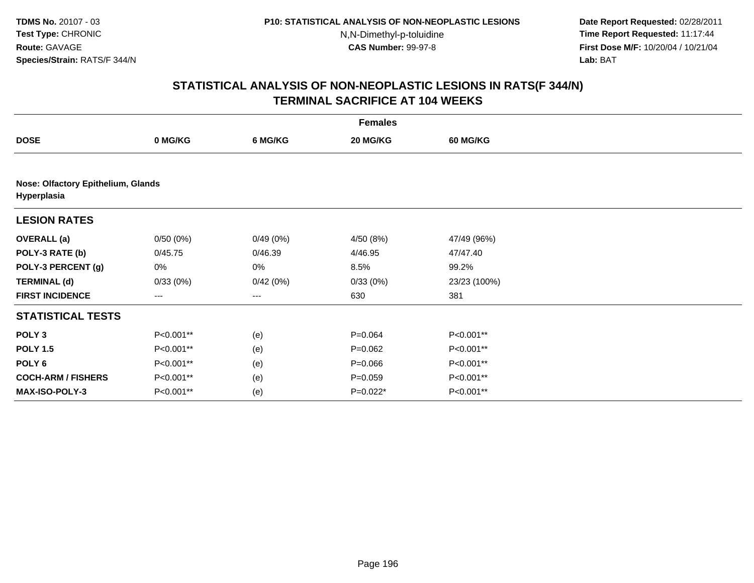TDMS No. 20107 - 03
Test Type: CHRONIC
Route: GAVAGE
Species/Strain: RATS/F 344/N

P10: STATISTICAL ANALYSIS OF NON-NEOPLASTIC LESIONS
N,N-Dimethyl-p-toluidine
CAS Number: 99-97-8

Date Report Requested: 02/28/2011
Time Report Requested: 11:17:44
First Dose M/F: 10/20/04 / 10/21/04
Lab: BAT

## STATISTICAL ANALYSIS OF NON-NEOPLASTIC LESIONS IN RATS(F 344/N)
## TERMINAL SACRIFICE AT 104 WEEKS

| Females | | | | |
|---|---|---|---|---|
| **DOSE** | **0 MG/KG** | **6 MG/KG** | **20 MG/KG** | **60 MG/KG** |
| **Nose: Olfactory Epithelium, Glands Hyperplasia** | | | | |
| **LESION RATES** | | | | |
| **OVERALL (a)** | 0/50 (0%) | 0/49 (0%) | 4/50 (8%) | 47/49 (96%) |
| **POLY-3 RATE (b)** | 0/45.75 | 0/46.39 | 4/46.95 | 47/47.40 |
| **POLY-3 PERCENT (g)** | 0% | 0% | 8.5% | 99.2% |
| **TERMINAL (d)** | 0/33 (0%) | 0/42 (0%) | 0/33 (0%) | 23/23 (100%) |
| **FIRST INCIDENCE** | --- | --- | 630 | 381 |
| **STATISTICAL TESTS** | | | | |
| **POLY 3** | P<0.001** | (e) | P=0.064 | P<0.001** |
| **POLY 1.5** | P<0.001** | (e) | P=0.062 | P<0.001** |
| **POLY 6** | P<0.001** | (e) | P=0.066 | P<0.001** |
| **COCH-ARM / FISHERS** | P<0.001** | (e) | P=0.059 | P<0.001** |
| **MAX-ISO-POLY-3** | P<0.001** | (e) | P=0.022* | P<0.001** |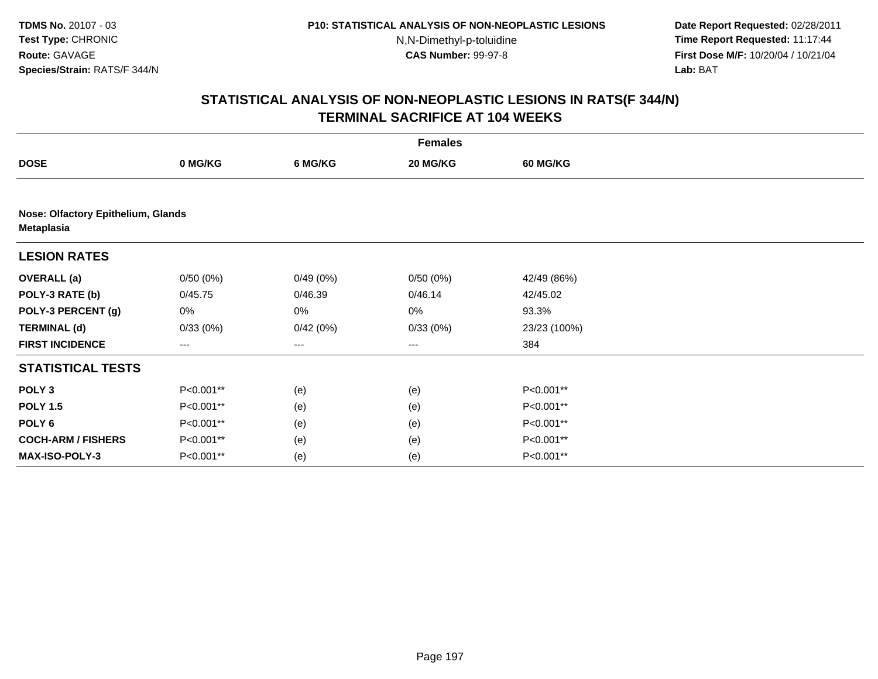# STATISTICAL ANALYSIS OF NON-NEOPLASTIC LESIONS IN RATS(F 344/N)
## TERMINAL SACRIFICE AT 104 WEEKS

| | Females | | | |
|---|---|---|---|---|
| **DOSE** | **0 MG/KG** | **6 MG/KG** | **20 MG/KG** | **60 MG/KG** |
| **Nose: Olfactory Epithelium, Glands** | | | | |
| **Metaplasia** | | | | |
| **LESION RATES** | | | | |
| **OVERALL (a)** | 0/50 (0%) | 0/49 (0%) | 0/50 (0%) | 42/49 (86%) |
| **POLY-3 RATE (b)** | 0/45.75 | 0/46.39 | 0/46.14 | 42/45.02 |
| **POLY-3 PERCENT (g)** | 0% | 0% | 0% | 93.3% |
| **TERMINAL (d)** | 0/33 (0%) | 0/42 (0%) | 0/33 (0%) | 23/23 (100%) |
| **FIRST INCIDENCE** | --- | --- | --- | 384 |
| **STATISTICAL TESTS** | | | | |
| **POLY 3** | P<0.001** | (e) | (e) | P<0.001** |
| **POLY 1.5** | P<0.001** | (e) | (e) | P<0.001** |
| **POLY 6** | P<0.001** | (e) | (e) | P<0.001** |
| **COCH-ARM / FISHERS** | P<0.001** | (e) | (e) | P<0.001** |
| **MAX-ISO-POLY-3** | P<0.001** | (e) | (e) | P<0.001** |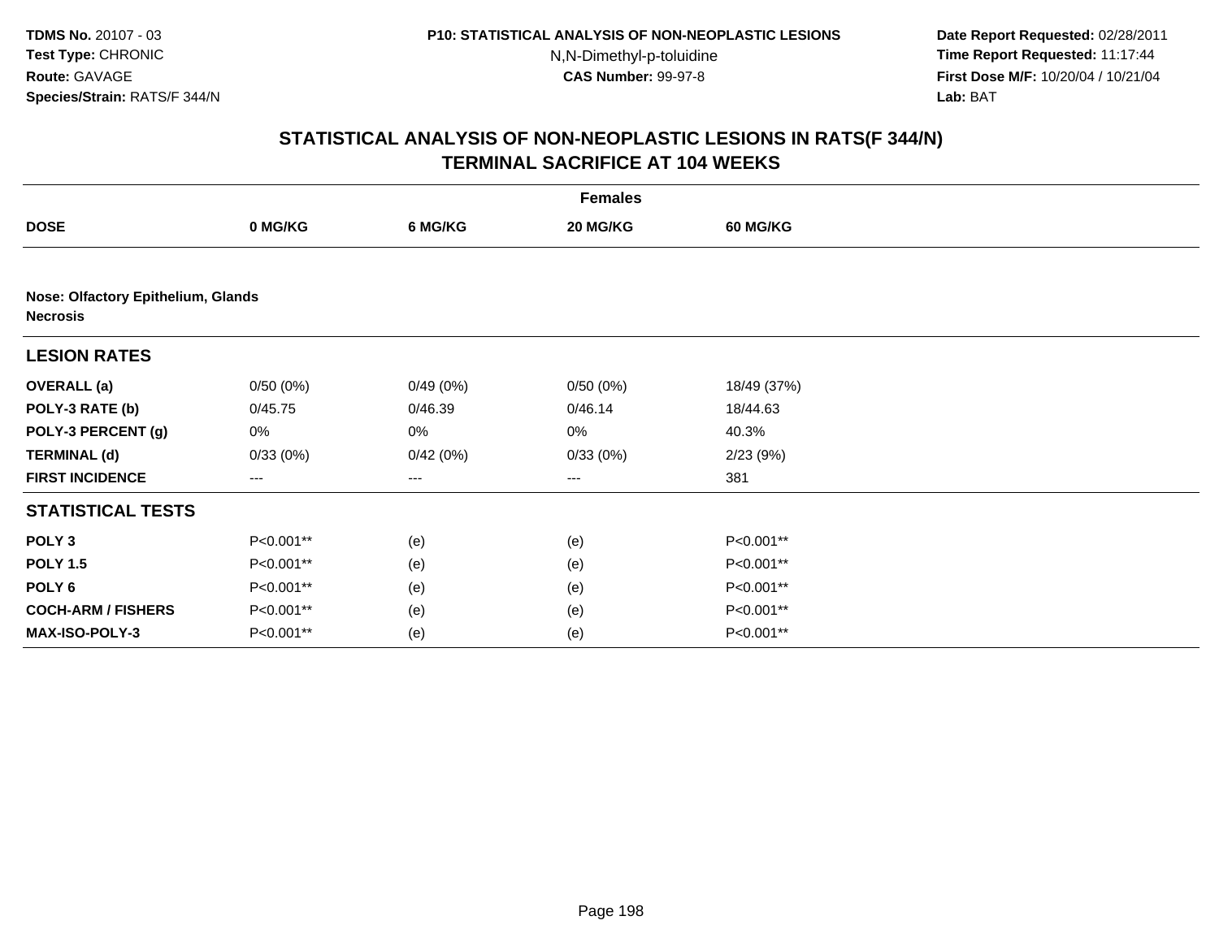TDMS No. 20107 - 03
Test Type: CHRONIC
Route: GAVAGE
Species/Strain: RATS/F 344/N

P10: STATISTICAL ANALYSIS OF NON-NEOPLASTIC LESIONS
N,N-Dimethyl-p-toluidine
CAS Number: 99-97-8

Date Report Requested: 02/28/2011
Time Report Requested: 11:17:44
First Dose M/F: 10/20/04 / 10/21/04
Lab: BAT

## STATISTICAL ANALYSIS OF NON-NEOPLASTIC LESIONS IN RATS(F 344/N)
## TERMINAL SACRIFICE AT 104 WEEKS

| | Females | | | |
|---|---|---|---|---|
| **DOSE** | **0 MG/KG** | **6 MG/KG** | **20 MG/KG** | **60 MG/KG** |
| **Nose: Olfactory Epithelium, Glands** | | | | |
| **Necrosis** | | | | |
| **LESION RATES** | | | | |
| **OVERALL (a)** | 0/50 (0%) | 0/49 (0%) | 0/50 (0%) | 18/49 (37%) |
| **POLY-3 RATE (b)** | 0/45.75 | 0/46.39 | 0/46.14 | 18/44.63 |
| **POLY-3 PERCENT (g)** | 0% | 0% | 0% | 40.3% |
| **TERMINAL (d)** | 0/33 (0%) | 0/42 (0%) | 0/33 (0%) | 2/23 (9%) |
| **FIRST INCIDENCE** | --- | --- | --- | 381 |
| **STATISTICAL TESTS** | | | | |
| **POLY 3** | P<0.001** | (e) | (e) | P<0.001** |
| **POLY 1.5** | P<0.001** | (e) | (e) | P<0.001** |
| **POLY 6** | P<0.001** | (e) | (e) | P<0.001** |
| **COCH-ARM / FISHERS** | P<0.001** | (e) | (e) | P<0.001** |
| **MAX-ISO-POLY-3** | P<0.001** | (e) | (e) | P<0.001** |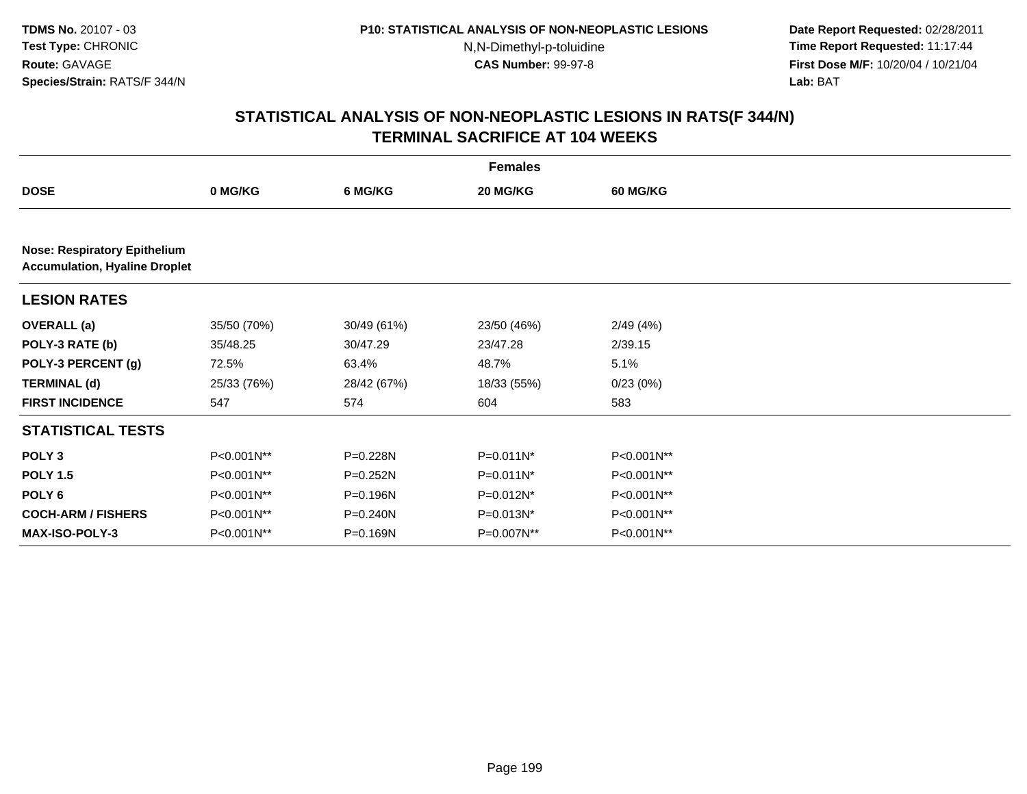**TDMS No.** 20107 - 03
**Test Type:** CHRONIC
**Route:** GAVAGE
**Species/Strain:** RATS/F 344/N

**P10: STATISTICAL ANALYSIS OF NON-NEOPLASTIC LESIONS**
N,N-Dimethyl-p-toluidine
**CAS Number:** 99-97-8

**Date Report Requested:** 02/28/2011
**Time Report Requested:** 11:17:44
**First Dose M/F:** 10/20/04 / 10/21/04
**Lab:** BAT

## STATISTICAL ANALYSIS OF NON-NEOPLASTIC LESIONS IN RATS(F 344/N) TERMINAL SACRIFICE AT 104 WEEKS

| | Females | | | |
|---|---|---|---|---|
| **DOSE** | **0 MG/KG** | **6 MG/KG** | **20 MG/KG** | **60 MG/KG** |
| **Nose: Respiratory Epithelium Accumulation, Hyaline Droplet** | | | | |
| **LESION RATES** | | | | |
| **OVERALL (a)** | 35/50 (70%) | 30/49 (61%) | 23/50 (46%) | 2/49 (4%) |
| **POLY-3 RATE (b)** | 35/48.25 | 30/47.29 | 23/47.28 | 2/39.15 |
| **POLY-3 PERCENT (g)** | 72.5% | 63.4% | 48.7% | 5.1% |
| **TERMINAL (d)** | 25/33 (76%) | 28/42 (67%) | 18/33 (55%) | 0/23 (0%) |
| **FIRST INCIDENCE** | 547 | 574 | 604 | 583 |
| **STATISTICAL TESTS** | | | | |
| **POLY 3** | P<0.001N** | P=0.228N | P=0.011N* | P<0.001N** |
| **POLY 1.5** | P<0.001N** | P=0.252N | P=0.011N* | P<0.001N** |
| **POLY 6** | P<0.001N** | P=0.196N | P=0.012N* | P<0.001N** |
| **COCH-ARM / FISHERS** | P<0.001N** | P=0.240N | P=0.013N* | P<0.001N** |
| **MAX-ISO-POLY-3** | P<0.001N** | P=0.169N | P=0.007N** | P<0.001N** |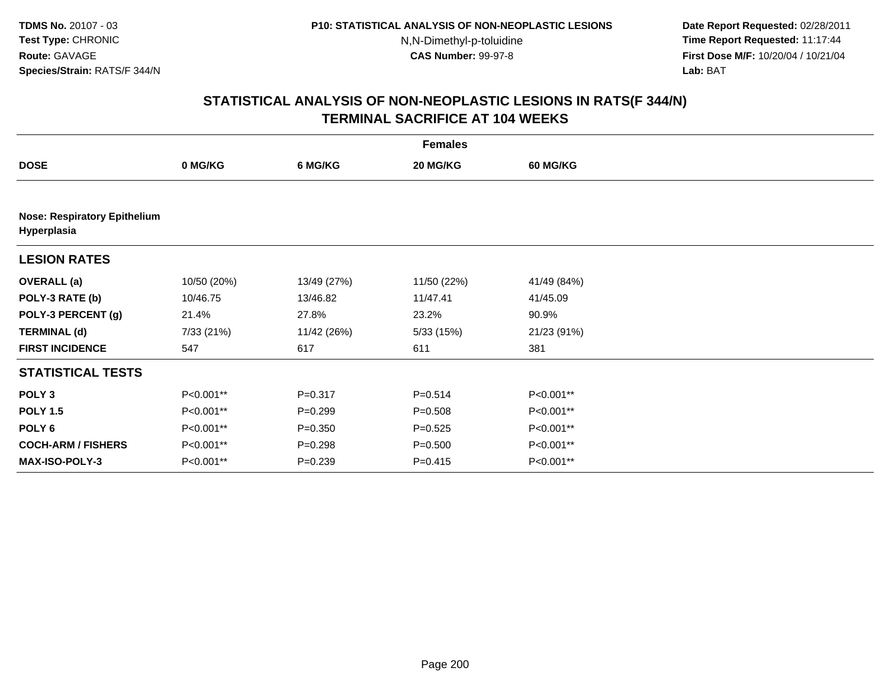**TDMS No.** 20107 - 03
**Test Type:** CHRONIC
**Route:** GAVAGE
**Species/Strain:** RATS/F 344/N

**P10: STATISTICAL ANALYSIS OF NON-NEOPLASTIC LESIONS**
N,N-Dimethyl-p-toluidine
**CAS Number:** 99-97-8

**Date Report Requested:** 02/28/2011
**Time Report Requested:** 11:17:44
**First Dose M/F:** 10/20/04 / 10/21/04
**Lab:** BAT

## STATISTICAL ANALYSIS OF NON-NEOPLASTIC LESIONS IN RATS(F 344/N) TERMINAL SACRIFICE AT 104 WEEKS

| | Females | | | |
|---|---|---|---|---|
| **DOSE** | **0 MG/KG** | **6 MG/KG** | **20 MG/KG** | **60 MG/KG** |
| **Nose: Respiratory Epithelium Hyperplasia** | | | | |
| **LESION RATES** | | | | |
| **OVERALL (a)** | 10/50 (20%) | 13/49 (27%) | 11/50 (22%) | 41/49 (84%) |
| **POLY-3 RATE (b)** | 10/46.75 | 13/46.82 | 11/47.41 | 41/45.09 |
| **POLY-3 PERCENT (g)** | 21.4% | 27.8% | 23.2% | 90.9% |
| **TERMINAL (d)** | 7/33 (21%) | 11/42 (26%) | 5/33 (15%) | 21/23 (91%) |
| **FIRST INCIDENCE** | 547 | 617 | 611 | 381 |
| **STATISTICAL TESTS** | | | | |
| **POLY 3** | P<0.001** | P=0.317 | P=0.514 | P<0.001** |
| **POLY 1.5** | P<0.001** | P=0.299 | P=0.508 | P<0.001** |
| **POLY 6** | P<0.001** | P=0.350 | P=0.525 | P<0.001** |
| **COCH-ARM / FISHERS** | P<0.001** | P=0.298 | P=0.500 | P<0.001** |
| **MAX-ISO-POLY-3** | P<0.001** | P=0.239 | P=0.415 | P<0.001** |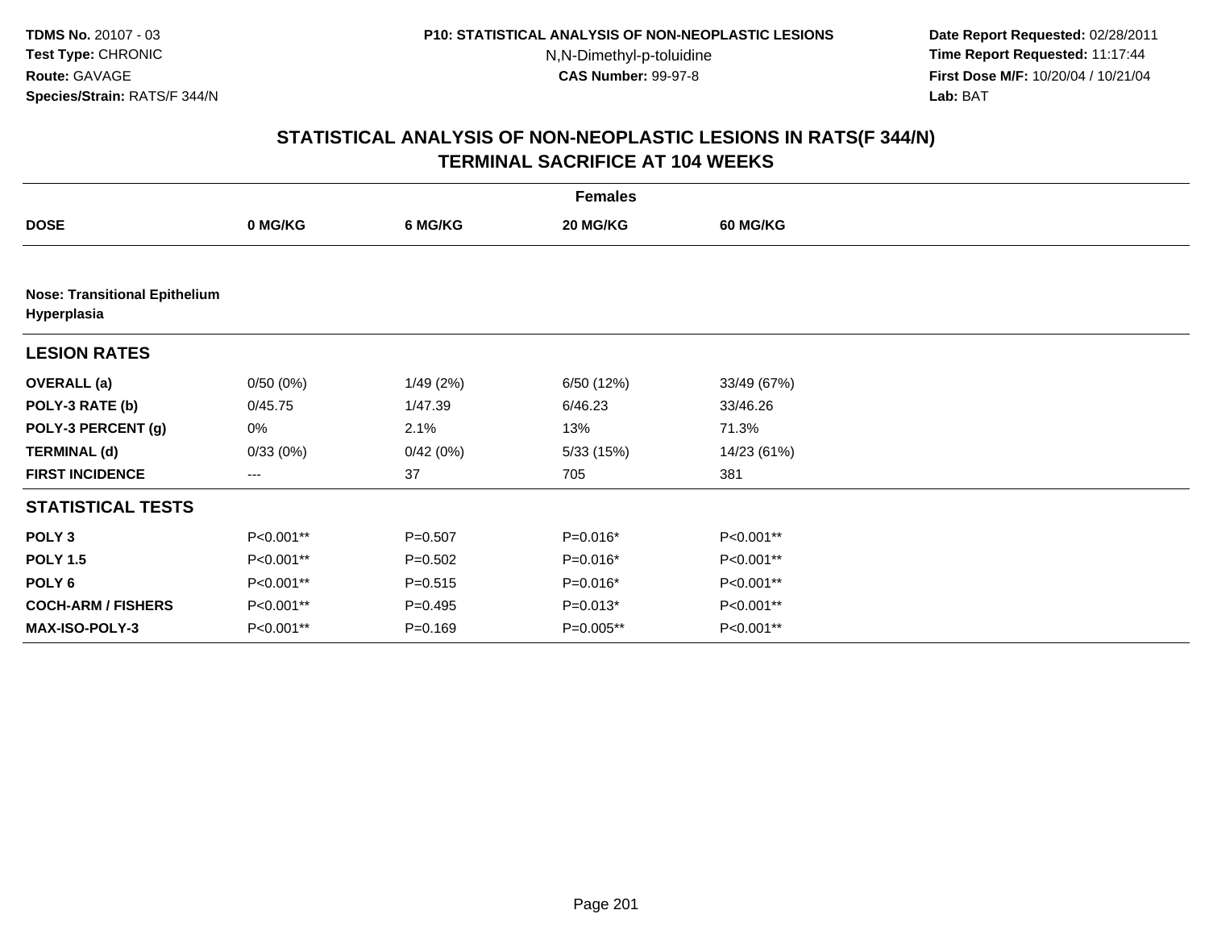**TDMS No.** 20107 - 03
**Test Type:** CHRONIC
**Route:** GAVAGE
**Species/Strain:** RATS/F 344/N

**P10: STATISTICAL ANALYSIS OF NON-NEOPLASTIC LESIONS**
N,N-Dimethyl-p-toluidine
**CAS Number:** 99-97-8

**Date Report Requested:** 02/28/2011
**Time Report Requested:** 11:17:44
**First Dose M/F:** 10/20/04 / 10/21/04
**Lab:** BAT

## STATISTICAL ANALYSIS OF NON-NEOPLASTIC LESIONS IN RATS(F 344/N)
## TERMINAL SACRIFICE AT 104 WEEKS

| | Females | | | |
|---|---|---|---|---|
| **DOSE** | **0 MG/KG** | **6 MG/KG** | **20 MG/KG** | **60 MG/KG** |
| **Nose: Transitional Epithelium Hyperplasia** | | | | |
| **LESION RATES** | | | | |
| **OVERALL (a)** | 0/50 (0%) | 1/49 (2%) | 6/50 (12%) | 33/49 (67%) |
| **POLY-3 RATE (b)** | 0/45.75 | 1/47.39 | 6/46.23 | 33/46.26 |
| **POLY-3 PERCENT (g)** | 0% | 2.1% | 13% | 71.3% |
| **TERMINAL (d)** | 0/33 (0%) | 0/42 (0%) | 5/33 (15%) | 14/23 (61%) |
| **FIRST INCIDENCE** | --- | 37 | 705 | 381 |
| **STATISTICAL TESTS** | | | | |
| **POLY 3** | P<0.001** | P=0.507 | P=0.016* | P<0.001** |
| **POLY 1.5** | P<0.001** | P=0.502 | P=0.016* | P<0.001** |
| **POLY 6** | P<0.001** | P=0.515 | P=0.016* | P<0.001** |
| **COCH-ARM / FISHERS** | P<0.001** | P=0.495 | P=0.013* | P<0.001** |
| **MAX-ISO-POLY-3** | P<0.001** | P=0.169 | P=0.005** | P<0.001** |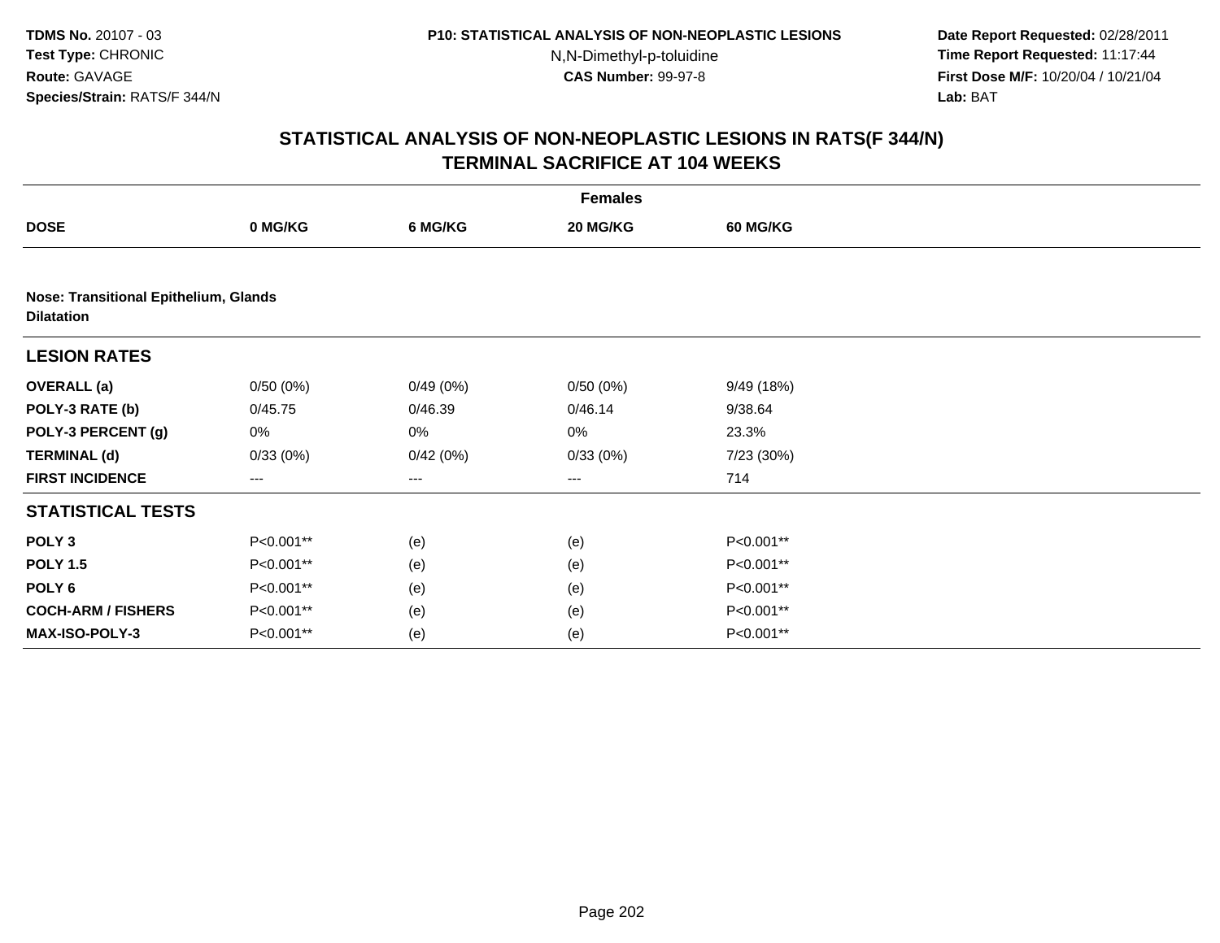TDMS No. 20107 - 03
Test Type: CHRONIC
Route: GAVAGE
Species/Strain: RATS/F 344/N

P10: STATISTICAL ANALYSIS OF NON-NEOPLASTIC LESIONS
N,N-Dimethyl-p-toluidine
CAS Number: 99-97-8

Date Report Requested: 02/28/2011
Time Report Requested: 11:17:44
First Dose M/F: 10/20/04 / 10/21/04
Lab: BAT

## STATISTICAL ANALYSIS OF NON-NEOPLASTIC LESIONS IN RATS(F 344/N)
## TERMINAL SACRIFICE AT 104 WEEKS

| | Females | | | |
|---|---|---|---|---|
| **DOSE** | **0 MG/KG** | **6 MG/KG** | **20 MG/KG** | **60 MG/KG** |
| **Nose: Transitional Epithelium, Glands** | | | | |
| **Dilatation** | | | | |
| **LESION RATES** | | | | |
| **OVERALL (a)** | 0/50 (0%) | 0/49 (0%) | 0/50 (0%) | 9/49 (18%) |
| **POLY-3 RATE (b)** | 0/45.75 | 0/46.39 | 0/46.14 | 9/38.64 |
| **POLY-3 PERCENT (g)** | 0% | 0% | 0% | 23.3% |
| **TERMINAL (d)** | 0/33 (0%) | 0/42 (0%) | 0/33 (0%) | 7/23 (30%) |
| **FIRST INCIDENCE** | --- | --- | --- | 714 |
| **STATISTICAL TESTS** | | | | |
| **POLY 3** | P<0.001** | (e) | (e) | P<0.001** |
| **POLY 1.5** | P<0.001** | (e) | (e) | P<0.001** |
| **POLY 6** | P<0.001** | (e) | (e) | P<0.001** |
| **COCH-ARM / FISHERS** | P<0.001** | (e) | (e) | P<0.001** |
| **MAX-ISO-POLY-3** | P<0.001** | (e) | (e) | P<0.001** |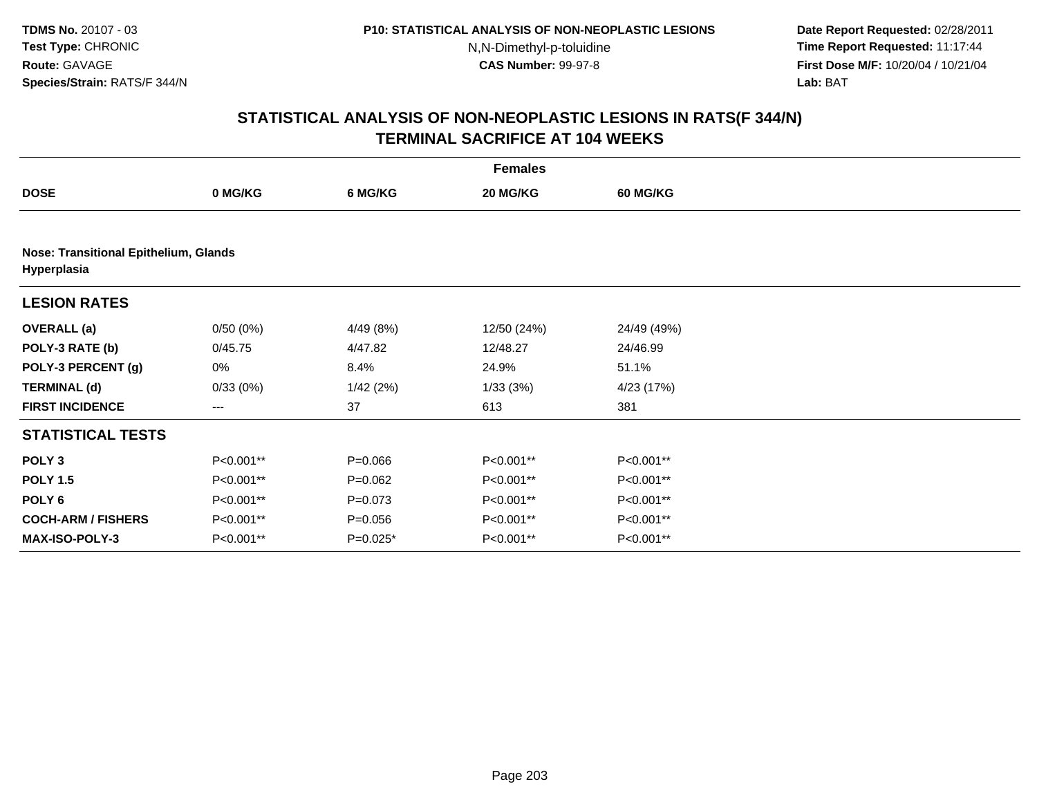TDMS No. 20107 - 03
Test Type: CHRONIC
Route: GAVAGE
Species/Strain: RATS/F 344/N

P10: STATISTICAL ANALYSIS OF NON-NEOPLASTIC LESIONS
N,N-Dimethyl-p-toluidine
CAS Number: 99-97-8

Date Report Requested: 02/28/2011
Time Report Requested: 11:17:44
First Dose M/F: 10/20/04 / 10/21/04
Lab: BAT

## STATISTICAL ANALYSIS OF NON-NEOPLASTIC LESIONS IN RATS(F 344/N) TERMINAL SACRIFICE AT 104 WEEKS

| Females | | | | |
|---|---|---|---|---|
| **DOSE** | **0 MG/KG** | **6 MG/KG** | **20 MG/KG** | **60 MG/KG** |
| **Nose: Transitional Epithelium, Glands Hyperplasia** | | | | |
| **LESION RATES** | | | | |
| **OVERALL (a)** | 0/50 (0%) | 4/49 (8%) | 12/50 (24%) | 24/49 (49%) |
| **POLY-3 RATE (b)** | 0/45.75 | 4/47.82 | 12/48.27 | 24/46.99 |
| **POLY-3 PERCENT (g)** | 0% | 8.4% | 24.9% | 51.1% |
| **TERMINAL (d)** | 0/33 (0%) | 1/42 (2%) | 1/33 (3%) | 4/23 (17%) |
| **FIRST INCIDENCE** | --- | 37 | 613 | 381 |
| **STATISTICAL TESTS** | | | | |
| **POLY 3** | P<0.001** | P=0.066 | P<0.001** | P<0.001** |
| **POLY 1.5** | P<0.001** | P=0.062 | P<0.001** | P<0.001** |
| **POLY 6** | P<0.001** | P=0.073 | P<0.001** | P<0.001** |
| **COCH-ARM / FISHERS** | P<0.001** | P=0.056 | P<0.001** | P<0.001** |
| **MAX-ISO-POLY-3** | P<0.001** | P=0.025* | P<0.001** | P<0.001** |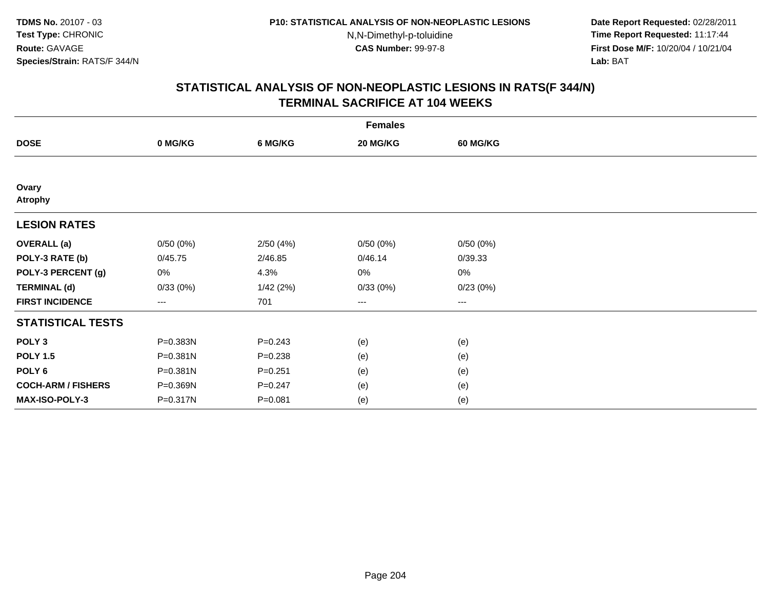TDMS No. 20107 - 03
Test Type: CHRONIC
Route: GAVAGE
Species/Strain: RATS/F 344/N

P10: STATISTICAL ANALYSIS OF NON-NEOPLASTIC LESIONS
N,N-Dimethyl-p-toluidine
CAS Number: 99-97-8

Date Report Requested: 02/28/2011
Time Report Requested: 11:17:44
First Dose M/F: 10/20/04 / 10/21/04
Lab: BAT

## STATISTICAL ANALYSIS OF NON-NEOPLASTIC LESIONS IN RATS(F 344/N)
## TERMINAL SACRIFICE AT 104 WEEKS

| | Females | | | |
|---|---|---|---|---|
| **DOSE** | **0 MG/KG** | **6 MG/KG** | **20 MG/KG** | **60 MG/KG** |
| **Ovary** | | | | |
| **Atrophy** | | | | |
| **LESION RATES** | | | | |
| **OVERALL (a)** | 0/50 (0%) | 2/50 (4%) | 0/50 (0%) | 0/50 (0%) |
| **POLY-3 RATE (b)** | 0/45.75 | 2/46.85 | 0/46.14 | 0/39.33 |
| **POLY-3 PERCENT (g)** | 0% | 4.3% | 0% | 0% |
| **TERMINAL (d)** | 0/33 (0%) | 1/42 (2%) | 0/33 (0%) | 0/23 (0%) |
| **FIRST INCIDENCE** | --- | 701 | --- | --- |
| **STATISTICAL TESTS** | | | | |
| **POLY 3** | P=0.383N | P=0.243 | (e) | (e) |
| **POLY 1.5** | P=0.381N | P=0.238 | (e) | (e) |
| **POLY 6** | P=0.381N | P=0.251 | (e) | (e) |
| **COCH-ARM / FISHERS** | P=0.369N | P=0.247 | (e) | (e) |
| **MAX-ISO-POLY-3** | P=0.317N | P=0.081 | (e) | (e) |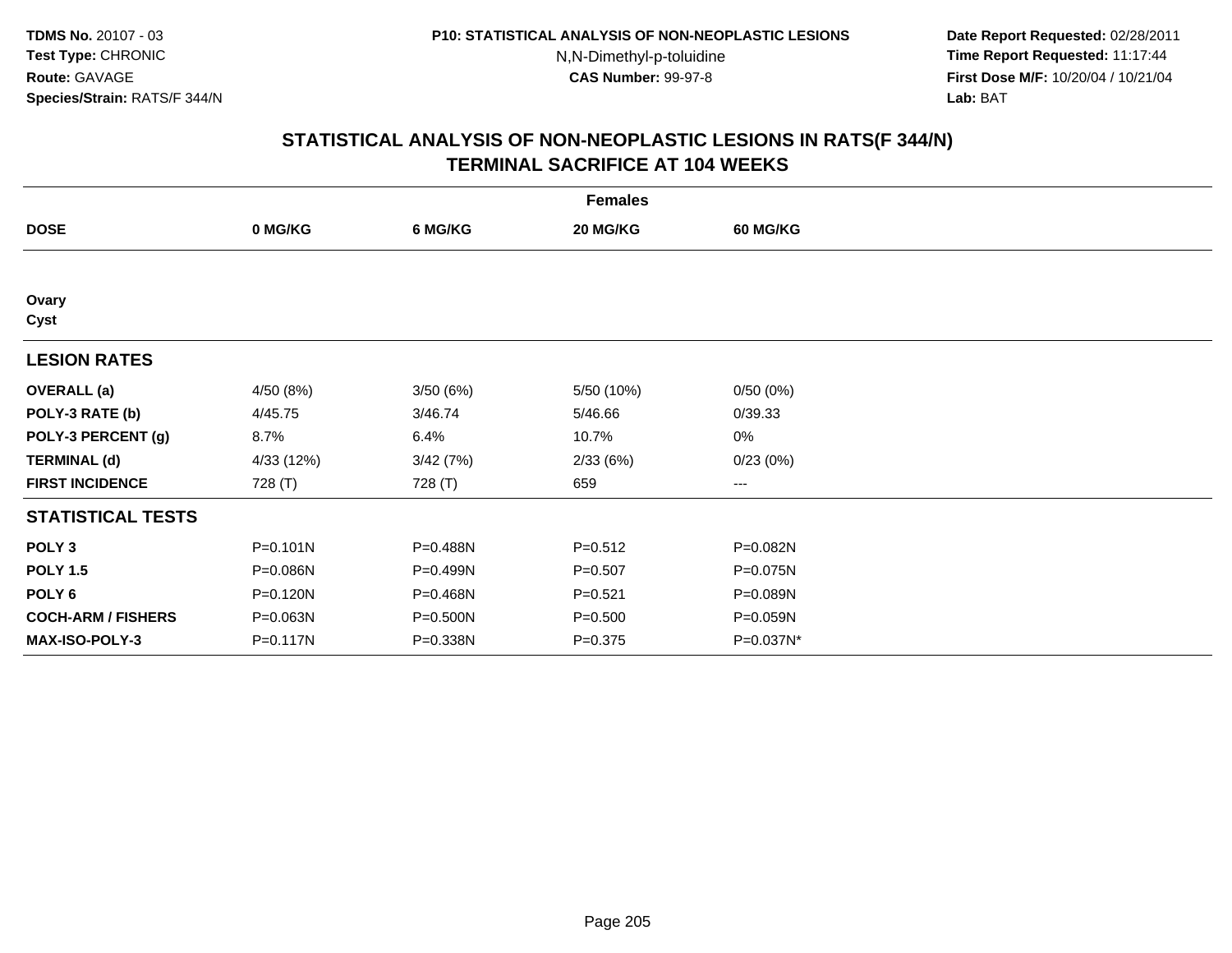TDMS No. 20107 - 03
Test Type: CHRONIC
Route: GAVAGE
Species/Strain: RATS/F 344/N

P10: STATISTICAL ANALYSIS OF NON-NEOPLASTIC LESIONS
N,N-Dimethyl-p-toluidine
CAS Number: 99-97-8

Date Report Requested: 02/28/2011
Time Report Requested: 11:17:44
First Dose M/F: 10/20/04 / 10/21/04
Lab: BAT

## STATISTICAL ANALYSIS OF NON-NEOPLASTIC LESIONS IN RATS(F 344/N)
## TERMINAL SACRIFICE AT 104 WEEKS

| | Females | | | |
|---|---|---|---|---|
| **DOSE** | **0 MG/KG** | **6 MG/KG** | **20 MG/KG** | **60 MG/KG** |
| **Ovary** | | | | |
| **Cyst** | | | | |
| **LESION RATES** | | | | |
| **OVERALL (a)** | 4/50 (8%) | 3/50 (6%) | 5/50 (10%) | 0/50 (0%) |
| **POLY-3 RATE (b)** | 4/45.75 | 3/46.74 | 5/46.66 | 0/39.33 |
| **POLY-3 PERCENT (g)** | 8.7% | 6.4% | 10.7% | 0% |
| **TERMINAL (d)** | 4/33 (12%) | 3/42 (7%) | 2/33 (6%) | 0/23 (0%) |
| **FIRST INCIDENCE** | 728 (T) | 728 (T) | 659 | --- |
| **STATISTICAL TESTS** | | | | |
| **POLY 3** | P=0.101N | P=0.488N | P=0.512 | P=0.082N |
| **POLY 1.5** | P=0.086N | P=0.499N | P=0.507 | P=0.075N |
| **POLY 6** | P=0.120N | P=0.468N | P=0.521 | P=0.089N |
| **COCH-ARM / FISHERS** | P=0.063N | P=0.500N | P=0.500 | P=0.059N |
| **MAX-ISO-POLY-3** | P=0.117N | P=0.338N | P=0.375 | P=0.037N* |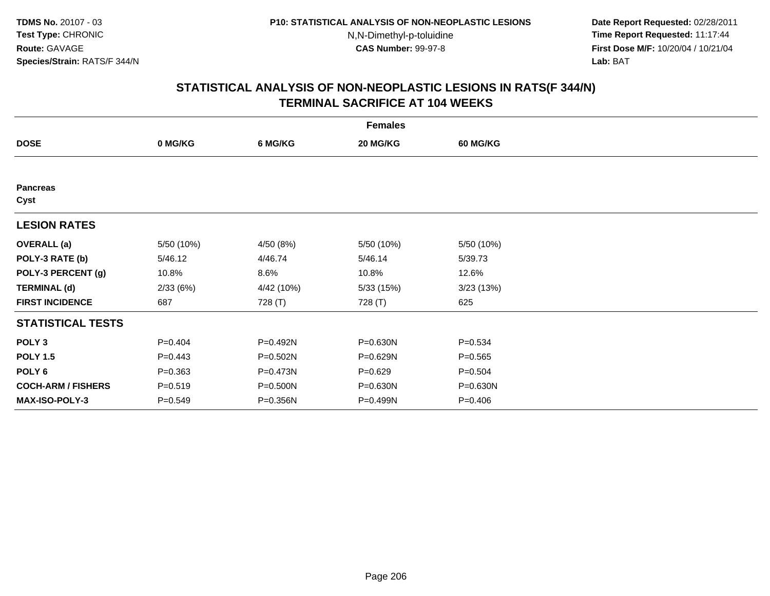TDMS No. 20107 - 03
Test Type: CHRONIC
Route: GAVAGE
Species/Strain: RATS/F 344/N

P10: STATISTICAL ANALYSIS OF NON-NEOPLASTIC LESIONS
N,N-Dimethyl-p-toluidine
CAS Number: 99-97-8

Date Report Requested: 02/28/2011
Time Report Requested: 11:17:44
First Dose M/F: 10/20/04 / 10/21/04
Lab: BAT

## STATISTICAL ANALYSIS OF NON-NEOPLASTIC LESIONS IN RATS(F 344/N)
## TERMINAL SACRIFICE AT 104 WEEKS

| | Females | | | |
|---|---|---|---|---|
| **DOSE** | **0 MG/KG** | **6 MG/KG** | **20 MG/KG** | **60 MG/KG** |
| **Pancreas** | | | | |
| **Cyst** | | | | |
| **LESION RATES** | | | | |
| **OVERALL (a)** | 5/50 (10%) | 4/50 (8%) | 5/50 (10%) | 5/50 (10%) |
| **POLY-3 RATE (b)** | 5/46.12 | 4/46.74 | 5/46.14 | 5/39.73 |
| **POLY-3 PERCENT (g)** | 10.8% | 8.6% | 10.8% | 12.6% |
| **TERMINAL (d)** | 2/33 (6%) | 4/42 (10%) | 5/33 (15%) | 3/23 (13%) |
| **FIRST INCIDENCE** | 687 | 728 (T) | 728 (T) | 625 |
| **STATISTICAL TESTS** | | | | |
| **POLY 3** | P=0.404 | P=0.492N | P=0.630N | P=0.534 |
| **POLY 1.5** | P=0.443 | P=0.502N | P=0.629N | P=0.565 |
| **POLY 6** | P=0.363 | P=0.473N | P=0.629 | P=0.504 |
| **COCH-ARM / FISHERS** | P=0.519 | P=0.500N | P=0.630N | P=0.630N |
| **MAX-ISO-POLY-3** | P=0.549 | P=0.356N | P=0.499N | P=0.406 |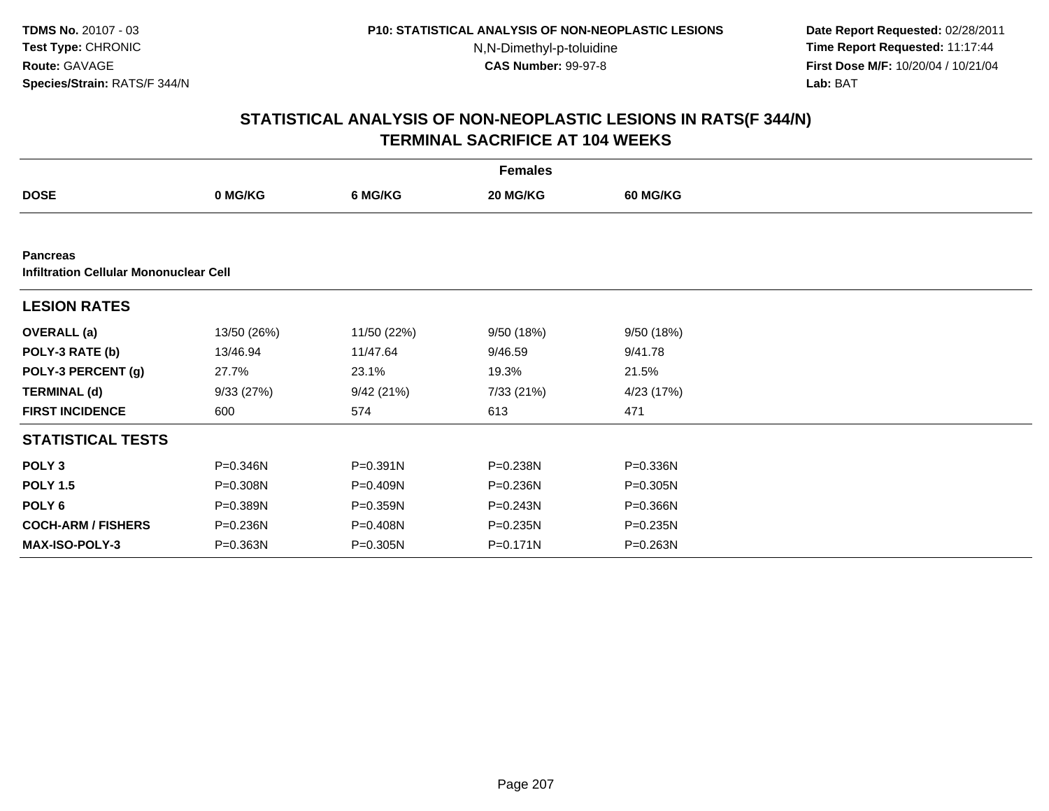**TDMS No.** 20107 - 03
**Test Type:** CHRONIC
**Route:** GAVAGE
**Species/Strain:** RATS/F 344/N

**P10: STATISTICAL ANALYSIS OF NON-NEOPLASTIC LESIONS**
N,N-Dimethyl-p-toluidine
**CAS Number:** 99-97-8

**Date Report Requested:** 02/28/2011
**Time Report Requested:** 11:17:44
**First Dose M/F:** 10/20/04 / 10/21/04
**Lab:** BAT

## STATISTICAL ANALYSIS OF NON-NEOPLASTIC LESIONS IN RATS(F 344/N)
## TERMINAL SACRIFICE AT 104 WEEKS

| | Females | | | |
|---|---|---|---|---|
| **DOSE** | **0 MG/KG** | **6 MG/KG** | **20 MG/KG** | **60 MG/KG** |
| **Pancreas** | | | | |
| **Infiltration Cellular Mononuclear Cell** | | | | |
| **LESION RATES** | | | | |
| **OVERALL (a)** | 13/50 (26%) | 11/50 (22%) | 9/50 (18%) | 9/50 (18%) |
| **POLY-3 RATE (b)** | 13/46.94 | 11/47.64 | 9/46.59 | 9/41.78 |
| **POLY-3 PERCENT (g)** | 27.7% | 23.1% | 19.3% | 21.5% |
| **TERMINAL (d)** | 9/33 (27%) | 9/42 (21%) | 7/33 (21%) | 4/23 (17%) |
| **FIRST INCIDENCE** | 600 | 574 | 613 | 471 |
| **STATISTICAL TESTS** | | | | |
| **POLY 3** | P=0.346N | P=0.391N | P=0.238N | P=0.336N |
| **POLY 1.5** | P=0.308N | P=0.409N | P=0.236N | P=0.305N |
| **POLY 6** | P=0.389N | P=0.359N | P=0.243N | P=0.366N |
| **COCH-ARM / FISHERS** | P=0.236N | P=0.408N | P=0.235N | P=0.235N |
| **MAX-ISO-POLY-3** | P=0.363N | P=0.305N | P=0.171N | P=0.263N |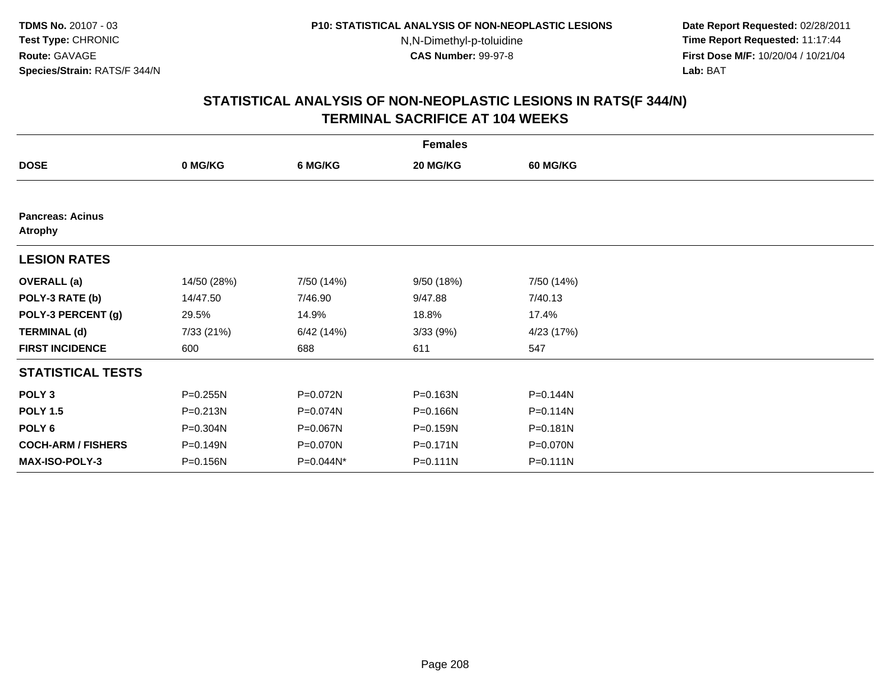TDMS No. 20107 - 03
Test Type: CHRONIC
Route: GAVAGE
Species/Strain: RATS/F 344/N

P10: STATISTICAL ANALYSIS OF NON-NEOPLASTIC LESIONS
N,N-Dimethyl-p-toluidine
CAS Number: 99-97-8

Date Report Requested: 02/28/2011
Time Report Requested: 11:17:44
First Dose M/F: 10/20/04 / 10/21/04
Lab: BAT

## STATISTICAL ANALYSIS OF NON-NEOPLASTIC LESIONS IN RATS(F 344/N)
## TERMINAL SACRIFICE AT 104 WEEKS

| | Females | | | |
|---|---|---|---|---|
| **DOSE** | **0 MG/KG** | **6 MG/KG** | **20 MG/KG** | **60 MG/KG** |
| **Pancreas: Acinus** | | | | |
| **Atrophy** | | | | |
| **LESION RATES** | | | | |
| **OVERALL (a)** | 14/50 (28%) | 7/50 (14%) | 9/50 (18%) | 7/50 (14%) |
| **POLY-3 RATE (b)** | 14/47.50 | 7/46.90 | 9/47.88 | 7/40.13 |
| **POLY-3 PERCENT (g)** | 29.5% | 14.9% | 18.8% | 17.4% |
| **TERMINAL (d)** | 7/33 (21%) | 6/42 (14%) | 3/33 (9%) | 4/23 (17%) |
| **FIRST INCIDENCE** | 600 | 688 | 611 | 547 |
| **STATISTICAL TESTS** | | | | |
| **POLY 3** | P=0.255N | P=0.072N | P=0.163N | P=0.144N |
| **POLY 1.5** | P=0.213N | P=0.074N | P=0.166N | P=0.114N |
| **POLY 6** | P=0.304N | P=0.067N | P=0.159N | P=0.181N |
| **COCH-ARM / FISHERS** | P=0.149N | P=0.070N | P=0.171N | P=0.070N |
| **MAX-ISO-POLY-3** | P=0.156N | P=0.044N* | P=0.111N | P=0.111N |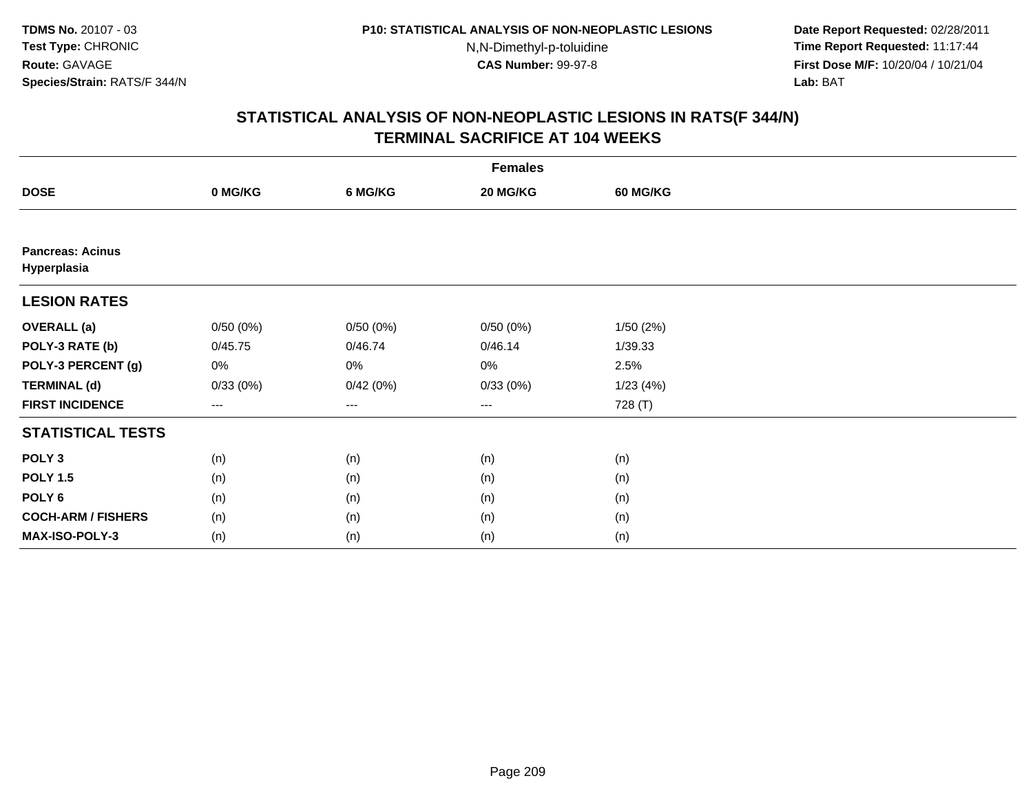TDMS No. 20107 - 03
Test Type: CHRONIC
Route: GAVAGE
Species/Strain: RATS/F 344/N

P10: STATISTICAL ANALYSIS OF NON-NEOPLASTIC LESIONS
N,N-Dimethyl-p-toluidine
CAS Number: 99-97-8

Date Report Requested: 02/28/2011
Time Report Requested: 11:17:44
First Dose M/F: 10/20/04 / 10/21/04
Lab: BAT

## STATISTICAL ANALYSIS OF NON-NEOPLASTIC LESIONS IN RATS(F 344/N)
## TERMINAL SACRIFICE AT 104 WEEKS

| | Females | | | |
|---|---|---|---|---|
| **DOSE** | **0 MG/KG** | **6 MG/KG** | **20 MG/KG** | **60 MG/KG** |
| **Pancreas: Acinus** | | | | |
| **Hyperplasia** | | | | |
| **LESION RATES** | | | | |
| **OVERALL (a)** | 0/50 (0%) | 0/50 (0%) | 0/50 (0%) | 1/50 (2%) |
| **POLY-3 RATE (b)** | 0/45.75 | 0/46.74 | 0/46.14 | 1/39.33 |
| **POLY-3 PERCENT (g)** | 0% | 0% | 0% | 2.5% |
| **TERMINAL (d)** | 0/33 (0%) | 0/42 (0%) | 0/33 (0%) | 1/23 (4%) |
| **FIRST INCIDENCE** | --- | --- | --- | 728 (T) |
| **STATISTICAL TESTS** | | | | |
| **POLY 3** | (n) | (n) | (n) | (n) |
| **POLY 1.5** | (n) | (n) | (n) | (n) |
| **POLY 6** | (n) | (n) | (n) | (n) |
| **COCH-ARM / FISHERS** | (n) | (n) | (n) | (n) |
| **MAX-ISO-POLY-3** | (n) | (n) | (n) | (n) |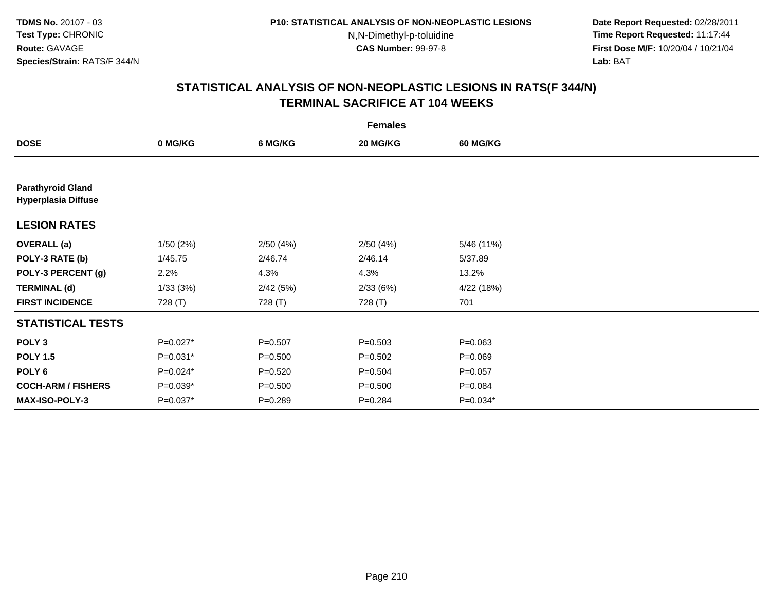**TDMS No.** 20107 - 03
**Test Type:** CHRONIC
**Route:** GAVAGE
**Species/Strain:** RATS/F 344/N

**P10: STATISTICAL ANALYSIS OF NON-NEOPLASTIC LESIONS**
N,N-Dimethyl-p-toluidine
**CAS Number:** 99-97-8

**Date Report Requested:** 02/28/2011
**Time Report Requested:** 11:17:44
**First Dose M/F:** 10/20/04 / 10/21/04
**Lab:** BAT

## STATISTICAL ANALYSIS OF NON-NEOPLASTIC LESIONS IN RATS(F 344/N) TERMINAL SACRIFICE AT 104 WEEKS

| | Females | | | |
|---|---|---|---|---|
| **DOSE** | **0 MG/KG** | **6 MG/KG** | **20 MG/KG** | **60 MG/KG** |
| **Parathyroid Gland Hyperplasia Diffuse** | | | | |
| **LESION RATES** | | | | |
| **OVERALL (a)** | 1/50 (2%) | 2/50 (4%) | 2/50 (4%) | 5/46 (11%) |
| **POLY-3 RATE (b)** | 1/45.75 | 2/46.74 | 2/46.14 | 5/37.89 |
| **POLY-3 PERCENT (g)** | 2.2% | 4.3% | 4.3% | 13.2% |
| **TERMINAL (d)** | 1/33 (3%) | 2/42 (5%) | 2/33 (6%) | 4/22 (18%) |
| **FIRST INCIDENCE** | 728 (T) | 728 (T) | 728 (T) | 701 |
| **STATISTICAL TESTS** | | | | |
| **POLY 3** | P=0.027* | P=0.507 | P=0.503 | P=0.063 |
| **POLY 1.5** | P=0.031* | P=0.500 | P=0.502 | P=0.069 |
| **POLY 6** | P=0.024* | P=0.520 | P=0.504 | P=0.057 |
| **COCH-ARM / FISHERS** | P=0.039* | P=0.500 | P=0.500 | P=0.084 |
| **MAX-ISO-POLY-3** | P=0.037* | P=0.289 | P=0.284 | P=0.034* |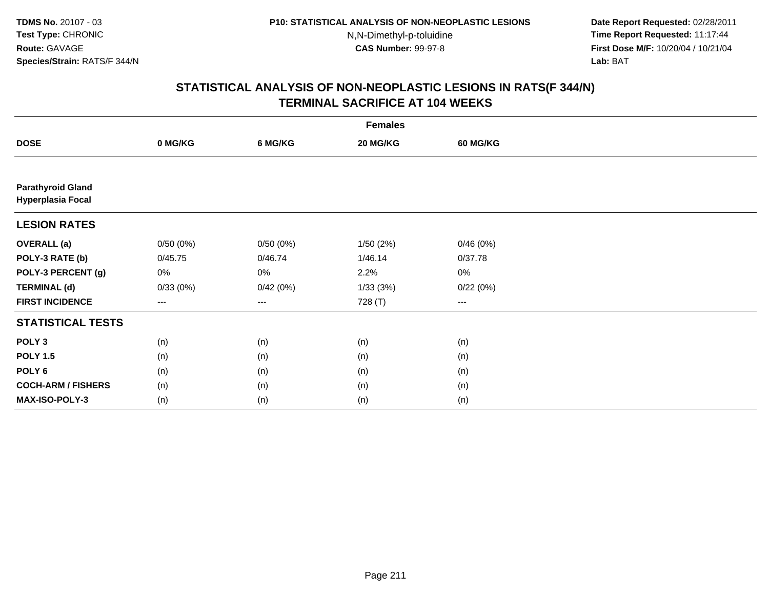TDMS No. 20107 - 03
Test Type: CHRONIC
Route: GAVAGE
Species/Strain: RATS/F 344/N

P10: STATISTICAL ANALYSIS OF NON-NEOPLASTIC LESIONS
N,N-Dimethyl-p-toluidine
CAS Number: 99-97-8

Date Report Requested: 02/28/2011
Time Report Requested: 11:17:44
First Dose M/F: 10/20/04 / 10/21/04
Lab: BAT

## STATISTICAL ANALYSIS OF NON-NEOPLASTIC LESIONS IN RATS(F 344/N)
## TERMINAL SACRIFICE AT 104 WEEKS

| | Females | | | |
|---|---|---|---|---|
| **DOSE** | **0 MG/KG** | **6 MG/KG** | **20 MG/KG** | **60 MG/KG** |
| **Parathyroid Gland** | | | | |
| **Hyperplasia Focal** | | | | |
| **LESION RATES** | | | | |
| **OVERALL (a)** | 0/50 (0%) | 0/50 (0%) | 1/50 (2%) | 0/46 (0%) |
| **POLY-3 RATE (b)** | 0/45.75 | 0/46.74 | 1/46.14 | 0/37.78 |
| **POLY-3 PERCENT (g)** | 0% | 0% | 2.2% | 0% |
| **TERMINAL (d)** | 0/33 (0%) | 0/42 (0%) | 1/33 (3%) | 0/22 (0%) |
| **FIRST INCIDENCE** | --- | --- | 728 (T) | --- |
| **STATISTICAL TESTS** | | | | |
| **POLY 3** | (n) | (n) | (n) | (n) |
| **POLY 1.5** | (n) | (n) | (n) | (n) |
| **POLY 6** | (n) | (n) | (n) | (n) |
| **COCH-ARM / FISHERS** | (n) | (n) | (n) | (n) |
| **MAX-ISO-POLY-3** | (n) | (n) | (n) | (n) |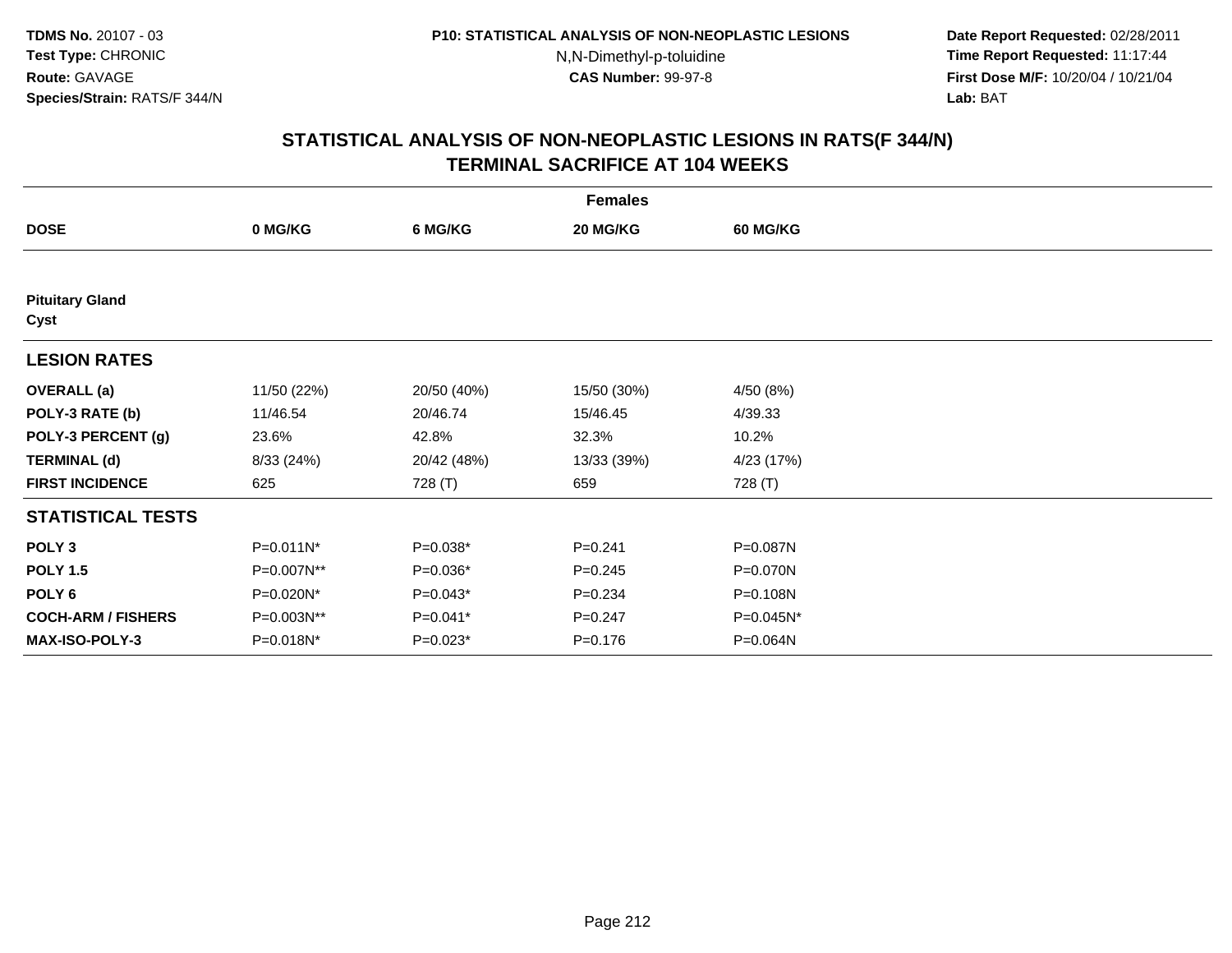**TDMS No.** 20107 - 03
**Test Type:** CHRONIC
**Route:** GAVAGE
**Species/Strain:** RATS/F 344/N

**P10: STATISTICAL ANALYSIS OF NON-NEOPLASTIC LESIONS**
N,N-Dimethyl-p-toluidine
**CAS Number:** 99-97-8

**Date Report Requested:** 02/28/2011
**Time Report Requested:** 11:17:44
**First Dose M/F:** 10/20/04 / 10/21/04
**Lab:** BAT

## STATISTICAL ANALYSIS OF NON-NEOPLASTIC LESIONS IN RATS(F 344/N)
## TERMINAL SACRIFICE AT 104 WEEKS

| | Females | | | |
|---|---|---|---|---|
| **DOSE** | **0 MG/KG** | **6 MG/KG** | **20 MG/KG** | **60 MG/KG** |
| **Pituitary Gland** | | | | |
| **Cyst** | | | | |
| **LESION RATES** | | | | |
| **OVERALL (a)** | 11/50 (22%) | 20/50 (40%) | 15/50 (30%) | 4/50 (8%) |
| **POLY-3 RATE (b)** | 11/46.54 | 20/46.74 | 15/46.45 | 4/39.33 |
| **POLY-3 PERCENT (g)** | 23.6% | 42.8% | 32.3% | 10.2% |
| **TERMINAL (d)** | 8/33 (24%) | 20/42 (48%) | 13/33 (39%) | 4/23 (17%) |
| **FIRST INCIDENCE** | 625 | 728 (T) | 659 | 728 (T) |
| **STATISTICAL TESTS** | | | | |
| **POLY 3** | P=0.011N* | P=0.038* | P=0.241 | P=0.087N |
| **POLY 1.5** | P=0.007N** | P=0.036* | P=0.245 | P=0.070N |
| **POLY 6** | P=0.020N* | P=0.043* | P=0.234 | P=0.108N |
| **COCH-ARM / FISHERS** | P=0.003N** | P=0.041* | P=0.247 | P=0.045N* |
| **MAX-ISO-POLY-3** | P=0.018N* | P=0.023* | P=0.176 | P=0.064N |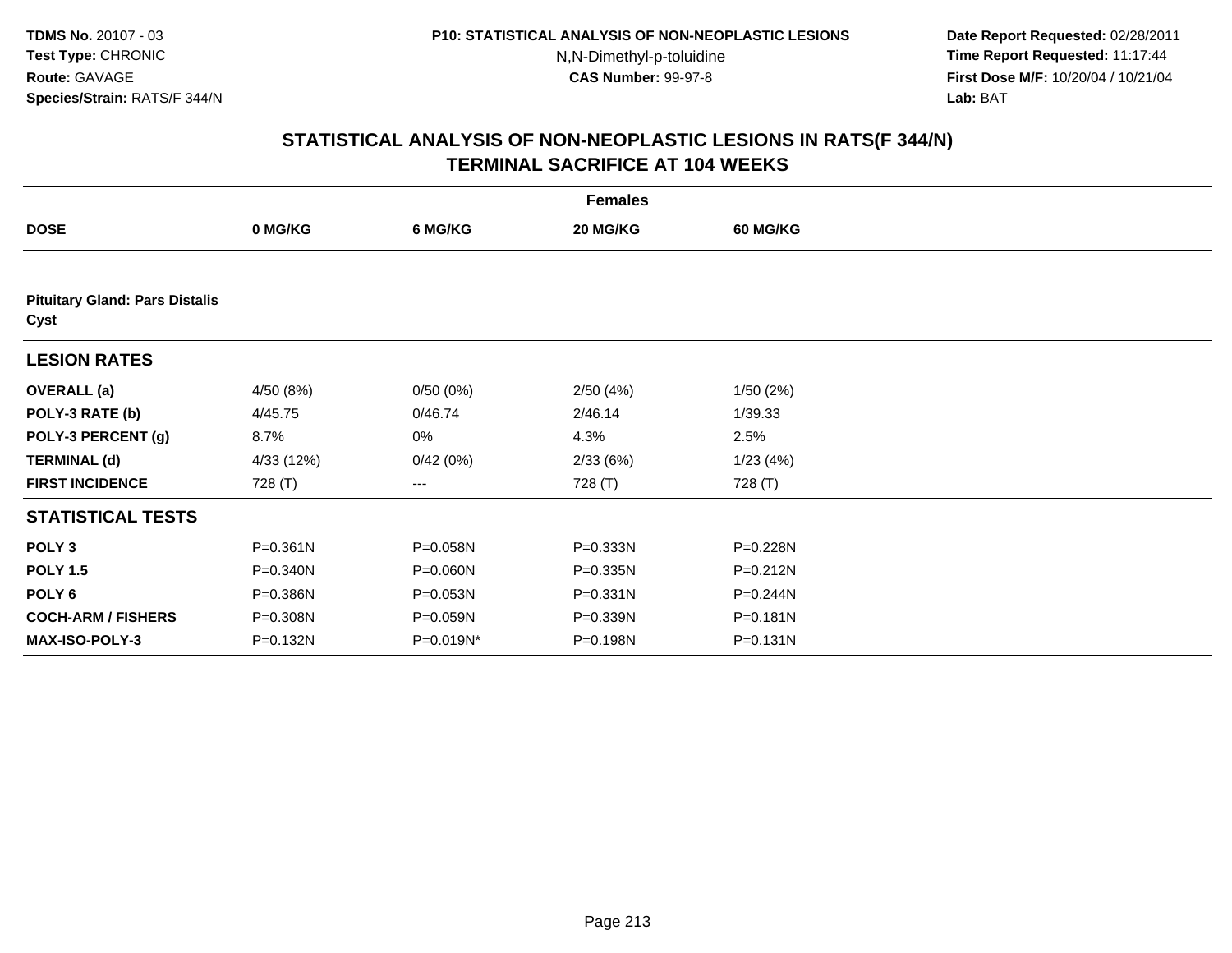**TDMS No.** 20107 - 03
**Test Type:** CHRONIC
**Route:** GAVAGE
**Species/Strain:** RATS/F 344/N

**P10: STATISTICAL ANALYSIS OF NON-NEOPLASTIC LESIONS**
N,N-Dimethyl-p-toluidine
**CAS Number:** 99-97-8

**Date Report Requested:** 02/28/2011
**Time Report Requested:** 11:17:44
**First Dose M/F:** 10/20/04 / 10/21/04
**Lab:** BAT

## STATISTICAL ANALYSIS OF NON-NEOPLASTIC LESIONS IN RATS(F 344/N) TERMINAL SACRIFICE AT 104 WEEKS

| | Females | | | |
|---|---|---|---|---|
| **DOSE** | **0 MG/KG** | **6 MG/KG** | **20 MG/KG** | **60 MG/KG** |
| **Pituitary Gland: Pars Distalis Cyst** | | | | |
| **LESION RATES** | | | | |
| **OVERALL (a)** | 4/50 (8%) | 0/50 (0%) | 2/50 (4%) | 1/50 (2%) |
| **POLY-3 RATE (b)** | 4/45.75 | 0/46.74 | 2/46.14 | 1/39.33 |
| **POLY-3 PERCENT (g)** | 8.7% | 0% | 4.3% | 2.5% |
| **TERMINAL (d)** | 4/33 (12%) | 0/42 (0%) | 2/33 (6%) | 1/23 (4%) |
| **FIRST INCIDENCE** | 728 (T) | --- | 728 (T) | 728 (T) |
| **STATISTICAL TESTS** | | | | |
| **POLY 3** | P=0.361N | P=0.058N | P=0.333N | P=0.228N |
| **POLY 1.5** | P=0.340N | P=0.060N | P=0.335N | P=0.212N |
| **POLY 6** | P=0.386N | P=0.053N | P=0.331N | P=0.244N |
| **COCH-ARM / FISHERS** | P=0.308N | P=0.059N | P=0.339N | P=0.181N |
| **MAX-ISO-POLY-3** | P=0.132N | P=0.019N* | P=0.198N | P=0.131N |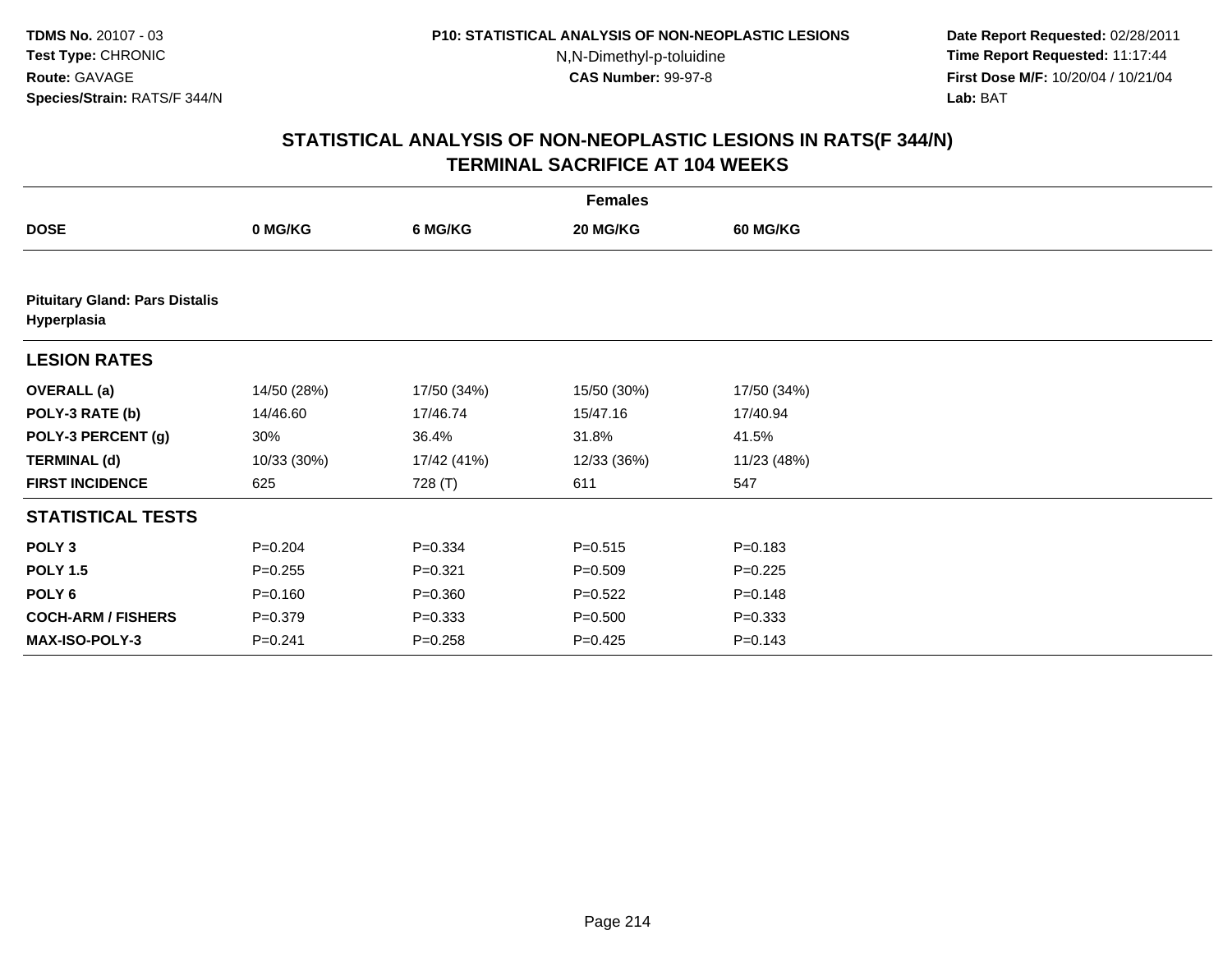**TDMS No.** 20107 - 03
**Test Type:** CHRONIC
**Route:** GAVAGE
**Species/Strain:** RATS/F 344/N

**P10: STATISTICAL ANALYSIS OF NON-NEOPLASTIC LESIONS**
N,N-Dimethyl-p-toluidine
**CAS Number:** 99-97-8

**Date Report Requested:** 02/28/2011
**Time Report Requested:** 11:17:44
**First Dose M/F:** 10/20/04 / 10/21/04
**Lab:** BAT

## STATISTICAL ANALYSIS OF NON-NEOPLASTIC LESIONS IN RATS(F 344/N) TERMINAL SACRIFICE AT 104 WEEKS

| | Females | | | |
|---|---|---|---|---|
| **DOSE** | **0 MG/KG** | **6 MG/KG** | **20 MG/KG** | **60 MG/KG** |
| **Pituitary Gland: Pars Distalis Hyperplasia** | | | | |
| **LESION RATES** | | | | |
| **OVERALL (a)** | 14/50 (28%) | 17/50 (34%) | 15/50 (30%) | 17/50 (34%) |
| **POLY-3 RATE (b)** | 14/46.60 | 17/46.74 | 15/47.16 | 17/40.94 |
| **POLY-3 PERCENT (g)** | 30% | 36.4% | 31.8% | 41.5% |
| **TERMINAL (d)** | 10/33 (30%) | 17/42 (41%) | 12/33 (36%) | 11/23 (48%) |
| **FIRST INCIDENCE** | 625 | 728 (T) | 611 | 547 |
| **STATISTICAL TESTS** | | | | |
| **POLY 3** | P=0.204 | P=0.334 | P=0.515 | P=0.183 |
| **POLY 1.5** | P=0.255 | P=0.321 | P=0.509 | P=0.225 |
| **POLY 6** | P=0.160 | P=0.360 | P=0.522 | P=0.148 |
| **COCH-ARM / FISHERS** | P=0.379 | P=0.333 | P=0.500 | P=0.333 |
| **MAX-ISO-POLY-3** | P=0.241 | P=0.258 | P=0.425 | P=0.143 |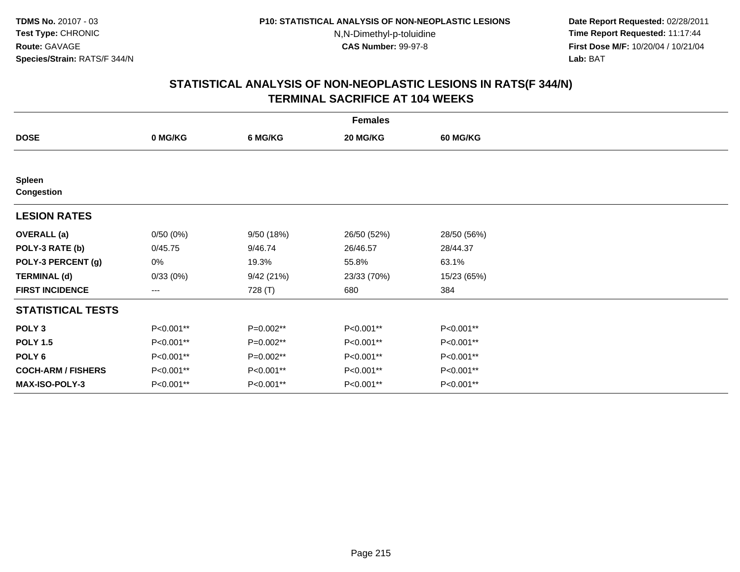TDMS No. 20107 - 03
Test Type: CHRONIC
Route: GAVAGE
Species/Strain: RATS/F 344/N

P10: STATISTICAL ANALYSIS OF NON-NEOPLASTIC LESIONS
N,N-Dimethyl-p-toluidine
CAS Number: 99-97-8

Date Report Requested: 02/28/2011
Time Report Requested: 11:17:44
First Dose M/F: 10/20/04 / 10/21/04
Lab: BAT

## STATISTICAL ANALYSIS OF NON-NEOPLASTIC LESIONS IN RATS(F 344/N)
## TERMINAL SACRIFICE AT 104 WEEKS

| | Females | | | |
|---|---|---|---|---|
| **DOSE** | **0 MG/KG** | **6 MG/KG** | **20 MG/KG** | **60 MG/KG** |
| **Spleen** | | | | |
| **Congestion** | | | | |
| **LESION RATES** | | | | |
| **OVERALL (a)** | 0/50 (0%) | 9/50 (18%) | 26/50 (52%) | 28/50 (56%) |
| **POLY-3 RATE (b)** | 0/45.75 | 9/46.74 | 26/46.57 | 28/44.37 |
| **POLY-3 PERCENT (g)** | 0% | 19.3% | 55.8% | 63.1% |
| **TERMINAL (d)** | 0/33 (0%) | 9/42 (21%) | 23/33 (70%) | 15/23 (65%) |
| **FIRST INCIDENCE** | --- | 728 (T) | 680 | 384 |
| **STATISTICAL TESTS** | | | | |
| **POLY 3** | P<0.001** | P=0.002** | P<0.001** | P<0.001** |
| **POLY 1.5** | P<0.001** | P=0.002** | P<0.001** | P<0.001** |
| **POLY 6** | P<0.001** | P=0.002** | P<0.001** | P<0.001** |
| **COCH-ARM / FISHERS** | P<0.001** | P<0.001** | P<0.001** | P<0.001** |
| **MAX-ISO-POLY-3** | P<0.001** | P<0.001** | P<0.001** | P<0.001** |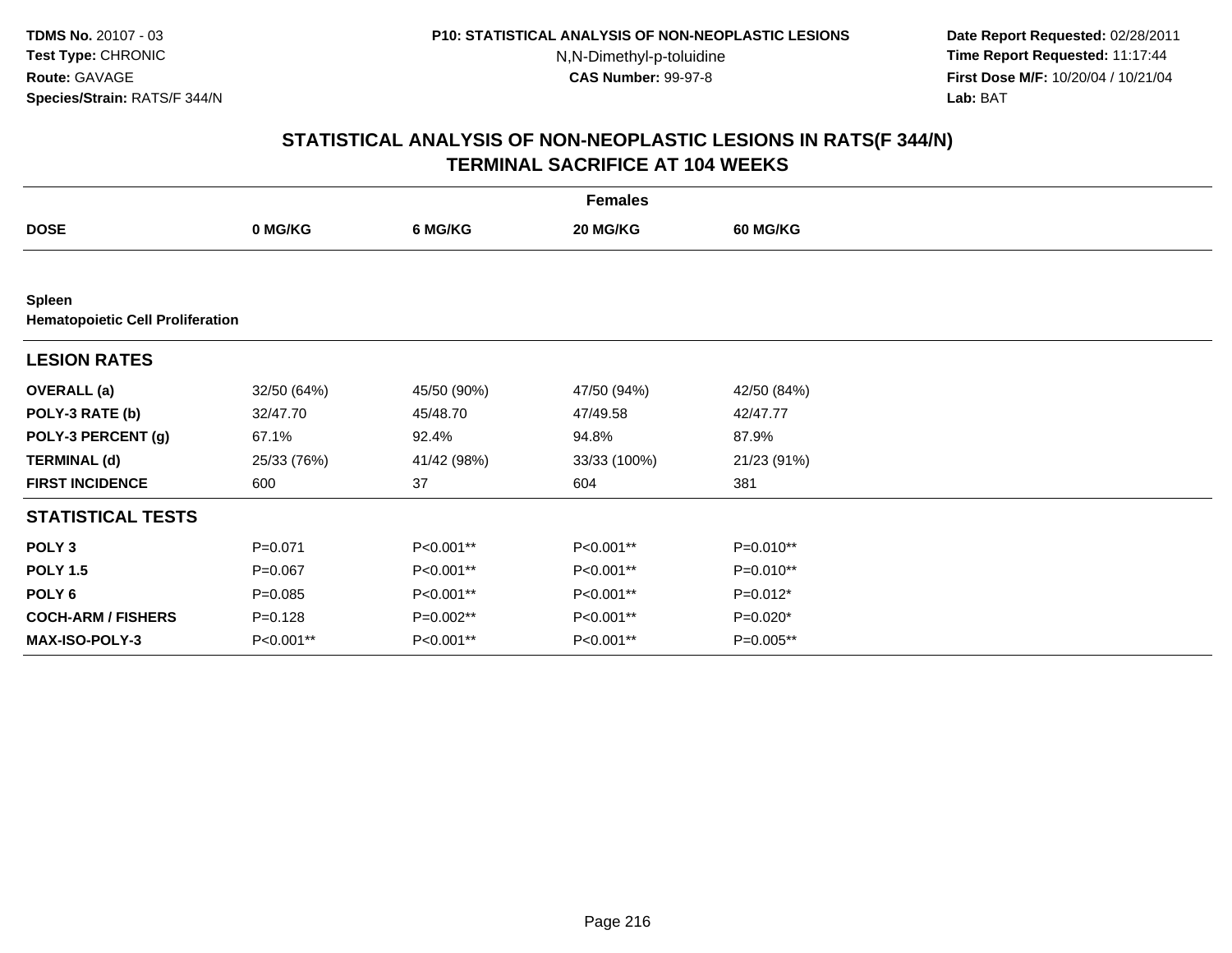TDMS No. 20107 - 03
Test Type: CHRONIC
Route: GAVAGE
Species/Strain: RATS/F 344/N

P10: STATISTICAL ANALYSIS OF NON-NEOPLASTIC LESIONS
N,N-Dimethyl-p-toluidine
CAS Number: 99-97-8

Date Report Requested: 02/28/2011
Time Report Requested: 11:17:44
First Dose M/F: 10/20/04 / 10/21/04
Lab: BAT

## STATISTICAL ANALYSIS OF NON-NEOPLASTIC LESIONS IN RATS(F 344/N)
## TERMINAL SACRIFICE AT 104 WEEKS

| | Females | | | |
|---|---|---|---|---|
| **DOSE** | **0 MG/KG** | **6 MG/KG** | **20 MG/KG** | **60 MG/KG** |
| **Spleen** | | | | |
| **Hematopoietic Cell Proliferation** | | | | |
| **LESION RATES** | | | | |
| **OVERALL (a)** | 32/50 (64%) | 45/50 (90%) | 47/50 (94%) | 42/50 (84%) |
| **POLY-3 RATE (b)** | 32/47.70 | 45/48.70 | 47/49.58 | 42/47.77 |
| **POLY-3 PERCENT (g)** | 67.1% | 92.4% | 94.8% | 87.9% |
| **TERMINAL (d)** | 25/33 (76%) | 41/42 (98%) | 33/33 (100%) | 21/23 (91%) |
| **FIRST INCIDENCE** | 600 | 37 | 604 | 381 |
| **STATISTICAL TESTS** | | | | |
| **POLY 3** | P=0.071 | P<0.001** | P<0.001** | P=0.010** |
| **POLY 1.5** | P=0.067 | P<0.001** | P<0.001** | P=0.010** |
| **POLY 6** | P=0.085 | P<0.001** | P<0.001** | P=0.012* |
| **COCH-ARM / FISHERS** | P=0.128 | P=0.002** | P<0.001** | P=0.020* |
| **MAX-ISO-POLY-3** | P<0.001** | P<0.001** | P<0.001** | P=0.005** |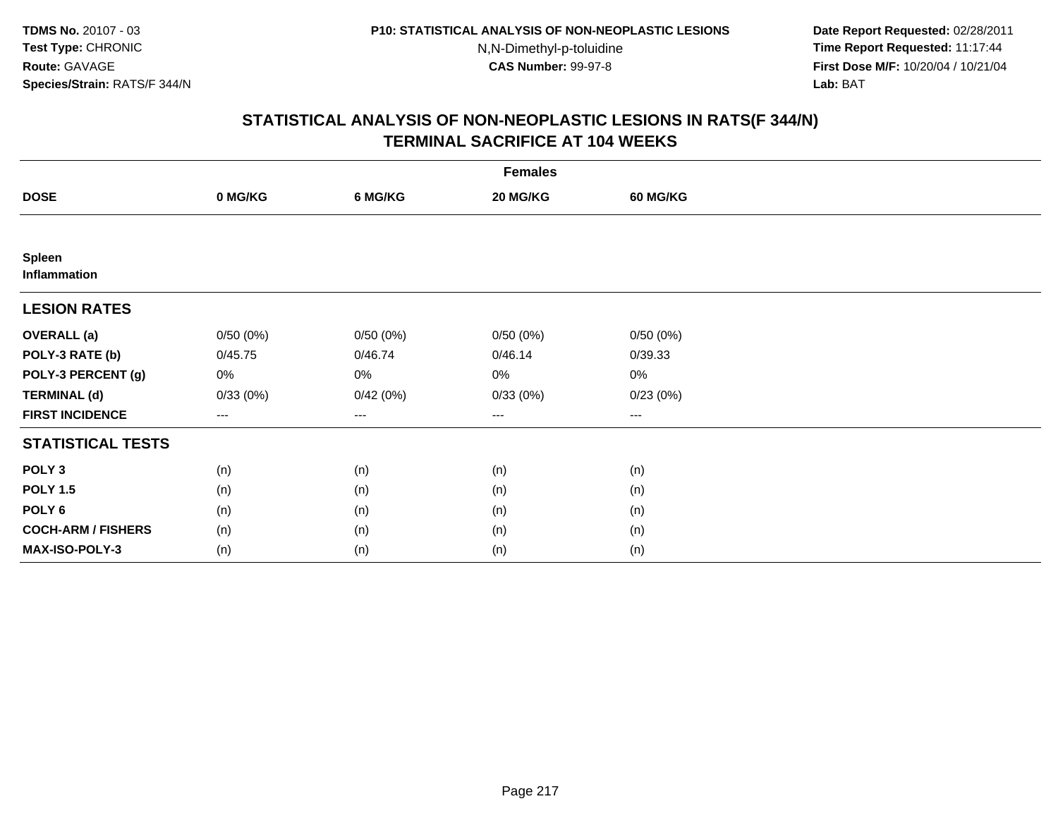# STATISTICAL ANALYSIS OF NON-NEOPLASTIC LESIONS IN RATS(F 344/N)
## TERMINAL SACRIFICE AT 104 WEEKS

| | Females | | | |
|---|---|---|---|---|
| **DOSE** | **0 MG/KG** | **6 MG/KG** | **20 MG/KG** | **60 MG/KG** |
| **Spleen** | | | | |
| **Inflammation** | | | | |
| **LESION RATES** | | | | |
| **OVERALL (a)** | 0/50 (0%) | 0/50 (0%) | 0/50 (0%) | 0/50 (0%) |
| **POLY-3 RATE (b)** | 0/45.75 | 0/46.74 | 0/46.14 | 0/39.33 |
| **POLY-3 PERCENT (g)** | 0% | 0% | 0% | 0% |
| **TERMINAL (d)** | 0/33 (0%) | 0/42 (0%) | 0/33 (0%) | 0/23 (0%) |
| **FIRST INCIDENCE** | --- | --- | --- | --- |
| **STATISTICAL TESTS** | | | | |
| **POLY 3** | (n) | (n) | (n) | (n) |
| **POLY 1.5** | (n) | (n) | (n) | (n) |
| **POLY 6** | (n) | (n) | (n) | (n) |
| **COCH-ARM / FISHERS** | (n) | (n) | (n) | (n) |
| **MAX-ISO-POLY-3** | (n) | (n) | (n) | (n) |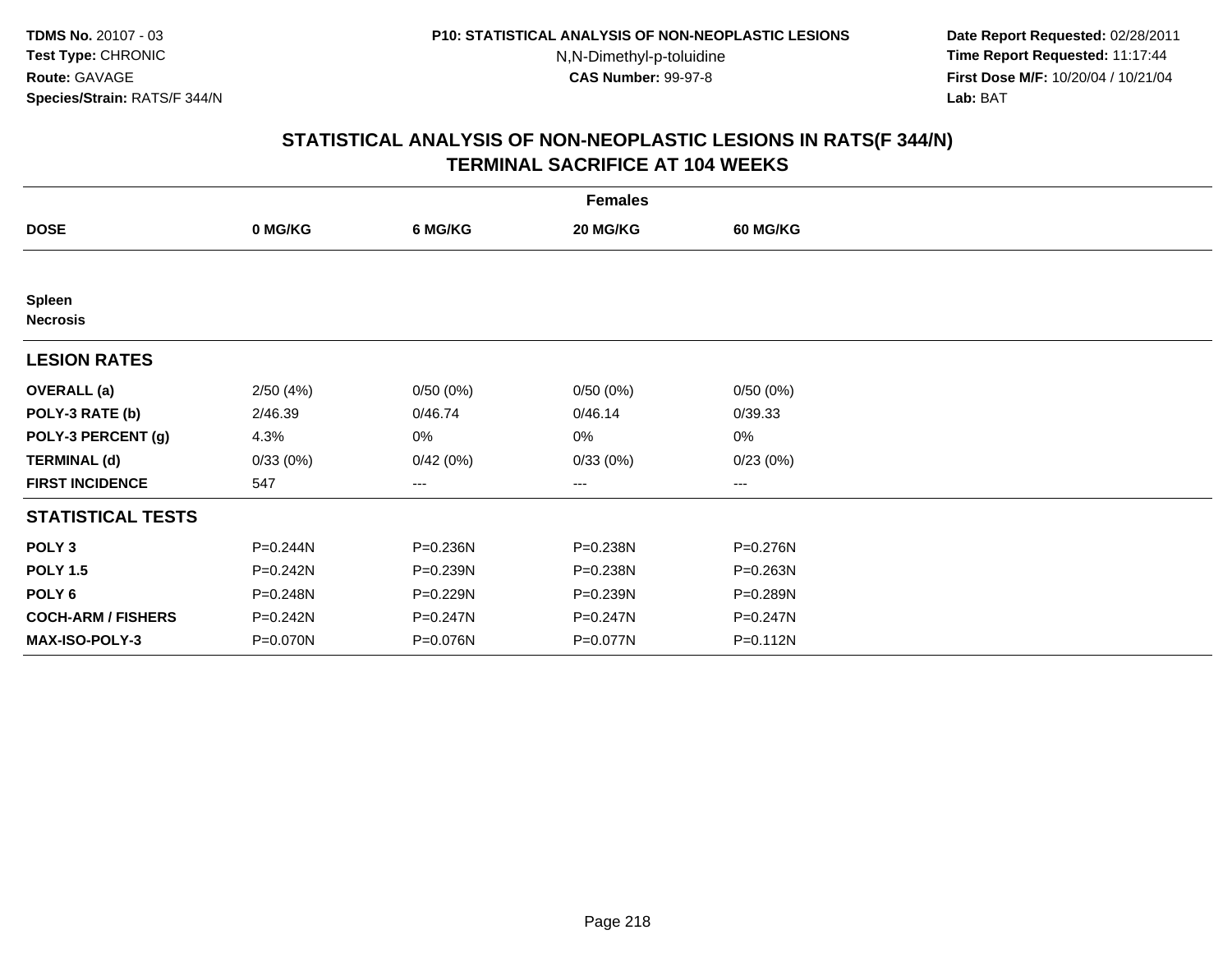**TDMS No.** 20107 - 03
**Test Type:** CHRONIC
**Route:** GAVAGE
**Species/Strain:** RATS/F 344/N

**P10: STATISTICAL ANALYSIS OF NON-NEOPLASTIC LESIONS**
N,N-Dimethyl-p-toluidine
**CAS Number:** 99-97-8

**Date Report Requested:** 02/28/2011
**Time Report Requested:** 11:17:44
**First Dose M/F:** 10/20/04 / 10/21/04
**Lab:** BAT

## STATISTICAL ANALYSIS OF NON-NEOPLASTIC LESIONS IN RATS(F 344/N)
## TERMINAL SACRIFICE AT 104 WEEKS

| | Females | | | |
|---|---|---|---|---|
| **DOSE** | **0 MG/KG** | **6 MG/KG** | **20 MG/KG** | **60 MG/KG** |
| **Spleen** | | | | |
| **Necrosis** | | | | |
| **LESION RATES** | | | | |
| **OVERALL (a)** | 2/50 (4%) | 0/50 (0%) | 0/50 (0%) | 0/50 (0%) |
| **POLY-3 RATE (b)** | 2/46.39 | 0/46.74 | 0/46.14 | 0/39.33 |
| **POLY-3 PERCENT (g)** | 4.3% | 0% | 0% | 0% |
| **TERMINAL (d)** | 0/33 (0%) | 0/42 (0%) | 0/33 (0%) | 0/23 (0%) |
| **FIRST INCIDENCE** | 547 | --- | --- | --- |
| **STATISTICAL TESTS** | | | | |
| **POLY 3** | P=0.244N | P=0.236N | P=0.238N | P=0.276N |
| **POLY 1.5** | P=0.242N | P=0.239N | P=0.238N | P=0.263N |
| **POLY 6** | P=0.248N | P=0.229N | P=0.239N | P=0.289N |
| **COCH-ARM / FISHERS** | P=0.242N | P=0.247N | P=0.247N | P=0.247N |
| **MAX-ISO-POLY-3** | P=0.070N | P=0.076N | P=0.077N | P=0.112N |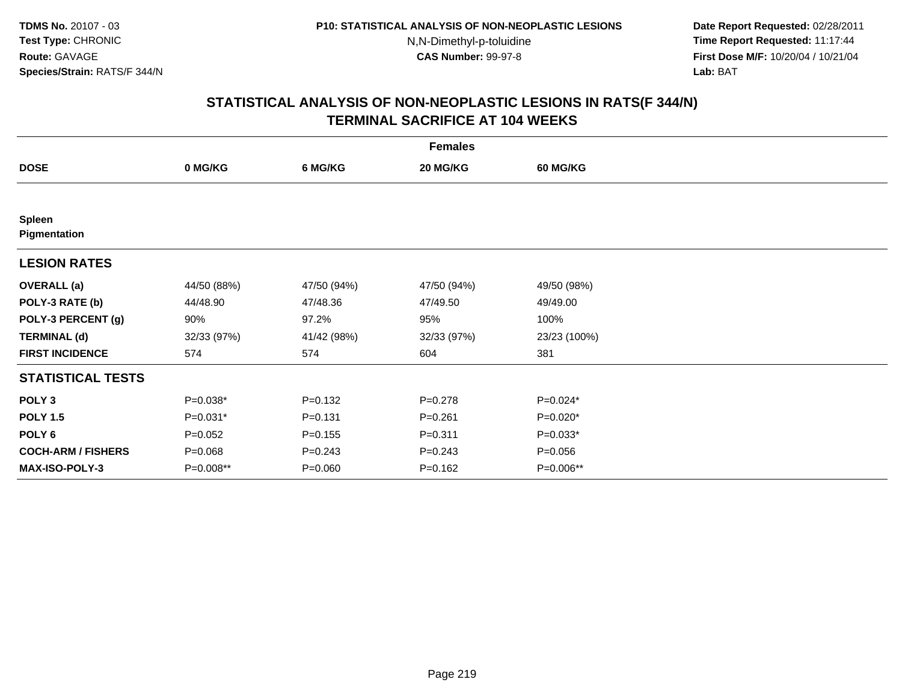**TDMS No.** 20107 - 03
**Test Type:** CHRONIC
**Route:** GAVAGE
**Species/Strain:** RATS/F 344/N

**P10: STATISTICAL ANALYSIS OF NON-NEOPLASTIC LESIONS**
N,N-Dimethyl-p-toluidine
**CAS Number:** 99-97-8

**Date Report Requested:** 02/28/2011
**Time Report Requested:** 11:17:44
**First Dose M/F:** 10/20/04 / 10/21/04
**Lab:** BAT

## STATISTICAL ANALYSIS OF NON-NEOPLASTIC LESIONS IN RATS(F 344/N) TERMINAL SACRIFICE AT 104 WEEKS

| | Females | | | |
|---|---|---|---|---|
| **DOSE** | **0 MG/KG** | **6 MG/KG** | **20 MG/KG** | **60 MG/KG** |
| **Spleen** | | | | |
| **Pigmentation** | | | | |
| **LESION RATES** | | | | |
| **OVERALL (a)** | 44/50 (88%) | 47/50 (94%) | 47/50 (94%) | 49/50 (98%) |
| **POLY-3 RATE (b)** | 44/48.90 | 47/48.36 | 47/49.50 | 49/49.00 |
| **POLY-3 PERCENT (g)** | 90% | 97.2% | 95% | 100% |
| **TERMINAL (d)** | 32/33 (97%) | 41/42 (98%) | 32/33 (97%) | 23/23 (100%) |
| **FIRST INCIDENCE** | 574 | 574 | 604 | 381 |
| **STATISTICAL TESTS** | | | | |
| **POLY 3** | P=0.038* | P=0.132 | P=0.278 | P=0.024* |
| **POLY 1.5** | P=0.031* | P=0.131 | P=0.261 | P=0.020* |
| **POLY 6** | P=0.052 | P=0.155 | P=0.311 | P=0.033* |
| **COCH-ARM / FISHERS** | P=0.068 | P=0.243 | P=0.243 | P=0.056 |
| **MAX-ISO-POLY-3** | P=0.008** | P=0.060 | P=0.162 | P=0.006** |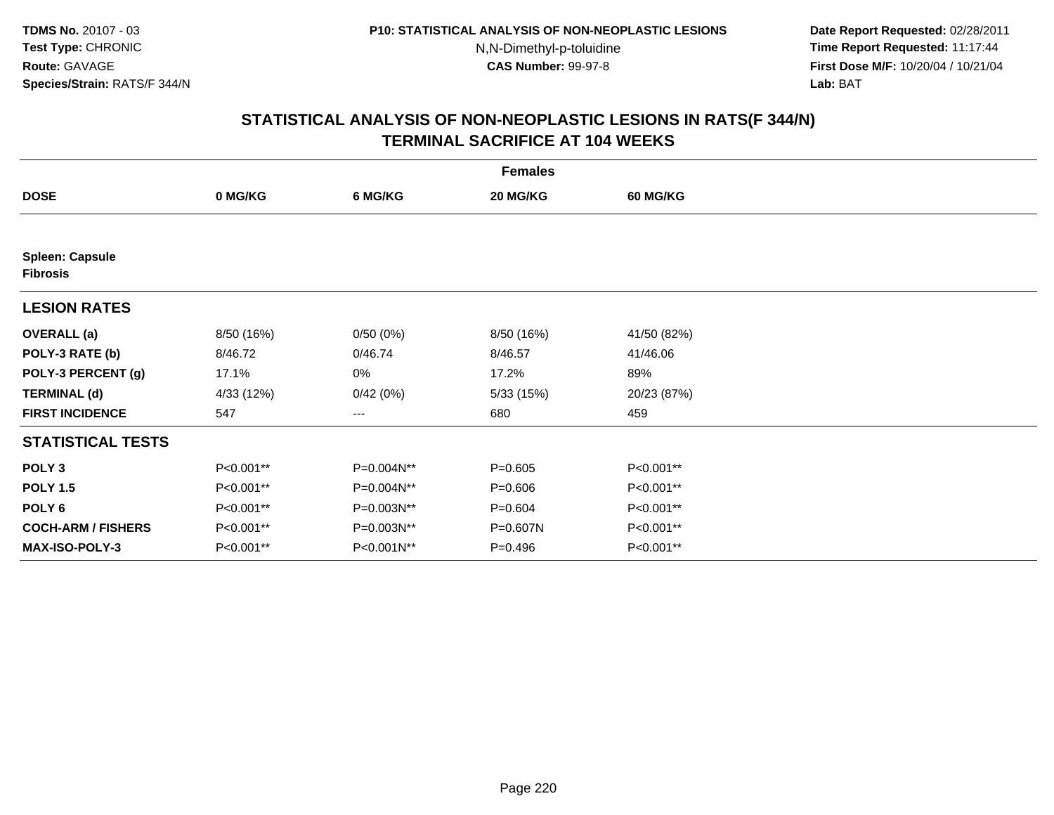TDMS No. 20107 - 03
Test Type: CHRONIC
Route: GAVAGE
Species/Strain: RATS/F 344/N

P10: STATISTICAL ANALYSIS OF NON-NEOPLASTIC LESIONS
N,N-Dimethyl-p-toluidine
CAS Number: 99-97-8

Date Report Requested: 02/28/2011
Time Report Requested: 11:17:44
First Dose M/F: 10/20/04 / 10/21/04
Lab: BAT

## STATISTICAL ANALYSIS OF NON-NEOPLASTIC LESIONS IN RATS(F 344/N)
## TERMINAL SACRIFICE AT 104 WEEKS

| | Females | | | |
|---|---|---|---|---|
| **DOSE** | **0 MG/KG** | **6 MG/KG** | **20 MG/KG** | **60 MG/KG** |
| **Spleen: Capsule** | | | | |
| **Fibrosis** | | | | |
| **LESION RATES** | | | | |
| **OVERALL (a)** | 8/50 (16%) | 0/50 (0%) | 8/50 (16%) | 41/50 (82%) |
| **POLY-3 RATE (b)** | 8/46.72 | 0/46.74 | 8/46.57 | 41/46.06 |
| **POLY-3 PERCENT (g)** | 17.1% | 0% | 17.2% | 89% |
| **TERMINAL (d)** | 4/33 (12%) | 0/42 (0%) | 5/33 (15%) | 20/23 (87%) |
| **FIRST INCIDENCE** | 547 | --- | 680 | 459 |
| **STATISTICAL TESTS** | | | | |
| **POLY 3** | P<0.001** | P=0.004N** | P=0.605 | P<0.001** |
| **POLY 1.5** | P<0.001** | P=0.004N** | P=0.606 | P<0.001** |
| **POLY 6** | P<0.001** | P=0.003N** | P=0.604 | P<0.001** |
| **COCH-ARM / FISHERS** | P<0.001** | P=0.003N** | P=0.607N | P<0.001** |
| **MAX-ISO-POLY-3** | P<0.001** | P<0.001N** | P=0.496 | P<0.001** |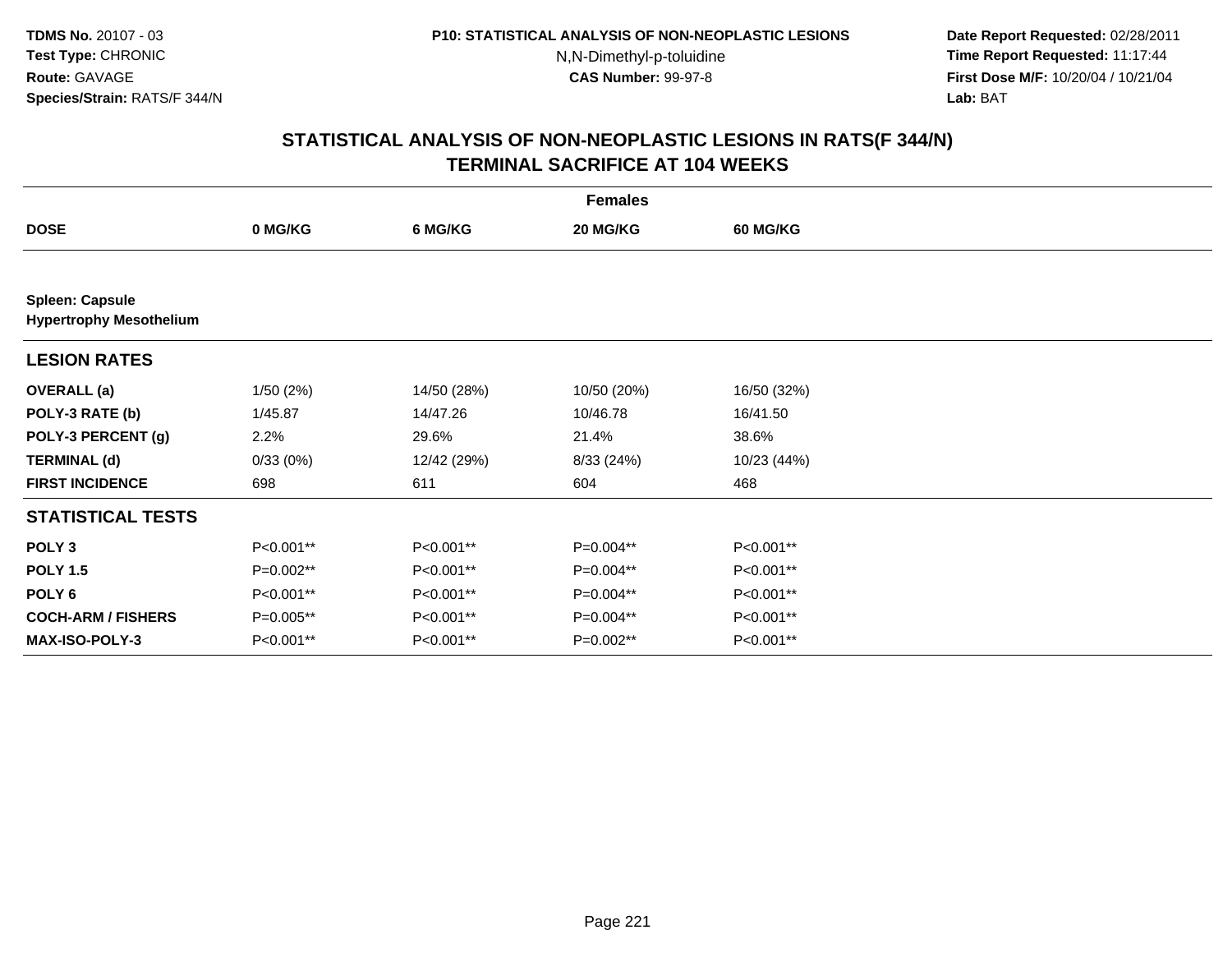**TDMS No.** 20107 - 03
**Test Type:** CHRONIC
**Route:** GAVAGE
**Species/Strain:** RATS/F 344/N

**P10: STATISTICAL ANALYSIS OF NON-NEOPLASTIC LESIONS**
N,N-Dimethyl-p-toluidine
**CAS Number:** 99-97-8

**Date Report Requested:** 02/28/2011
**Time Report Requested:** 11:17:44
**First Dose M/F:** 10/20/04 / 10/21/04
**Lab:** BAT

## STATISTICAL ANALYSIS OF NON-NEOPLASTIC LESIONS IN RATS(F 344/N) TERMINAL SACRIFICE AT 104 WEEKS

| | Females | | | |
|---|---|---|---|---|
| **DOSE** | **0 MG/KG** | **6 MG/KG** | **20 MG/KG** | **60 MG/KG** |
| **Spleen: Capsule** | | | | |
| **Hypertrophy Mesothelium** | | | | |
| **LESION RATES** | | | | |
| **OVERALL (a)** | 1/50 (2%) | 14/50 (28%) | 10/50 (20%) | 16/50 (32%) |
| **POLY-3 RATE (b)** | 1/45.87 | 14/47.26 | 10/46.78 | 16/41.50 |
| **POLY-3 PERCENT (g)** | 2.2% | 29.6% | 21.4% | 38.6% |
| **TERMINAL (d)** | 0/33 (0%) | 12/42 (29%) | 8/33 (24%) | 10/23 (44%) |
| **FIRST INCIDENCE** | 698 | 611 | 604 | 468 |
| **STATISTICAL TESTS** | | | | |
| **POLY 3** | P<0.001** | P<0.001** | P=0.004** | P<0.001** |
| **POLY 1.5** | P=0.002** | P<0.001** | P=0.004** | P<0.001** |
| **POLY 6** | P<0.001** | P<0.001** | P=0.004** | P<0.001** |
| **COCH-ARM / FISHERS** | P=0.005** | P<0.001** | P=0.004** | P<0.001** |
| **MAX-ISO-POLY-3** | P<0.001** | P<0.001** | P=0.002** | P<0.001** |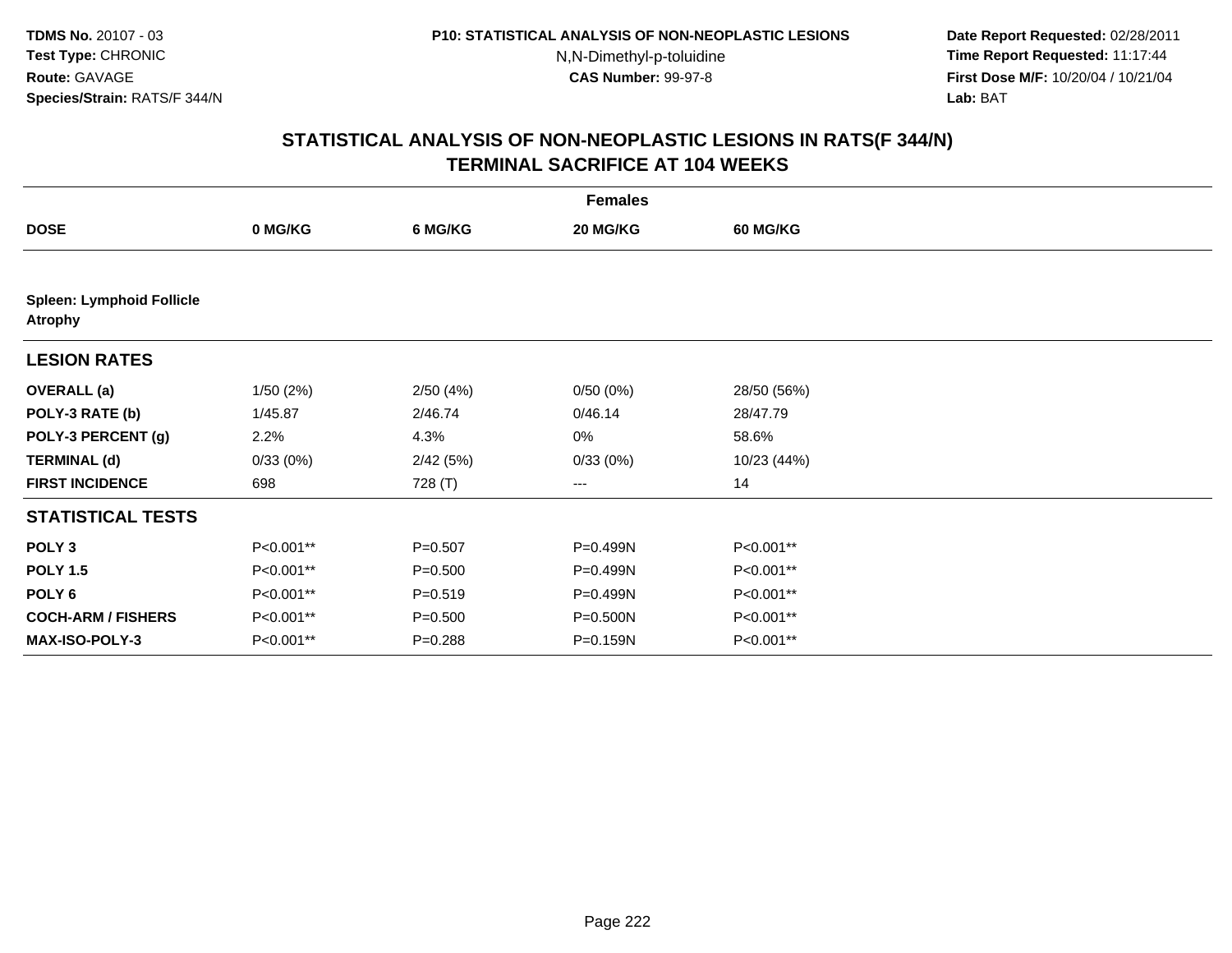TDMS No. 20107 - 03
Test Type: CHRONIC
Route: GAVAGE
Species/Strain: RATS/F 344/N

P10: STATISTICAL ANALYSIS OF NON-NEOPLASTIC LESIONS
N,N-Dimethyl-p-toluidine
CAS Number: 99-97-8

Date Report Requested: 02/28/2011
Time Report Requested: 11:17:44
First Dose M/F: 10/20/04 / 10/21/04
Lab: BAT

## STATISTICAL ANALYSIS OF NON-NEOPLASTIC LESIONS IN RATS(F 344/N)
## TERMINAL SACRIFICE AT 104 WEEKS

| | Females | | | |
|---|---|---|---|---|
| **DOSE** | **0 MG/KG** | **6 MG/KG** | **20 MG/KG** | **60 MG/KG** |
| **Spleen: Lymphoid Follicle Atrophy** | | | | |
| **LESION RATES** | | | | |
| **OVERALL (a)** | 1/50 (2%) | 2/50 (4%) | 0/50 (0%) | 28/50 (56%) |
| **POLY-3 RATE (b)** | 1/45.87 | 2/46.74 | 0/46.14 | 28/47.79 |
| **POLY-3 PERCENT (g)** | 2.2% | 4.3% | 0% | 58.6% |
| **TERMINAL (d)** | 0/33 (0%) | 2/42 (5%) | 0/33 (0%) | 10/23 (44%) |
| **FIRST INCIDENCE** | 698 | 728 (T) | --- | 14 |
| **STATISTICAL TESTS** | | | | |
| **POLY 3** | P<0.001** | P=0.507 | P=0.499N | P<0.001** |
| **POLY 1.5** | P<0.001** | P=0.500 | P=0.499N | P<0.001** |
| **POLY 6** | P<0.001** | P=0.519 | P=0.499N | P<0.001** |
| **COCH-ARM / FISHERS** | P<0.001** | P=0.500 | P=0.500N | P<0.001** |
| **MAX-ISO-POLY-3** | P<0.001** | P=0.288 | P=0.159N | P<0.001** |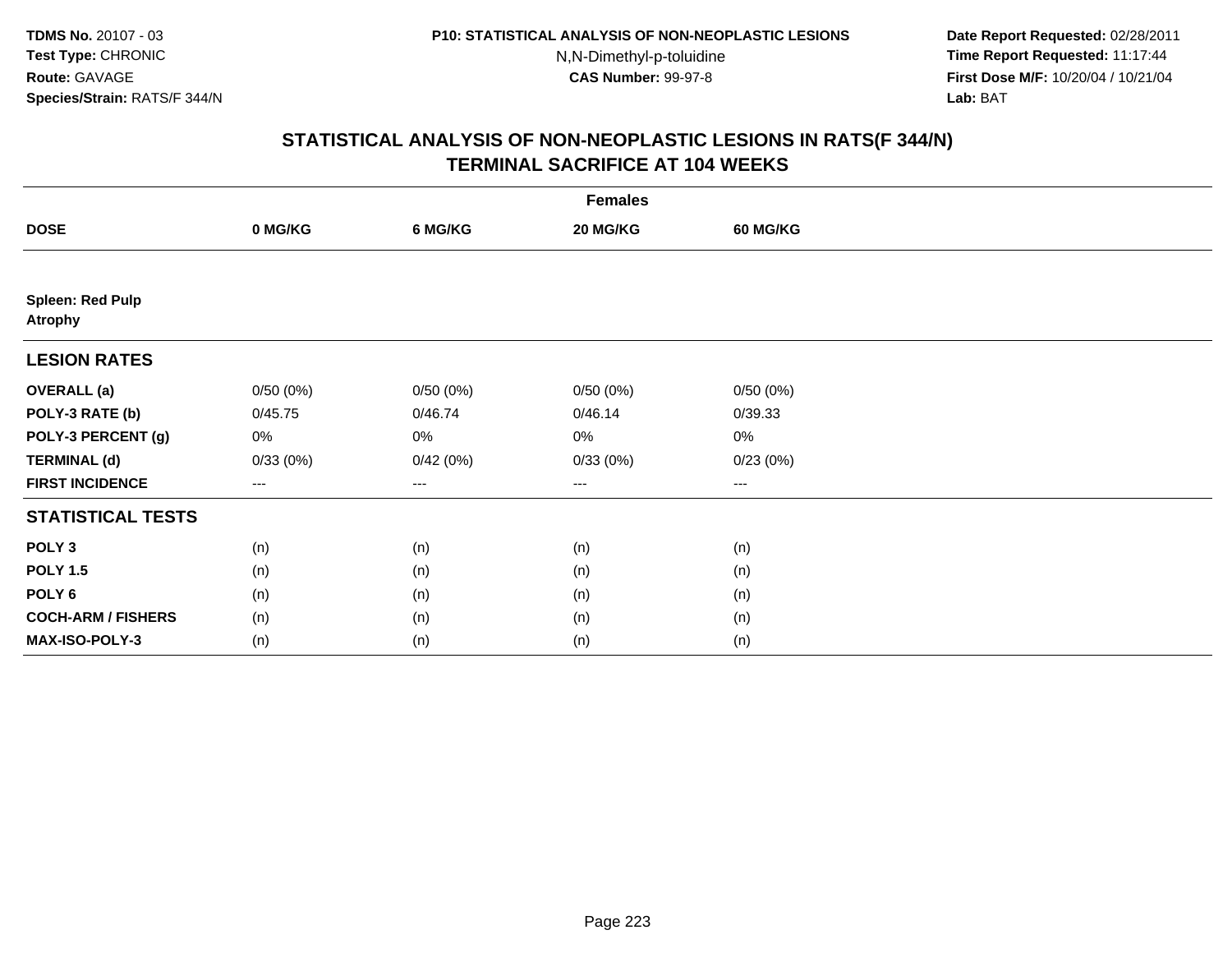**TDMS No.** 20107 - 03
**Test Type:** CHRONIC
**Route:** GAVAGE
**Species/Strain:** RATS/F 344/N

**P10: STATISTICAL ANALYSIS OF NON-NEOPLASTIC LESIONS**
N,N-Dimethyl-p-toluidine
**CAS Number:** 99-97-8

**Date Report Requested:** 02/28/2011
**Time Report Requested:** 11:17:44
**First Dose M/F:** 10/20/04 / 10/21/04
**Lab:** BAT

## STATISTICAL ANALYSIS OF NON-NEOPLASTIC LESIONS IN RATS(F 344/N)
## TERMINAL SACRIFICE AT 104 WEEKS

| | Females | | | |
|---|---|---|---|---|
| **DOSE** | **0 MG/KG** | **6 MG/KG** | **20 MG/KG** | **60 MG/KG** |
| **Spleen: Red Pulp** | | | | |
| **Atrophy** | | | | |
| **LESION RATES** | | | | |
| **OVERALL (a)** | 0/50 (0%) | 0/50 (0%) | 0/50 (0%) | 0/50 (0%) |
| **POLY-3 RATE (b)** | 0/45.75 | 0/46.74 | 0/46.14 | 0/39.33 |
| **POLY-3 PERCENT (g)** | 0% | 0% | 0% | 0% |
| **TERMINAL (d)** | 0/33 (0%) | 0/42 (0%) | 0/33 (0%) | 0/23 (0%) |
| **FIRST INCIDENCE** | --- | --- | --- | --- |
| **STATISTICAL TESTS** | | | | |
| **POLY 3** | (n) | (n) | (n) | (n) |
| **POLY 1.5** | (n) | (n) | (n) | (n) |
| **POLY 6** | (n) | (n) | (n) | (n) |
| **COCH-ARM / FISHERS** | (n) | (n) | (n) | (n) |
| **MAX-ISO-POLY-3** | (n) | (n) | (n) | (n) |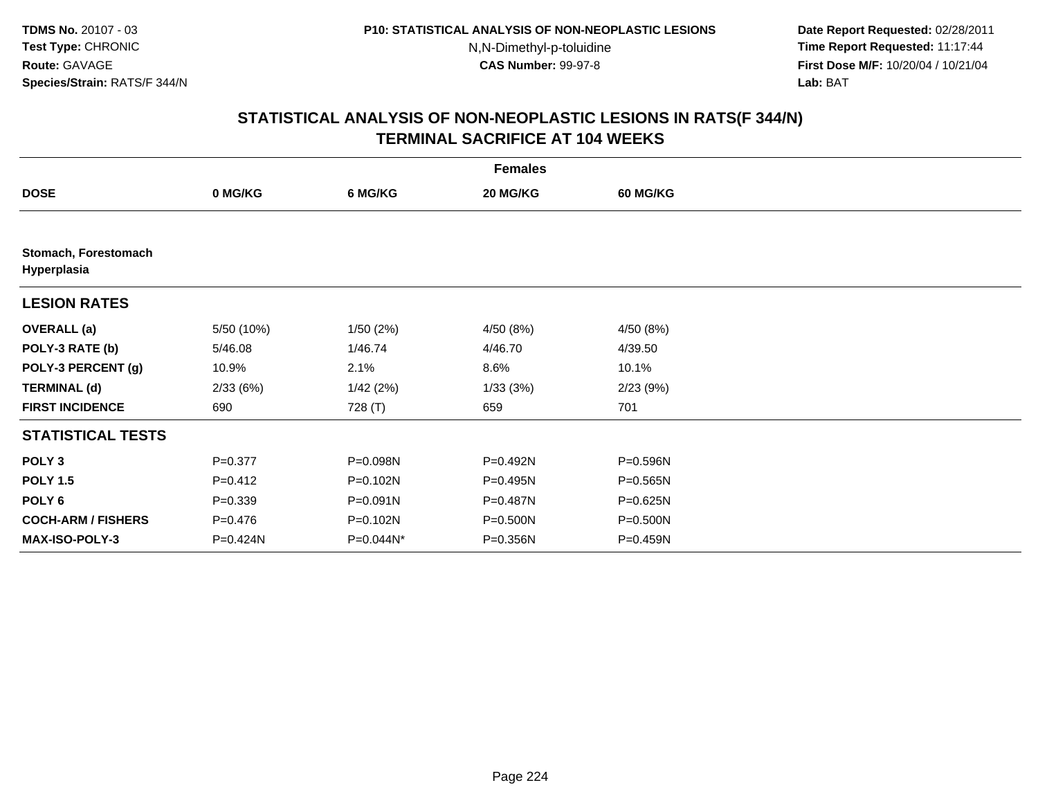TDMS No. 20107 - 03
Test Type: CHRONIC
Route: GAVAGE
Species/Strain: RATS/F 344/N

P10: STATISTICAL ANALYSIS OF NON-NEOPLASTIC LESIONS
N,N-Dimethyl-p-toluidine
CAS Number: 99-97-8

Date Report Requested: 02/28/2011
Time Report Requested: 11:17:44
First Dose M/F: 10/20/04 / 10/21/04
Lab: BAT

## STATISTICAL ANALYSIS OF NON-NEOPLASTIC LESIONS IN RATS(F 344/N)
## TERMINAL SACRIFICE AT 104 WEEKS

| | Females | | | |
|---|---|---|---|---|
| **DOSE** | **0 MG/KG** | **6 MG/KG** | **20 MG/KG** | **60 MG/KG** |
| **Stomach, Forestomach Hyperplasia** | | | | |
| **LESION RATES** | | | | |
| **OVERALL (a)** | 5/50 (10%) | 1/50 (2%) | 4/50 (8%) | 4/50 (8%) |
| **POLY-3 RATE (b)** | 5/46.08 | 1/46.74 | 4/46.70 | 4/39.50 |
| **POLY-3 PERCENT (g)** | 10.9% | 2.1% | 8.6% | 10.1% |
| **TERMINAL (d)** | 2/33 (6%) | 1/42 (2%) | 1/33 (3%) | 2/23 (9%) |
| **FIRST INCIDENCE** | 690 | 728 (T) | 659 | 701 |
| **STATISTICAL TESTS** | | | | |
| **POLY 3** | P=0.377 | P=0.098N | P=0.492N | P=0.596N |
| **POLY 1.5** | P=0.412 | P=0.102N | P=0.495N | P=0.565N |
| **POLY 6** | P=0.339 | P=0.091N | P=0.487N | P=0.625N |
| **COCH-ARM / FISHERS** | P=0.476 | P=0.102N | P=0.500N | P=0.500N |
| **MAX-ISO-POLY-3** | P=0.424N | P=0.044N* | P=0.356N | P=0.459N |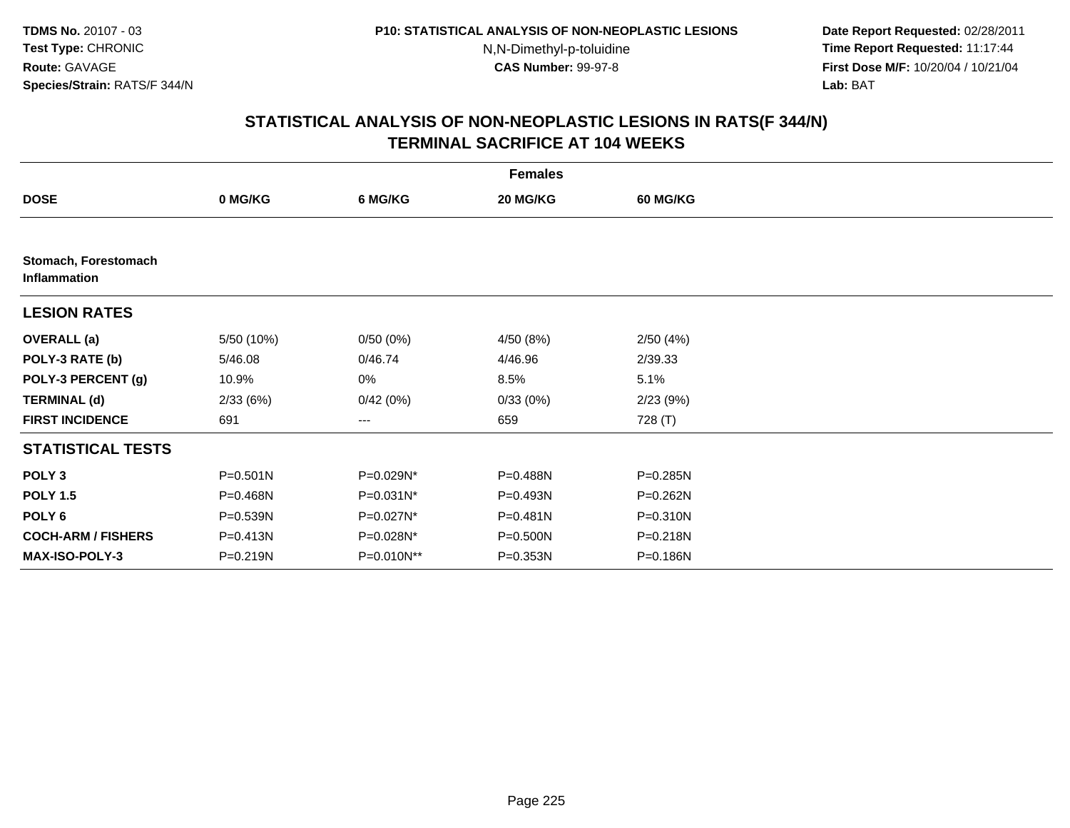**TDMS No.** 20107 - 03
**Test Type:** CHRONIC
**Route:** GAVAGE
**Species/Strain:** RATS/F 344/N

**P10: STATISTICAL ANALYSIS OF NON-NEOPLASTIC LESIONS**
N,N-Dimethyl-p-toluidine
**CAS Number:** 99-97-8

**Date Report Requested:** 02/28/2011
**Time Report Requested:** 11:17:44
**First Dose M/F:** 10/20/04 / 10/21/04
**Lab:** BAT

## STATISTICAL ANALYSIS OF NON-NEOPLASTIC LESIONS IN RATS(F 344/N) TERMINAL SACRIFICE AT 104 WEEKS

| | Females | | | |
|---|---|---|---|---|
| **DOSE** | **0 MG/KG** | **6 MG/KG** | **20 MG/KG** | **60 MG/KG** |
| **Stomach, Forestomach Inflammation** | | | | |
| **LESION RATES** | | | | |
| **OVERALL (a)** | 5/50 (10%) | 0/50 (0%) | 4/50 (8%) | 2/50 (4%) |
| **POLY-3 RATE (b)** | 5/46.08 | 0/46.74 | 4/46.96 | 2/39.33 |
| **POLY-3 PERCENT (g)** | 10.9% | 0% | 8.5% | 5.1% |
| **TERMINAL (d)** | 2/33 (6%) | 0/42 (0%) | 0/33 (0%) | 2/23 (9%) |
| **FIRST INCIDENCE** | 691 | --- | 659 | 728 (T) |
| **STATISTICAL TESTS** | | | | |
| **POLY 3** | P=0.501N | P=0.029N* | P=0.488N | P=0.285N |
| **POLY 1.5** | P=0.468N | P=0.031N* | P=0.493N | P=0.262N |
| **POLY 6** | P=0.539N | P=0.027N* | P=0.481N | P=0.310N |
| **COCH-ARM / FISHERS** | P=0.413N | P=0.028N* | P=0.500N | P=0.218N |
| **MAX-ISO-POLY-3** | P=0.219N | P=0.010N** | P=0.353N | P=0.186N |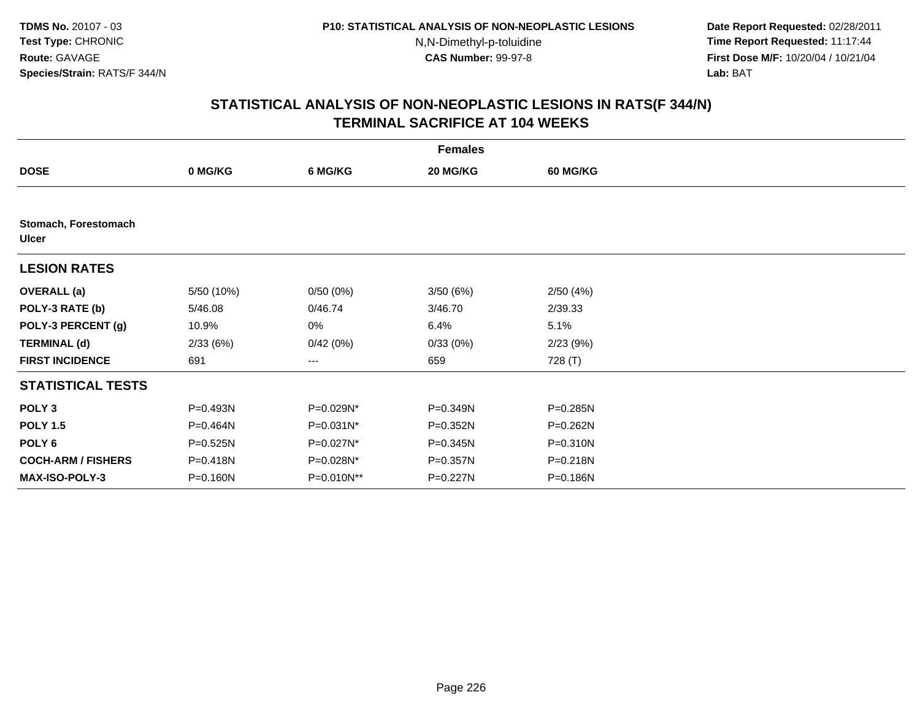**TDMS No.** 20107 - 03
**Test Type:** CHRONIC
**Route:** GAVAGE
**Species/Strain:** RATS/F 344/N

**P10: STATISTICAL ANALYSIS OF NON-NEOPLASTIC LESIONS**
N,N-Dimethyl-p-toluidine
**CAS Number:** 99-97-8

**Date Report Requested:** 02/28/2011
**Time Report Requested:** 11:17:44
**First Dose M/F:** 10/20/04 / 10/21/04
**Lab:** BAT

## STATISTICAL ANALYSIS OF NON-NEOPLASTIC LESIONS IN RATS(F 344/N)
## TERMINAL SACRIFICE AT 104 WEEKS

| | Females | | | |
|---|---|---|---|---|
| **DOSE** | **0 MG/KG** | **6 MG/KG** | **20 MG/KG** | **60 MG/KG** |
| **Stomach, Forestomach** | | | | |
| **Ulcer** | | | | |
| **LESION RATES** | | | | |
| **OVERALL (a)** | 5/50 (10%) | 0/50 (0%) | 3/50 (6%) | 2/50 (4%) |
| **POLY-3 RATE (b)** | 5/46.08 | 0/46.74 | 3/46.70 | 2/39.33 |
| **POLY-3 PERCENT (g)** | 10.9% | 0% | 6.4% | 5.1% |
| **TERMINAL (d)** | 2/33 (6%) | 0/42 (0%) | 0/33 (0%) | 2/23 (9%) |
| **FIRST INCIDENCE** | 691 | --- | 659 | 728 (T) |
| **STATISTICAL TESTS** | | | | |
| **POLY 3** | P=0.493N | P=0.029N* | P=0.349N | P=0.285N |
| **POLY 1.5** | P=0.464N | P=0.031N* | P=0.352N | P=0.262N |
| **POLY 6** | P=0.525N | P=0.027N* | P=0.345N | P=0.310N |
| **COCH-ARM / FISHERS** | P=0.418N | P=0.028N* | P=0.357N | P=0.218N |
| **MAX-ISO-POLY-3** | P=0.160N | P=0.010N** | P=0.227N | P=0.186N |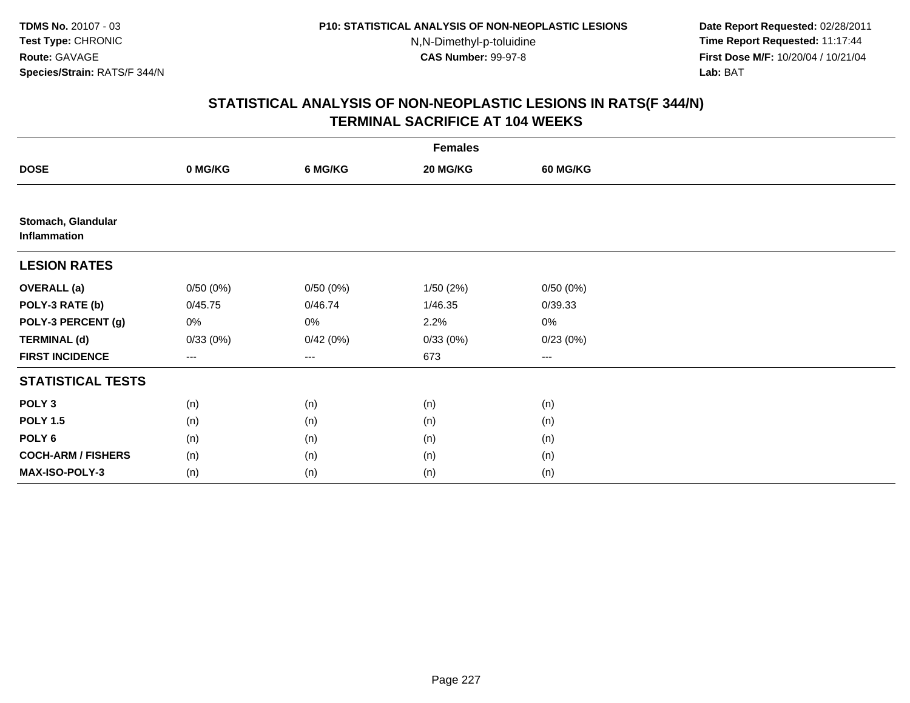**TDMS No.** 20107 - 03
**Test Type:** CHRONIC
**Route:** GAVAGE
**Species/Strain:** RATS/F 344/N

**P10: STATISTICAL ANALYSIS OF NON-NEOPLASTIC LESIONS**
N,N-Dimethyl-p-toluidine
**CAS Number:** 99-97-8

**Date Report Requested:** 02/28/2011
**Time Report Requested:** 11:17:44
**First Dose M/F:** 10/20/04 / 10/21/04
**Lab:** BAT

## STATISTICAL ANALYSIS OF NON-NEOPLASTIC LESIONS IN RATS(F 344/N)
## TERMINAL SACRIFICE AT 104 WEEKS

| | Females | | | |
|---|---|---|---|---|
| **DOSE** | **0 MG/KG** | **6 MG/KG** | **20 MG/KG** | **60 MG/KG** |
| **Stomach, Glandular** **Inflammation** | | | | |
| **LESION RATES** | | | | |
| **OVERALL (a)** | 0/50 (0%) | 0/50 (0%) | 1/50 (2%) | 0/50 (0%) |
| **POLY-3 RATE (b)** | 0/45.75 | 0/46.74 | 1/46.35 | 0/39.33 |
| **POLY-3 PERCENT (g)** | 0% | 0% | 2.2% | 0% |
| **TERMINAL (d)** | 0/33 (0%) | 0/42 (0%) | 0/33 (0%) | 0/23 (0%) |
| **FIRST INCIDENCE** | --- | --- | 673 | --- |
| **STATISTICAL TESTS** | | | | |
| **POLY 3** | (n) | (n) | (n) | (n) |
| **POLY 1.5** | (n) | (n) | (n) | (n) |
| **POLY 6** | (n) | (n) | (n) | (n) |
| **COCH-ARM / FISHERS** | (n) | (n) | (n) | (n) |
| **MAX-ISO-POLY-3** | (n) | (n) | (n) | (n) |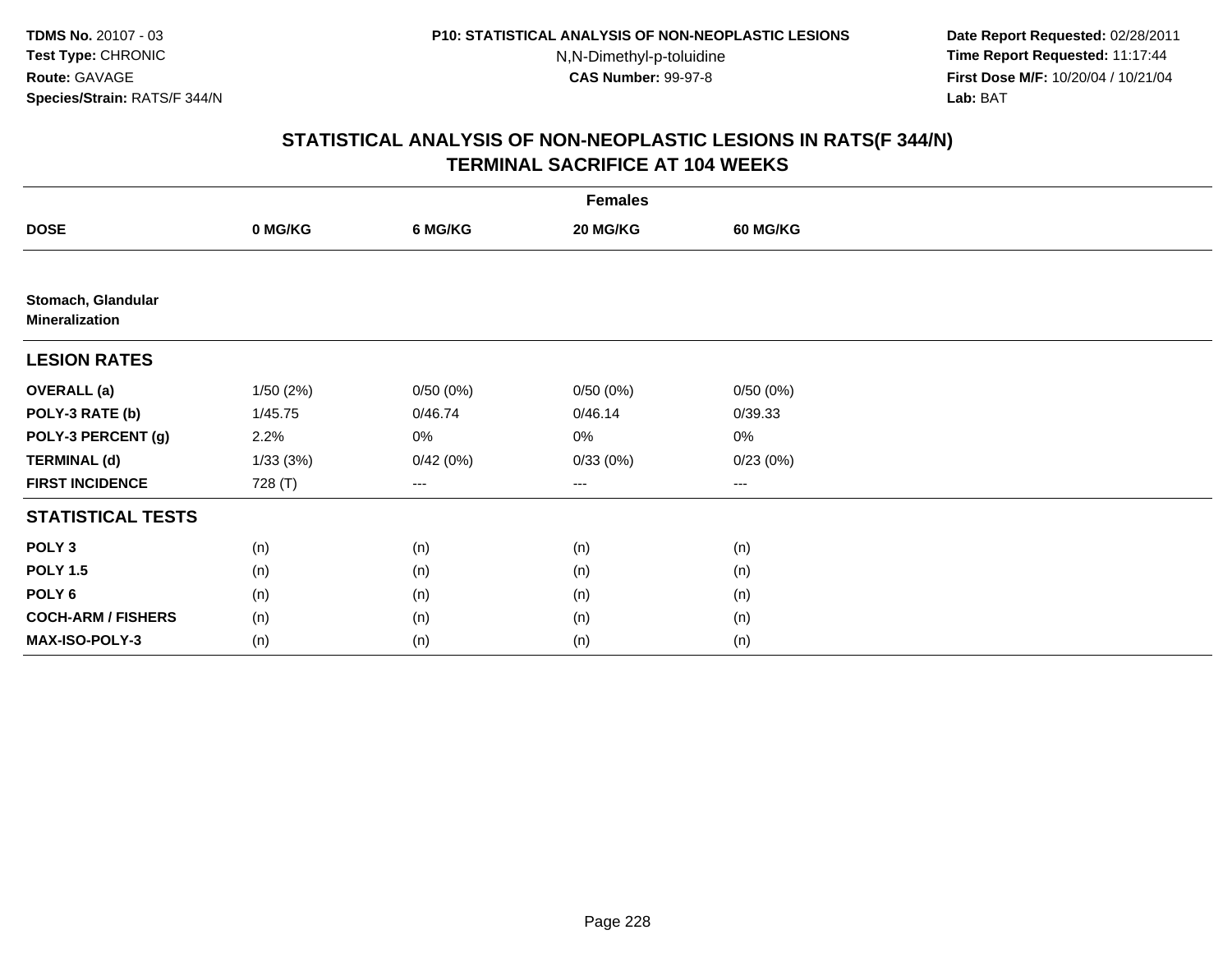**TDMS No.** 20107 - 03
**Test Type:** CHRONIC
**Route:** GAVAGE
**Species/Strain:** RATS/F 344/N

**P10: STATISTICAL ANALYSIS OF NON-NEOPLASTIC LESIONS**
N,N-Dimethyl-p-toluidine
**CAS Number:** 99-97-8

**Date Report Requested:** 02/28/2011
**Time Report Requested:** 11:17:44
**First Dose M/F:** 10/20/04 / 10/21/04
**Lab:** BAT

## STATISTICAL ANALYSIS OF NON-NEOPLASTIC LESIONS IN RATS(F 344/N) TERMINAL SACRIFICE AT 104 WEEKS

| | Females | | | |
|---|---|---|---|---|
| **DOSE** | **0 MG/KG** | **6 MG/KG** | **20 MG/KG** | **60 MG/KG** |
| **Stomach, Glandular Mineralization** | | | | |
| **LESION RATES** | | | | |
| **OVERALL (a)** | 1/50 (2%) | 0/50 (0%) | 0/50 (0%) | 0/50 (0%) |
| **POLY-3 RATE (b)** | 1/45.75 | 0/46.74 | 0/46.14 | 0/39.33 |
| **POLY-3 PERCENT (g)** | 2.2% | 0% | 0% | 0% |
| **TERMINAL (d)** | 1/33 (3%) | 0/42 (0%) | 0/33 (0%) | 0/23 (0%) |
| **FIRST INCIDENCE** | 728 (T) | --- | --- | --- |
| **STATISTICAL TESTS** | | | | |
| **POLY 3** | (n) | (n) | (n) | (n) |
| **POLY 1.5** | (n) | (n) | (n) | (n) |
| **POLY 6** | (n) | (n) | (n) | (n) |
| **COCH-ARM / FISHERS** | (n) | (n) | (n) | (n) |
| **MAX-ISO-POLY-3** | (n) | (n) | (n) | (n) |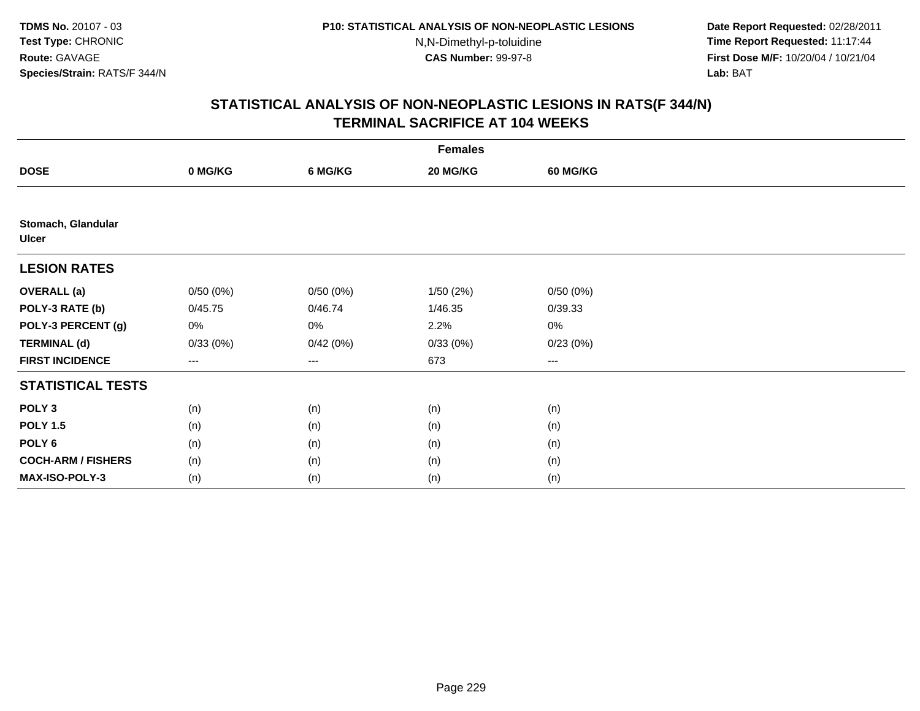**TDMS No.** 20107 - 03
**Test Type:** CHRONIC
**Route:** GAVAGE
**Species/Strain:** RATS/F 344/N

**P10: STATISTICAL ANALYSIS OF NON-NEOPLASTIC LESIONS**
N,N-Dimethyl-p-toluidine
**CAS Number:** 99-97-8

**Date Report Requested:** 02/28/2011
**Time Report Requested:** 11:17:44
**First Dose M/F:** 10/20/04 / 10/21/04
**Lab:** BAT

## STATISTICAL ANALYSIS OF NON-NEOPLASTIC LESIONS IN RATS(F 344/N)
## TERMINAL SACRIFICE AT 104 WEEKS

| | Females | | | |
|---|---|---|---|---|
| **DOSE** | **0 MG/KG** | **6 MG/KG** | **20 MG/KG** | **60 MG/KG** |
| **Stomach, Glandular** | | | | |
| **Ulcer** | | | | |
| **LESION RATES** | | | | |
| **OVERALL (a)** | 0/50 (0%) | 0/50 (0%) | 1/50 (2%) | 0/50 (0%) |
| **POLY-3 RATE (b)** | 0/45.75 | 0/46.74 | 1/46.35 | 0/39.33 |
| **POLY-3 PERCENT (g)** | 0% | 0% | 2.2% | 0% |
| **TERMINAL (d)** | 0/33 (0%) | 0/42 (0%) | 0/33 (0%) | 0/23 (0%) |
| **FIRST INCIDENCE** | --- | --- | 673 | --- |
| **STATISTICAL TESTS** | | | | |
| **POLY 3** | (n) | (n) | (n) | (n) |
| **POLY 1.5** | (n) | (n) | (n) | (n) |
| **POLY 6** | (n) | (n) | (n) | (n) |
| **COCH-ARM / FISHERS** | (n) | (n) | (n) | (n) |
| **MAX-ISO-POLY-3** | (n) | (n) | (n) | (n) |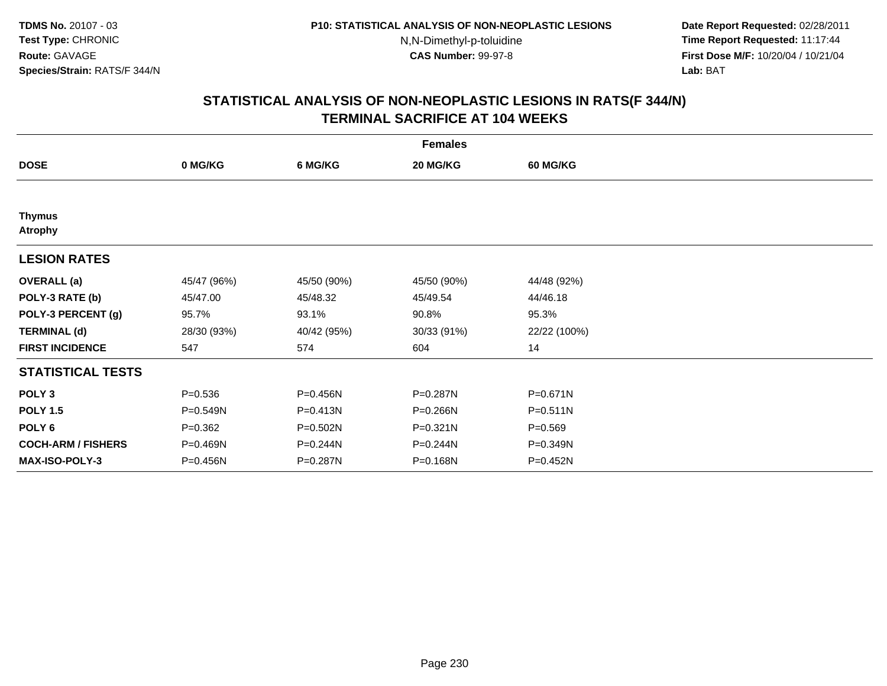# STATISTICAL ANALYSIS OF NON-NEOPLASTIC LESIONS IN RATS(F 344/N)
## TERMINAL SACRIFICE AT 104 WEEKS

| | Females | | | |
|---|---|---|---|---|
| **DOSE** | **0 MG/KG** | **6 MG/KG** | **20 MG/KG** | **60 MG/KG** |
| **Thymus** | | | | |
| **Atrophy** | | | | |
| **LESION RATES** | | | | |
| **OVERALL (a)** | 45/47 (96%) | 45/50 (90%) | 45/50 (90%) | 44/48 (92%) |
| **POLY-3 RATE (b)** | 45/47.00 | 45/48.32 | 45/49.54 | 44/46.18 |
| **POLY-3 PERCENT (g)** | 95.7% | 93.1% | 90.8% | 95.3% |
| **TERMINAL (d)** | 28/30 (93%) | 40/42 (95%) | 30/33 (91%) | 22/22 (100%) |
| **FIRST INCIDENCE** | 547 | 574 | 604 | 14 |
| **STATISTICAL TESTS** | | | | |
| **POLY 3** | P=0.536 | P=0.456N | P=0.287N | P=0.671N |
| **POLY 1.5** | P=0.549N | P=0.413N | P=0.266N | P=0.511N |
| **POLY 6** | P=0.362 | P=0.502N | P=0.321N | P=0.569 |
| **COCH-ARM / FISHERS** | P=0.469N | P=0.244N | P=0.244N | P=0.349N |
| **MAX-ISO-POLY-3** | P=0.456N | P=0.287N | P=0.168N | P=0.452N |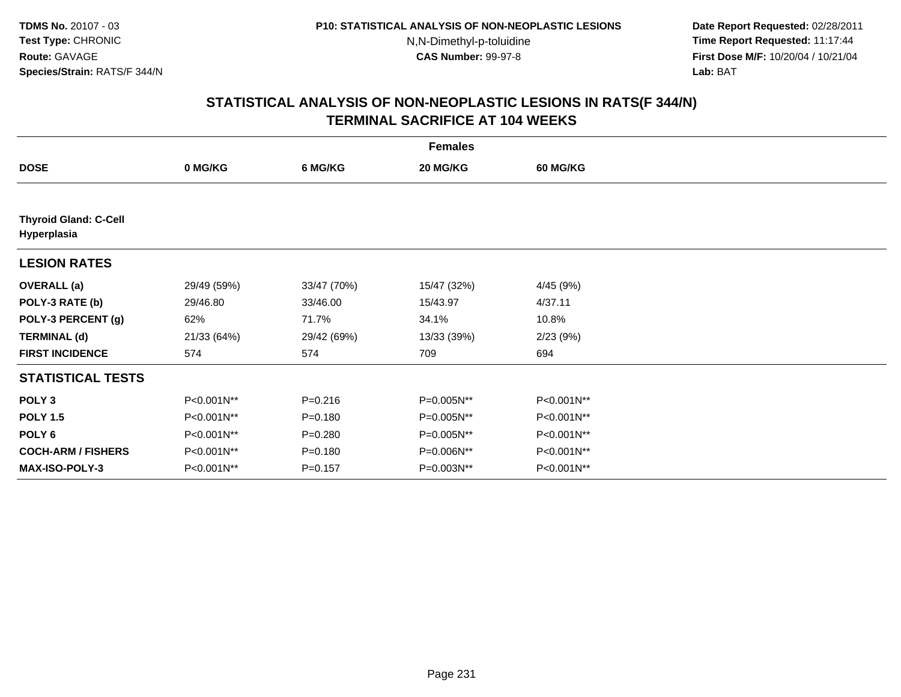**TDMS No.** 20107 - 03
**Test Type:** CHRONIC
**Route:** GAVAGE
**Species/Strain:** RATS/F 344/N

**P10: STATISTICAL ANALYSIS OF NON-NEOPLASTIC LESIONS**
N,N-Dimethyl-p-toluidine
**CAS Number:** 99-97-8

**Date Report Requested:** 02/28/2011
**Time Report Requested:** 11:17:44
**First Dose M/F:** 10/20/04 / 10/21/04
**Lab:** BAT

## STATISTICAL ANALYSIS OF NON-NEOPLASTIC LESIONS IN RATS(F 344/N) TERMINAL SACRIFICE AT 104 WEEKS

| | Females | | | |
|---|---|---|---|---|
| **DOSE** | **0 MG/KG** | **6 MG/KG** | **20 MG/KG** | **60 MG/KG** |
| **Thyroid Gland: C-Cell Hyperplasia** | | | | |
| **LESION RATES** | | | | |
| **OVERALL (a)** | 29/49 (59%) | 33/47 (70%) | 15/47 (32%) | 4/45 (9%) |
| **POLY-3 RATE (b)** | 29/46.80 | 33/46.00 | 15/43.97 | 4/37.11 |
| **POLY-3 PERCENT (g)** | 62% | 71.7% | 34.1% | 10.8% |
| **TERMINAL (d)** | 21/33 (64%) | 29/42 (69%) | 13/33 (39%) | 2/23 (9%) |
| **FIRST INCIDENCE** | 574 | 574 | 709 | 694 |
| **STATISTICAL TESTS** | | | | |
| **POLY 3** | P<0.001N** | P=0.216 | P=0.005N** | P<0.001N** |
| **POLY 1.5** | P<0.001N** | P=0.180 | P=0.005N** | P<0.001N** |
| **POLY 6** | P<0.001N** | P=0.280 | P=0.005N** | P<0.001N** |
| **COCH-ARM / FISHERS** | P<0.001N** | P=0.180 | P=0.006N** | P<0.001N** |
| **MAX-ISO-POLY-3** | P<0.001N** | P=0.157 | P=0.003N** | P<0.001N** |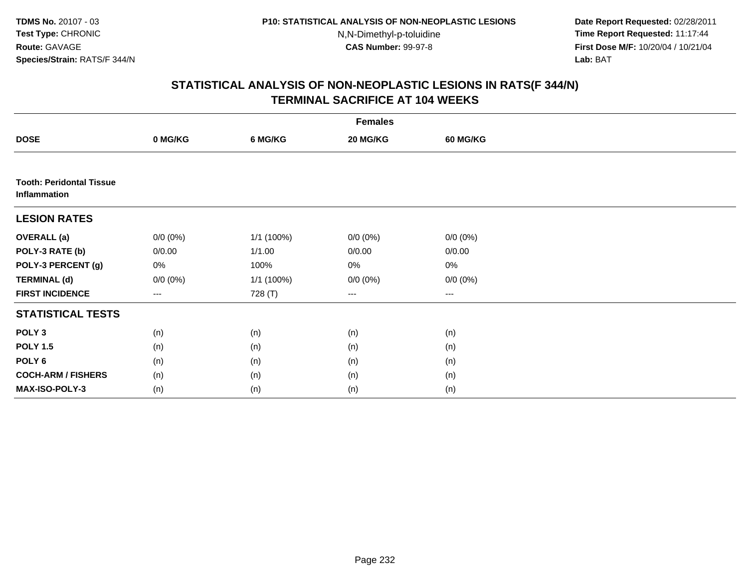**TDMS No.** 20107 - 03
**Test Type:** CHRONIC
**Route:** GAVAGE
**Species/Strain:** RATS/F 344/N

**P10: STATISTICAL ANALYSIS OF NON-NEOPLASTIC LESIONS**
N,N-Dimethyl-p-toluidine
**CAS Number:** 99-97-8

**Date Report Requested:** 02/28/2011
**Time Report Requested:** 11:17:44
**First Dose M/F:** 10/20/04 / 10/21/04
**Lab:** BAT

## STATISTICAL ANALYSIS OF NON-NEOPLASTIC LESIONS IN RATS(F 344/N)
## TERMINAL SACRIFICE AT 104 WEEKS

| | Females | | | |
|---|---|---|---|---|
| **DOSE** | **0 MG/KG** | **6 MG/KG** | **20 MG/KG** | **60 MG/KG** |
| **Tooth: Peridontal Tissue Inflammation** | | | | |
| **LESION RATES** | | | | |
| **OVERALL (a)** | 0/0 (0%) | 1/1 (100%) | 0/0 (0%) | 0/0 (0%) |
| **POLY-3 RATE (b)** | 0/0.00 | 1/1.00 | 0/0.00 | 0/0.00 |
| **POLY-3 PERCENT (g)** | 0% | 100% | 0% | 0% |
| **TERMINAL (d)** | 0/0 (0%) | 1/1 (100%) | 0/0 (0%) | 0/0 (0%) |
| **FIRST INCIDENCE** | --- | 728 (T) | --- | --- |
| **STATISTICAL TESTS** | | | | |
| **POLY 3** | (n) | (n) | (n) | (n) |
| **POLY 1.5** | (n) | (n) | (n) | (n) |
| **POLY 6** | (n) | (n) | (n) | (n) |
| **COCH-ARM / FISHERS** | (n) | (n) | (n) | (n) |
| **MAX-ISO-POLY-3** | (n) | (n) | (n) | (n) |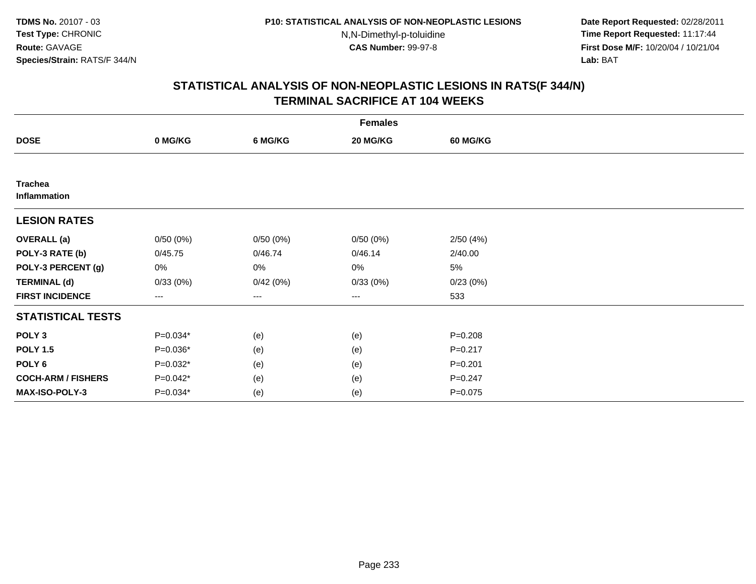**TDMS No.** 20107 - 03
**Test Type:** CHRONIC
**Route:** GAVAGE
**Species/Strain:** RATS/F 344/N

**P10: STATISTICAL ANALYSIS OF NON-NEOPLASTIC LESIONS**
N,N-Dimethyl-p-toluidine
**CAS Number:** 99-97-8

**Date Report Requested:** 02/28/2011
**Time Report Requested:** 11:17:44
**First Dose M/F:** 10/20/04 / 10/21/04
**Lab:** BAT

## STATISTICAL ANALYSIS OF NON-NEOPLASTIC LESIONS IN RATS(F 344/N) TERMINAL SACRIFICE AT 104 WEEKS

| | Females | | | |
|---|---|---|---|---|
| **DOSE** | **0 MG/KG** | **6 MG/KG** | **20 MG/KG** | **60 MG/KG** |
| **Trachea** **Inflammation** | | | | |
| **LESION RATES** | | | | |
| **OVERALL (a)** | 0/50 (0%) | 0/50 (0%) | 0/50 (0%) | 2/50 (4%) |
| **POLY-3 RATE (b)** | 0/45.75 | 0/46.74 | 0/46.14 | 2/40.00 |
| **POLY-3 PERCENT (g)** | 0% | 0% | 0% | 5% |
| **TERMINAL (d)** | 0/33 (0%) | 0/42 (0%) | 0/33 (0%) | 0/23 (0%) |
| **FIRST INCIDENCE** | --- | --- | --- | 533 |
| **STATISTICAL TESTS** | | | | |
| **POLY 3** | P=0.034* | (e) | (e) | P=0.208 |
| **POLY 1.5** | P=0.036* | (e) | (e) | P=0.217 |
| **POLY 6** | P=0.032* | (e) | (e) | P=0.201 |
| **COCH-ARM / FISHERS** | P=0.042* | (e) | (e) | P=0.247 |
| **MAX-ISO-POLY-3** | P=0.034* | (e) | (e) | P=0.075 |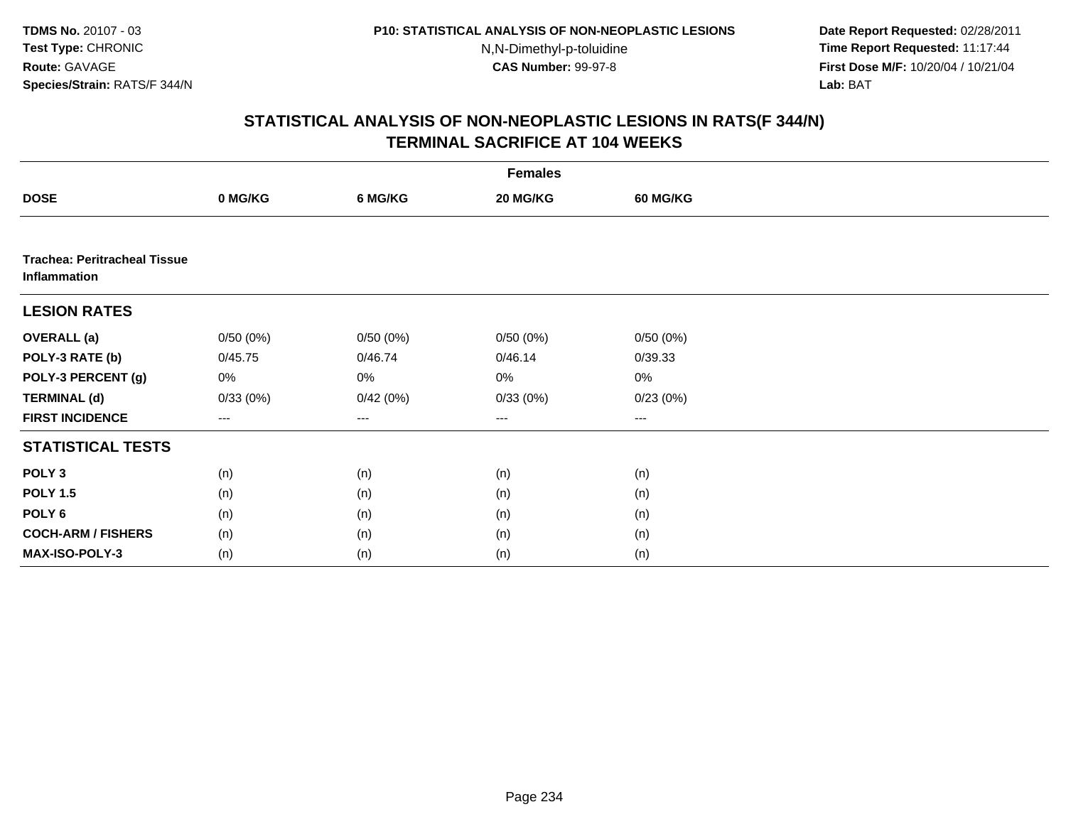TDMS No. 20107 - 03
Test Type: CHRONIC
Route: GAVAGE
Species/Strain: RATS/F 344/N

P10: STATISTICAL ANALYSIS OF NON-NEOPLASTIC LESIONS
N,N-Dimethyl-p-toluidine
CAS Number: 99-97-8

Date Report Requested: 02/28/2011
Time Report Requested: 11:17:44
First Dose M/F: 10/20/04 / 10/21/04
Lab: BAT

## STATISTICAL ANALYSIS OF NON-NEOPLASTIC LESIONS IN RATS(F 344/N)
## TERMINAL SACRIFICE AT 104 WEEKS

| | Females | | | |
|---|---|---|---|---|
| **DOSE** | **0 MG/KG** | **6 MG/KG** | **20 MG/KG** | **60 MG/KG** |
| **Trachea: Peritracheal Tissue Inflammation** | | | | |
| **LESION RATES** | | | | |
| **OVERALL (a)** | 0/50 (0%) | 0/50 (0%) | 0/50 (0%) | 0/50 (0%) |
| **POLY-3 RATE (b)** | 0/45.75 | 0/46.74 | 0/46.14 | 0/39.33 |
| **POLY-3 PERCENT (g)** | 0% | 0% | 0% | 0% |
| **TERMINAL (d)** | 0/33 (0%) | 0/42 (0%) | 0/33 (0%) | 0/23 (0%) |
| **FIRST INCIDENCE** | --- | --- | --- | --- |
| **STATISTICAL TESTS** | | | | |
| **POLY 3** | (n) | (n) | (n) | (n) |
| **POLY 1.5** | (n) | (n) | (n) | (n) |
| **POLY 6** | (n) | (n) | (n) | (n) |
| **COCH-ARM / FISHERS** | (n) | (n) | (n) | (n) |
| **MAX-ISO-POLY-3** | (n) | (n) | (n) | (n) |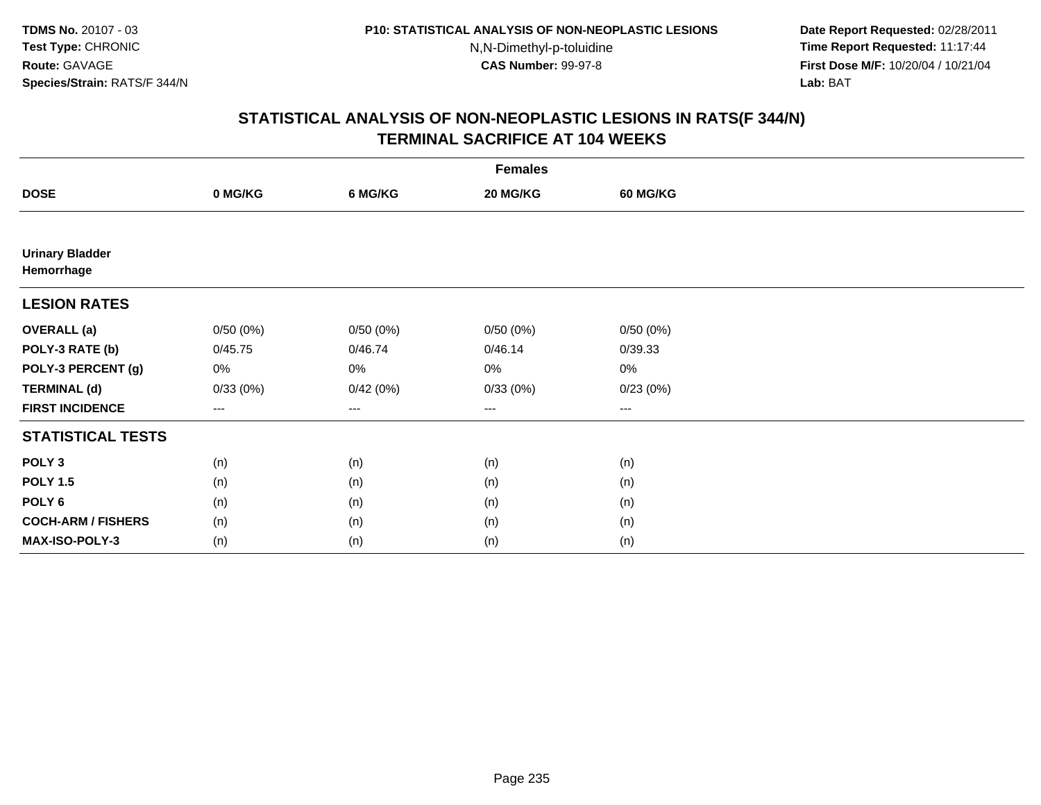TDMS No. 20107 - 03
Test Type: CHRONIC
Route: GAVAGE
Species/Strain: RATS/F 344/N

P10: STATISTICAL ANALYSIS OF NON-NEOPLASTIC LESIONS
N,N-Dimethyl-p-toluidine
CAS Number: 99-97-8

Date Report Requested: 02/28/2011
Time Report Requested: 11:17:44
First Dose M/F: 10/20/04 / 10/21/04
Lab: BAT

## STATISTICAL ANALYSIS OF NON-NEOPLASTIC LESIONS IN RATS(F 344/N)
## TERMINAL SACRIFICE AT 104 WEEKS

| | Females | | | |
|---|---|---|---|---|
| **DOSE** | **0 MG/KG** | **6 MG/KG** | **20 MG/KG** | **60 MG/KG** |
| **Urinary Bladder** | | | | |
| **Hemorrhage** | | | | |
| **LESION RATES** | | | | |
| **OVERALL (a)** | 0/50 (0%) | 0/50 (0%) | 0/50 (0%) | 0/50 (0%) |
| **POLY-3 RATE (b)** | 0/45.75 | 0/46.74 | 0/46.14 | 0/39.33 |
| **POLY-3 PERCENT (g)** | 0% | 0% | 0% | 0% |
| **TERMINAL (d)** | 0/33 (0%) | 0/42 (0%) | 0/33 (0%) | 0/23 (0%) |
| **FIRST INCIDENCE** | --- | --- | --- | --- |
| **STATISTICAL TESTS** | | | | |
| **POLY 3** | (n) | (n) | (n) | (n) |
| **POLY 1.5** | (n) | (n) | (n) | (n) |
| **POLY 6** | (n) | (n) | (n) | (n) |
| **COCH-ARM / FISHERS** | (n) | (n) | (n) | (n) |
| **MAX-ISO-POLY-3** | (n) | (n) | (n) | (n) |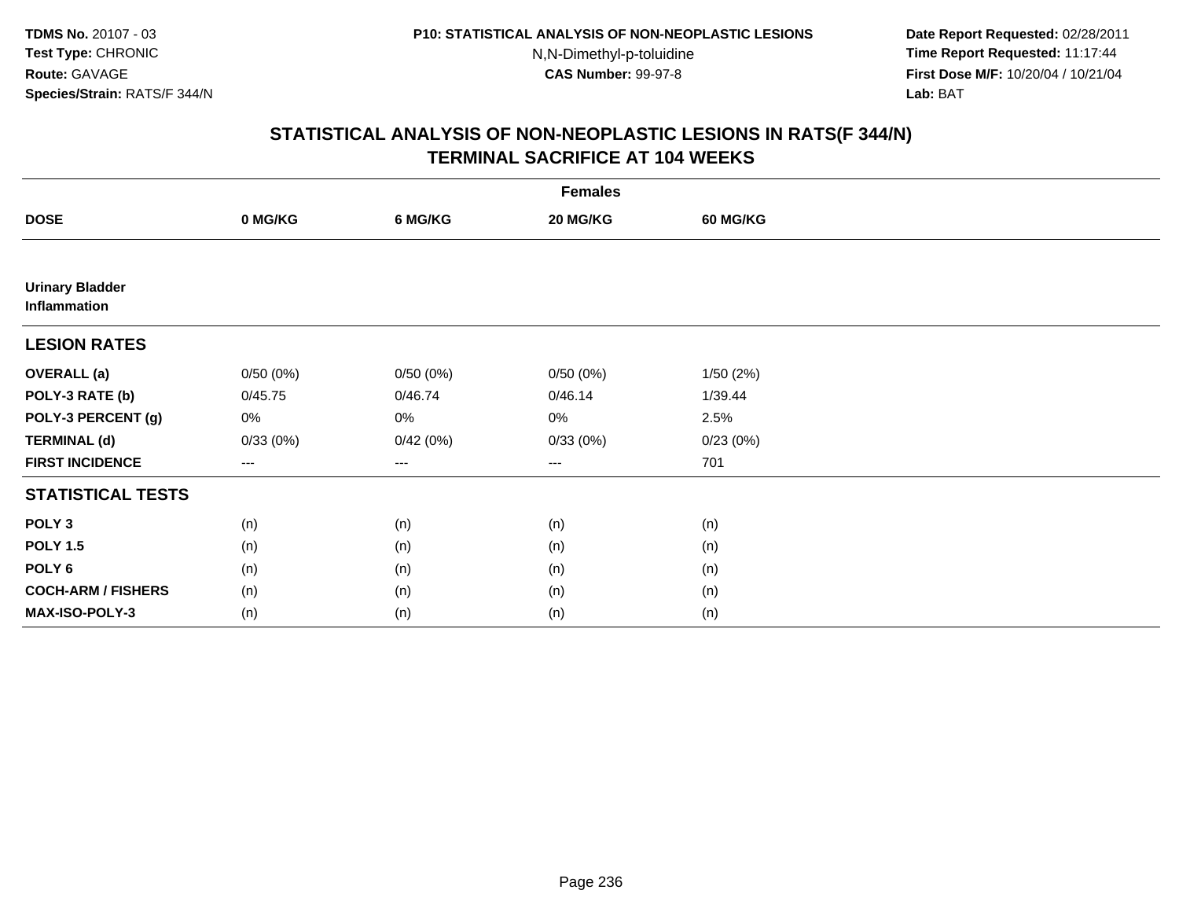TDMS No. 20107 - 03
Test Type: CHRONIC
Route: GAVAGE
Species/Strain: RATS/F 344/N

P10: STATISTICAL ANALYSIS OF NON-NEOPLASTIC LESIONS
N,N-Dimethyl-p-toluidine
CAS Number: 99-97-8

Date Report Requested: 02/28/2011
Time Report Requested: 11:17:44
First Dose M/F: 10/20/04 / 10/21/04
Lab: BAT

## STATISTICAL ANALYSIS OF NON-NEOPLASTIC LESIONS IN RATS(F 344/N)
## TERMINAL SACRIFICE AT 104 WEEKS

| | Females | | | |
|---|---|---|---|---|
| **DOSE** | **0 MG/KG** | **6 MG/KG** | **20 MG/KG** | **60 MG/KG** |
| **Urinary Bladder Inflammation** | | | | |
| **LESION RATES** | | | | |
| **OVERALL (a)** | 0/50 (0%) | 0/50 (0%) | 0/50 (0%) | 1/50 (2%) |
| **POLY-3 RATE (b)** | 0/45.75 | 0/46.74 | 0/46.14 | 1/39.44 |
| **POLY-3 PERCENT (g)** | 0% | 0% | 0% | 2.5% |
| **TERMINAL (d)** | 0/33 (0%) | 0/42 (0%) | 0/33 (0%) | 0/23 (0%) |
| **FIRST INCIDENCE** | --- | --- | --- | 701 |
| **STATISTICAL TESTS** | | | | |
| **POLY 3** | (n) | (n) | (n) | (n) |
| **POLY 1.5** | (n) | (n) | (n) | (n) |
| **POLY 6** | (n) | (n) | (n) | (n) |
| **COCH-ARM / FISHERS** | (n) | (n) | (n) | (n) |
| **MAX-ISO-POLY-3** | (n) | (n) | (n) | (n) |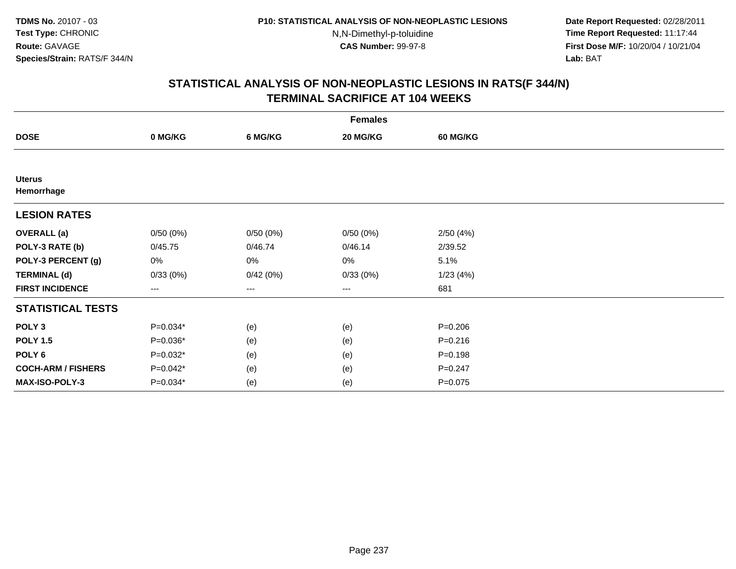**TDMS No.** 20107 - 03
**Test Type:** CHRONIC
**Route:** GAVAGE
**Species/Strain:** RATS/F 344/N

**P10: STATISTICAL ANALYSIS OF NON-NEOPLASTIC LESIONS**
N,N-Dimethyl-p-toluidine
**CAS Number:** 99-97-8

**Date Report Requested:** 02/28/2011
**Time Report Requested:** 11:17:44
**First Dose M/F:** 10/20/04 / 10/21/04
**Lab:** BAT

## STATISTICAL ANALYSIS OF NON-NEOPLASTIC LESIONS IN RATS(F 344/N) TERMINAL SACRIFICE AT 104 WEEKS

| | Females | | | |
|---|---|---|---|---|
| **DOSE** | **0 MG/KG** | **6 MG/KG** | **20 MG/KG** | **60 MG/KG** |
| **Uterus** | | | | |
| **Hemorrhage** | | | | |
| **LESION RATES** | | | | |
| **OVERALL (a)** | 0/50 (0%) | 0/50 (0%) | 0/50 (0%) | 2/50 (4%) |
| **POLY-3 RATE (b)** | 0/45.75 | 0/46.74 | 0/46.14 | 2/39.52 |
| **POLY-3 PERCENT (g)** | 0% | 0% | 0% | 5.1% |
| **TERMINAL (d)** | 0/33 (0%) | 0/42 (0%) | 0/33 (0%) | 1/23 (4%) |
| **FIRST INCIDENCE** | --- | --- | --- | 681 |
| **STATISTICAL TESTS** | | | | |
| **POLY 3** | P=0.034* | (e) | (e) | P=0.206 |
| **POLY 1.5** | P=0.036* | (e) | (e) | P=0.216 |
| **POLY 6** | P=0.032* | (e) | (e) | P=0.198 |
| **COCH-ARM / FISHERS** | P=0.042* | (e) | (e) | P=0.247 |
| **MAX-ISO-POLY-3** | P=0.034* | (e) | (e) | P=0.075 |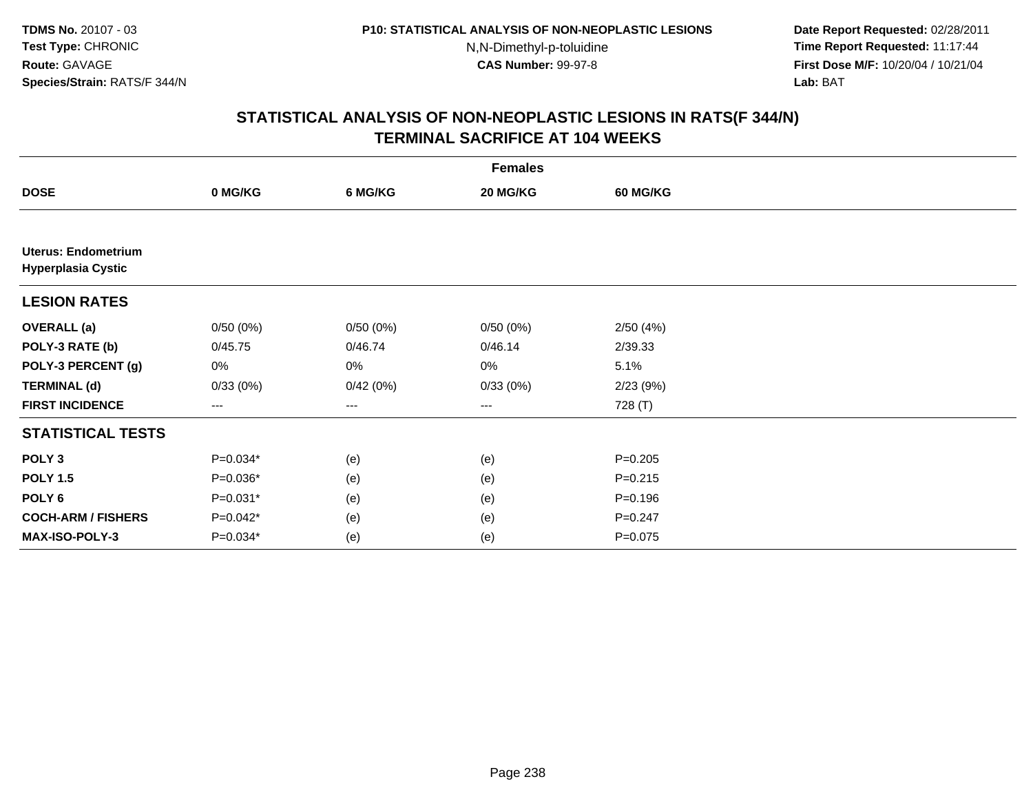## STATISTICAL ANALYSIS OF NON-NEOPLASTIC LESIONS IN RATS(F 344/N) TERMINAL SACRIFICE AT 104 WEEKS

| | Females | | | |
|---|---|---|---|---|
| **DOSE** | **0 MG/KG** | **6 MG/KG** | **20 MG/KG** | **60 MG/KG** |
| **Uterus: Endometrium Hyperplasia Cystic** | | | | |
| **LESION RATES** | | | | |
| **OVERALL (a)** | 0/50 (0%) | 0/50 (0%) | 0/50 (0%) | 2/50 (4%) |
| **POLY-3 RATE (b)** | 0/45.75 | 0/46.74 | 0/46.14 | 2/39.33 |
| **POLY-3 PERCENT (g)** | 0% | 0% | 0% | 5.1% |
| **TERMINAL (d)** | 0/33 (0%) | 0/42 (0%) | 0/33 (0%) | 2/23 (9%) |
| **FIRST INCIDENCE** | --- | --- | --- | 728 (T) |
| **STATISTICAL TESTS** | | | | |
| **POLY 3** | P=0.034* | (e) | (e) | P=0.205 |
| **POLY 1.5** | P=0.036* | (e) | (e) | P=0.215 |
| **POLY 6** | P=0.031* | (e) | (e) | P=0.196 |
| **COCH-ARM / FISHERS** | P=0.042* | (e) | (e) | P=0.247 |
| **MAX-ISO-POLY-3** | P=0.034* | (e) | (e) | P=0.075 |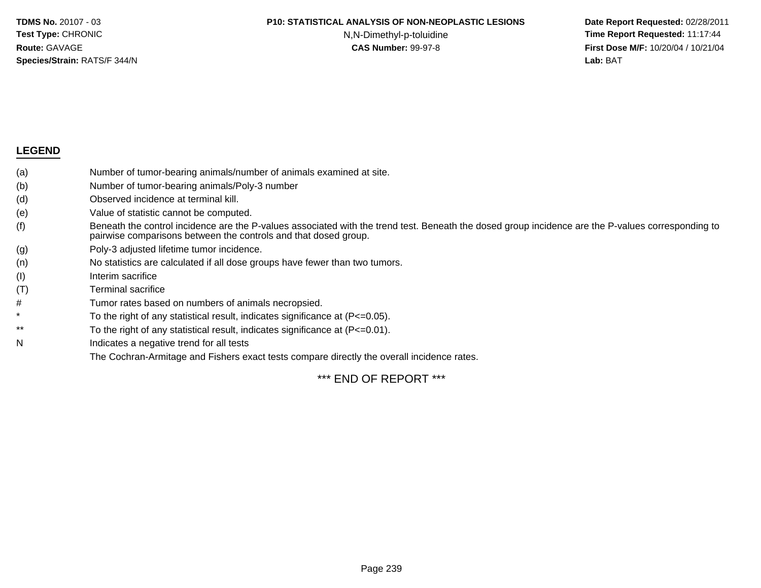## LEGEND

| | |
|---|---|
| (a) | Number of tumor-bearing animals/number of animals examined at site. |
| (b) | Number of tumor-bearing animals/Poly-3 number |
| (d) | Observed incidence at terminal kill. |
| (e) | Value of statistic cannot be computed. |
| (f) | Beneath the control incidence are the P-values associated with the trend test. Beneath the dosed group incidence are the P-values corresponding to pairwise comparisons between the controls and that dosed group. |
| (g) | Poly-3 adjusted lifetime tumor incidence. |
| (n) | No statistics are calculated if all dose groups have fewer than two tumors. |
| (I) | Interim sacrifice |
| (T) | Terminal sacrifice |
| # | Tumor rates based on numbers of animals necropsied. |
| * | To the right of any statistical result, indicates significance at (P<=0.05). |
| ** | To the right of any statistical result, indicates significance at (P<=0.01). |
| N | Indicates a negative trend for all tests |
| | The Cochran-Armitage and Fishers exact tests compare directly the overall incidence rates. |

*** END OF REPORT ***